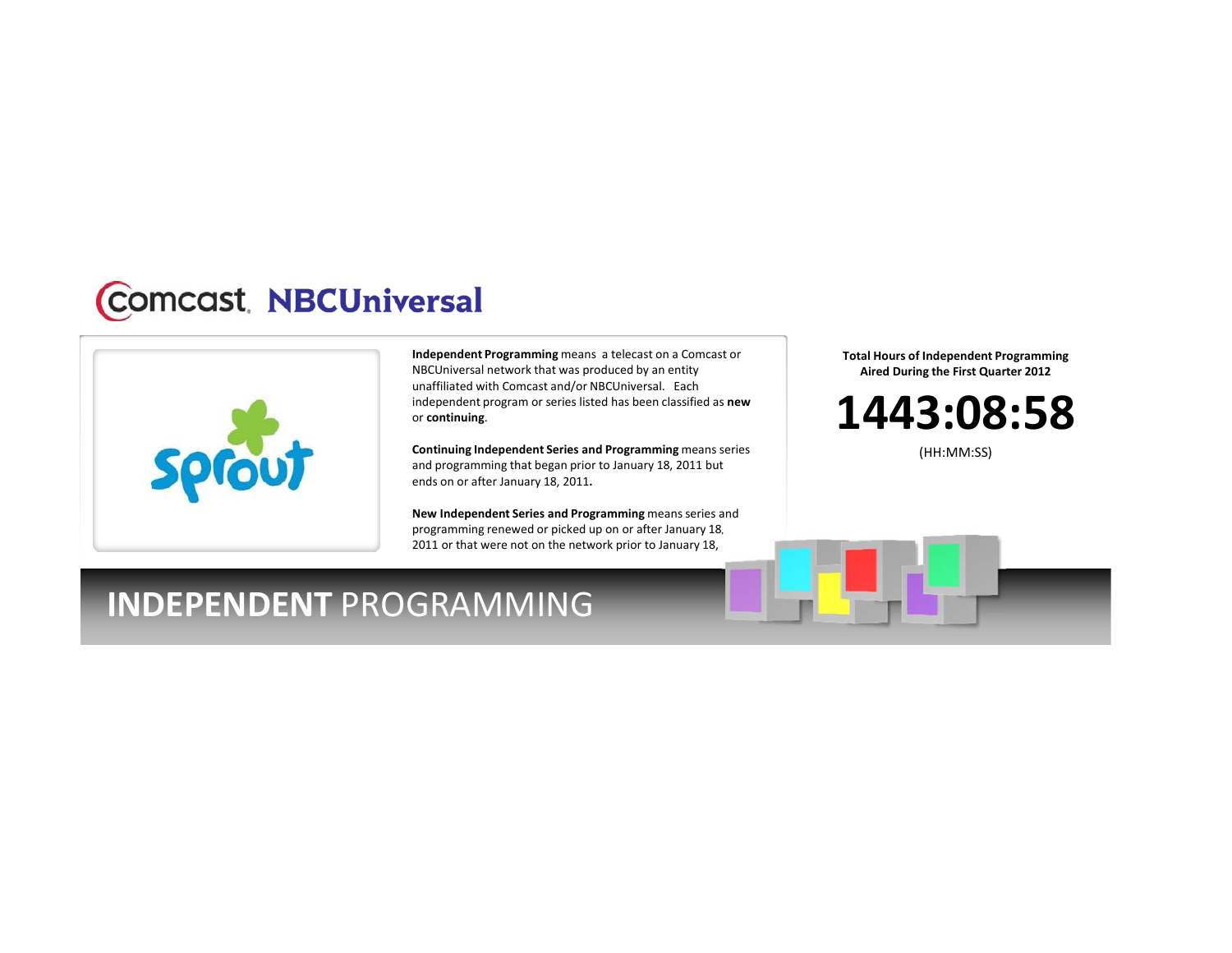Comcast NBCUniversal

sprout

**Independent Programming** means a telecast on a Comcast or NBCUniversal network that was produced by an entity unaffiliated with Comcast and/or NBCUniversal. Each independent program or series listed has been classified as **new** or **continuing**.

**Continuing Independent Series and Programming** means series and programming that began prior to January 18, 2011 but ends on or after January 18, 2011.

**New Independent Series and Programming** means series and programming renewed or picked up on or after January 18, 2011 or that were not on the network prior to January 18,

**Total Hours of Independent Programming Aired During the First Quarter 2012**

# 1443:08:58

(HH:MM:SS)

# INDEPENDENT PROGRAMMING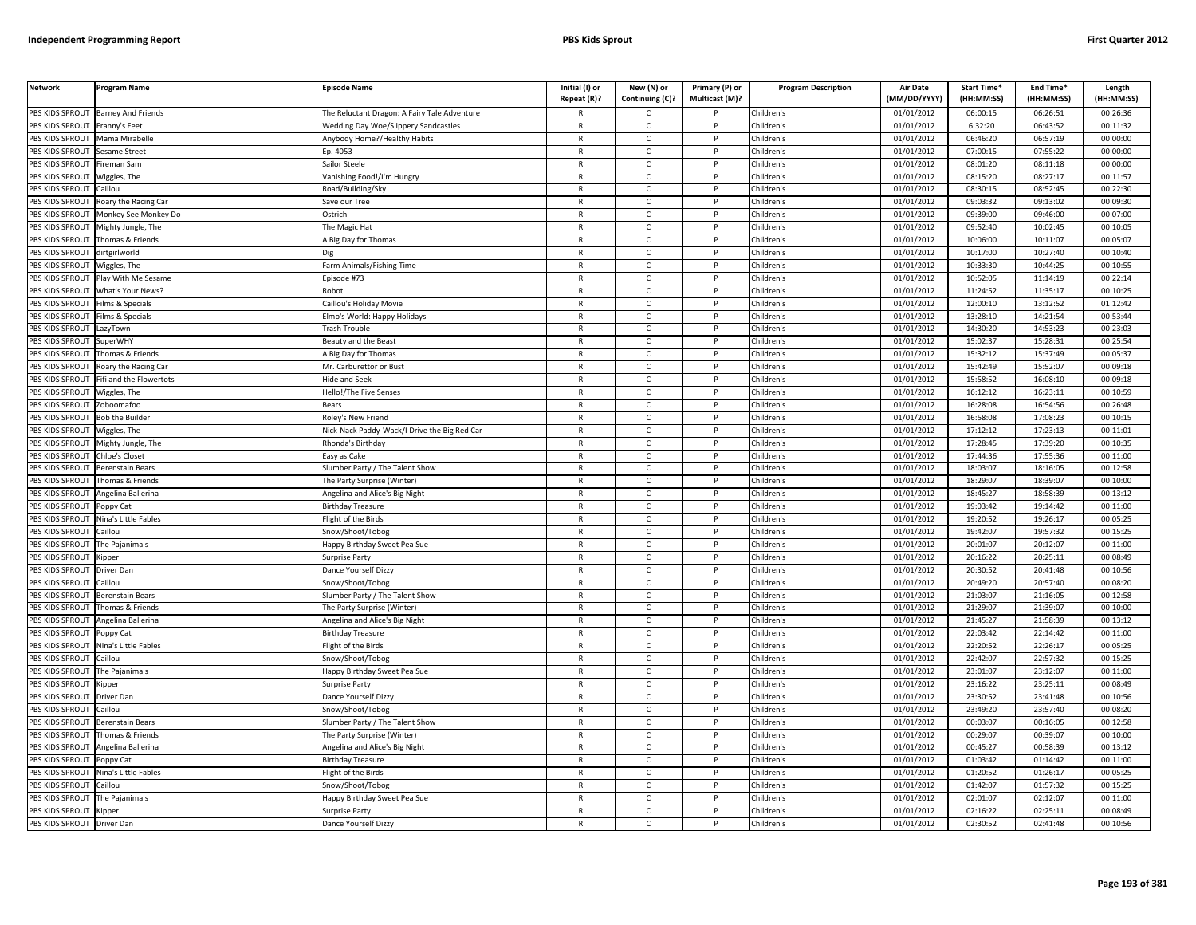| Network | Program Name | Episode Name | Initial (I) or Repeat (R)? | New (N) or Continuing (C)? | Primary (P) or Multicast (M)? | Program Description | Air Date (MM/DD/YYYY) | Start Time* (HH:MM:SS) | End Time* (HH:MM:SS) | Length (HH:MM:SS) |
|---|---|---|---|---|---|---|---|---|---|---|
| PBS KIDS SPROUT | Barney And Friends | The Reluctant Dragon: A Fairy Tale Adventure | R | C | P | Children's | 01/01/2012 | 06:00:15 | 06:26:51 | 00:26:36 |
| PBS KIDS SPROUT | Franny's Feet | Wedding Day Woe/Slippery Sandcastles | R | C | P | Children's | 01/01/2012 | 6:32:20 | 06:43:52 | 00:11:32 |
| PBS KIDS SPROUT | Mama Mirabelle | Anybody Home?/Healthy Habits | R | C | P | Children's | 01/01/2012 | 06:46:20 | 06:57:19 | 00:00:00 |
| PBS KIDS SPROUT | Sesame Street | Ep. 4053 | R | C | P | Children's | 01/01/2012 | 07:00:15 | 07:55:22 | 00:00:00 |
| PBS KIDS SPROUT | Fireman Sam | Sailor Steele | R | C | P | Children's | 01/01/2012 | 08:01:20 | 08:11:18 | 00:00:00 |
| PBS KIDS SPROUT | Wiggles, The | Vanishing Food!/I'm Hungry | R | C | P | Children's | 01/01/2012 | 08:15:20 | 08:27:17 | 00:11:57 |
| PBS KIDS SPROUT | Caillou | Road/Building/Sky | R | C | P | Children's | 01/01/2012 | 08:30:15 | 08:52:45 | 00:22:30 |
| PBS KIDS SPROUT | Roary the Racing Car | Save our Tree | R | C | P | Children's | 01/01/2012 | 09:03:32 | 09:13:02 | 00:09:30 |
| PBS KIDS SPROUT | Monkey See Monkey Do | Ostrich | R | C | P | Children's | 01/01/2012 | 09:39:00 | 09:46:00 | 00:07:00 |
| PBS KIDS SPROUT | Mighty Jungle, The | The Magic Hat | R | C | P | Children's | 01/01/2012 | 09:52:40 | 10:02:45 | 00:10:05 |
| PBS KIDS SPROUT | Thomas & Friends | A Big Day for Thomas | R | C | P | Children's | 01/01/2012 | 10:06:00 | 10:11:07 | 00:05:07 |
| PBS KIDS SPROUT | dirtgirlworld | Dig | R | C | P | Children's | 01/01/2012 | 10:17:00 | 10:27:40 | 00:10:40 |
| PBS KIDS SPROUT | Wiggles, The | Farm Animals/Fishing Time | R | C | P | Children's | 01/01/2012 | 10:33:30 | 10:44:25 | 00:10:55 |
| PBS KIDS SPROUT | Play With Me Sesame | Episode #73 | R | C | P | Children's | 01/01/2012 | 10:52:05 | 11:14:19 | 00:22:14 |
| PBS KIDS SPROUT | What's Your News? | Robot | R | C | P | Children's | 01/01/2012 | 11:24:52 | 11:35:17 | 00:10:25 |
| PBS KIDS SPROUT | Films & Specials | Caillou's Holiday Movie | R | C | P | Children's | 01/01/2012 | 12:00:10 | 13:12:52 | 01:12:42 |
| PBS KIDS SPROUT | Films & Specials | Elmo's World: Happy Holidays | R | C | P | Children's | 01/01/2012 | 13:28:10 | 14:21:54 | 00:53:44 |
| PBS KIDS SPROUT | LazyTown | Trash Trouble | R | C | P | Children's | 01/01/2012 | 14:30:20 | 14:53:23 | 00:23:03 |
| PBS KIDS SPROUT | SuperWHY | Beauty and the Beast | R | C | P | Children's | 01/01/2012 | 15:02:37 | 15:28:31 | 00:25:54 |
| PBS KIDS SPROUT | Thomas & Friends | A Big Day for Thomas | R | C | P | Children's | 01/01/2012 | 15:32:12 | 15:37:49 | 00:05:37 |
| PBS KIDS SPROUT | Roary the Racing Car | Mr. Carburettor or Bust | R | C | P | Children's | 01/01/2012 | 15:42:49 | 15:52:07 | 00:09:18 |
| PBS KIDS SPROUT | Fifi and the Flowertots | Hide and Seek | R | C | P | Children's | 01/01/2012 | 15:58:52 | 16:08:10 | 00:09:18 |
| PBS KIDS SPROUT | Wiggles, The | Hello!/The Five Senses | R | C | P | Children's | 01/01/2012 | 16:12:12 | 16:23:11 | 00:10:59 |
| PBS KIDS SPROUT | Zoboomafoo | Bears | R | C | P | Children's | 01/01/2012 | 16:28:08 | 16:54:56 | 00:26:48 |
| PBS KIDS SPROUT | Bob the Builder | Roley's New Friend | R | C | P | Children's | 01/01/2012 | 16:58:08 | 17:08:23 | 00:10:15 |
| PBS KIDS SPROUT | Wiggles, The | Nick-Nack Paddy-Wack/I Drive the Big Red Car | R | C | P | Children's | 01/01/2012 | 17:12:12 | 17:23:13 | 00:11:01 |
| PBS KIDS SPROUT | Mighty Jungle, The | Rhonda's Birthday | R | C | P | Children's | 01/01/2012 | 17:28:45 | 17:39:20 | 00:10:35 |
| PBS KIDS SPROUT | Chloe's Closet | Easy as Cake | R | C | P | Children's | 01/01/2012 | 17:44:36 | 17:55:36 | 00:11:00 |
| PBS KIDS SPROUT | Berenstain Bears | Slumber Party / The Talent Show | R | C | P | Children's | 01/01/2012 | 18:03:07 | 18:16:05 | 00:12:58 |
| PBS KIDS SPROUT | Thomas & Friends | The Party Surprise (Winter) | R | C | P | Children's | 01/01/2012 | 18:29:07 | 18:39:07 | 00:10:00 |
| PBS KIDS SPROUT | Angelina Ballerina | Angelina and Alice's Big Night | R | C | P | Children's | 01/01/2012 | 18:45:27 | 18:58:39 | 00:13:12 |
| PBS KIDS SPROUT | Poppy Cat | Birthday Treasure | R | C | P | Children's | 01/01/2012 | 19:03:42 | 19:14:42 | 00:11:00 |
| PBS KIDS SPROUT | Nina's Little Fables | Flight of the Birds | R | C | P | Children's | 01/01/2012 | 19:20:52 | 19:26:17 | 00:05:25 |
| PBS KIDS SPROUT | Caillou | Snow/Shoot/Tobog | R | C | P | Children's | 01/01/2012 | 19:42:07 | 19:57:32 | 00:15:25 |
| PBS KIDS SPROUT | The Pajanimals | Happy Birthday Sweet Pea Sue | R | C | P | Children's | 01/01/2012 | 20:01:07 | 20:12:07 | 00:11:00 |
| PBS KIDS SPROUT | Kipper | Surprise Party | R | C | P | Children's | 01/01/2012 | 20:16:22 | 20:25:11 | 00:08:49 |
| PBS KIDS SPROUT | Driver Dan | Dance Yourself Dizzy | R | C | P | Children's | 01/01/2012 | 20:30:52 | 20:41:48 | 00:10:56 |
| PBS KIDS SPROUT | Caillou | Snow/Shoot/Tobog | R | C | P | Children's | 01/01/2012 | 20:49:20 | 20:57:40 | 00:08:20 |
| PBS KIDS SPROUT | Berenstain Bears | Slumber Party / The Talent Show | R | C | P | Children's | 01/01/2012 | 21:03:07 | 21:16:05 | 00:12:58 |
| PBS KIDS SPROUT | Thomas & Friends | The Party Surprise (Winter) | R | C | P | Children's | 01/01/2012 | 21:29:07 | 21:39:07 | 00:10:00 |
| PBS KIDS SPROUT | Angelina Ballerina | Angelina and Alice's Big Night | R | C | P | Children's | 01/01/2012 | 21:45:27 | 21:58:39 | 00:13:12 |
| PBS KIDS SPROUT | Poppy Cat | Birthday Treasure | R | C | P | Children's | 01/01/2012 | 22:03:42 | 22:14:42 | 00:11:00 |
| PBS KIDS SPROUT | Nina's Little Fables | Flight of the Birds | R | C | P | Children's | 01/01/2012 | 22:20:52 | 22:26:17 | 00:05:25 |
| PBS KIDS SPROUT | Caillou | Snow/Shoot/Tobog | R | C | P | Children's | 01/01/2012 | 22:42:07 | 22:57:32 | 00:15:25 |
| PBS KIDS SPROUT | The Pajanimals | Happy Birthday Sweet Pea Sue | R | C | P | Children's | 01/01/2012 | 23:01:07 | 23:12:07 | 00:11:00 |
| PBS KIDS SPROUT | Kipper | Surprise Party | R | C | P | Children's | 01/01/2012 | 23:16:22 | 23:25:11 | 00:08:49 |
| PBS KIDS SPROUT | Driver Dan | Dance Yourself Dizzy | R | C | P | Children's | 01/01/2012 | 23:30:52 | 23:41:48 | 00:10:56 |
| PBS KIDS SPROUT | Caillou | Snow/Shoot/Tobog | R | C | P | Children's | 01/01/2012 | 23:49:20 | 23:57:40 | 00:08:20 |
| PBS KIDS SPROUT | Berenstain Bears | Slumber Party / The Talent Show | R | C | P | Children's | 01/01/2012 | 00:03:07 | 00:16:05 | 00:12:58 |
| PBS KIDS SPROUT | Thomas & Friends | The Party Surprise (Winter) | R | C | P | Children's | 01/01/2012 | 00:29:07 | 00:39:07 | 00:10:00 |
| PBS KIDS SPROUT | Angelina Ballerina | Angelina and Alice's Big Night | R | C | P | Children's | 01/01/2012 | 00:45:27 | 00:58:39 | 00:13:12 |
| PBS KIDS SPROUT | Poppy Cat | Birthday Treasure | R | C | P | Children's | 01/01/2012 | 01:03:42 | 01:14:42 | 00:11:00 |
| PBS KIDS SPROUT | Nina's Little Fables | Flight of the Birds | R | C | P | Children's | 01/01/2012 | 01:20:52 | 01:26:17 | 00:05:25 |
| PBS KIDS SPROUT | Caillou | Snow/Shoot/Tobog | R | C | P | Children's | 01/01/2012 | 01:42:07 | 01:57:32 | 00:15:25 |
| PBS KIDS SPROUT | The Pajanimals | Happy Birthday Sweet Pea Sue | R | C | P | Children's | 01/01/2012 | 02:01:07 | 02:12:07 | 00:11:00 |
| PBS KIDS SPROUT | Kipper | Surprise Party | R | C | P | Children's | 01/01/2012 | 02:16:22 | 02:25:11 | 00:08:49 |
| PBS KIDS SPROUT | Driver Dan | Dance Yourself Dizzy | R | C | P | Children's | 01/01/2012 | 02:30:52 | 02:41:48 | 00:10:56 |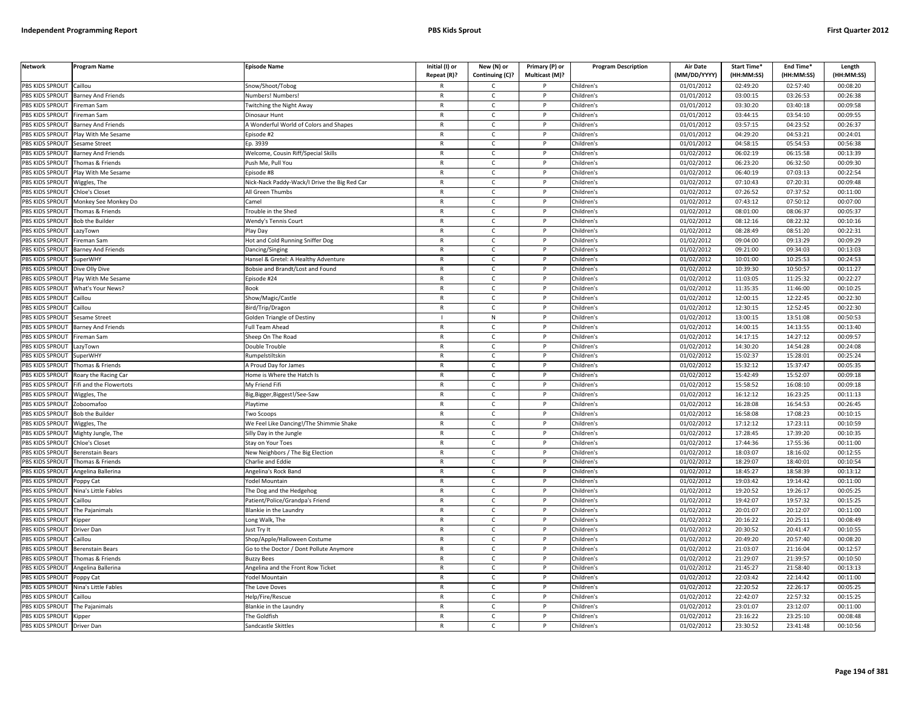| Network | Program Name | Episode Name | Initial (I) or Repeat (R)? | New (N) or Continuing (C)? | Primary (P) or Multicast (M)? | Program Description | Air Date (MM/DD/YYYY) | Start Time* (HH:MM:SS) | End Time* (HH:MM:SS) | Length (HH:MM:SS) |
|---|---|---|---|---|---|---|---|---|---|---|
| PBS KIDS SPROUT | Caillou | Snow/Shoot/Tobog | R | C | P | Children's | 01/01/2012 | 02:49:20 | 02:57:40 | 00:08:20 |
| PBS KIDS SPROUT | Barney And Friends | Numbers! Numbers! | R | C | P | Children's | 01/01/2012 | 03:00:15 | 03:26:53 | 00:26:38 |
| PBS KIDS SPROUT | Fireman Sam | Twitching the Night Away | R | C | P | Children's | 01/01/2012 | 03:30:20 | 03:40:18 | 00:09:58 |
| PBS KIDS SPROUT | Fireman Sam | Dinosaur Hunt | R | C | P | Children's | 01/01/2012 | 03:44:15 | 03:54:10 | 00:09:55 |
| PBS KIDS SPROUT | Barney And Friends | A Wonderful World of Colors and Shapes | R | C | P | Children's | 01/01/2012 | 03:57:15 | 04:23:52 | 00:26:37 |
| PBS KIDS SPROUT | Play With Me Sesame | Episode #2 | R | C | P | Children's | 01/01/2012 | 04:29:20 | 04:53:21 | 00:24:01 |
| PBS KIDS SPROUT | Sesame Street | Ep. 3939 | R | C | P | Children's | 01/01/2012 | 04:58:15 | 05:54:53 | 00:56:38 |
| PBS KIDS SPROUT | Barney And Friends | Welcome, Cousin Riff/Special Skills | R | C | P | Children's | 01/02/2012 | 06:02:19 | 06:15:58 | 00:13:39 |
| PBS KIDS SPROUT | Thomas & Friends | Push Me, Pull You | R | C | P | Children's | 01/02/2012 | 06:23:20 | 06:32:50 | 00:09:30 |
| PBS KIDS SPROUT | Play With Me Sesame | Episode #8 | R | C | P | Children's | 01/02/2012 | 06:40:19 | 07:03:13 | 00:22:54 |
| PBS KIDS SPROUT | Wiggles, The | Nick-Nack Paddy-Wack/I Drive the Big Red Car | R | C | P | Children's | 01/02/2012 | 07:10:43 | 07:20:31 | 00:09:48 |
| PBS KIDS SPROUT | Chloe's Closet | All Green Thumbs | R | C | P | Children's | 01/02/2012 | 07:26:52 | 07:37:52 | 00:11:00 |
| PBS KIDS SPROUT | Monkey See Monkey Do | Camel | R | C | P | Children's | 01/02/2012 | 07:43:12 | 07:50:12 | 00:07:00 |
| PBS KIDS SPROUT | Thomas & Friends | Trouble in the Shed | R | C | P | Children's | 01/02/2012 | 08:01:00 | 08:06:37 | 00:05:37 |
| PBS KIDS SPROUT | Bob the Builder | Wendy's Tennis Court | R | C | P | Children's | 01/02/2012 | 08:12:16 | 08:22:32 | 00:10:16 |
| PBS KIDS SPROUT | LazyTown | Play Day | R | C | P | Children's | 01/02/2012 | 08:28:49 | 08:51:20 | 00:22:31 |
| PBS KIDS SPROUT | Fireman Sam | Hot and Cold Running Sniffer Dog | R | C | P | Children's | 01/02/2012 | 09:04:00 | 09:13:29 | 00:09:29 |
| PBS KIDS SPROUT | Barney And Friends | Dancing/Singing | R | C | P | Children's | 01/02/2012 | 09:21:00 | 09:34:03 | 00:13:03 |
| PBS KIDS SPROUT | SuperWHY | Hansel & Gretel: A Healthy Adventure | R | C | P | Children's | 01/02/2012 | 10:01:00 | 10:25:53 | 00:24:53 |
| PBS KIDS SPROUT | Dive Olly Dive | Bobsie and Brandt/Lost and Found | R | C | P | Children's | 01/02/2012 | 10:39:30 | 10:50:57 | 00:11:27 |
| PBS KIDS SPROUT | Play With Me Sesame | Episode #24 | R | C | P | Children's | 01/02/2012 | 11:03:05 | 11:25:32 | 00:22:27 |
| PBS KIDS SPROUT | What's Your News? | Book | R | C | P | Children's | 01/02/2012 | 11:35:35 | 11:46:00 | 00:10:25 |
| PBS KIDS SPROUT | Caillou | Show/Magic/Castle | R | C | P | Children's | 01/02/2012 | 12:00:15 | 12:22:45 | 00:22:30 |
| PBS KIDS SPROUT | Caillou | Bird/Trip/Dragon | R | C | P | Children's | 01/02/2012 | 12:30:15 | 12:52:45 | 00:22:30 |
| PBS KIDS SPROUT | Sesame Street | Golden Triangle of Destiny | I | N | P | Children's | 01/02/2012 | 13:00:15 | 13:51:08 | 00:50:53 |
| PBS KIDS SPROUT | Barney And Friends | Full Team Ahead | R | C | P | Children's | 01/02/2012 | 14:00:15 | 14:13:55 | 00:13:40 |
| PBS KIDS SPROUT | Fireman Sam | Sheep On The Road | R | C | P | Children's | 01/02/2012 | 14:17:15 | 14:27:12 | 00:09:57 |
| PBS KIDS SPROUT | LazyTown | Double Trouble | R | C | P | Children's | 01/02/2012 | 14:30:20 | 14:54:28 | 00:24:08 |
| PBS KIDS SPROUT | SuperWHY | Rumpelstiltskin | R | C | P | Children's | 01/02/2012 | 15:02:37 | 15:28:01 | 00:25:24 |
| PBS KIDS SPROUT | Thomas & Friends | A Proud Day for James | R | C | P | Children's | 01/02/2012 | 15:32:12 | 15:37:47 | 00:05:35 |
| PBS KIDS SPROUT | Roary the Racing Car | Home is Where the Hatch Is | R | C | P | Children's | 01/02/2012 | 15:42:49 | 15:52:07 | 00:09:18 |
| PBS KIDS SPROUT | Fifi and the Flowertots | My Friend Fifi | R | C | P | Children's | 01/02/2012 | 15:58:52 | 16:08:10 | 00:09:18 |
| PBS KIDS SPROUT | Wiggles, The | Big,Bigger,Biggest!/See-Saw | R | C | P | Children's | 01/02/2012 | 16:12:12 | 16:23:25 | 00:11:13 |
| PBS KIDS SPROUT | Zoboomafoo | Playtime | R | C | P | Children's | 01/02/2012 | 16:28:08 | 16:54:53 | 00:26:45 |
| PBS KIDS SPROUT | Bob the Builder | Two Scoops | R | C | P | Children's | 01/02/2012 | 16:58:08 | 17:08:23 | 00:10:15 |
| PBS KIDS SPROUT | Wiggles, The | We Feel Like Dancing!/The Shimmie Shake | R | C | P | Children's | 01/02/2012 | 17:12:12 | 17:23:11 | 00:10:59 |
| PBS KIDS SPROUT | Mighty Jungle, The | Silly Day in the Jungle | R | C | P | Children's | 01/02/2012 | 17:28:45 | 17:39:20 | 00:10:35 |
| PBS KIDS SPROUT | Chloe's Closet | Stay on Your Toes | R | C | P | Children's | 01/02/2012 | 17:44:36 | 17:55:36 | 00:11:00 |
| PBS KIDS SPROUT | Berenstain Bears | New Neighbors / The Big Election | R | C | P | Children's | 01/02/2012 | 18:03:07 | 18:16:02 | 00:12:55 |
| PBS KIDS SPROUT | Thomas & Friends | Charlie and Eddie | R | C | P | Children's | 01/02/2012 | 18:29:07 | 18:40:01 | 00:10:54 |
| PBS KIDS SPROUT | Angelina Ballerina | Angelina's Rock Band | R | C | P | Children's | 01/02/2012 | 18:45:27 | 18:58:39 | 00:13:12 |
| PBS KIDS SPROUT | Poppy Cat | Yodel Mountain | R | C | P | Children's | 01/02/2012 | 19:03:42 | 19:14:42 | 00:11:00 |
| PBS KIDS SPROUT | Nina's Little Fables | The Dog and the Hedgehog | R | C | P | Children's | 01/02/2012 | 19:20:52 | 19:26:17 | 00:05:25 |
| PBS KIDS SPROUT | Caillou | Patient/Police/Grandpa's Friend | R | C | P | Children's | 01/02/2012 | 19:42:07 | 19:57:32 | 00:15:25 |
| PBS KIDS SPROUT | The Pajanimals | Blankie in the Laundry | R | C | P | Children's | 01/02/2012 | 20:01:07 | 20:12:07 | 00:11:00 |
| PBS KIDS SPROUT | Kipper | Long Walk, The | R | C | P | Children's | 01/02/2012 | 20:16:22 | 20:25:11 | 00:08:49 |
| PBS KIDS SPROUT | Driver Dan | Just Try It | R | C | P | Children's | 01/02/2012 | 20:30:52 | 20:41:47 | 00:10:55 |
| PBS KIDS SPROUT | Caillou | Shop/Apple/Halloween Costume | R | C | P | Children's | 01/02/2012 | 20:49:20 | 20:57:40 | 00:08:20 |
| PBS KIDS SPROUT | Berenstain Bears | Go to the Doctor / Dont Pollute Anymore | R | C | P | Children's | 01/02/2012 | 21:03:07 | 21:16:04 | 00:12:57 |
| PBS KIDS SPROUT | Thomas & Friends | Buzzy Bees | R | C | P | Children's | 01/02/2012 | 21:29:07 | 21:39:57 | 00:10:50 |
| PBS KIDS SPROUT | Angelina Ballerina | Angelina and the Front Row Ticket | R | C | P | Children's | 01/02/2012 | 21:45:27 | 21:58:40 | 00:13:13 |
| PBS KIDS SPROUT | Poppy Cat | Yodel Mountain | R | C | P | Children's | 01/02/2012 | 22:03:42 | 22:14:42 | 00:11:00 |
| PBS KIDS SPROUT | Nina's Little Fables | The Love Doves | R | C | P | Children's | 01/02/2012 | 22:20:52 | 22:26:17 | 00:05:25 |
| PBS KIDS SPROUT | Caillou | Help/Fire/Rescue | R | C | P | Children's | 01/02/2012 | 22:42:07 | 22:57:32 | 00:15:25 |
| PBS KIDS SPROUT | The Pajanimals | Blankie in the Laundry | R | C | P | Children's | 01/02/2012 | 23:01:07 | 23:12:07 | 00:11:00 |
| PBS KIDS SPROUT | Kipper | The Goldfish | R | C | P | Children's | 01/02/2012 | 23:16:22 | 23:25:10 | 00:08:48 |
| PBS KIDS SPROUT | Driver Dan | Sandcastle Skittles | R | C | P | Children's | 01/02/2012 | 23:30:52 | 23:41:48 | 00:10:56 |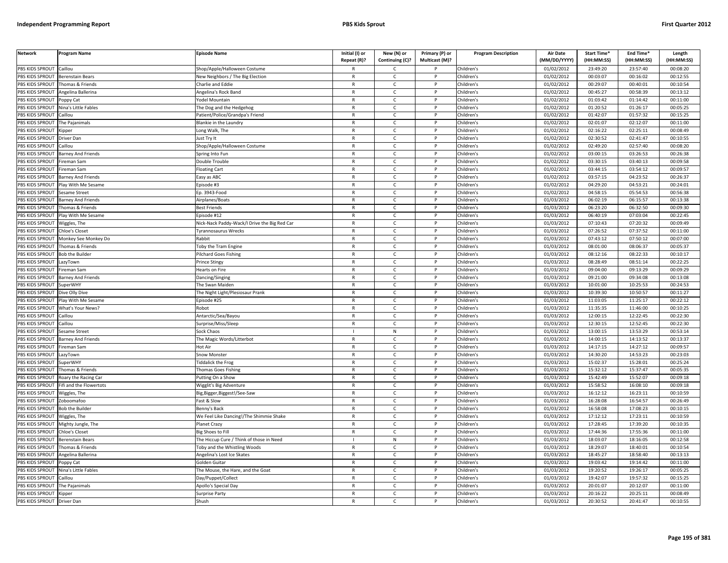| Network | Program Name | Episode Name | Initial (I) or Repeat (R)? | New (N) or Continuing (C)? | Primary (P) or Multicast (M)? | Program Description | Air Date (MM/DD/YYYY) | Start Time* (HH:MM:SS) | End Time* (HH:MM:SS) | Length (HH:MM:SS) |
|---|---|---|---|---|---|---|---|---|---|---|
| PBS KIDS SPROUT | Caillou | Shop/Apple/Halloween Costume | R | C | P | Children's | 01/02/2012 | 23:49:20 | 23:57:40 | 00:08:20 |
| PBS KIDS SPROUT | Berenstain Bears | New Neighbors / The Big Election | R | C | P | Children's | 01/02/2012 | 00:03:07 | 00:16:02 | 00:12:55 |
| PBS KIDS SPROUT | Thomas & Friends | Charlie and Eddie | R | C | P | Children's | 01/02/2012 | 00:29:07 | 00:40:01 | 00:10:54 |
| PBS KIDS SPROUT | Angelina Ballerina | Angelina's Rock Band | R | C | P | Children's | 01/02/2012 | 00:45:27 | 00:58:39 | 00:13:12 |
| PBS KIDS SPROUT | Poppy Cat | Yodel Mountain | R | C | P | Children's | 01/02/2012 | 01:03:42 | 01:14:42 | 00:11:00 |
| PBS KIDS SPROUT | Nina's Little Fables | The Dog and the Hedgehog | R | C | P | Children's | 01/02/2012 | 01:20:52 | 01:26:17 | 00:05:25 |
| PBS KIDS SPROUT | Caillou | Patient/Police/Grandpa's Friend | R | C | P | Children's | 01/02/2012 | 01:42:07 | 01:57:32 | 00:15:25 |
| PBS KIDS SPROUT | The Pajanimals | Blankie in the Laundry | R | C | P | Children's | 01/02/2012 | 02:01:07 | 02:12:07 | 00:11:00 |
| PBS KIDS SPROUT | Kipper | Long Walk, The | R | C | P | Children's | 01/02/2012 | 02:16:22 | 02:25:11 | 00:08:49 |
| PBS KIDS SPROUT | Driver Dan | Just Try It | R | C | P | Children's | 01/02/2012 | 02:30:52 | 02:41:47 | 00:10:55 |
| PBS KIDS SPROUT | Caillou | Shop/Apple/Halloween Costume | R | C | P | Children's | 01/02/2012 | 02:49:20 | 02:57:40 | 00:08:20 |
| PBS KIDS SPROUT | Barney And Friends | Spring Into Fun | R | C | P | Children's | 01/02/2012 | 03:00:15 | 03:26:53 | 00:26:38 |
| PBS KIDS SPROUT | Fireman Sam | Double Trouble | R | C | P | Children's | 01/02/2012 | 03:30:15 | 03:40:13 | 00:09:58 |
| PBS KIDS SPROUT | Fireman Sam | Floating Cart | R | C | P | Children's | 01/02/2012 | 03:44:15 | 03:54:12 | 00:09:57 |
| PBS KIDS SPROUT | Barney And Friends | Easy as ABC | R | C | P | Children's | 01/02/2012 | 03:57:15 | 04:23:52 | 00:26:37 |
| PBS KIDS SPROUT | Play With Me Sesame | Episode #3 | R | C | P | Children's | 01/02/2012 | 04:29:20 | 04:53:21 | 00:24:01 |
| PBS KIDS SPROUT | Sesame Street | Ep. 3943-Food | R | C | P | Children's | 01/02/2012 | 04:58:15 | 05:54:53 | 00:56:38 |
| PBS KIDS SPROUT | Barney And Friends | Airplanes/Boats | R | C | P | Children's | 01/03/2012 | 06:02:19 | 06:15:57 | 00:13:38 |
| PBS KIDS SPROUT | Thomas & Friends | Best Friends | R | C | P | Children's | 01/03/2012 | 06:23:20 | 06:32:50 | 00:09:30 |
| PBS KIDS SPROUT | Play With Me Sesame | Episode #12 | R | C | P | Children's | 01/03/2012 | 06:40:19 | 07:03:04 | 00:22:45 |
| PBS KIDS SPROUT | Wiggles, The | Nick-Nack Paddy-Wack/I Drive the Big Red Car | R | C | P | Children's | 01/03/2012 | 07:10:43 | 07:20:32 | 00:09:49 |
| PBS KIDS SPROUT | Chloe's Closet | Tyrannosaurus Wrecks | R | C | P | Children's | 01/03/2012 | 07:26:52 | 07:37:52 | 00:11:00 |
| PBS KIDS SPROUT | Monkey See Monkey Do | Rabbit | R | C | P | Children's | 01/03/2012 | 07:43:12 | 07:50:12 | 00:07:00 |
| PBS KIDS SPROUT | Thomas & Friends | Toby the Tram Engine | R | C | P | Children's | 01/03/2012 | 08:01:00 | 08:06:37 | 00:05:37 |
| PBS KIDS SPROUT | Bob the Builder | Pilchard Goes Fishing | R | C | P | Children's | 01/03/2012 | 08:12:16 | 08:22:33 | 00:10:17 |
| PBS KIDS SPROUT | LazyTown | Prince Stingy | R | C | P | Children's | 01/03/2012 | 08:28:49 | 08:51:14 | 00:22:25 |
| PBS KIDS SPROUT | Fireman Sam | Hearts on Fire | R | C | P | Children's | 01/03/2012 | 09:04:00 | 09:13:29 | 00:09:29 |
| PBS KIDS SPROUT | Barney And Friends | Dancing/Singing | R | C | P | Children's | 01/03/2012 | 09:21:00 | 09:34:08 | 00:13:08 |
| PBS KIDS SPROUT | SuperWHY | The Swan Maiden | R | C | P | Children's | 01/03/2012 | 10:01:00 | 10:25:53 | 00:24:53 |
| PBS KIDS SPROUT | Dive Olly Dive | The Night Light/Plesiosaur Prank | R | C | P | Children's | 01/03/2012 | 10:39:30 | 10:50:57 | 00:11:27 |
| PBS KIDS SPROUT | Play With Me Sesame | Episode #25 | R | C | P | Children's | 01/03/2012 | 11:03:05 | 11:25:17 | 00:22:12 |
| PBS KIDS SPROUT | What's Your News? | Robot | R | C | P | Children's | 01/03/2012 | 11:35:35 | 11:46:00 | 00:10:25 |
| PBS KIDS SPROUT | Caillou | Antarctic/Sea/Bayou | R | C | P | Children's | 01/03/2012 | 12:00:15 | 12:22:45 | 00:22:30 |
| PBS KIDS SPROUT | Caillou | Surprise/Miss/Sleep | R | C | P | Children's | 01/03/2012 | 12:30:15 | 12:52:45 | 00:22:30 |
| PBS KIDS SPROUT | Sesame Street | Sock Chaos | I | N | P | Children's | 01/03/2012 | 13:00:15 | 13:53:29 | 00:53:14 |
| PBS KIDS SPROUT | Barney And Friends | The Magic Words/Litterbot | R | C | P | Children's | 01/03/2012 | 14:00:15 | 14:13:52 | 00:13:37 |
| PBS KIDS SPROUT | Fireman Sam | Hot Air | R | C | P | Children's | 01/03/2012 | 14:17:15 | 14:27:12 | 00:09:57 |
| PBS KIDS SPROUT | LazyTown | Snow Monster | R | C | P | Children's | 01/03/2012 | 14:30:20 | 14:53:23 | 00:23:03 |
| PBS KIDS SPROUT | SuperWHY | Tiddalick the Frog | R | C | P | Children's | 01/03/2012 | 15:02:37 | 15:28:01 | 00:25:24 |
| PBS KIDS SPROUT | Thomas & Friends | Thomas Goes Fishing | R | C | P | Children's | 01/03/2012 | 15:32:12 | 15:37:47 | 00:05:35 |
| PBS KIDS SPROUT | Roary the Racing Car | Putting On a Show | R | C | P | Children's | 01/03/2012 | 15:42:49 | 15:52:07 | 00:09:18 |
| PBS KIDS SPROUT | Fifi and the Flowertots | Wigglit's Big Adventure | R | C | P | Children's | 01/03/2012 | 15:58:52 | 16:08:10 | 00:09:18 |
| PBS KIDS SPROUT | Wiggles, The | Big,Bigger,Biggest!/See-Saw | R | C | P | Children's | 01/03/2012 | 16:12:12 | 16:23:11 | 00:10:59 |
| PBS KIDS SPROUT | Zoboomafoo | Fast & Slow | R | C | P | Children's | 01/03/2012 | 16:28:08 | 16:54:57 | 00:26:49 |
| PBS KIDS SPROUT | Bob the Builder | Benny's Back | R | C | P | Children's | 01/03/2012 | 16:58:08 | 17:08:23 | 00:10:15 |
| PBS KIDS SPROUT | Wiggles, The | We Feel Like Dancing!/The Shimmie Shake | R | C | P | Children's | 01/03/2012 | 17:12:12 | 17:23:11 | 00:10:59 |
| PBS KIDS SPROUT | Mighty Jungle, The | Planet Crazy | R | C | P | Children's | 01/03/2012 | 17:28:45 | 17:39:20 | 00:10:35 |
| PBS KIDS SPROUT | Chloe's Closet | Big Shoes to Fill | R | C | P | Children's | 01/03/2012 | 17:44:36 | 17:55:36 | 00:11:00 |
| PBS KIDS SPROUT | Berenstain Bears | The Hiccup Cure / Think of those in Need | I | N | P | Children's | 01/03/2012 | 18:03:07 | 18:16:05 | 00:12:58 |
| PBS KIDS SPROUT | Thomas & Friends | Toby and the Whistling Woods | R | C | P | Children's | 01/03/2012 | 18:29:07 | 18:40:01 | 00:10:54 |
| PBS KIDS SPROUT | Angelina Ballerina | Angelina's Lost Ice Skates | R | C | P | Children's | 01/03/2012 | 18:45:27 | 18:58:40 | 00:13:13 |
| PBS KIDS SPROUT | Poppy Cat | Golden Guitar | R | C | P | Children's | 01/03/2012 | 19:03:42 | 19:14:42 | 00:11:00 |
| PBS KIDS SPROUT | Nina's Little Fables | The Mouse, the Hare, and the Goat | R | C | P | Children's | 01/03/2012 | 19:20:52 | 19:26:17 | 00:05:25 |
| PBS KIDS SPROUT | Caillou | Day/Puppet/Collect | R | C | P | Children's | 01/03/2012 | 19:42:07 | 19:57:32 | 00:15:25 |
| PBS KIDS SPROUT | The Pajanimals | Apollo's Special Day | R | C | P | Children's | 01/03/2012 | 20:01:07 | 20:12:07 | 00:11:00 |
| PBS KIDS SPROUT | Kipper | Surprise Party | R | C | P | Children's | 01/03/2012 | 20:16:22 | 20:25:11 | 00:08:49 |
| PBS KIDS SPROUT | Driver Dan | Shush | R | C | P | Children's | 01/03/2012 | 20:30:52 | 20:41:47 | 00:10:55 |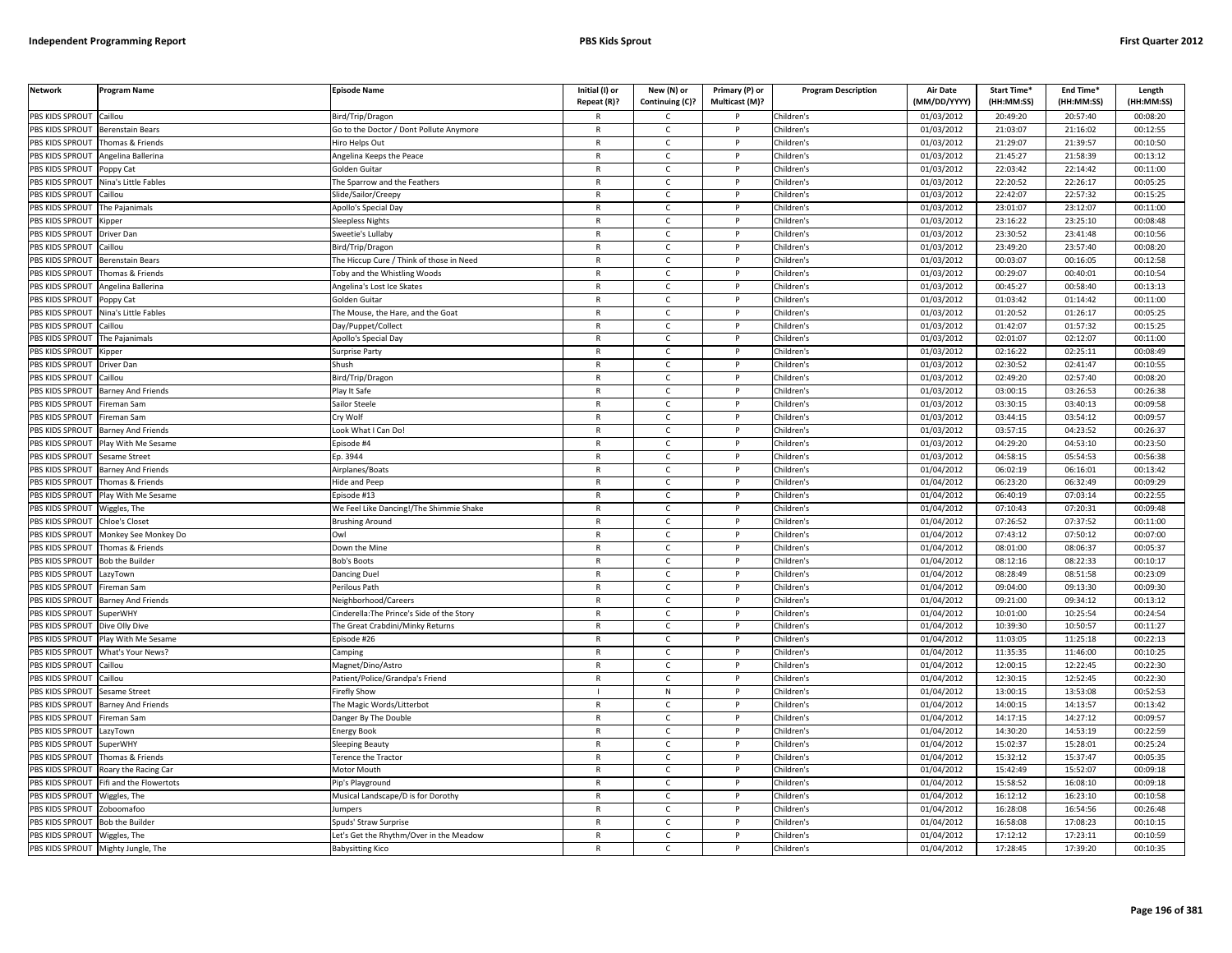| Network | Program Name | Episode Name | Initial (I) or Repeat (R)? | New (N) or Continuing (C)? | Primary (P) or Multicast (M)? | Program Description | Air Date (MM/DD/YYYY) | Start Time* (HH:MM:SS) | End Time* (HH:MM:SS) | Length (HH:MM:SS) |
|---|---|---|---|---|---|---|---|---|---|---|
| PBS KIDS SPROUT | Caillou | Bird/Trip/Dragon | R | C | P | Children's | 01/03/2012 | 20:49:20 | 20:57:40 | 00:08:20 |
| PBS KIDS SPROUT | Berenstain Bears | Go to the Doctor / Dont Pollute Anymore | R | C | P | Children's | 01/03/2012 | 21:03:07 | 21:16:02 | 00:12:55 |
| PBS KIDS SPROUT | Thomas & Friends | Hiro Helps Out | R | C | P | Children's | 01/03/2012 | 21:29:07 | 21:39:57 | 00:10:50 |
| PBS KIDS SPROUT | Angelina Ballerina | Angelina Keeps the Peace | R | C | P | Children's | 01/03/2012 | 21:45:27 | 21:58:39 | 00:13:12 |
| PBS KIDS SPROUT | Poppy Cat | Golden Guitar | R | C | P | Children's | 01/03/2012 | 22:03:42 | 22:14:42 | 00:11:00 |
| PBS KIDS SPROUT | Nina's Little Fables | The Sparrow and the Feathers | R | C | P | Children's | 01/03/2012 | 22:20:52 | 22:26:17 | 00:05:25 |
| PBS KIDS SPROUT | Caillou | Slide/Sailor/Creepy | R | C | P | Children's | 01/03/2012 | 22:42:07 | 22:57:32 | 00:15:25 |
| PBS KIDS SPROUT | The Pajanimals | Apollo's Special Day | R | C | P | Children's | 01/03/2012 | 23:01:07 | 23:12:07 | 00:11:00 |
| PBS KIDS SPROUT | Kipper | Sleepless Nights | R | C | P | Children's | 01/03/2012 | 23:16:22 | 23:25:10 | 00:08:48 |
| PBS KIDS SPROUT | Driver Dan | Sweetie's Lullaby | R | C | P | Children's | 01/03/2012 | 23:30:52 | 23:41:48 | 00:10:56 |
| PBS KIDS SPROUT | Caillou | Bird/Trip/Dragon | R | C | P | Children's | 01/03/2012 | 23:49:20 | 23:57:40 | 00:08:20 |
| PBS KIDS SPROUT | Berenstain Bears | The Hiccup Cure / Think of those in Need | R | C | P | Children's | 01/03/2012 | 00:03:07 | 00:16:05 | 00:12:58 |
| PBS KIDS SPROUT | Thomas & Friends | Toby and the Whistling Woods | R | C | P | Children's | 01/03/2012 | 00:29:07 | 00:40:01 | 00:10:54 |
| PBS KIDS SPROUT | Angelina Ballerina | Angelina's Lost Ice Skates | R | C | P | Children's | 01/03/2012 | 00:45:27 | 00:58:40 | 00:13:13 |
| PBS KIDS SPROUT | Poppy Cat | Golden Guitar | R | C | P | Children's | 01/03/2012 | 01:03:42 | 01:14:42 | 00:11:00 |
| PBS KIDS SPROUT | Nina's Little Fables | The Mouse, the Hare, and the Goat | R | C | P | Children's | 01/03/2012 | 01:20:52 | 01:26:17 | 00:05:25 |
| PBS KIDS SPROUT | Caillou | Day/Puppet/Collect | R | C | P | Children's | 01/03/2012 | 01:42:07 | 01:57:32 | 00:15:25 |
| PBS KIDS SPROUT | The Pajanimals | Apollo's Special Day | R | C | P | Children's | 01/03/2012 | 02:01:07 | 02:12:07 | 00:11:00 |
| PBS KIDS SPROUT | Kipper | Surprise Party | R | C | P | Children's | 01/03/2012 | 02:16:22 | 02:25:11 | 00:08:49 |
| PBS KIDS SPROUT | Driver Dan | Shush | R | C | P | Children's | 01/03/2012 | 02:30:52 | 02:41:47 | 00:10:55 |
| PBS KIDS SPROUT | Caillou | Bird/Trip/Dragon | R | C | P | Children's | 01/03/2012 | 02:49:20 | 02:57:40 | 00:08:20 |
| PBS KIDS SPROUT | Barney And Friends | Play It Safe | R | C | P | Children's | 01/03/2012 | 03:00:15 | 03:26:53 | 00:26:38 |
| PBS KIDS SPROUT | Fireman Sam | Sailor Steele | R | C | P | Children's | 01/03/2012 | 03:30:15 | 03:40:13 | 00:09:58 |
| PBS KIDS SPROUT | Fireman Sam | Cry Wolf | R | C | P | Children's | 01/03/2012 | 03:44:15 | 03:54:12 | 00:09:57 |
| PBS KIDS SPROUT | Barney And Friends | Look What I Can Do! | R | C | P | Children's | 01/03/2012 | 03:57:15 | 04:23:52 | 00:26:37 |
| PBS KIDS SPROUT | Play With Me Sesame | Episode #4 | R | C | P | Children's | 01/03/2012 | 04:29:20 | 04:53:10 | 00:23:50 |
| PBS KIDS SPROUT | Sesame Street | Ep. 3944 | R | C | P | Children's | 01/03/2012 | 04:58:15 | 05:54:53 | 00:56:38 |
| PBS KIDS SPROUT | Barney And Friends | Airplanes/Boats | R | C | P | Children's | 01/04/2012 | 06:02:19 | 06:16:01 | 00:13:42 |
| PBS KIDS SPROUT | Thomas & Friends | Hide and Peep | R | C | P | Children's | 01/04/2012 | 06:23:20 | 06:32:49 | 00:09:29 |
| PBS KIDS SPROUT | Play With Me Sesame | Episode #13 | R | C | P | Children's | 01/04/2012 | 06:40:19 | 07:03:14 | 00:22:55 |
| PBS KIDS SPROUT | Wiggles, The | We Feel Like Dancing!/The Shimmie Shake | R | C | P | Children's | 01/04/2012 | 07:10:43 | 07:20:31 | 00:09:48 |
| PBS KIDS SPROUT | Chloe's Closet | Brushing Around | R | C | P | Children's | 01/04/2012 | 07:26:52 | 07:37:52 | 00:11:00 |
| PBS KIDS SPROUT | Monkey See Monkey Do | Owl | R | C | P | Children's | 01/04/2012 | 07:43:12 | 07:50:12 | 00:07:00 |
| PBS KIDS SPROUT | Thomas & Friends | Down the Mine | R | C | P | Children's | 01/04/2012 | 08:01:00 | 08:06:37 | 00:05:37 |
| PBS KIDS SPROUT | Bob the Builder | Bob's Boots | R | C | P | Children's | 01/04/2012 | 08:12:16 | 08:22:33 | 00:10:17 |
| PBS KIDS SPROUT | LazyTown | Dancing Duel | R | C | P | Children's | 01/04/2012 | 08:28:49 | 08:51:58 | 00:23:09 |
| PBS KIDS SPROUT | Fireman Sam | Perilous Path | R | C | P | Children's | 01/04/2012 | 09:04:00 | 09:13:30 | 00:09:30 |
| PBS KIDS SPROUT | Barney And Friends | Neighborhood/Careers | R | C | P | Children's | 01/04/2012 | 09:21:00 | 09:34:12 | 00:13:12 |
| PBS KIDS SPROUT | SuperWHY | Cinderella:The Prince's Side of the Story | R | C | P | Children's | 01/04/2012 | 10:01:00 | 10:25:54 | 00:24:54 |
| PBS KIDS SPROUT | Dive Olly Dive | The Great Crabdini/Minky Returns | R | C | P | Children's | 01/04/2012 | 10:39:30 | 10:50:57 | 00:11:27 |
| PBS KIDS SPROUT | Play With Me Sesame | Episode #26 | R | C | P | Children's | 01/04/2012 | 11:03:05 | 11:25:18 | 00:22:13 |
| PBS KIDS SPROUT | What's Your News? | Camping | R | C | P | Children's | 01/04/2012 | 11:35:35 | 11:46:00 | 00:10:25 |
| PBS KIDS SPROUT | Caillou | Magnet/Dino/Astro | R | C | P | Children's | 01/04/2012 | 12:00:15 | 12:22:45 | 00:22:30 |
| PBS KIDS SPROUT | Caillou | Patient/Police/Grandpa's Friend | R | C | P | Children's | 01/04/2012 | 12:30:15 | 12:52:45 | 00:22:30 |
| PBS KIDS SPROUT | Sesame Street | Firefly Show | I | N | P | Children's | 01/04/2012 | 13:00:15 | 13:53:08 | 00:52:53 |
| PBS KIDS SPROUT | Barney And Friends | The Magic Words/Litterbot | R | C | P | Children's | 01/04/2012 | 14:00:15 | 14:13:57 | 00:13:42 |
| PBS KIDS SPROUT | Fireman Sam | Danger By The Double | R | C | P | Children's | 01/04/2012 | 14:17:15 | 14:27:12 | 00:09:57 |
| PBS KIDS SPROUT | LazyTown | Energy Book | R | C | P | Children's | 01/04/2012 | 14:30:20 | 14:53:19 | 00:22:59 |
| PBS KIDS SPROUT | SuperWHY | Sleeping Beauty | R | C | P | Children's | 01/04/2012 | 15:02:37 | 15:28:01 | 00:25:24 |
| PBS KIDS SPROUT | Thomas & Friends | Terence the Tractor | R | C | P | Children's | 01/04/2012 | 15:32:12 | 15:37:47 | 00:05:35 |
| PBS KIDS SPROUT | Roary the Racing Car | Motor Mouth | R | C | P | Children's | 01/04/2012 | 15:42:49 | 15:52:07 | 00:09:18 |
| PBS KIDS SPROUT | Fifi and the Flowertots | Pip's Playground | R | C | P | Children's | 01/04/2012 | 15:58:52 | 16:08:10 | 00:09:18 |
| PBS KIDS SPROUT | Wiggles, The | Musical Landscape/D is for Dorothy | R | C | P | Children's | 01/04/2012 | 16:12:12 | 16:23:10 | 00:10:58 |
| PBS KIDS SPROUT | Zoboomafoo | Jumpers | R | C | P | Children's | 01/04/2012 | 16:28:08 | 16:54:56 | 00:26:48 |
| PBS KIDS SPROUT | Bob the Builder | Spuds' Straw Surprise | R | C | P | Children's | 01/04/2012 | 16:58:08 | 17:08:23 | 00:10:15 |
| PBS KIDS SPROUT | Wiggles, The | Let's Get the Rhythm/Over in the Meadow | R | C | P | Children's | 01/04/2012 | 17:12:12 | 17:23:11 | 00:10:59 |
| PBS KIDS SPROUT | Mighty Jungle, The | Babysitting Kico | R | C | P | Children's | 01/04/2012 | 17:28:45 | 17:39:20 | 00:10:35 |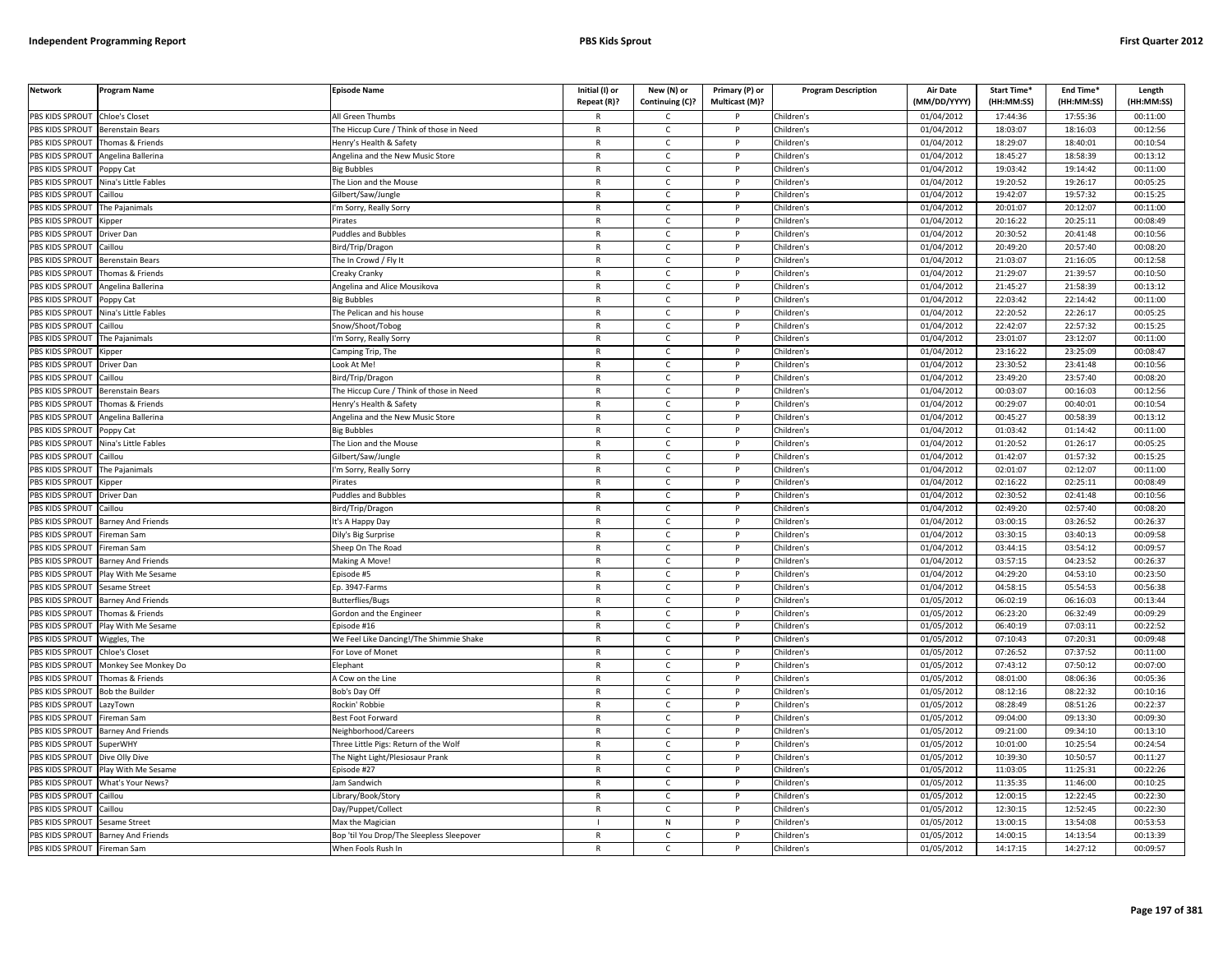| Network | Program Name | Episode Name | Initial (I) or Repeat (R)? | New (N) or Continuing (C)? | Primary (P) or Multicast (M)? | Program Description | Air Date (MM/DD/YYYY) | Start Time* (HH:MM:SS) | End Time* (HH:MM:SS) | Length (HH:MM:SS) |
|---|---|---|---|---|---|---|---|---|---|---|
| PBS KIDS SPROUT | Chloe's Closet | All Green Thumbs | R | C | P | Children's | 01/04/2012 | 17:44:36 | 17:55:36 | 00:11:00 |
| PBS KIDS SPROUT | Berenstain Bears | The Hiccup Cure / Think of those in Need | R | C | P | Children's | 01/04/2012 | 18:03:07 | 18:16:03 | 00:12:56 |
| PBS KIDS SPROUT | Thomas & Friends | Henry's Health & Safety | R | C | P | Children's | 01/04/2012 | 18:29:07 | 18:40:01 | 00:10:54 |
| PBS KIDS SPROUT | Angelina Ballerina | Angelina and the New Music Store | R | C | P | Children's | 01/04/2012 | 18:45:27 | 18:58:39 | 00:13:12 |
| PBS KIDS SPROUT | Poppy Cat | Big Bubbles | R | C | P | Children's | 01/04/2012 | 19:03:42 | 19:14:42 | 00:11:00 |
| PBS KIDS SPROUT | Nina's Little Fables | The Lion and the Mouse | R | C | P | Children's | 01/04/2012 | 19:20:52 | 19:26:17 | 00:05:25 |
| PBS KIDS SPROUT | Caillou | Gilbert/Saw/Jungle | R | C | P | Children's | 01/04/2012 | 19:42:07 | 19:57:32 | 00:15:25 |
| PBS KIDS SPROUT | The Pajanimals | I'm Sorry, Really Sorry | R | C | P | Children's | 01/04/2012 | 20:01:07 | 20:12:07 | 00:11:00 |
| PBS KIDS SPROUT | Kipper | Pirates | R | C | P | Children's | 01/04/2012 | 20:16:22 | 20:25:11 | 00:08:49 |
| PBS KIDS SPROUT | Driver Dan | Puddles and Bubbles | R | C | P | Children's | 01/04/2012 | 20:30:52 | 20:41:48 | 00:10:56 |
| PBS KIDS SPROUT | Caillou | Bird/Trip/Dragon | R | C | P | Children's | 01/04/2012 | 20:49:20 | 20:57:40 | 00:08:20 |
| PBS KIDS SPROUT | Berenstain Bears | The In Crowd / Fly It | R | C | P | Children's | 01/04/2012 | 21:03:07 | 21:16:05 | 00:12:58 |
| PBS KIDS SPROUT | Thomas & Friends | Creaky Cranky | R | C | P | Children's | 01/04/2012 | 21:29:07 | 21:39:57 | 00:10:50 |
| PBS KIDS SPROUT | Angelina Ballerina | Angelina and Alice Mousikova | R | C | P | Children's | 01/04/2012 | 21:45:27 | 21:58:39 | 00:13:12 |
| PBS KIDS SPROUT | Poppy Cat | Big Bubbles | R | C | P | Children's | 01/04/2012 | 22:03:42 | 22:14:42 | 00:11:00 |
| PBS KIDS SPROUT | Nina's Little Fables | The Pelican and his house | R | C | P | Children's | 01/04/2012 | 22:20:52 | 22:26:17 | 00:05:25 |
| PBS KIDS SPROUT | Caillou | Snow/Shoot/Tobog | R | C | P | Children's | 01/04/2012 | 22:42:07 | 22:57:32 | 00:15:25 |
| PBS KIDS SPROUT | The Pajanimals | I'm Sorry, Really Sorry | R | C | P | Children's | 01/04/2012 | 23:01:07 | 23:12:07 | 00:11:00 |
| PBS KIDS SPROUT | Kipper | Camping Trip, The | R | C | P | Children's | 01/04/2012 | 23:16:22 | 23:25:09 | 00:08:47 |
| PBS KIDS SPROUT | Driver Dan | Look At Me! | R | C | P | Children's | 01/04/2012 | 23:30:52 | 23:41:48 | 00:10:56 |
| PBS KIDS SPROUT | Caillou | Bird/Trip/Dragon | R | C | P | Children's | 01/04/2012 | 23:49:20 | 23:57:40 | 00:08:20 |
| PBS KIDS SPROUT | Berenstain Bears | The Hiccup Cure / Think of those in Need | R | C | P | Children's | 01/04/2012 | 00:03:07 | 00:16:03 | 00:12:56 |
| PBS KIDS SPROUT | Thomas & Friends | Henry's Health & Safety | R | C | P | Children's | 01/04/2012 | 00:29:07 | 00:40:01 | 00:10:54 |
| PBS KIDS SPROUT | Angelina Ballerina | Angelina and the New Music Store | R | C | P | Children's | 01/04/2012 | 00:45:27 | 00:58:39 | 00:13:12 |
| PBS KIDS SPROUT | Poppy Cat | Big Bubbles | R | C | P | Children's | 01/04/2012 | 01:03:42 | 01:14:42 | 00:11:00 |
| PBS KIDS SPROUT | Nina's Little Fables | The Lion and the Mouse | R | C | P | Children's | 01/04/2012 | 01:20:52 | 01:26:17 | 00:05:25 |
| PBS KIDS SPROUT | Caillou | Gilbert/Saw/Jungle | R | C | P | Children's | 01/04/2012 | 01:42:07 | 01:57:32 | 00:15:25 |
| PBS KIDS SPROUT | The Pajanimals | I'm Sorry, Really Sorry | R | C | P | Children's | 01/04/2012 | 02:01:07 | 02:12:07 | 00:11:00 |
| PBS KIDS SPROUT | Kipper | Pirates | R | C | P | Children's | 01/04/2012 | 02:16:22 | 02:25:11 | 00:08:49 |
| PBS KIDS SPROUT | Driver Dan | Puddles and Bubbles | R | C | P | Children's | 01/04/2012 | 02:30:52 | 02:41:48 | 00:10:56 |
| PBS KIDS SPROUT | Caillou | Bird/Trip/Dragon | R | C | P | Children's | 01/04/2012 | 02:49:20 | 02:57:40 | 00:08:20 |
| PBS KIDS SPROUT | Barney And Friends | It's A Happy Day | R | C | P | Children's | 01/04/2012 | 03:00:15 | 03:26:52 | 00:26:37 |
| PBS KIDS SPROUT | Fireman Sam | Dily's Big Surprise | R | C | P | Children's | 01/04/2012 | 03:30:15 | 03:40:13 | 00:09:58 |
| PBS KIDS SPROUT | Fireman Sam | Sheep On The Road | R | C | P | Children's | 01/04/2012 | 03:44:15 | 03:54:12 | 00:09:57 |
| PBS KIDS SPROUT | Barney And Friends | Making A Move! | R | C | P | Children's | 01/04/2012 | 03:57:15 | 04:23:52 | 00:26:37 |
| PBS KIDS SPROUT | Play With Me Sesame | Episode #5 | R | C | P | Children's | 01/04/2012 | 04:29:20 | 04:53:10 | 00:23:50 |
| PBS KIDS SPROUT | Sesame Street | Ep. 3947-Farms | R | C | P | Children's | 01/04/2012 | 04:58:15 | 05:54:53 | 00:56:38 |
| PBS KIDS SPROUT | Barney And Friends | Butterflies/Bugs | R | C | P | Children's | 01/05/2012 | 06:02:19 | 06:16:03 | 00:13:44 |
| PBS KIDS SPROUT | Thomas & Friends | Gordon and the Engineer | R | C | P | Children's | 01/05/2012 | 06:23:20 | 06:32:49 | 00:09:29 |
| PBS KIDS SPROUT | Play With Me Sesame | Episode #16 | R | C | P | Children's | 01/05/2012 | 06:40:19 | 07:03:11 | 00:22:52 |
| PBS KIDS SPROUT | Wiggles, The | We Feel Like Dancing!/The Shimmie Shake | R | C | P | Children's | 01/05/2012 | 07:10:43 | 07:20:31 | 00:09:48 |
| PBS KIDS SPROUT | Chloe's Closet | For Love of Monet | R | C | P | Children's | 01/05/2012 | 07:26:52 | 07:37:52 | 00:11:00 |
| PBS KIDS SPROUT | Monkey See Monkey Do | Elephant | R | C | P | Children's | 01/05/2012 | 07:43:12 | 07:50:12 | 00:07:00 |
| PBS KIDS SPROUT | Thomas & Friends | A Cow on the Line | R | C | P | Children's | 01/05/2012 | 08:01:00 | 08:06:36 | 00:05:36 |
| PBS KIDS SPROUT | Bob the Builder | Bob's Day Off | R | C | P | Children's | 01/05/2012 | 08:12:16 | 08:22:32 | 00:10:16 |
| PBS KIDS SPROUT | LazyTown | Rockin' Robbie | R | C | P | Children's | 01/05/2012 | 08:28:49 | 08:51:26 | 00:22:37 |
| PBS KIDS SPROUT | Fireman Sam | Best Foot Forward | R | C | P | Children's | 01/05/2012 | 09:04:00 | 09:13:30 | 00:09:30 |
| PBS KIDS SPROUT | Barney And Friends | Neighborhood/Careers | R | C | P | Children's | 01/05/2012 | 09:21:00 | 09:34:10 | 00:13:10 |
| PBS KIDS SPROUT | SuperWHY | Three Little Pigs: Return of the Wolf | R | C | P | Children's | 01/05/2012 | 10:01:00 | 10:25:54 | 00:24:54 |
| PBS KIDS SPROUT | Dive Olly Dive | The Night Light/Plesiosaur Prank | R | C | P | Children's | 01/05/2012 | 10:39:30 | 10:50:57 | 00:11:27 |
| PBS KIDS SPROUT | Play With Me Sesame | Episode #27 | R | C | P | Children's | 01/05/2012 | 11:03:05 | 11:25:31 | 00:22:26 |
| PBS KIDS SPROUT | What's Your News? | Jam Sandwich | R | C | P | Children's | 01/05/2012 | 11:35:35 | 11:46:00 | 00:10:25 |
| PBS KIDS SPROUT | Caillou | Library/Book/Story | R | C | P | Children's | 01/05/2012 | 12:00:15 | 12:22:45 | 00:22:30 |
| PBS KIDS SPROUT | Caillou | Day/Puppet/Collect | R | C | P | Children's | 01/05/2012 | 12:30:15 | 12:52:45 | 00:22:30 |
| PBS KIDS SPROUT | Sesame Street | Max the Magician | I | N | P | Children's | 01/05/2012 | 13:00:15 | 13:54:08 | 00:53:53 |
| PBS KIDS SPROUT | Barney And Friends | Bop 'til You Drop/The Sleepless Sleepover | R | C | P | Children's | 01/05/2012 | 14:00:15 | 14:13:54 | 00:13:39 |
| PBS KIDS SPROUT | Fireman Sam | When Fools Rush In | R | C | P | Children's | 01/05/2012 | 14:17:15 | 14:27:12 | 00:09:57 |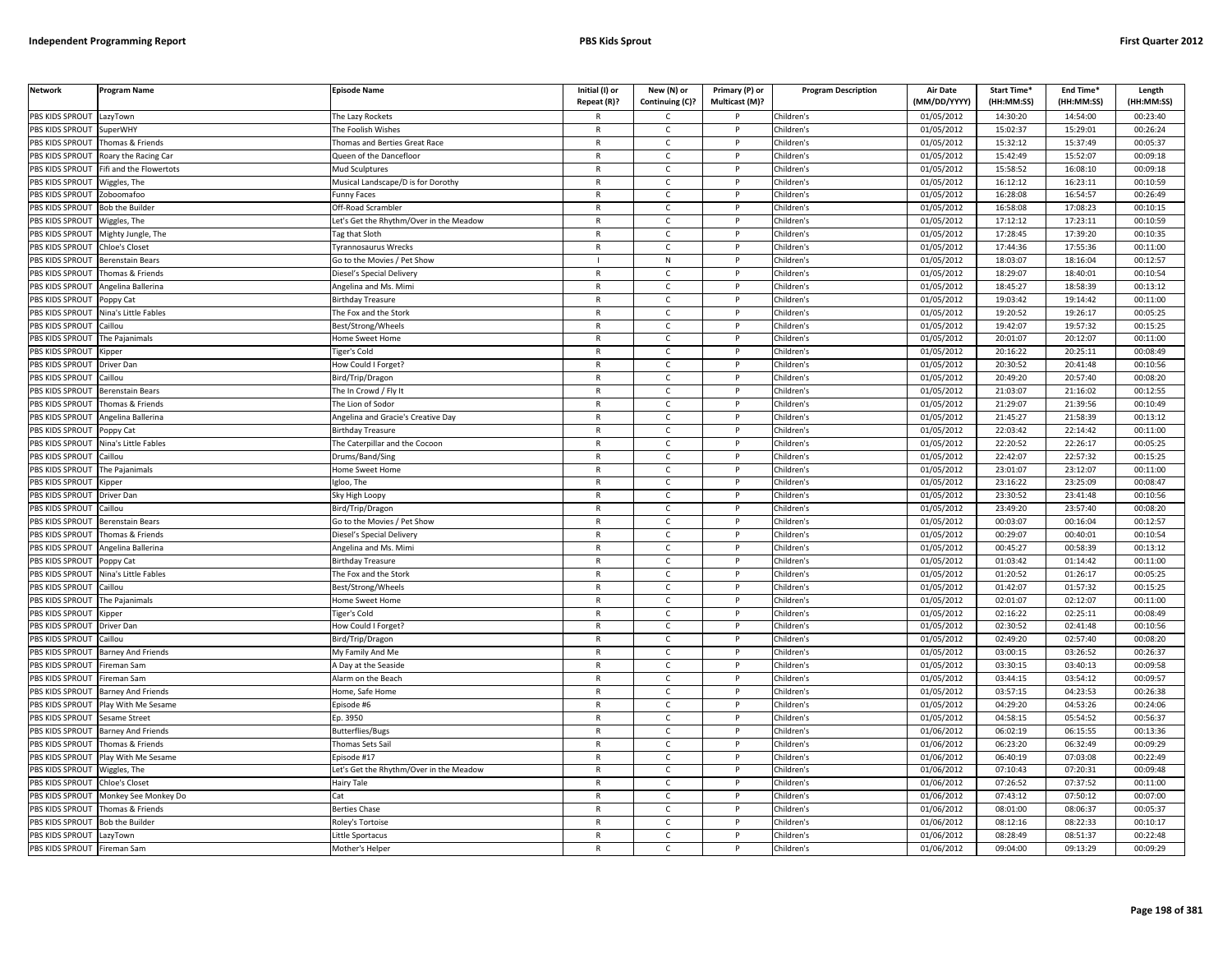| Network | Program Name | Episode Name | Initial (I) or Repeat (R)? | New (N) or Continuing (C)? | Primary (P) or Multicast (M)? | Program Description | Air Date (MM/DD/YYYY) | Start Time* (HH:MM:SS) | End Time* (HH:MM:SS) | Length (HH:MM:SS) |
|---|---|---|---|---|---|---|---|---|---|---|
| PBS KIDS SPROUT | LazyTown | The Lazy Rockets | R | C | P | Children's | 01/05/2012 | 14:30:20 | 14:54:00 | 00:23:40 |
| PBS KIDS SPROUT | SuperWHY | The Foolish Wishes | R | C | P | Children's | 01/05/2012 | 15:02:37 | 15:29:01 | 00:26:24 |
| PBS KIDS SPROUT | Thomas & Friends | Thomas and Berties Great Race | R | C | P | Children's | 01/05/2012 | 15:32:12 | 15:37:49 | 00:05:37 |
| PBS KIDS SPROUT | Roary the Racing Car | Queen of the Dancefloor | R | C | P | Children's | 01/05/2012 | 15:42:49 | 15:52:07 | 00:09:18 |
| PBS KIDS SPROUT | Fifi and the Flowertots | Mud Sculptures | R | C | P | Children's | 01/05/2012 | 15:58:52 | 16:08:10 | 00:09:18 |
| PBS KIDS SPROUT | Wiggles, The | Musical Landscape/D is for Dorothy | R | C | P | Children's | 01/05/2012 | 16:12:12 | 16:23:11 | 00:10:59 |
| PBS KIDS SPROUT | Zoboomafoo | Funny Faces | R | C | P | Children's | 01/05/2012 | 16:28:08 | 16:54:57 | 00:26:49 |
| PBS KIDS SPROUT | Bob the Builder | Off-Road Scrambler | R | C | P | Children's | 01/05/2012 | 16:58:08 | 17:08:23 | 00:10:15 |
| PBS KIDS SPROUT | Wiggles, The | Let's Get the Rhythm/Over in the Meadow | R | C | P | Children's | 01/05/2012 | 17:12:12 | 17:23:11 | 00:10:59 |
| PBS KIDS SPROUT | Mighty Jungle, The | Tag that Sloth | R | C | P | Children's | 01/05/2012 | 17:28:45 | 17:39:20 | 00:10:35 |
| PBS KIDS SPROUT | Chloe's Closet | Tyrannosaurus Wrecks | R | C | P | Children's | 01/05/2012 | 17:44:36 | 17:55:36 | 00:11:00 |
| PBS KIDS SPROUT | Berenstain Bears | Go to the Movies / Pet Show | I | N | P | Children's | 01/05/2012 | 18:03:07 | 18:16:04 | 00:12:57 |
| PBS KIDS SPROUT | Thomas & Friends | Diesel's Special Delivery | R | C | P | Children's | 01/05/2012 | 18:29:07 | 18:40:01 | 00:10:54 |
| PBS KIDS SPROUT | Angelina Ballerina | Angelina and Ms. Mimi | R | C | P | Children's | 01/05/2012 | 18:45:27 | 18:58:39 | 00:13:12 |
| PBS KIDS SPROUT | Poppy Cat | Birthday Treasure | R | C | P | Children's | 01/05/2012 | 19:03:42 | 19:14:42 | 00:11:00 |
| PBS KIDS SPROUT | Nina's Little Fables | The Fox and the Stork | R | C | P | Children's | 01/05/2012 | 19:20:52 | 19:26:17 | 00:05:25 |
| PBS KIDS SPROUT | Caillou | Best/Strong/Wheels | R | C | P | Children's | 01/05/2012 | 19:42:07 | 19:57:32 | 00:15:25 |
| PBS KIDS SPROUT | The Pajanimals | Home Sweet Home | R | C | P | Children's | 01/05/2012 | 20:01:07 | 20:12:07 | 00:11:00 |
| PBS KIDS SPROUT | Kipper | Tiger's Cold | R | C | P | Children's | 01/05/2012 | 20:16:22 | 20:25:11 | 00:08:49 |
| PBS KIDS SPROUT | Driver Dan | How Could I Forget? | R | C | P | Children's | 01/05/2012 | 20:30:52 | 20:41:48 | 00:10:56 |
| PBS KIDS SPROUT | Caillou | Bird/Trip/Dragon | R | C | P | Children's | 01/05/2012 | 20:49:20 | 20:57:40 | 00:08:20 |
| PBS KIDS SPROUT | Berenstain Bears | The In Crowd / Fly It | R | C | P | Children's | 01/05/2012 | 21:03:07 | 21:16:02 | 00:12:55 |
| PBS KIDS SPROUT | Thomas & Friends | The Lion of Sodor | R | C | P | Children's | 01/05/2012 | 21:29:07 | 21:39:56 | 00:10:49 |
| PBS KIDS SPROUT | Angelina Ballerina | Angelina and Gracie's Creative Day | R | C | P | Children's | 01/05/2012 | 21:45:27 | 21:58:39 | 00:13:12 |
| PBS KIDS SPROUT | Poppy Cat | Birthday Treasure | R | C | P | Children's | 01/05/2012 | 22:03:42 | 22:14:42 | 00:11:00 |
| PBS KIDS SPROUT | Nina's Little Fables | The Caterpillar and the Cocoon | R | C | P | Children's | 01/05/2012 | 22:20:52 | 22:26:17 | 00:05:25 |
| PBS KIDS SPROUT | Caillou | Drums/Band/Sing | R | C | P | Children's | 01/05/2012 | 22:42:07 | 22:57:32 | 00:15:25 |
| PBS KIDS SPROUT | The Pajanimals | Home Sweet Home | R | C | P | Children's | 01/05/2012 | 23:01:07 | 23:12:07 | 00:11:00 |
| PBS KIDS SPROUT | Kipper | Igloo, The | R | C | P | Children's | 01/05/2012 | 23:16:22 | 23:25:09 | 00:08:47 |
| PBS KIDS SPROUT | Driver Dan | Sky High Loopy | R | C | P | Children's | 01/05/2012 | 23:30:52 | 23:41:48 | 00:10:56 |
| PBS KIDS SPROUT | Caillou | Bird/Trip/Dragon | R | C | P | Children's | 01/05/2012 | 23:49:20 | 23:57:40 | 00:08:20 |
| PBS KIDS SPROUT | Berenstain Bears | Go to the Movies / Pet Show | R | C | P | Children's | 01/05/2012 | 00:03:07 | 00:16:04 | 00:12:57 |
| PBS KIDS SPROUT | Thomas & Friends | Diesel's Special Delivery | R | C | P | Children's | 01/05/2012 | 00:29:07 | 00:40:01 | 00:10:54 |
| PBS KIDS SPROUT | Angelina Ballerina | Angelina and Ms. Mimi | R | C | P | Children's | 01/05/2012 | 00:45:27 | 00:58:39 | 00:13:12 |
| PBS KIDS SPROUT | Poppy Cat | Birthday Treasure | R | C | P | Children's | 01/05/2012 | 01:03:42 | 01:14:42 | 00:11:00 |
| PBS KIDS SPROUT | Nina's Little Fables | The Fox and the Stork | R | C | P | Children's | 01/05/2012 | 01:20:52 | 01:26:17 | 00:05:25 |
| PBS KIDS SPROUT | Caillou | Best/Strong/Wheels | R | C | P | Children's | 01/05/2012 | 01:42:07 | 01:57:32 | 00:15:25 |
| PBS KIDS SPROUT | The Pajanimals | Home Sweet Home | R | C | P | Children's | 01/05/2012 | 02:01:07 | 02:12:07 | 00:11:00 |
| PBS KIDS SPROUT | Kipper | Tiger's Cold | R | C | P | Children's | 01/05/2012 | 02:16:22 | 02:25:11 | 00:08:49 |
| PBS KIDS SPROUT | Driver Dan | How Could I Forget? | R | C | P | Children's | 01/05/2012 | 02:30:52 | 02:41:48 | 00:10:56 |
| PBS KIDS SPROUT | Caillou | Bird/Trip/Dragon | R | C | P | Children's | 01/05/2012 | 02:49:20 | 02:57:40 | 00:08:20 |
| PBS KIDS SPROUT | Barney And Friends | My Family And Me | R | C | P | Children's | 01/05/2012 | 03:00:15 | 03:26:52 | 00:26:37 |
| PBS KIDS SPROUT | Fireman Sam | A Day at the Seaside | R | C | P | Children's | 01/05/2012 | 03:30:15 | 03:40:13 | 00:09:58 |
| PBS KIDS SPROUT | Fireman Sam | Alarm on the Beach | R | C | P | Children's | 01/05/2012 | 03:44:15 | 03:54:12 | 00:09:57 |
| PBS KIDS SPROUT | Barney And Friends | Home, Safe Home | R | C | P | Children's | 01/05/2012 | 03:57:15 | 04:23:53 | 00:26:38 |
| PBS KIDS SPROUT | Play With Me Sesame | Episode #6 | R | C | P | Children's | 01/05/2012 | 04:29:20 | 04:53:26 | 00:24:06 |
| PBS KIDS SPROUT | Sesame Street | Ep. 3950 | R | C | P | Children's | 01/05/2012 | 04:58:15 | 05:54:52 | 00:56:37 |
| PBS KIDS SPROUT | Barney And Friends | Butterflies/Bugs | R | C | P | Children's | 01/06/2012 | 06:02:19 | 06:15:55 | 00:13:36 |
| PBS KIDS SPROUT | Thomas & Friends | Thomas Sets Sail | R | C | P | Children's | 01/06/2012 | 06:23:20 | 06:32:49 | 00:09:29 |
| PBS KIDS SPROUT | Play With Me Sesame | Episode #17 | R | C | P | Children's | 01/06/2012 | 06:40:19 | 07:03:08 | 00:22:49 |
| PBS KIDS SPROUT | Wiggles, The | Let's Get the Rhythm/Over in the Meadow | R | C | P | Children's | 01/06/2012 | 07:10:43 | 07:20:31 | 00:09:48 |
| PBS KIDS SPROUT | Chloe's Closet | Hairy Tale | R | C | P | Children's | 01/06/2012 | 07:26:52 | 07:37:52 | 00:11:00 |
| PBS KIDS SPROUT | Monkey See Monkey Do | Cat | R | C | P | Children's | 01/06/2012 | 07:43:12 | 07:50:12 | 00:07:00 |
| PBS KIDS SPROUT | Thomas & Friends | Berties Chase | R | C | P | Children's | 01/06/2012 | 08:01:00 | 08:06:37 | 00:05:37 |
| PBS KIDS SPROUT | Bob the Builder | Roley's Tortoise | R | C | P | Children's | 01/06/2012 | 08:12:16 | 08:22:33 | 00:10:17 |
| PBS KIDS SPROUT | LazyTown | Little Sportacus | R | C | P | Children's | 01/06/2012 | 08:28:49 | 08:51:37 | 00:22:48 |
| PBS KIDS SPROUT | Fireman Sam | Mother's Helper | R | C | P | Children's | 01/06/2012 | 09:04:00 | 09:13:29 | 00:09:29 |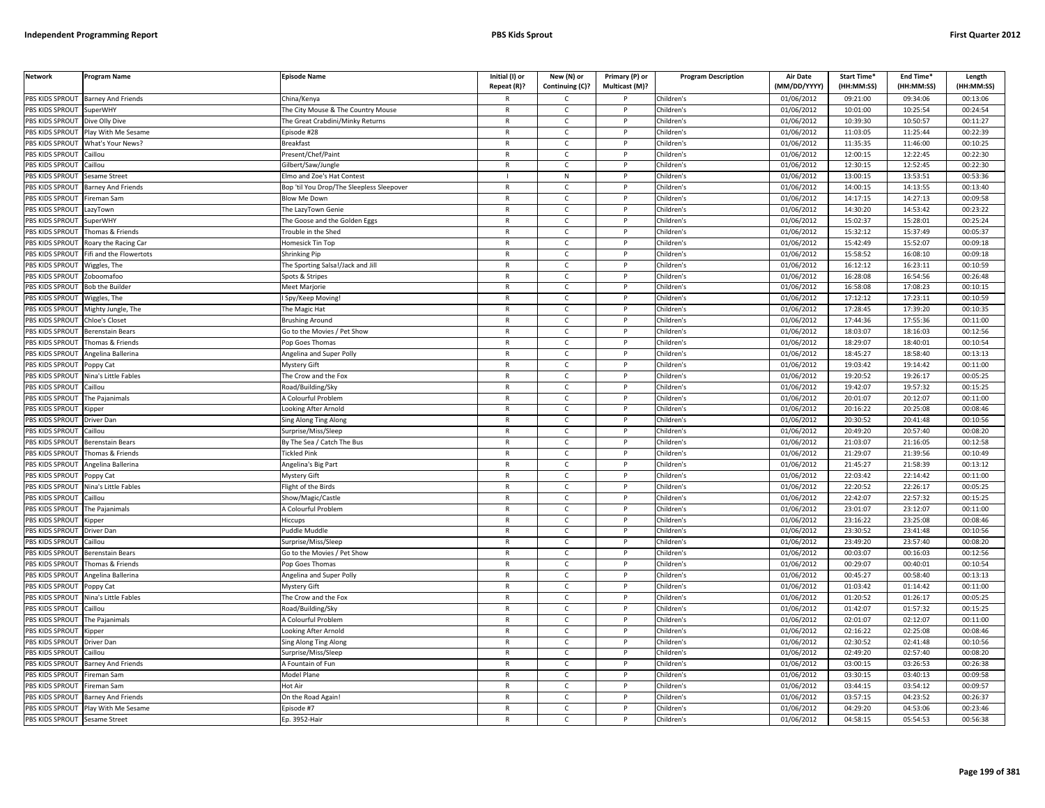| Network | Program Name | Episode Name | Initial (I) or Repeat (R)? | New (N) or Continuing (C)? | Primary (P) or Multicast (M)? | Program Description | Air Date (MM/DD/YYYY) | Start Time* (HH:MM:SS) | End Time* (HH:MM:SS) | Length (HH:MM:SS) |
|---|---|---|---|---|---|---|---|---|---|---|
| PBS KIDS SPROUT | Barney And Friends | China/Kenya | R | C | P | Children's | 01/06/2012 | 09:21:00 | 09:34:06 | 00:13:06 |
| PBS KIDS SPROUT | SuperWHY | The City Mouse & The Country Mouse | R | C | P | Children's | 01/06/2012 | 10:01:00 | 10:25:54 | 00:24:54 |
| PBS KIDS SPROUT | Dive Olly Dive | The Great Crabdini/Minky Returns | R | C | P | Children's | 01/06/2012 | 10:39:30 | 10:50:57 | 00:11:27 |
| PBS KIDS SPROUT | Play With Me Sesame | Episode #28 | R | C | P | Children's | 01/06/2012 | 11:03:05 | 11:25:44 | 00:22:39 |
| PBS KIDS SPROUT | What's Your News? | Breakfast | R | C | P | Children's | 01/06/2012 | 11:35:35 | 11:46:00 | 00:10:25 |
| PBS KIDS SPROUT | Caillou | Present/Chef/Paint | R | C | P | Children's | 01/06/2012 | 12:00:15 | 12:22:45 | 00:22:30 |
| PBS KIDS SPROUT | Caillou | Gilbert/Saw/Jungle | R | C | P | Children's | 01/06/2012 | 12:30:15 | 12:52:45 | 00:22:30 |
| PBS KIDS SPROUT | Sesame Street | Elmo and Zoe's Hat Contest | I | N | P | Children's | 01/06/2012 | 13:00:15 | 13:53:51 | 00:53:36 |
| PBS KIDS SPROUT | Barney And Friends | Bop 'til You Drop/The Sleepless Sleepover | R | C | P | Children's | 01/06/2012 | 14:00:15 | 14:13:55 | 00:13:40 |
| PBS KIDS SPROUT | Fireman Sam | Blow Me Down | R | C | P | Children's | 01/06/2012 | 14:17:15 | 14:27:13 | 00:09:58 |
| PBS KIDS SPROUT | LazyTown | The LazyTown Genie | R | C | P | Children's | 01/06/2012 | 14:30:20 | 14:53:42 | 00:23:22 |
| PBS KIDS SPROUT | SuperWHY | The Goose and the Golden Eggs | R | C | P | Children's | 01/06/2012 | 15:02:37 | 15:28:01 | 00:25:24 |
| PBS KIDS SPROUT | Thomas & Friends | Trouble in the Shed | R | C | P | Children's | 01/06/2012 | 15:32:12 | 15:37:49 | 00:05:37 |
| PBS KIDS SPROUT | Roary the Racing Car | Homesick Tin Top | R | C | P | Children's | 01/06/2012 | 15:42:49 | 15:52:07 | 00:09:18 |
| PBS KIDS SPROUT | Fifi and the Flowertots | Shrinking Pip | R | C | P | Children's | 01/06/2012 | 15:58:52 | 16:08:10 | 00:09:18 |
| PBS KIDS SPROUT | Wiggles, The | The Sporting Salsa!/Jack and Jill | R | C | P | Children's | 01/06/2012 | 16:12:12 | 16:23:11 | 00:10:59 |
| PBS KIDS SPROUT | Zoboomafoo | Spots & Stripes | R | C | P | Children's | 01/06/2012 | 16:28:08 | 16:54:56 | 00:26:48 |
| PBS KIDS SPROUT | Bob the Builder | Meet Marjorie | R | C | P | Children's | 01/06/2012 | 16:58:08 | 17:08:23 | 00:10:15 |
| PBS KIDS SPROUT | Wiggles, The | I Spy/Keep Moving! | R | C | P | Children's | 01/06/2012 | 17:12:12 | 17:23:11 | 00:10:59 |
| PBS KIDS SPROUT | Mighty Jungle, The | The Magic Hat | R | C | P | Children's | 01/06/2012 | 17:28:45 | 17:39:20 | 00:10:35 |
| PBS KIDS SPROUT | Chloe's Closet | Brushing Around | R | C | P | Children's | 01/06/2012 | 17:44:36 | 17:55:36 | 00:11:00 |
| PBS KIDS SPROUT | Berenstain Bears | Go to the Movies / Pet Show | R | C | P | Children's | 01/06/2012 | 18:03:07 | 18:16:03 | 00:12:56 |
| PBS KIDS SPROUT | Thomas & Friends | Pop Goes Thomas | R | C | P | Children's | 01/06/2012 | 18:29:07 | 18:40:01 | 00:10:54 |
| PBS KIDS SPROUT | Angelina Ballerina | Angelina and Super Polly | R | C | P | Children's | 01/06/2012 | 18:45:27 | 18:58:40 | 00:13:13 |
| PBS KIDS SPROUT | Poppy Cat | Mystery Gift | R | C | P | Children's | 01/06/2012 | 19:03:42 | 19:14:42 | 00:11:00 |
| PBS KIDS SPROUT | Nina's Little Fables | The Crow and the Fox | R | C | P | Children's | 01/06/2012 | 19:20:52 | 19:26:17 | 00:05:25 |
| PBS KIDS SPROUT | Caillou | Road/Building/Sky | R | C | P | Children's | 01/06/2012 | 19:42:07 | 19:57:32 | 00:15:25 |
| PBS KIDS SPROUT | The Pajanimals | A Colourful Problem | R | C | P | Children's | 01/06/2012 | 20:01:07 | 20:12:07 | 00:11:00 |
| PBS KIDS SPROUT | Kipper | Looking After Arnold | R | C | P | Children's | 01/06/2012 | 20:16:22 | 20:25:08 | 00:08:46 |
| PBS KIDS SPROUT | Driver Dan | Sing Along Ting Along | R | C | P | Children's | 01/06/2012 | 20:30:52 | 20:41:48 | 00:10:56 |
| PBS KIDS SPROUT | Caillou | Surprise/Miss/Sleep | R | C | P | Children's | 01/06/2012 | 20:49:20 | 20:57:40 | 00:08:20 |
| PBS KIDS SPROUT | Berenstain Bears | By The Sea / Catch The Bus | R | C | P | Children's | 01/06/2012 | 21:03:07 | 21:16:05 | 00:12:58 |
| PBS KIDS SPROUT | Thomas & Friends | Tickled Pink | R | C | P | Children's | 01/06/2012 | 21:29:07 | 21:39:56 | 00:10:49 |
| PBS KIDS SPROUT | Angelina Ballerina | Angelina's Big Part | R | C | P | Children's | 01/06/2012 | 21:45:27 | 21:58:39 | 00:13:12 |
| PBS KIDS SPROUT | Poppy Cat | Mystery Gift | R | C | P | Children's | 01/06/2012 | 22:03:42 | 22:14:42 | 00:11:00 |
| PBS KIDS SPROUT | Nina's Little Fables | Flight of the Birds | R | C | P | Children's | 01/06/2012 | 22:20:52 | 22:26:17 | 00:05:25 |
| PBS KIDS SPROUT | Caillou | Show/Magic/Castle | R | C | P | Children's | 01/06/2012 | 22:42:07 | 22:57:32 | 00:15:25 |
| PBS KIDS SPROUT | The Pajanimals | A Colourful Problem | R | C | P | Children's | 01/06/2012 | 23:01:07 | 23:12:07 | 00:11:00 |
| PBS KIDS SPROUT | Kipper | Hiccups | R | C | P | Children's | 01/06/2012 | 23:16:22 | 23:25:08 | 00:08:46 |
| PBS KIDS SPROUT | Driver Dan | Puddle Muddle | R | C | P | Children's | 01/06/2012 | 23:30:52 | 23:41:48 | 00:10:56 |
| PBS KIDS SPROUT | Caillou | Surprise/Miss/Sleep | R | C | P | Children's | 01/06/2012 | 23:49:20 | 23:57:40 | 00:08:20 |
| PBS KIDS SPROUT | Berenstain Bears | Go to the Movies / Pet Show | R | C | P | Children's | 01/06/2012 | 00:03:07 | 00:16:03 | 00:12:56 |
| PBS KIDS SPROUT | Thomas & Friends | Pop Goes Thomas | R | C | P | Children's | 01/06/2012 | 00:29:07 | 00:40:01 | 00:10:54 |
| PBS KIDS SPROUT | Angelina Ballerina | Angelina and Super Polly | R | C | P | Children's | 01/06/2012 | 00:45:27 | 00:58:40 | 00:13:13 |
| PBS KIDS SPROUT | Poppy Cat | Mystery Gift | R | C | P | Children's | 01/06/2012 | 01:03:42 | 01:14:42 | 00:11:00 |
| PBS KIDS SPROUT | Nina's Little Fables | The Crow and the Fox | R | C | P | Children's | 01/06/2012 | 01:20:52 | 01:26:17 | 00:05:25 |
| PBS KIDS SPROUT | Caillou | Road/Building/Sky | R | C | P | Children's | 01/06/2012 | 01:42:07 | 01:57:32 | 00:15:25 |
| PBS KIDS SPROUT | The Pajanimals | A Colourful Problem | R | C | P | Children's | 01/06/2012 | 02:01:07 | 02:12:07 | 00:11:00 |
| PBS KIDS SPROUT | Kipper | Looking After Arnold | R | C | P | Children's | 01/06/2012 | 02:16:22 | 02:25:08 | 00:08:46 |
| PBS KIDS SPROUT | Driver Dan | Sing Along Ting Along | R | C | P | Children's | 01/06/2012 | 02:30:52 | 02:41:48 | 00:10:56 |
| PBS KIDS SPROUT | Caillou | Surprise/Miss/Sleep | R | C | P | Children's | 01/06/2012 | 02:49:20 | 02:57:40 | 00:08:20 |
| PBS KIDS SPROUT | Barney And Friends | A Fountain of Fun | R | C | P | Children's | 01/06/2012 | 03:00:15 | 03:26:53 | 00:26:38 |
| PBS KIDS SPROUT | Fireman Sam | Model Plane | R | C | P | Children's | 01/06/2012 | 03:30:15 | 03:40:13 | 00:09:58 |
| PBS KIDS SPROUT | Fireman Sam | Hot Air | R | C | P | Children's | 01/06/2012 | 03:44:15 | 03:54:12 | 00:09:57 |
| PBS KIDS SPROUT | Barney And Friends | On the Road Again! | R | C | P | Children's | 01/06/2012 | 03:57:15 | 04:23:52 | 00:26:37 |
| PBS KIDS SPROUT | Play With Me Sesame | Episode #7 | R | C | P | Children's | 01/06/2012 | 04:29:20 | 04:53:06 | 00:23:46 |
| PBS KIDS SPROUT | Sesame Street | Ep. 3952-Hair | R | C | P | Children's | 01/06/2012 | 04:58:15 | 05:54:53 | 00:56:38 |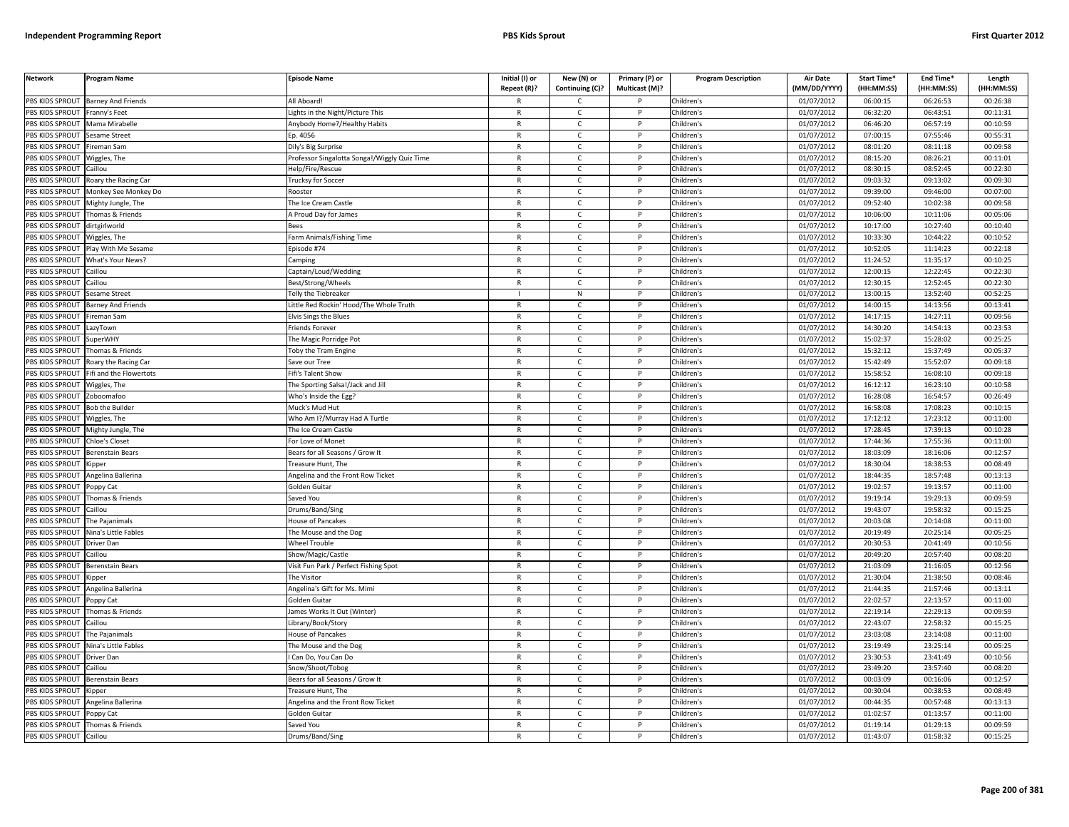| Network | Program Name | Episode Name | Initial (I) or Repeat (R)? | New (N) or Continuing (C)? | Primary (P) or Multicast (M)? | Program Description | Air Date (MM/DD/YYYY) | Start Time* (HH:MM:SS) | End Time* (HH:MM:SS) | Length (HH:MM:SS) |
|---|---|---|---|---|---|---|---|---|---|---|
| PBS KIDS SPROUT | Barney And Friends | All Aboard! | R | C | P | Children's | 01/07/2012 | 06:00:15 | 06:26:53 | 00:26:38 |
| PBS KIDS SPROUT | Franny's Feet | Lights in the Night/Picture This | R | C | P | Children's | 01/07/2012 | 06:32:20 | 06:43:51 | 00:11:31 |
| PBS KIDS SPROUT | Mama Mirabelle | Anybody Home?/Healthy Habits | R | C | P | Children's | 01/07/2012 | 06:46:20 | 06:57:19 | 00:10:59 |
| PBS KIDS SPROUT | Sesame Street | Ep. 4056 | R | C | P | Children's | 01/07/2012 | 07:00:15 | 07:55:46 | 00:55:31 |
| PBS KIDS SPROUT | Fireman Sam | Dily's Big Surprise | R | C | P | Children's | 01/07/2012 | 08:01:20 | 08:11:18 | 00:09:58 |
| PBS KIDS SPROUT | Wiggles, The | Professor Singalotta Songa!/Wiggly Quiz Time | R | C | P | Children's | 01/07/2012 | 08:15:20 | 08:26:21 | 00:11:01 |
| PBS KIDS SPROUT | Caillou | Help/Fire/Rescue | R | C | P | Children's | 01/07/2012 | 08:30:15 | 08:52:45 | 00:22:30 |
| PBS KIDS SPROUT | Roary the Racing Car | Trucksy for Soccer | R | C | P | Children's | 01/07/2012 | 09:03:32 | 09:13:02 | 00:09:30 |
| PBS KIDS SPROUT | Monkey See Monkey Do | Rooster | R | C | P | Children's | 01/07/2012 | 09:39:00 | 09:46:00 | 00:07:00 |
| PBS KIDS SPROUT | Mighty Jungle, The | The Ice Cream Castle | R | C | P | Children's | 01/07/2012 | 09:52:40 | 10:02:38 | 00:09:58 |
| PBS KIDS SPROUT | Thomas & Friends | A Proud Day for James | R | C | P | Children's | 01/07/2012 | 10:06:00 | 10:11:06 | 00:05:06 |
| PBS KIDS SPROUT | dirtgirlworld | Bees | R | C | P | Children's | 01/07/2012 | 10:17:00 | 10:27:40 | 00:10:40 |
| PBS KIDS SPROUT | Wiggles, The | Farm Animals/Fishing Time | R | C | P | Children's | 01/07/2012 | 10:33:30 | 10:44:22 | 00:10:52 |
| PBS KIDS SPROUT | Play With Me Sesame | Episode #74 | R | C | P | Children's | 01/07/2012 | 10:52:05 | 11:14:23 | 00:22:18 |
| PBS KIDS SPROUT | What's Your News? | Camping | R | C | P | Children's | 01/07/2012 | 11:24:52 | 11:35:17 | 00:10:25 |
| PBS KIDS SPROUT | Caillou | Captain/Loud/Wedding | R | C | P | Children's | 01/07/2012 | 12:00:15 | 12:22:45 | 00:22:30 |
| PBS KIDS SPROUT | Caillou | Best/Strong/Wheels | R | C | P | Children's | 01/07/2012 | 12:30:15 | 12:52:45 | 00:22:30 |
| PBS KIDS SPROUT | Sesame Street | Telly the Tiebreaker | I | N | P | Children's | 01/07/2012 | 13:00:15 | 13:52:40 | 00:52:25 |
| PBS KIDS SPROUT | Barney And Friends | Little Red Rockin' Hood/The Whole Truth | R | C | P | Children's | 01/07/2012 | 14:00:15 | 14:13:56 | 00:13:41 |
| PBS KIDS SPROUT | Fireman Sam | Elvis Sings the Blues | R | C | P | Children's | 01/07/2012 | 14:17:15 | 14:27:11 | 00:09:56 |
| PBS KIDS SPROUT | LazyTown | Friends Forever | R | C | P | Children's | 01/07/2012 | 14:30:20 | 14:54:13 | 00:23:53 |
| PBS KIDS SPROUT | SuperWHY | The Magic Porridge Pot | R | C | P | Children's | 01/07/2012 | 15:02:37 | 15:28:02 | 00:25:25 |
| PBS KIDS SPROUT | Thomas & Friends | Toby the Tram Engine | R | C | P | Children's | 01/07/2012 | 15:32:12 | 15:37:49 | 00:05:37 |
| PBS KIDS SPROUT | Roary the Racing Car | Save our Tree | R | C | P | Children's | 01/07/2012 | 15:42:49 | 15:52:07 | 00:09:18 |
| PBS KIDS SPROUT | Fifi and the Flowertots | Fifi's Talent Show | R | C | P | Children's | 01/07/2012 | 15:58:52 | 16:08:10 | 00:09:18 |
| PBS KIDS SPROUT | Wiggles, The | The Sporting Salsa!/Jack and Jill | R | C | P | Children's | 01/07/2012 | 16:12:12 | 16:23:10 | 00:10:58 |
| PBS KIDS SPROUT | Zoboomafoo | Who's Inside the Egg? | R | C | P | Children's | 01/07/2012 | 16:28:08 | 16:54:57 | 00:26:49 |
| PBS KIDS SPROUT | Bob the Builder | Muck's Mud Hut | R | C | P | Children's | 01/07/2012 | 16:58:08 | 17:08:23 | 00:10:15 |
| PBS KIDS SPROUT | Wiggles, The | Who Am I?/Murray Had A Turtle | R | C | P | Children's | 01/07/2012 | 17:12:12 | 17:23:12 | 00:11:00 |
| PBS KIDS SPROUT | Mighty Jungle, The | The Ice Cream Castle | R | C | P | Children's | 01/07/2012 | 17:28:45 | 17:39:13 | 00:10:28 |
| PBS KIDS SPROUT | Chloe's Closet | For Love of Monet | R | C | P | Children's | 01/07/2012 | 17:44:36 | 17:55:36 | 00:11:00 |
| PBS KIDS SPROUT | Berenstain Bears | Bears for all Seasons / Grow It | R | C | P | Children's | 01/07/2012 | 18:03:09 | 18:16:06 | 00:12:57 |
| PBS KIDS SPROUT | Kipper | Treasure Hunt, The | R | C | P | Children's | 01/07/2012 | 18:30:04 | 18:38:53 | 00:08:49 |
| PBS KIDS SPROUT | Angelina Ballerina | Angelina and the Front Row Ticket | R | C | P | Children's | 01/07/2012 | 18:44:35 | 18:57:48 | 00:13:13 |
| PBS KIDS SPROUT | Poppy Cat | Golden Guitar | R | C | P | Children's | 01/07/2012 | 19:02:57 | 19:13:57 | 00:11:00 |
| PBS KIDS SPROUT | Thomas & Friends | Saved You | R | C | P | Children's | 01/07/2012 | 19:19:14 | 19:29:13 | 00:09:59 |
| PBS KIDS SPROUT | Caillou | Drums/Band/Sing | R | C | P | Children's | 01/07/2012 | 19:43:07 | 19:58:32 | 00:15:25 |
| PBS KIDS SPROUT | The Pajanimals | House of Pancakes | R | C | P | Children's | 01/07/2012 | 20:03:08 | 20:14:08 | 00:11:00 |
| PBS KIDS SPROUT | Nina's Little Fables | The Mouse and the Dog | R | C | P | Children's | 01/07/2012 | 20:19:49 | 20:25:14 | 00:05:25 |
| PBS KIDS SPROUT | Driver Dan | Wheel Trouble | R | C | P | Children's | 01/07/2012 | 20:30:53 | 20:41:49 | 00:10:56 |
| PBS KIDS SPROUT | Caillou | Show/Magic/Castle | R | C | P | Children's | 01/07/2012 | 20:49:20 | 20:57:40 | 00:08:20 |
| PBS KIDS SPROUT | Berenstain Bears | Visit Fun Park / Perfect Fishing Spot | R | C | P | Children's | 01/07/2012 | 21:03:09 | 21:16:05 | 00:12:56 |
| PBS KIDS SPROUT | Kipper | The Visitor | R | C | P | Children's | 01/07/2012 | 21:30:04 | 21:38:50 | 00:08:46 |
| PBS KIDS SPROUT | Angelina Ballerina | Angelina's Gift for Ms. Mimi | R | C | P | Children's | 01/07/2012 | 21:44:35 | 21:57:46 | 00:13:11 |
| PBS KIDS SPROUT | Poppy Cat | Golden Guitar | R | C | P | Children's | 01/07/2012 | 22:02:57 | 22:13:57 | 00:11:00 |
| PBS KIDS SPROUT | Thomas & Friends | James Works It Out (Winter) | R | C | P | Children's | 01/07/2012 | 22:19:14 | 22:29:13 | 00:09:59 |
| PBS KIDS SPROUT | Caillou | Library/Book/Story | R | C | P | Children's | 01/07/2012 | 22:43:07 | 22:58:32 | 00:15:25 |
| PBS KIDS SPROUT | The Pajanimals | House of Pancakes | R | C | P | Children's | 01/07/2012 | 23:03:08 | 23:14:08 | 00:11:00 |
| PBS KIDS SPROUT | Nina's Little Fables | The Mouse and the Dog | R | C | P | Children's | 01/07/2012 | 23:19:49 | 23:25:14 | 00:05:25 |
| PBS KIDS SPROUT | Driver Dan | I Can Do, You Can Do | R | C | P | Children's | 01/07/2012 | 23:30:53 | 23:41:49 | 00:10:56 |
| PBS KIDS SPROUT | Caillou | Snow/Shoot/Tobog | R | C | P | Children's | 01/07/2012 | 23:49:20 | 23:57:40 | 00:08:20 |
| PBS KIDS SPROUT | Berenstain Bears | Bears for all Seasons / Grow It | R | C | P | Children's | 01/07/2012 | 00:03:09 | 00:16:06 | 00:12:57 |
| PBS KIDS SPROUT | Kipper | Treasure Hunt, The | R | C | P | Children's | 01/07/2012 | 00:30:04 | 00:38:53 | 00:08:49 |
| PBS KIDS SPROUT | Angelina Ballerina | Angelina and the Front Row Ticket | R | C | P | Children's | 01/07/2012 | 00:44:35 | 00:57:48 | 00:13:13 |
| PBS KIDS SPROUT | Poppy Cat | Golden Guitar | R | C | P | Children's | 01/07/2012 | 01:02:57 | 01:13:57 | 00:11:00 |
| PBS KIDS SPROUT | Thomas & Friends | Saved You | R | C | P | Children's | 01/07/2012 | 01:19:14 | 01:29:13 | 00:09:59 |
| PBS KIDS SPROUT | Caillou | Drums/Band/Sing | R | C | P | Children's | 01/07/2012 | 01:43:07 | 01:58:32 | 00:15:25 |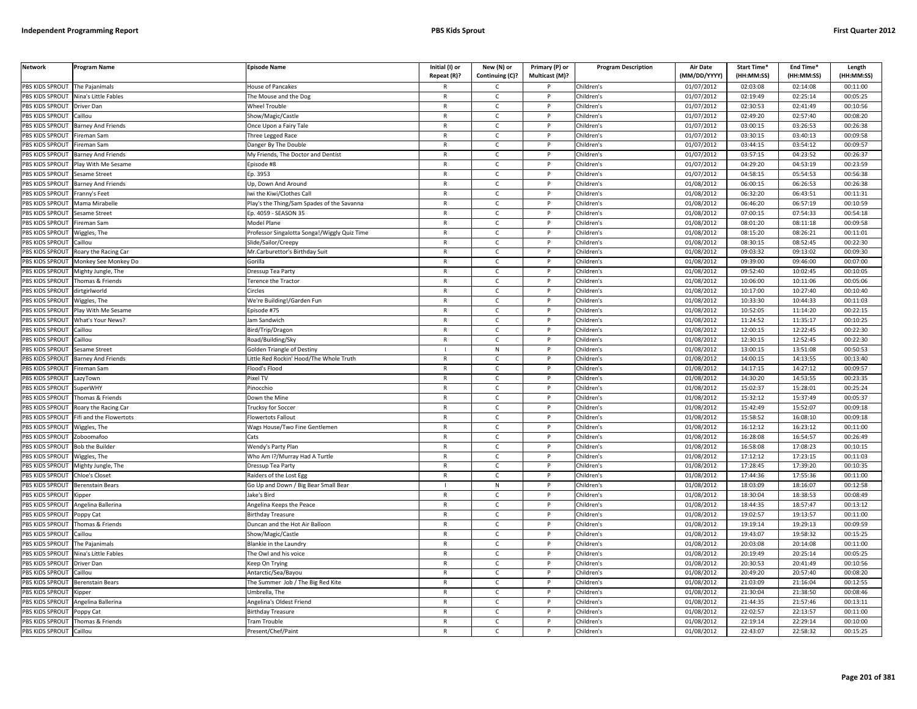| Network | Program Name | Episode Name | Initial (I) or Repeat (R)? | New (N) or Continuing (C)? | Primary (P) or Multicast (M)? | Program Description | Air Date (MM/DD/YYYY) | Start Time* (HH:MM:SS) | End Time* (HH:MM:SS) | Length (HH:MM:SS) |
|---|---|---|---|---|---|---|---|---|---|---|
| PBS KIDS SPROUT | The Pajanimals | House of Pancakes | R | C | P | Children's | 01/07/2012 | 02:03:08 | 02:14:08 | 00:11:00 |
| PBS KIDS SPROUT | Nina's Little Fables | The Mouse and the Dog | R | C | P | Children's | 01/07/2012 | 02:19:49 | 02:25:14 | 00:05:25 |
| PBS KIDS SPROUT | Driver Dan | Wheel Trouble | R | C | P | Children's | 01/07/2012 | 02:30:53 | 02:41:49 | 00:10:56 |
| PBS KIDS SPROUT | Caillou | Show/Magic/Castle | R | C | P | Children's | 01/07/2012 | 02:49:20 | 02:57:40 | 00:08:20 |
| PBS KIDS SPROUT | Barney And Friends | Once Upon a Fairy Tale | R | C | P | Children's | 01/07/2012 | 03:00:15 | 03:26:53 | 00:26:38 |
| PBS KIDS SPROUT | Fireman Sam | Three Legged Race | R | C | P | Children's | 01/07/2012 | 03:30:15 | 03:40:13 | 00:09:58 |
| PBS KIDS SPROUT | Fireman Sam | Danger By The Double | R | C | P | Children's | 01/07/2012 | 03:44:15 | 03:54:12 | 00:09:57 |
| PBS KIDS SPROUT | Barney And Friends | My Friends, The Doctor and Dentist | R | C | P | Children's | 01/07/2012 | 03:57:15 | 04:23:52 | 00:26:37 |
| PBS KIDS SPROUT | Play With Me Sesame | Episode #8 | R | C | P | Children's | 01/07/2012 | 04:29:20 | 04:53:19 | 00:23:59 |
| PBS KIDS SPROUT | Sesame Street | Ep. 3953 | R | C | P | Children's | 01/07/2012 | 04:58:15 | 05:54:53 | 00:56:38 |
| PBS KIDS SPROUT | Barney And Friends | Up, Down And Around | R | C | P | Children's | 01/08/2012 | 06:00:15 | 06:26:53 | 00:26:38 |
| PBS KIDS SPROUT | Franny's Feet | Iwi the Kiwi/Clothes Call | R | C | P | Children's | 01/08/2012 | 06:32:20 | 06:43:51 | 00:11:31 |
| PBS KIDS SPROUT | Mama Mirabelle | Play's the Thing/Sam Spades of the Savanna | R | C | P | Children's | 01/08/2012 | 06:46:20 | 06:57:19 | 00:10:59 |
| PBS KIDS SPROUT | Sesame Street | Ep. 4059 - SEASON 35 | R | C | P | Children's | 01/08/2012 | 07:00:15 | 07:54:33 | 00:54:18 |
| PBS KIDS SPROUT | Fireman Sam | Model Plane | R | C | P | Children's | 01/08/2012 | 08:01:20 | 08:11:18 | 00:09:58 |
| PBS KIDS SPROUT | Wiggles, The | Professor Singalotta Songa!/Wiggly Quiz Time | R | C | P | Children's | 01/08/2012 | 08:15:20 | 08:26:21 | 00:11:01 |
| PBS KIDS SPROUT | Caillou | Slide/Sailor/Creepy | R | C | P | Children's | 01/08/2012 | 08:30:15 | 08:52:45 | 00:22:30 |
| PBS KIDS SPROUT | Roary the Racing Car | Mr.Carburettor's Birthday Suit | R | C | P | Children's | 01/08/2012 | 09:03:32 | 09:13:02 | 00:09:30 |
| PBS KIDS SPROUT | Monkey See Monkey Do | Gorilla | R | C | P | Children's | 01/08/2012 | 09:39:00 | 09:46:00 | 00:07:00 |
| PBS KIDS SPROUT | Mighty Jungle, The | Dressup Tea Party | R | C | P | Children's | 01/08/2012 | 09:52:40 | 10:02:45 | 00:10:05 |
| PBS KIDS SPROUT | Thomas & Friends | Terence the Tractor | R | C | P | Children's | 01/08/2012 | 10:06:00 | 10:11:06 | 00:05:06 |
| PBS KIDS SPROUT | dirtgirlworld | Circles | R | C | P | Children's | 01/08/2012 | 10:17:00 | 10:27:40 | 00:10:40 |
| PBS KIDS SPROUT | Wiggles, The | We're Building!/Garden Fun | R | C | P | Children's | 01/08/2012 | 10:33:30 | 10:44:33 | 00:11:03 |
| PBS KIDS SPROUT | Play With Me Sesame | Episode #75 | R | C | P | Children's | 01/08/2012 | 10:52:05 | 11:14:20 | 00:22:15 |
| PBS KIDS SPROUT | What's Your News? | Jam Sandwich | R | C | P | Children's | 01/08/2012 | 11:24:52 | 11:35:17 | 00:10:25 |
| PBS KIDS SPROUT | Caillou | Bird/Trip/Dragon | R | C | P | Children's | 01/08/2012 | 12:00:15 | 12:22:45 | 00:22:30 |
| PBS KIDS SPROUT | Caillou | Road/Building/Sky | R | C | P | Children's | 01/08/2012 | 12:30:15 | 12:52:45 | 00:22:30 |
| PBS KIDS SPROUT | Sesame Street | Golden Triangle of Destiny | I | N | P | Children's | 01/08/2012 | 13:00:15 | 13:51:08 | 00:50:53 |
| PBS KIDS SPROUT | Barney And Friends | Little Red Rockin' Hood/The Whole Truth | R | C | P | Children's | 01/08/2012 | 14:00:15 | 14:13:55 | 00:13:40 |
| PBS KIDS SPROUT | Fireman Sam | Flood's Flood | R | C | P | Children's | 01/08/2012 | 14:17:15 | 14:27:12 | 00:09:57 |
| PBS KIDS SPROUT | LazyTown | Pixel TV | R | C | P | Children's | 01/08/2012 | 14:30:20 | 14:53:55 | 00:23:35 |
| PBS KIDS SPROUT | SuperWHY | Pinocchio | R | C | P | Children's | 01/08/2012 | 15:02:37 | 15:28:01 | 00:25:24 |
| PBS KIDS SPROUT | Thomas & Friends | Down the Mine | R | C | P | Children's | 01/08/2012 | 15:32:12 | 15:37:49 | 00:05:37 |
| PBS KIDS SPROUT | Roary the Racing Car | Trucksy for Soccer | R | C | P | Children's | 01/08/2012 | 15:42:49 | 15:52:07 | 00:09:18 |
| PBS KIDS SPROUT | Fifi and the Flowertots | Flowertots Fallout | R | C | P | Children's | 01/08/2012 | 15:58:52 | 16:08:10 | 00:09:18 |
| PBS KIDS SPROUT | Wiggles, The | Wags House/Two Fine Gentlemen | R | C | P | Children's | 01/08/2012 | 16:12:12 | 16:23:12 | 00:11:00 |
| PBS KIDS SPROUT | Zoboomafoo | Cats | R | C | P | Children's | 01/08/2012 | 16:28:08 | 16:54:57 | 00:26:49 |
| PBS KIDS SPROUT | Bob the Builder | Wendy's Party Plan | R | C | P | Children's | 01/08/2012 | 16:58:08 | 17:08:23 | 00:10:15 |
| PBS KIDS SPROUT | Wiggles, The | Who Am I?/Murray Had A Turtle | R | C | P | Children's | 01/08/2012 | 17:12:12 | 17:23:15 | 00:11:03 |
| PBS KIDS SPROUT | Mighty Jungle, The | Dressup Tea Party | R | C | P | Children's | 01/08/2012 | 17:28:45 | 17:39:20 | 00:10:35 |
| PBS KIDS SPROUT | Chloe's Closet | Raiders of the Lost Egg | R | C | P | Children's | 01/08/2012 | 17:44:36 | 17:55:36 | 00:11:00 |
| PBS KIDS SPROUT | Berenstain Bears | Go Up and Down / Big Bear Small Bear | I | N | P | Children's | 01/08/2012 | 18:03:09 | 18:16:07 | 00:12:58 |
| PBS KIDS SPROUT | Kipper | Jake's Bird | R | C | P | Children's | 01/08/2012 | 18:30:04 | 18:38:53 | 00:08:49 |
| PBS KIDS SPROUT | Angelina Ballerina | Angelina Keeps the Peace | R | C | P | Children's | 01/08/2012 | 18:44:35 | 18:57:47 | 00:13:12 |
| PBS KIDS SPROUT | Poppy Cat | Birthday Treasure | R | C | P | Children's | 01/08/2012 | 19:02:57 | 19:13:57 | 00:11:00 |
| PBS KIDS SPROUT | Thomas & Friends | Duncan and the Hot Air Balloon | R | C | P | Children's | 01/08/2012 | 19:19:14 | 19:29:13 | 00:09:59 |
| PBS KIDS SPROUT | Caillou | Show/Magic/Castle | R | C | P | Children's | 01/08/2012 | 19:43:07 | 19:58:32 | 00:15:25 |
| PBS KIDS SPROUT | The Pajanimals | Blankie in the Laundry | R | C | P | Children's | 01/08/2012 | 20:03:08 | 20:14:08 | 00:11:00 |
| PBS KIDS SPROUT | Nina's Little Fables | The Owl and his voice | R | C | P | Children's | 01/08/2012 | 20:19:49 | 20:25:14 | 00:05:25 |
| PBS KIDS SPROUT | Driver Dan | Keep On Trying | R | C | P | Children's | 01/08/2012 | 20:30:53 | 20:41:49 | 00:10:56 |
| PBS KIDS SPROUT | Caillou | Antarctic/Sea/Bayou | R | C | P | Children's | 01/08/2012 | 20:49:20 | 20:57:40 | 00:08:20 |
| PBS KIDS SPROUT | Berenstain Bears | The Summer Job / The Big Red Kite | R | C | P | Children's | 01/08/2012 | 21:03:09 | 21:16:04 | 00:12:55 |
| PBS KIDS SPROUT | Kipper | Umbrella, The | R | C | P | Children's | 01/08/2012 | 21:30:04 | 21:38:50 | 00:08:46 |
| PBS KIDS SPROUT | Angelina Ballerina | Angelina's Oldest Friend | R | C | P | Children's | 01/08/2012 | 21:44:35 | 21:57:46 | 00:13:11 |
| PBS KIDS SPROUT | Poppy Cat | Birthday Treasure | R | C | P | Children's | 01/08/2012 | 22:02:57 | 22:13:57 | 00:11:00 |
| PBS KIDS SPROUT | Thomas & Friends | Tram Trouble | R | C | P | Children's | 01/08/2012 | 22:19:14 | 22:29:14 | 00:10:00 |
| PBS KIDS SPROUT | Caillou | Present/Chef/Paint | R | C | P | Children's | 01/08/2012 | 22:43:07 | 22:58:32 | 00:15:25 |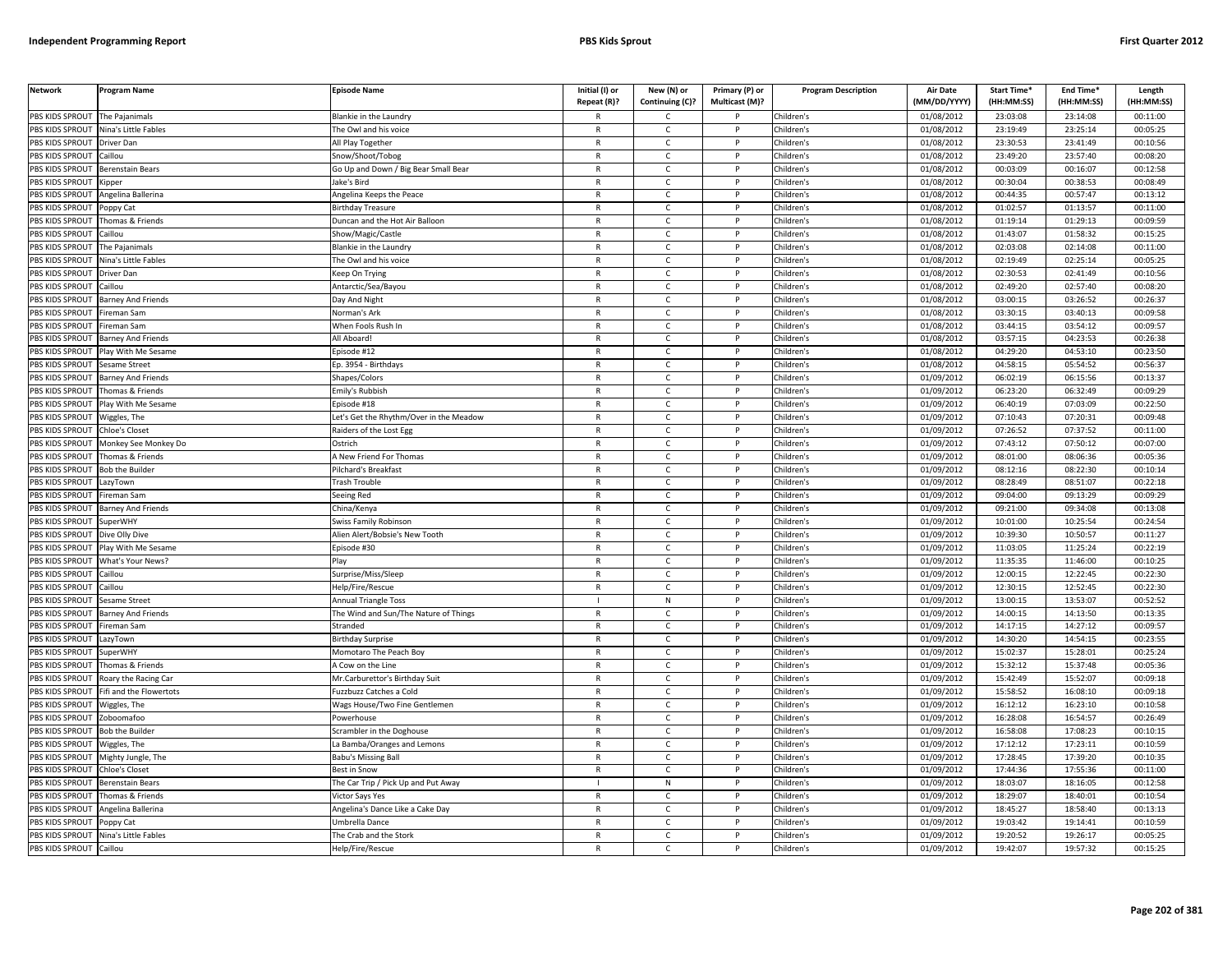| Network | Program Name | Episode Name | Initial (I) or Repeat (R)? | New (N) or Continuing (C)? | Primary (P) or Multicast (M)? | Program Description | Air Date (MM/DD/YYYY) | Start Time* (HH:MM:SS) | End Time* (HH:MM:SS) | Length (HH:MM:SS) |
|---|---|---|---|---|---|---|---|---|---|---|
| PBS KIDS SPROUT | The Pajanimals | Blankie in the Laundry | R | C | P | Children's | 01/08/2012 | 23:03:08 | 23:14:08 | 00:11:00 |
| PBS KIDS SPROUT | Nina's Little Fables | The Owl and his voice | R | C | P | Children's | 01/08/2012 | 23:19:49 | 23:25:14 | 00:05:25 |
| PBS KIDS SPROUT | Driver Dan | All Play Together | R | C | P | Children's | 01/08/2012 | 23:30:53 | 23:41:49 | 00:10:56 |
| PBS KIDS SPROUT | Caillou | Snow/Shoot/Tobog | R | C | P | Children's | 01/08/2012 | 23:49:20 | 23:57:40 | 00:08:20 |
| PBS KIDS SPROUT | Berenstain Bears | Go Up and Down / Big Bear Small Bear | R | C | P | Children's | 01/08/2012 | 00:03:09 | 00:16:07 | 00:12:58 |
| PBS KIDS SPROUT | Kipper | Jake's Bird | R | C | P | Children's | 01/08/2012 | 00:30:04 | 00:38:53 | 00:08:49 |
| PBS KIDS SPROUT | Angelina Ballerina | Angelina Keeps the Peace | R | C | P | Children's | 01/08/2012 | 00:44:35 | 00:57:47 | 00:13:12 |
| PBS KIDS SPROUT | Poppy Cat | Birthday Treasure | R | C | P | Children's | 01/08/2012 | 01:02:57 | 01:13:57 | 00:11:00 |
| PBS KIDS SPROUT | Thomas & Friends | Duncan and the Hot Air Balloon | R | C | P | Children's | 01/08/2012 | 01:19:14 | 01:29:13 | 00:09:59 |
| PBS KIDS SPROUT | Caillou | Show/Magic/Castle | R | C | P | Children's | 01/08/2012 | 01:43:07 | 01:58:32 | 00:15:25 |
| PBS KIDS SPROUT | The Pajanimals | Blankie in the Laundry | R | C | P | Children's | 01/08/2012 | 02:03:08 | 02:14:08 | 00:11:00 |
| PBS KIDS SPROUT | Nina's Little Fables | The Owl and his voice | R | C | P | Children's | 01/08/2012 | 02:19:49 | 02:25:14 | 00:05:25 |
| PBS KIDS SPROUT | Driver Dan | Keep On Trying | R | C | P | Children's | 01/08/2012 | 02:30:53 | 02:41:49 | 00:10:56 |
| PBS KIDS SPROUT | Caillou | Antarctic/Sea/Bayou | R | C | P | Children's | 01/08/2012 | 02:49:20 | 02:57:40 | 00:08:20 |
| PBS KIDS SPROUT | Barney And Friends | Day And Night | R | C | P | Children's | 01/08/2012 | 03:00:15 | 03:26:52 | 00:26:37 |
| PBS KIDS SPROUT | Fireman Sam | Norman's Ark | R | C | P | Children's | 01/08/2012 | 03:30:15 | 03:40:13 | 00:09:58 |
| PBS KIDS SPROUT | Fireman Sam | When Fools Rush In | R | C | P | Children's | 01/08/2012 | 03:44:15 | 03:54:12 | 00:09:57 |
| PBS KIDS SPROUT | Barney And Friends | All Aboard! | R | C | P | Children's | 01/08/2012 | 03:57:15 | 04:23:53 | 00:26:38 |
| PBS KIDS SPROUT | Play With Me Sesame | Episode #12 | R | C | P | Children's | 01/08/2012 | 04:29:20 | 04:53:10 | 00:23:50 |
| PBS KIDS SPROUT | Sesame Street | Ep. 3954 - Birthdays | R | C | P | Children's | 01/08/2012 | 04:58:15 | 05:54:52 | 00:56:37 |
| PBS KIDS SPROUT | Barney And Friends | Shapes/Colors | R | C | P | Children's | 01/09/2012 | 06:02:19 | 06:15:56 | 00:13:37 |
| PBS KIDS SPROUT | Thomas & Friends | Emily's Rubbish | R | C | P | Children's | 01/09/2012 | 06:23:20 | 06:32:49 | 00:09:29 |
| PBS KIDS SPROUT | Play With Me Sesame | Episode #18 | R | C | P | Children's | 01/09/2012 | 06:40:19 | 07:03:09 | 00:22:50 |
| PBS KIDS SPROUT | Wiggles, The | Let's Get the Rhythm/Over in the Meadow | R | C | P | Children's | 01/09/2012 | 07:10:43 | 07:20:31 | 00:09:48 |
| PBS KIDS SPROUT | Chloe's Closet | Raiders of the Lost Egg | R | C | P | Children's | 01/09/2012 | 07:26:52 | 07:37:52 | 00:11:00 |
| PBS KIDS SPROUT | Monkey See Monkey Do | Ostrich | R | C | P | Children's | 01/09/2012 | 07:43:12 | 07:50:12 | 00:07:00 |
| PBS KIDS SPROUT | Thomas & Friends | A New Friend For Thomas | R | C | P | Children's | 01/09/2012 | 08:01:00 | 08:06:36 | 00:05:36 |
| PBS KIDS SPROUT | Bob the Builder | Pilchard's Breakfast | R | C | P | Children's | 01/09/2012 | 08:12:16 | 08:22:30 | 00:10:14 |
| PBS KIDS SPROUT | LazyTown | Trash Trouble | R | C | P | Children's | 01/09/2012 | 08:28:49 | 08:51:07 | 00:22:18 |
| PBS KIDS SPROUT | Fireman Sam | Seeing Red | R | C | P | Children's | 01/09/2012 | 09:04:00 | 09:13:29 | 00:09:29 |
| PBS KIDS SPROUT | Barney And Friends | China/Kenya | R | C | P | Children's | 01/09/2012 | 09:21:00 | 09:34:08 | 00:13:08 |
| PBS KIDS SPROUT | SuperWHY | Swiss Family Robinson | R | C | P | Children's | 01/09/2012 | 10:01:00 | 10:25:54 | 00:24:54 |
| PBS KIDS SPROUT | Dive Olly Dive | Alien Alert/Bobsie's New Tooth | R | C | P | Children's | 01/09/2012 | 10:39:30 | 10:50:57 | 00:11:27 |
| PBS KIDS SPROUT | Play With Me Sesame | Episode #30 | R | C | P | Children's | 01/09/2012 | 11:03:05 | 11:25:24 | 00:22:19 |
| PBS KIDS SPROUT | What's Your News? | Play | R | C | P | Children's | 01/09/2012 | 11:35:35 | 11:46:00 | 00:10:25 |
| PBS KIDS SPROUT | Caillou | Surprise/Miss/Sleep | R | C | P | Children's | 01/09/2012 | 12:00:15 | 12:22:45 | 00:22:30 |
| PBS KIDS SPROUT | Caillou | Help/Fire/Rescue | R | C | P | Children's | 01/09/2012 | 12:30:15 | 12:52:45 | 00:22:30 |
| PBS KIDS SPROUT | Sesame Street | Annual Triangle Toss | I | N | P | Children's | 01/09/2012 | 13:00:15 | 13:53:07 | 00:52:52 |
| PBS KIDS SPROUT | Barney And Friends | The Wind and Sun/The Nature of Things | R | C | P | Children's | 01/09/2012 | 14:00:15 | 14:13:50 | 00:13:35 |
| PBS KIDS SPROUT | Fireman Sam | Stranded | R | C | P | Children's | 01/09/2012 | 14:17:15 | 14:27:12 | 00:09:57 |
| PBS KIDS SPROUT | LazyTown | Birthday Surprise | R | C | P | Children's | 01/09/2012 | 14:30:20 | 14:54:15 | 00:23:55 |
| PBS KIDS SPROUT | SuperWHY | Momotaro The Peach Boy | R | C | P | Children's | 01/09/2012 | 15:02:37 | 15:28:01 | 00:25:24 |
| PBS KIDS SPROUT | Thomas & Friends | A Cow on the Line | R | C | P | Children's | 01/09/2012 | 15:32:12 | 15:37:48 | 00:05:36 |
| PBS KIDS SPROUT | Roary the Racing Car | Mr.Carburettor's Birthday Suit | R | C | P | Children's | 01/09/2012 | 15:42:49 | 15:52:07 | 00:09:18 |
| PBS KIDS SPROUT | Fifi and the Flowertots | Fuzzbuzz Catches a Cold | R | C | P | Children's | 01/09/2012 | 15:58:52 | 16:08:10 | 00:09:18 |
| PBS KIDS SPROUT | Wiggles, The | Wags House/Two Fine Gentlemen | R | C | P | Children's | 01/09/2012 | 16:12:12 | 16:23:10 | 00:10:58 |
| PBS KIDS SPROUT | Zoboomafoo | Powerhouse | R | C | P | Children's | 01/09/2012 | 16:28:08 | 16:54:57 | 00:26:49 |
| PBS KIDS SPROUT | Bob the Builder | Scrambler in the Doghouse | R | C | P | Children's | 01/09/2012 | 16:58:08 | 17:08:23 | 00:10:15 |
| PBS KIDS SPROUT | Wiggles, The | La Bamba/Oranges and Lemons | R | C | P | Children's | 01/09/2012 | 17:12:12 | 17:23:11 | 00:10:59 |
| PBS KIDS SPROUT | Mighty Jungle, The | Babu's Missing Ball | R | C | P | Children's | 01/09/2012 | 17:28:45 | 17:39:20 | 00:10:35 |
| PBS KIDS SPROUT | Chloe's Closet | Best in Snow | R | C | P | Children's | 01/09/2012 | 17:44:36 | 17:55:36 | 00:11:00 |
| PBS KIDS SPROUT | Berenstain Bears | The Car Trip / Pick Up and Put Away | I | N | P | Children's | 01/09/2012 | 18:03:07 | 18:16:05 | 00:12:58 |
| PBS KIDS SPROUT | Thomas & Friends | Victor Says Yes | R | C | P | Children's | 01/09/2012 | 18:29:07 | 18:40:01 | 00:10:54 |
| PBS KIDS SPROUT | Angelina Ballerina | Angelina's Dance Like a Cake Day | R | C | P | Children's | 01/09/2012 | 18:45:27 | 18:58:40 | 00:13:13 |
| PBS KIDS SPROUT | Poppy Cat | Umbrella Dance | R | C | P | Children's | 01/09/2012 | 19:03:42 | 19:14:41 | 00:10:59 |
| PBS KIDS SPROUT | Nina's Little Fables | The Crab and the Stork | R | C | P | Children's | 01/09/2012 | 19:20:52 | 19:26:17 | 00:05:25 |
| PBS KIDS SPROUT | Caillou | Help/Fire/Rescue | R | C | P | Children's | 01/09/2012 | 19:42:07 | 19:57:32 | 00:15:25 |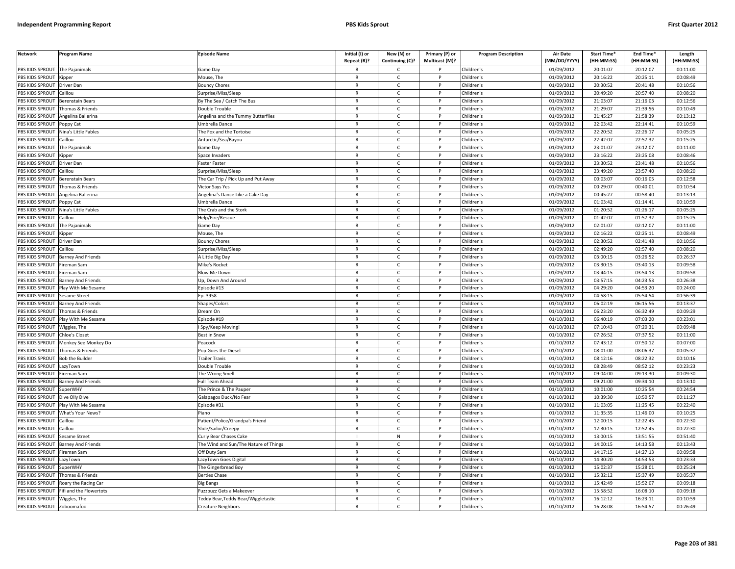| Network | Program Name | Episode Name | Initial (I) or Repeat (R)? | New (N) or Continuing (C)? | Primary (P) or Multicast (M)? | Program Description | Air Date (MM/DD/YYYY) | Start Time* (HH:MM:SS) | End Time* (HH:MM:SS) | Length (HH:MM:SS) |
|---|---|---|---|---|---|---|---|---|---|---|
| PBS KIDS SPROUT | The Pajanimals | Game Day | R | C | P | Children's | 01/09/2012 | 20:01:07 | 20:12:07 | 00:11:00 |
| PBS KIDS SPROUT | Kipper | Mouse, The | R | C | P | Children's | 01/09/2012 | 20:16:22 | 20:25:11 | 00:08:49 |
| PBS KIDS SPROUT | Driver Dan | Bouncy Chores | R | C | P | Children's | 01/09/2012 | 20:30:52 | 20:41:48 | 00:10:56 |
| PBS KIDS SPROUT | Caillou | Surprise/Miss/Sleep | R | C | P | Children's | 01/09/2012 | 20:49:20 | 20:57:40 | 00:08:20 |
| PBS KIDS SPROUT | Berenstain Bears | By The Sea / Catch The Bus | R | C | P | Children's | 01/09/2012 | 21:03:07 | 21:16:03 | 00:12:56 |
| PBS KIDS SPROUT | Thomas & Friends | Double Trouble | R | C | P | Children's | 01/09/2012 | 21:29:07 | 21:39:56 | 00:10:49 |
| PBS KIDS SPROUT | Angelina Ballerina | Angelina and the Tummy Butterflies | R | C | P | Children's | 01/09/2012 | 21:45:27 | 21:58:39 | 00:13:12 |
| PBS KIDS SPROUT | Poppy Cat | Umbrella Dance | R | C | P | Children's | 01/09/2012 | 22:03:42 | 22:14:41 | 00:10:59 |
| PBS KIDS SPROUT | Nina's Little Fables | The Fox and the Tortoise | R | C | P | Children's | 01/09/2012 | 22:20:52 | 22:26:17 | 00:05:25 |
| PBS KIDS SPROUT | Caillou | Antarctic/Sea/Bayou | R | C | P | Children's | 01/09/2012 | 22:42:07 | 22:57:32 | 00:15:25 |
| PBS KIDS SPROUT | The Pajanimals | Game Day | R | C | P | Children's | 01/09/2012 | 23:01:07 | 23:12:07 | 00:11:00 |
| PBS KIDS SPROUT | Kipper | Space Invaders | R | C | P | Children's | 01/09/2012 | 23:16:22 | 23:25:08 | 00:08:46 |
| PBS KIDS SPROUT | Driver Dan | Faster Faster | R | C | P | Children's | 01/09/2012 | 23:30:52 | 23:41:48 | 00:10:56 |
| PBS KIDS SPROUT | Caillou | Surprise/Miss/Sleep | R | C | P | Children's | 01/09/2012 | 23:49:20 | 23:57:40 | 00:08:20 |
| PBS KIDS SPROUT | Berenstain Bears | The Car Trip / Pick Up and Put Away | R | C | P | Children's | 01/09/2012 | 00:03:07 | 00:16:05 | 00:12:58 |
| PBS KIDS SPROUT | Thomas & Friends | Victor Says Yes | R | C | P | Children's | 01/09/2012 | 00:29:07 | 00:40:01 | 00:10:54 |
| PBS KIDS SPROUT | Angelina Ballerina | Angelina's Dance Like a Cake Day | R | C | P | Children's | 01/09/2012 | 00:45:27 | 00:58:40 | 00:13:13 |
| PBS KIDS SPROUT | Poppy Cat | Umbrella Dance | R | C | P | Children's | 01/09/2012 | 01:03:42 | 01:14:41 | 00:10:59 |
| PBS KIDS SPROUT | Nina's Little Fables | The Crab and the Stork | R | C | P | Children's | 01/09/2012 | 01:20:52 | 01:26:17 | 00:05:25 |
| PBS KIDS SPROUT | Caillou | Help/Fire/Rescue | R | C | P | Children's | 01/09/2012 | 01:42:07 | 01:57:32 | 00:15:25 |
| PBS KIDS SPROUT | The Pajanimals | Game Day | R | C | P | Children's | 01/09/2012 | 02:01:07 | 02:12:07 | 00:11:00 |
| PBS KIDS SPROUT | Kipper | Mouse, The | R | C | P | Children's | 01/09/2012 | 02:16:22 | 02:25:11 | 00:08:49 |
| PBS KIDS SPROUT | Driver Dan | Bouncy Chores | R | C | P | Children's | 01/09/2012 | 02:30:52 | 02:41:48 | 00:10:56 |
| PBS KIDS SPROUT | Caillou | Surprise/Miss/Sleep | R | C | P | Children's | 01/09/2012 | 02:49:20 | 02:57:40 | 00:08:20 |
| PBS KIDS SPROUT | Barney And Friends | A Little Big Day | R | C | P | Children's | 01/09/2012 | 03:00:15 | 03:26:52 | 00:26:37 |
| PBS KIDS SPROUT | Fireman Sam | Mike's Rocket | R | C | P | Children's | 01/09/2012 | 03:30:15 | 03:40:13 | 00:09:58 |
| PBS KIDS SPROUT | Fireman Sam | Blow Me Down | R | C | P | Children's | 01/09/2012 | 03:44:15 | 03:54:13 | 00:09:58 |
| PBS KIDS SPROUT | Barney And Friends | Up, Down And Around | R | C | P | Children's | 01/09/2012 | 03:57:15 | 04:23:53 | 00:26:38 |
| PBS KIDS SPROUT | Play With Me Sesame | Episode #13 | R | C | P | Children's | 01/09/2012 | 04:29:20 | 04:53:20 | 00:24:00 |
| PBS KIDS SPROUT | Sesame Street | Ep. 3958 | R | C | P | Children's | 01/09/2012 | 04:58:15 | 05:54:54 | 00:56:39 |
| PBS KIDS SPROUT | Barney And Friends | Shapes/Colors | R | C | P | Children's | 01/10/2012 | 06:02:19 | 06:15:56 | 00:13:37 |
| PBS KIDS SPROUT | Thomas & Friends | Dream On | R | C | P | Children's | 01/10/2012 | 06:23:20 | 06:32:49 | 00:09:29 |
| PBS KIDS SPROUT | Play With Me Sesame | Episode #19 | R | C | P | Children's | 01/10/2012 | 06:40:19 | 07:03:20 | 00:23:01 |
| PBS KIDS SPROUT | Wiggles, The | I Spy/Keep Moving! | R | C | P | Children's | 01/10/2012 | 07:10:43 | 07:20:31 | 00:09:48 |
| PBS KIDS SPROUT | Chloe's Closet | Best in Snow | R | C | P | Children's | 01/10/2012 | 07:26:52 | 07:37:52 | 00:11:00 |
| PBS KIDS SPROUT | Monkey See Monkey Do | Peacock | R | C | P | Children's | 01/10/2012 | 07:43:12 | 07:50:12 | 00:07:00 |
| PBS KIDS SPROUT | Thomas & Friends | Pop Goes the Diesel | R | C | P | Children's | 01/10/2012 | 08:01:00 | 08:06:37 | 00:05:37 |
| PBS KIDS SPROUT | Bob the Builder | Trailer Travis | R | C | P | Children's | 01/10/2012 | 08:12:16 | 08:22:32 | 00:10:16 |
| PBS KIDS SPROUT | LazyTown | Double Trouble | R | C | P | Children's | 01/10/2012 | 08:28:49 | 08:52:12 | 00:23:23 |
| PBS KIDS SPROUT | Fireman Sam | The Wrong Smell | R | C | P | Children's | 01/10/2012 | 09:04:00 | 09:13:30 | 00:09:30 |
| PBS KIDS SPROUT | Barney And Friends | Full Team Ahead | R | C | P | Children's | 01/10/2012 | 09:21:00 | 09:34:10 | 00:13:10 |
| PBS KIDS SPROUT | SuperWHY | The Prince & The Pauper | R | C | P | Children's | 01/10/2012 | 10:01:00 | 10:25:54 | 00:24:54 |
| PBS KIDS SPROUT | Dive Olly Dive | Galapagos Duck/No Fear | R | C | P | Children's | 01/10/2012 | 10:39:30 | 10:50:57 | 00:11:27 |
| PBS KIDS SPROUT | Play With Me Sesame | Episode #31 | R | C | P | Children's | 01/10/2012 | 11:03:05 | 11:25:45 | 00:22:40 |
| PBS KIDS SPROUT | What's Your News? | Piano | R | C | P | Children's | 01/10/2012 | 11:35:35 | 11:46:00 | 00:10:25 |
| PBS KIDS SPROUT | Caillou | Patient/Police/Grandpa's Friend | R | C | P | Children's | 01/10/2012 | 12:00:15 | 12:22:45 | 00:22:30 |
| PBS KIDS SPROUT | Caillou | Slide/Sailor/Creepy | R | C | P | Children's | 01/10/2012 | 12:30:15 | 12:52:45 | 00:22:30 |
| PBS KIDS SPROUT | Sesame Street | Curly Bear Chases Cake | I | N | P | Children's | 01/10/2012 | 13:00:15 | 13:51:55 | 00:51:40 |
| PBS KIDS SPROUT | Barney And Friends | The Wind and Sun/The Nature of Things | R | C | P | Children's | 01/10/2012 | 14:00:15 | 14:13:58 | 00:13:43 |
| PBS KIDS SPROUT | Fireman Sam | Off Duty Sam | R | C | P | Children's | 01/10/2012 | 14:17:15 | 14:27:13 | 00:09:58 |
| PBS KIDS SPROUT | LazyTown | LazyTown Goes Digital | R | C | P | Children's | 01/10/2012 | 14:30:20 | 14:53:53 | 00:23:33 |
| PBS KIDS SPROUT | SuperWHY | The Gingerbread Boy | R | C | P | Children's | 01/10/2012 | 15:02:37 | 15:28:01 | 00:25:24 |
| PBS KIDS SPROUT | Thomas & Friends | Berties Chase | R | C | P | Children's | 01/10/2012 | 15:32:12 | 15:37:49 | 00:05:37 |
| PBS KIDS SPROUT | Roary the Racing Car | Big Bangs | R | C | P | Children's | 01/10/2012 | 15:42:49 | 15:52:07 | 00:09:18 |
| PBS KIDS SPROUT | Fifi and the Flowertots | Fuzzbuzz Gets a Makeover | R | C | P | Children's | 01/10/2012 | 15:58:52 | 16:08:10 | 00:09:18 |
| PBS KIDS SPROUT | Wiggles, The | Teddy Bear,Teddy Bear/Wiggletastic | R | C | P | Children's | 01/10/2012 | 16:12:12 | 16:23:11 | 00:10:59 |
| PBS KIDS SPROUT | Zoboomafoo | Creature Neighbors | R | C | P | Children's | 01/10/2012 | 16:28:08 | 16:54:57 | 00:26:49 |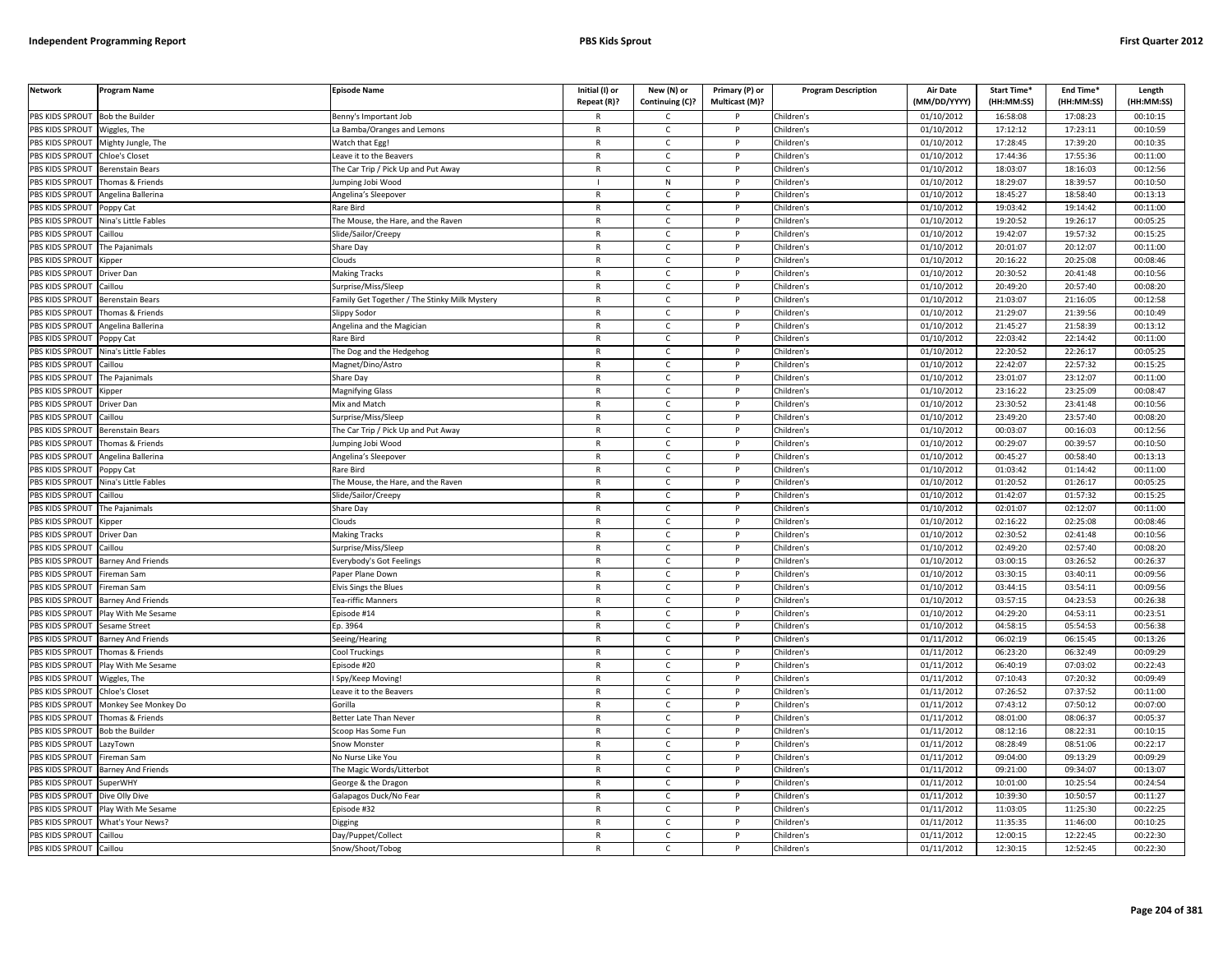| Network | Program Name | Episode Name | Initial (I) or Repeat (R)? | New (N) or Continuing (C)? | Primary (P) or Multicast (M)? | Program Description | Air Date (MM/DD/YYYY) | Start Time* (HH:MM:SS) | End Time* (HH:MM:SS) | Length (HH:MM:SS) |
|---|---|---|---|---|---|---|---|---|---|---|
| PBS KIDS SPROUT | Bob the Builder | Benny's Important Job | R | C | P | Children's | 01/10/2012 | 16:58:08 | 17:08:23 | 00:10:15 |
| PBS KIDS SPROUT | Wiggles, The | La Bamba/Oranges and Lemons | R | C | P | Children's | 01/10/2012 | 17:12:12 | 17:23:11 | 00:10:59 |
| PBS KIDS SPROUT | Mighty Jungle, The | Watch that Egg! | R | C | P | Children's | 01/10/2012 | 17:28:45 | 17:39:20 | 00:10:35 |
| PBS KIDS SPROUT | Chloe's Closet | Leave it to the Beavers | R | C | P | Children's | 01/10/2012 | 17:44:36 | 17:55:36 | 00:11:00 |
| PBS KIDS SPROUT | Berenstain Bears | The Car Trip / Pick Up and Put Away | R | C | P | Children's | 01/10/2012 | 18:03:07 | 18:16:03 | 00:12:56 |
| PBS KIDS SPROUT | Thomas & Friends | Jumping Jobi Wood | I | N | P | Children's | 01/10/2012 | 18:29:07 | 18:39:57 | 00:10:50 |
| PBS KIDS SPROUT | Angelina Ballerina | Angelina's Sleepover | R | C | P | Children's | 01/10/2012 | 18:45:27 | 18:58:40 | 00:13:13 |
| PBS KIDS SPROUT | Poppy Cat | Rare Bird | R | C | P | Children's | 01/10/2012 | 19:03:42 | 19:14:42 | 00:11:00 |
| PBS KIDS SPROUT | Nina's Little Fables | The Mouse, the Hare, and the Raven | R | C | P | Children's | 01/10/2012 | 19:20:52 | 19:26:17 | 00:05:25 |
| PBS KIDS SPROUT | Caillou | Slide/Sailor/Creepy | R | C | P | Children's | 01/10/2012 | 19:42:07 | 19:57:32 | 00:15:25 |
| PBS KIDS SPROUT | The Pajanimals | Share Day | R | C | P | Children's | 01/10/2012 | 20:01:07 | 20:12:07 | 00:11:00 |
| PBS KIDS SPROUT | Kipper | Clouds | R | C | P | Children's | 01/10/2012 | 20:16:22 | 20:25:08 | 00:08:46 |
| PBS KIDS SPROUT | Driver Dan | Making Tracks | R | C | P | Children's | 01/10/2012 | 20:30:52 | 20:41:48 | 00:10:56 |
| PBS KIDS SPROUT | Caillou | Surprise/Miss/Sleep | R | C | P | Children's | 01/10/2012 | 20:49:20 | 20:57:40 | 00:08:20 |
| PBS KIDS SPROUT | Berenstain Bears | Family Get Together / The Stinky Milk Mystery | R | C | P | Children's | 01/10/2012 | 21:03:07 | 21:16:05 | 00:12:58 |
| PBS KIDS SPROUT | Thomas & Friends | Slippy Sodor | R | C | P | Children's | 01/10/2012 | 21:29:07 | 21:39:56 | 00:10:49 |
| PBS KIDS SPROUT | Angelina Ballerina | Angelina and the Magician | R | C | P | Children's | 01/10/2012 | 21:45:27 | 21:58:39 | 00:13:12 |
| PBS KIDS SPROUT | Poppy Cat | Rare Bird | R | C | P | Children's | 01/10/2012 | 22:03:42 | 22:14:42 | 00:11:00 |
| PBS KIDS SPROUT | Nina's Little Fables | The Dog and the Hedgehog | R | C | P | Children's | 01/10/2012 | 22:20:52 | 22:26:17 | 00:05:25 |
| PBS KIDS SPROUT | Caillou | Magnet/Dino/Astro | R | C | P | Children's | 01/10/2012 | 22:42:07 | 22:57:32 | 00:15:25 |
| PBS KIDS SPROUT | The Pajanimals | Share Day | R | C | P | Children's | 01/10/2012 | 23:01:07 | 23:12:07 | 00:11:00 |
| PBS KIDS SPROUT | Kipper | Magnifying Glass | R | C | P | Children's | 01/10/2012 | 23:16:22 | 23:25:09 | 00:08:47 |
| PBS KIDS SPROUT | Driver Dan | Mix and Match | R | C | P | Children's | 01/10/2012 | 23:30:52 | 23:41:48 | 00:10:56 |
| PBS KIDS SPROUT | Caillou | Surprise/Miss/Sleep | R | C | P | Children's | 01/10/2012 | 23:49:20 | 23:57:40 | 00:08:20 |
| PBS KIDS SPROUT | Berenstain Bears | The Car Trip / Pick Up and Put Away | R | C | P | Children's | 01/10/2012 | 00:03:07 | 00:16:03 | 00:12:56 |
| PBS KIDS SPROUT | Thomas & Friends | Jumping Jobi Wood | R | C | P | Children's | 01/10/2012 | 00:29:07 | 00:39:57 | 00:10:50 |
| PBS KIDS SPROUT | Angelina Ballerina | Angelina's Sleepover | R | C | P | Children's | 01/10/2012 | 00:45:27 | 00:58:40 | 00:13:13 |
| PBS KIDS SPROUT | Poppy Cat | Rare Bird | R | C | P | Children's | 01/10/2012 | 01:03:42 | 01:14:42 | 00:11:00 |
| PBS KIDS SPROUT | Nina's Little Fables | The Mouse, the Hare, and the Raven | R | C | P | Children's | 01/10/2012 | 01:20:52 | 01:26:17 | 00:05:25 |
| PBS KIDS SPROUT | Caillou | Slide/Sailor/Creepy | R | C | P | Children's | 01/10/2012 | 01:42:07 | 01:57:32 | 00:15:25 |
| PBS KIDS SPROUT | The Pajanimals | Share Day | R | C | P | Children's | 01/10/2012 | 02:01:07 | 02:12:07 | 00:11:00 |
| PBS KIDS SPROUT | Kipper | Clouds | R | C | P | Children's | 01/10/2012 | 02:16:22 | 02:25:08 | 00:08:46 |
| PBS KIDS SPROUT | Driver Dan | Making Tracks | R | C | P | Children's | 01/10/2012 | 02:30:52 | 02:41:48 | 00:10:56 |
| PBS KIDS SPROUT | Caillou | Surprise/Miss/Sleep | R | C | P | Children's | 01/10/2012 | 02:49:20 | 02:57:40 | 00:08:20 |
| PBS KIDS SPROUT | Barney And Friends | Everybody's Got Feelings | R | C | P | Children's | 01/10/2012 | 03:00:15 | 03:26:52 | 00:26:37 |
| PBS KIDS SPROUT | Fireman Sam | Paper Plane Down | R | C | P | Children's | 01/10/2012 | 03:30:15 | 03:40:11 | 00:09:56 |
| PBS KIDS SPROUT | Fireman Sam | Elvis Sings the Blues | R | C | P | Children's | 01/10/2012 | 03:44:15 | 03:54:11 | 00:09:56 |
| PBS KIDS SPROUT | Barney And Friends | Tea-riffic Manners | R | C | P | Children's | 01/10/2012 | 03:57:15 | 04:23:53 | 00:26:38 |
| PBS KIDS SPROUT | Play With Me Sesame | Episode #14 | R | C | P | Children's | 01/10/2012 | 04:29:20 | 04:53:11 | 00:23:51 |
| PBS KIDS SPROUT | Sesame Street | Ep. 3964 | R | C | P | Children's | 01/10/2012 | 04:58:15 | 05:54:53 | 00:56:38 |
| PBS KIDS SPROUT | Barney And Friends | Seeing/Hearing | R | C | P | Children's | 01/11/2012 | 06:02:19 | 06:15:45 | 00:13:26 |
| PBS KIDS SPROUT | Thomas & Friends | Cool Truckings | R | C | P | Children's | 01/11/2012 | 06:23:20 | 06:32:49 | 00:09:29 |
| PBS KIDS SPROUT | Play With Me Sesame | Episode #20 | R | C | P | Children's | 01/11/2012 | 06:40:19 | 07:03:02 | 00:22:43 |
| PBS KIDS SPROUT | Wiggles, The | I Spy/Keep Moving! | R | C | P | Children's | 01/11/2012 | 07:10:43 | 07:20:32 | 00:09:49 |
| PBS KIDS SPROUT | Chloe's Closet | Leave it to the Beavers | R | C | P | Children's | 01/11/2012 | 07:26:52 | 07:37:52 | 00:11:00 |
| PBS KIDS SPROUT | Monkey See Monkey Do | Gorilla | R | C | P | Children's | 01/11/2012 | 07:43:12 | 07:50:12 | 00:07:00 |
| PBS KIDS SPROUT | Thomas & Friends | Better Late Than Never | R | C | P | Children's | 01/11/2012 | 08:01:00 | 08:06:37 | 00:05:37 |
| PBS KIDS SPROUT | Bob the Builder | Scoop Has Some Fun | R | C | P | Children's | 01/11/2012 | 08:12:16 | 08:22:31 | 00:10:15 |
| PBS KIDS SPROUT | LazyTown | Snow Monster | R | C | P | Children's | 01/11/2012 | 08:28:49 | 08:51:06 | 00:22:17 |
| PBS KIDS SPROUT | Fireman Sam | No Nurse Like You | R | C | P | Children's | 01/11/2012 | 09:04:00 | 09:13:29 | 00:09:29 |
| PBS KIDS SPROUT | Barney And Friends | The Magic Words/Litterbot | R | C | P | Children's | 01/11/2012 | 09:21:00 | 09:34:07 | 00:13:07 |
| PBS KIDS SPROUT | SuperWHY | George & the Dragon | R | C | P | Children's | 01/11/2012 | 10:01:00 | 10:25:54 | 00:24:54 |
| PBS KIDS SPROUT | Dive Olly Dive | Galapagos Duck/No Fear | R | C | P | Children's | 01/11/2012 | 10:39:30 | 10:50:57 | 00:11:27 |
| PBS KIDS SPROUT | Play With Me Sesame | Episode #32 | R | C | P | Children's | 01/11/2012 | 11:03:05 | 11:25:30 | 00:22:25 |
| PBS KIDS SPROUT | What's Your News? | Digging | R | C | P | Children's | 01/11/2012 | 11:35:35 | 11:46:00 | 00:10:25 |
| PBS KIDS SPROUT | Caillou | Day/Puppet/Collect | R | C | P | Children's | 01/11/2012 | 12:00:15 | 12:22:45 | 00:22:30 |
| PBS KIDS SPROUT | Caillou | Snow/Shoot/Tobog | R | C | P | Children's | 01/11/2012 | 12:30:15 | 12:52:45 | 00:22:30 |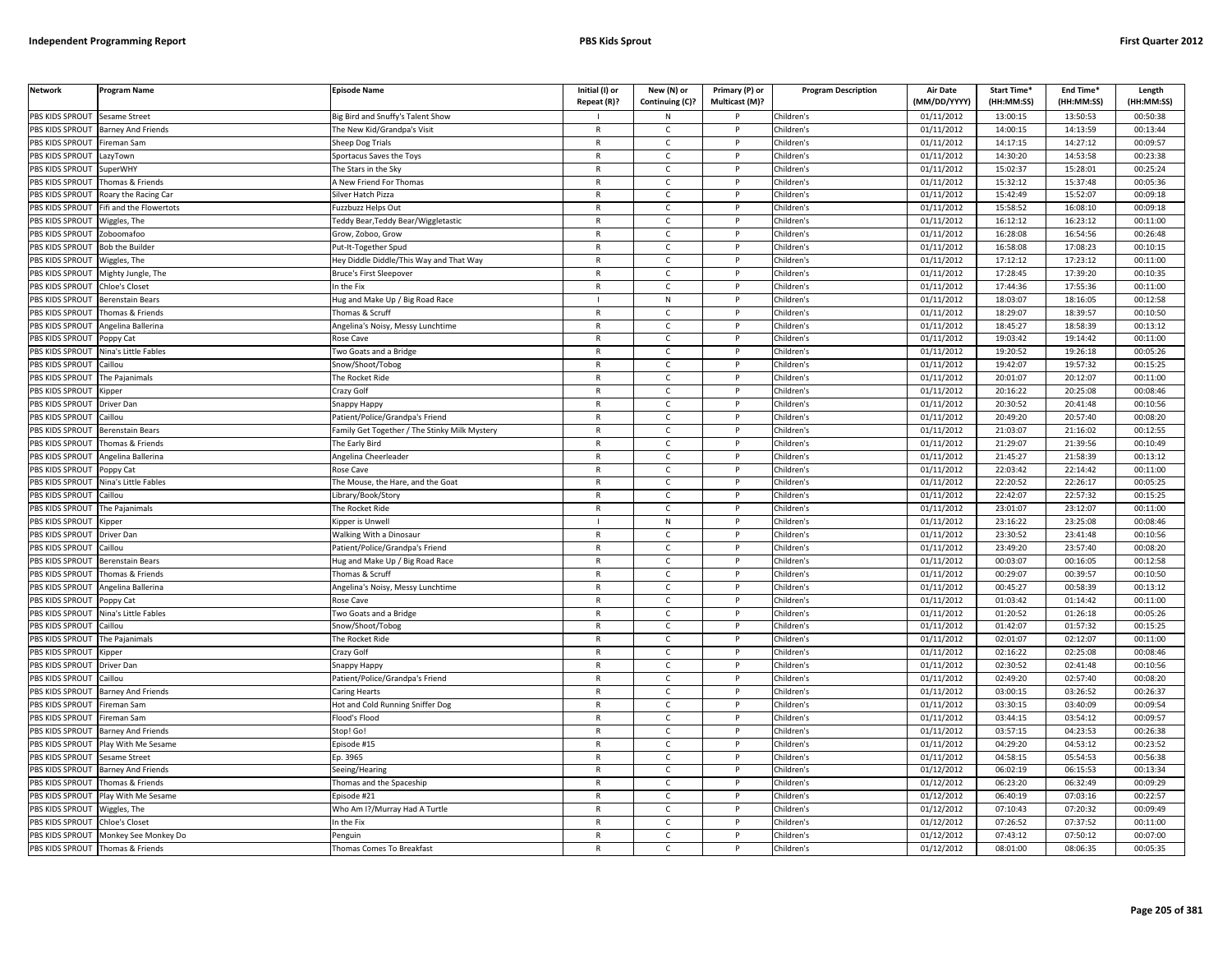| Network | Program Name | Episode Name | Initial (I) or Repeat (R)? | New (N) or Continuing (C)? | Primary (P) or Multicast (M)? | Program Description | Air Date (MM/DD/YYYY) | Start Time* (HH:MM:SS) | End Time* (HH:MM:SS) | Length (HH:MM:SS) |
|---|---|---|---|---|---|---|---|---|---|---|
| PBS KIDS SPROUT | Sesame Street | Big Bird and Snuffy's Talent Show | I | N | P | Children's | 01/11/2012 | 13:00:15 | 13:50:53 | 00:50:38 |
| PBS KIDS SPROUT | Barney And Friends | The New Kid/Grandpa's Visit | R | C | P | Children's | 01/11/2012 | 14:00:15 | 14:13:59 | 00:13:44 |
| PBS KIDS SPROUT | Fireman Sam | Sheep Dog Trials | R | C | P | Children's | 01/11/2012 | 14:17:15 | 14:27:12 | 00:09:57 |
| PBS KIDS SPROUT | LazyTown | Sportacus Saves the Toys | R | C | P | Children's | 01/11/2012 | 14:30:20 | 14:53:58 | 00:23:38 |
| PBS KIDS SPROUT | SuperWHY | The Stars in the Sky | R | C | P | Children's | 01/11/2012 | 15:02:37 | 15:28:01 | 00:25:24 |
| PBS KIDS SPROUT | Thomas & Friends | A New Friend For Thomas | R | C | P | Children's | 01/11/2012 | 15:32:12 | 15:37:48 | 00:05:36 |
| PBS KIDS SPROUT | Roary the Racing Car | Silver Hatch Pizza | R | C | P | Children's | 01/11/2012 | 15:42:49 | 15:52:07 | 00:09:18 |
| PBS KIDS SPROUT | Fifi and the Flowertots | Fuzzbuzz Helps Out | R | C | P | Children's | 01/11/2012 | 15:58:52 | 16:08:10 | 00:09:18 |
| PBS KIDS SPROUT | Wiggles, The | Teddy Bear,Teddy Bear/Wiggletastic | R | C | P | Children's | 01/11/2012 | 16:12:12 | 16:23:12 | 00:11:00 |
| PBS KIDS SPROUT | Zoboomafoo | Grow, Zoboo, Grow | R | C | P | Children's | 01/11/2012 | 16:28:08 | 16:54:56 | 00:26:48 |
| PBS KIDS SPROUT | Bob the Builder | Put-It-Together Spud | R | C | P | Children's | 01/11/2012 | 16:58:08 | 17:08:23 | 00:10:15 |
| PBS KIDS SPROUT | Wiggles, The | Hey Diddle Diddle/This Way and That Way | R | C | P | Children's | 01/11/2012 | 17:12:12 | 17:23:12 | 00:11:00 |
| PBS KIDS SPROUT | Mighty Jungle, The | Bruce's First Sleepover | R | C | P | Children's | 01/11/2012 | 17:28:45 | 17:39:20 | 00:10:35 |
| PBS KIDS SPROUT | Chloe's Closet | In the Fix | R | C | P | Children's | 01/11/2012 | 17:44:36 | 17:55:36 | 00:11:00 |
| PBS KIDS SPROUT | Berenstain Bears | Hug and Make Up / Big Road Race | I | N | P | Children's | 01/11/2012 | 18:03:07 | 18:16:05 | 00:12:58 |
| PBS KIDS SPROUT | Thomas & Friends | Thomas & Scruff | R | C | P | Children's | 01/11/2012 | 18:29:07 | 18:39:57 | 00:10:50 |
| PBS KIDS SPROUT | Angelina Ballerina | Angelina's Noisy, Messy Lunchtime | R | C | P | Children's | 01/11/2012 | 18:45:27 | 18:58:39 | 00:13:12 |
| PBS KIDS SPROUT | Poppy Cat | Rose Cave | R | C | P | Children's | 01/11/2012 | 19:03:42 | 19:14:42 | 00:11:00 |
| PBS KIDS SPROUT | Nina's Little Fables | Two Goats and a Bridge | R | C | P | Children's | 01/11/2012 | 19:20:52 | 19:26:18 | 00:05:26 |
| PBS KIDS SPROUT | Caillou | Snow/Shoot/Tobog | R | C | P | Children's | 01/11/2012 | 19:42:07 | 19:57:32 | 00:15:25 |
| PBS KIDS SPROUT | The Pajanimals | The Rocket Ride | R | C | P | Children's | 01/11/2012 | 20:01:07 | 20:12:07 | 00:11:00 |
| PBS KIDS SPROUT | Kipper | Crazy Golf | R | C | P | Children's | 01/11/2012 | 20:16:22 | 20:25:08 | 00:08:46 |
| PBS KIDS SPROUT | Driver Dan | Snappy Happy | R | C | P | Children's | 01/11/2012 | 20:30:52 | 20:41:48 | 00:10:56 |
| PBS KIDS SPROUT | Caillou | Patient/Police/Grandpa's Friend | R | C | P | Children's | 01/11/2012 | 20:49:20 | 20:57:40 | 00:08:20 |
| PBS KIDS SPROUT | Berenstain Bears | Family Get Together / The Stinky Milk Mystery | R | C | P | Children's | 01/11/2012 | 21:03:07 | 21:16:02 | 00:12:55 |
| PBS KIDS SPROUT | Thomas & Friends | The Early Bird | R | C | P | Children's | 01/11/2012 | 21:29:07 | 21:39:56 | 00:10:49 |
| PBS KIDS SPROUT | Angelina Ballerina | Angelina Cheerleader | R | C | P | Children's | 01/11/2012 | 21:45:27 | 21:58:39 | 00:13:12 |
| PBS KIDS SPROUT | Poppy Cat | Rose Cave | R | C | P | Children's | 01/11/2012 | 22:03:42 | 22:14:42 | 00:11:00 |
| PBS KIDS SPROUT | Nina's Little Fables | The Mouse, the Hare, and the Goat | R | C | P | Children's | 01/11/2012 | 22:20:52 | 22:26:17 | 00:05:25 |
| PBS KIDS SPROUT | Caillou | Library/Book/Story | R | C | P | Children's | 01/11/2012 | 22:42:07 | 22:57:32 | 00:15:25 |
| PBS KIDS SPROUT | The Pajanimals | The Rocket Ride | R | C | P | Children's | 01/11/2012 | 23:01:07 | 23:12:07 | 00:11:00 |
| PBS KIDS SPROUT | Kipper | Kipper is Unwell | I | N | P | Children's | 01/11/2012 | 23:16:22 | 23:25:08 | 00:08:46 |
| PBS KIDS SPROUT | Driver Dan | Walking With a Dinosaur | R | C | P | Children's | 01/11/2012 | 23:30:52 | 23:41:48 | 00:10:56 |
| PBS KIDS SPROUT | Caillou | Patient/Police/Grandpa's Friend | R | C | P | Children's | 01/11/2012 | 23:49:20 | 23:57:40 | 00:08:20 |
| PBS KIDS SPROUT | Berenstain Bears | Hug and Make Up / Big Road Race | R | C | P | Children's | 01/11/2012 | 00:03:07 | 00:16:05 | 00:12:58 |
| PBS KIDS SPROUT | Thomas & Friends | Thomas & Scruff | R | C | P | Children's | 01/11/2012 | 00:29:07 | 00:39:57 | 00:10:50 |
| PBS KIDS SPROUT | Angelina Ballerina | Angelina's Noisy, Messy Lunchtime | R | C | P | Children's | 01/11/2012 | 00:45:27 | 00:58:39 | 00:13:12 |
| PBS KIDS SPROUT | Poppy Cat | Rose Cave | R | C | P | Children's | 01/11/2012 | 01:03:42 | 01:14:42 | 00:11:00 |
| PBS KIDS SPROUT | Nina's Little Fables | Two Goats and a Bridge | R | C | P | Children's | 01/11/2012 | 01:20:52 | 01:26:18 | 00:05:26 |
| PBS KIDS SPROUT | Caillou | Snow/Shoot/Tobog | R | C | P | Children's | 01/11/2012 | 01:42:07 | 01:57:32 | 00:15:25 |
| PBS KIDS SPROUT | The Pajanimals | The Rocket Ride | R | C | P | Children's | 01/11/2012 | 02:01:07 | 02:12:07 | 00:11:00 |
| PBS KIDS SPROUT | Kipper | Crazy Golf | R | C | P | Children's | 01/11/2012 | 02:16:22 | 02:25:08 | 00:08:46 |
| PBS KIDS SPROUT | Driver Dan | Snappy Happy | R | C | P | Children's | 01/11/2012 | 02:30:52 | 02:41:48 | 00:10:56 |
| PBS KIDS SPROUT | Caillou | Patient/Police/Grandpa's Friend | R | C | P | Children's | 01/11/2012 | 02:49:20 | 02:57:40 | 00:08:20 |
| PBS KIDS SPROUT | Barney And Friends | Caring Hearts | R | C | P | Children's | 01/11/2012 | 03:00:15 | 03:26:52 | 00:26:37 |
| PBS KIDS SPROUT | Fireman Sam | Hot and Cold Running Sniffer Dog | R | C | P | Children's | 01/11/2012 | 03:30:15 | 03:40:09 | 00:09:54 |
| PBS KIDS SPROUT | Fireman Sam | Flood's Flood | R | C | P | Children's | 01/11/2012 | 03:44:15 | 03:54:12 | 00:09:57 |
| PBS KIDS SPROUT | Barney And Friends | Stop! Go! | R | C | P | Children's | 01/11/2012 | 03:57:15 | 04:23:53 | 00:26:38 |
| PBS KIDS SPROUT | Play With Me Sesame | Episode #15 | R | C | P | Children's | 01/11/2012 | 04:29:20 | 04:53:12 | 00:23:52 |
| PBS KIDS SPROUT | Sesame Street | Ep. 3965 | R | C | P | Children's | 01/11/2012 | 04:58:15 | 05:54:53 | 00:56:38 |
| PBS KIDS SPROUT | Barney And Friends | Seeing/Hearing | R | C | P | Children's | 01/12/2012 | 06:02:19 | 06:15:53 | 00:13:34 |
| PBS KIDS SPROUT | Thomas & Friends | Thomas and the Spaceship | R | C | P | Children's | 01/12/2012 | 06:23:20 | 06:32:49 | 00:09:29 |
| PBS KIDS SPROUT | Play With Me Sesame | Episode #21 | R | C | P | Children's | 01/12/2012 | 06:40:19 | 07:03:16 | 00:22:57 |
| PBS KIDS SPROUT | Wiggles, The | Who Am I?/Murray Had A Turtle | R | C | P | Children's | 01/12/2012 | 07:10:43 | 07:20:32 | 00:09:49 |
| PBS KIDS SPROUT | Chloe's Closet | In the Fix | R | C | P | Children's | 01/12/2012 | 07:26:52 | 07:37:52 | 00:11:00 |
| PBS KIDS SPROUT | Monkey See Monkey Do | Penguin | R | C | P | Children's | 01/12/2012 | 07:43:12 | 07:50:12 | 00:07:00 |
| PBS KIDS SPROUT | Thomas & Friends | Thomas Comes To Breakfast | R | C | P | Children's | 01/12/2012 | 08:01:00 | 08:06:35 | 00:05:35 |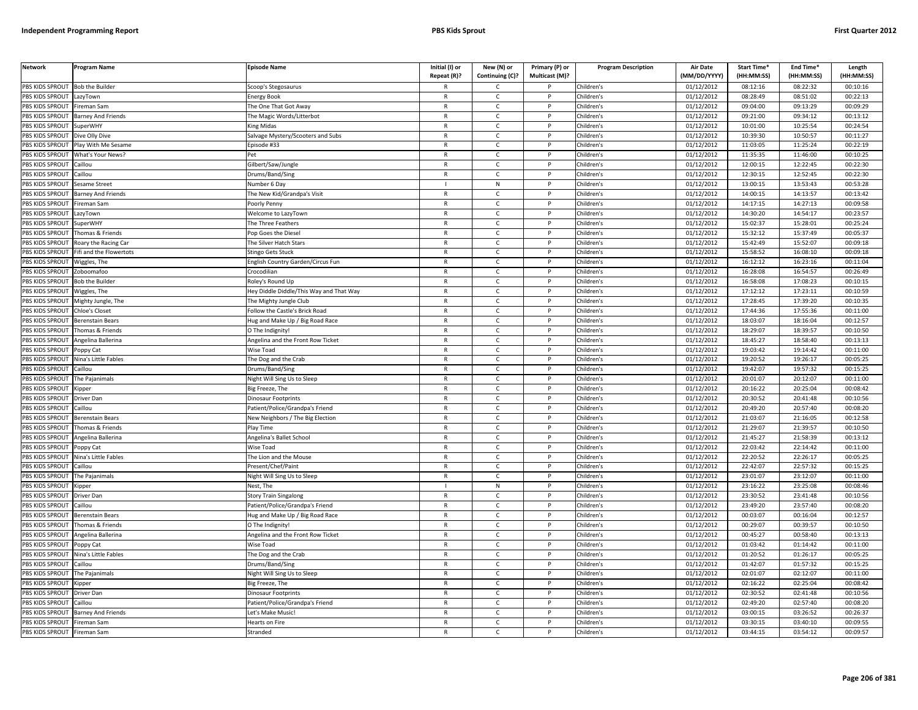| Network | Program Name | Episode Name | Initial (I) or Repeat (R)? | New (N) or Continuing (C)? | Primary (P) or Multicast (M)? | Program Description | Air Date (MM/DD/YYYY) | Start Time* (HH:MM:SS) | End Time* (HH:MM:SS) | Length (HH:MM:SS) |
|---|---|---|---|---|---|---|---|---|---|---|
| PBS KIDS SPROUT | Bob the Builder | Scoop's Stegosaurus | R | C | P | Children's | 01/12/2012 | 08:12:16 | 08:22:32 | 00:10:16 |
| PBS KIDS SPROUT | LazyTown | Energy Book | R | C | P | Children's | 01/12/2012 | 08:28:49 | 08:51:02 | 00:22:13 |
| PBS KIDS SPROUT | Fireman Sam | The One That Got Away | R | C | P | Children's | 01/12/2012 | 09:04:00 | 09:13:29 | 00:09:29 |
| PBS KIDS SPROUT | Barney And Friends | The Magic Words/Litterbot | R | C | P | Children's | 01/12/2012 | 09:21:00 | 09:34:12 | 00:13:12 |
| PBS KIDS SPROUT | SuperWHY | King Midas | R | C | P | Children's | 01/12/2012 | 10:01:00 | 10:25:54 | 00:24:54 |
| PBS KIDS SPROUT | Dive Olly Dive | Salvage Mystery/Scooters and Subs | R | C | P | Children's | 01/12/2012 | 10:39:30 | 10:50:57 | 00:11:27 |
| PBS KIDS SPROUT | Play With Me Sesame | Episode #33 | R | C | P | Children's | 01/12/2012 | 11:03:05 | 11:25:24 | 00:22:19 |
| PBS KIDS SPROUT | What's Your News? | Pet | R | C | P | Children's | 01/12/2012 | 11:35:35 | 11:46:00 | 00:10:25 |
| PBS KIDS SPROUT | Caillou | Gilbert/Saw/Jungle | R | C | P | Children's | 01/12/2012 | 12:00:15 | 12:22:45 | 00:22:30 |
| PBS KIDS SPROUT | Caillou | Drums/Band/Sing | R | C | P | Children's | 01/12/2012 | 12:30:15 | 12:52:45 | 00:22:30 |
| PBS KIDS SPROUT | Sesame Street | Number 6 Day | I | N | P | Children's | 01/12/2012 | 13:00:15 | 13:53:43 | 00:53:28 |
| PBS KIDS SPROUT | Barney And Friends | The New Kid/Grandpa's Visit | R | C | P | Children's | 01/12/2012 | 14:00:15 | 14:13:57 | 00:13:42 |
| PBS KIDS SPROUT | Fireman Sam | Poorly Penny | R | C | P | Children's | 01/12/2012 | 14:17:15 | 14:27:13 | 00:09:58 |
| PBS KIDS SPROUT | LazyTown | Welcome to LazyTown | R | C | P | Children's | 01/12/2012 | 14:30:20 | 14:54:17 | 00:23:57 |
| PBS KIDS SPROUT | SuperWHY | The Three Feathers | R | C | P | Children's | 01/12/2012 | 15:02:37 | 15:28:01 | 00:25:24 |
| PBS KIDS SPROUT | Thomas & Friends | Pop Goes the Diesel | R | C | P | Children's | 01/12/2012 | 15:32:12 | 15:37:49 | 00:05:37 |
| PBS KIDS SPROUT | Roary the Racing Car | The Silver Hatch Stars | R | C | P | Children's | 01/12/2012 | 15:42:49 | 15:52:07 | 00:09:18 |
| PBS KIDS SPROUT | Fifi and the Flowertots | Stingo Gets Stuck | R | C | P | Children's | 01/12/2012 | 15:58:52 | 16:08:10 | 00:09:18 |
| PBS KIDS SPROUT | Wiggles, The | English Country Garden/Circus Fun | R | C | P | Children's | 01/12/2012 | 16:12:12 | 16:23:16 | 00:11:04 |
| PBS KIDS SPROUT | Zoboomafoo | Crocodilian | R | C | P | Children's | 01/12/2012 | 16:28:08 | 16:54:57 | 00:26:49 |
| PBS KIDS SPROUT | Bob the Builder | Roley's Round Up | R | C | P | Children's | 01/12/2012 | 16:58:08 | 17:08:23 | 00:10:15 |
| PBS KIDS SPROUT | Wiggles, The | Hey Diddle Diddle/This Way and That Way | R | C | P | Children's | 01/12/2012 | 17:12:12 | 17:23:11 | 00:10:59 |
| PBS KIDS SPROUT | Mighty Jungle, The | The Mighty Jungle Club | R | C | P | Children's | 01/12/2012 | 17:28:45 | 17:39:20 | 00:10:35 |
| PBS KIDS SPROUT | Chloe's Closet | Follow the Castle's Brick Road | R | C | P | Children's | 01/12/2012 | 17:44:36 | 17:55:36 | 00:11:00 |
| PBS KIDS SPROUT | Berenstain Bears | Hug and Make Up / Big Road Race | R | C | P | Children's | 01/12/2012 | 18:03:07 | 18:16:04 | 00:12:57 |
| PBS KIDS SPROUT | Thomas & Friends | O The Indignity! | R | C | P | Children's | 01/12/2012 | 18:29:07 | 18:39:57 | 00:10:50 |
| PBS KIDS SPROUT | Angelina Ballerina | Angelina and the Front Row Ticket | R | C | P | Children's | 01/12/2012 | 18:45:27 | 18:58:40 | 00:13:13 |
| PBS KIDS SPROUT | Poppy Cat | Wise Toad | R | C | P | Children's | 01/12/2012 | 19:03:42 | 19:14:42 | 00:11:00 |
| PBS KIDS SPROUT | Nina's Little Fables | The Dog and the Crab | R | C | P | Children's | 01/12/2012 | 19:20:52 | 19:26:17 | 00:05:25 |
| PBS KIDS SPROUT | Caillou | Drums/Band/Sing | R | C | P | Children's | 01/12/2012 | 19:42:07 | 19:57:32 | 00:15:25 |
| PBS KIDS SPROUT | The Pajanimals | Night Will Sing Us to Sleep | R | C | P | Children's | 01/12/2012 | 20:01:07 | 20:12:07 | 00:11:00 |
| PBS KIDS SPROUT | Kipper | Big Freeze, The | R | C | P | Children's | 01/12/2012 | 20:16:22 | 20:25:04 | 00:08:42 |
| PBS KIDS SPROUT | Driver Dan | Dinosaur Footprints | R | C | P | Children's | 01/12/2012 | 20:30:52 | 20:41:48 | 00:10:56 |
| PBS KIDS SPROUT | Caillou | Patient/Police/Grandpa's Friend | R | C | P | Children's | 01/12/2012 | 20:49:20 | 20:57:40 | 00:08:20 |
| PBS KIDS SPROUT | Berenstain Bears | New Neighbors / The Big Election | R | C | P | Children's | 01/12/2012 | 21:03:07 | 21:16:05 | 00:12:58 |
| PBS KIDS SPROUT | Thomas & Friends | Play Time | R | C | P | Children's | 01/12/2012 | 21:29:07 | 21:39:57 | 00:10:50 |
| PBS KIDS SPROUT | Angelina Ballerina | Angelina's Ballet School | R | C | P | Children's | 01/12/2012 | 21:45:27 | 21:58:39 | 00:13:12 |
| PBS KIDS SPROUT | Poppy Cat | Wise Toad | R | C | P | Children's | 01/12/2012 | 22:03:42 | 22:14:42 | 00:11:00 |
| PBS KIDS SPROUT | Nina's Little Fables | The Lion and the Mouse | R | C | P | Children's | 01/12/2012 | 22:20:52 | 22:26:17 | 00:05:25 |
| PBS KIDS SPROUT | Caillou | Present/Chef/Paint | R | C | P | Children's | 01/12/2012 | 22:42:07 | 22:57:32 | 00:15:25 |
| PBS KIDS SPROUT | The Pajanimals | Night Will Sing Us to Sleep | R | C | P | Children's | 01/12/2012 | 23:01:07 | 23:12:07 | 00:11:00 |
| PBS KIDS SPROUT | Kipper | Nest, The | I | N | P | Children's | 01/12/2012 | 23:16:22 | 23:25:08 | 00:08:46 |
| PBS KIDS SPROUT | Driver Dan | Story Train Singalong | R | C | P | Children's | 01/12/2012 | 23:30:52 | 23:41:48 | 00:10:56 |
| PBS KIDS SPROUT | Caillou | Patient/Police/Grandpa's Friend | R | C | P | Children's | 01/12/2012 | 23:49:20 | 23:57:40 | 00:08:20 |
| PBS KIDS SPROUT | Berenstain Bears | Hug and Make Up / Big Road Race | R | C | P | Children's | 01/12/2012 | 00:03:07 | 00:16:04 | 00:12:57 |
| PBS KIDS SPROUT | Thomas & Friends | O The Indignity! | R | C | P | Children's | 01/12/2012 | 00:29:07 | 00:39:57 | 00:10:50 |
| PBS KIDS SPROUT | Angelina Ballerina | Angelina and the Front Row Ticket | R | C | P | Children's | 01/12/2012 | 00:45:27 | 00:58:40 | 00:13:13 |
| PBS KIDS SPROUT | Poppy Cat | Wise Toad | R | C | P | Children's | 01/12/2012 | 01:03:42 | 01:14:42 | 00:11:00 |
| PBS KIDS SPROUT | Nina's Little Fables | The Dog and the Crab | R | C | P | Children's | 01/12/2012 | 01:20:52 | 01:26:17 | 00:05:25 |
| PBS KIDS SPROUT | Caillou | Drums/Band/Sing | R | C | P | Children's | 01/12/2012 | 01:42:07 | 01:57:32 | 00:15:25 |
| PBS KIDS SPROUT | The Pajanimals | Night Will Sing Us to Sleep | R | C | P | Children's | 01/12/2012 | 02:01:07 | 02:12:07 | 00:11:00 |
| PBS KIDS SPROUT | Kipper | Big Freeze, The | R | C | P | Children's | 01/12/2012 | 02:16:22 | 02:25:04 | 00:08:42 |
| PBS KIDS SPROUT | Driver Dan | Dinosaur Footprints | R | C | P | Children's | 01/12/2012 | 02:30:52 | 02:41:48 | 00:10:56 |
| PBS KIDS SPROUT | Caillou | Patient/Police/Grandpa's Friend | R | C | P | Children's | 01/12/2012 | 02:49:20 | 02:57:40 | 00:08:20 |
| PBS KIDS SPROUT | Barney And Friends | Let's Make Music! | R | C | P | Children's | 01/12/2012 | 03:00:15 | 03:26:52 | 00:26:37 |
| PBS KIDS SPROUT | Fireman Sam | Hearts on Fire | R | C | P | Children's | 01/12/2012 | 03:30:15 | 03:40:10 | 00:09:55 |
| PBS KIDS SPROUT | Fireman Sam | Stranded | R | C | P | Children's | 01/12/2012 | 03:44:15 | 03:54:12 | 00:09:57 |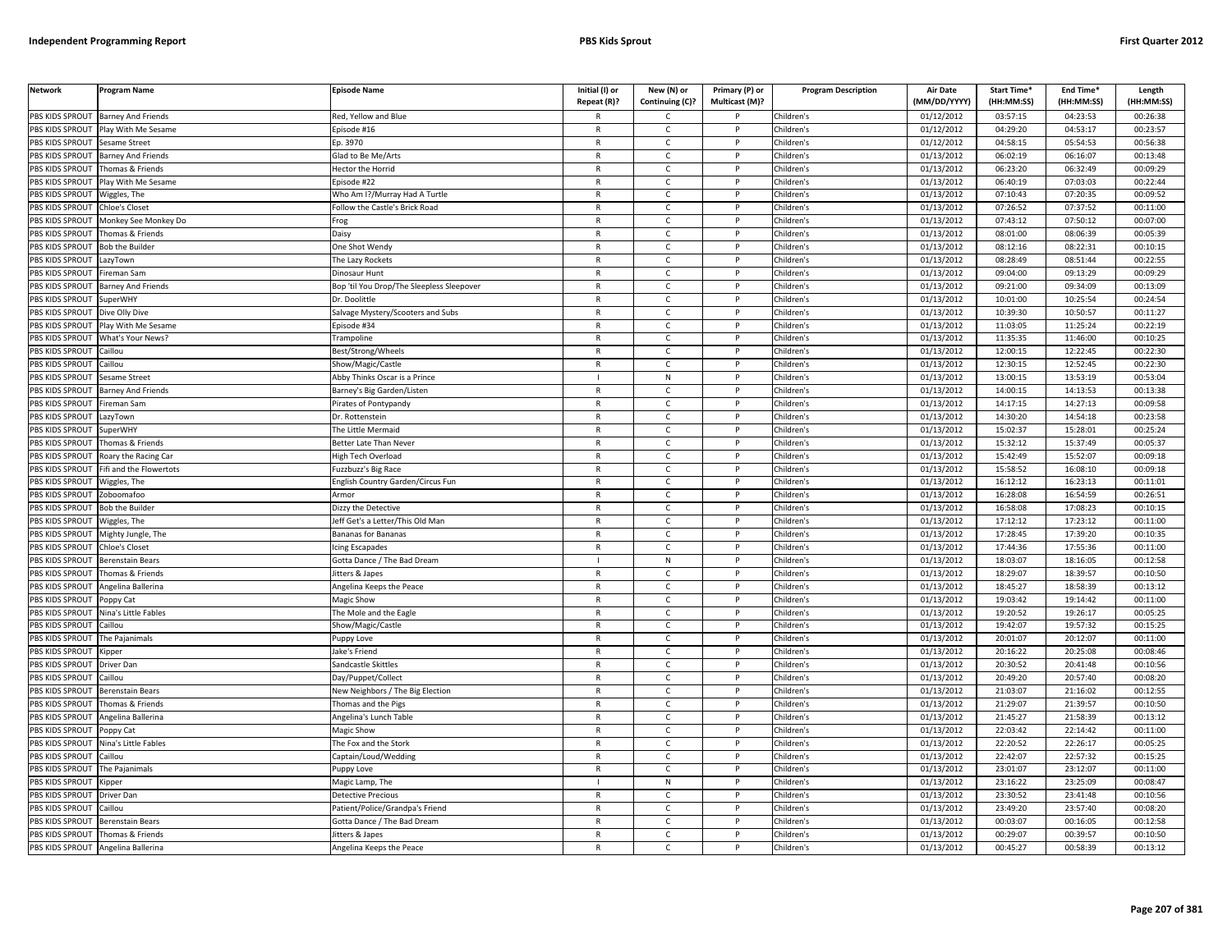| Network | Program Name | Episode Name | Initial (I) or Repeat (R)? | New (N) or Continuing (C)? | Primary (P) or Multicast (M)? | Program Description | Air Date (MM/DD/YYYY) | Start Time* (HH:MM:SS) | End Time* (HH:MM:SS) | Length (HH:MM:SS) |
|---|---|---|---|---|---|---|---|---|---|---|
| PBS KIDS SPROUT | Barney And Friends | Red, Yellow and Blue | R | C | P | Children's | 01/12/2012 | 03:57:15 | 04:23:53 | 00:26:38 |
| PBS KIDS SPROUT | Play With Me Sesame | Episode #16 | R | C | P | Children's | 01/12/2012 | 04:29:20 | 04:53:17 | 00:23:57 |
| PBS KIDS SPROUT | Sesame Street | Ep. 3970 | R | C | P | Children's | 01/12/2012 | 04:58:15 | 05:54:53 | 00:56:38 |
| PBS KIDS SPROUT | Barney And Friends | Glad to Be Me/Arts | R | C | P | Children's | 01/13/2012 | 06:02:19 | 06:16:07 | 00:13:48 |
| PBS KIDS SPROUT | Thomas & Friends | Hector the Horrid | R | C | P | Children's | 01/13/2012 | 06:23:20 | 06:32:49 | 00:09:29 |
| PBS KIDS SPROUT | Play With Me Sesame | Episode #22 | R | C | P | Children's | 01/13/2012 | 06:40:19 | 07:03:03 | 00:22:44 |
| PBS KIDS SPROUT | Wiggles, The | Who Am I?/Murray Had A Turtle | R | C | P | Children's | 01/13/2012 | 07:10:43 | 07:20:35 | 00:09:52 |
| PBS KIDS SPROUT | Chloe's Closet | Follow the Castle's Brick Road | R | C | P | Children's | 01/13/2012 | 07:26:52 | 07:37:52 | 00:11:00 |
| PBS KIDS SPROUT | Monkey See Monkey Do | Frog | R | C | P | Children's | 01/13/2012 | 07:43:12 | 07:50:12 | 00:07:00 |
| PBS KIDS SPROUT | Thomas & Friends | Daisy | R | C | P | Children's | 01/13/2012 | 08:01:00 | 08:06:39 | 00:05:39 |
| PBS KIDS SPROUT | Bob the Builder | One Shot Wendy | R | C | P | Children's | 01/13/2012 | 08:12:16 | 08:22:31 | 00:10:15 |
| PBS KIDS SPROUT | LazyTown | The Lazy Rockets | R | C | P | Children's | 01/13/2012 | 08:28:49 | 08:51:44 | 00:22:55 |
| PBS KIDS SPROUT | Fireman Sam | Dinosaur Hunt | R | C | P | Children's | 01/13/2012 | 09:04:00 | 09:13:29 | 00:09:29 |
| PBS KIDS SPROUT | Barney And Friends | Bop 'til You Drop/The Sleepless Sleepover | R | C | P | Children's | 01/13/2012 | 09:21:00 | 09:34:09 | 00:13:09 |
| PBS KIDS SPROUT | SuperWHY | Dr. Doolittle | R | C | P | Children's | 01/13/2012 | 10:01:00 | 10:25:54 | 00:24:54 |
| PBS KIDS SPROUT | Dive Olly Dive | Salvage Mystery/Scooters and Subs | R | C | P | Children's | 01/13/2012 | 10:39:30 | 10:50:57 | 00:11:27 |
| PBS KIDS SPROUT | Play With Me Sesame | Episode #34 | R | C | P | Children's | 01/13/2012 | 11:03:05 | 11:25:24 | 00:22:19 |
| PBS KIDS SPROUT | What's Your News? | Trampoline | R | C | P | Children's | 01/13/2012 | 11:35:35 | 11:46:00 | 00:10:25 |
| PBS KIDS SPROUT | Caillou | Best/Strong/Wheels | R | C | P | Children's | 01/13/2012 | 12:00:15 | 12:22:45 | 00:22:30 |
| PBS KIDS SPROUT | Caillou | Show/Magic/Castle | R | C | P | Children's | 01/13/2012 | 12:30:15 | 12:52:45 | 00:22:30 |
| PBS KIDS SPROUT | Sesame Street | Abby Thinks Oscar is a Prince | I | N | P | Children's | 01/13/2012 | 13:00:15 | 13:53:19 | 00:53:04 |
| PBS KIDS SPROUT | Barney And Friends | Barney's Big Garden/Listen | R | C | P | Children's | 01/13/2012 | 14:00:15 | 14:13:53 | 00:13:38 |
| PBS KIDS SPROUT | Fireman Sam | Pirates of Pontypandy | R | C | P | Children's | 01/13/2012 | 14:17:15 | 14:27:13 | 00:09:58 |
| PBS KIDS SPROUT | LazyTown | Dr. Rottenstein | R | C | P | Children's | 01/13/2012 | 14:30:20 | 14:54:18 | 00:23:58 |
| PBS KIDS SPROUT | SuperWHY | The Little Mermaid | R | C | P | Children's | 01/13/2012 | 15:02:37 | 15:28:01 | 00:25:24 |
| PBS KIDS SPROUT | Thomas & Friends | Better Late Than Never | R | C | P | Children's | 01/13/2012 | 15:32:12 | 15:37:49 | 00:05:37 |
| PBS KIDS SPROUT | Roary the Racing Car | High Tech Overload | R | C | P | Children's | 01/13/2012 | 15:42:49 | 15:52:07 | 00:09:18 |
| PBS KIDS SPROUT | Fifi and the Flowertots | Fuzzbuzz's Big Race | R | C | P | Children's | 01/13/2012 | 15:58:52 | 16:08:10 | 00:09:18 |
| PBS KIDS SPROUT | Wiggles, The | English Country Garden/Circus Fun | R | C | P | Children's | 01/13/2012 | 16:12:12 | 16:23:13 | 00:11:01 |
| PBS KIDS SPROUT | Zoboomafoo | Armor | R | C | P | Children's | 01/13/2012 | 16:28:08 | 16:54:59 | 00:26:51 |
| PBS KIDS SPROUT | Bob the Builder | Dizzy the Detective | R | C | P | Children's | 01/13/2012 | 16:58:08 | 17:08:23 | 00:10:15 |
| PBS KIDS SPROUT | Wiggles, The | Jeff Get's a Letter/This Old Man | R | C | P | Children's | 01/13/2012 | 17:12:12 | 17:23:12 | 00:11:00 |
| PBS KIDS SPROUT | Mighty Jungle, The | Bananas for Bananas | R | C | P | Children's | 01/13/2012 | 17:28:45 | 17:39:20 | 00:10:35 |
| PBS KIDS SPROUT | Chloe's Closet | Icing Escapades | R | C | P | Children's | 01/13/2012 | 17:44:36 | 17:55:36 | 00:11:00 |
| PBS KIDS SPROUT | Berenstain Bears | Gotta Dance / The Bad Dream | I | N | P | Children's | 01/13/2012 | 18:03:07 | 18:16:05 | 00:12:58 |
| PBS KIDS SPROUT | Thomas & Friends | Jitters & Japes | R | C | P | Children's | 01/13/2012 | 18:29:07 | 18:39:57 | 00:10:50 |
| PBS KIDS SPROUT | Angelina Ballerina | Angelina Keeps the Peace | R | C | P | Children's | 01/13/2012 | 18:45:27 | 18:58:39 | 00:13:12 |
| PBS KIDS SPROUT | Poppy Cat | Magic Show | R | C | P | Children's | 01/13/2012 | 19:03:42 | 19:14:42 | 00:11:00 |
| PBS KIDS SPROUT | Nina's Little Fables | The Mole and the Eagle | R | C | P | Children's | 01/13/2012 | 19:20:52 | 19:26:17 | 00:05:25 |
| PBS KIDS SPROUT | Caillou | Show/Magic/Castle | R | C | P | Children's | 01/13/2012 | 19:42:07 | 19:57:32 | 00:15:25 |
| PBS KIDS SPROUT | The Pajanimals | Puppy Love | R | C | P | Children's | 01/13/2012 | 20:01:07 | 20:12:07 | 00:11:00 |
| PBS KIDS SPROUT | Kipper | Jake's Friend | R | C | P | Children's | 01/13/2012 | 20:16:22 | 20:25:08 | 00:08:46 |
| PBS KIDS SPROUT | Driver Dan | Sandcastle Skittles | R | C | P | Children's | 01/13/2012 | 20:30:52 | 20:41:48 | 00:10:56 |
| PBS KIDS SPROUT | Caillou | Day/Puppet/Collect | R | C | P | Children's | 01/13/2012 | 20:49:20 | 20:57:40 | 00:08:20 |
| PBS KIDS SPROUT | Berenstain Bears | New Neighbors / The Big Election | R | C | P | Children's | 01/13/2012 | 21:03:07 | 21:16:02 | 00:12:55 |
| PBS KIDS SPROUT | Thomas & Friends | Thomas and the Pigs | R | C | P | Children's | 01/13/2012 | 21:29:07 | 21:39:57 | 00:10:50 |
| PBS KIDS SPROUT | Angelina Ballerina | Angelina's Lunch Table | R | C | P | Children's | 01/13/2012 | 21:45:27 | 21:58:39 | 00:13:12 |
| PBS KIDS SPROUT | Poppy Cat | Magic Show | R | C | P | Children's | 01/13/2012 | 22:03:42 | 22:14:42 | 00:11:00 |
| PBS KIDS SPROUT | Nina's Little Fables | The Fox and the Stork | R | C | P | Children's | 01/13/2012 | 22:20:52 | 22:26:17 | 00:05:25 |
| PBS KIDS SPROUT | Caillou | Captain/Loud/Wedding | R | C | P | Children's | 01/13/2012 | 22:42:07 | 22:57:32 | 00:15:25 |
| PBS KIDS SPROUT | The Pajanimals | Puppy Love | R | C | P | Children's | 01/13/2012 | 23:01:07 | 23:12:07 | 00:11:00 |
| PBS KIDS SPROUT | Kipper | Magic Lamp, The | I | N | P | Children's | 01/13/2012 | 23:16:22 | 23:25:09 | 00:08:47 |
| PBS KIDS SPROUT | Driver Dan | Detective Precious | R | C | P | Children's | 01/13/2012 | 23:30:52 | 23:41:48 | 00:10:56 |
| PBS KIDS SPROUT | Caillou | Patient/Police/Grandpa's Friend | R | C | P | Children's | 01/13/2012 | 23:49:20 | 23:57:40 | 00:08:20 |
| PBS KIDS SPROUT | Berenstain Bears | Gotta Dance / The Bad Dream | R | C | P | Children's | 01/13/2012 | 00:03:07 | 00:16:05 | 00:12:58 |
| PBS KIDS SPROUT | Thomas & Friends | Jitters & Japes | R | C | P | Children's | 01/13/2012 | 00:29:07 | 00:39:57 | 00:10:50 |
| PBS KIDS SPROUT | Angelina Ballerina | Angelina Keeps the Peace | R | C | P | Children's | 01/13/2012 | 00:45:27 | 00:58:39 | 00:13:12 |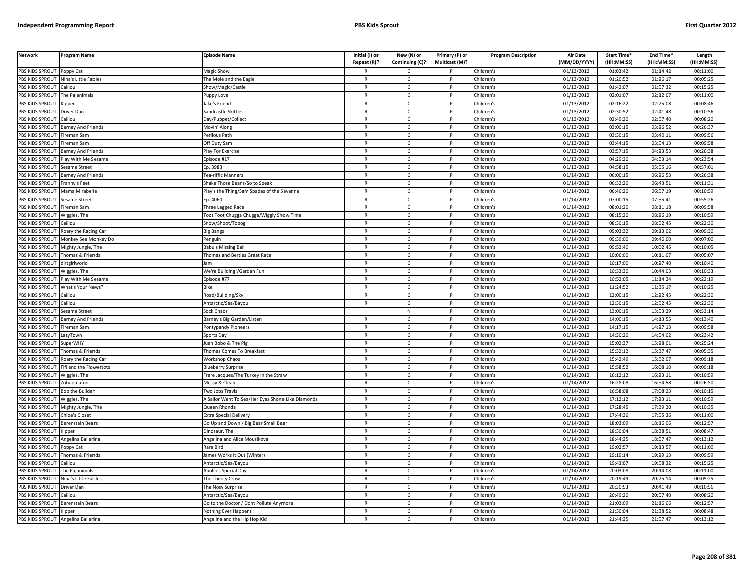| Network | Program Name | Episode Name | Initial (I) or Repeat (R)? | New (N) or Continuing (C)? | Primary (P) or Multicast (M)? | Program Description | Air Date (MM/DD/YYYY) | Start Time* (HH:MM:SS) | End Time* (HH:MM:SS) | Length (HH:MM:SS) |
|---|---|---|---|---|---|---|---|---|---|---|
| PBS KIDS SPROUT | Poppy Cat | Magic Show | R | C | P | Children's | 01/13/2012 | 01:03:42 | 01:14:42 | 00:11:00 |
| PBS KIDS SPROUT | Nina's Little Fables | The Mole and the Eagle | R | C | P | Children's | 01/13/2012 | 01:20:52 | 01:26:17 | 00:05:25 |
| PBS KIDS SPROUT | Caillou | Show/Magic/Castle | R | C | P | Children's | 01/13/2012 | 01:42:07 | 01:57:32 | 00:15:25 |
| PBS KIDS SPROUT | The Pajanimals | Puppy Love | R | C | P | Children's | 01/13/2012 | 02:01:07 | 02:12:07 | 00:11:00 |
| PBS KIDS SPROUT | Kipper | Jake's Friend | R | C | P | Children's | 01/13/2012 | 02:16:22 | 02:25:08 | 00:08:46 |
| PBS KIDS SPROUT | Driver Dan | Sandcastle Skittles | R | C | P | Children's | 01/13/2012 | 02:30:52 | 02:41:48 | 00:10:56 |
| PBS KIDS SPROUT | Caillou | Day/Puppet/Collect | R | C | P | Children's | 01/13/2012 | 02:49:20 | 02:57:40 | 00:08:20 |
| PBS KIDS SPROUT | Barney And Friends | Movin' Along | R | C | P | Children's | 01/13/2012 | 03:00:15 | 03:26:52 | 00:26:37 |
| PBS KIDS SPROUT | Fireman Sam | Perilous Path | R | C | P | Children's | 01/13/2012 | 03:30:15 | 03:40:11 | 00:09:56 |
| PBS KIDS SPROUT | Fireman Sam | Off Duty Sam | R | C | P | Children's | 01/13/2012 | 03:44:15 | 03:54:13 | 00:09:58 |
| PBS KIDS SPROUT | Barney And Friends | Play For Exercise | R | C | P | Children's | 01/13/2012 | 03:57:15 | 04:23:53 | 00:26:38 |
| PBS KIDS SPROUT | Play With Me Sesame | Episode #17 | R | C | P | Children's | 01/13/2012 | 04:29:20 | 04:53:14 | 00:23:54 |
| PBS KIDS SPROUT | Sesame Street | Ep. 3983 | R | C | P | Children's | 01/13/2012 | 04:58:15 | 05:55:16 | 00:57:01 |
| PBS KIDS SPROUT | Barney And Friends | Tea-riffic Manners | R | C | P | Children's | 01/14/2012 | 06:00:15 | 06:26:53 | 00:26:38 |
| PBS KIDS SPROUT | Franny's Feet | Shake Those Beans/So to Speak | R | C | P | Children's | 01/14/2012 | 06:32:20 | 06:43:51 | 00:11:31 |
| PBS KIDS SPROUT | Mama Mirabelle | Play's the Thing/Sam Spades of the Savanna | R | C | P | Children's | 01/14/2012 | 06:46:20 | 06:57:19 | 00:10:59 |
| PBS KIDS SPROUT | Sesame Street | Ep. 4060 | R | C | P | Children's | 01/14/2012 | 07:00:15 | 07:55:41 | 00:55:26 |
| PBS KIDS SPROUT | Fireman Sam | Three Legged Race | R | C | P | Children's | 01/14/2012 | 08:01:20 | 08:11:18 | 00:09:58 |
| PBS KIDS SPROUT | Wiggles, The | Toot Toot Chugga Chugga/Wiggly Show Time | R | C | P | Children's | 01/14/2012 | 08:15:20 | 08:26:19 | 00:10:59 |
| PBS KIDS SPROUT | Caillou | Snow/Shoot/Tobog | R | C | P | Children's | 01/14/2012 | 08:30:15 | 08:52:45 | 00:22:30 |
| PBS KIDS SPROUT | Roary the Racing Car | Big Bangs | R | C | P | Children's | 01/14/2012 | 09:03:32 | 09:13:02 | 00:09:30 |
| PBS KIDS SPROUT | Monkey See Monkey Do | Penguin | R | C | P | Children's | 01/14/2012 | 09:39:00 | 09:46:00 | 00:07:00 |
| PBS KIDS SPROUT | Mighty Jungle, The | Babu's Missing Ball | R | C | P | Children's | 01/14/2012 | 09:52:40 | 10:02:45 | 00:10:05 |
| PBS KIDS SPROUT | Thomas & Friends | Thomas and Berties Great Race | R | C | P | Children's | 01/14/2012 | 10:06:00 | 10:11:07 | 00:05:07 |
| PBS KIDS SPROUT | dirtgirlworld | Jam | R | C | P | Children's | 01/14/2012 | 10:17:00 | 10:27:40 | 00:10:40 |
| PBS KIDS SPROUT | Wiggles, The | We're Building!/Garden Fun | R | C | P | Children's | 01/14/2012 | 10:33:30 | 10:44:03 | 00:10:33 |
| PBS KIDS SPROUT | Play With Me Sesame | Episode #77 | R | C | P | Children's | 01/14/2012 | 10:52:05 | 11:14:24 | 00:22:19 |
| PBS KIDS SPROUT | What's Your News? | Bike | R | C | P | Children's | 01/14/2012 | 11:24:52 | 11:35:17 | 00:10:25 |
| PBS KIDS SPROUT | Caillou | Road/Building/Sky | R | C | P | Children's | 01/14/2012 | 12:00:15 | 12:22:45 | 00:22:30 |
| PBS KIDS SPROUT | Caillou | Antarctic/Sea/Bayou | R | C | P | Children's | 01/14/2012 | 12:30:15 | 12:52:45 | 00:22:30 |
| PBS KIDS SPROUT | Sesame Street | Sock Chaos | I | N | P | Children's | 01/14/2012 | 13:00:15 | 13:53:29 | 00:53:14 |
| PBS KIDS SPROUT | Barney And Friends | Barney's Big Garden/Listen | R | C | P | Children's | 01/14/2012 | 14:00:15 | 14:13:55 | 00:13:40 |
| PBS KIDS SPROUT | Fireman Sam | Pontypandy Pioneers | R | C | P | Children's | 01/14/2012 | 14:17:15 | 14:27:13 | 00:09:58 |
| PBS KIDS SPROUT | LazyTown | Sports Day | R | C | P | Children's | 01/14/2012 | 14:30:20 | 14:54:02 | 00:23:42 |
| PBS KIDS SPROUT | SuperWHY | Juan Bobo & The Pig | R | C | P | Children's | 01/14/2012 | 15:02:37 | 15:28:01 | 00:25:24 |
| PBS KIDS SPROUT | Thomas & Friends | Thomas Comes To Breakfast | R | C | P | Children's | 01/14/2012 | 15:32:12 | 15:37:47 | 00:05:35 |
| PBS KIDS SPROUT | Roary the Racing Car | Workshop Chaos | R | C | P | Children's | 01/14/2012 | 15:42:49 | 15:52:07 | 00:09:18 |
| PBS KIDS SPROUT | Fifi and the Flowertots | Blueberry Surprise | R | C | P | Children's | 01/14/2012 | 15:58:52 | 16:08:10 | 00:09:18 |
| PBS KIDS SPROUT | Wiggles, The | Frere Jacques/The Turkey in the Straw | R | C | P | Children's | 01/14/2012 | 16:12:12 | 16:23:11 | 00:10:59 |
| PBS KIDS SPROUT | Zoboomafoo | Messy & Clean | R | C | P | Children's | 01/14/2012 | 16:28:08 | 16:54:58 | 00:26:50 |
| PBS KIDS SPROUT | Bob the Builder | Two Jobs Travis | R | C | P | Children's | 01/14/2012 | 16:58:08 | 17:08:23 | 00:10:15 |
| PBS KIDS SPROUT | Wiggles, The | A Sailor Went To Sea/Her Eyes Shone Like Diamonds | R | C | P | Children's | 01/14/2012 | 17:12:12 | 17:23:11 | 00:10:59 |
| PBS KIDS SPROUT | Mighty Jungle, The | Queen Rhonda | R | C | P | Children's | 01/14/2012 | 17:28:45 | 17:39:20 | 00:10:35 |
| PBS KIDS SPROUT | Chloe's Closet | Extra Special Delivery | R | C | P | Children's | 01/14/2012 | 17:44:36 | 17:55:36 | 00:11:00 |
| PBS KIDS SPROUT | Berenstain Bears | Go Up and Down / Big Bear Small Bear | R | C | P | Children's | 01/14/2012 | 18:03:09 | 18:16:06 | 00:12:57 |
| PBS KIDS SPROUT | Kipper | Dinosaur, The | R | C | P | Children's | 01/14/2012 | 18:30:04 | 18:38:51 | 00:08:47 |
| PBS KIDS SPROUT | Angelina Ballerina | Angelina and Alice Mousikova | R | C | P | Children's | 01/14/2012 | 18:44:35 | 18:57:47 | 00:13:12 |
| PBS KIDS SPROUT | Poppy Cat | Rare Bird | R | C | P | Children's | 01/14/2012 | 19:02:57 | 19:13:57 | 00:11:00 |
| PBS KIDS SPROUT | Thomas & Friends | James Works It Out (Winter) | R | C | P | Children's | 01/14/2012 | 19:19:14 | 19:29:13 | 00:09:59 |
| PBS KIDS SPROUT | Caillou | Antarctic/Sea/Bayou | R | C | P | Children's | 01/14/2012 | 19:43:07 | 19:58:32 | 00:15:25 |
| PBS KIDS SPROUT | The Pajanimals | Apollo's Special Day | R | C | P | Children's | 01/14/2012 | 20:03:08 | 20:14:08 | 00:11:00 |
| PBS KIDS SPROUT | Nina's Little Fables | The Thirsty Crow | R | C | P | Children's | 01/14/2012 | 20:19:49 | 20:25:14 | 00:05:25 |
| PBS KIDS SPROUT | Driver Dan | The Nosy Surprise | R | C | P | Children's | 01/14/2012 | 20:30:53 | 20:41:49 | 00:10:56 |
| PBS KIDS SPROUT | Caillou | Antarctic/Sea/Bayou | R | C | P | Children's | 01/14/2012 | 20:49:20 | 20:57:40 | 00:08:20 |
| PBS KIDS SPROUT | Berenstain Bears | Go to the Doctor / Dont Pollute Anymore | R | C | P | Children's | 01/14/2012 | 21:03:09 | 21:16:06 | 00:12:57 |
| PBS KIDS SPROUT | Kipper | Nothing Ever Happens | R | C | P | Children's | 01/14/2012 | 21:30:04 | 21:38:52 | 00:08:48 |
| PBS KIDS SPROUT | Angelina Ballerina | Angelina and the Hip Hop Kid | R | C | P | Children's | 01/14/2012 | 21:44:35 | 21:57:47 | 00:13:12 |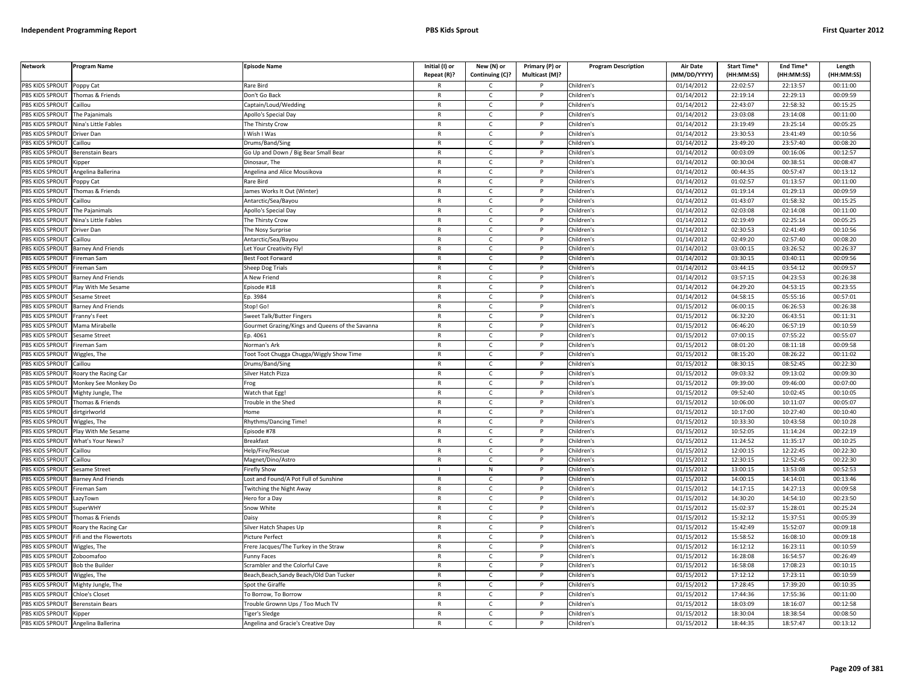| Network | Program Name | Episode Name | Initial (I) or Repeat (R)? | New (N) or Continuing (C)? | Primary (P) or Multicast (M)? | Program Description | Air Date (MM/DD/YYYY) | Start Time* (HH:MM:SS) | End Time* (HH:MM:SS) | Length (HH:MM:SS) |
|---|---|---|---|---|---|---|---|---|---|---|
| PBS KIDS SPROUT | Poppy Cat | Rare Bird | R | C | P | Children's | 01/14/2012 | 22:02:57 | 22:13:57 | 00:11:00 |
| PBS KIDS SPROUT | Thomas & Friends | Don't Go Back | R | C | P | Children's | 01/14/2012 | 22:19:14 | 22:29:13 | 00:09:59 |
| PBS KIDS SPROUT | Caillou | Captain/Loud/Wedding | R | C | P | Children's | 01/14/2012 | 22:43:07 | 22:58:32 | 00:15:25 |
| PBS KIDS SPROUT | The Pajanimals | Apollo's Special Day | R | C | P | Children's | 01/14/2012 | 23:03:08 | 23:14:08 | 00:11:00 |
| PBS KIDS SPROUT | Nina's Little Fables | The Thirsty Crow | R | C | P | Children's | 01/14/2012 | 23:19:49 | 23:25:14 | 00:05:25 |
| PBS KIDS SPROUT | Driver Dan | I Wish I Was | R | C | P | Children's | 01/14/2012 | 23:30:53 | 23:41:49 | 00:10:56 |
| PBS KIDS SPROUT | Caillou | Drums/Band/Sing | R | C | P | Children's | 01/14/2012 | 23:49:20 | 23:57:40 | 00:08:20 |
| PBS KIDS SPROUT | Berenstain Bears | Go Up and Down / Big Bear Small Bear | R | C | P | Children's | 01/14/2012 | 00:03:09 | 00:16:06 | 00:12:57 |
| PBS KIDS SPROUT | Kipper | Dinosaur, The | R | C | P | Children's | 01/14/2012 | 00:30:04 | 00:38:51 | 00:08:47 |
| PBS KIDS SPROUT | Angelina Ballerina | Angelina and Alice Mousikova | R | C | P | Children's | 01/14/2012 | 00:44:35 | 00:57:47 | 00:13:12 |
| PBS KIDS SPROUT | Poppy Cat | Rare Bird | R | C | P | Children's | 01/14/2012 | 01:02:57 | 01:13:57 | 00:11:00 |
| PBS KIDS SPROUT | Thomas & Friends | James Works It Out (Winter) | R | C | P | Children's | 01/14/2012 | 01:19:14 | 01:29:13 | 00:09:59 |
| PBS KIDS SPROUT | Caillou | Antarctic/Sea/Bayou | R | C | P | Children's | 01/14/2012 | 01:43:07 | 01:58:32 | 00:15:25 |
| PBS KIDS SPROUT | The Pajanimals | Apollo's Special Day | R | C | P | Children's | 01/14/2012 | 02:03:08 | 02:14:08 | 00:11:00 |
| PBS KIDS SPROUT | Nina's Little Fables | The Thirsty Crow | R | C | P | Children's | 01/14/2012 | 02:19:49 | 02:25:14 | 00:05:25 |
| PBS KIDS SPROUT | Driver Dan | The Nosy Surprise | R | C | P | Children's | 01/14/2012 | 02:30:53 | 02:41:49 | 00:10:56 |
| PBS KIDS SPROUT | Caillou | Antarctic/Sea/Bayou | R | C | P | Children's | 01/14/2012 | 02:49:20 | 02:57:40 | 00:08:20 |
| PBS KIDS SPROUT | Barney And Friends | Let Your Creativity Fly! | R | C | P | Children's | 01/14/2012 | 03:00:15 | 03:26:52 | 00:26:37 |
| PBS KIDS SPROUT | Fireman Sam | Best Foot Forward | R | C | P | Children's | 01/14/2012 | 03:30:15 | 03:40:11 | 00:09:56 |
| PBS KIDS SPROUT | Fireman Sam | Sheep Dog Trials | R | C | P | Children's | 01/14/2012 | 03:44:15 | 03:54:12 | 00:09:57 |
| PBS KIDS SPROUT | Barney And Friends | A New Friend | R | C | P | Children's | 01/14/2012 | 03:57:15 | 04:23:53 | 00:26:38 |
| PBS KIDS SPROUT | Play With Me Sesame | Episode #18 | R | C | P | Children's | 01/14/2012 | 04:29:20 | 04:53:15 | 00:23:55 |
| PBS KIDS SPROUT | Sesame Street | Ep. 3984 | R | C | P | Children's | 01/14/2012 | 04:58:15 | 05:55:16 | 00:57:01 |
| PBS KIDS SPROUT | Barney And Friends | Stop! Go! | R | C | P | Children's | 01/15/2012 | 06:00:15 | 06:26:53 | 00:26:38 |
| PBS KIDS SPROUT | Franny's Feet | Sweet Talk/Butter Fingers | R | C | P | Children's | 01/15/2012 | 06:32:20 | 06:43:51 | 00:11:31 |
| PBS KIDS SPROUT | Mama Mirabelle | Gourmet Grazing/Kings and Queens of the Savanna | R | C | P | Children's | 01/15/2012 | 06:46:20 | 06:57:19 | 00:10:59 |
| PBS KIDS SPROUT | Sesame Street | Ep. 4061 | R | C | P | Children's | 01/15/2012 | 07:00:15 | 07:55:22 | 00:55:07 |
| PBS KIDS SPROUT | Fireman Sam | Norman's Ark | R | C | P | Children's | 01/15/2012 | 08:01:20 | 08:11:18 | 00:09:58 |
| PBS KIDS SPROUT | Wiggles, The | Toot Toot Chugga Chugga/Wiggly Show Time | R | C | P | Children's | 01/15/2012 | 08:15:20 | 08:26:22 | 00:11:02 |
| PBS KIDS SPROUT | Caillou | Drums/Band/Sing | R | C | P | Children's | 01/15/2012 | 08:30:15 | 08:52:45 | 00:22:30 |
| PBS KIDS SPROUT | Roary the Racing Car | Silver Hatch Pizza | R | C | P | Children's | 01/15/2012 | 09:03:32 | 09:13:02 | 00:09:30 |
| PBS KIDS SPROUT | Monkey See Monkey Do | Frog | R | C | P | Children's | 01/15/2012 | 09:39:00 | 09:46:00 | 00:07:00 |
| PBS KIDS SPROUT | Mighty Jungle, The | Watch that Egg! | R | C | P | Children's | 01/15/2012 | 09:52:40 | 10:02:45 | 00:10:05 |
| PBS KIDS SPROUT | Thomas & Friends | Trouble in the Shed | R | C | P | Children's | 01/15/2012 | 10:06:00 | 10:11:07 | 00:05:07 |
| PBS KIDS SPROUT | dirtgirlworld | Home | R | C | P | Children's | 01/15/2012 | 10:17:00 | 10:27:40 | 00:10:40 |
| PBS KIDS SPROUT | Wiggles, The | Rhythms/Dancing Time! | R | C | P | Children's | 01/15/2012 | 10:33:30 | 10:43:58 | 00:10:28 |
| PBS KIDS SPROUT | Play With Me Sesame | Episode #78 | R | C | P | Children's | 01/15/2012 | 10:52:05 | 11:14:24 | 00:22:19 |
| PBS KIDS SPROUT | What's Your News? | Breakfast | R | C | P | Children's | 01/15/2012 | 11:24:52 | 11:35:17 | 00:10:25 |
| PBS KIDS SPROUT | Caillou | Help/Fire/Rescue | R | C | P | Children's | 01/15/2012 | 12:00:15 | 12:22:45 | 00:22:30 |
| PBS KIDS SPROUT | Caillou | Magnet/Dino/Astro | R | C | P | Children's | 01/15/2012 | 12:30:15 | 12:52:45 | 00:22:30 |
| PBS KIDS SPROUT | Sesame Street | Firefly Show | I | N | P | Children's | 01/15/2012 | 13:00:15 | 13:53:08 | 00:52:53 |
| PBS KIDS SPROUT | Barney And Friends | Lost and Found/A Pot Full of Sunshine | R | C | P | Children's | 01/15/2012 | 14:00:15 | 14:14:01 | 00:13:46 |
| PBS KIDS SPROUT | Fireman Sam | Twitching the Night Away | R | C | P | Children's | 01/15/2012 | 14:17:15 | 14:27:13 | 00:09:58 |
| PBS KIDS SPROUT | LazyTown | Hero for a Day | R | C | P | Children's | 01/15/2012 | 14:30:20 | 14:54:10 | 00:23:50 |
| PBS KIDS SPROUT | SuperWHY | Snow White | R | C | P | Children's | 01/15/2012 | 15:02:37 | 15:28:01 | 00:25:24 |
| PBS KIDS SPROUT | Thomas & Friends | Daisy | R | C | P | Children's | 01/15/2012 | 15:32:12 | 15:37:51 | 00:05:39 |
| PBS KIDS SPROUT | Roary the Racing Car | Silver Hatch Shapes Up | R | C | P | Children's | 01/15/2012 | 15:42:49 | 15:52:07 | 00:09:18 |
| PBS KIDS SPROUT | Fifi and the Flowertots | Picture Perfect | R | C | P | Children's | 01/15/2012 | 15:58:52 | 16:08:10 | 00:09:18 |
| PBS KIDS SPROUT | Wiggles, The | Frere Jacques/The Turkey in the Straw | R | C | P | Children's | 01/15/2012 | 16:12:12 | 16:23:11 | 00:10:59 |
| PBS KIDS SPROUT | Zoboomafoo | Funny Faces | R | C | P | Children's | 01/15/2012 | 16:28:08 | 16:54:57 | 00:26:49 |
| PBS KIDS SPROUT | Bob the Builder | Scrambler and the Colorful Cave | R | C | P | Children's | 01/15/2012 | 16:58:08 | 17:08:23 | 00:10:15 |
| PBS KIDS SPROUT | Wiggles, The | Beach,Beach,Sandy Beach/Old Dan Tucker | R | C | P | Children's | 01/15/2012 | 17:12:12 | 17:23:11 | 00:10:59 |
| PBS KIDS SPROUT | Mighty Jungle, The | Spot the Giraffe | R | C | P | Children's | 01/15/2012 | 17:28:45 | 17:39:20 | 00:10:35 |
| PBS KIDS SPROUT | Chloe's Closet | To Borrow, To Borrow | R | C | P | Children's | 01/15/2012 | 17:44:36 | 17:55:36 | 00:11:00 |
| PBS KIDS SPROUT | Berenstain Bears | Trouble Grownn Ups / Too Much TV | R | C | P | Children's | 01/15/2012 | 18:03:09 | 18:16:07 | 00:12:58 |
| PBS KIDS SPROUT | Kipper | Tiger's Sledge | R | C | P | Children's | 01/15/2012 | 18:30:04 | 18:38:54 | 00:08:50 |
| PBS KIDS SPROUT | Angelina Ballerina | Angelina and Gracie's Creative Day | R | C | P | Children's | 01/15/2012 | 18:44:35 | 18:57:47 | 00:13:12 |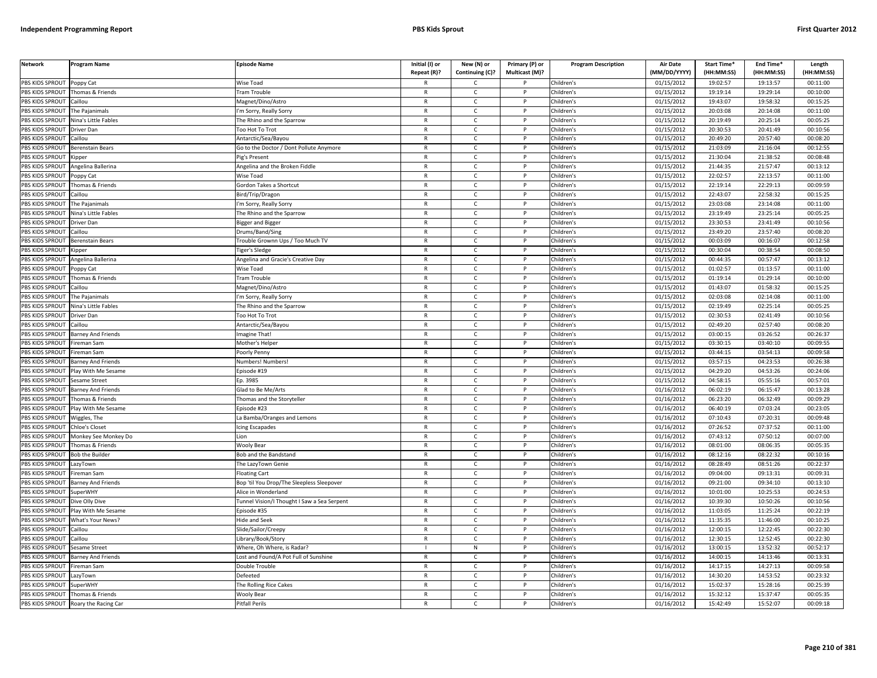| Network | Program Name | Episode Name | Initial (I) or Repeat (R)? | New (N) or Continuing (C)? | Primary (P) or Multicast (M)? | Program Description | Air Date (MM/DD/YYYY) | Start Time* (HH:MM:SS) | End Time* (HH:MM:SS) | Length (HH:MM:SS) |
|---|---|---|---|---|---|---|---|---|---|---|
| PBS KIDS SPROUT | Poppy Cat | Wise Toad | R | C | P | Children's | 01/15/2012 | 19:02:57 | 19:13:57 | 00:11:00 |
| PBS KIDS SPROUT | Thomas & Friends | Tram Trouble | R | C | P | Children's | 01/15/2012 | 19:19:14 | 19:29:14 | 00:10:00 |
| PBS KIDS SPROUT | Caillou | Magnet/Dino/Astro | R | C | P | Children's | 01/15/2012 | 19:43:07 | 19:58:32 | 00:15:25 |
| PBS KIDS SPROUT | The Pajanimals | I'm Sorry, Really Sorry | R | C | P | Children's | 01/15/2012 | 20:03:08 | 20:14:08 | 00:11:00 |
| PBS KIDS SPROUT | Nina's Little Fables | The Rhino and the Sparrow | R | C | P | Children's | 01/15/2012 | 20:19:49 | 20:25:14 | 00:05:25 |
| PBS KIDS SPROUT | Driver Dan | Too Hot To Trot | R | C | P | Children's | 01/15/2012 | 20:30:53 | 20:41:49 | 00:10:56 |
| PBS KIDS SPROUT | Caillou | Antarctic/Sea/Bayou | R | C | P | Children's | 01/15/2012 | 20:49:20 | 20:57:40 | 00:08:20 |
| PBS KIDS SPROUT | Berenstain Bears | Go to the Doctor / Dont Pollute Anymore | R | C | P | Children's | 01/15/2012 | 21:03:09 | 21:16:04 | 00:12:55 |
| PBS KIDS SPROUT | Kipper | Pig's Present | R | C | P | Children's | 01/15/2012 | 21:30:04 | 21:38:52 | 00:08:48 |
| PBS KIDS SPROUT | Angelina Ballerina | Angelina and the Broken Fiddle | R | C | P | Children's | 01/15/2012 | 21:44:35 | 21:57:47 | 00:13:12 |
| PBS KIDS SPROUT | Poppy Cat | Wise Toad | R | C | P | Children's | 01/15/2012 | 22:02:57 | 22:13:57 | 00:11:00 |
| PBS KIDS SPROUT | Thomas & Friends | Gordon Takes a Shortcut | R | C | P | Children's | 01/15/2012 | 22:19:14 | 22:29:13 | 00:09:59 |
| PBS KIDS SPROUT | Caillou | Bird/Trip/Dragon | R | C | P | Children's | 01/15/2012 | 22:43:07 | 22:58:32 | 00:15:25 |
| PBS KIDS SPROUT | The Pajanimals | I'm Sorry, Really Sorry | R | C | P | Children's | 01/15/2012 | 23:03:08 | 23:14:08 | 00:11:00 |
| PBS KIDS SPROUT | Nina's Little Fables | The Rhino and the Sparrow | R | C | P | Children's | 01/15/2012 | 23:19:49 | 23:25:14 | 00:05:25 |
| PBS KIDS SPROUT | Driver Dan | Bigger and Bigger | R | C | P | Children's | 01/15/2012 | 23:30:53 | 23:41:49 | 00:10:56 |
| PBS KIDS SPROUT | Caillou | Drums/Band/Sing | R | C | P | Children's | 01/15/2012 | 23:49:20 | 23:57:40 | 00:08:20 |
| PBS KIDS SPROUT | Berenstain Bears | Trouble Grownn Ups / Too Much TV | R | C | P | Children's | 01/15/2012 | 00:03:09 | 00:16:07 | 00:12:58 |
| PBS KIDS SPROUT | Kipper | Tiger's Sledge | R | C | P | Children's | 01/15/2012 | 00:30:04 | 00:38:54 | 00:08:50 |
| PBS KIDS SPROUT | Angelina Ballerina | Angelina and Gracie's Creative Day | R | C | P | Children's | 01/15/2012 | 00:44:35 | 00:57:47 | 00:13:12 |
| PBS KIDS SPROUT | Poppy Cat | Wise Toad | R | C | P | Children's | 01/15/2012 | 01:02:57 | 01:13:57 | 00:11:00 |
| PBS KIDS SPROUT | Thomas & Friends | Tram Trouble | R | C | P | Children's | 01/15/2012 | 01:19:14 | 01:29:14 | 00:10:00 |
| PBS KIDS SPROUT | Caillou | Magnet/Dino/Astro | R | C | P | Children's | 01/15/2012 | 01:43:07 | 01:58:32 | 00:15:25 |
| PBS KIDS SPROUT | The Pajanimals | I'm Sorry, Really Sorry | R | C | P | Children's | 01/15/2012 | 02:03:08 | 02:14:08 | 00:11:00 |
| PBS KIDS SPROUT | Nina's Little Fables | The Rhino and the Sparrow | R | C | P | Children's | 01/15/2012 | 02:19:49 | 02:25:14 | 00:05:25 |
| PBS KIDS SPROUT | Driver Dan | Too Hot To Trot | R | C | P | Children's | 01/15/2012 | 02:30:53 | 02:41:49 | 00:10:56 |
| PBS KIDS SPROUT | Caillou | Antarctic/Sea/Bayou | R | C | P | Children's | 01/15/2012 | 02:49:20 | 02:57:40 | 00:08:20 |
| PBS KIDS SPROUT | Barney And Friends | Imagine That! | R | C | P | Children's | 01/15/2012 | 03:00:15 | 03:26:52 | 00:26:37 |
| PBS KIDS SPROUT | Fireman Sam | Mother's Helper | R | C | P | Children's | 01/15/2012 | 03:30:15 | 03:40:10 | 00:09:55 |
| PBS KIDS SPROUT | Fireman Sam | Poorly Penny | R | C | P | Children's | 01/15/2012 | 03:44:15 | 03:54:13 | 00:09:58 |
| PBS KIDS SPROUT | Barney And Friends | Numbers! Numbers! | R | C | P | Children's | 01/15/2012 | 03:57:15 | 04:23:53 | 00:26:38 |
| PBS KIDS SPROUT | Play With Me Sesame | Episode #19 | R | C | P | Children's | 01/15/2012 | 04:29:20 | 04:53:26 | 00:24:06 |
| PBS KIDS SPROUT | Sesame Street | Ep. 3985 | R | C | P | Children's | 01/15/2012 | 04:58:15 | 05:55:16 | 00:57:01 |
| PBS KIDS SPROUT | Barney And Friends | Glad to Be Me/Arts | R | C | P | Children's | 01/16/2012 | 06:02:19 | 06:15:47 | 00:13:28 |
| PBS KIDS SPROUT | Thomas & Friends | Thomas and the Storyteller | R | C | P | Children's | 01/16/2012 | 06:23:20 | 06:32:49 | 00:09:29 |
| PBS KIDS SPROUT | Play With Me Sesame | Episode #23 | R | C | P | Children's | 01/16/2012 | 06:40:19 | 07:03:24 | 00:23:05 |
| PBS KIDS SPROUT | Wiggles, The | La Bamba/Oranges and Lemons | R | C | P | Children's | 01/16/2012 | 07:10:43 | 07:20:31 | 00:09:48 |
| PBS KIDS SPROUT | Chloe's Closet | Icing Escapades | R | C | P | Children's | 01/16/2012 | 07:26:52 | 07:37:52 | 00:11:00 |
| PBS KIDS SPROUT | Monkey See Monkey Do | Lion | R | C | P | Children's | 01/16/2012 | 07:43:12 | 07:50:12 | 00:07:00 |
| PBS KIDS SPROUT | Thomas & Friends | Wooly Bear | R | C | P | Children's | 01/16/2012 | 08:01:00 | 08:06:35 | 00:05:35 |
| PBS KIDS SPROUT | Bob the Builder | Bob and the Bandstand | R | C | P | Children's | 01/16/2012 | 08:12:16 | 08:22:32 | 00:10:16 |
| PBS KIDS SPROUT | LazyTown | The LazyTown Genie | R | C | P | Children's | 01/16/2012 | 08:28:49 | 08:51:26 | 00:22:37 |
| PBS KIDS SPROUT | Fireman Sam | Floating Cart | R | C | P | Children's | 01/16/2012 | 09:04:00 | 09:13:31 | 00:09:31 |
| PBS KIDS SPROUT | Barney And Friends | Bop 'til You Drop/The Sleepless Sleepover | R | C | P | Children's | 01/16/2012 | 09:21:00 | 09:34:10 | 00:13:10 |
| PBS KIDS SPROUT | SuperWHY | Alice in Wonderland | R | C | P | Children's | 01/16/2012 | 10:01:00 | 10:25:53 | 00:24:53 |
| PBS KIDS SPROUT | Dive Olly Dive | Tunnel Vision/I Thought I Saw a Sea Serpent | R | C | P | Children's | 01/16/2012 | 10:39:30 | 10:50:26 | 00:10:56 |
| PBS KIDS SPROUT | Play With Me Sesame | Episode #35 | R | C | P | Children's | 01/16/2012 | 11:03:05 | 11:25:24 | 00:22:19 |
| PBS KIDS SPROUT | What's Your News? | Hide and Seek | R | C | P | Children's | 01/16/2012 | 11:35:35 | 11:46:00 | 00:10:25 |
| PBS KIDS SPROUT | Caillou | Slide/Sailor/Creepy | R | C | P | Children's | 01/16/2012 | 12:00:15 | 12:22:45 | 00:22:30 |
| PBS KIDS SPROUT | Caillou | Library/Book/Story | R | C | P | Children's | 01/16/2012 | 12:30:15 | 12:52:45 | 00:22:30 |
| PBS KIDS SPROUT | Sesame Street | Where, Oh Where, is Radar? | I | N | P | Children's | 01/16/2012 | 13:00:15 | 13:52:32 | 00:52:17 |
| PBS KIDS SPROUT | Barney And Friends | Lost and Found/A Pot Full of Sunshine | R | C | P | Children's | 01/16/2012 | 14:00:15 | 14:13:46 | 00:13:31 |
| PBS KIDS SPROUT | Fireman Sam | Double Trouble | R | C | P | Children's | 01/16/2012 | 14:17:15 | 14:27:13 | 00:09:58 |
| PBS KIDS SPROUT | LazyTown | Defeeted | R | C | P | Children's | 01/16/2012 | 14:30:20 | 14:53:52 | 00:23:32 |
| PBS KIDS SPROUT | SuperWHY | The Rolling Rice Cakes | R | C | P | Children's | 01/16/2012 | 15:02:37 | 15:28:16 | 00:25:39 |
| PBS KIDS SPROUT | Thomas & Friends | Wooly Bear | R | C | P | Children's | 01/16/2012 | 15:32:12 | 15:37:47 | 00:05:35 |
| PBS KIDS SPROUT | Roary the Racing Car | Pitfall Perils | R | C | P | Children's | 01/16/2012 | 15:42:49 | 15:52:07 | 00:09:18 |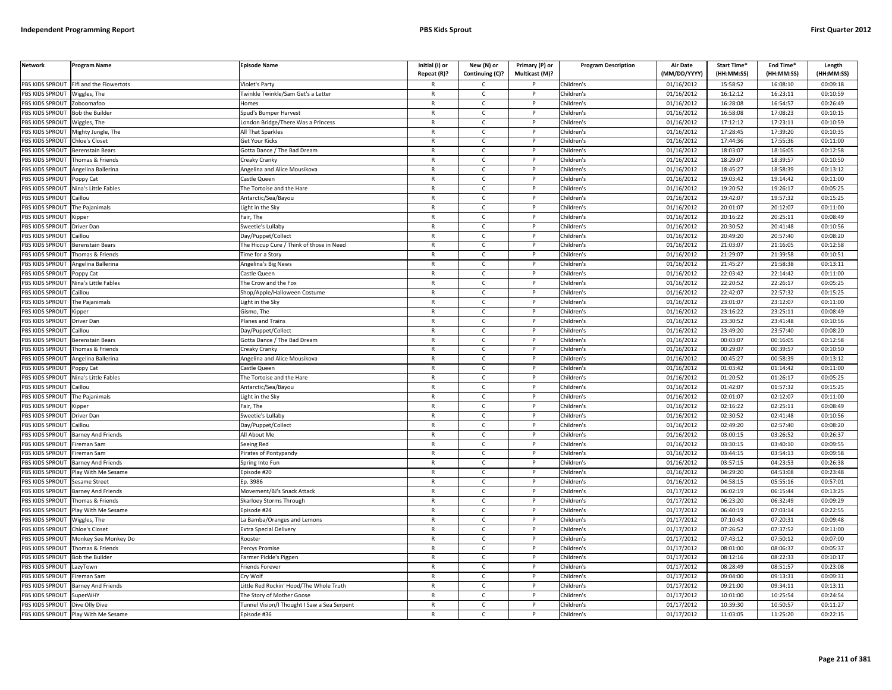| Network | Program Name | Episode Name | Initial (I) or Repeat (R)? | New (N) or Continuing (C)? | Primary (P) or Multicast (M)? | Program Description | Air Date (MM/DD/YYYY) | Start Time* (HH:MM:SS) | End Time* (HH:MM:SS) | Length (HH:MM:SS) |
|---|---|---|---|---|---|---|---|---|---|---|
| PBS KIDS SPROUT | Fifi and the Flowertots | Violet's Party | R | C | P | Children's | 01/16/2012 | 15:58:52 | 16:08:10 | 00:09:18 |
| PBS KIDS SPROUT | Wiggles, The | Twinkle Twinkle/Sam Get's a Letter | R | C | P | Children's | 01/16/2012 | 16:12:12 | 16:23:11 | 00:10:59 |
| PBS KIDS SPROUT | Zoboomafoo | Homes | R | C | P | Children's | 01/16/2012 | 16:28:08 | 16:54:57 | 00:26:49 |
| PBS KIDS SPROUT | Bob the Builder | Spud's Bumper Harvest | R | C | P | Children's | 01/16/2012 | 16:58:08 | 17:08:23 | 00:10:15 |
| PBS KIDS SPROUT | Wiggles, The | London Bridge/There Was a Princess | R | C | P | Children's | 01/16/2012 | 17:12:12 | 17:23:11 | 00:10:59 |
| PBS KIDS SPROUT | Mighty Jungle, The | All That Sparkles | R | C | P | Children's | 01/16/2012 | 17:28:45 | 17:39:20 | 00:10:35 |
| PBS KIDS SPROUT | Chloe's Closet | Get Your Kicks | R | C | P | Children's | 01/16/2012 | 17:44:36 | 17:55:36 | 00:11:00 |
| PBS KIDS SPROUT | Berenstain Bears | Gotta Dance / The Bad Dream | R | C | P | Children's | 01/16/2012 | 18:03:07 | 18:16:05 | 00:12:58 |
| PBS KIDS SPROUT | Thomas & Friends | Creaky Cranky | R | C | P | Children's | 01/16/2012 | 18:29:07 | 18:39:57 | 00:10:50 |
| PBS KIDS SPROUT | Angelina Ballerina | Angelina and Alice Mousikova | R | C | P | Children's | 01/16/2012 | 18:45:27 | 18:58:39 | 00:13:12 |
| PBS KIDS SPROUT | Poppy Cat | Castle Queen | R | C | P | Children's | 01/16/2012 | 19:03:42 | 19:14:42 | 00:11:00 |
| PBS KIDS SPROUT | Nina's Little Fables | The Tortoise and the Hare | R | C | P | Children's | 01/16/2012 | 19:20:52 | 19:26:17 | 00:05:25 |
| PBS KIDS SPROUT | Caillou | Antarctic/Sea/Bayou | R | C | P | Children's | 01/16/2012 | 19:42:07 | 19:57:32 | 00:15:25 |
| PBS KIDS SPROUT | The Pajanimals | Light in the Sky | R | C | P | Children's | 01/16/2012 | 20:01:07 | 20:12:07 | 00:11:00 |
| PBS KIDS SPROUT | Kipper | Fair, The | R | C | P | Children's | 01/16/2012 | 20:16:22 | 20:25:11 | 00:08:49 |
| PBS KIDS SPROUT | Driver Dan | Sweetie's Lullaby | R | C | P | Children's | 01/16/2012 | 20:30:52 | 20:41:48 | 00:10:56 |
| PBS KIDS SPROUT | Caillou | Day/Puppet/Collect | R | C | P | Children's | 01/16/2012 | 20:49:20 | 20:57:40 | 00:08:20 |
| PBS KIDS SPROUT | Berenstain Bears | The Hiccup Cure / Think of those in Need | R | C | P | Children's | 01/16/2012 | 21:03:07 | 21:16:05 | 00:12:58 |
| PBS KIDS SPROUT | Thomas & Friends | Time for a Story | R | C | P | Children's | 01/16/2012 | 21:29:07 | 21:39:58 | 00:10:51 |
| PBS KIDS SPROUT | Angelina Ballerina | Angelina's Big News | R | C | P | Children's | 01/16/2012 | 21:45:27 | 21:58:38 | 00:13:11 |
| PBS KIDS SPROUT | Poppy Cat | Castle Queen | R | C | P | Children's | 01/16/2012 | 22:03:42 | 22:14:42 | 00:11:00 |
| PBS KIDS SPROUT | Nina's Little Fables | The Crow and the Fox | R | C | P | Children's | 01/16/2012 | 22:20:52 | 22:26:17 | 00:05:25 |
| PBS KIDS SPROUT | Caillou | Shop/Apple/Halloween Costume | R | C | P | Children's | 01/16/2012 | 22:42:07 | 22:57:32 | 00:15:25 |
| PBS KIDS SPROUT | The Pajanimals | Light in the Sky | R | C | P | Children's | 01/16/2012 | 23:01:07 | 23:12:07 | 00:11:00 |
| PBS KIDS SPROUT | Kipper | Gismo, The | R | C | P | Children's | 01/16/2012 | 23:16:22 | 23:25:11 | 00:08:49 |
| PBS KIDS SPROUT | Driver Dan | Planes and Trains | R | C | P | Children's | 01/16/2012 | 23:30:52 | 23:41:48 | 00:10:56 |
| PBS KIDS SPROUT | Caillou | Day/Puppet/Collect | R | C | P | Children's | 01/16/2012 | 23:49:20 | 23:57:40 | 00:08:20 |
| PBS KIDS SPROUT | Berenstain Bears | Gotta Dance / The Bad Dream | R | C | P | Children's | 01/16/2012 | 00:03:07 | 00:16:05 | 00:12:58 |
| PBS KIDS SPROUT | Thomas & Friends | Creaky Cranky | R | C | P | Children's | 01/16/2012 | 00:29:07 | 00:39:57 | 00:10:50 |
| PBS KIDS SPROUT | Angelina Ballerina | Angelina and Alice Mousikova | R | C | P | Children's | 01/16/2012 | 00:45:27 | 00:58:39 | 00:13:12 |
| PBS KIDS SPROUT | Poppy Cat | Castle Queen | R | C | P | Children's | 01/16/2012 | 01:03:42 | 01:14:42 | 00:11:00 |
| PBS KIDS SPROUT | Nina's Little Fables | The Tortoise and the Hare | R | C | P | Children's | 01/16/2012 | 01:20:52 | 01:26:17 | 00:05:25 |
| PBS KIDS SPROUT | Caillou | Antarctic/Sea/Bayou | R | C | P | Children's | 01/16/2012 | 01:42:07 | 01:57:32 | 00:15:25 |
| PBS KIDS SPROUT | The Pajanimals | Light in the Sky | R | C | P | Children's | 01/16/2012 | 02:01:07 | 02:12:07 | 00:11:00 |
| PBS KIDS SPROUT | Kipper | Fair, The | R | C | P | Children's | 01/16/2012 | 02:16:22 | 02:25:11 | 00:08:49 |
| PBS KIDS SPROUT | Driver Dan | Sweetie's Lullaby | R | C | P | Children's | 01/16/2012 | 02:30:52 | 02:41:48 | 00:10:56 |
| PBS KIDS SPROUT | Caillou | Day/Puppet/Collect | R | C | P | Children's | 01/16/2012 | 02:49:20 | 02:57:40 | 00:08:20 |
| PBS KIDS SPROUT | Barney And Friends | All About Me | R | C | P | Children's | 01/16/2012 | 03:00:15 | 03:26:52 | 00:26:37 |
| PBS KIDS SPROUT | Fireman Sam | Seeing Red | R | C | P | Children's | 01/16/2012 | 03:30:15 | 03:40:10 | 00:09:55 |
| PBS KIDS SPROUT | Fireman Sam | Pirates of Pontypandy | R | C | P | Children's | 01/16/2012 | 03:44:15 | 03:54:13 | 00:09:58 |
| PBS KIDS SPROUT | Barney And Friends | Spring Into Fun | R | C | P | Children's | 01/16/2012 | 03:57:15 | 04:23:53 | 00:26:38 |
| PBS KIDS SPROUT | Play With Me Sesame | Episode #20 | R | C | P | Children's | 01/16/2012 | 04:29:20 | 04:53:08 | 00:23:48 |
| PBS KIDS SPROUT | Sesame Street | Ep. 3986 | R | C | P | Children's | 01/16/2012 | 04:58:15 | 05:55:16 | 00:57:01 |
| PBS KIDS SPROUT | Barney And Friends | Movement/BJ's Snack Attack | R | C | P | Children's | 01/17/2012 | 06:02:19 | 06:15:44 | 00:13:25 |
| PBS KIDS SPROUT | Thomas & Friends | Skarloey Storms Through | R | C | P | Children's | 01/17/2012 | 06:23:20 | 06:32:49 | 00:09:29 |
| PBS KIDS SPROUT | Play With Me Sesame | Episode #24 | R | C | P | Children's | 01/17/2012 | 06:40:19 | 07:03:14 | 00:22:55 |
| PBS KIDS SPROUT | Wiggles, The | La Bamba/Oranges and Lemons | R | C | P | Children's | 01/17/2012 | 07:10:43 | 07:20:31 | 00:09:48 |
| PBS KIDS SPROUT | Chloe's Closet | Extra Special Delivery | R | C | P | Children's | 01/17/2012 | 07:26:52 | 07:37:52 | 00:11:00 |
| PBS KIDS SPROUT | Monkey See Monkey Do | Rooster | R | C | P | Children's | 01/17/2012 | 07:43:12 | 07:50:12 | 00:07:00 |
| PBS KIDS SPROUT | Thomas & Friends | Percys Promise | R | C | P | Children's | 01/17/2012 | 08:01:00 | 08:06:37 | 00:05:37 |
| PBS KIDS SPROUT | Bob the Builder | Farmer Pickle's Pigpen | R | C | P | Children's | 01/17/2012 | 08:12:16 | 08:22:33 | 00:10:17 |
| PBS KIDS SPROUT | LazyTown | Friends Forever | R | C | P | Children's | 01/17/2012 | 08:28:49 | 08:51:57 | 00:23:08 |
| PBS KIDS SPROUT | Fireman Sam | Cry Wolf | R | C | P | Children's | 01/17/2012 | 09:04:00 | 09:13:31 | 00:09:31 |
| PBS KIDS SPROUT | Barney And Friends | Little Red Rockin' Hood/The Whole Truth | R | C | P | Children's | 01/17/2012 | 09:21:00 | 09:34:11 | 00:13:11 |
| PBS KIDS SPROUT | SuperWHY | The Story of Mother Goose | R | C | P | Children's | 01/17/2012 | 10:01:00 | 10:25:54 | 00:24:54 |
| PBS KIDS SPROUT | Dive Olly Dive | Tunnel Vision/I Thought I Saw a Sea Serpent | R | C | P | Children's | 01/17/2012 | 10:39:30 | 10:50:57 | 00:11:27 |
| PBS KIDS SPROUT | Play With Me Sesame | Episode #36 | R | C | P | Children's | 01/17/2012 | 11:03:05 | 11:25:20 | 00:22:15 |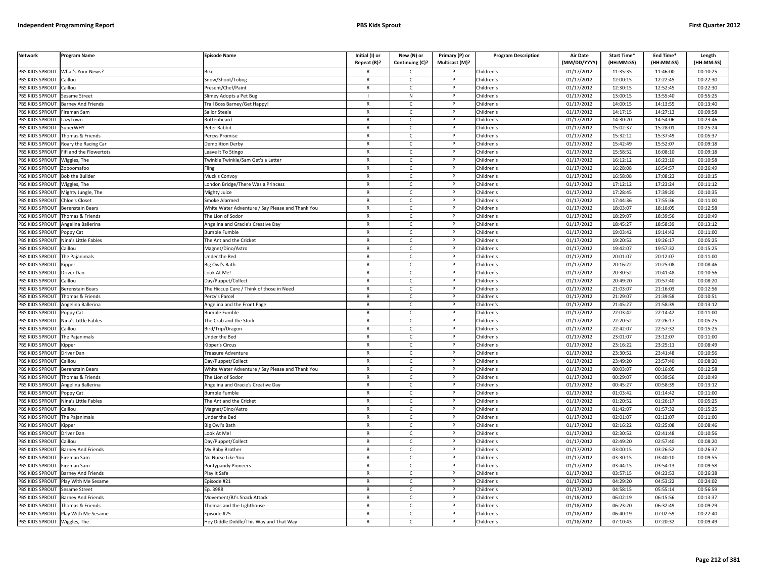| Network | Program Name | Episode Name | Initial (I) or Repeat (R)? | New (N) or Continuing (C)? | Primary (P) or Multicast (M)? | Program Description | Air Date (MM/DD/YYYY) | Start Time* (HH:MM:SS) | End Time* (HH:MM:SS) | Length (HH:MM:SS) |
|---|---|---|---|---|---|---|---|---|---|---|
| PBS KIDS SPROUT | What's Your News? | Bike | R | C | P | Children's | 01/17/2012 | 11:35:35 | 11:46:00 | 00:10:25 |
| PBS KIDS SPROUT | Caillou | Snow/Shoot/Tobog | R | C | P | Children's | 01/17/2012 | 12:00:15 | 12:22:45 | 00:22:30 |
| PBS KIDS SPROUT | Caillou | Present/Chef/Paint | R | C | P | Children's | 01/17/2012 | 12:30:15 | 12:52:45 | 00:22:30 |
| PBS KIDS SPROUT | Sesame Street | Slimey Adopts a Pet Bug | I | N | P | Children's | 01/17/2012 | 13:00:15 | 13:55:40 | 00:55:25 |
| PBS KIDS SPROUT | Barney And Friends | Trail Boss Barney/Get Happy! | R | C | P | Children's | 01/17/2012 | 14:00:15 | 14:13:55 | 00:13:40 |
| PBS KIDS SPROUT | Fireman Sam | Sailor Steele | R | C | P | Children's | 01/17/2012 | 14:17:15 | 14:27:13 | 00:09:58 |
| PBS KIDS SPROUT | LazyTown | Rottenbeard | R | C | P | Children's | 01/17/2012 | 14:30:20 | 14:54:06 | 00:23:46 |
| PBS KIDS SPROUT | SuperWHY | Peter Rabbit | R | C | P | Children's | 01/17/2012 | 15:02:37 | 15:28:01 | 00:25:24 |
| PBS KIDS SPROUT | Thomas & Friends | Percys Promise | R | C | P | Children's | 01/17/2012 | 15:32:12 | 15:37:49 | 00:05:37 |
| PBS KIDS SPROUT | Roary the Racing Car | Demolition Derby | R | C | P | Children's | 01/17/2012 | 15:42:49 | 15:52:07 | 00:09:18 |
| PBS KIDS SPROUT | Fifi and the Flowertots | Leave It To Stingo | R | C | P | Children's | 01/17/2012 | 15:58:52 | 16:08:10 | 00:09:18 |
| PBS KIDS SPROUT | Wiggles, The | Twinkle Twinkle/Sam Get's a Letter | R | C | P | Children's | 01/17/2012 | 16:12:12 | 16:23:10 | 00:10:58 |
| PBS KIDS SPROUT | Zoboomafoo | Fling | R | C | P | Children's | 01/17/2012 | 16:28:08 | 16:54:57 | 00:26:49 |
| PBS KIDS SPROUT | Bob the Builder | Muck's Convoy | R | C | P | Children's | 01/17/2012 | 16:58:08 | 17:08:23 | 00:10:15 |
| PBS KIDS SPROUT | Wiggles, The | London Bridge/There Was a Princess | R | C | P | Children's | 01/17/2012 | 17:12:12 | 17:23:24 | 00:11:12 |
| PBS KIDS SPROUT | Mighty Jungle, The | Mighty Juice | R | C | P | Children's | 01/17/2012 | 17:28:45 | 17:39:20 | 00:10:35 |
| PBS KIDS SPROUT | Chloe's Closet | Smoke Alarmed | R | C | P | Children's | 01/17/2012 | 17:44:36 | 17:55:36 | 00:11:00 |
| PBS KIDS SPROUT | Berenstain Bears | White Water Adventure / Say Please and Thank You | R | C | P | Children's | 01/17/2012 | 18:03:07 | 18:16:05 | 00:12:58 |
| PBS KIDS SPROUT | Thomas & Friends | The Lion of Sodor | R | C | P | Children's | 01/17/2012 | 18:29:07 | 18:39:56 | 00:10:49 |
| PBS KIDS SPROUT | Angelina Ballerina | Angelina and Gracie's Creative Day | R | C | P | Children's | 01/17/2012 | 18:45:27 | 18:58:39 | 00:13:12 |
| PBS KIDS SPROUT | Poppy Cat | Bumble Fumble | R | C | P | Children's | 01/17/2012 | 19:03:42 | 19:14:42 | 00:11:00 |
| PBS KIDS SPROUT | Nina's Little Fables | The Ant and the Cricket | R | C | P | Children's | 01/17/2012 | 19:20:52 | 19:26:17 | 00:05:25 |
| PBS KIDS SPROUT | Caillou | Magnet/Dino/Astro | R | C | P | Children's | 01/17/2012 | 19:42:07 | 19:57:32 | 00:15:25 |
| PBS KIDS SPROUT | The Pajanimals | Under the Bed | R | C | P | Children's | 01/17/2012 | 20:01:07 | 20:12:07 | 00:11:00 |
| PBS KIDS SPROUT | Kipper | Big Owl's Bath | R | C | P | Children's | 01/17/2012 | 20:16:22 | 20:25:08 | 00:08:46 |
| PBS KIDS SPROUT | Driver Dan | Look At Me! | R | C | P | Children's | 01/17/2012 | 20:30:52 | 20:41:48 | 00:10:56 |
| PBS KIDS SPROUT | Caillou | Day/Puppet/Collect | R | C | P | Children's | 01/17/2012 | 20:49:20 | 20:57:40 | 00:08:20 |
| PBS KIDS SPROUT | Berenstain Bears | The Hiccup Cure / Think of those in Need | R | C | P | Children's | 01/17/2012 | 21:03:07 | 21:16:03 | 00:12:56 |
| PBS KIDS SPROUT | Thomas & Friends | Percy's Parcel | R | C | P | Children's | 01/17/2012 | 21:29:07 | 21:39:58 | 00:10:51 |
| PBS KIDS SPROUT | Angelina Ballerina | Angelina and the Front Page | R | C | P | Children's | 01/17/2012 | 21:45:27 | 21:58:39 | 00:13:12 |
| PBS KIDS SPROUT | Poppy Cat | Bumble Fumble | R | C | P | Children's | 01/17/2012 | 22:03:42 | 22:14:42 | 00:11:00 |
| PBS KIDS SPROUT | Nina's Little Fables | The Crab and the Stork | R | C | P | Children's | 01/17/2012 | 22:20:52 | 22:26:17 | 00:05:25 |
| PBS KIDS SPROUT | Caillou | Bird/Trip/Dragon | R | C | P | Children's | 01/17/2012 | 22:42:07 | 22:57:32 | 00:15:25 |
| PBS KIDS SPROUT | The Pajanimals | Under the Bed | R | C | P | Children's | 01/17/2012 | 23:01:07 | 23:12:07 | 00:11:00 |
| PBS KIDS SPROUT | Kipper | Kipper's Circus | R | C | P | Children's | 01/17/2012 | 23:16:22 | 23:25:11 | 00:08:49 |
| PBS KIDS SPROUT | Driver Dan | Treasure Adventure | R | C | P | Children's | 01/17/2012 | 23:30:52 | 23:41:48 | 00:10:56 |
| PBS KIDS SPROUT | Caillou | Day/Puppet/Collect | R | C | P | Children's | 01/17/2012 | 23:49:20 | 23:57:40 | 00:08:20 |
| PBS KIDS SPROUT | Berenstain Bears | White Water Adventure / Say Please and Thank You | R | C | P | Children's | 01/17/2012 | 00:03:07 | 00:16:05 | 00:12:58 |
| PBS KIDS SPROUT | Thomas & Friends | The Lion of Sodor | R | C | P | Children's | 01/17/2012 | 00:29:07 | 00:39:56 | 00:10:49 |
| PBS KIDS SPROUT | Angelina Ballerina | Angelina and Gracie's Creative Day | R | C | P | Children's | 01/17/2012 | 00:45:27 | 00:58:39 | 00:13:12 |
| PBS KIDS SPROUT | Poppy Cat | Bumble Fumble | R | C | P | Children's | 01/17/2012 | 01:03:42 | 01:14:42 | 00:11:00 |
| PBS KIDS SPROUT | Nina's Little Fables | The Ant and the Cricket | R | C | P | Children's | 01/17/2012 | 01:20:52 | 01:26:17 | 00:05:25 |
| PBS KIDS SPROUT | Caillou | Magnet/Dino/Astro | R | C | P | Children's | 01/17/2012 | 01:42:07 | 01:57:32 | 00:15:25 |
| PBS KIDS SPROUT | The Pajanimals | Under the Bed | R | C | P | Children's | 01/17/2012 | 02:01:07 | 02:12:07 | 00:11:00 |
| PBS KIDS SPROUT | Kipper | Big Owl's Bath | R | C | P | Children's | 01/17/2012 | 02:16:22 | 02:25:08 | 00:08:46 |
| PBS KIDS SPROUT | Driver Dan | Look At Me! | R | C | P | Children's | 01/17/2012 | 02:30:52 | 02:41:48 | 00:10:56 |
| PBS KIDS SPROUT | Caillou | Day/Puppet/Collect | R | C | P | Children's | 01/17/2012 | 02:49:20 | 02:57:40 | 00:08:20 |
| PBS KIDS SPROUT | Barney And Friends | My Baby Brother | R | C | P | Children's | 01/17/2012 | 03:00:15 | 03:26:52 | 00:26:37 |
| PBS KIDS SPROUT | Fireman Sam | No Nurse Like You | R | C | P | Children's | 01/17/2012 | 03:30:15 | 03:40:10 | 00:09:55 |
| PBS KIDS SPROUT | Fireman Sam | Pontypandy Pioneers | R | C | P | Children's | 01/17/2012 | 03:44:15 | 03:54:13 | 00:09:58 |
| PBS KIDS SPROUT | Barney And Friends | Play It Safe | R | C | P | Children's | 01/17/2012 | 03:57:15 | 04:23:53 | 00:26:38 |
| PBS KIDS SPROUT | Play With Me Sesame | Episode #21 | R | C | P | Children's | 01/17/2012 | 04:29:20 | 04:53:22 | 00:24:02 |
| PBS KIDS SPROUT | Sesame Street | Ep. 3988 | R | C | P | Children's | 01/17/2012 | 04:58:15 | 05:55:14 | 00:56:59 |
| PBS KIDS SPROUT | Barney And Friends | Movement/BJ's Snack Attack | R | C | P | Children's | 01/18/2012 | 06:02:19 | 06:15:56 | 00:13:37 |
| PBS KIDS SPROUT | Thomas & Friends | Thomas and the Lighthouse | R | C | P | Children's | 01/18/2012 | 06:23:20 | 06:32:49 | 00:09:29 |
| PBS KIDS SPROUT | Play With Me Sesame | Episode #25 | R | C | P | Children's | 01/18/2012 | 06:40:19 | 07:02:59 | 00:22:40 |
| PBS KIDS SPROUT | Wiggles, The | Hey Diddle Diddle/This Way and That Way | R | C | P | Children's | 01/18/2012 | 07:10:43 | 07:20:32 | 00:09:49 |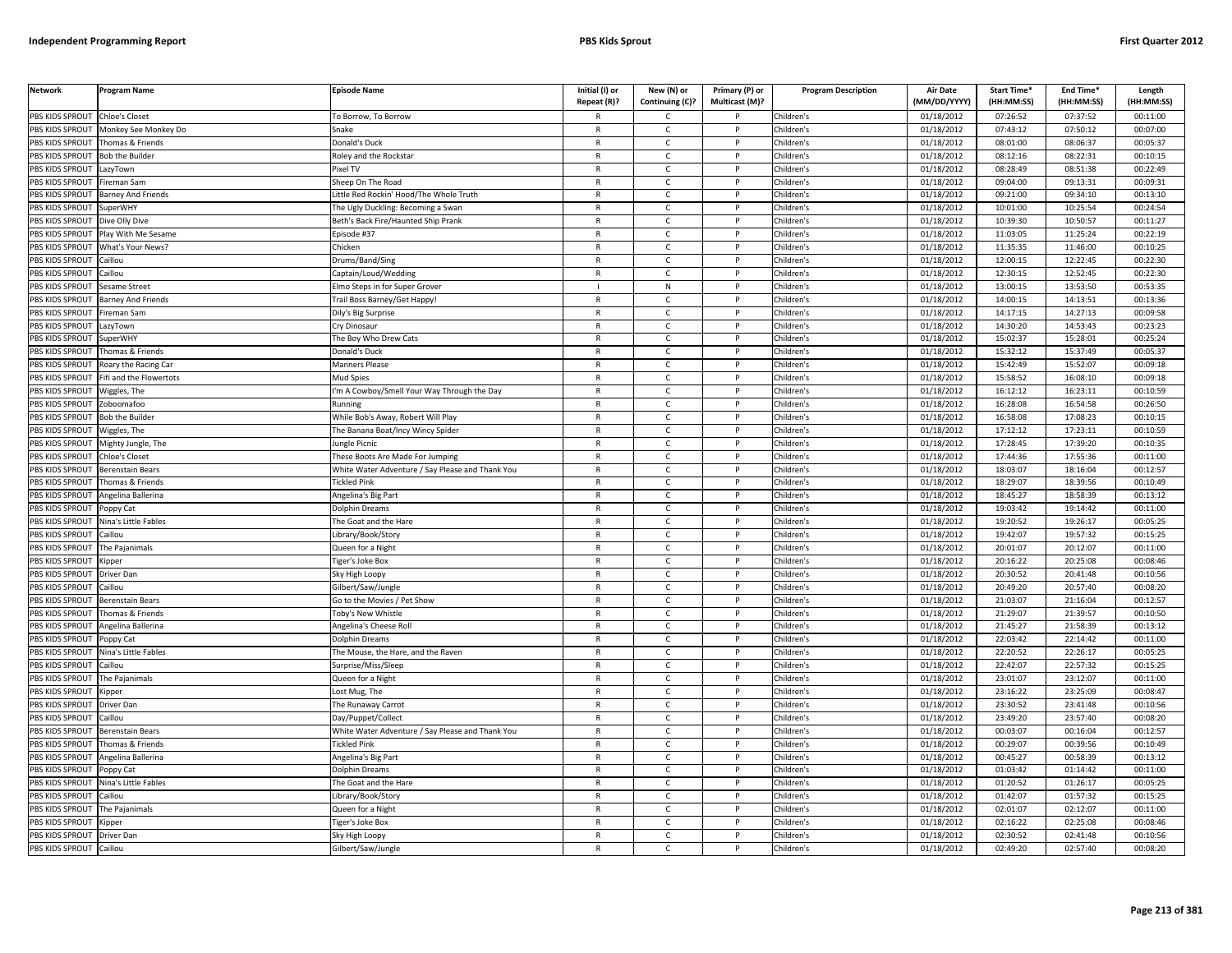| Network | Program Name | Episode Name | Initial (I) or Repeat (R)? | New (N) or Continuing (C)? | Primary (P) or Multicast (M)? | Program Description | Air Date (MM/DD/YYYY) | Start Time* (HH:MM:SS) | End Time* (HH:MM:SS) | Length (HH:MM:SS) |
|---|---|---|---|---|---|---|---|---|---|---|
| PBS KIDS SPROUT | Chloe's Closet | To Borrow, To Borrow | R | C | P | Children's | 01/18/2012 | 07:26:52 | 07:37:52 | 00:11:00 |
| PBS KIDS SPROUT | Monkey See Monkey Do | Snake | R | C | P | Children's | 01/18/2012 | 07:43:12 | 07:50:12 | 00:07:00 |
| PBS KIDS SPROUT | Thomas & Friends | Donald's Duck | R | C | P | Children's | 01/18/2012 | 08:01:00 | 08:06:37 | 00:05:37 |
| PBS KIDS SPROUT | Bob the Builder | Roley and the Rockstar | R | C | P | Children's | 01/18/2012 | 08:12:16 | 08:22:31 | 00:10:15 |
| PBS KIDS SPROUT | LazyTown | Pixel TV | R | C | P | Children's | 01/18/2012 | 08:28:49 | 08:51:38 | 00:22:49 |
| PBS KIDS SPROUT | Fireman Sam | Sheep On The Road | R | C | P | Children's | 01/18/2012 | 09:04:00 | 09:13:31 | 00:09:31 |
| PBS KIDS SPROUT | Barney And Friends | Little Red Rockin' Hood/The Whole Truth | R | C | P | Children's | 01/18/2012 | 09:21:00 | 09:34:10 | 00:13:10 |
| PBS KIDS SPROUT | SuperWHY | The Ugly Duckling: Becoming a Swan | R | C | P | Children's | 01/18/2012 | 10:01:00 | 10:25:54 | 00:24:54 |
| PBS KIDS SPROUT | Dive Olly Dive | Beth's Back Fire/Haunted Ship Prank | R | C | P | Children's | 01/18/2012 | 10:39:30 | 10:50:57 | 00:11:27 |
| PBS KIDS SPROUT | Play With Me Sesame | Episode #37 | R | C | P | Children's | 01/18/2012 | 11:03:05 | 11:25:24 | 00:22:19 |
| PBS KIDS SPROUT | What's Your News? | Chicken | R | C | P | Children's | 01/18/2012 | 11:35:35 | 11:46:00 | 00:10:25 |
| PBS KIDS SPROUT | Caillou | Drums/Band/Sing | R | C | P | Children's | 01/18/2012 | 12:00:15 | 12:22:45 | 00:22:30 |
| PBS KIDS SPROUT | Caillou | Captain/Loud/Wedding | R | C | P | Children's | 01/18/2012 | 12:30:15 | 12:52:45 | 00:22:30 |
| PBS KIDS SPROUT | Sesame Street | Elmo Steps in for Super Grover | I | N | P | Children's | 01/18/2012 | 13:00:15 | 13:53:50 | 00:53:35 |
| PBS KIDS SPROUT | Barney And Friends | Trail Boss Barney/Get Happy! | R | C | P | Children's | 01/18/2012 | 14:00:15 | 14:13:51 | 00:13:36 |
| PBS KIDS SPROUT | Fireman Sam | Dily's Big Surprise | R | C | P | Children's | 01/18/2012 | 14:17:15 | 14:27:13 | 00:09:58 |
| PBS KIDS SPROUT | LazyTown | Cry Dinosaur | R | C | P | Children's | 01/18/2012 | 14:30:20 | 14:53:43 | 00:23:23 |
| PBS KIDS SPROUT | SuperWHY | The Boy Who Drew Cats | R | C | P | Children's | 01/18/2012 | 15:02:37 | 15:28:01 | 00:25:24 |
| PBS KIDS SPROUT | Thomas & Friends | Donald's Duck | R | C | P | Children's | 01/18/2012 | 15:32:12 | 15:37:49 | 00:05:37 |
| PBS KIDS SPROUT | Roary the Racing Car | Manners Please | R | C | P | Children's | 01/18/2012 | 15:42:49 | 15:52:07 | 00:09:18 |
| PBS KIDS SPROUT | Fifi and the Flowertots | Mud Spies | R | C | P | Children's | 01/18/2012 | 15:58:52 | 16:08:10 | 00:09:18 |
| PBS KIDS SPROUT | Wiggles, The | I'm A Cowboy/Smell Your Way Through the Day | R | C | P | Children's | 01/18/2012 | 16:12:12 | 16:23:11 | 00:10:59 |
| PBS KIDS SPROUT | Zoboomafoo | Running | R | C | P | Children's | 01/18/2012 | 16:28:08 | 16:54:58 | 00:26:50 |
| PBS KIDS SPROUT | Bob the Builder | While Bob's Away, Robert Will Play | R | C | P | Children's | 01/18/2012 | 16:58:08 | 17:08:23 | 00:10:15 |
| PBS KIDS SPROUT | Wiggles, The | The Banana Boat/Incy Wincy Spider | R | C | P | Children's | 01/18/2012 | 17:12:12 | 17:23:11 | 00:10:59 |
| PBS KIDS SPROUT | Mighty Jungle, The | Jungle Picnic | R | C | P | Children's | 01/18/2012 | 17:28:45 | 17:39:20 | 00:10:35 |
| PBS KIDS SPROUT | Chloe's Closet | These Boots Are Made For Jumping | R | C | P | Children's | 01/18/2012 | 17:44:36 | 17:55:36 | 00:11:00 |
| PBS KIDS SPROUT | Berenstain Bears | White Water Adventure / Say Please and Thank You | R | C | P | Children's | 01/18/2012 | 18:03:07 | 18:16:04 | 00:12:57 |
| PBS KIDS SPROUT | Thomas & Friends | Tickled Pink | R | C | P | Children's | 01/18/2012 | 18:29:07 | 18:39:56 | 00:10:49 |
| PBS KIDS SPROUT | Angelina Ballerina | Angelina's Big Part | R | C | P | Children's | 01/18/2012 | 18:45:27 | 18:58:39 | 00:13:12 |
| PBS KIDS SPROUT | Poppy Cat | Dolphin Dreams | R | C | P | Children's | 01/18/2012 | 19:03:42 | 19:14:42 | 00:11:00 |
| PBS KIDS SPROUT | Nina's Little Fables | The Goat and the Hare | R | C | P | Children's | 01/18/2012 | 19:20:52 | 19:26:17 | 00:05:25 |
| PBS KIDS SPROUT | Caillou | Library/Book/Story | R | C | P | Children's | 01/18/2012 | 19:42:07 | 19:57:32 | 00:15:25 |
| PBS KIDS SPROUT | The Pajanimals | Queen for a Night | R | C | P | Children's | 01/18/2012 | 20:01:07 | 20:12:07 | 00:11:00 |
| PBS KIDS SPROUT | Kipper | Tiger's Joke Box | R | C | P | Children's | 01/18/2012 | 20:16:22 | 20:25:08 | 00:08:46 |
| PBS KIDS SPROUT | Driver Dan | Sky High Loopy | R | C | P | Children's | 01/18/2012 | 20:30:52 | 20:41:48 | 00:10:56 |
| PBS KIDS SPROUT | Caillou | Gilbert/Saw/Jungle | R | C | P | Children's | 01/18/2012 | 20:49:20 | 20:57:40 | 00:08:20 |
| PBS KIDS SPROUT | Berenstain Bears | Go to the Movies / Pet Show | R | C | P | Children's | 01/18/2012 | 21:03:07 | 21:16:04 | 00:12:57 |
| PBS KIDS SPROUT | Thomas & Friends | Toby's New Whistle | R | C | P | Children's | 01/18/2012 | 21:29:07 | 21:39:57 | 00:10:50 |
| PBS KIDS SPROUT | Angelina Ballerina | Angelina's Cheese Roll | R | C | P | Children's | 01/18/2012 | 21:45:27 | 21:58:39 | 00:13:12 |
| PBS KIDS SPROUT | Poppy Cat | Dolphin Dreams | R | C | P | Children's | 01/18/2012 | 22:03:42 | 22:14:42 | 00:11:00 |
| PBS KIDS SPROUT | Nina's Little Fables | The Mouse, the Hare, and the Raven | R | C | P | Children's | 01/18/2012 | 22:20:52 | 22:26:17 | 00:05:25 |
| PBS KIDS SPROUT | Caillou | Surprise/Miss/Sleep | R | C | P | Children's | 01/18/2012 | 22:42:07 | 22:57:32 | 00:15:25 |
| PBS KIDS SPROUT | The Pajanimals | Queen for a Night | R | C | P | Children's | 01/18/2012 | 23:01:07 | 23:12:07 | 00:11:00 |
| PBS KIDS SPROUT | Kipper | Lost Mug, The | R | C | P | Children's | 01/18/2012 | 23:16:22 | 23:25:09 | 00:08:47 |
| PBS KIDS SPROUT | Driver Dan | The Runaway Carrot | R | C | P | Children's | 01/18/2012 | 23:30:52 | 23:41:48 | 00:10:56 |
| PBS KIDS SPROUT | Caillou | Day/Puppet/Collect | R | C | P | Children's | 01/18/2012 | 23:49:20 | 23:57:40 | 00:08:20 |
| PBS KIDS SPROUT | Berenstain Bears | White Water Adventure / Say Please and Thank You | R | C | P | Children's | 01/18/2012 | 00:03:07 | 00:16:04 | 00:12:57 |
| PBS KIDS SPROUT | Thomas & Friends | Tickled Pink | R | C | P | Children's | 01/18/2012 | 00:29:07 | 00:39:56 | 00:10:49 |
| PBS KIDS SPROUT | Angelina Ballerina | Angelina's Big Part | R | C | P | Children's | 01/18/2012 | 00:45:27 | 00:58:39 | 00:13:12 |
| PBS KIDS SPROUT | Poppy Cat | Dolphin Dreams | R | C | P | Children's | 01/18/2012 | 01:03:42 | 01:14:42 | 00:11:00 |
| PBS KIDS SPROUT | Nina's Little Fables | The Goat and the Hare | R | C | P | Children's | 01/18/2012 | 01:20:52 | 01:26:17 | 00:05:25 |
| PBS KIDS SPROUT | Caillou | Library/Book/Story | R | C | P | Children's | 01/18/2012 | 01:42:07 | 01:57:32 | 00:15:25 |
| PBS KIDS SPROUT | The Pajanimals | Queen for a Night | R | C | P | Children's | 01/18/2012 | 02:01:07 | 02:12:07 | 00:11:00 |
| PBS KIDS SPROUT | Kipper | Tiger's Joke Box | R | C | P | Children's | 01/18/2012 | 02:16:22 | 02:25:08 | 00:08:46 |
| PBS KIDS SPROUT | Driver Dan | Sky High Loopy | R | C | P | Children's | 01/18/2012 | 02:30:52 | 02:41:48 | 00:10:56 |
| PBS KIDS SPROUT | Caillou | Gilbert/Saw/Jungle | R | C | P | Children's | 01/18/2012 | 02:49:20 | 02:57:40 | 00:08:20 |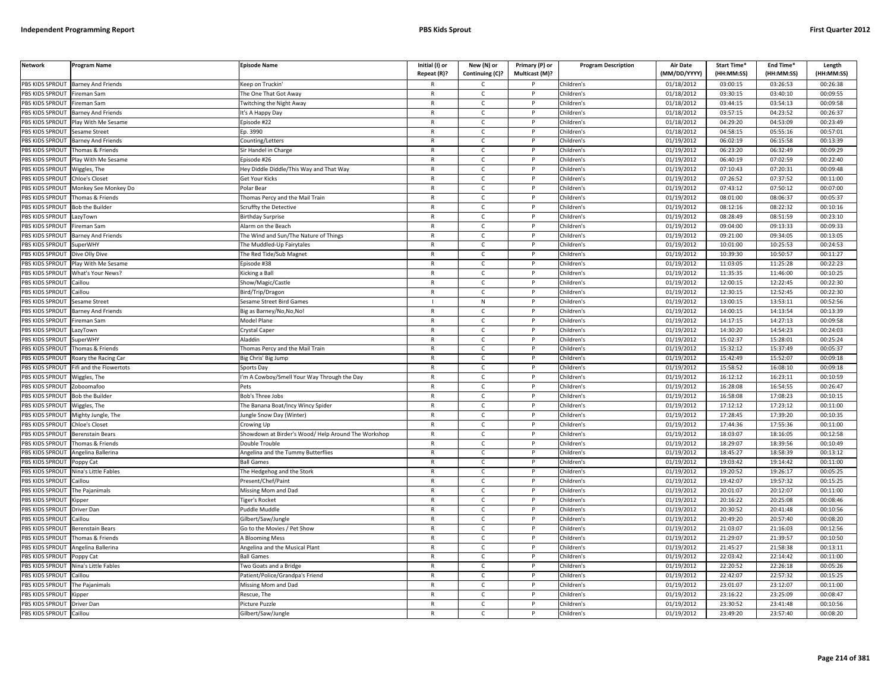| Network | Program Name | Episode Name | Initial (I) or Repeat (R)? | New (N) or Continuing (C)? | Primary (P) or Multicast (M)? | Program Description | Air Date (MM/DD/YYYY) | Start Time* (HH:MM:SS) | End Time* (HH:MM:SS) | Length (HH:MM:SS) |
|---|---|---|---|---|---|---|---|---|---|---|
| PBS KIDS SPROUT | Barney And Friends | Keep on Truckin' | R | C | P | Children's | 01/18/2012 | 03:00:15 | 03:26:53 | 00:26:38 |
| PBS KIDS SPROUT | Fireman Sam | The One That Got Away | R | C | P | Children's | 01/18/2012 | 03:30:15 | 03:40:10 | 00:09:55 |
| PBS KIDS SPROUT | Fireman Sam | Twitching the Night Away | R | C | P | Children's | 01/18/2012 | 03:44:15 | 03:54:13 | 00:09:58 |
| PBS KIDS SPROUT | Barney And Friends | It's A Happy Day | R | C | P | Children's | 01/18/2012 | 03:57:15 | 04:23:52 | 00:26:37 |
| PBS KIDS SPROUT | Play With Me Sesame | Episode #22 | R | C | P | Children's | 01/18/2012 | 04:29:20 | 04:53:09 | 00:23:49 |
| PBS KIDS SPROUT | Sesame Street | Ep. 3990 | R | C | P | Children's | 01/18/2012 | 04:58:15 | 05:55:16 | 00:57:01 |
| PBS KIDS SPROUT | Barney And Friends | Counting/Letters | R | C | P | Children's | 01/19/2012 | 06:02:19 | 06:15:58 | 00:13:39 |
| PBS KIDS SPROUT | Thomas & Friends | Sir Handel in Charge | R | C | P | Children's | 01/19/2012 | 06:23:20 | 06:32:49 | 00:09:29 |
| PBS KIDS SPROUT | Play With Me Sesame | Episode #26 | R | C | P | Children's | 01/19/2012 | 06:40:19 | 07:02:59 | 00:22:40 |
| PBS KIDS SPROUT | Wiggles, The | Hey Diddle Diddle/This Way and That Way | R | C | P | Children's | 01/19/2012 | 07:10:43 | 07:20:31 | 00:09:48 |
| PBS KIDS SPROUT | Chloe's Closet | Get Your Kicks | R | C | P | Children's | 01/19/2012 | 07:26:52 | 07:37:52 | 00:11:00 |
| PBS KIDS SPROUT | Monkey See Monkey Do | Polar Bear | R | C | P | Children's | 01/19/2012 | 07:43:12 | 07:50:12 | 00:07:00 |
| PBS KIDS SPROUT | Thomas & Friends | Thomas Percy and the Mail Train | R | C | P | Children's | 01/19/2012 | 08:01:00 | 08:06:37 | 00:05:37 |
| PBS KIDS SPROUT | Bob the Builder | Scruffty the Detective | R | C | P | Children's | 01/19/2012 | 08:12:16 | 08:22:32 | 00:10:16 |
| PBS KIDS SPROUT | LazyTown | Birthday Surprise | R | C | P | Children's | 01/19/2012 | 08:28:49 | 08:51:59 | 00:23:10 |
| PBS KIDS SPROUT | Fireman Sam | Alarm on the Beach | R | C | P | Children's | 01/19/2012 | 09:04:00 | 09:13:33 | 00:09:33 |
| PBS KIDS SPROUT | Barney And Friends | The Wind and Sun/The Nature of Things | R | C | P | Children's | 01/19/2012 | 09:21:00 | 09:34:05 | 00:13:05 |
| PBS KIDS SPROUT | SuperWHY | The Muddled-Up Fairytales | R | C | P | Children's | 01/19/2012 | 10:01:00 | 10:25:53 | 00:24:53 |
| PBS KIDS SPROUT | Dive Olly Dive | The Red Tide/Sub Magnet | R | C | P | Children's | 01/19/2012 | 10:39:30 | 10:50:57 | 00:11:27 |
| PBS KIDS SPROUT | Play With Me Sesame | Episode #38 | R | C | P | Children's | 01/19/2012 | 11:03:05 | 11:25:28 | 00:22:23 |
| PBS KIDS SPROUT | What's Your News? | Kicking a Ball | R | C | P | Children's | 01/19/2012 | 11:35:35 | 11:46:00 | 00:10:25 |
| PBS KIDS SPROUT | Caillou | Show/Magic/Castle | R | C | P | Children's | 01/19/2012 | 12:00:15 | 12:22:45 | 00:22:30 |
| PBS KIDS SPROUT | Caillou | Bird/Trip/Dragon | R | C | P | Children's | 01/19/2012 | 12:30:15 | 12:52:45 | 00:22:30 |
| PBS KIDS SPROUT | Sesame Street | Sesame Street Bird Games | I | N | P | Children's | 01/19/2012 | 13:00:15 | 13:53:11 | 00:52:56 |
| PBS KIDS SPROUT | Barney And Friends | Big as Barney/No,No,No! | R | C | P | Children's | 01/19/2012 | 14:00:15 | 14:13:54 | 00:13:39 |
| PBS KIDS SPROUT | Fireman Sam | Model Plane | R | C | P | Children's | 01/19/2012 | 14:17:15 | 14:27:13 | 00:09:58 |
| PBS KIDS SPROUT | LazyTown | Crystal Caper | R | C | P | Children's | 01/19/2012 | 14:30:20 | 14:54:23 | 00:24:03 |
| PBS KIDS SPROUT | SuperWHY | Aladdin | R | C | P | Children's | 01/19/2012 | 15:02:37 | 15:28:01 | 00:25:24 |
| PBS KIDS SPROUT | Thomas & Friends | Thomas Percy and the Mail Train | R | C | P | Children's | 01/19/2012 | 15:32:12 | 15:37:49 | 00:05:37 |
| PBS KIDS SPROUT | Roary the Racing Car | Big Chris' Big Jump | R | C | P | Children's | 01/19/2012 | 15:42:49 | 15:52:07 | 00:09:18 |
| PBS KIDS SPROUT | Fifi and the Flowertots | Sports Day | R | C | P | Children's | 01/19/2012 | 15:58:52 | 16:08:10 | 00:09:18 |
| PBS KIDS SPROUT | Wiggles, The | I'm A Cowboy/Smell Your Way Through the Day | R | C | P | Children's | 01/19/2012 | 16:12:12 | 16:23:11 | 00:10:59 |
| PBS KIDS SPROUT | Zoboomafoo | Pets | R | C | P | Children's | 01/19/2012 | 16:28:08 | 16:54:55 | 00:26:47 |
| PBS KIDS SPROUT | Bob the Builder | Bob's Three Jobs | R | C | P | Children's | 01/19/2012 | 16:58:08 | 17:08:23 | 00:10:15 |
| PBS KIDS SPROUT | Wiggles, The | The Banana Boat/Incy Wincy Spider | R | C | P | Children's | 01/19/2012 | 17:12:12 | 17:23:12 | 00:11:00 |
| PBS KIDS SPROUT | Mighty Jungle, The | Jungle Snow Day (Winter) | R | C | P | Children's | 01/19/2012 | 17:28:45 | 17:39:20 | 00:10:35 |
| PBS KIDS SPROUT | Chloe's Closet | Crowing Up | R | C | P | Children's | 01/19/2012 | 17:44:36 | 17:55:36 | 00:11:00 |
| PBS KIDS SPROUT | Berenstain Bears | Showdown at Birder's Wood/ Help Around The Workshop | R | C | P | Children's | 01/19/2012 | 18:03:07 | 18:16:05 | 00:12:58 |
| PBS KIDS SPROUT | Thomas & Friends | Double Trouble | R | C | P | Children's | 01/19/2012 | 18:29:07 | 18:39:56 | 00:10:49 |
| PBS KIDS SPROUT | Angelina Ballerina | Angelina and the Tummy Butterflies | R | C | P | Children's | 01/19/2012 | 18:45:27 | 18:58:39 | 00:13:12 |
| PBS KIDS SPROUT | Poppy Cat | Ball Games | R | C | P | Children's | 01/19/2012 | 19:03:42 | 19:14:42 | 00:11:00 |
| PBS KIDS SPROUT | Nina's Little Fables | The Hedgehog and the Stork | R | C | P | Children's | 01/19/2012 | 19:20:52 | 19:26:17 | 00:05:25 |
| PBS KIDS SPROUT | Caillou | Present/Chef/Paint | R | C | P | Children's | 01/19/2012 | 19:42:07 | 19:57:32 | 00:15:25 |
| PBS KIDS SPROUT | The Pajanimals | Missing Mom and Dad | R | C | P | Children's | 01/19/2012 | 20:01:07 | 20:12:07 | 00:11:00 |
| PBS KIDS SPROUT | Kipper | Tiger's Rocket | R | C | P | Children's | 01/19/2012 | 20:16:22 | 20:25:08 | 00:08:46 |
| PBS KIDS SPROUT | Driver Dan | Puddle Muddle | R | C | P | Children's | 01/19/2012 | 20:30:52 | 20:41:48 | 00:10:56 |
| PBS KIDS SPROUT | Caillou | Gilbert/Saw/Jungle | R | C | P | Children's | 01/19/2012 | 20:49:20 | 20:57:40 | 00:08:20 |
| PBS KIDS SPROUT | Berenstain Bears | Go to the Movies / Pet Show | R | C | P | Children's | 01/19/2012 | 21:03:07 | 21:16:03 | 00:12:56 |
| PBS KIDS SPROUT | Thomas & Friends | A Blooming Mess | R | C | P | Children's | 01/19/2012 | 21:29:07 | 21:39:57 | 00:10:50 |
| PBS KIDS SPROUT | Angelina Ballerina | Angelina and the Musical Plant | R | C | P | Children's | 01/19/2012 | 21:45:27 | 21:58:38 | 00:13:11 |
| PBS KIDS SPROUT | Poppy Cat | Ball Games | R | C | P | Children's | 01/19/2012 | 22:03:42 | 22:14:42 | 00:11:00 |
| PBS KIDS SPROUT | Nina's Little Fables | Two Goats and a Bridge | R | C | P | Children's | 01/19/2012 | 22:20:52 | 22:26:18 | 00:05:26 |
| PBS KIDS SPROUT | Caillou | Patient/Police/Grandpa's Friend | R | C | P | Children's | 01/19/2012 | 22:42:07 | 22:57:32 | 00:15:25 |
| PBS KIDS SPROUT | The Pajanimals | Missing Mom and Dad | R | C | P | Children's | 01/19/2012 | 23:01:07 | 23:12:07 | 00:11:00 |
| PBS KIDS SPROUT | Kipper | Rescue, The | R | C | P | Children's | 01/19/2012 | 23:16:22 | 23:25:09 | 00:08:47 |
| PBS KIDS SPROUT | Driver Dan | Picture Puzzle | R | C | P | Children's | 01/19/2012 | 23:30:52 | 23:41:48 | 00:10:56 |
| PBS KIDS SPROUT | Caillou | Gilbert/Saw/Jungle | R | C | P | Children's | 01/19/2012 | 23:49:20 | 23:57:40 | 00:08:20 |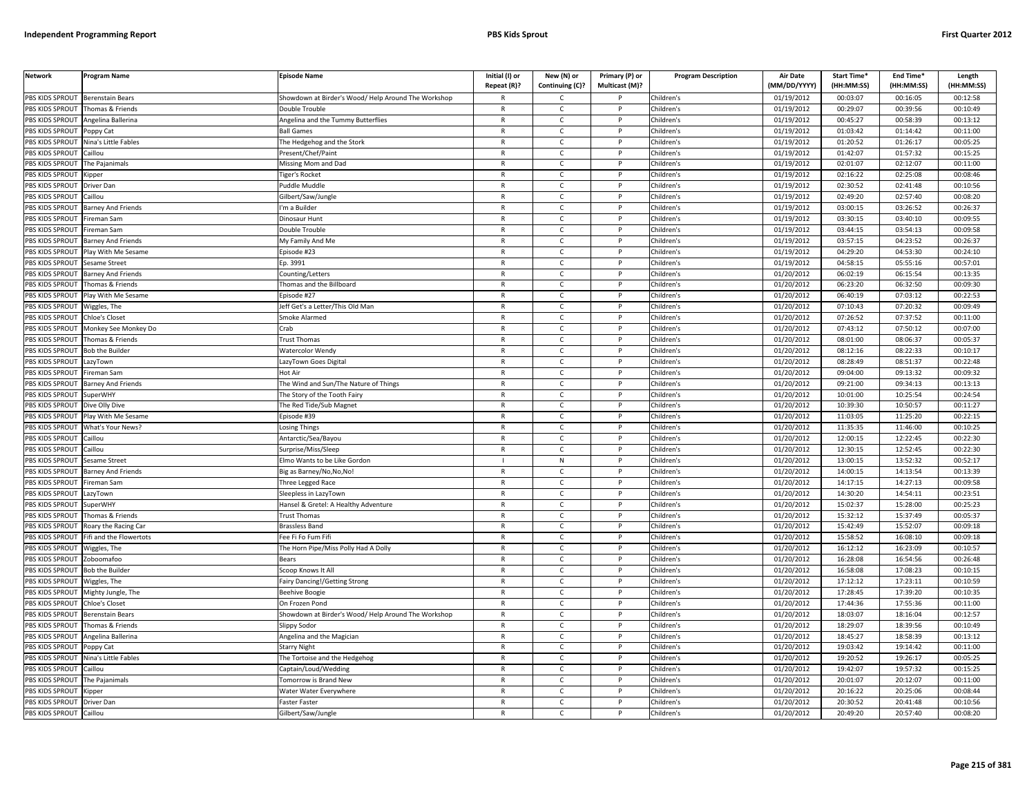| Network | Program Name | Episode Name | Initial (I) or Repeat (R)? | New (N) or Continuing (C)? | Primary (P) or Multicast (M)? | Program Description | Air Date (MM/DD/YYYY) | Start Time* (HH:MM:SS) | End Time* (HH:MM:SS) | Length (HH:MM:SS) |
|---|---|---|---|---|---|---|---|---|---|---|
| PBS KIDS SPROUT | Berenstain Bears | Showdown at Birder's Wood/ Help Around The Workshop | R | C | P | Children's | 01/19/2012 | 00:03:07 | 00:16:05 | 00:12:58 |
| PBS KIDS SPROUT | Thomas & Friends | Double Trouble | R | C | P | Children's | 01/19/2012 | 00:29:07 | 00:39:56 | 00:10:49 |
| PBS KIDS SPROUT | Angelina Ballerina | Angelina and the Tummy Butterflies | R | C | P | Children's | 01/19/2012 | 00:45:27 | 00:58:39 | 00:13:12 |
| PBS KIDS SPROUT | Poppy Cat | Ball Games | R | C | P | Children's | 01/19/2012 | 01:03:42 | 01:14:42 | 00:11:00 |
| PBS KIDS SPROUT | Nina's Little Fables | The Hedgehog and the Stork | R | C | P | Children's | 01/19/2012 | 01:20:52 | 01:26:17 | 00:05:25 |
| PBS KIDS SPROUT | Caillou | Present/Chef/Paint | R | C | P | Children's | 01/19/2012 | 01:42:07 | 01:57:32 | 00:15:25 |
| PBS KIDS SPROUT | The Pajanimals | Missing Mom and Dad | R | C | P | Children's | 01/19/2012 | 02:01:07 | 02:12:07 | 00:11:00 |
| PBS KIDS SPROUT | Kipper | Tiger's Rocket | R | C | P | Children's | 01/19/2012 | 02:16:22 | 02:25:08 | 00:08:46 |
| PBS KIDS SPROUT | Driver Dan | Puddle Muddle | R | C | P | Children's | 01/19/2012 | 02:30:52 | 02:41:48 | 00:10:56 |
| PBS KIDS SPROUT | Caillou | Gilbert/Saw/Jungle | R | C | P | Children's | 01/19/2012 | 02:49:20 | 02:57:40 | 00:08:20 |
| PBS KIDS SPROUT | Barney And Friends | I'm a Builder | R | C | P | Children's | 01/19/2012 | 03:00:15 | 03:26:52 | 00:26:37 |
| PBS KIDS SPROUT | Fireman Sam | Dinosaur Hunt | R | C | P | Children's | 01/19/2012 | 03:30:15 | 03:40:10 | 00:09:55 |
| PBS KIDS SPROUT | Fireman Sam | Double Trouble | R | C | P | Children's | 01/19/2012 | 03:44:15 | 03:54:13 | 00:09:58 |
| PBS KIDS SPROUT | Barney And Friends | My Family And Me | R | C | P | Children's | 01/19/2012 | 03:57:15 | 04:23:52 | 00:26:37 |
| PBS KIDS SPROUT | Play With Me Sesame | Episode #23 | R | C | P | Children's | 01/19/2012 | 04:29:20 | 04:53:30 | 00:24:10 |
| PBS KIDS SPROUT | Sesame Street | Ep. 3991 | R | C | P | Children's | 01/19/2012 | 04:58:15 | 05:55:16 | 00:57:01 |
| PBS KIDS SPROUT | Barney And Friends | Counting/Letters | R | C | P | Children's | 01/20/2012 | 06:02:19 | 06:15:54 | 00:13:35 |
| PBS KIDS SPROUT | Thomas & Friends | Thomas and the Billboard | R | C | P | Children's | 01/20/2012 | 06:23:20 | 06:32:50 | 00:09:30 |
| PBS KIDS SPROUT | Play With Me Sesame | Episode #27 | R | C | P | Children's | 01/20/2012 | 06:40:19 | 07:03:12 | 00:22:53 |
| PBS KIDS SPROUT | Wiggles, The | Jeff Get's a Letter/This Old Man | R | C | P | Children's | 01/20/2012 | 07:10:43 | 07:20:32 | 00:09:49 |
| PBS KIDS SPROUT | Chloe's Closet | Smoke Alarmed | R | C | P | Children's | 01/20/2012 | 07:26:52 | 07:37:52 | 00:11:00 |
| PBS KIDS SPROUT | Monkey See Monkey Do | Crab | R | C | P | Children's | 01/20/2012 | 07:43:12 | 07:50:12 | 00:07:00 |
| PBS KIDS SPROUT | Thomas & Friends | Trust Thomas | R | C | P | Children's | 01/20/2012 | 08:01:00 | 08:06:37 | 00:05:37 |
| PBS KIDS SPROUT | Bob the Builder | Watercolor Wendy | R | C | P | Children's | 01/20/2012 | 08:12:16 | 08:22:33 | 00:10:17 |
| PBS KIDS SPROUT | LazyTown | LazyTown Goes Digital | R | C | P | Children's | 01/20/2012 | 08:28:49 | 08:51:37 | 00:22:48 |
| PBS KIDS SPROUT | Fireman Sam | Hot Air | R | C | P | Children's | 01/20/2012 | 09:04:00 | 09:13:32 | 00:09:32 |
| PBS KIDS SPROUT | Barney And Friends | The Wind and Sun/The Nature of Things | R | C | P | Children's | 01/20/2012 | 09:21:00 | 09:34:13 | 00:13:13 |
| PBS KIDS SPROUT | SuperWHY | The Story of the Tooth Fairy | R | C | P | Children's | 01/20/2012 | 10:01:00 | 10:25:54 | 00:24:54 |
| PBS KIDS SPROUT | Dive Olly Dive | The Red Tide/Sub Magnet | R | C | P | Children's | 01/20/2012 | 10:39:30 | 10:50:57 | 00:11:27 |
| PBS KIDS SPROUT | Play With Me Sesame | Episode #39 | R | C | P | Children's | 01/20/2012 | 11:03:05 | 11:25:20 | 00:22:15 |
| PBS KIDS SPROUT | What's Your News? | Losing Things | R | C | P | Children's | 01/20/2012 | 11:35:35 | 11:46:00 | 00:10:25 |
| PBS KIDS SPROUT | Caillou | Antarctic/Sea/Bayou | R | C | P | Children's | 01/20/2012 | 12:00:15 | 12:22:45 | 00:22:30 |
| PBS KIDS SPROUT | Caillou | Surprise/Miss/Sleep | R | C | P | Children's | 01/20/2012 | 12:30:15 | 12:52:45 | 00:22:30 |
| PBS KIDS SPROUT | Sesame Street | Elmo Wants to be Like Gordon | I | N | P | Children's | 01/20/2012 | 13:00:15 | 13:52:32 | 00:52:17 |
| PBS KIDS SPROUT | Barney And Friends | Big as Barney/No,No,No! | R | C | P | Children's | 01/20/2012 | 14:00:15 | 14:13:54 | 00:13:39 |
| PBS KIDS SPROUT | Fireman Sam | Three Legged Race | R | C | P | Children's | 01/20/2012 | 14:17:15 | 14:27:13 | 00:09:58 |
| PBS KIDS SPROUT | LazyTown | Sleepless in LazyTown | R | C | P | Children's | 01/20/2012 | 14:30:20 | 14:54:11 | 00:23:51 |
| PBS KIDS SPROUT | SuperWHY | Hansel & Gretel: A Healthy Adventure | R | C | P | Children's | 01/20/2012 | 15:02:37 | 15:28:00 | 00:25:23 |
| PBS KIDS SPROUT | Thomas & Friends | Trust Thomas | R | C | P | Children's | 01/20/2012 | 15:32:12 | 15:37:49 | 00:05:37 |
| PBS KIDS SPROUT | Roary the Racing Car | Brassless Band | R | C | P | Children's | 01/20/2012 | 15:42:49 | 15:52:07 | 00:09:18 |
| PBS KIDS SPROUT | Fifi and the Flowertots | Fee Fi Fo Fum Fifi | R | C | P | Children's | 01/20/2012 | 15:58:52 | 16:08:10 | 00:09:18 |
| PBS KIDS SPROUT | Wiggles, The | The Horn Pipe/Miss Polly Had A Dolly | R | C | P | Children's | 01/20/2012 | 16:12:12 | 16:23:09 | 00:10:57 |
| PBS KIDS SPROUT | Zoboomafoo | Bears | R | C | P | Children's | 01/20/2012 | 16:28:08 | 16:54:56 | 00:26:48 |
| PBS KIDS SPROUT | Bob the Builder | Scoop Knows It All | R | C | P | Children's | 01/20/2012 | 16:58:08 | 17:08:23 | 00:10:15 |
| PBS KIDS SPROUT | Wiggles, The | Fairy Dancing!/Getting Strong | R | C | P | Children's | 01/20/2012 | 17:12:12 | 17:23:11 | 00:10:59 |
| PBS KIDS SPROUT | Mighty Jungle, The | Beehive Boogie | R | C | P | Children's | 01/20/2012 | 17:28:45 | 17:39:20 | 00:10:35 |
| PBS KIDS SPROUT | Chloe's Closet | On Frozen Pond | R | C | P | Children's | 01/20/2012 | 17:44:36 | 17:55:36 | 00:11:00 |
| PBS KIDS SPROUT | Berenstain Bears | Showdown at Birder's Wood/ Help Around The Workshop | R | C | P | Children's | 01/20/2012 | 18:03:07 | 18:16:04 | 00:12:57 |
| PBS KIDS SPROUT | Thomas & Friends | Slippy Sodor | R | C | P | Children's | 01/20/2012 | 18:29:07 | 18:39:56 | 00:10:49 |
| PBS KIDS SPROUT | Angelina Ballerina | Angelina and the Magician | R | C | P | Children's | 01/20/2012 | 18:45:27 | 18:58:39 | 00:13:12 |
| PBS KIDS SPROUT | Poppy Cat | Starry Night | R | C | P | Children's | 01/20/2012 | 19:03:42 | 19:14:42 | 00:11:00 |
| PBS KIDS SPROUT | Nina's Little Fables | The Tortoise and the Hedgehog | R | C | P | Children's | 01/20/2012 | 19:20:52 | 19:26:17 | 00:05:25 |
| PBS KIDS SPROUT | Caillou | Captain/Loud/Wedding | R | C | P | Children's | 01/20/2012 | 19:42:07 | 19:57:32 | 00:15:25 |
| PBS KIDS SPROUT | The Pajanimals | Tomorrow is Brand New | R | C | P | Children's | 01/20/2012 | 20:01:07 | 20:12:07 | 00:11:00 |
| PBS KIDS SPROUT | Kipper | Water Water Everywhere | R | C | P | Children's | 01/20/2012 | 20:16:22 | 20:25:06 | 00:08:44 |
| PBS KIDS SPROUT | Driver Dan | Faster Faster | R | C | P | Children's | 01/20/2012 | 20:30:52 | 20:41:48 | 00:10:56 |
| PBS KIDS SPROUT | Caillou | Gilbert/Saw/Jungle | R | C | P | Children's | 01/20/2012 | 20:49:20 | 20:57:40 | 00:08:20 |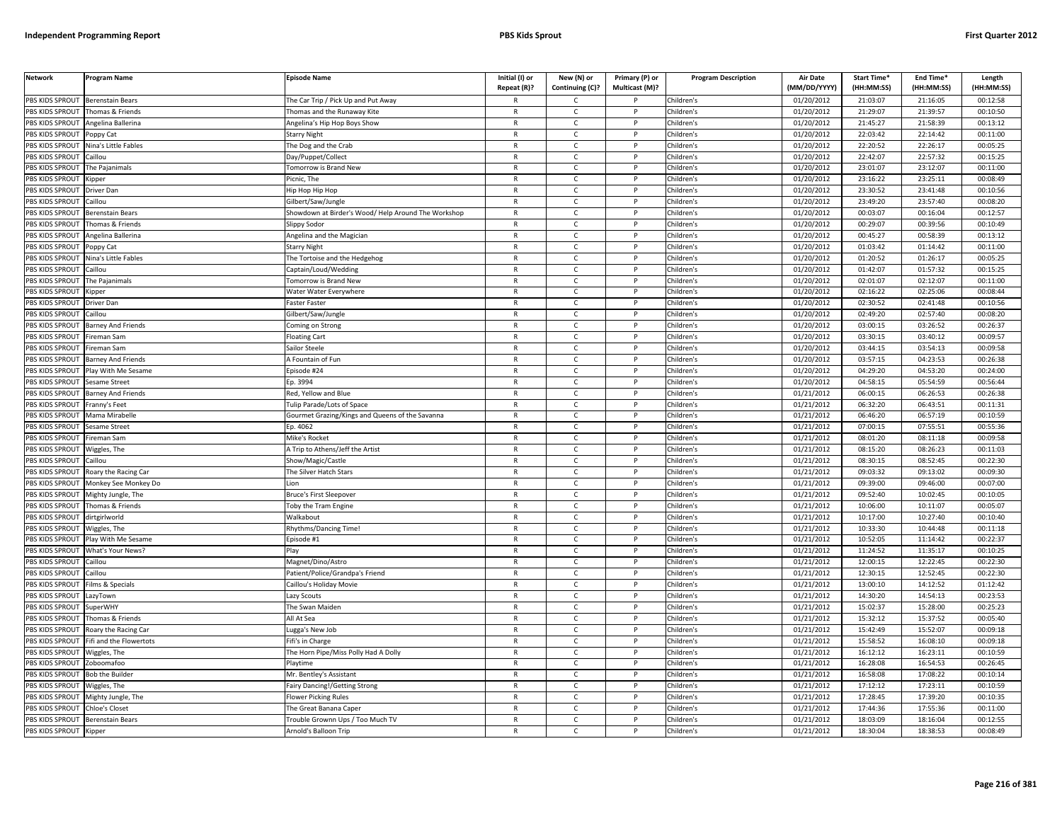| Network | Program Name | Episode Name | Initial (I) or Repeat (R)? | New (N) or Continuing (C)? | Primary (P) or Multicast (M)? | Program Description | Air Date (MM/DD/YYYY) | Start Time* (HH:MM:SS) | End Time* (HH:MM:SS) | Length (HH:MM:SS) |
|---|---|---|---|---|---|---|---|---|---|---|
| PBS KIDS SPROUT | Berenstain Bears | The Car Trip / Pick Up and Put Away | R | C | P | Children's | 01/20/2012 | 21:03:07 | 21:16:05 | 00:12:58 |
| PBS KIDS SPROUT | Thomas & Friends | Thomas and the Runaway Kite | R | C | P | Children's | 01/20/2012 | 21:29:07 | 21:39:57 | 00:10:50 |
| PBS KIDS SPROUT | Angelina Ballerina | Angelina's Hip Hop Boys Show | R | C | P | Children's | 01/20/2012 | 21:45:27 | 21:58:39 | 00:13:12 |
| PBS KIDS SPROUT | Poppy Cat | Starry Night | R | C | P | Children's | 01/20/2012 | 22:03:42 | 22:14:42 | 00:11:00 |
| PBS KIDS SPROUT | Nina's Little Fables | The Dog and the Crab | R | C | P | Children's | 01/20/2012 | 22:20:52 | 22:26:17 | 00:05:25 |
| PBS KIDS SPROUT | Caillou | Day/Puppet/Collect | R | C | P | Children's | 01/20/2012 | 22:42:07 | 22:57:32 | 00:15:25 |
| PBS KIDS SPROUT | The Pajanimals | Tomorrow is Brand New | R | C | P | Children's | 01/20/2012 | 23:01:07 | 23:12:07 | 00:11:00 |
| PBS KIDS SPROUT | Kipper | Picnic, The | R | C | P | Children's | 01/20/2012 | 23:16:22 | 23:25:11 | 00:08:49 |
| PBS KIDS SPROUT | Driver Dan | Hip Hop Hip Hop | R | C | P | Children's | 01/20/2012 | 23:30:52 | 23:41:48 | 00:10:56 |
| PBS KIDS SPROUT | Caillou | Gilbert/Saw/Jungle | R | C | P | Children's | 01/20/2012 | 23:49:20 | 23:57:40 | 00:08:20 |
| PBS KIDS SPROUT | Berenstain Bears | Showdown at Birder's Wood/ Help Around The Workshop | R | C | P | Children's | 01/20/2012 | 00:03:07 | 00:16:04 | 00:12:57 |
| PBS KIDS SPROUT | Thomas & Friends | Slippy Sodor | R | C | P | Children's | 01/20/2012 | 00:29:07 | 00:39:56 | 00:10:49 |
| PBS KIDS SPROUT | Angelina Ballerina | Angelina and the Magician | R | C | P | Children's | 01/20/2012 | 00:45:27 | 00:58:39 | 00:13:12 |
| PBS KIDS SPROUT | Poppy Cat | Starry Night | R | C | P | Children's | 01/20/2012 | 01:03:42 | 01:14:42 | 00:11:00 |
| PBS KIDS SPROUT | Nina's Little Fables | The Tortoise and the Hedgehog | R | C | P | Children's | 01/20/2012 | 01:20:52 | 01:26:17 | 00:05:25 |
| PBS KIDS SPROUT | Caillou | Captain/Loud/Wedding | R | C | P | Children's | 01/20/2012 | 01:42:07 | 01:57:32 | 00:15:25 |
| PBS KIDS SPROUT | The Pajanimals | Tomorrow is Brand New | R | C | P | Children's | 01/20/2012 | 02:01:07 | 02:12:07 | 00:11:00 |
| PBS KIDS SPROUT | Kipper | Water Water Everywhere | R | C | P | Children's | 01/20/2012 | 02:16:22 | 02:25:06 | 00:08:44 |
| PBS KIDS SPROUT | Driver Dan | Faster Faster | R | C | P | Children's | 01/20/2012 | 02:30:52 | 02:41:48 | 00:10:56 |
| PBS KIDS SPROUT | Caillou | Gilbert/Saw/Jungle | R | C | P | Children's | 01/20/2012 | 02:49:20 | 02:57:40 | 00:08:20 |
| PBS KIDS SPROUT | Barney And Friends | Coming on Strong | R | C | P | Children's | 01/20/2012 | 03:00:15 | 03:26:52 | 00:26:37 |
| PBS KIDS SPROUT | Fireman Sam | Floating Cart | R | C | P | Children's | 01/20/2012 | 03:30:15 | 03:40:12 | 00:09:57 |
| PBS KIDS SPROUT | Fireman Sam | Sailor Steele | R | C | P | Children's | 01/20/2012 | 03:44:15 | 03:54:13 | 00:09:58 |
| PBS KIDS SPROUT | Barney And Friends | A Fountain of Fun | R | C | P | Children's | 01/20/2012 | 03:57:15 | 04:23:53 | 00:26:38 |
| PBS KIDS SPROUT | Play With Me Sesame | Episode #24 | R | C | P | Children's | 01/20/2012 | 04:29:20 | 04:53:20 | 00:24:00 |
| PBS KIDS SPROUT | Sesame Street | Ep. 3994 | R | C | P | Children's | 01/20/2012 | 04:58:15 | 05:54:59 | 00:56:44 |
| PBS KIDS SPROUT | Barney And Friends | Red, Yellow and Blue | R | C | P | Children's | 01/21/2012 | 06:00:15 | 06:26:53 | 00:26:38 |
| PBS KIDS SPROUT | Franny's Feet | Tulip Parade/Lots of Space | R | C | P | Children's | 01/21/2012 | 06:32:20 | 06:43:51 | 00:11:31 |
| PBS KIDS SPROUT | Mama Mirabelle | Gourmet Grazing/Kings and Queens of the Savanna | R | C | P | Children's | 01/21/2012 | 06:46:20 | 06:57:19 | 00:10:59 |
| PBS KIDS SPROUT | Sesame Street | Ep. 4062 | R | C | P | Children's | 01/21/2012 | 07:00:15 | 07:55:51 | 00:55:36 |
| PBS KIDS SPROUT | Fireman Sam | Mike's Rocket | R | C | P | Children's | 01/21/2012 | 08:01:20 | 08:11:18 | 00:09:58 |
| PBS KIDS SPROUT | Wiggles, The | A Trip to Athens/Jeff the Artist | R | C | P | Children's | 01/21/2012 | 08:15:20 | 08:26:23 | 00:11:03 |
| PBS KIDS SPROUT | Caillou | Show/Magic/Castle | R | C | P | Children's | 01/21/2012 | 08:30:15 | 08:52:45 | 00:22:30 |
| PBS KIDS SPROUT | Roary the Racing Car | The Silver Hatch Stars | R | C | P | Children's | 01/21/2012 | 09:03:32 | 09:13:02 | 00:09:30 |
| PBS KIDS SPROUT | Monkey See Monkey Do | Lion | R | C | P | Children's | 01/21/2012 | 09:39:00 | 09:46:00 | 00:07:00 |
| PBS KIDS SPROUT | Mighty Jungle, The | Bruce's First Sleepover | R | C | P | Children's | 01/21/2012 | 09:52:40 | 10:02:45 | 00:10:05 |
| PBS KIDS SPROUT | Thomas & Friends | Toby the Tram Engine | R | C | P | Children's | 01/21/2012 | 10:06:00 | 10:11:07 | 00:05:07 |
| PBS KIDS SPROUT | dirtgirlworld | Walkabout | R | C | P | Children's | 01/21/2012 | 10:17:00 | 10:27:40 | 00:10:40 |
| PBS KIDS SPROUT | Wiggles, The | Rhythms/Dancing Time! | R | C | P | Children's | 01/21/2012 | 10:33:30 | 10:44:48 | 00:11:18 |
| PBS KIDS SPROUT | Play With Me Sesame | Episode #1 | R | C | P | Children's | 01/21/2012 | 10:52:05 | 11:14:42 | 00:22:37 |
| PBS KIDS SPROUT | What's Your News? | Play | R | C | P | Children's | 01/21/2012 | 11:24:52 | 11:35:17 | 00:10:25 |
| PBS KIDS SPROUT | Caillou | Magnet/Dino/Astro | R | C | P | Children's | 01/21/2012 | 12:00:15 | 12:22:45 | 00:22:30 |
| PBS KIDS SPROUT | Caillou | Patient/Police/Grandpa's Friend | R | C | P | Children's | 01/21/2012 | 12:30:15 | 12:52:45 | 00:22:30 |
| PBS KIDS SPROUT | Films & Specials | Caillou's Holiday Movie | R | C | P | Children's | 01/21/2012 | 13:00:10 | 14:12:52 | 01:12:42 |
| PBS KIDS SPROUT | LazyTown | Lazy Scouts | R | C | P | Children's | 01/21/2012 | 14:30:20 | 14:54:13 | 00:23:53 |
| PBS KIDS SPROUT | SuperWHY | The Swan Maiden | R | C | P | Children's | 01/21/2012 | 15:02:37 | 15:28:00 | 00:25:23 |
| PBS KIDS SPROUT | Thomas & Friends | All At Sea | R | C | P | Children's | 01/21/2012 | 15:32:12 | 15:37:52 | 00:05:40 |
| PBS KIDS SPROUT | Roary the Racing Car | Lugga's New Job | R | C | P | Children's | 01/21/2012 | 15:42:49 | 15:52:07 | 00:09:18 |
| PBS KIDS SPROUT | Fifi and the Flowertots | Fifi's in Charge | R | C | P | Children's | 01/21/2012 | 15:58:52 | 16:08:10 | 00:09:18 |
| PBS KIDS SPROUT | Wiggles, The | The Horn Pipe/Miss Polly Had A Dolly | R | C | P | Children's | 01/21/2012 | 16:12:12 | 16:23:11 | 00:10:59 |
| PBS KIDS SPROUT | Zoboomafoo | Playtime | R | C | P | Children's | 01/21/2012 | 16:28:08 | 16:54:53 | 00:26:45 |
| PBS KIDS SPROUT | Bob the Builder | Mr. Bentley's Assistant | R | C | P | Children's | 01/21/2012 | 16:58:08 | 17:08:22 | 00:10:14 |
| PBS KIDS SPROUT | Wiggles, The | Fairy Dancing!/Getting Strong | R | C | P | Children's | 01/21/2012 | 17:12:12 | 17:23:11 | 00:10:59 |
| PBS KIDS SPROUT | Mighty Jungle, The | Flower Picking Rules | R | C | P | Children's | 01/21/2012 | 17:28:45 | 17:39:20 | 00:10:35 |
| PBS KIDS SPROUT | Chloe's Closet | The Great Banana Caper | R | C | P | Children's | 01/21/2012 | 17:44:36 | 17:55:36 | 00:11:00 |
| PBS KIDS SPROUT | Berenstain Bears | Trouble Grownn Ups / Too Much TV | R | C | P | Children's | 01/21/2012 | 18:03:09 | 18:16:04 | 00:12:55 |
| PBS KIDS SPROUT | Kipper | Arnold's Balloon Trip | R | C | P | Children's | 01/21/2012 | 18:30:04 | 18:38:53 | 00:08:49 |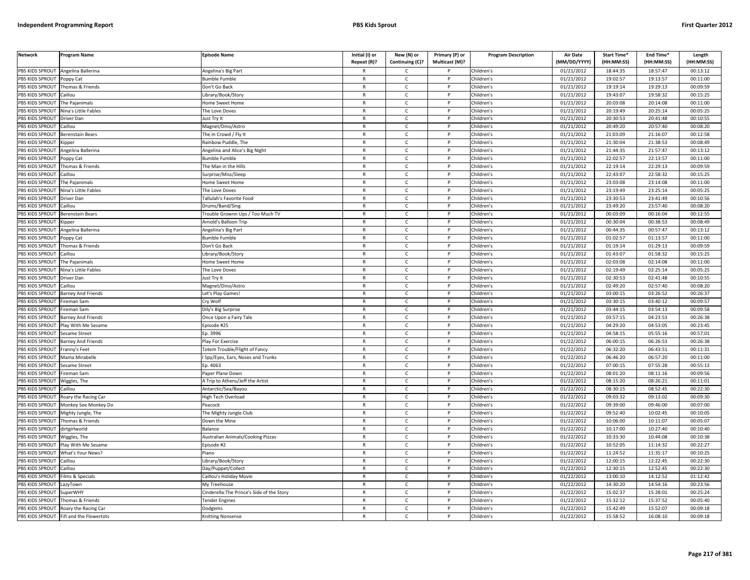| Network | Program Name | Episode Name | Initial (I) or Repeat (R)? | New (N) or Continuing (C)? | Primary (P) or Multicast (M)? | Program Description | Air Date (MM/DD/YYYY) | Start Time* (HH:MM:SS) | End Time* (HH:MM:SS) | Length (HH:MM:SS) |
|---|---|---|---|---|---|---|---|---|---|---|
| PBS KIDS SPROUT | Angelina Ballerina | Angelina's Big Part | R | C | P | Children's | 01/21/2012 | 18:44:35 | 18:57:47 | 00:13:12 |
| PBS KIDS SPROUT | Poppy Cat | Bumble Fumble | R | C | P | Children's | 01/21/2012 | 19:02:57 | 19:13:57 | 00:11:00 |
| PBS KIDS SPROUT | Thomas & Friends | Don't Go Back | R | C | P | Children's | 01/21/2012 | 19:19:14 | 19:29:13 | 00:09:59 |
| PBS KIDS SPROUT | Caillou | Library/Book/Story | R | C | P | Children's | 01/21/2012 | 19:43:07 | 19:58:32 | 00:15:25 |
| PBS KIDS SPROUT | The Pajanimals | Home Sweet Home | R | C | P | Children's | 01/21/2012 | 20:03:08 | 20:14:08 | 00:11:00 |
| PBS KIDS SPROUT | Nina's Little Fables | The Love Doves | R | C | P | Children's | 01/21/2012 | 20:19:49 | 20:25:14 | 00:05:25 |
| PBS KIDS SPROUT | Driver Dan | Just Try It | R | C | P | Children's | 01/21/2012 | 20:30:53 | 20:41:48 | 00:10:55 |
| PBS KIDS SPROUT | Caillou | Magnet/Dino/Astro | R | C | P | Children's | 01/21/2012 | 20:49:20 | 20:57:40 | 00:08:20 |
| PBS KIDS SPROUT | Berenstain Bears | The In Crowd / Fly It | R | C | P | Children's | 01/21/2012 | 21:03:09 | 21:16:07 | 00:12:58 |
| PBS KIDS SPROUT | Kipper | Rainbow Puddle, The | R | C | P | Children's | 01/21/2012 | 21:30:04 | 21:38:53 | 00:08:49 |
| PBS KIDS SPROUT | Angelina Ballerina | Angelina and Alice's Big Night | R | C | P | Children's | 01/21/2012 | 21:44:35 | 21:57:47 | 00:13:12 |
| PBS KIDS SPROUT | Poppy Cat | Bumble Fumble | R | C | P | Children's | 01/21/2012 | 22:02:57 | 22:13:57 | 00:11:00 |
| PBS KIDS SPROUT | Thomas & Friends | The Man in the Hills | R | C | P | Children's | 01/21/2012 | 22:19:14 | 22:29:13 | 00:09:59 |
| PBS KIDS SPROUT | Caillou | Surprise/Miss/Sleep | R | C | P | Children's | 01/21/2012 | 22:43:07 | 22:58:32 | 00:15:25 |
| PBS KIDS SPROUT | The Pajanimals | Home Sweet Home | R | C | P | Children's | 01/21/2012 | 23:03:08 | 23:14:08 | 00:11:00 |
| PBS KIDS SPROUT | Nina's Little Fables | The Love Doves | R | C | P | Children's | 01/21/2012 | 23:19:49 | 23:25:14 | 00:05:25 |
| PBS KIDS SPROUT | Driver Dan | Tallulah's Favorite Food | R | C | P | Children's | 01/21/2012 | 23:30:53 | 23:41:49 | 00:10:56 |
| PBS KIDS SPROUT | Caillou | Drums/Band/Sing | R | C | P | Children's | 01/21/2012 | 23:49:20 | 23:57:40 | 00:08:20 |
| PBS KIDS SPROUT | Berenstain Bears | Trouble Grownn Ups / Too Much TV | R | C | P | Children's | 01/21/2012 | 00:03:09 | 00:16:04 | 00:12:55 |
| PBS KIDS SPROUT | Kipper | Arnold's Balloon Trip | R | C | P | Children's | 01/21/2012 | 00:30:04 | 00:38:53 | 00:08:49 |
| PBS KIDS SPROUT | Angelina Ballerina | Angelina's Big Part | R | C | P | Children's | 01/21/2012 | 00:44:35 | 00:57:47 | 00:13:12 |
| PBS KIDS SPROUT | Poppy Cat | Bumble Fumble | R | C | P | Children's | 01/21/2012 | 01:02:57 | 01:13:57 | 00:11:00 |
| PBS KIDS SPROUT | Thomas & Friends | Don't Go Back | R | C | P | Children's | 01/21/2012 | 01:19:14 | 01:29:13 | 00:09:59 |
| PBS KIDS SPROUT | Caillou | Library/Book/Story | R | C | P | Children's | 01/21/2012 | 01:43:07 | 01:58:32 | 00:15:25 |
| PBS KIDS SPROUT | The Pajanimals | Home Sweet Home | R | C | P | Children's | 01/21/2012 | 02:03:08 | 02:14:08 | 00:11:00 |
| PBS KIDS SPROUT | Nina's Little Fables | The Love Doves | R | C | P | Children's | 01/21/2012 | 02:19:49 | 02:25:14 | 00:05:25 |
| PBS KIDS SPROUT | Driver Dan | Just Try It | R | C | P | Children's | 01/21/2012 | 02:30:53 | 02:41:48 | 00:10:55 |
| PBS KIDS SPROUT | Caillou | Magnet/Dino/Astro | R | C | P | Children's | 01/21/2012 | 02:49:20 | 02:57:40 | 00:08:20 |
| PBS KIDS SPROUT | Barney And Friends | Let's Play Games! | R | C | P | Children's | 01/21/2012 | 03:00:15 | 03:26:52 | 00:26:37 |
| PBS KIDS SPROUT | Fireman Sam | Cry Wolf | R | C | P | Children's | 01/21/2012 | 03:30:15 | 03:40:12 | 00:09:57 |
| PBS KIDS SPROUT | Fireman Sam | Dily's Big Surprise | R | C | P | Children's | 01/21/2012 | 03:44:15 | 03:54:13 | 00:09:58 |
| PBS KIDS SPROUT | Barney And Friends | Once Upon a Fairy Tale | R | C | P | Children's | 01/21/2012 | 03:57:15 | 04:23:53 | 00:26:38 |
| PBS KIDS SPROUT | Play With Me Sesame | Episode #25 | R | C | P | Children's | 01/21/2012 | 04:29:20 | 04:53:05 | 00:23:45 |
| PBS KIDS SPROUT | Sesame Street | Ep. 3996 | R | C | P | Children's | 01/21/2012 | 04:58:15 | 05:55:16 | 00:57:01 |
| PBS KIDS SPROUT | Barney And Friends | Play For Exercise | R | C | P | Children's | 01/22/2012 | 06:00:15 | 06:26:53 | 00:26:38 |
| PBS KIDS SPROUT | Franny's Feet | Totem Trouble/Flight of Fancy | R | C | P | Children's | 01/22/2012 | 06:32:20 | 06:43:51 | 00:11:31 |
| PBS KIDS SPROUT | Mama Mirabelle | I Spy/Eyes, Ears, Noses and Trunks | R | C | P | Children's | 01/22/2012 | 06:46:20 | 06:57:20 | 00:11:00 |
| PBS KIDS SPROUT | Sesame Street | Ep. 4063 | R | C | P | Children's | 01/22/2012 | 07:00:15 | 07:55:28 | 00:55:13 |
| PBS KIDS SPROUT | Fireman Sam | Paper Plane Down | R | C | P | Children's | 01/22/2012 | 08:01:20 | 08:11:16 | 00:09:56 |
| PBS KIDS SPROUT | Wiggles, The | A Trip to Athens/Jeff the Artist | R | C | P | Children's | 01/22/2012 | 08:15:20 | 08:26:21 | 00:11:01 |
| PBS KIDS SPROUT | Caillou | Antarctic/Sea/Bayou | R | C | P | Children's | 01/22/2012 | 08:30:15 | 08:52:45 | 00:22:30 |
| PBS KIDS SPROUT | Roary the Racing Car | High Tech Overload | R | C | P | Children's | 01/22/2012 | 09:03:32 | 09:13:02 | 00:09:30 |
| PBS KIDS SPROUT | Monkey See Monkey Do | Peacock | R | C | P | Children's | 01/22/2012 | 09:39:00 | 09:46:00 | 00:07:00 |
| PBS KIDS SPROUT | Mighty Jungle, The | The Mighty Jungle Club | R | C | P | Children's | 01/22/2012 | 09:52:40 | 10:02:45 | 00:10:05 |
| PBS KIDS SPROUT | Thomas & Friends | Down the Mine | R | C | P | Children's | 01/22/2012 | 10:06:00 | 10:11:07 | 00:05:07 |
| PBS KIDS SPROUT | dirtgirlworld | Balance | R | C | P | Children's | 01/22/2012 | 10:17:00 | 10:27:40 | 00:10:40 |
| PBS KIDS SPROUT | Wiggles, The | Australian Animals/Cooking Pizzas | R | C | P | Children's | 01/22/2012 | 10:33:30 | 10:44:08 | 00:10:38 |
| PBS KIDS SPROUT | Play With Me Sesame | Episode #2 | R | C | P | Children's | 01/22/2012 | 10:52:05 | 11:14:32 | 00:22:27 |
| PBS KIDS SPROUT | What's Your News? | Piano | R | C | P | Children's | 01/22/2012 | 11:24:52 | 11:35:17 | 00:10:25 |
| PBS KIDS SPROUT | Caillou | Library/Book/Story | R | C | P | Children's | 01/22/2012 | 12:00:15 | 12:22:45 | 00:22:30 |
| PBS KIDS SPROUT | Caillou | Day/Puppet/Collect | R | C | P | Children's | 01/22/2012 | 12:30:15 | 12:52:45 | 00:22:30 |
| PBS KIDS SPROUT | Films & Specials | Caillou's Holiday Movie | R | C | P | Children's | 01/22/2012 | 13:00:10 | 14:12:52 | 01:12:42 |
| PBS KIDS SPROUT | LazyTown | My Treehouse | R | C | P | Children's | 01/22/2012 | 14:30:20 | 14:54:16 | 00:23:56 |
| PBS KIDS SPROUT | SuperWHY | Cinderella:The Prince's Side of the Story | R | C | P | Children's | 01/22/2012 | 15:02:37 | 15:28:01 | 00:25:24 |
| PBS KIDS SPROUT | Thomas & Friends | Tender Engines | R | C | P | Children's | 01/22/2012 | 15:32:12 | 15:37:52 | 00:05:40 |
| PBS KIDS SPROUT | Roary the Racing Car | Dodgems | R | C | P | Children's | 01/22/2012 | 15:42:49 | 15:52:07 | 00:09:18 |
| PBS KIDS SPROUT | Fifi and the Flowertots | Knitting Nonsense | R | C | P | Children's | 01/22/2012 | 15:58:52 | 16:08:10 | 00:09:18 |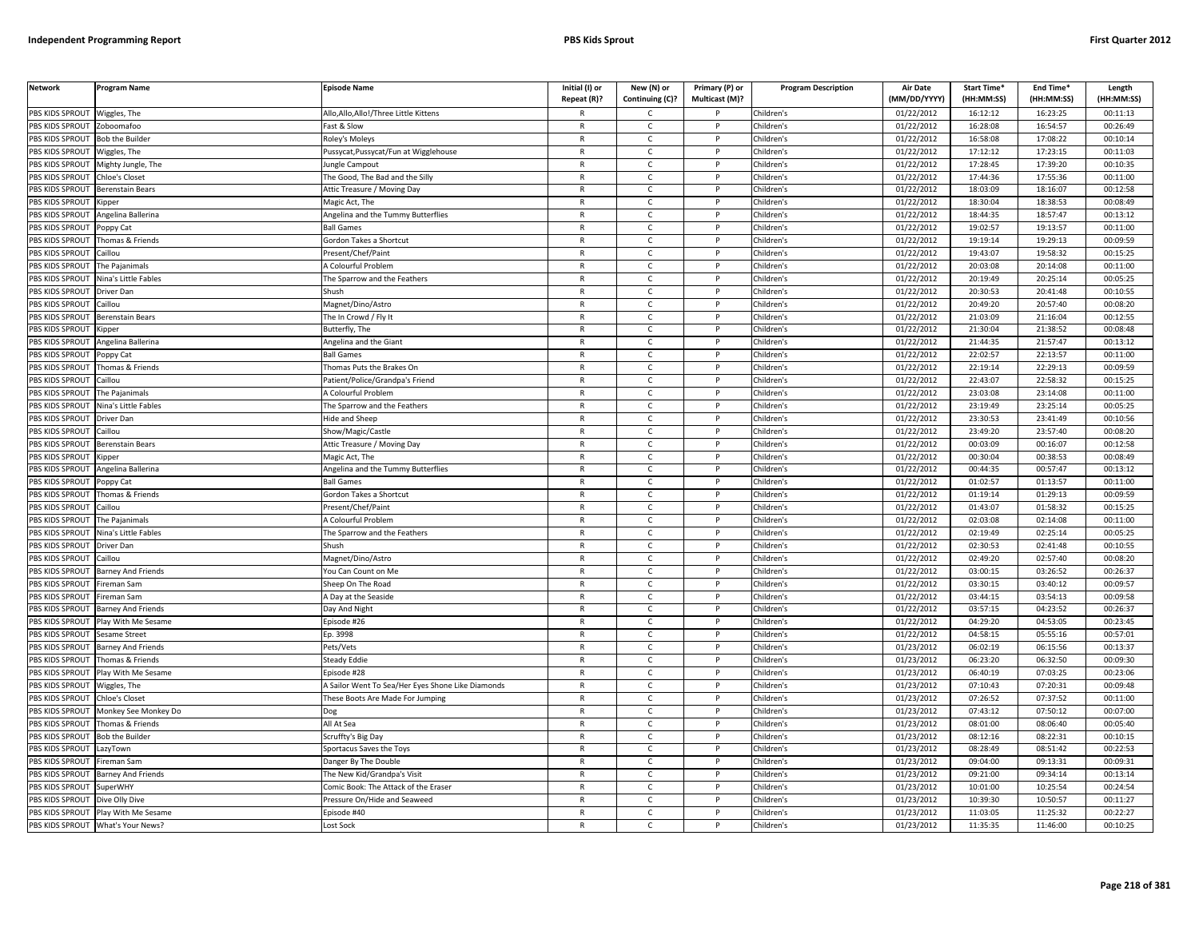| Network | Program Name | Episode Name | Initial (I) or Repeat (R)? | New (N) or Continuing (C)? | Primary (P) or Multicast (M)? | Program Description | Air Date (MM/DD/YYYY) | Start Time* (HH:MM:SS) | End Time* (HH:MM:SS) | Length (HH:MM:SS) |
|---|---|---|---|---|---|---|---|---|---|---|
| PBS KIDS SPROUT | Wiggles, The | Allo,Allo,Allo!/Three Little Kittens | R | C | P | Children's | 01/22/2012 | 16:12:12 | 16:23:25 | 00:11:13 |
| PBS KIDS SPROUT | Zoboomafoo | Fast & Slow | R | C | P | Children's | 01/22/2012 | 16:28:08 | 16:54:57 | 00:26:49 |
| PBS KIDS SPROUT | Bob the Builder | Roley's Moleys | R | C | P | Children's | 01/22/2012 | 16:58:08 | 17:08:22 | 00:10:14 |
| PBS KIDS SPROUT | Wiggles, The | Pussycat,Pussycat/Fun at Wigglehouse | R | C | P | Children's | 01/22/2012 | 17:12:12 | 17:23:15 | 00:11:03 |
| PBS KIDS SPROUT | Mighty Jungle, The | Jungle Campout | R | C | P | Children's | 01/22/2012 | 17:28:45 | 17:39:20 | 00:10:35 |
| PBS KIDS SPROUT | Chloe's Closet | The Good, The Bad and the Silly | R | C | P | Children's | 01/22/2012 | 17:44:36 | 17:55:36 | 00:11:00 |
| PBS KIDS SPROUT | Berenstain Bears | Attic Treasure / Moving Day | R | C | P | Children's | 01/22/2012 | 18:03:09 | 18:16:07 | 00:12:58 |
| PBS KIDS SPROUT | Kipper | Magic Act, The | R | C | P | Children's | 01/22/2012 | 18:30:04 | 18:38:53 | 00:08:49 |
| PBS KIDS SPROUT | Angelina Ballerina | Angelina and the Tummy Butterflies | R | C | P | Children's | 01/22/2012 | 18:44:35 | 18:57:47 | 00:13:12 |
| PBS KIDS SPROUT | Poppy Cat | Ball Games | R | C | P | Children's | 01/22/2012 | 19:02:57 | 19:13:57 | 00:11:00 |
| PBS KIDS SPROUT | Thomas & Friends | Gordon Takes a Shortcut | R | C | P | Children's | 01/22/2012 | 19:19:14 | 19:29:13 | 00:09:59 |
| PBS KIDS SPROUT | Caillou | Present/Chef/Paint | R | C | P | Children's | 01/22/2012 | 19:43:07 | 19:58:32 | 00:15:25 |
| PBS KIDS SPROUT | The Pajanimals | A Colourful Problem | R | C | P | Children's | 01/22/2012 | 20:03:08 | 20:14:08 | 00:11:00 |
| PBS KIDS SPROUT | Nina's Little Fables | The Sparrow and the Feathers | R | C | P | Children's | 01/22/2012 | 20:19:49 | 20:25:14 | 00:05:25 |
| PBS KIDS SPROUT | Driver Dan | Shush | R | C | P | Children's | 01/22/2012 | 20:30:53 | 20:41:48 | 00:10:55 |
| PBS KIDS SPROUT | Caillou | Magnet/Dino/Astro | R | C | P | Children's | 01/22/2012 | 20:49:20 | 20:57:40 | 00:08:20 |
| PBS KIDS SPROUT | Berenstain Bears | The In Crowd / Fly It | R | C | P | Children's | 01/22/2012 | 21:03:09 | 21:16:04 | 00:12:55 |
| PBS KIDS SPROUT | Kipper | Butterfly, The | R | C | P | Children's | 01/22/2012 | 21:30:04 | 21:38:52 | 00:08:48 |
| PBS KIDS SPROUT | Angelina Ballerina | Angelina and the Giant | R | C | P | Children's | 01/22/2012 | 21:44:35 | 21:57:47 | 00:13:12 |
| PBS KIDS SPROUT | Poppy Cat | Ball Games | R | C | P | Children's | 01/22/2012 | 22:02:57 | 22:13:57 | 00:11:00 |
| PBS KIDS SPROUT | Thomas & Friends | Thomas Puts the Brakes On | R | C | P | Children's | 01/22/2012 | 22:19:14 | 22:29:13 | 00:09:59 |
| PBS KIDS SPROUT | Caillou | Patient/Police/Grandpa's Friend | R | C | P | Children's | 01/22/2012 | 22:43:07 | 22:58:32 | 00:15:25 |
| PBS KIDS SPROUT | The Pajanimals | A Colourful Problem | R | C | P | Children's | 01/22/2012 | 23:03:08 | 23:14:08 | 00:11:00 |
| PBS KIDS SPROUT | Nina's Little Fables | The Sparrow and the Feathers | R | C | P | Children's | 01/22/2012 | 23:19:49 | 23:25:14 | 00:05:25 |
| PBS KIDS SPROUT | Driver Dan | Hide and Sheep | R | C | P | Children's | 01/22/2012 | 23:30:53 | 23:41:49 | 00:10:56 |
| PBS KIDS SPROUT | Caillou | Show/Magic/Castle | R | C | P | Children's | 01/22/2012 | 23:49:20 | 23:57:40 | 00:08:20 |
| PBS KIDS SPROUT | Berenstain Bears | Attic Treasure / Moving Day | R | C | P | Children's | 01/22/2012 | 00:03:09 | 00:16:07 | 00:12:58 |
| PBS KIDS SPROUT | Kipper | Magic Act, The | R | C | P | Children's | 01/22/2012 | 00:30:04 | 00:38:53 | 00:08:49 |
| PBS KIDS SPROUT | Angelina Ballerina | Angelina and the Tummy Butterflies | R | C | P | Children's | 01/22/2012 | 00:44:35 | 00:57:47 | 00:13:12 |
| PBS KIDS SPROUT | Poppy Cat | Ball Games | R | C | P | Children's | 01/22/2012 | 01:02:57 | 01:13:57 | 00:11:00 |
| PBS KIDS SPROUT | Thomas & Friends | Gordon Takes a Shortcut | R | C | P | Children's | 01/22/2012 | 01:19:14 | 01:29:13 | 00:09:59 |
| PBS KIDS SPROUT | Caillou | Present/Chef/Paint | R | C | P | Children's | 01/22/2012 | 01:43:07 | 01:58:32 | 00:15:25 |
| PBS KIDS SPROUT | The Pajanimals | A Colourful Problem | R | C | P | Children's | 01/22/2012 | 02:03:08 | 02:14:08 | 00:11:00 |
| PBS KIDS SPROUT | Nina's Little Fables | The Sparrow and the Feathers | R | C | P | Children's | 01/22/2012 | 02:19:49 | 02:25:14 | 00:05:25 |
| PBS KIDS SPROUT | Driver Dan | Shush | R | C | P | Children's | 01/22/2012 | 02:30:53 | 02:41:48 | 00:10:55 |
| PBS KIDS SPROUT | Caillou | Magnet/Dino/Astro | R | C | P | Children's | 01/22/2012 | 02:49:20 | 02:57:40 | 00:08:20 |
| PBS KIDS SPROUT | Barney And Friends | You Can Count on Me | R | C | P | Children's | 01/22/2012 | 03:00:15 | 03:26:52 | 00:26:37 |
| PBS KIDS SPROUT | Fireman Sam | Sheep On The Road | R | C | P | Children's | 01/22/2012 | 03:30:15 | 03:40:12 | 00:09:57 |
| PBS KIDS SPROUT | Fireman Sam | A Day at the Seaside | R | C | P | Children's | 01/22/2012 | 03:44:15 | 03:54:13 | 00:09:58 |
| PBS KIDS SPROUT | Barney And Friends | Day And Night | R | C | P | Children's | 01/22/2012 | 03:57:15 | 04:23:52 | 00:26:37 |
| PBS KIDS SPROUT | Play With Me Sesame | Episode #26 | R | C | P | Children's | 01/22/2012 | 04:29:20 | 04:53:05 | 00:23:45 |
| PBS KIDS SPROUT | Sesame Street | Ep. 3998 | R | C | P | Children's | 01/22/2012 | 04:58:15 | 05:55:16 | 00:57:01 |
| PBS KIDS SPROUT | Barney And Friends | Pets/Vets | R | C | P | Children's | 01/23/2012 | 06:02:19 | 06:15:56 | 00:13:37 |
| PBS KIDS SPROUT | Thomas & Friends | Steady Eddie | R | C | P | Children's | 01/23/2012 | 06:23:20 | 06:32:50 | 00:09:30 |
| PBS KIDS SPROUT | Play With Me Sesame | Episode #28 | R | C | P | Children's | 01/23/2012 | 06:40:19 | 07:03:25 | 00:23:06 |
| PBS KIDS SPROUT | Wiggles, The | A Sailor Went To Sea/Her Eyes Shone Like Diamonds | R | C | P | Children's | 01/23/2012 | 07:10:43 | 07:20:31 | 00:09:48 |
| PBS KIDS SPROUT | Chloe's Closet | These Boots Are Made For Jumping | R | C | P | Children's | 01/23/2012 | 07:26:52 | 07:37:52 | 00:11:00 |
| PBS KIDS SPROUT | Monkey See Monkey Do | Dog | R | C | P | Children's | 01/23/2012 | 07:43:12 | 07:50:12 | 00:07:00 |
| PBS KIDS SPROUT | Thomas & Friends | All At Sea | R | C | P | Children's | 01/23/2012 | 08:01:00 | 08:06:40 | 00:05:40 |
| PBS KIDS SPROUT | Bob the Builder | Scruffty's Big Day | R | C | P | Children's | 01/23/2012 | 08:12:16 | 08:22:31 | 00:10:15 |
| PBS KIDS SPROUT | LazyTown | Sportacus Saves the Toys | R | C | P | Children's | 01/23/2012 | 08:28:49 | 08:51:42 | 00:22:53 |
| PBS KIDS SPROUT | Fireman Sam | Danger By The Double | R | C | P | Children's | 01/23/2012 | 09:04:00 | 09:13:31 | 00:09:31 |
| PBS KIDS SPROUT | Barney And Friends | The New Kid/Grandpa's Visit | R | C | P | Children's | 01/23/2012 | 09:21:00 | 09:34:14 | 00:13:14 |
| PBS KIDS SPROUT | SuperWHY | Comic Book: The Attack of the Eraser | R | C | P | Children's | 01/23/2012 | 10:01:00 | 10:25:54 | 00:24:54 |
| PBS KIDS SPROUT | Dive Olly Dive | Pressure On/Hide and Seaweed | R | C | P | Children's | 01/23/2012 | 10:39:30 | 10:50:57 | 00:11:27 |
| PBS KIDS SPROUT | Play With Me Sesame | Episode #40 | R | C | P | Children's | 01/23/2012 | 11:03:05 | 11:25:32 | 00:22:27 |
| PBS KIDS SPROUT | What's Your News? | Lost Sock | R | C | P | Children's | 01/23/2012 | 11:35:35 | 11:46:00 | 00:10:25 |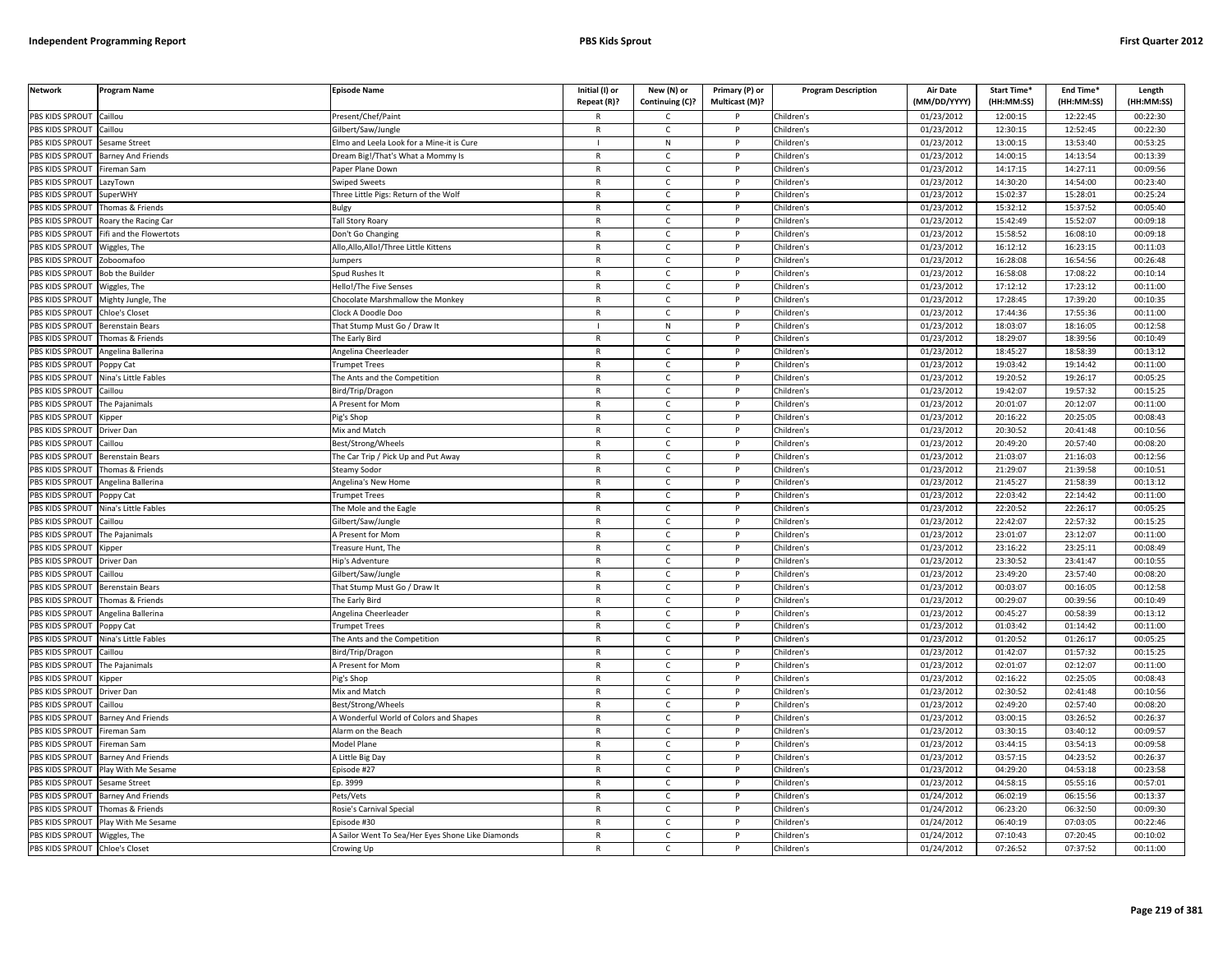| Network | Program Name | Episode Name | Initial (I) or Repeat (R)? | New (N) or Continuing (C)? | Primary (P) or Multicast (M)? | Program Description | Air Date (MM/DD/YYYY) | Start Time* (HH:MM:SS) | End Time* (HH:MM:SS) | Length (HH:MM:SS) |
|---|---|---|---|---|---|---|---|---|---|---|
| PBS KIDS SPROUT | Caillou | Present/Chef/Paint | R | C | P | Children's | 01/23/2012 | 12:00:15 | 12:22:45 | 00:22:30 |
| PBS KIDS SPROUT | Caillou | Gilbert/Saw/Jungle | R | C | P | Children's | 01/23/2012 | 12:30:15 | 12:52:45 | 00:22:30 |
| PBS KIDS SPROUT | Sesame Street | Elmo and Leela Look for a Mine-it is Cure | I | N | P | Children's | 01/23/2012 | 13:00:15 | 13:53:40 | 00:53:25 |
| PBS KIDS SPROUT | Barney And Friends | Dream Big!/That's What a Mommy Is | R | C | P | Children's | 01/23/2012 | 14:00:15 | 14:13:54 | 00:13:39 |
| PBS KIDS SPROUT | Fireman Sam | Paper Plane Down | R | C | P | Children's | 01/23/2012 | 14:17:15 | 14:27:11 | 00:09:56 |
| PBS KIDS SPROUT | LazyTown | Swiped Sweets | R | C | P | Children's | 01/23/2012 | 14:30:20 | 14:54:00 | 00:23:40 |
| PBS KIDS SPROUT | SuperWHY | Three Little Pigs: Return of the Wolf | R | C | P | Children's | 01/23/2012 | 15:02:37 | 15:28:01 | 00:25:24 |
| PBS KIDS SPROUT | Thomas & Friends | Bulgy | R | C | P | Children's | 01/23/2012 | 15:32:12 | 15:37:52 | 00:05:40 |
| PBS KIDS SPROUT | Roary the Racing Car | Tall Story Roary | R | C | P | Children's | 01/23/2012 | 15:42:49 | 15:52:07 | 00:09:18 |
| PBS KIDS SPROUT | Fifi and the Flowertots | Don't Go Changing | R | C | P | Children's | 01/23/2012 | 15:58:52 | 16:08:10 | 00:09:18 |
| PBS KIDS SPROUT | Wiggles, The | Allo,Allo,Allo!/Three Little Kittens | R | C | P | Children's | 01/23/2012 | 16:12:12 | 16:23:15 | 00:11:03 |
| PBS KIDS SPROUT | Zoboomafoo | Jumpers | R | C | P | Children's | 01/23/2012 | 16:28:08 | 16:54:56 | 00:26:48 |
| PBS KIDS SPROUT | Bob the Builder | Spud Rushes It | R | C | P | Children's | 01/23/2012 | 16:58:08 | 17:08:22 | 00:10:14 |
| PBS KIDS SPROUT | Wiggles, The | Hello!/The Five Senses | R | C | P | Children's | 01/23/2012 | 17:12:12 | 17:23:12 | 00:11:00 |
| PBS KIDS SPROUT | Mighty Jungle, The | Chocolate Marshmallow the Monkey | R | C | P | Children's | 01/23/2012 | 17:28:45 | 17:39:20 | 00:10:35 |
| PBS KIDS SPROUT | Chloe's Closet | Clock A Doodle Doo | R | C | P | Children's | 01/23/2012 | 17:44:36 | 17:55:36 | 00:11:00 |
| PBS KIDS SPROUT | Berenstain Bears | That Stump Must Go / Draw It | I | N | P | Children's | 01/23/2012 | 18:03:07 | 18:16:05 | 00:12:58 |
| PBS KIDS SPROUT | Thomas & Friends | The Early Bird | R | C | P | Children's | 01/23/2012 | 18:29:07 | 18:39:56 | 00:10:49 |
| PBS KIDS SPROUT | Angelina Ballerina | Angelina Cheerleader | R | C | P | Children's | 01/23/2012 | 18:45:27 | 18:58:39 | 00:13:12 |
| PBS KIDS SPROUT | Poppy Cat | Trumpet Trees | R | C | P | Children's | 01/23/2012 | 19:03:42 | 19:14:42 | 00:11:00 |
| PBS KIDS SPROUT | Nina's Little Fables | The Ants and the Competition | R | C | P | Children's | 01/23/2012 | 19:20:52 | 19:26:17 | 00:05:25 |
| PBS KIDS SPROUT | Caillou | Bird/Trip/Dragon | R | C | P | Children's | 01/23/2012 | 19:42:07 | 19:57:32 | 00:15:25 |
| PBS KIDS SPROUT | The Pajanimals | A Present for Mom | R | C | P | Children's | 01/23/2012 | 20:01:07 | 20:12:07 | 00:11:00 |
| PBS KIDS SPROUT | Kipper | Pig's Shop | R | C | P | Children's | 01/23/2012 | 20:16:22 | 20:25:05 | 00:08:43 |
| PBS KIDS SPROUT | Driver Dan | Mix and Match | R | C | P | Children's | 01/23/2012 | 20:30:52 | 20:41:48 | 00:10:56 |
| PBS KIDS SPROUT | Caillou | Best/Strong/Wheels | R | C | P | Children's | 01/23/2012 | 20:49:20 | 20:57:40 | 00:08:20 |
| PBS KIDS SPROUT | Berenstain Bears | The Car Trip / Pick Up and Put Away | R | C | P | Children's | 01/23/2012 | 21:03:07 | 21:16:03 | 00:12:56 |
| PBS KIDS SPROUT | Thomas & Friends | Steamy Sodor | R | C | P | Children's | 01/23/2012 | 21:29:07 | 21:39:58 | 00:10:51 |
| PBS KIDS SPROUT | Angelina Ballerina | Angelina's New Home | R | C | P | Children's | 01/23/2012 | 21:45:27 | 21:58:39 | 00:13:12 |
| PBS KIDS SPROUT | Poppy Cat | Trumpet Trees | R | C | P | Children's | 01/23/2012 | 22:03:42 | 22:14:42 | 00:11:00 |
| PBS KIDS SPROUT | Nina's Little Fables | The Mole and the Eagle | R | C | P | Children's | 01/23/2012 | 22:20:52 | 22:26:17 | 00:05:25 |
| PBS KIDS SPROUT | Caillou | Gilbert/Saw/Jungle | R | C | P | Children's | 01/23/2012 | 22:42:07 | 22:57:32 | 00:15:25 |
| PBS KIDS SPROUT | The Pajanimals | A Present for Mom | R | C | P | Children's | 01/23/2012 | 23:01:07 | 23:12:07 | 00:11:00 |
| PBS KIDS SPROUT | Kipper | Treasure Hunt, The | R | C | P | Children's | 01/23/2012 | 23:16:22 | 23:25:11 | 00:08:49 |
| PBS KIDS SPROUT | Driver Dan | Hip's Adventure | R | C | P | Children's | 01/23/2012 | 23:30:52 | 23:41:47 | 00:10:55 |
| PBS KIDS SPROUT | Caillou | Gilbert/Saw/Jungle | R | C | P | Children's | 01/23/2012 | 23:49:20 | 23:57:40 | 00:08:20 |
| PBS KIDS SPROUT | Berenstain Bears | That Stump Must Go / Draw It | R | C | P | Children's | 01/23/2012 | 00:03:07 | 00:16:05 | 00:12:58 |
| PBS KIDS SPROUT | Thomas & Friends | The Early Bird | R | C | P | Children's | 01/23/2012 | 00:29:07 | 00:39:56 | 00:10:49 |
| PBS KIDS SPROUT | Angelina Ballerina | Angelina Cheerleader | R | C | P | Children's | 01/23/2012 | 00:45:27 | 00:58:39 | 00:13:12 |
| PBS KIDS SPROUT | Poppy Cat | Trumpet Trees | R | C | P | Children's | 01/23/2012 | 01:03:42 | 01:14:42 | 00:11:00 |
| PBS KIDS SPROUT | Nina's Little Fables | The Ants and the Competition | R | C | P | Children's | 01/23/2012 | 01:20:52 | 01:26:17 | 00:05:25 |
| PBS KIDS SPROUT | Caillou | Bird/Trip/Dragon | R | C | P | Children's | 01/23/2012 | 01:42:07 | 01:57:32 | 00:15:25 |
| PBS KIDS SPROUT | The Pajanimals | A Present for Mom | R | C | P | Children's | 01/23/2012 | 02:01:07 | 02:12:07 | 00:11:00 |
| PBS KIDS SPROUT | Kipper | Pig's Shop | R | C | P | Children's | 01/23/2012 | 02:16:22 | 02:25:05 | 00:08:43 |
| PBS KIDS SPROUT | Driver Dan | Mix and Match | R | C | P | Children's | 01/23/2012 | 02:30:52 | 02:41:48 | 00:10:56 |
| PBS KIDS SPROUT | Caillou | Best/Strong/Wheels | R | C | P | Children's | 01/23/2012 | 02:49:20 | 02:57:40 | 00:08:20 |
| PBS KIDS SPROUT | Barney And Friends | A Wonderful World of Colors and Shapes | R | C | P | Children's | 01/23/2012 | 03:00:15 | 03:26:52 | 00:26:37 |
| PBS KIDS SPROUT | Fireman Sam | Alarm on the Beach | R | C | P | Children's | 01/23/2012 | 03:30:15 | 03:40:12 | 00:09:57 |
| PBS KIDS SPROUT | Fireman Sam | Model Plane | R | C | P | Children's | 01/23/2012 | 03:44:15 | 03:54:13 | 00:09:58 |
| PBS KIDS SPROUT | Barney And Friends | A Little Big Day | R | C | P | Children's | 01/23/2012 | 03:57:15 | 04:23:52 | 00:26:37 |
| PBS KIDS SPROUT | Play With Me Sesame | Episode #27 | R | C | P | Children's | 01/23/2012 | 04:29:20 | 04:53:18 | 00:23:58 |
| PBS KIDS SPROUT | Sesame Street | Ep. 3999 | R | C | P | Children's | 01/23/2012 | 04:58:15 | 05:55:16 | 00:57:01 |
| PBS KIDS SPROUT | Barney And Friends | Pets/Vets | R | C | P | Children's | 01/24/2012 | 06:02:19 | 06:15:56 | 00:13:37 |
| PBS KIDS SPROUT | Thomas & Friends | Rosie's Carnival Special | R | C | P | Children's | 01/24/2012 | 06:23:20 | 06:32:50 | 00:09:30 |
| PBS KIDS SPROUT | Play With Me Sesame | Episode #30 | R | C | P | Children's | 01/24/2012 | 06:40:19 | 07:03:05 | 00:22:46 |
| PBS KIDS SPROUT | Wiggles, The | A Sailor Went To Sea/Her Eyes Shone Like Diamonds | R | C | P | Children's | 01/24/2012 | 07:10:43 | 07:20:45 | 00:10:02 |
| PBS KIDS SPROUT | Chloe's Closet | Crowing Up | R | C | P | Children's | 01/24/2012 | 07:26:52 | 07:37:52 | 00:11:00 |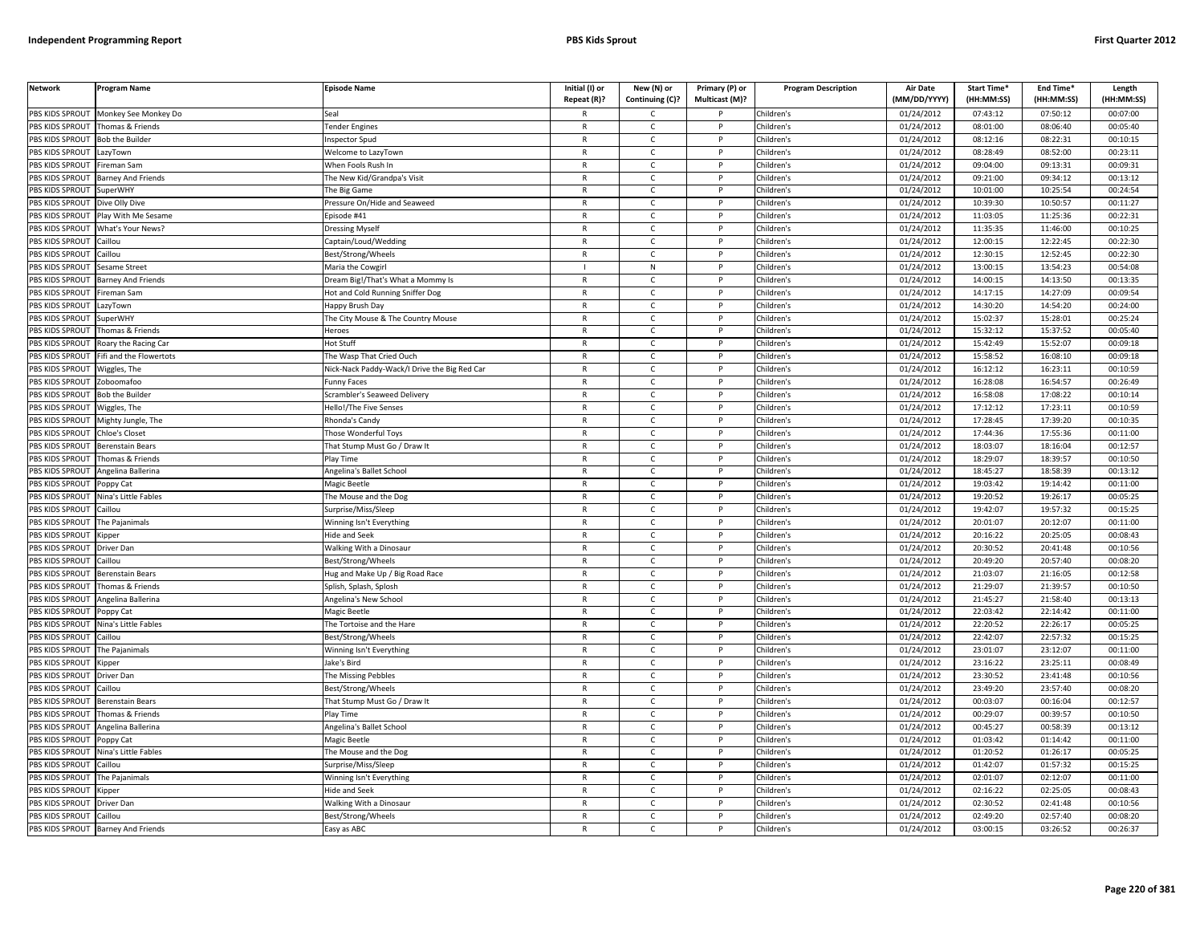| Network | Program Name | Episode Name | Initial (I) or Repeat (R)? | New (N) or Continuing (C)? | Primary (P) or Multicast (M)? | Program Description | Air Date (MM/DD/YYYY) | Start Time* (HH:MM:SS) | End Time* (HH:MM:SS) | Length (HH:MM:SS) |
|---|---|---|---|---|---|---|---|---|---|---|
| PBS KIDS SPROUT | Monkey See Monkey Do | Seal | R | C | P | Children's | 01/24/2012 | 07:43:12 | 07:50:12 | 00:07:00 |
| PBS KIDS SPROUT | Thomas & Friends | Tender Engines | R | C | P | Children's | 01/24/2012 | 08:01:00 | 08:06:40 | 00:05:40 |
| PBS KIDS SPROUT | Bob the Builder | Inspector Spud | R | C | P | Children's | 01/24/2012 | 08:12:16 | 08:22:31 | 00:10:15 |
| PBS KIDS SPROUT | LazyTown | Welcome to LazyTown | R | C | P | Children's | 01/24/2012 | 08:28:49 | 08:52:00 | 00:23:11 |
| PBS KIDS SPROUT | Fireman Sam | When Fools Rush In | R | C | P | Children's | 01/24/2012 | 09:04:00 | 09:13:31 | 00:09:31 |
| PBS KIDS SPROUT | Barney And Friends | The New Kid/Grandpa's Visit | R | C | P | Children's | 01/24/2012 | 09:21:00 | 09:34:12 | 00:13:12 |
| PBS KIDS SPROUT | SuperWHY | The Big Game | R | C | P | Children's | 01/24/2012 | 10:01:00 | 10:25:54 | 00:24:54 |
| PBS KIDS SPROUT | Dive Olly Dive | Pressure On/Hide and Seaweed | R | C | P | Children's | 01/24/2012 | 10:39:30 | 10:50:57 | 00:11:27 |
| PBS KIDS SPROUT | Play With Me Sesame | Episode #41 | R | C | P | Children's | 01/24/2012 | 11:03:05 | 11:25:36 | 00:22:31 |
| PBS KIDS SPROUT | What's Your News? | Dressing Myself | R | C | P | Children's | 01/24/2012 | 11:35:35 | 11:46:00 | 00:10:25 |
| PBS KIDS SPROUT | Caillou | Captain/Loud/Wedding | R | C | P | Children's | 01/24/2012 | 12:00:15 | 12:22:45 | 00:22:30 |
| PBS KIDS SPROUT | Caillou | Best/Strong/Wheels | R | C | P | Children's | 01/24/2012 | 12:30:15 | 12:52:45 | 00:22:30 |
| PBS KIDS SPROUT | Sesame Street | Maria the Cowgirl | I | N | P | Children's | 01/24/2012 | 13:00:15 | 13:54:23 | 00:54:08 |
| PBS KIDS SPROUT | Barney And Friends | Dream Big!/That's What a Mommy Is | R | C | P | Children's | 01/24/2012 | 14:00:15 | 14:13:50 | 00:13:35 |
| PBS KIDS SPROUT | Fireman Sam | Hot and Cold Running Sniffer Dog | R | C | P | Children's | 01/24/2012 | 14:17:15 | 14:27:09 | 00:09:54 |
| PBS KIDS SPROUT | LazyTown | Happy Brush Day | R | C | P | Children's | 01/24/2012 | 14:30:20 | 14:54:20 | 00:24:00 |
| PBS KIDS SPROUT | SuperWHY | The City Mouse & The Country Mouse | R | C | P | Children's | 01/24/2012 | 15:02:37 | 15:28:01 | 00:25:24 |
| PBS KIDS SPROUT | Thomas & Friends | Heroes | R | C | P | Children's | 01/24/2012 | 15:32:12 | 15:37:52 | 00:05:40 |
| PBS KIDS SPROUT | Roary the Racing Car | Hot Stuff | R | C | P | Children's | 01/24/2012 | 15:42:49 | 15:52:07 | 00:09:18 |
| PBS KIDS SPROUT | Fifi and the Flowertots | The Wasp That Cried Ouch | R | C | P | Children's | 01/24/2012 | 15:58:52 | 16:08:10 | 00:09:18 |
| PBS KIDS SPROUT | Wiggles, The | Nick-Nack Paddy-Wack/I Drive the Big Red Car | R | C | P | Children's | 01/24/2012 | 16:12:12 | 16:23:11 | 00:10:59 |
| PBS KIDS SPROUT | Zoboomafoo | Funny Faces | R | C | P | Children's | 01/24/2012 | 16:28:08 | 16:54:57 | 00:26:49 |
| PBS KIDS SPROUT | Bob the Builder | Scrambler's Seaweed Delivery | R | C | P | Children's | 01/24/2012 | 16:58:08 | 17:08:22 | 00:10:14 |
| PBS KIDS SPROUT | Wiggles, The | Hello!/The Five Senses | R | C | P | Children's | 01/24/2012 | 17:12:12 | 17:23:11 | 00:10:59 |
| PBS KIDS SPROUT | Mighty Jungle, The | Rhonda's Candy | R | C | P | Children's | 01/24/2012 | 17:28:45 | 17:39:20 | 00:10:35 |
| PBS KIDS SPROUT | Chloe's Closet | Those Wonderful Toys | R | C | P | Children's | 01/24/2012 | 17:44:36 | 17:55:36 | 00:11:00 |
| PBS KIDS SPROUT | Berenstain Bears | That Stump Must Go / Draw It | R | C | P | Children's | 01/24/2012 | 18:03:07 | 18:16:04 | 00:12:57 |
| PBS KIDS SPROUT | Thomas & Friends | Play Time | R | C | P | Children's | 01/24/2012 | 18:29:07 | 18:39:57 | 00:10:50 |
| PBS KIDS SPROUT | Angelina Ballerina | Angelina's Ballet School | R | C | P | Children's | 01/24/2012 | 18:45:27 | 18:58:39 | 00:13:12 |
| PBS KIDS SPROUT | Poppy Cat | Magic Beetle | R | C | P | Children's | 01/24/2012 | 19:03:42 | 19:14:42 | 00:11:00 |
| PBS KIDS SPROUT | Nina's Little Fables | The Mouse and the Dog | R | C | P | Children's | 01/24/2012 | 19:20:52 | 19:26:17 | 00:05:25 |
| PBS KIDS SPROUT | Caillou | Surprise/Miss/Sleep | R | C | P | Children's | 01/24/2012 | 19:42:07 | 19:57:32 | 00:15:25 |
| PBS KIDS SPROUT | The Pajanimals | Winning Isn't Everything | R | C | P | Children's | 01/24/2012 | 20:01:07 | 20:12:07 | 00:11:00 |
| PBS KIDS SPROUT | Kipper | Hide and Seek | R | C | P | Children's | 01/24/2012 | 20:16:22 | 20:25:05 | 00:08:43 |
| PBS KIDS SPROUT | Driver Dan | Walking With a Dinosaur | R | C | P | Children's | 01/24/2012 | 20:30:52 | 20:41:48 | 00:10:56 |
| PBS KIDS SPROUT | Caillou | Best/Strong/Wheels | R | C | P | Children's | 01/24/2012 | 20:49:20 | 20:57:40 | 00:08:20 |
| PBS KIDS SPROUT | Berenstain Bears | Hug and Make Up / Big Road Race | R | C | P | Children's | 01/24/2012 | 21:03:07 | 21:16:05 | 00:12:58 |
| PBS KIDS SPROUT | Thomas & Friends | Splish, Splash, Splosh | R | C | P | Children's | 01/24/2012 | 21:29:07 | 21:39:57 | 00:10:50 |
| PBS KIDS SPROUT | Angelina Ballerina | Angelina's New School | R | C | P | Children's | 01/24/2012 | 21:45:27 | 21:58:40 | 00:13:13 |
| PBS KIDS SPROUT | Poppy Cat | Magic Beetle | R | C | P | Children's | 01/24/2012 | 22:03:42 | 22:14:42 | 00:11:00 |
| PBS KIDS SPROUT | Nina's Little Fables | The Tortoise and the Hare | R | C | P | Children's | 01/24/2012 | 22:20:52 | 22:26:17 | 00:05:25 |
| PBS KIDS SPROUT | Caillou | Best/Strong/Wheels | R | C | P | Children's | 01/24/2012 | 22:42:07 | 22:57:32 | 00:15:25 |
| PBS KIDS SPROUT | The Pajanimals | Winning Isn't Everything | R | C | P | Children's | 01/24/2012 | 23:01:07 | 23:12:07 | 00:11:00 |
| PBS KIDS SPROUT | Kipper | Jake's Bird | R | C | P | Children's | 01/24/2012 | 23:16:22 | 23:25:11 | 00:08:49 |
| PBS KIDS SPROUT | Driver Dan | The Missing Pebbles | R | C | P | Children's | 01/24/2012 | 23:30:52 | 23:41:48 | 00:10:56 |
| PBS KIDS SPROUT | Caillou | Best/Strong/Wheels | R | C | P | Children's | 01/24/2012 | 23:49:20 | 23:57:40 | 00:08:20 |
| PBS KIDS SPROUT | Berenstain Bears | That Stump Must Go / Draw It | R | C | P | Children's | 01/24/2012 | 00:03:07 | 00:16:04 | 00:12:57 |
| PBS KIDS SPROUT | Thomas & Friends | Play Time | R | C | P | Children's | 01/24/2012 | 00:29:07 | 00:39:57 | 00:10:50 |
| PBS KIDS SPROUT | Angelina Ballerina | Angelina's Ballet School | R | C | P | Children's | 01/24/2012 | 00:45:27 | 00:58:39 | 00:13:12 |
| PBS KIDS SPROUT | Poppy Cat | Magic Beetle | R | C | P | Children's | 01/24/2012 | 01:03:42 | 01:14:42 | 00:11:00 |
| PBS KIDS SPROUT | Nina's Little Fables | The Mouse and the Dog | R | C | P | Children's | 01/24/2012 | 01:20:52 | 01:26:17 | 00:05:25 |
| PBS KIDS SPROUT | Caillou | Surprise/Miss/Sleep | R | C | P | Children's | 01/24/2012 | 01:42:07 | 01:57:32 | 00:15:25 |
| PBS KIDS SPROUT | The Pajanimals | Winning Isn't Everything | R | C | P | Children's | 01/24/2012 | 02:01:07 | 02:12:07 | 00:11:00 |
| PBS KIDS SPROUT | Kipper | Hide and Seek | R | C | P | Children's | 01/24/2012 | 02:16:22 | 02:25:05 | 00:08:43 |
| PBS KIDS SPROUT | Driver Dan | Walking With a Dinosaur | R | C | P | Children's | 01/24/2012 | 02:30:52 | 02:41:48 | 00:10:56 |
| PBS KIDS SPROUT | Caillou | Best/Strong/Wheels | R | C | P | Children's | 01/24/2012 | 02:49:20 | 02:57:40 | 00:08:20 |
| PBS KIDS SPROUT | Barney And Friends | Easy as ABC | R | C | P | Children's | 01/24/2012 | 03:00:15 | 03:26:52 | 00:26:37 |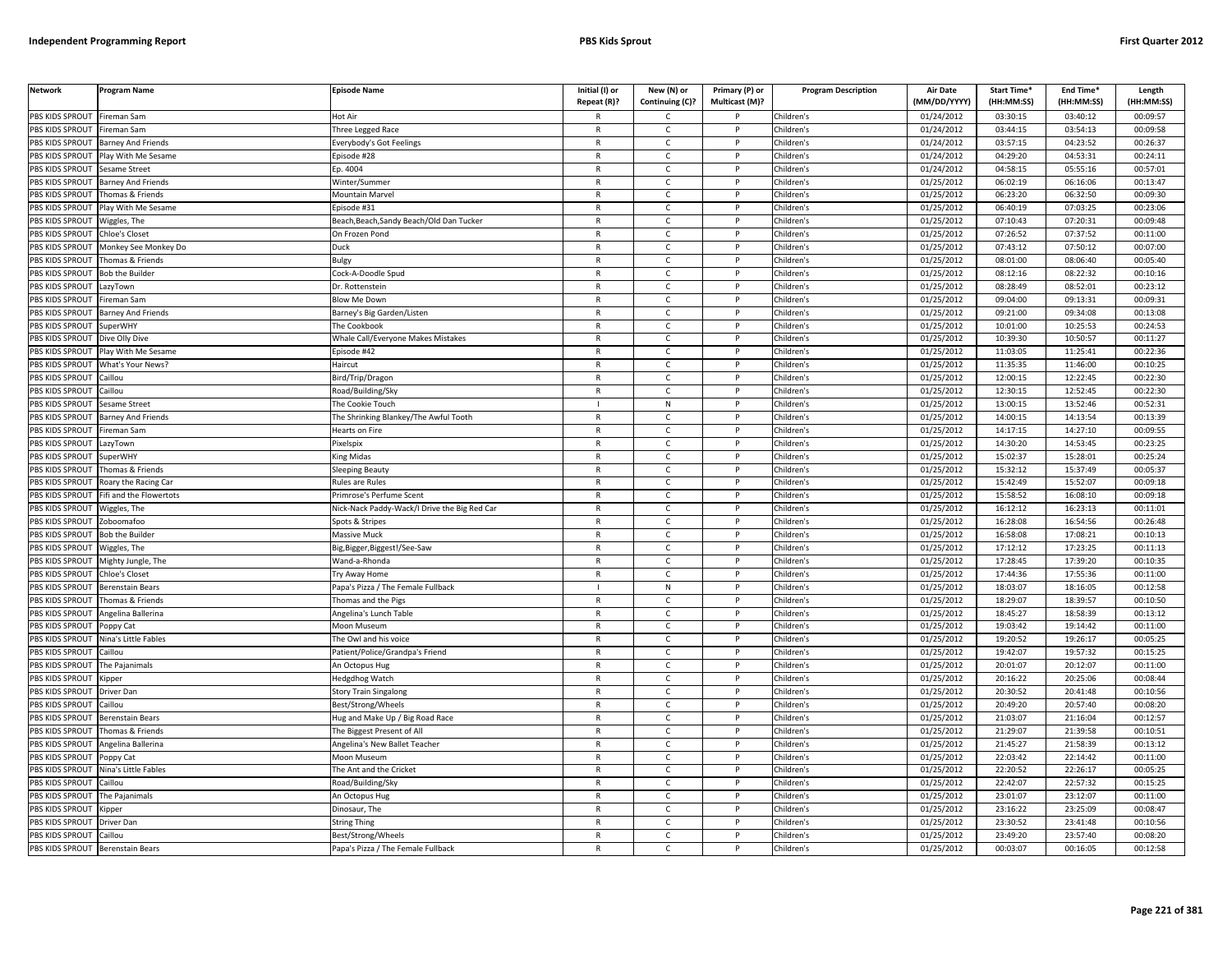| Network | Program Name | Episode Name | Initial (I) or Repeat (R)? | New (N) or Continuing (C)? | Primary (P) or Multicast (M)? | Program Description | Air Date (MM/DD/YYYY) | Start Time* (HH:MM:SS) | End Time* (HH:MM:SS) | Length (HH:MM:SS) |
|---|---|---|---|---|---|---|---|---|---|---|
| PBS KIDS SPROUT | Fireman Sam | Hot Air | R | C | P | Children's | 01/24/2012 | 03:30:15 | 03:40:12 | 00:09:57 |
| PBS KIDS SPROUT | Fireman Sam | Three Legged Race | R | C | P | Children's | 01/24/2012 | 03:44:15 | 03:54:13 | 00:09:58 |
| PBS KIDS SPROUT | Barney And Friends | Everybody's Got Feelings | R | C | P | Children's | 01/24/2012 | 03:57:15 | 04:23:52 | 00:26:37 |
| PBS KIDS SPROUT | Play With Me Sesame | Episode #28 | R | C | P | Children's | 01/24/2012 | 04:29:20 | 04:53:31 | 00:24:11 |
| PBS KIDS SPROUT | Sesame Street | Ep. 4004 | R | C | P | Children's | 01/24/2012 | 04:58:15 | 05:55:16 | 00:57:01 |
| PBS KIDS SPROUT | Barney And Friends | Winter/Summer | R | C | P | Children's | 01/25/2012 | 06:02:19 | 06:16:06 | 00:13:47 |
| PBS KIDS SPROUT | Thomas & Friends | Mountain Marvel | R | C | P | Children's | 01/25/2012 | 06:23:20 | 06:32:50 | 00:09:30 |
| PBS KIDS SPROUT | Play With Me Sesame | Episode #31 | R | C | P | Children's | 01/25/2012 | 06:40:19 | 07:03:25 | 00:23:06 |
| PBS KIDS SPROUT | Wiggles, The | Beach,Beach,Sandy Beach/Old Dan Tucker | R | C | P | Children's | 01/25/2012 | 07:10:43 | 07:20:31 | 00:09:48 |
| PBS KIDS SPROUT | Chloe's Closet | On Frozen Pond | R | C | P | Children's | 01/25/2012 | 07:26:52 | 07:37:52 | 00:11:00 |
| PBS KIDS SPROUT | Monkey See Monkey Do | Duck | R | C | P | Children's | 01/25/2012 | 07:43:12 | 07:50:12 | 00:07:00 |
| PBS KIDS SPROUT | Thomas & Friends | Bulgy | R | C | P | Children's | 01/25/2012 | 08:01:00 | 08:06:40 | 00:05:40 |
| PBS KIDS SPROUT | Bob the Builder | Cock-A-Doodle Spud | R | C | P | Children's | 01/25/2012 | 08:12:16 | 08:22:32 | 00:10:16 |
| PBS KIDS SPROUT | LazyTown | Dr. Rottenstein | R | C | P | Children's | 01/25/2012 | 08:28:49 | 08:52:01 | 00:23:12 |
| PBS KIDS SPROUT | Fireman Sam | Blow Me Down | R | C | P | Children's | 01/25/2012 | 09:04:00 | 09:13:31 | 00:09:31 |
| PBS KIDS SPROUT | Barney And Friends | Barney's Big Garden/Listen | R | C | P | Children's | 01/25/2012 | 09:21:00 | 09:34:08 | 00:13:08 |
| PBS KIDS SPROUT | SuperWHY | The Cookbook | R | C | P | Children's | 01/25/2012 | 10:01:00 | 10:25:53 | 00:24:53 |
| PBS KIDS SPROUT | Dive Olly Dive | Whale Call/Everyone Makes Mistakes | R | C | P | Children's | 01/25/2012 | 10:39:30 | 10:50:57 | 00:11:27 |
| PBS KIDS SPROUT | Play With Me Sesame | Episode #42 | R | C | P | Children's | 01/25/2012 | 11:03:05 | 11:25:41 | 00:22:36 |
| PBS KIDS SPROUT | What's Your News? | Haircut | R | C | P | Children's | 01/25/2012 | 11:35:35 | 11:46:00 | 00:10:25 |
| PBS KIDS SPROUT | Caillou | Bird/Trip/Dragon | R | C | P | Children's | 01/25/2012 | 12:00:15 | 12:22:45 | 00:22:30 |
| PBS KIDS SPROUT | Caillou | Road/Building/Sky | R | C | P | Children's | 01/25/2012 | 12:30:15 | 12:52:45 | 00:22:30 |
| PBS KIDS SPROUT | Sesame Street | The Cookie Touch | I | N | P | Children's | 01/25/2012 | 13:00:15 | 13:52:46 | 00:52:31 |
| PBS KIDS SPROUT | Barney And Friends | The Shrinking Blankey/The Awful Tooth | R | C | P | Children's | 01/25/2012 | 14:00:15 | 14:13:54 | 00:13:39 |
| PBS KIDS SPROUT | Fireman Sam | Hearts on Fire | R | C | P | Children's | 01/25/2012 | 14:17:15 | 14:27:10 | 00:09:55 |
| PBS KIDS SPROUT | LazyTown | Pixelspix | R | C | P | Children's | 01/25/2012 | 14:30:20 | 14:53:45 | 00:23:25 |
| PBS KIDS SPROUT | SuperWHY | King Midas | R | C | P | Children's | 01/25/2012 | 15:02:37 | 15:28:01 | 00:25:24 |
| PBS KIDS SPROUT | Thomas & Friends | Sleeping Beauty | R | C | P | Children's | 01/25/2012 | 15:32:12 | 15:37:49 | 00:05:37 |
| PBS KIDS SPROUT | Roary the Racing Car | Rules are Rules | R | C | P | Children's | 01/25/2012 | 15:42:49 | 15:52:07 | 00:09:18 |
| PBS KIDS SPROUT | Fifi and the Flowertots | Primrose's Perfume Scent | R | C | P | Children's | 01/25/2012 | 15:58:52 | 16:08:10 | 00:09:18 |
| PBS KIDS SPROUT | Wiggles, The | Nick-Nack Paddy-Wack/I Drive the Big Red Car | R | C | P | Children's | 01/25/2012 | 16:12:12 | 16:23:13 | 00:11:01 |
| PBS KIDS SPROUT | Zoboomafoo | Spots & Stripes | R | C | P | Children's | 01/25/2012 | 16:28:08 | 16:54:56 | 00:26:48 |
| PBS KIDS SPROUT | Bob the Builder | Massive Muck | R | C | P | Children's | 01/25/2012 | 16:58:08 | 17:08:21 | 00:10:13 |
| PBS KIDS SPROUT | Wiggles, The | Big,Bigger,Biggest!/See-Saw | R | C | P | Children's | 01/25/2012 | 17:12:12 | 17:23:25 | 00:11:13 |
| PBS KIDS SPROUT | Mighty Jungle, The | Wand-a-Rhonda | R | C | P | Children's | 01/25/2012 | 17:28:45 | 17:39:20 | 00:10:35 |
| PBS KIDS SPROUT | Chloe's Closet | Try Away Home | R | C | P | Children's | 01/25/2012 | 17:44:36 | 17:55:36 | 00:11:00 |
| PBS KIDS SPROUT | Berenstain Bears | Papa's Pizza / The Female Fullback | I | N | P | Children's | 01/25/2012 | 18:03:07 | 18:16:05 | 00:12:58 |
| PBS KIDS SPROUT | Thomas & Friends | Thomas and the Pigs | R | C | P | Children's | 01/25/2012 | 18:29:07 | 18:39:57 | 00:10:50 |
| PBS KIDS SPROUT | Angelina Ballerina | Angelina's Lunch Table | R | C | P | Children's | 01/25/2012 | 18:45:27 | 18:58:39 | 00:13:12 |
| PBS KIDS SPROUT | Poppy Cat | Moon Museum | R | C | P | Children's | 01/25/2012 | 19:03:42 | 19:14:42 | 00:11:00 |
| PBS KIDS SPROUT | Nina's Little Fables | The Owl and his voice | R | C | P | Children's | 01/25/2012 | 19:20:52 | 19:26:17 | 00:05:25 |
| PBS KIDS SPROUT | Caillou | Patient/Police/Grandpa's Friend | R | C | P | Children's | 01/25/2012 | 19:42:07 | 19:57:32 | 00:15:25 |
| PBS KIDS SPROUT | The Pajanimals | An Octopus Hug | R | C | P | Children's | 01/25/2012 | 20:01:07 | 20:12:07 | 00:11:00 |
| PBS KIDS SPROUT | Kipper | Hedgdhog Watch | R | C | P | Children's | 01/25/2012 | 20:16:22 | 20:25:06 | 00:08:44 |
| PBS KIDS SPROUT | Driver Dan | Story Train Singalong | R | C | P | Children's | 01/25/2012 | 20:30:52 | 20:41:48 | 00:10:56 |
| PBS KIDS SPROUT | Caillou | Best/Strong/Wheels | R | C | P | Children's | 01/25/2012 | 20:49:20 | 20:57:40 | 00:08:20 |
| PBS KIDS SPROUT | Berenstain Bears | Hug and Make Up / Big Road Race | R | C | P | Children's | 01/25/2012 | 21:03:07 | 21:16:04 | 00:12:57 |
| PBS KIDS SPROUT | Thomas & Friends | The Biggest Present of All | R | C | P | Children's | 01/25/2012 | 21:29:07 | 21:39:58 | 00:10:51 |
| PBS KIDS SPROUT | Angelina Ballerina | Angelina's New Ballet Teacher | R | C | P | Children's | 01/25/2012 | 21:45:27 | 21:58:39 | 00:13:12 |
| PBS KIDS SPROUT | Poppy Cat | Moon Museum | R | C | P | Children's | 01/25/2012 | 22:03:42 | 22:14:42 | 00:11:00 |
| PBS KIDS SPROUT | Nina's Little Fables | The Ant and the Cricket | R | C | P | Children's | 01/25/2012 | 22:20:52 | 22:26:17 | 00:05:25 |
| PBS KIDS SPROUT | Caillou | Road/Building/Sky | R | C | P | Children's | 01/25/2012 | 22:42:07 | 22:57:32 | 00:15:25 |
| PBS KIDS SPROUT | The Pajanimals | An Octopus Hug | R | C | P | Children's | 01/25/2012 | 23:01:07 | 23:12:07 | 00:11:00 |
| PBS KIDS SPROUT | Kipper | Dinosaur, The | R | C | P | Children's | 01/25/2012 | 23:16:22 | 23:25:09 | 00:08:47 |
| PBS KIDS SPROUT | Driver Dan | String Thing | R | C | P | Children's | 01/25/2012 | 23:30:52 | 23:41:48 | 00:10:56 |
| PBS KIDS SPROUT | Caillou | Best/Strong/Wheels | R | C | P | Children's | 01/25/2012 | 23:49:20 | 23:57:40 | 00:08:20 |
| PBS KIDS SPROUT | Berenstain Bears | Papa's Pizza / The Female Fullback | R | C | P | Children's | 01/25/2012 | 00:03:07 | 00:16:05 | 00:12:58 |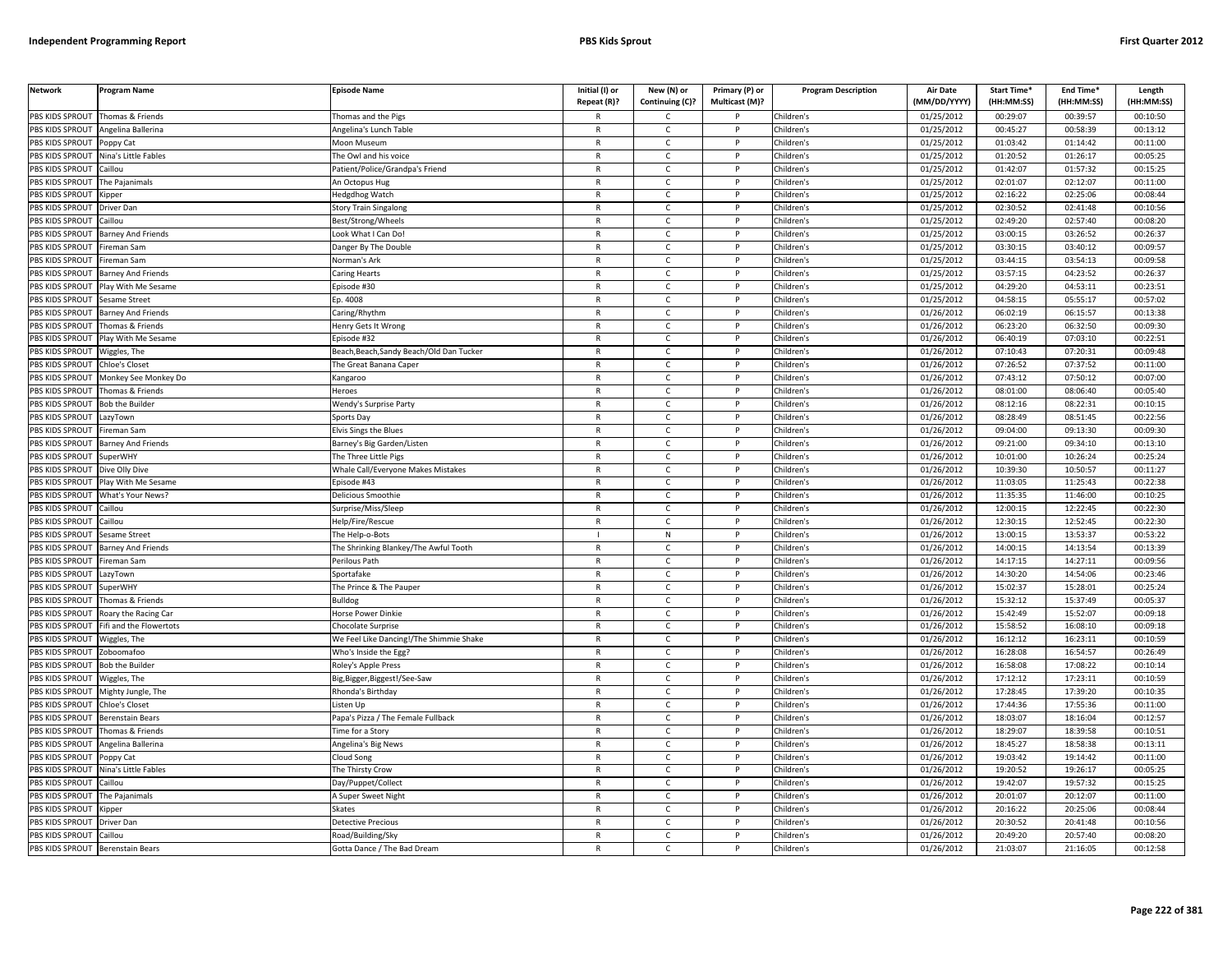| Network | Program Name | Episode Name | Initial (I) or Repeat (R)? | New (N) or Continuing (C)? | Primary (P) or Multicast (M)? | Program Description | Air Date (MM/DD/YYYY) | Start Time* (HH:MM:SS) | End Time* (HH:MM:SS) | Length (HH:MM:SS) |
|---|---|---|---|---|---|---|---|---|---|---|
| PBS KIDS SPROUT | Thomas & Friends | Thomas and the Pigs | R | C | P | Children's | 01/25/2012 | 00:29:07 | 00:39:57 | 00:10:50 |
| PBS KIDS SPROUT | Angelina Ballerina | Angelina's Lunch Table | R | C | P | Children's | 01/25/2012 | 00:45:27 | 00:58:39 | 00:13:12 |
| PBS KIDS SPROUT | Poppy Cat | Moon Museum | R | C | P | Children's | 01/25/2012 | 01:03:42 | 01:14:42 | 00:11:00 |
| PBS KIDS SPROUT | Nina's Little Fables | The Owl and his voice | R | C | P | Children's | 01/25/2012 | 01:20:52 | 01:26:17 | 00:05:25 |
| PBS KIDS SPROUT | Caillou | Patient/Police/Grandpa's Friend | R | C | P | Children's | 01/25/2012 | 01:42:07 | 01:57:32 | 00:15:25 |
| PBS KIDS SPROUT | The Pajanimals | An Octopus Hug | R | C | P | Children's | 01/25/2012 | 02:01:07 | 02:12:07 | 00:11:00 |
| PBS KIDS SPROUT | Kipper | Hedgdhog Watch | R | C | P | Children's | 01/25/2012 | 02:16:22 | 02:25:06 | 00:08:44 |
| PBS KIDS SPROUT | Driver Dan | Story Train Singalong | R | C | P | Children's | 01/25/2012 | 02:30:52 | 02:41:48 | 00:10:56 |
| PBS KIDS SPROUT | Caillou | Best/Strong/Wheels | R | C | P | Children's | 01/25/2012 | 02:49:20 | 02:57:40 | 00:08:20 |
| PBS KIDS SPROUT | Barney And Friends | Look What I Can Do! | R | C | P | Children's | 01/25/2012 | 03:00:15 | 03:26:52 | 00:26:37 |
| PBS KIDS SPROUT | Fireman Sam | Danger By The Double | R | C | P | Children's | 01/25/2012 | 03:30:15 | 03:40:12 | 00:09:57 |
| PBS KIDS SPROUT | Fireman Sam | Norman's Ark | R | C | P | Children's | 01/25/2012 | 03:44:15 | 03:54:13 | 00:09:58 |
| PBS KIDS SPROUT | Barney And Friends | Caring Hearts | R | C | P | Children's | 01/25/2012 | 03:57:15 | 04:23:52 | 00:26:37 |
| PBS KIDS SPROUT | Play With Me Sesame | Episode #30 | R | C | P | Children's | 01/25/2012 | 04:29:20 | 04:53:11 | 00:23:51 |
| PBS KIDS SPROUT | Sesame Street | Ep. 4008 | R | C | P | Children's | 01/25/2012 | 04:58:15 | 05:55:17 | 00:57:02 |
| PBS KIDS SPROUT | Barney And Friends | Caring/Rhythm | R | C | P | Children's | 01/26/2012 | 06:02:19 | 06:15:57 | 00:13:38 |
| PBS KIDS SPROUT | Thomas & Friends | Henry Gets It Wrong | R | C | P | Children's | 01/26/2012 | 06:23:20 | 06:32:50 | 00:09:30 |
| PBS KIDS SPROUT | Play With Me Sesame | Episode #32 | R | C | P | Children's | 01/26/2012 | 06:40:19 | 07:03:10 | 00:22:51 |
| PBS KIDS SPROUT | Wiggles, The | Beach,Beach,Sandy Beach/Old Dan Tucker | R | C | P | Children's | 01/26/2012 | 07:10:43 | 07:20:31 | 00:09:48 |
| PBS KIDS SPROUT | Chloe's Closet | The Great Banana Caper | R | C | P | Children's | 01/26/2012 | 07:26:52 | 07:37:52 | 00:11:00 |
| PBS KIDS SPROUT | Monkey See Monkey Do | Kangaroo | R | C | P | Children's | 01/26/2012 | 07:43:12 | 07:50:12 | 00:07:00 |
| PBS KIDS SPROUT | Thomas & Friends | Heroes | R | C | P | Children's | 01/26/2012 | 08:01:00 | 08:06:40 | 00:05:40 |
| PBS KIDS SPROUT | Bob the Builder | Wendy's Surprise Party | R | C | P | Children's | 01/26/2012 | 08:12:16 | 08:22:31 | 00:10:15 |
| PBS KIDS SPROUT | LazyTown | Sports Day | R | C | P | Children's | 01/26/2012 | 08:28:49 | 08:51:45 | 00:22:56 |
| PBS KIDS SPROUT | Fireman Sam | Elvis Sings the Blues | R | C | P | Children's | 01/26/2012 | 09:04:00 | 09:13:30 | 00:09:30 |
| PBS KIDS SPROUT | Barney And Friends | Barney's Big Garden/Listen | R | C | P | Children's | 01/26/2012 | 09:21:00 | 09:34:10 | 00:13:10 |
| PBS KIDS SPROUT | SuperWHY | The Three Little Pigs | R | C | P | Children's | 01/26/2012 | 10:01:00 | 10:26:24 | 00:25:24 |
| PBS KIDS SPROUT | Dive Olly Dive | Whale Call/Everyone Makes Mistakes | R | C | P | Children's | 01/26/2012 | 10:39:30 | 10:50:57 | 00:11:27 |
| PBS KIDS SPROUT | Play With Me Sesame | Episode #43 | R | C | P | Children's | 01/26/2012 | 11:03:05 | 11:25:43 | 00:22:38 |
| PBS KIDS SPROUT | What's Your News? | Delicious Smoothie | R | C | P | Children's | 01/26/2012 | 11:35:35 | 11:46:00 | 00:10:25 |
| PBS KIDS SPROUT | Caillou | Surprise/Miss/Sleep | R | C | P | Children's | 01/26/2012 | 12:00:15 | 12:22:45 | 00:22:30 |
| PBS KIDS SPROUT | Caillou | Help/Fire/Rescue | R | C | P | Children's | 01/26/2012 | 12:30:15 | 12:52:45 | 00:22:30 |
| PBS KIDS SPROUT | Sesame Street | The Help-o-Bots | I | N | P | Children's | 01/26/2012 | 13:00:15 | 13:53:37 | 00:53:22 |
| PBS KIDS SPROUT | Barney And Friends | The Shrinking Blankey/The Awful Tooth | R | C | P | Children's | 01/26/2012 | 14:00:15 | 14:13:54 | 00:13:39 |
| PBS KIDS SPROUT | Fireman Sam | Perilous Path | R | C | P | Children's | 01/26/2012 | 14:17:15 | 14:27:11 | 00:09:56 |
| PBS KIDS SPROUT | LazyTown | Sportafake | R | C | P | Children's | 01/26/2012 | 14:30:20 | 14:54:06 | 00:23:46 |
| PBS KIDS SPROUT | SuperWHY | The Prince & The Pauper | R | C | P | Children's | 01/26/2012 | 15:02:37 | 15:28:01 | 00:25:24 |
| PBS KIDS SPROUT | Thomas & Friends | Bulldog | R | C | P | Children's | 01/26/2012 | 15:32:12 | 15:37:49 | 00:05:37 |
| PBS KIDS SPROUT | Roary the Racing Car | Horse Power Dinkie | R | C | P | Children's | 01/26/2012 | 15:42:49 | 15:52:07 | 00:09:18 |
| PBS KIDS SPROUT | Fifi and the Flowertots | Chocolate Surprise | R | C | P | Children's | 01/26/2012 | 15:58:52 | 16:08:10 | 00:09:18 |
| PBS KIDS SPROUT | Wiggles, The | We Feel Like Dancing!/The Shimmie Shake | R | C | P | Children's | 01/26/2012 | 16:12:12 | 16:23:11 | 00:10:59 |
| PBS KIDS SPROUT | Zoboomafoo | Who's Inside the Egg? | R | C | P | Children's | 01/26/2012 | 16:28:08 | 16:54:57 | 00:26:49 |
| PBS KIDS SPROUT | Bob the Builder | Roley's Apple Press | R | C | P | Children's | 01/26/2012 | 16:58:08 | 17:08:22 | 00:10:14 |
| PBS KIDS SPROUT | Wiggles, The | Big,Bigger,Biggest!/See-Saw | R | C | P | Children's | 01/26/2012 | 17:12:12 | 17:23:11 | 00:10:59 |
| PBS KIDS SPROUT | Mighty Jungle, The | Rhonda's Birthday | R | C | P | Children's | 01/26/2012 | 17:28:45 | 17:39:20 | 00:10:35 |
| PBS KIDS SPROUT | Chloe's Closet | Listen Up | R | C | P | Children's | 01/26/2012 | 17:44:36 | 17:55:36 | 00:11:00 |
| PBS KIDS SPROUT | Berenstain Bears | Papa's Pizza / The Female Fullback | R | C | P | Children's | 01/26/2012 | 18:03:07 | 18:16:04 | 00:12:57 |
| PBS KIDS SPROUT | Thomas & Friends | Time for a Story | R | C | P | Children's | 01/26/2012 | 18:29:07 | 18:39:58 | 00:10:51 |
| PBS KIDS SPROUT | Angelina Ballerina | Angelina's Big News | R | C | P | Children's | 01/26/2012 | 18:45:27 | 18:58:38 | 00:13:11 |
| PBS KIDS SPROUT | Poppy Cat | Cloud Song | R | C | P | Children's | 01/26/2012 | 19:03:42 | 19:14:42 | 00:11:00 |
| PBS KIDS SPROUT | Nina's Little Fables | The Thirsty Crow | R | C | P | Children's | 01/26/2012 | 19:20:52 | 19:26:17 | 00:05:25 |
| PBS KIDS SPROUT | Caillou | Day/Puppet/Collect | R | C | P | Children's | 01/26/2012 | 19:42:07 | 19:57:32 | 00:15:25 |
| PBS KIDS SPROUT | The Pajanimals | A Super Sweet Night | R | C | P | Children's | 01/26/2012 | 20:01:07 | 20:12:07 | 00:11:00 |
| PBS KIDS SPROUT | Kipper | Skates | R | C | P | Children's | 01/26/2012 | 20:16:22 | 20:25:06 | 00:08:44 |
| PBS KIDS SPROUT | Driver Dan | Detective Precious | R | C | P | Children's | 01/26/2012 | 20:30:52 | 20:41:48 | 00:10:56 |
| PBS KIDS SPROUT | Caillou | Road/Building/Sky | R | C | P | Children's | 01/26/2012 | 20:49:20 | 20:57:40 | 00:08:20 |
| PBS KIDS SPROUT | Berenstain Bears | Gotta Dance / The Bad Dream | R | C | P | Children's | 01/26/2012 | 21:03:07 | 21:16:05 | 00:12:58 |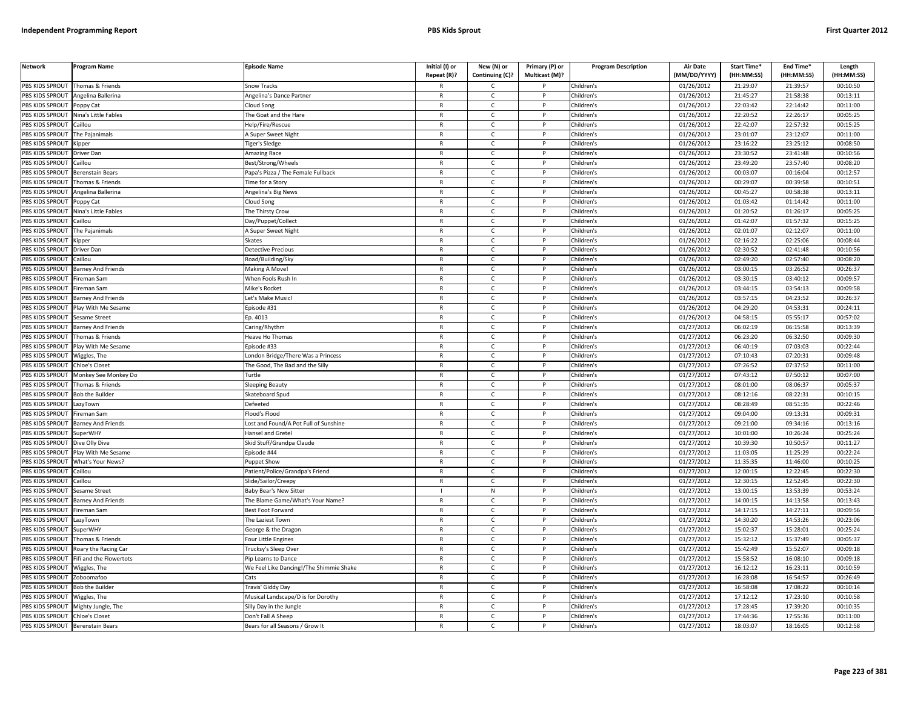| Network | Program Name | Episode Name | Initial (I) or Repeat (R)? | New (N) or Continuing (C)? | Primary (P) or Multicast (M)? | Program Description | Air Date (MM/DD/YYYY) | Start Time* (HH:MM:SS) | End Time* (HH:MM:SS) | Length (HH:MM:SS) |
|---|---|---|---|---|---|---|---|---|---|---|
| PBS KIDS SPROUT | Thomas & Friends | Snow Tracks | R | C | P | Children's | 01/26/2012 | 21:29:07 | 21:39:57 | 00:10:50 |
| PBS KIDS SPROUT | Angelina Ballerina | Angelina's Dance Partner | R | C | P | Children's | 01/26/2012 | 21:45:27 | 21:58:38 | 00:13:11 |
| PBS KIDS SPROUT | Poppy Cat | Cloud Song | R | C | P | Children's | 01/26/2012 | 22:03:42 | 22:14:42 | 00:11:00 |
| PBS KIDS SPROUT | Nina's Little Fables | The Goat and the Hare | R | C | P | Children's | 01/26/2012 | 22:20:52 | 22:26:17 | 00:05:25 |
| PBS KIDS SPROUT | Caillou | Help/Fire/Rescue | R | C | P | Children's | 01/26/2012 | 22:42:07 | 22:57:32 | 00:15:25 |
| PBS KIDS SPROUT | The Pajanimals | A Super Sweet Night | R | C | P | Children's | 01/26/2012 | 23:01:07 | 23:12:07 | 00:11:00 |
| PBS KIDS SPROUT | Kipper | Tiger's Sledge | R | C | P | Children's | 01/26/2012 | 23:16:22 | 23:25:12 | 00:08:50 |
| PBS KIDS SPROUT | Driver Dan | Amazing Race | R | C | P | Children's | 01/26/2012 | 23:30:52 | 23:41:48 | 00:10:56 |
| PBS KIDS SPROUT | Caillou | Best/Strong/Wheels | R | C | P | Children's | 01/26/2012 | 23:49:20 | 23:57:40 | 00:08:20 |
| PBS KIDS SPROUT | Berenstain Bears | Papa's Pizza / The Female Fullback | R | C | P | Children's | 01/26/2012 | 00:03:07 | 00:16:04 | 00:12:57 |
| PBS KIDS SPROUT | Thomas & Friends | Time for a Story | R | C | P | Children's | 01/26/2012 | 00:29:07 | 00:39:58 | 00:10:51 |
| PBS KIDS SPROUT | Angelina Ballerina | Angelina's Big News | R | C | P | Children's | 01/26/2012 | 00:45:27 | 00:58:38 | 00:13:11 |
| PBS KIDS SPROUT | Poppy Cat | Cloud Song | R | C | P | Children's | 01/26/2012 | 01:03:42 | 01:14:42 | 00:11:00 |
| PBS KIDS SPROUT | Nina's Little Fables | The Thirsty Crow | R | C | P | Children's | 01/26/2012 | 01:20:52 | 01:26:17 | 00:05:25 |
| PBS KIDS SPROUT | Caillou | Day/Puppet/Collect | R | C | P | Children's | 01/26/2012 | 01:42:07 | 01:57:32 | 00:15:25 |
| PBS KIDS SPROUT | The Pajanimals | A Super Sweet Night | R | C | P | Children's | 01/26/2012 | 02:01:07 | 02:12:07 | 00:11:00 |
| PBS KIDS SPROUT | Kipper | Skates | R | C | P | Children's | 01/26/2012 | 02:16:22 | 02:25:06 | 00:08:44 |
| PBS KIDS SPROUT | Driver Dan | Detective Precious | R | C | P | Children's | 01/26/2012 | 02:30:52 | 02:41:48 | 00:10:56 |
| PBS KIDS SPROUT | Caillou | Road/Building/Sky | R | C | P | Children's | 01/26/2012 | 02:49:20 | 02:57:40 | 00:08:20 |
| PBS KIDS SPROUT | Barney And Friends | Making A Move! | R | C | P | Children's | 01/26/2012 | 03:00:15 | 03:26:52 | 00:26:37 |
| PBS KIDS SPROUT | Fireman Sam | When Fools Rush In | R | C | P | Children's | 01/26/2012 | 03:30:15 | 03:40:12 | 00:09:57 |
| PBS KIDS SPROUT | Fireman Sam | Mike's Rocket | R | C | P | Children's | 01/26/2012 | 03:44:15 | 03:54:13 | 00:09:58 |
| PBS KIDS SPROUT | Barney And Friends | Let's Make Music! | R | C | P | Children's | 01/26/2012 | 03:57:15 | 04:23:52 | 00:26:37 |
| PBS KIDS SPROUT | Play With Me Sesame | Episode #31 | R | C | P | Children's | 01/26/2012 | 04:29:20 | 04:53:31 | 00:24:11 |
| PBS KIDS SPROUT | Sesame Street | Ep. 4013 | R | C | P | Children's | 01/26/2012 | 04:58:15 | 05:55:17 | 00:57:02 |
| PBS KIDS SPROUT | Barney And Friends | Caring/Rhythm | R | C | P | Children's | 01/27/2012 | 06:02:19 | 06:15:58 | 00:13:39 |
| PBS KIDS SPROUT | Thomas & Friends | Heave Ho Thomas | R | C | P | Children's | 01/27/2012 | 06:23:20 | 06:32:50 | 00:09:30 |
| PBS KIDS SPROUT | Play With Me Sesame | Episode #33 | R | C | P | Children's | 01/27/2012 | 06:40:19 | 07:03:03 | 00:22:44 |
| PBS KIDS SPROUT | Wiggles, The | London Bridge/There Was a Princess | R | C | P | Children's | 01/27/2012 | 07:10:43 | 07:20:31 | 00:09:48 |
| PBS KIDS SPROUT | Chloe's Closet | The Good, The Bad and the Silly | R | C | P | Children's | 01/27/2012 | 07:26:52 | 07:37:52 | 00:11:00 |
| PBS KIDS SPROUT | Monkey See Monkey Do | Turtle | R | C | P | Children's | 01/27/2012 | 07:43:12 | 07:50:12 | 00:07:00 |
| PBS KIDS SPROUT | Thomas & Friends | Sleeping Beauty | R | C | P | Children's | 01/27/2012 | 08:01:00 | 08:06:37 | 00:05:37 |
| PBS KIDS SPROUT | Bob the Builder | Skateboard Spud | R | C | P | Children's | 01/27/2012 | 08:12:16 | 08:22:31 | 00:10:15 |
| PBS KIDS SPROUT | LazyTown | Defeeted | R | C | P | Children's | 01/27/2012 | 08:28:49 | 08:51:35 | 00:22:46 |
| PBS KIDS SPROUT | Fireman Sam | Flood's Flood | R | C | P | Children's | 01/27/2012 | 09:04:00 | 09:13:31 | 00:09:31 |
| PBS KIDS SPROUT | Barney And Friends | Lost and Found/A Pot Full of Sunshine | R | C | P | Children's | 01/27/2012 | 09:21:00 | 09:34:16 | 00:13:16 |
| PBS KIDS SPROUT | SuperWHY | Hansel and Gretel | R | C | P | Children's | 01/27/2012 | 10:01:00 | 10:26:24 | 00:25:24 |
| PBS KIDS SPROUT | Dive Olly Dive | Skid Stuff/Grandpa Claude | R | C | P | Children's | 01/27/2012 | 10:39:30 | 10:50:57 | 00:11:27 |
| PBS KIDS SPROUT | Play With Me Sesame | Episode #44 | R | C | P | Children's | 01/27/2012 | 11:03:05 | 11:25:29 | 00:22:24 |
| PBS KIDS SPROUT | What's Your News? | Puppet Show | R | C | P | Children's | 01/27/2012 | 11:35:35 | 11:46:00 | 00:10:25 |
| PBS KIDS SPROUT | Caillou | Patient/Police/Grandpa's Friend | R | C | P | Children's | 01/27/2012 | 12:00:15 | 12:22:45 | 00:22:30 |
| PBS KIDS SPROUT | Caillou | Slide/Sailor/Creepy | R | C | P | Children's | 01/27/2012 | 12:30:15 | 12:52:45 | 00:22:30 |
| PBS KIDS SPROUT | Sesame Street | Baby Bear's New Sitter | I | N | P | Children's | 01/27/2012 | 13:00:15 | 13:53:39 | 00:53:24 |
| PBS KIDS SPROUT | Barney And Friends | The Blame Game/What's Your Name? | R | C | P | Children's | 01/27/2012 | 14:00:15 | 14:13:58 | 00:13:43 |
| PBS KIDS SPROUT | Fireman Sam | Best Foot Forward | R | C | P | Children's | 01/27/2012 | 14:17:15 | 14:27:11 | 00:09:56 |
| PBS KIDS SPROUT | LazyTown | The Laziest Town | R | C | P | Children's | 01/27/2012 | 14:30:20 | 14:53:26 | 00:23:06 |
| PBS KIDS SPROUT | SuperWHY | George & the Dragon | R | C | P | Children's | 01/27/2012 | 15:02:37 | 15:28:01 | 00:25:24 |
| PBS KIDS SPROUT | Thomas & Friends | Four Little Engines | R | C | P | Children's | 01/27/2012 | 15:32:12 | 15:37:49 | 00:05:37 |
| PBS KIDS SPROUT | Roary the Racing Car | Trucksy's Sleep Over | R | C | P | Children's | 01/27/2012 | 15:42:49 | 15:52:07 | 00:09:18 |
| PBS KIDS SPROUT | Fifi and the Flowertots | Pip Learns to Dance | R | C | P | Children's | 01/27/2012 | 15:58:52 | 16:08:10 | 00:09:18 |
| PBS KIDS SPROUT | Wiggles, The | We Feel Like Dancing!/The Shimmie Shake | R | C | P | Children's | 01/27/2012 | 16:12:12 | 16:23:11 | 00:10:59 |
| PBS KIDS SPROUT | Zoboomafoo | Cats | R | C | P | Children's | 01/27/2012 | 16:28:08 | 16:54:57 | 00:26:49 |
| PBS KIDS SPROUT | Bob the Builder | Travis' Giddy Day | R | C | P | Children's | 01/27/2012 | 16:58:08 | 17:08:22 | 00:10:14 |
| PBS KIDS SPROUT | Wiggles, The | Musical Landscape/D is for Dorothy | R | C | P | Children's | 01/27/2012 | 17:12:12 | 17:23:10 | 00:10:58 |
| PBS KIDS SPROUT | Mighty Jungle, The | Silly Day in the Jungle | R | C | P | Children's | 01/27/2012 | 17:28:45 | 17:39:20 | 00:10:35 |
| PBS KIDS SPROUT | Chloe's Closet | Don't Fall A Sheep | R | C | P | Children's | 01/27/2012 | 17:44:36 | 17:55:36 | 00:11:00 |
| PBS KIDS SPROUT | Berenstain Bears | Bears for all Seasons / Grow It | R | C | P | Children's | 01/27/2012 | 18:03:07 | 18:16:05 | 00:12:58 |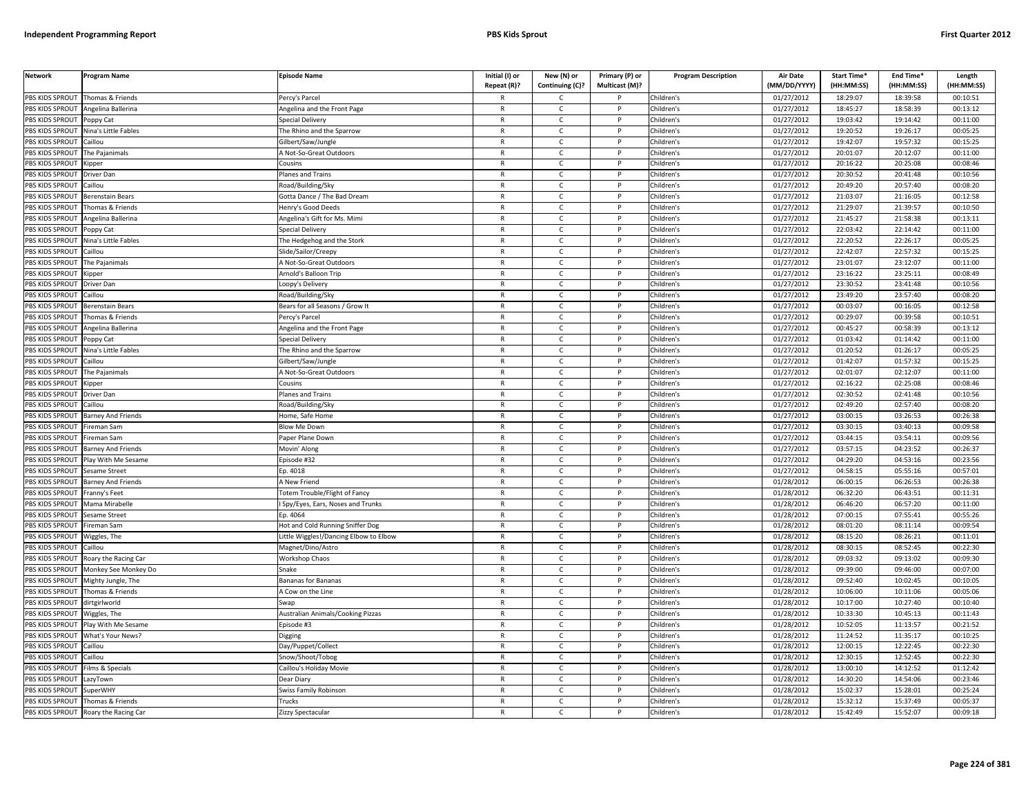| Network | Program Name | Episode Name | Initial (I) or Repeat (R)? | New (N) or Continuing (C)? | Primary (P) or Multicast (M)? | Program Description | Air Date (MM/DD/YYYY) | Start Time* (HH:MM:SS) | End Time* (HH:MM:SS) | Length (HH:MM:SS) |
|---|---|---|---|---|---|---|---|---|---|---|
| PBS KIDS SPROUT | Thomas & Friends | Percy's Parcel | R | C | P | Children's | 01/27/2012 | 18:29:07 | 18:39:58 | 00:10:51 |
| PBS KIDS SPROUT | Angelina Ballerina | Angelina and the Front Page | R | C | P | Children's | 01/27/2012 | 18:45:27 | 18:58:39 | 00:13:12 |
| PBS KIDS SPROUT | Poppy Cat | Special Delivery | R | C | P | Children's | 01/27/2012 | 19:03:42 | 19:14:42 | 00:11:00 |
| PBS KIDS SPROUT | Nina's Little Fables | The Rhino and the Sparrow | R | C | P | Children's | 01/27/2012 | 19:20:52 | 19:26:17 | 00:05:25 |
| PBS KIDS SPROUT | Caillou | Gilbert/Saw/Jungle | R | C | P | Children's | 01/27/2012 | 19:42:07 | 19:57:32 | 00:15:25 |
| PBS KIDS SPROUT | The Pajanimals | A Not-So-Great Outdoors | R | C | P | Children's | 01/27/2012 | 20:01:07 | 20:12:07 | 00:11:00 |
| PBS KIDS SPROUT | Kipper | Cousins | R | C | P | Children's | 01/27/2012 | 20:16:22 | 20:25:08 | 00:08:46 |
| PBS KIDS SPROUT | Driver Dan | Planes and Trains | R | C | P | Children's | 01/27/2012 | 20:30:52 | 20:41:48 | 00:10:56 |
| PBS KIDS SPROUT | Caillou | Road/Building/Sky | R | C | P | Children's | 01/27/2012 | 20:49:20 | 20:57:40 | 00:08:20 |
| PBS KIDS SPROUT | Berenstain Bears | Gotta Dance / The Bad Dream | R | C | P | Children's | 01/27/2012 | 21:03:07 | 21:16:05 | 00:12:58 |
| PBS KIDS SPROUT | Thomas & Friends | Henry's Good Deeds | R | C | P | Children's | 01/27/2012 | 21:29:07 | 21:39:57 | 00:10:50 |
| PBS KIDS SPROUT | Angelina Ballerina | Angelina's Gift for Ms. Mimi | R | C | P | Children's | 01/27/2012 | 21:45:27 | 21:58:38 | 00:13:11 |
| PBS KIDS SPROUT | Poppy Cat | Special Delivery | R | C | P | Children's | 01/27/2012 | 22:03:42 | 22:14:42 | 00:11:00 |
| PBS KIDS SPROUT | Nina's Little Fables | The Hedgehog and the Stork | R | C | P | Children's | 01/27/2012 | 22:20:52 | 22:26:17 | 00:05:25 |
| PBS KIDS SPROUT | Caillou | Slide/Sailor/Creepy | R | C | P | Children's | 01/27/2012 | 22:42:07 | 22:57:32 | 00:15:25 |
| PBS KIDS SPROUT | The Pajanimals | A Not-So-Great Outdoors | R | C | P | Children's | 01/27/2012 | 23:01:07 | 23:12:07 | 00:11:00 |
| PBS KIDS SPROUT | Kipper | Arnold's Balloon Trip | R | C | P | Children's | 01/27/2012 | 23:16:22 | 23:25:11 | 00:08:49 |
| PBS KIDS SPROUT | Driver Dan | Loopy's Delivery | R | C | P | Children's | 01/27/2012 | 23:30:52 | 23:41:48 | 00:10:56 |
| PBS KIDS SPROUT | Caillou | Road/Building/Sky | R | C | P | Children's | 01/27/2012 | 23:49:20 | 23:57:40 | 00:08:20 |
| PBS KIDS SPROUT | Berenstain Bears | Bears for all Seasons / Grow It | R | C | P | Children's | 01/27/2012 | 00:03:07 | 00:16:05 | 00:12:58 |
| PBS KIDS SPROUT | Thomas & Friends | Percy's Parcel | R | C | P | Children's | 01/27/2012 | 00:29:07 | 00:39:58 | 00:10:51 |
| PBS KIDS SPROUT | Angelina Ballerina | Angelina and the Front Page | R | C | P | Children's | 01/27/2012 | 00:45:27 | 00:58:39 | 00:13:12 |
| PBS KIDS SPROUT | Poppy Cat | Special Delivery | R | C | P | Children's | 01/27/2012 | 01:03:42 | 01:14:42 | 00:11:00 |
| PBS KIDS SPROUT | Nina's Little Fables | The Rhino and the Sparrow | R | C | P | Children's | 01/27/2012 | 01:20:52 | 01:26:17 | 00:05:25 |
| PBS KIDS SPROUT | Caillou | Gilbert/Saw/Jungle | R | C | P | Children's | 01/27/2012 | 01:42:07 | 01:57:32 | 00:15:25 |
| PBS KIDS SPROUT | The Pajanimals | A Not-So-Great Outdoors | R | C | P | Children's | 01/27/2012 | 02:01:07 | 02:12:07 | 00:11:00 |
| PBS KIDS SPROUT | Kipper | Cousins | R | C | P | Children's | 01/27/2012 | 02:16:22 | 02:25:08 | 00:08:46 |
| PBS KIDS SPROUT | Driver Dan | Planes and Trains | R | C | P | Children's | 01/27/2012 | 02:30:52 | 02:41:48 | 00:10:56 |
| PBS KIDS SPROUT | Caillou | Road/Building/Sky | R | C | P | Children's | 01/27/2012 | 02:49:20 | 02:57:40 | 00:08:20 |
| PBS KIDS SPROUT | Barney And Friends | Home, Safe Home | R | C | P | Children's | 01/27/2012 | 03:00:15 | 03:26:53 | 00:26:38 |
| PBS KIDS SPROUT | Fireman Sam | Blow Me Down | R | C | P | Children's | 01/27/2012 | 03:30:15 | 03:40:13 | 00:09:58 |
| PBS KIDS SPROUT | Fireman Sam | Paper Plane Down | R | C | P | Children's | 01/27/2012 | 03:44:15 | 03:54:11 | 00:09:56 |
| PBS KIDS SPROUT | Barney And Friends | Movin' Along | R | C | P | Children's | 01/27/2012 | 03:57:15 | 04:23:52 | 00:26:37 |
| PBS KIDS SPROUT | Play With Me Sesame | Episode #32 | R | C | P | Children's | 01/27/2012 | 04:29:20 | 04:53:16 | 00:23:56 |
| PBS KIDS SPROUT | Sesame Street | Ep. 4018 | R | C | P | Children's | 01/27/2012 | 04:58:15 | 05:55:16 | 00:57:01 |
| PBS KIDS SPROUT | Barney And Friends | A New Friend | R | C | P | Children's | 01/28/2012 | 06:00:15 | 06:26:53 | 00:26:38 |
| PBS KIDS SPROUT | Franny's Feet | Totem Trouble/Flight of Fancy | R | C | P | Children's | 01/28/2012 | 06:32:20 | 06:43:51 | 00:11:31 |
| PBS KIDS SPROUT | Mama Mirabelle | I Spy/Eyes, Ears, Noses and Trunks | R | C | P | Children's | 01/28/2012 | 06:46:20 | 06:57:20 | 00:11:00 |
| PBS KIDS SPROUT | Sesame Street | Ep. 4064 | R | C | P | Children's | 01/28/2012 | 07:00:15 | 07:55:41 | 00:55:26 |
| PBS KIDS SPROUT | Fireman Sam | Hot and Cold Running Sniffer Dog | R | C | P | Children's | 01/28/2012 | 08:01:20 | 08:11:14 | 00:09:54 |
| PBS KIDS SPROUT | Wiggles, The | Little Wiggles!/Dancing Elbow to Elbow | R | C | P | Children's | 01/28/2012 | 08:15:20 | 08:26:21 | 00:11:01 |
| PBS KIDS SPROUT | Caillou | Magnet/Dino/Astro | R | C | P | Children's | 01/28/2012 | 08:30:15 | 08:52:45 | 00:22:30 |
| PBS KIDS SPROUT | Roary the Racing Car | Workshop Chaos | R | C | P | Children's | 01/28/2012 | 09:03:32 | 09:13:02 | 00:09:30 |
| PBS KIDS SPROUT | Monkey See Monkey Do | Snake | R | C | P | Children's | 01/28/2012 | 09:39:00 | 09:46:00 | 00:07:00 |
| PBS KIDS SPROUT | Mighty Jungle, The | Bananas for Bananas | R | C | P | Children's | 01/28/2012 | 09:52:40 | 10:02:45 | 00:10:05 |
| PBS KIDS SPROUT | Thomas & Friends | A Cow on the Line | R | C | P | Children's | 01/28/2012 | 10:06:00 | 10:11:06 | 00:05:06 |
| PBS KIDS SPROUT | dirtgirlworld | Swap | R | C | P | Children's | 01/28/2012 | 10:17:00 | 10:27:40 | 00:10:40 |
| PBS KIDS SPROUT | Wiggles, The | Australian Animals/Cooking Pizzas | R | C | P | Children's | 01/28/2012 | 10:33:30 | 10:45:13 | 00:11:43 |
| PBS KIDS SPROUT | Play With Me Sesame | Episode #3 | R | C | P | Children's | 01/28/2012 | 10:52:05 | 11:13:57 | 00:21:52 |
| PBS KIDS SPROUT | What's Your News? | Digging | R | C | P | Children's | 01/28/2012 | 11:24:52 | 11:35:17 | 00:10:25 |
| PBS KIDS SPROUT | Caillou | Day/Puppet/Collect | R | C | P | Children's | 01/28/2012 | 12:00:15 | 12:22:45 | 00:22:30 |
| PBS KIDS SPROUT | Caillou | Snow/Shoot/Tobog | R | C | P | Children's | 01/28/2012 | 12:30:15 | 12:52:45 | 00:22:30 |
| PBS KIDS SPROUT | Films & Specials | Caillou's Holiday Movie | R | C | P | Children's | 01/28/2012 | 13:00:10 | 14:12:52 | 01:12:42 |
| PBS KIDS SPROUT | LazyTown | Dear Diary | R | C | P | Children's | 01/28/2012 | 14:30:20 | 14:54:06 | 00:23:46 |
| PBS KIDS SPROUT | SuperWHY | Swiss Family Robinson | R | C | P | Children's | 01/28/2012 | 15:02:37 | 15:28:01 | 00:25:24 |
| PBS KIDS SPROUT | Thomas & Friends | Trucks | R | C | P | Children's | 01/28/2012 | 15:32:12 | 15:37:49 | 00:05:37 |
| PBS KIDS SPROUT | Roary the Racing Car | Zizzy Spectacular | R | C | P | Children's | 01/28/2012 | 15:42:49 | 15:52:07 | 00:09:18 |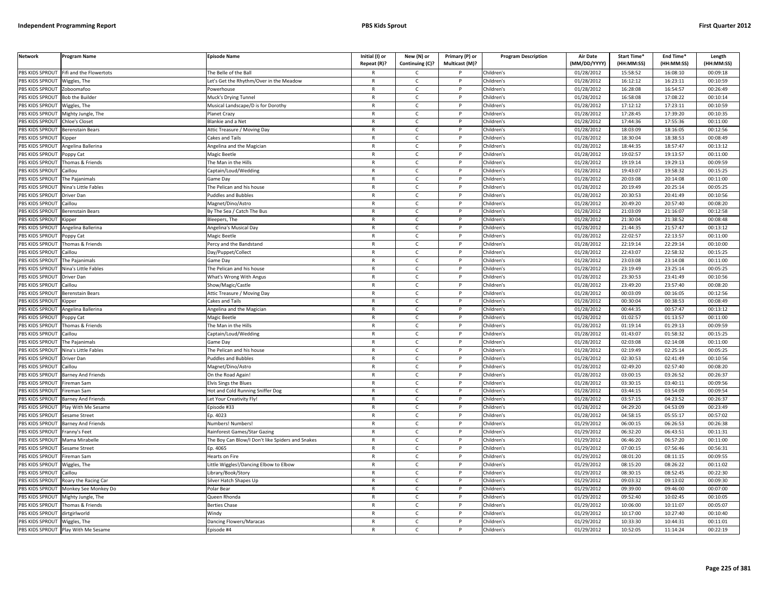| Network | Program Name | Episode Name | Initial (I) or Repeat (R)? | New (N) or Continuing (C)? | Primary (P) or Multicast (M)? | Program Description | Air Date (MM/DD/YYYY) | Start Time* (HH:MM:SS) | End Time* (HH:MM:SS) | Length (HH:MM:SS) |
|---|---|---|---|---|---|---|---|---|---|---|
| PBS KIDS SPROUT | Fifi and the Flowertots | The Belle of the Ball | R | C | P | Children's | 01/28/2012 | 15:58:52 | 16:08:10 | 00:09:18 |
| PBS KIDS SPROUT | Wiggles, The | Let's Get the Rhythm/Over in the Meadow | R | C | P | Children's | 01/28/2012 | 16:12:12 | 16:23:11 | 00:10:59 |
| PBS KIDS SPROUT | Zoboomafoo | Powerhouse | R | C | P | Children's | 01/28/2012 | 16:28:08 | 16:54:57 | 00:26:49 |
| PBS KIDS SPROUT | Bob the Builder | Muck's Drying Tunnel | R | C | P | Children's | 01/28/2012 | 16:58:08 | 17:08:22 | 00:10:14 |
| PBS KIDS SPROUT | Wiggles, The | Musical Landscape/D is for Dorothy | R | C | P | Children's | 01/28/2012 | 17:12:12 | 17:23:11 | 00:10:59 |
| PBS KIDS SPROUT | Mighty Jungle, The | Planet Crazy | R | C | P | Children's | 01/28/2012 | 17:28:45 | 17:39:20 | 00:10:35 |
| PBS KIDS SPROUT | Chloe's Closet | Blankie and a Net | R | C | P | Children's | 01/28/2012 | 17:44:36 | 17:55:36 | 00:11:00 |
| PBS KIDS SPROUT | Berenstain Bears | Attic Treasure / Moving Day | R | C | P | Children's | 01/28/2012 | 18:03:09 | 18:16:05 | 00:12:56 |
| PBS KIDS SPROUT | Kipper | Cakes and Tails | R | C | P | Children's | 01/28/2012 | 18:30:04 | 18:38:53 | 00:08:49 |
| PBS KIDS SPROUT | Angelina Ballerina | Angelina and the Magician | R | C | P | Children's | 01/28/2012 | 18:44:35 | 18:57:47 | 00:13:12 |
| PBS KIDS SPROUT | Poppy Cat | Magic Beetle | R | C | P | Children's | 01/28/2012 | 19:02:57 | 19:13:57 | 00:11:00 |
| PBS KIDS SPROUT | Thomas & Friends | The Man in the Hills | R | C | P | Children's | 01/28/2012 | 19:19:14 | 19:29:13 | 00:09:59 |
| PBS KIDS SPROUT | Caillou | Captain/Loud/Wedding | R | C | P | Children's | 01/28/2012 | 19:43:07 | 19:58:32 | 00:15:25 |
| PBS KIDS SPROUT | The Pajanimals | Game Day | R | C | P | Children's | 01/28/2012 | 20:03:08 | 20:14:08 | 00:11:00 |
| PBS KIDS SPROUT | Nina's Little Fables | The Pelican and his house | R | C | P | Children's | 01/28/2012 | 20:19:49 | 20:25:14 | 00:05:25 |
| PBS KIDS SPROUT | Driver Dan | Puddles and Bubbles | R | C | P | Children's | 01/28/2012 | 20:30:53 | 20:41:49 | 00:10:56 |
| PBS KIDS SPROUT | Caillou | Magnet/Dino/Astro | R | C | P | Children's | 01/28/2012 | 20:49:20 | 20:57:40 | 00:08:20 |
| PBS KIDS SPROUT | Berenstain Bears | By The Sea / Catch The Bus | R | C | P | Children's | 01/28/2012 | 21:03:09 | 21:16:07 | 00:12:58 |
| PBS KIDS SPROUT | Kipper | Bleepers, The | R | C | P | Children's | 01/28/2012 | 21:30:04 | 21:38:52 | 00:08:48 |
| PBS KIDS SPROUT | Angelina Ballerina | Angelina's Musical Day | R | C | P | Children's | 01/28/2012 | 21:44:35 | 21:57:47 | 00:13:12 |
| PBS KIDS SPROUT | Poppy Cat | Magic Beetle | R | C | P | Children's | 01/28/2012 | 22:02:57 | 22:13:57 | 00:11:00 |
| PBS KIDS SPROUT | Thomas & Friends | Percy and the Bandstand | R | C | P | Children's | 01/28/2012 | 22:19:14 | 22:29:14 | 00:10:00 |
| PBS KIDS SPROUT | Caillou | Day/Puppet/Collect | R | C | P | Children's | 01/28/2012 | 22:43:07 | 22:58:32 | 00:15:25 |
| PBS KIDS SPROUT | The Pajanimals | Game Day | R | C | P | Children's | 01/28/2012 | 23:03:08 | 23:14:08 | 00:11:00 |
| PBS KIDS SPROUT | Nina's Little Fables | The Pelican and his house | R | C | P | Children's | 01/28/2012 | 23:19:49 | 23:25:14 | 00:05:25 |
| PBS KIDS SPROUT | Driver Dan | What's Wrong With Angus | R | C | P | Children's | 01/28/2012 | 23:30:53 | 23:41:49 | 00:10:56 |
| PBS KIDS SPROUT | Caillou | Show/Magic/Castle | R | C | P | Children's | 01/28/2012 | 23:49:20 | 23:57:40 | 00:08:20 |
| PBS KIDS SPROUT | Berenstain Bears | Attic Treasure / Moving Day | R | C | P | Children's | 01/28/2012 | 00:03:09 | 00:16:05 | 00:12:56 |
| PBS KIDS SPROUT | Kipper | Cakes and Tails | R | C | P | Children's | 01/28/2012 | 00:30:04 | 00:38:53 | 00:08:49 |
| PBS KIDS SPROUT | Angelina Ballerina | Angelina and the Magician | R | C | P | Children's | 01/28/2012 | 00:44:35 | 00:57:47 | 00:13:12 |
| PBS KIDS SPROUT | Poppy Cat | Magic Beetle | R | C | P | Children's | 01/28/2012 | 01:02:57 | 01:13:57 | 00:11:00 |
| PBS KIDS SPROUT | Thomas & Friends | The Man in the Hills | R | C | P | Children's | 01/28/2012 | 01:19:14 | 01:29:13 | 00:09:59 |
| PBS KIDS SPROUT | Caillou | Captain/Loud/Wedding | R | C | P | Children's | 01/28/2012 | 01:43:07 | 01:58:32 | 00:15:25 |
| PBS KIDS SPROUT | The Pajanimals | Game Day | R | C | P | Children's | 01/28/2012 | 02:03:08 | 02:14:08 | 00:11:00 |
| PBS KIDS SPROUT | Nina's Little Fables | The Pelican and his house | R | C | P | Children's | 01/28/2012 | 02:19:49 | 02:25:14 | 00:05:25 |
| PBS KIDS SPROUT | Driver Dan | Puddles and Bubbles | R | C | P | Children's | 01/28/2012 | 02:30:53 | 02:41:49 | 00:10:56 |
| PBS KIDS SPROUT | Caillou | Magnet/Dino/Astro | R | C | P | Children's | 01/28/2012 | 02:49:20 | 02:57:40 | 00:08:20 |
| PBS KIDS SPROUT | Barney And Friends | On the Road Again! | R | C | P | Children's | 01/28/2012 | 03:00:15 | 03:26:52 | 00:26:37 |
| PBS KIDS SPROUT | Fireman Sam | Elvis Sings the Blues | R | C | P | Children's | 01/28/2012 | 03:30:15 | 03:40:11 | 00:09:56 |
| PBS KIDS SPROUT | Fireman Sam | Hot and Cold Running Sniffer Dog | R | C | P | Children's | 01/28/2012 | 03:44:15 | 03:54:09 | 00:09:54 |
| PBS KIDS SPROUT | Barney And Friends | Let Your Creativity Fly! | R | C | P | Children's | 01/28/2012 | 03:57:15 | 04:23:52 | 00:26:37 |
| PBS KIDS SPROUT | Play With Me Sesame | Episode #33 | R | C | P | Children's | 01/28/2012 | 04:29:20 | 04:53:09 | 00:23:49 |
| PBS KIDS SPROUT | Sesame Street | Ep. 4023 | R | C | P | Children's | 01/28/2012 | 04:58:15 | 05:55:17 | 00:57:02 |
| PBS KIDS SPROUT | Barney And Friends | Numbers! Numbers! | R | C | P | Children's | 01/29/2012 | 06:00:15 | 06:26:53 | 00:26:38 |
| PBS KIDS SPROUT | Franny's Feet | Rainforest Games/Star Gazing | R | C | P | Children's | 01/29/2012 | 06:32:20 | 06:43:51 | 00:11:31 |
| PBS KIDS SPROUT | Mama Mirabelle | The Boy Can Blow/I Don't like Spiders and Snakes | R | C | P | Children's | 01/29/2012 | 06:46:20 | 06:57:20 | 00:11:00 |
| PBS KIDS SPROUT | Sesame Street | Ep. 4065 | R | C | P | Children's | 01/29/2012 | 07:00:15 | 07:56:46 | 00:56:31 |
| PBS KIDS SPROUT | Fireman Sam | Hearts on Fire | R | C | P | Children's | 01/29/2012 | 08:01:20 | 08:11:15 | 00:09:55 |
| PBS KIDS SPROUT | Wiggles, The | Little Wiggles!/Dancing Elbow to Elbow | R | C | P | Children's | 01/29/2012 | 08:15:20 | 08:26:22 | 00:11:02 |
| PBS KIDS SPROUT | Caillou | Library/Book/Story | R | C | P | Children's | 01/29/2012 | 08:30:15 | 08:52:45 | 00:22:30 |
| PBS KIDS SPROUT | Roary the Racing Car | Silver Hatch Shapes Up | R | C | P | Children's | 01/29/2012 | 09:03:32 | 09:13:02 | 00:09:30 |
| PBS KIDS SPROUT | Monkey See Monkey Do | Polar Bear | R | C | P | Children's | 01/29/2012 | 09:39:00 | 09:46:00 | 00:07:00 |
| PBS KIDS SPROUT | Mighty Jungle, The | Queen Rhonda | R | C | P | Children's | 01/29/2012 | 09:52:40 | 10:02:45 | 00:10:05 |
| PBS KIDS SPROUT | Thomas & Friends | Berties Chase | R | C | P | Children's | 01/29/2012 | 10:06:00 | 10:11:07 | 00:05:07 |
| PBS KIDS SPROUT | dirtgirlworld | Windy | R | C | P | Children's | 01/29/2012 | 10:17:00 | 10:27:40 | 00:10:40 |
| PBS KIDS SPROUT | Wiggles, The | Dancing Flowers/Maracas | R | C | P | Children's | 01/29/2012 | 10:33:30 | 10:44:31 | 00:11:01 |
| PBS KIDS SPROUT | Play With Me Sesame | Episode #4 | R | C | P | Children's | 01/29/2012 | 10:52:05 | 11:14:24 | 00:22:19 |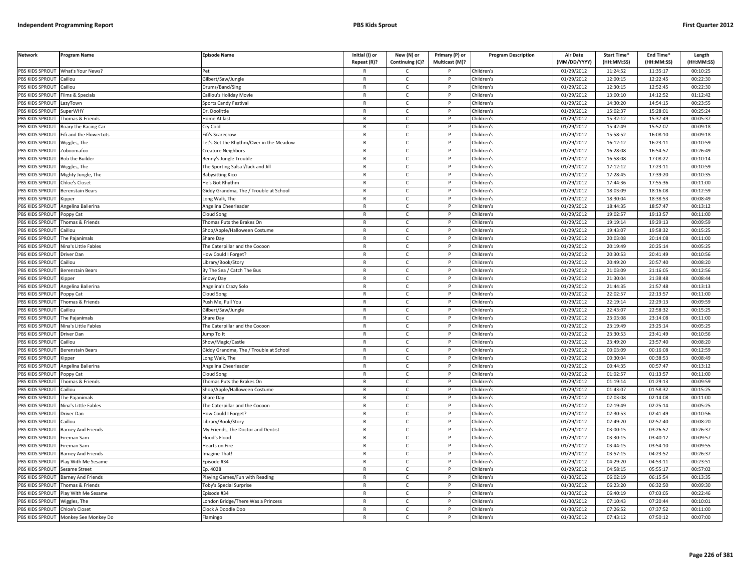| Network | Program Name | Episode Name | Initial (I) or Repeat (R)? | New (N) or Continuing (C)? | Primary (P) or Multicast (M)? | Program Description | Air Date (MM/DD/YYYY) | Start Time* (HH:MM:SS) | End Time* (HH:MM:SS) | Length (HH:MM:SS) |
|---|---|---|---|---|---|---|---|---|---|---|
| PBS KIDS SPROUT | What's Your News? | Pet | R | C | P | Children's | 01/29/2012 | 11:24:52 | 11:35:17 | 00:10:25 |
| PBS KIDS SPROUT | Caillou | Gilbert/Saw/Jungle | R | C | P | Children's | 01/29/2012 | 12:00:15 | 12:22:45 | 00:22:30 |
| PBS KIDS SPROUT | Caillou | Drums/Band/Sing | R | C | P | Children's | 01/29/2012 | 12:30:15 | 12:52:45 | 00:22:30 |
| PBS KIDS SPROUT | Films & Specials | Caillou's Holiday Movie | R | C | P | Children's | 01/29/2012 | 13:00:10 | 14:12:52 | 01:12:42 |
| PBS KIDS SPROUT | LazyTown | Sports Candy Festival | R | C | P | Children's | 01/29/2012 | 14:30:20 | 14:54:15 | 00:23:55 |
| PBS KIDS SPROUT | SuperWHY | Dr. Doolittle | R | C | P | Children's | 01/29/2012 | 15:02:37 | 15:28:01 | 00:25:24 |
| PBS KIDS SPROUT | Thomas & Friends | Home At last | R | C | P | Children's | 01/29/2012 | 15:32:12 | 15:37:49 | 00:05:37 |
| PBS KIDS SPROUT | Roary the Racing Car | Cry Cold | R | C | P | Children's | 01/29/2012 | 15:42:49 | 15:52:07 | 00:09:18 |
| PBS KIDS SPROUT | Fifi and the Flowertots | Fifi's Scarecrow | R | C | P | Children's | 01/29/2012 | 15:58:52 | 16:08:10 | 00:09:18 |
| PBS KIDS SPROUT | Wiggles, The | Let's Get the Rhythm/Over in the Meadow | R | C | P | Children's | 01/29/2012 | 16:12:12 | 16:23:11 | 00:10:59 |
| PBS KIDS SPROUT | Zoboomafoo | Creature Neighbors | R | C | P | Children's | 01/29/2012 | 16:28:08 | 16:54:57 | 00:26:49 |
| PBS KIDS SPROUT | Bob the Builder | Benny's Jungle Trouble | R | C | P | Children's | 01/29/2012 | 16:58:08 | 17:08:22 | 00:10:14 |
| PBS KIDS SPROUT | Wiggles, The | The Sporting Salsa!/Jack and Jill | R | C | P | Children's | 01/29/2012 | 17:12:12 | 17:23:11 | 00:10:59 |
| PBS KIDS SPROUT | Mighty Jungle, The | Babysitting Kico | R | C | P | Children's | 01/29/2012 | 17:28:45 | 17:39:20 | 00:10:35 |
| PBS KIDS SPROUT | Chloe's Closet | He's Got Rhythm | R | C | P | Children's | 01/29/2012 | 17:44:36 | 17:55:36 | 00:11:00 |
| PBS KIDS SPROUT | Berenstain Bears | Giddy Grandma, The / Trouble at School | R | C | P | Children's | 01/29/2012 | 18:03:09 | 18:16:08 | 00:12:59 |
| PBS KIDS SPROUT | Kipper | Long Walk, The | R | C | P | Children's | 01/29/2012 | 18:30:04 | 18:38:53 | 00:08:49 |
| PBS KIDS SPROUT | Angelina Ballerina | Angelina Cheerleader | R | C | P | Children's | 01/29/2012 | 18:44:35 | 18:57:47 | 00:13:12 |
| PBS KIDS SPROUT | Poppy Cat | Cloud Song | R | C | P | Children's | 01/29/2012 | 19:02:57 | 19:13:57 | 00:11:00 |
| PBS KIDS SPROUT | Thomas & Friends | Thomas Puts the Brakes On | R | C | P | Children's | 01/29/2012 | 19:19:14 | 19:29:13 | 00:09:59 |
| PBS KIDS SPROUT | Caillou | Shop/Apple/Halloween Costume | R | C | P | Children's | 01/29/2012 | 19:43:07 | 19:58:32 | 00:15:25 |
| PBS KIDS SPROUT | The Pajanimals | Share Day | R | C | P | Children's | 01/29/2012 | 20:03:08 | 20:14:08 | 00:11:00 |
| PBS KIDS SPROUT | Nina's Little Fables | The Caterpillar and the Cocoon | R | C | P | Children's | 01/29/2012 | 20:19:49 | 20:25:14 | 00:05:25 |
| PBS KIDS SPROUT | Driver Dan | How Could I Forget? | R | C | P | Children's | 01/29/2012 | 20:30:53 | 20:41:49 | 00:10:56 |
| PBS KIDS SPROUT | Caillou | Library/Book/Story | R | C | P | Children's | 01/29/2012 | 20:49:20 | 20:57:40 | 00:08:20 |
| PBS KIDS SPROUT | Berenstain Bears | By The Sea / Catch The Bus | R | C | P | Children's | 01/29/2012 | 21:03:09 | 21:16:05 | 00:12:56 |
| PBS KIDS SPROUT | Kipper | Snowy Day | R | C | P | Children's | 01/29/2012 | 21:30:04 | 21:38:48 | 00:08:44 |
| PBS KIDS SPROUT | Angelina Ballerina | Angelina's Crazy Solo | R | C | P | Children's | 01/29/2012 | 21:44:35 | 21:57:48 | 00:13:13 |
| PBS KIDS SPROUT | Poppy Cat | Cloud Song | R | C | P | Children's | 01/29/2012 | 22:02:57 | 22:13:57 | 00:11:00 |
| PBS KIDS SPROUT | Thomas & Friends | Push Me, Pull You | R | C | P | Children's | 01/29/2012 | 22:19:14 | 22:29:13 | 00:09:59 |
| PBS KIDS SPROUT | Caillou | Gilbert/Saw/Jungle | R | C | P | Children's | 01/29/2012 | 22:43:07 | 22:58:32 | 00:15:25 |
| PBS KIDS SPROUT | The Pajanimals | Share Day | R | C | P | Children's | 01/29/2012 | 23:03:08 | 23:14:08 | 00:11:00 |
| PBS KIDS SPROUT | Nina's Little Fables | The Caterpillar and the Cocoon | R | C | P | Children's | 01/29/2012 | 23:19:49 | 23:25:14 | 00:05:25 |
| PBS KIDS SPROUT | Driver Dan | Jump To It | R | C | P | Children's | 01/29/2012 | 23:30:53 | 23:41:49 | 00:10:56 |
| PBS KIDS SPROUT | Caillou | Show/Magic/Castle | R | C | P | Children's | 01/29/2012 | 23:49:20 | 23:57:40 | 00:08:20 |
| PBS KIDS SPROUT | Berenstain Bears | Giddy Grandma, The / Trouble at School | R | C | P | Children's | 01/29/2012 | 00:03:09 | 00:16:08 | 00:12:59 |
| PBS KIDS SPROUT | Kipper | Long Walk, The | R | C | P | Children's | 01/29/2012 | 00:30:04 | 00:38:53 | 00:08:49 |
| PBS KIDS SPROUT | Angelina Ballerina | Angelina Cheerleader | R | C | P | Children's | 01/29/2012 | 00:44:35 | 00:57:47 | 00:13:12 |
| PBS KIDS SPROUT | Poppy Cat | Cloud Song | R | C | P | Children's | 01/29/2012 | 01:02:57 | 01:13:57 | 00:11:00 |
| PBS KIDS SPROUT | Thomas & Friends | Thomas Puts the Brakes On | R | C | P | Children's | 01/29/2012 | 01:19:14 | 01:29:13 | 00:09:59 |
| PBS KIDS SPROUT | Caillou | Shop/Apple/Halloween Costume | R | C | P | Children's | 01/29/2012 | 01:43:07 | 01:58:32 | 00:15:25 |
| PBS KIDS SPROUT | The Pajanimals | Share Day | R | C | P | Children's | 01/29/2012 | 02:03:08 | 02:14:08 | 00:11:00 |
| PBS KIDS SPROUT | Nina's Little Fables | The Caterpillar and the Cocoon | R | C | P | Children's | 01/29/2012 | 02:19:49 | 02:25:14 | 00:05:25 |
| PBS KIDS SPROUT | Driver Dan | How Could I Forget? | R | C | P | Children's | 01/29/2012 | 02:30:53 | 02:41:49 | 00:10:56 |
| PBS KIDS SPROUT | Caillou | Library/Book/Story | R | C | P | Children's | 01/29/2012 | 02:49:20 | 02:57:40 | 00:08:20 |
| PBS KIDS SPROUT | Barney And Friends | My Friends, The Doctor and Dentist | R | C | P | Children's | 01/29/2012 | 03:00:15 | 03:26:52 | 00:26:37 |
| PBS KIDS SPROUT | Fireman Sam | Flood's Flood | R | C | P | Children's | 01/29/2012 | 03:30:15 | 03:40:12 | 00:09:57 |
| PBS KIDS SPROUT | Fireman Sam | Hearts on Fire | R | C | P | Children's | 01/29/2012 | 03:44:15 | 03:54:10 | 00:09:55 |
| PBS KIDS SPROUT | Barney And Friends | Imagine That! | R | C | P | Children's | 01/29/2012 | 03:57:15 | 04:23:52 | 00:26:37 |
| PBS KIDS SPROUT | Play With Me Sesame | Episode #34 | R | C | P | Children's | 01/29/2012 | 04:29:20 | 04:53:11 | 00:23:51 |
| PBS KIDS SPROUT | Sesame Street | Ep. 4028 | R | C | P | Children's | 01/29/2012 | 04:58:15 | 05:55:17 | 00:57:02 |
| PBS KIDS SPROUT | Barney And Friends | Playing Games/Fun with Reading | R | C | P | Children's | 01/30/2012 | 06:02:19 | 06:15:54 | 00:13:35 |
| PBS KIDS SPROUT | Thomas & Friends | Toby's Special Surprise | R | C | P | Children's | 01/30/2012 | 06:23:20 | 06:32:50 | 00:09:30 |
| PBS KIDS SPROUT | Play With Me Sesame | Episode #34 | R | C | P | Children's | 01/30/2012 | 06:40:19 | 07:03:05 | 00:22:46 |
| PBS KIDS SPROUT | Wiggles, The | London Bridge/There Was a Princess | R | C | P | Children's | 01/30/2012 | 07:10:43 | 07:20:44 | 00:10:01 |
| PBS KIDS SPROUT | Chloe's Closet | Clock A Doodle Doo | R | C | P | Children's | 01/30/2012 | 07:26:52 | 07:37:52 | 00:11:00 |
| PBS KIDS SPROUT | Monkey See Monkey Do | Flamingo | R | C | P | Children's | 01/30/2012 | 07:43:12 | 07:50:12 | 00:07:00 |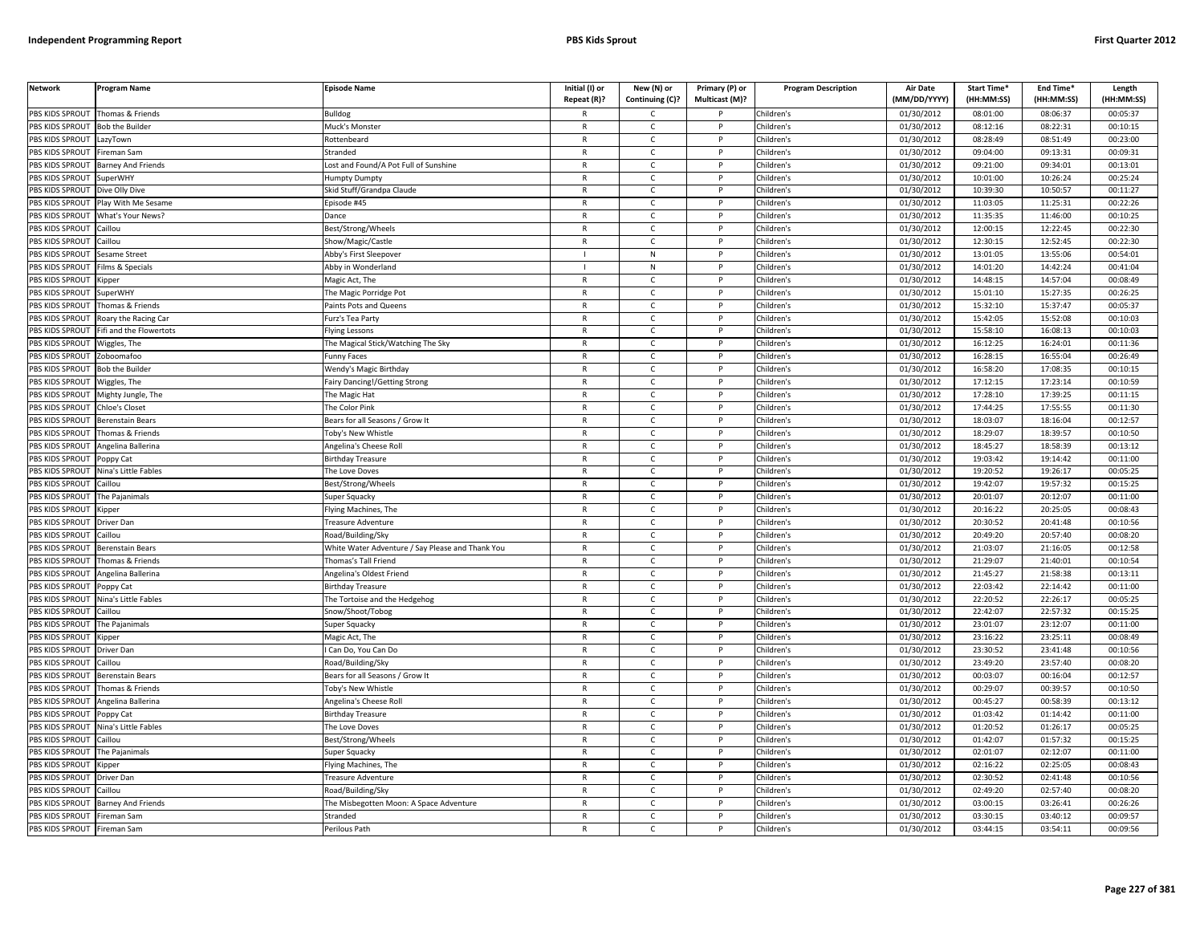| Network | Program Name | Episode Name | Initial (I) or Repeat (R)? | New (N) or Continuing (C)? | Primary (P) or Multicast (M)? | Program Description | Air Date (MM/DD/YYYY) | Start Time* (HH:MM:SS) | End Time* (HH:MM:SS) | Length (HH:MM:SS) |
|---|---|---|---|---|---|---|---|---|---|---|
| PBS KIDS SPROUT | Thomas & Friends | Bulldog | R | C | P | Children's | 01/30/2012 | 08:01:00 | 08:06:37 | 00:05:37 |
| PBS KIDS SPROUT | Bob the Builder | Muck's Monster | R | C | P | Children's | 01/30/2012 | 08:12:16 | 08:22:31 | 00:10:15 |
| PBS KIDS SPROUT | LazyTown | Rottenbeard | R | C | P | Children's | 01/30/2012 | 08:28:49 | 08:51:49 | 00:23:00 |
| PBS KIDS SPROUT | Fireman Sam | Stranded | R | C | P | Children's | 01/30/2012 | 09:04:00 | 09:13:31 | 00:09:31 |
| PBS KIDS SPROUT | Barney And Friends | Lost and Found/A Pot Full of Sunshine | R | C | P | Children's | 01/30/2012 | 09:21:00 | 09:34:01 | 00:13:01 |
| PBS KIDS SPROUT | SuperWHY | Humpty Dumpty | R | C | P | Children's | 01/30/2012 | 10:01:00 | 10:26:24 | 00:25:24 |
| PBS KIDS SPROUT | Dive Olly Dive | Skid Stuff/Grandpa Claude | R | C | P | Children's | 01/30/2012 | 10:39:30 | 10:50:57 | 00:11:27 |
| PBS KIDS SPROUT | Play With Me Sesame | Episode #45 | R | C | P | Children's | 01/30/2012 | 11:03:05 | 11:25:31 | 00:22:26 |
| PBS KIDS SPROUT | What's Your News? | Dance | R | C | P | Children's | 01/30/2012 | 11:35:35 | 11:46:00 | 00:10:25 |
| PBS KIDS SPROUT | Caillou | Best/Strong/Wheels | R | C | P | Children's | 01/30/2012 | 12:00:15 | 12:22:45 | 00:22:30 |
| PBS KIDS SPROUT | Caillou | Show/Magic/Castle | R | C | P | Children's | 01/30/2012 | 12:30:15 | 12:52:45 | 00:22:30 |
| PBS KIDS SPROUT | Sesame Street | Abby's First Sleepover | I | N | P | Children's | 01/30/2012 | 13:01:05 | 13:55:06 | 00:54:01 |
| PBS KIDS SPROUT | Films & Specials | Abby in Wonderland | I | N | P | Children's | 01/30/2012 | 14:01:20 | 14:42:24 | 00:41:04 |
| PBS KIDS SPROUT | Kipper | Magic Act, The | R | C | P | Children's | 01/30/2012 | 14:48:15 | 14:57:04 | 00:08:49 |
| PBS KIDS SPROUT | SuperWHY | The Magic Porridge Pot | R | C | P | Children's | 01/30/2012 | 15:01:10 | 15:27:35 | 00:26:25 |
| PBS KIDS SPROUT | Thomas & Friends | Paints Pots and Queens | R | C | P | Children's | 01/30/2012 | 15:32:10 | 15:37:47 | 00:05:37 |
| PBS KIDS SPROUT | Roary the Racing Car | Furz's Tea Party | R | C | P | Children's | 01/30/2012 | 15:42:05 | 15:52:08 | 00:10:03 |
| PBS KIDS SPROUT | Fifi and the Flowertots | Flying Lessons | R | C | P | Children's | 01/30/2012 | 15:58:10 | 16:08:13 | 00:10:03 |
| PBS KIDS SPROUT | Wiggles, The | The Magical Stick/Watching The Sky | R | C | P | Children's | 01/30/2012 | 16:12:25 | 16:24:01 | 00:11:36 |
| PBS KIDS SPROUT | Zoboomafoo | Funny Faces | R | C | P | Children's | 01/30/2012 | 16:28:15 | 16:55:04 | 00:26:49 |
| PBS KIDS SPROUT | Bob the Builder | Wendy's Magic Birthday | R | C | P | Children's | 01/30/2012 | 16:58:20 | 17:08:35 | 00:10:15 |
| PBS KIDS SPROUT | Wiggles, The | Fairy Dancing!/Getting Strong | R | C | P | Children's | 01/30/2012 | 17:12:15 | 17:23:14 | 00:10:59 |
| PBS KIDS SPROUT | Mighty Jungle, The | The Magic Hat | R | C | P | Children's | 01/30/2012 | 17:28:10 | 17:39:25 | 00:11:15 |
| PBS KIDS SPROUT | Chloe's Closet | The Color Pink | R | C | P | Children's | 01/30/2012 | 17:44:25 | 17:55:55 | 00:11:30 |
| PBS KIDS SPROUT | Berenstain Bears | Bears for all Seasons / Grow It | R | C | P | Children's | 01/30/2012 | 18:03:07 | 18:16:04 | 00:12:57 |
| PBS KIDS SPROUT | Thomas & Friends | Toby's New Whistle | R | C | P | Children's | 01/30/2012 | 18:29:07 | 18:39:57 | 00:10:50 |
| PBS KIDS SPROUT | Angelina Ballerina | Angelina's Cheese Roll | R | C | P | Children's | 01/30/2012 | 18:45:27 | 18:58:39 | 00:13:12 |
| PBS KIDS SPROUT | Poppy Cat | Birthday Treasure | R | C | P | Children's | 01/30/2012 | 19:03:42 | 19:14:42 | 00:11:00 |
| PBS KIDS SPROUT | Nina's Little Fables | The Love Doves | R | C | P | Children's | 01/30/2012 | 19:20:52 | 19:26:17 | 00:05:25 |
| PBS KIDS SPROUT | Caillou | Best/Strong/Wheels | R | C | P | Children's | 01/30/2012 | 19:42:07 | 19:57:32 | 00:15:25 |
| PBS KIDS SPROUT | The Pajanimals | Super Squacky | R | C | P | Children's | 01/30/2012 | 20:01:07 | 20:12:07 | 00:11:00 |
| PBS KIDS SPROUT | Kipper | Flying Machines, The | R | C | P | Children's | 01/30/2012 | 20:16:22 | 20:25:05 | 00:08:43 |
| PBS KIDS SPROUT | Driver Dan | Treasure Adventure | R | C | P | Children's | 01/30/2012 | 20:30:52 | 20:41:48 | 00:10:56 |
| PBS KIDS SPROUT | Caillou | Road/Building/Sky | R | C | P | Children's | 01/30/2012 | 20:49:20 | 20:57:40 | 00:08:20 |
| PBS KIDS SPROUT | Berenstain Bears | White Water Adventure / Say Please and Thank You | R | C | P | Children's | 01/30/2012 | 21:03:07 | 21:16:05 | 00:12:58 |
| PBS KIDS SPROUT | Thomas & Friends | Thomas's Tall Friend | R | C | P | Children's | 01/30/2012 | 21:29:07 | 21:40:01 | 00:10:54 |
| PBS KIDS SPROUT | Angelina Ballerina | Angelina's Oldest Friend | R | C | P | Children's | 01/30/2012 | 21:45:27 | 21:58:38 | 00:13:11 |
| PBS KIDS SPROUT | Poppy Cat | Birthday Treasure | R | C | P | Children's | 01/30/2012 | 22:03:42 | 22:14:42 | 00:11:00 |
| PBS KIDS SPROUT | Nina's Little Fables | The Tortoise and the Hedgehog | R | C | P | Children's | 01/30/2012 | 22:20:52 | 22:26:17 | 00:05:25 |
| PBS KIDS SPROUT | Caillou | Snow/Shoot/Tobog | R | C | P | Children's | 01/30/2012 | 22:42:07 | 22:57:32 | 00:15:25 |
| PBS KIDS SPROUT | The Pajanimals | Super Squacky | R | C | P | Children's | 01/30/2012 | 23:01:07 | 23:12:07 | 00:11:00 |
| PBS KIDS SPROUT | Kipper | Magic Act, The | R | C | P | Children's | 01/30/2012 | 23:16:22 | 23:25:11 | 00:08:49 |
| PBS KIDS SPROUT | Driver Dan | I Can Do, You Can Do | R | C | P | Children's | 01/30/2012 | 23:30:52 | 23:41:48 | 00:10:56 |
| PBS KIDS SPROUT | Caillou | Road/Building/Sky | R | C | P | Children's | 01/30/2012 | 23:49:20 | 23:57:40 | 00:08:20 |
| PBS KIDS SPROUT | Berenstain Bears | Bears for all Seasons / Grow It | R | C | P | Children's | 01/30/2012 | 00:03:07 | 00:16:04 | 00:12:57 |
| PBS KIDS SPROUT | Thomas & Friends | Toby's New Whistle | R | C | P | Children's | 01/30/2012 | 00:29:07 | 00:39:57 | 00:10:50 |
| PBS KIDS SPROUT | Angelina Ballerina | Angelina's Cheese Roll | R | C | P | Children's | 01/30/2012 | 00:45:27 | 00:58:39 | 00:13:12 |
| PBS KIDS SPROUT | Poppy Cat | Birthday Treasure | R | C | P | Children's | 01/30/2012 | 01:03:42 | 01:14:42 | 00:11:00 |
| PBS KIDS SPROUT | Nina's Little Fables | The Love Doves | R | C | P | Children's | 01/30/2012 | 01:20:52 | 01:26:17 | 00:05:25 |
| PBS KIDS SPROUT | Caillou | Best/Strong/Wheels | R | C | P | Children's | 01/30/2012 | 01:42:07 | 01:57:32 | 00:15:25 |
| PBS KIDS SPROUT | The Pajanimals | Super Squacky | R | C | P | Children's | 01/30/2012 | 02:01:07 | 02:12:07 | 00:11:00 |
| PBS KIDS SPROUT | Kipper | Flying Machines, The | R | C | P | Children's | 01/30/2012 | 02:16:22 | 02:25:05 | 00:08:43 |
| PBS KIDS SPROUT | Driver Dan | Treasure Adventure | R | C | P | Children's | 01/30/2012 | 02:30:52 | 02:41:48 | 00:10:56 |
| PBS KIDS SPROUT | Caillou | Road/Building/Sky | R | C | P | Children's | 01/30/2012 | 02:49:20 | 02:57:40 | 00:08:20 |
| PBS KIDS SPROUT | Barney And Friends | The Misbegotten Moon: A Space Adventure | R | C | P | Children's | 01/30/2012 | 03:00:15 | 03:26:41 | 00:26:26 |
| PBS KIDS SPROUT | Fireman Sam | Stranded | R | C | P | Children's | 01/30/2012 | 03:30:15 | 03:40:12 | 00:09:57 |
| PBS KIDS SPROUT | Fireman Sam | Perilous Path | R | C | P | Children's | 01/30/2012 | 03:44:15 | 03:54:11 | 00:09:56 |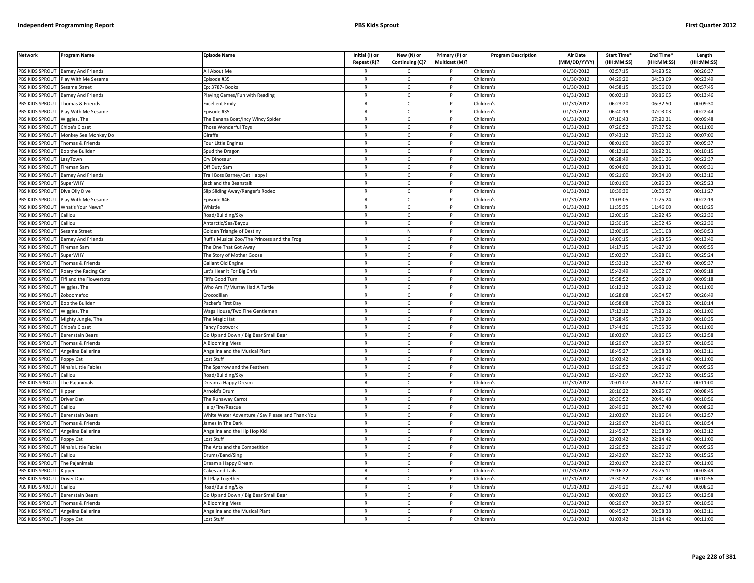| Network | Program Name | Episode Name | Initial (I) or Repeat (R)? | New (N) or Continuing (C)? | Primary (P) or Multicast (M)? | Program Description | Air Date (MM/DD/YYYY) | Start Time* (HH:MM:SS) | End Time* (HH:MM:SS) | Length (HH:MM:SS) |
|---|---|---|---|---|---|---|---|---|---|---|
| PBS KIDS SPROUT | Barney And Friends | All About Me | R | C | P | Children's | 01/30/2012 | 03:57:15 | 04:23:52 | 00:26:37 |
| PBS KIDS SPROUT | Play With Me Sesame | Episode #35 | R | C | P | Children's | 01/30/2012 | 04:29:20 | 04:53:09 | 00:23:49 |
| PBS KIDS SPROUT | Sesame Street | Ep: 3787- Books | R | C | P | Children's | 01/30/2012 | 04:58:15 | 05:56:00 | 00:57:45 |
| PBS KIDS SPROUT | Barney And Friends | Playing Games/Fun with Reading | R | C | P | Children's | 01/31/2012 | 06:02:19 | 06:16:05 | 00:13:46 |
| PBS KIDS SPROUT | Thomas & Friends | Excellent Emily | R | C | P | Children's | 01/31/2012 | 06:23:20 | 06:32:50 | 00:09:30 |
| PBS KIDS SPROUT | Play With Me Sesame | Episode #35 | R | C | P | Children's | 01/31/2012 | 06:40:19 | 07:03:03 | 00:22:44 |
| PBS KIDS SPROUT | Wiggles, The | The Banana Boat/Incy Wincy Spider | R | C | P | Children's | 01/31/2012 | 07:10:43 | 07:20:31 | 00:09:48 |
| PBS KIDS SPROUT | Chloe's Closet | Those Wonderful Toys | R | C | P | Children's | 01/31/2012 | 07:26:52 | 07:37:52 | 00:11:00 |
| PBS KIDS SPROUT | Monkey See Monkey Do | Giraffe | R | C | P | Children's | 01/31/2012 | 07:43:12 | 07:50:12 | 00:07:00 |
| PBS KIDS SPROUT | Thomas & Friends | Four Little Engines | R | C | P | Children's | 01/31/2012 | 08:01:00 | 08:06:37 | 00:05:37 |
| PBS KIDS SPROUT | Bob the Builder | Spud the Dragon | R | C | P | Children's | 01/31/2012 | 08:12:16 | 08:22:31 | 00:10:15 |
| PBS KIDS SPROUT | LazyTown | Cry Dinosaur | R | C | P | Children's | 01/31/2012 | 08:28:49 | 08:51:26 | 00:22:37 |
| PBS KIDS SPROUT | Fireman Sam | Off Duty Sam | R | C | P | Children's | 01/31/2012 | 09:04:00 | 09:13:31 | 00:09:31 |
| PBS KIDS SPROUT | Barney And Friends | Trail Boss Barney/Get Happy! | R | C | P | Children's | 01/31/2012 | 09:21:00 | 09:34:10 | 00:13:10 |
| PBS KIDS SPROUT | SuperWHY | Jack and the Beanstalk | R | C | P | Children's | 01/31/2012 | 10:01:00 | 10:26:23 | 00:25:23 |
| PBS KIDS SPROUT | Dive Olly Dive | Slip Sliding Away/Ranger's Rodeo | R | C | P | Children's | 01/31/2012 | 10:39:30 | 10:50:57 | 00:11:27 |
| PBS KIDS SPROUT | Play With Me Sesame | Episode #46 | R | C | P | Children's | 01/31/2012 | 11:03:05 | 11:25:24 | 00:22:19 |
| PBS KIDS SPROUT | What's Your News? | Whistle | R | C | P | Children's | 01/31/2012 | 11:35:35 | 11:46:00 | 00:10:25 |
| PBS KIDS SPROUT | Caillou | Road/Building/Sky | R | C | P | Children's | 01/31/2012 | 12:00:15 | 12:22:45 | 00:22:30 |
| PBS KIDS SPROUT | Caillou | Antarctic/Sea/Bayou | R | C | P | Children's | 01/31/2012 | 12:30:15 | 12:52:45 | 00:22:30 |
| PBS KIDS SPROUT | Sesame Street | Golden Triangle of Destiny | I | N | P | Children's | 01/31/2012 | 13:00:15 | 13:51:08 | 00:50:53 |
| PBS KIDS SPROUT | Barney And Friends | Ruff's Musical Zoo/The Princess and the Frog | R | C | P | Children's | 01/31/2012 | 14:00:15 | 14:13:55 | 00:13:40 |
| PBS KIDS SPROUT | Fireman Sam | The One That Got Away | R | C | P | Children's | 01/31/2012 | 14:17:15 | 14:27:10 | 00:09:55 |
| PBS KIDS SPROUT | SuperWHY | The Story of Mother Goose | R | C | P | Children's | 01/31/2012 | 15:02:37 | 15:28:01 | 00:25:24 |
| PBS KIDS SPROUT | Thomas & Friends | Gallant Old Engine | R | C | P | Children's | 01/31/2012 | 15:32:12 | 15:37:49 | 00:05:37 |
| PBS KIDS SPROUT | Roary the Racing Car | Let's Hear it For Big Chris | R | C | P | Children's | 01/31/2012 | 15:42:49 | 15:52:07 | 00:09:18 |
| PBS KIDS SPROUT | Fifi and the Flowertots | Fifi's Good Turn | R | C | P | Children's | 01/31/2012 | 15:58:52 | 16:08:10 | 00:09:18 |
| PBS KIDS SPROUT | Wiggles, The | Who Am I?/Murray Had A Turtle | R | C | P | Children's | 01/31/2012 | 16:12:12 | 16:23:12 | 00:11:00 |
| PBS KIDS SPROUT | Zoboomafoo | Crocodilian | R | C | P | Children's | 01/31/2012 | 16:28:08 | 16:54:57 | 00:26:49 |
| PBS KIDS SPROUT | Bob the Builder | Packer's First Day | R | C | P | Children's | 01/31/2012 | 16:58:08 | 17:08:22 | 00:10:14 |
| PBS KIDS SPROUT | Wiggles, The | Wags House/Two Fine Gentlemen | R | C | P | Children's | 01/31/2012 | 17:12:12 | 17:23:12 | 00:11:00 |
| PBS KIDS SPROUT | Mighty Jungle, The | The Magic Hat | R | C | P | Children's | 01/31/2012 | 17:28:45 | 17:39:20 | 00:10:35 |
| PBS KIDS SPROUT | Chloe's Closet | Fancy Footwork | R | C | P | Children's | 01/31/2012 | 17:44:36 | 17:55:36 | 00:11:00 |
| PBS KIDS SPROUT | Berenstain Bears | Go Up and Down / Big Bear Small Bear | R | C | P | Children's | 01/31/2012 | 18:03:07 | 18:16:05 | 00:12:58 |
| PBS KIDS SPROUT | Thomas & Friends | A Blooming Mess | R | C | P | Children's | 01/31/2012 | 18:29:07 | 18:39:57 | 00:10:50 |
| PBS KIDS SPROUT | Angelina Ballerina | Angelina and the Musical Plant | R | C | P | Children's | 01/31/2012 | 18:45:27 | 18:58:38 | 00:13:11 |
| PBS KIDS SPROUT | Poppy Cat | Lost Stuff | R | C | P | Children's | 01/31/2012 | 19:03:42 | 19:14:42 | 00:11:00 |
| PBS KIDS SPROUT | Nina's Little Fables | The Sparrow and the Feathers | R | C | P | Children's | 01/31/2012 | 19:20:52 | 19:26:17 | 00:05:25 |
| PBS KIDS SPROUT | Caillou | Road/Building/Sky | R | C | P | Children's | 01/31/2012 | 19:42:07 | 19:57:32 | 00:15:25 |
| PBS KIDS SPROUT | The Pajanimals | Dream a Happy Dream | R | C | P | Children's | 01/31/2012 | 20:01:07 | 20:12:07 | 00:11:00 |
| PBS KIDS SPROUT | Kipper | Arnold's Drum | R | C | P | Children's | 01/31/2012 | 20:16:22 | 20:25:07 | 00:08:45 |
| PBS KIDS SPROUT | Driver Dan | The Runaway Carrot | R | C | P | Children's | 01/31/2012 | 20:30:52 | 20:41:48 | 00:10:56 |
| PBS KIDS SPROUT | Caillou | Help/Fire/Rescue | R | C | P | Children's | 01/31/2012 | 20:49:20 | 20:57:40 | 00:08:20 |
| PBS KIDS SPROUT | Berenstain Bears | White Water Adventure / Say Please and Thank You | R | C | P | Children's | 01/31/2012 | 21:03:07 | 21:16:04 | 00:12:57 |
| PBS KIDS SPROUT | Thomas & Friends | James In The Dark | R | C | P | Children's | 01/31/2012 | 21:29:07 | 21:40:01 | 00:10:54 |
| PBS KIDS SPROUT | Angelina Ballerina | Angelina and the Hip Hop Kid | R | C | P | Children's | 01/31/2012 | 21:45:27 | 21:58:39 | 00:13:12 |
| PBS KIDS SPROUT | Poppy Cat | Lost Stuff | R | C | P | Children's | 01/31/2012 | 22:03:42 | 22:14:42 | 00:11:00 |
| PBS KIDS SPROUT | Nina's Little Fables | The Ants and the Competition | R | C | P | Children's | 01/31/2012 | 22:20:52 | 22:26:17 | 00:05:25 |
| PBS KIDS SPROUT | Caillou | Drums/Band/Sing | R | C | P | Children's | 01/31/2012 | 22:42:07 | 22:57:32 | 00:15:25 |
| PBS KIDS SPROUT | The Pajanimals | Dream a Happy Dream | R | C | P | Children's | 01/31/2012 | 23:01:07 | 23:12:07 | 00:11:00 |
| PBS KIDS SPROUT | Kipper | Cakes and Tails | R | C | P | Children's | 01/31/2012 | 23:16:22 | 23:25:11 | 00:08:49 |
| PBS KIDS SPROUT | Driver Dan | All Play Together | R | C | P | Children's | 01/31/2012 | 23:30:52 | 23:41:48 | 00:10:56 |
| PBS KIDS SPROUT | Caillou | Road/Building/Sky | R | C | P | Children's | 01/31/2012 | 23:49:20 | 23:57:40 | 00:08:20 |
| PBS KIDS SPROUT | Berenstain Bears | Go Up and Down / Big Bear Small Bear | R | C | P | Children's | 01/31/2012 | 00:03:07 | 00:16:05 | 00:12:58 |
| PBS KIDS SPROUT | Thomas & Friends | A Blooming Mess | R | C | P | Children's | 01/31/2012 | 00:29:07 | 00:39:57 | 00:10:50 |
| PBS KIDS SPROUT | Angelina Ballerina | Angelina and the Musical Plant | R | C | P | Children's | 01/31/2012 | 00:45:27 | 00:58:38 | 00:13:11 |
| PBS KIDS SPROUT | Poppy Cat | Lost Stuff | R | C | P | Children's | 01/31/2012 | 01:03:42 | 01:14:42 | 00:11:00 |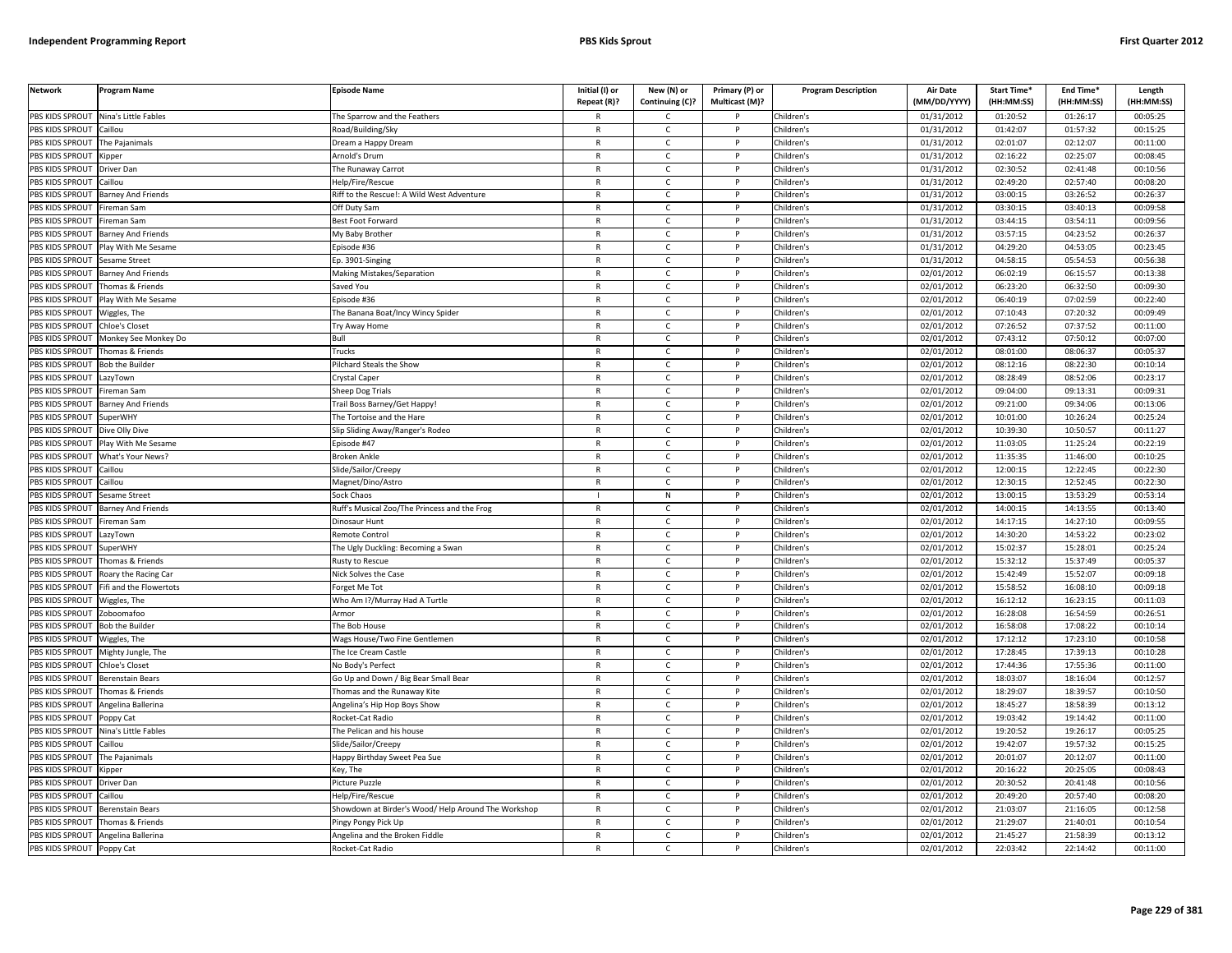| Network | Program Name | Episode Name | Initial (I) or Repeat (R)? | New (N) or Continuing (C)? | Primary (P) or Multicast (M)? | Program Description | Air Date (MM/DD/YYYY) | Start Time* (HH:MM:SS) | End Time* (HH:MM:SS) | Length (HH:MM:SS) |
|---|---|---|---|---|---|---|---|---|---|---|
| PBS KIDS SPROUT | Nina's Little Fables | The Sparrow and the Feathers | R | C | P | Children's | 01/31/2012 | 01:20:52 | 01:26:17 | 00:05:25 |
| PBS KIDS SPROUT | Caillou | Road/Building/Sky | R | C | P | Children's | 01/31/2012 | 01:42:07 | 01:57:32 | 00:15:25 |
| PBS KIDS SPROUT | The Pajanimals | Dream a Happy Dream | R | C | P | Children's | 01/31/2012 | 02:01:07 | 02:12:07 | 00:11:00 |
| PBS KIDS SPROUT | Kipper | Arnold's Drum | R | C | P | Children's | 01/31/2012 | 02:16:22 | 02:25:07 | 00:08:45 |
| PBS KIDS SPROUT | Driver Dan | The Runaway Carrot | R | C | P | Children's | 01/31/2012 | 02:30:52 | 02:41:48 | 00:10:56 |
| PBS KIDS SPROUT | Caillou | Help/Fire/Rescue | R | C | P | Children's | 01/31/2012 | 02:49:20 | 02:57:40 | 00:08:20 |
| PBS KIDS SPROUT | Barney And Friends | Riff to the Rescue!: A Wild West Adventure | R | C | P | Children's | 01/31/2012 | 03:00:15 | 03:26:52 | 00:26:37 |
| PBS KIDS SPROUT | Fireman Sam | Off Duty Sam | R | C | P | Children's | 01/31/2012 | 03:30:15 | 03:40:13 | 00:09:58 |
| PBS KIDS SPROUT | Fireman Sam | Best Foot Forward | R | C | P | Children's | 01/31/2012 | 03:44:15 | 03:54:11 | 00:09:56 |
| PBS KIDS SPROUT | Barney And Friends | My Baby Brother | R | C | P | Children's | 01/31/2012 | 03:57:15 | 04:23:52 | 00:26:37 |
| PBS KIDS SPROUT | Play With Me Sesame | Episode #36 | R | C | P | Children's | 01/31/2012 | 04:29:20 | 04:53:05 | 00:23:45 |
| PBS KIDS SPROUT | Sesame Street | Ep. 3901-Singing | R | C | P | Children's | 01/31/2012 | 04:58:15 | 05:54:53 | 00:56:38 |
| PBS KIDS SPROUT | Barney And Friends | Making Mistakes/Separation | R | C | P | Children's | 02/01/2012 | 06:02:19 | 06:15:57 | 00:13:38 |
| PBS KIDS SPROUT | Thomas & Friends | Saved You | R | C | P | Children's | 02/01/2012 | 06:23:20 | 06:32:50 | 00:09:30 |
| PBS KIDS SPROUT | Play With Me Sesame | Episode #36 | R | C | P | Children's | 02/01/2012 | 06:40:19 | 07:02:59 | 00:22:40 |
| PBS KIDS SPROUT | Wiggles, The | The Banana Boat/Incy Wincy Spider | R | C | P | Children's | 02/01/2012 | 07:10:43 | 07:20:32 | 00:09:49 |
| PBS KIDS SPROUT | Chloe's Closet | Try Away Home | R | C | P | Children's | 02/01/2012 | 07:26:52 | 07:37:52 | 00:11:00 |
| PBS KIDS SPROUT | Monkey See Monkey Do | Bull | R | C | P | Children's | 02/01/2012 | 07:43:12 | 07:50:12 | 00:07:00 |
| PBS KIDS SPROUT | Thomas & Friends | Trucks | R | C | P | Children's | 02/01/2012 | 08:01:00 | 08:06:37 | 00:05:37 |
| PBS KIDS SPROUT | Bob the Builder | Pilchard Steals the Show | R | C | P | Children's | 02/01/2012 | 08:12:16 | 08:22:30 | 00:10:14 |
| PBS KIDS SPROUT | LazyTown | Crystal Caper | R | C | P | Children's | 02/01/2012 | 08:28:49 | 08:52:06 | 00:23:17 |
| PBS KIDS SPROUT | Fireman Sam | Sheep Dog Trials | R | C | P | Children's | 02/01/2012 | 09:04:00 | 09:13:31 | 00:09:31 |
| PBS KIDS SPROUT | Barney And Friends | Trail Boss Barney/Get Happy! | R | C | P | Children's | 02/01/2012 | 09:21:00 | 09:34:06 | 00:13:06 |
| PBS KIDS SPROUT | SuperWHY | The Tortoise and the Hare | R | C | P | Children's | 02/01/2012 | 10:01:00 | 10:26:24 | 00:25:24 |
| PBS KIDS SPROUT | Dive Olly Dive | Slip Sliding Away/Ranger's Rodeo | R | C | P | Children's | 02/01/2012 | 10:39:30 | 10:50:57 | 00:11:27 |
| PBS KIDS SPROUT | Play With Me Sesame | Episode #47 | R | C | P | Children's | 02/01/2012 | 11:03:05 | 11:25:24 | 00:22:19 |
| PBS KIDS SPROUT | What's Your News? | Broken Ankle | R | C | P | Children's | 02/01/2012 | 11:35:35 | 11:46:00 | 00:10:25 |
| PBS KIDS SPROUT | Caillou | Slide/Sailor/Creepy | R | C | P | Children's | 02/01/2012 | 12:00:15 | 12:22:45 | 00:22:30 |
| PBS KIDS SPROUT | Caillou | Magnet/Dino/Astro | R | C | P | Children's | 02/01/2012 | 12:30:15 | 12:52:45 | 00:22:30 |
| PBS KIDS SPROUT | Sesame Street | Sock Chaos | I | N | P | Children's | 02/01/2012 | 13:00:15 | 13:53:29 | 00:53:14 |
| PBS KIDS SPROUT | Barney And Friends | Ruff's Musical Zoo/The Princess and the Frog | R | C | P | Children's | 02/01/2012 | 14:00:15 | 14:13:55 | 00:13:40 |
| PBS KIDS SPROUT | Fireman Sam | Dinosaur Hunt | R | C | P | Children's | 02/01/2012 | 14:17:15 | 14:27:10 | 00:09:55 |
| PBS KIDS SPROUT | LazyTown | Remote Control | R | C | P | Children's | 02/01/2012 | 14:30:20 | 14:53:22 | 00:23:02 |
| PBS KIDS SPROUT | SuperWHY | The Ugly Duckling: Becoming a Swan | R | C | P | Children's | 02/01/2012 | 15:02:37 | 15:28:01 | 00:25:24 |
| PBS KIDS SPROUT | Thomas & Friends | Rusty to Rescue | R | C | P | Children's | 02/01/2012 | 15:32:12 | 15:37:49 | 00:05:37 |
| PBS KIDS SPROUT | Roary the Racing Car | Nick Solves the Case | R | C | P | Children's | 02/01/2012 | 15:42:49 | 15:52:07 | 00:09:18 |
| PBS KIDS SPROUT | Fifi and the Flowertots | Forget Me Tot | R | C | P | Children's | 02/01/2012 | 15:58:52 | 16:08:10 | 00:09:18 |
| PBS KIDS SPROUT | Wiggles, The | Who Am I?/Murray Had A Turtle | R | C | P | Children's | 02/01/2012 | 16:12:12 | 16:23:15 | 00:11:03 |
| PBS KIDS SPROUT | Zoboomafoo | Armor | R | C | P | Children's | 02/01/2012 | 16:28:08 | 16:54:59 | 00:26:51 |
| PBS KIDS SPROUT | Bob the Builder | The Bob House | R | C | P | Children's | 02/01/2012 | 16:58:08 | 17:08:22 | 00:10:14 |
| PBS KIDS SPROUT | Wiggles, The | Wags House/Two Fine Gentlemen | R | C | P | Children's | 02/01/2012 | 17:12:12 | 17:23:10 | 00:10:58 |
| PBS KIDS SPROUT | Mighty Jungle, The | The Ice Cream Castle | R | C | P | Children's | 02/01/2012 | 17:28:45 | 17:39:13 | 00:10:28 |
| PBS KIDS SPROUT | Chloe's Closet | No Body's Perfect | R | C | P | Children's | 02/01/2012 | 17:44:36 | 17:55:36 | 00:11:00 |
| PBS KIDS SPROUT | Berenstain Bears | Go Up and Down / Big Bear Small Bear | R | C | P | Children's | 02/01/2012 | 18:03:07 | 18:16:04 | 00:12:57 |
| PBS KIDS SPROUT | Thomas & Friends | Thomas and the Runaway Kite | R | C | P | Children's | 02/01/2012 | 18:29:07 | 18:39:57 | 00:10:50 |
| PBS KIDS SPROUT | Angelina Ballerina | Angelina's Hip Hop Boys Show | R | C | P | Children's | 02/01/2012 | 18:45:27 | 18:58:39 | 00:13:12 |
| PBS KIDS SPROUT | Poppy Cat | Rocket-Cat Radio | R | C | P | Children's | 02/01/2012 | 19:03:42 | 19:14:42 | 00:11:00 |
| PBS KIDS SPROUT | Nina's Little Fables | The Pelican and his house | R | C | P | Children's | 02/01/2012 | 19:20:52 | 19:26:17 | 00:05:25 |
| PBS KIDS SPROUT | Caillou | Slide/Sailor/Creepy | R | C | P | Children's | 02/01/2012 | 19:42:07 | 19:57:32 | 00:15:25 |
| PBS KIDS SPROUT | The Pajanimals | Happy Birthday Sweet Pea Sue | R | C | P | Children's | 02/01/2012 | 20:01:07 | 20:12:07 | 00:11:00 |
| PBS KIDS SPROUT | Kipper | Key, The | R | C | P | Children's | 02/01/2012 | 20:16:22 | 20:25:05 | 00:08:43 |
| PBS KIDS SPROUT | Driver Dan | Picture Puzzle | R | C | P | Children's | 02/01/2012 | 20:30:52 | 20:41:48 | 00:10:56 |
| PBS KIDS SPROUT | Caillou | Help/Fire/Rescue | R | C | P | Children's | 02/01/2012 | 20:49:20 | 20:57:40 | 00:08:20 |
| PBS KIDS SPROUT | Berenstain Bears | Showdown at Birder's Wood/ Help Around The Workshop | R | C | P | Children's | 02/01/2012 | 21:03:07 | 21:16:05 | 00:12:58 |
| PBS KIDS SPROUT | Thomas & Friends | Pingy Pongy Pick Up | R | C | P | Children's | 02/01/2012 | 21:29:07 | 21:40:01 | 00:10:54 |
| PBS KIDS SPROUT | Angelina Ballerina | Angelina and the Broken Fiddle | R | C | P | Children's | 02/01/2012 | 21:45:27 | 21:58:39 | 00:13:12 |
| PBS KIDS SPROUT | Poppy Cat | Rocket-Cat Radio | R | C | P | Children's | 02/01/2012 | 22:03:42 | 22:14:42 | 00:11:00 |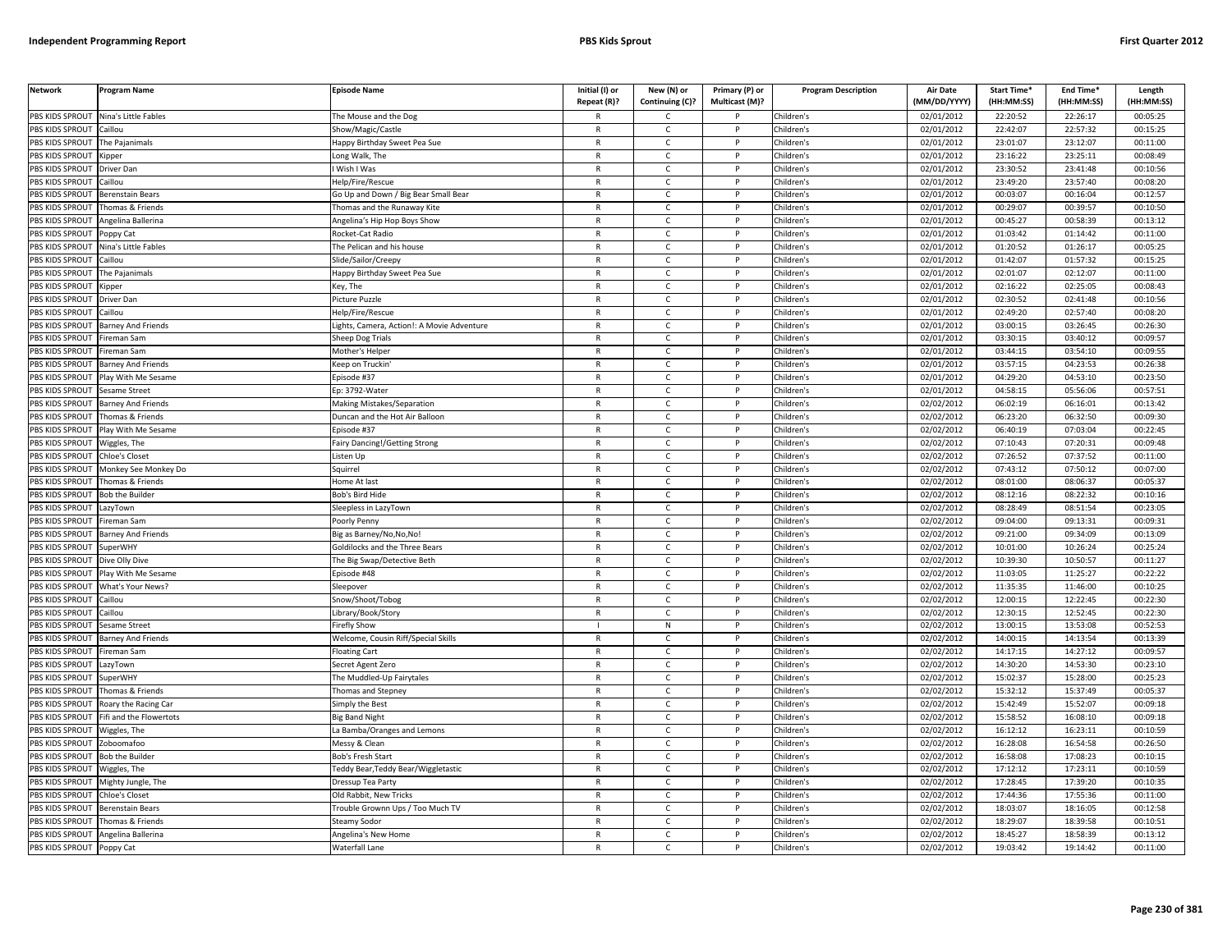| Network | Program Name | Episode Name | Initial (I) or Repeat (R)? | New (N) or Continuing (C)? | Primary (P) or Multicast (M)? | Program Description | Air Date (MM/DD/YYYY) | Start Time* (HH:MM:SS) | End Time* (HH:MM:SS) | Length (HH:MM:SS) |
|---|---|---|---|---|---|---|---|---|---|---|
| PBS KIDS SPROUT | Nina's Little Fables | The Mouse and the Dog | R | C | P | Children's | 02/01/2012 | 22:20:52 | 22:26:17 | 00:05:25 |
| PBS KIDS SPROUT | Caillou | Show/Magic/Castle | R | C | P | Children's | 02/01/2012 | 22:42:07 | 22:57:32 | 00:15:25 |
| PBS KIDS SPROUT | The Pajanimals | Happy Birthday Sweet Pea Sue | R | C | P | Children's | 02/01/2012 | 23:01:07 | 23:12:07 | 00:11:00 |
| PBS KIDS SPROUT | Kipper | Long Walk, The | R | C | P | Children's | 02/01/2012 | 23:16:22 | 23:25:11 | 00:08:49 |
| PBS KIDS SPROUT | Driver Dan | I Wish I Was | R | C | P | Children's | 02/01/2012 | 23:30:52 | 23:41:48 | 00:10:56 |
| PBS KIDS SPROUT | Caillou | Help/Fire/Rescue | R | C | P | Children's | 02/01/2012 | 23:49:20 | 23:57:40 | 00:08:20 |
| PBS KIDS SPROUT | Berenstain Bears | Go Up and Down / Big Bear Small Bear | R | C | P | Children's | 02/01/2012 | 00:03:07 | 00:16:04 | 00:12:57 |
| PBS KIDS SPROUT | Thomas & Friends | Thomas and the Runaway Kite | R | C | P | Children's | 02/01/2012 | 00:29:07 | 00:39:57 | 00:10:50 |
| PBS KIDS SPROUT | Angelina Ballerina | Angelina's Hip Hop Boys Show | R | C | P | Children's | 02/01/2012 | 00:45:27 | 00:58:39 | 00:13:12 |
| PBS KIDS SPROUT | Poppy Cat | Rocket-Cat Radio | R | C | P | Children's | 02/01/2012 | 01:03:42 | 01:14:42 | 00:11:00 |
| PBS KIDS SPROUT | Nina's Little Fables | The Pelican and his house | R | C | P | Children's | 02/01/2012 | 01:20:52 | 01:26:17 | 00:05:25 |
| PBS KIDS SPROUT | Caillou | Slide/Sailor/Creepy | R | C | P | Children's | 02/01/2012 | 01:42:07 | 01:57:32 | 00:15:25 |
| PBS KIDS SPROUT | The Pajanimals | Happy Birthday Sweet Pea Sue | R | C | P | Children's | 02/01/2012 | 02:01:07 | 02:12:07 | 00:11:00 |
| PBS KIDS SPROUT | Kipper | Key, The | R | C | P | Children's | 02/01/2012 | 02:16:22 | 02:25:05 | 00:08:43 |
| PBS KIDS SPROUT | Driver Dan | Picture Puzzle | R | C | P | Children's | 02/01/2012 | 02:30:52 | 02:41:48 | 00:10:56 |
| PBS KIDS SPROUT | Caillou | Help/Fire/Rescue | R | C | P | Children's | 02/01/2012 | 02:49:20 | 02:57:40 | 00:08:20 |
| PBS KIDS SPROUT | Barney And Friends | Lights, Camera, Action!: A Movie Adventure | R | C | P | Children's | 02/01/2012 | 03:00:15 | 03:26:45 | 00:26:30 |
| PBS KIDS SPROUT | Fireman Sam | Sheep Dog Trials | R | C | P | Children's | 02/01/2012 | 03:30:15 | 03:40:12 | 00:09:57 |
| PBS KIDS SPROUT | Fireman Sam | Mother's Helper | R | C | P | Children's | 02/01/2012 | 03:44:15 | 03:54:10 | 00:09:55 |
| PBS KIDS SPROUT | Barney And Friends | Keep on Truckin' | R | C | P | Children's | 02/01/2012 | 03:57:15 | 04:23:53 | 00:26:38 |
| PBS KIDS SPROUT | Play With Me Sesame | Episode #37 | R | C | P | Children's | 02/01/2012 | 04:29:20 | 04:53:10 | 00:23:50 |
| PBS KIDS SPROUT | Sesame Street | Ep: 3792-Water | R | C | P | Children's | 02/01/2012 | 04:58:15 | 05:56:06 | 00:57:51 |
| PBS KIDS SPROUT | Barney And Friends | Making Mistakes/Separation | R | C | P | Children's | 02/02/2012 | 06:02:19 | 06:16:01 | 00:13:42 |
| PBS KIDS SPROUT | Thomas & Friends | Duncan and the Hot Air Balloon | R | C | P | Children's | 02/02/2012 | 06:23:20 | 06:32:50 | 00:09:30 |
| PBS KIDS SPROUT | Play With Me Sesame | Episode #37 | R | C | P | Children's | 02/02/2012 | 06:40:19 | 07:03:04 | 00:22:45 |
| PBS KIDS SPROUT | Wiggles, The | Fairy Dancing!/Getting Strong | R | C | P | Children's | 02/02/2012 | 07:10:43 | 07:20:31 | 00:09:48 |
| PBS KIDS SPROUT | Chloe's Closet | Listen Up | R | C | P | Children's | 02/02/2012 | 07:26:52 | 07:37:52 | 00:11:00 |
| PBS KIDS SPROUT | Monkey See Monkey Do | Squirrel | R | C | P | Children's | 02/02/2012 | 07:43:12 | 07:50:12 | 00:07:00 |
| PBS KIDS SPROUT | Thomas & Friends | Home At last | R | C | P | Children's | 02/02/2012 | 08:01:00 | 08:06:37 | 00:05:37 |
| PBS KIDS SPROUT | Bob the Builder | Bob's Bird Hide | R | C | P | Children's | 02/02/2012 | 08:12:16 | 08:22:32 | 00:10:16 |
| PBS KIDS SPROUT | LazyTown | Sleepless in LazyTown | R | C | P | Children's | 02/02/2012 | 08:28:49 | 08:51:54 | 00:23:05 |
| PBS KIDS SPROUT | Fireman Sam | Poorly Penny | R | C | P | Children's | 02/02/2012 | 09:04:00 | 09:13:31 | 00:09:31 |
| PBS KIDS SPROUT | Barney And Friends | Big as Barney/No,No,No! | R | C | P | Children's | 02/02/2012 | 09:21:00 | 09:34:09 | 00:13:09 |
| PBS KIDS SPROUT | SuperWHY | Goldilocks and the Three Bears | R | C | P | Children's | 02/02/2012 | 10:01:00 | 10:26:24 | 00:25:24 |
| PBS KIDS SPROUT | Dive Olly Dive | The Big Swap/Detective Beth | R | C | P | Children's | 02/02/2012 | 10:39:30 | 10:50:57 | 00:11:27 |
| PBS KIDS SPROUT | Play With Me Sesame | Episode #48 | R | C | P | Children's | 02/02/2012 | 11:03:05 | 11:25:27 | 00:22:22 |
| PBS KIDS SPROUT | What's Your News? | Sleepover | R | C | P | Children's | 02/02/2012 | 11:35:35 | 11:46:00 | 00:10:25 |
| PBS KIDS SPROUT | Caillou | Snow/Shoot/Tobog | R | C | P | Children's | 02/02/2012 | 12:00:15 | 12:22:45 | 00:22:30 |
| PBS KIDS SPROUT | Caillou | Library/Book/Story | R | C | P | Children's | 02/02/2012 | 12:30:15 | 12:52:45 | 00:22:30 |
| PBS KIDS SPROUT | Sesame Street | Firefly Show | I | N | P | Children's | 02/02/2012 | 13:00:15 | 13:53:08 | 00:52:53 |
| PBS KIDS SPROUT | Barney And Friends | Welcome, Cousin Riff/Special Skills | R | C | P | Children's | 02/02/2012 | 14:00:15 | 14:13:54 | 00:13:39 |
| PBS KIDS SPROUT | Fireman Sam | Floating Cart | R | C | P | Children's | 02/02/2012 | 14:17:15 | 14:27:12 | 00:09:57 |
| PBS KIDS SPROUT | LazyTown | Secret Agent Zero | R | C | P | Children's | 02/02/2012 | 14:30:20 | 14:53:30 | 00:23:10 |
| PBS KIDS SPROUT | SuperWHY | The Muddled-Up Fairytales | R | C | P | Children's | 02/02/2012 | 15:02:37 | 15:28:00 | 00:25:23 |
| PBS KIDS SPROUT | Thomas & Friends | Thomas and Stepney | R | C | P | Children's | 02/02/2012 | 15:32:12 | 15:37:49 | 00:05:37 |
| PBS KIDS SPROUT | Roary the Racing Car | Simply the Best | R | C | P | Children's | 02/02/2012 | 15:42:49 | 15:52:07 | 00:09:18 |
| PBS KIDS SPROUT | Fifi and the Flowertots | Big Band Night | R | C | P | Children's | 02/02/2012 | 15:58:52 | 16:08:10 | 00:09:18 |
| PBS KIDS SPROUT | Wiggles, The | La Bamba/Oranges and Lemons | R | C | P | Children's | 02/02/2012 | 16:12:12 | 16:23:11 | 00:10:59 |
| PBS KIDS SPROUT | Zoboomafoo | Messy & Clean | R | C | P | Children's | 02/02/2012 | 16:28:08 | 16:54:58 | 00:26:50 |
| PBS KIDS SPROUT | Bob the Builder | Bob's Fresh Start | R | C | P | Children's | 02/02/2012 | 16:58:08 | 17:08:23 | 00:10:15 |
| PBS KIDS SPROUT | Wiggles, The | Teddy Bear,Teddy Bear/Wiggletastic | R | C | P | Children's | 02/02/2012 | 17:12:12 | 17:23:11 | 00:10:59 |
| PBS KIDS SPROUT | Mighty Jungle, The | Dressup Tea Party | R | C | P | Children's | 02/02/2012 | 17:28:45 | 17:39:20 | 00:10:35 |
| PBS KIDS SPROUT | Chloe's Closet | Old Rabbit, New Tricks | R | C | P | Children's | 02/02/2012 | 17:44:36 | 17:55:36 | 00:11:00 |
| PBS KIDS SPROUT | Berenstain Bears | Trouble Grownn Ups / Too Much TV | R | C | P | Children's | 02/02/2012 | 18:03:07 | 18:16:05 | 00:12:58 |
| PBS KIDS SPROUT | Thomas & Friends | Steamy Sodor | R | C | P | Children's | 02/02/2012 | 18:29:07 | 18:39:58 | 00:10:51 |
| PBS KIDS SPROUT | Angelina Ballerina | Angelina's New Home | R | C | P | Children's | 02/02/2012 | 18:45:27 | 18:58:39 | 00:13:12 |
| PBS KIDS SPROUT | Poppy Cat | Waterfall Lane | R | C | P | Children's | 02/02/2012 | 19:03:42 | 19:14:42 | 00:11:00 |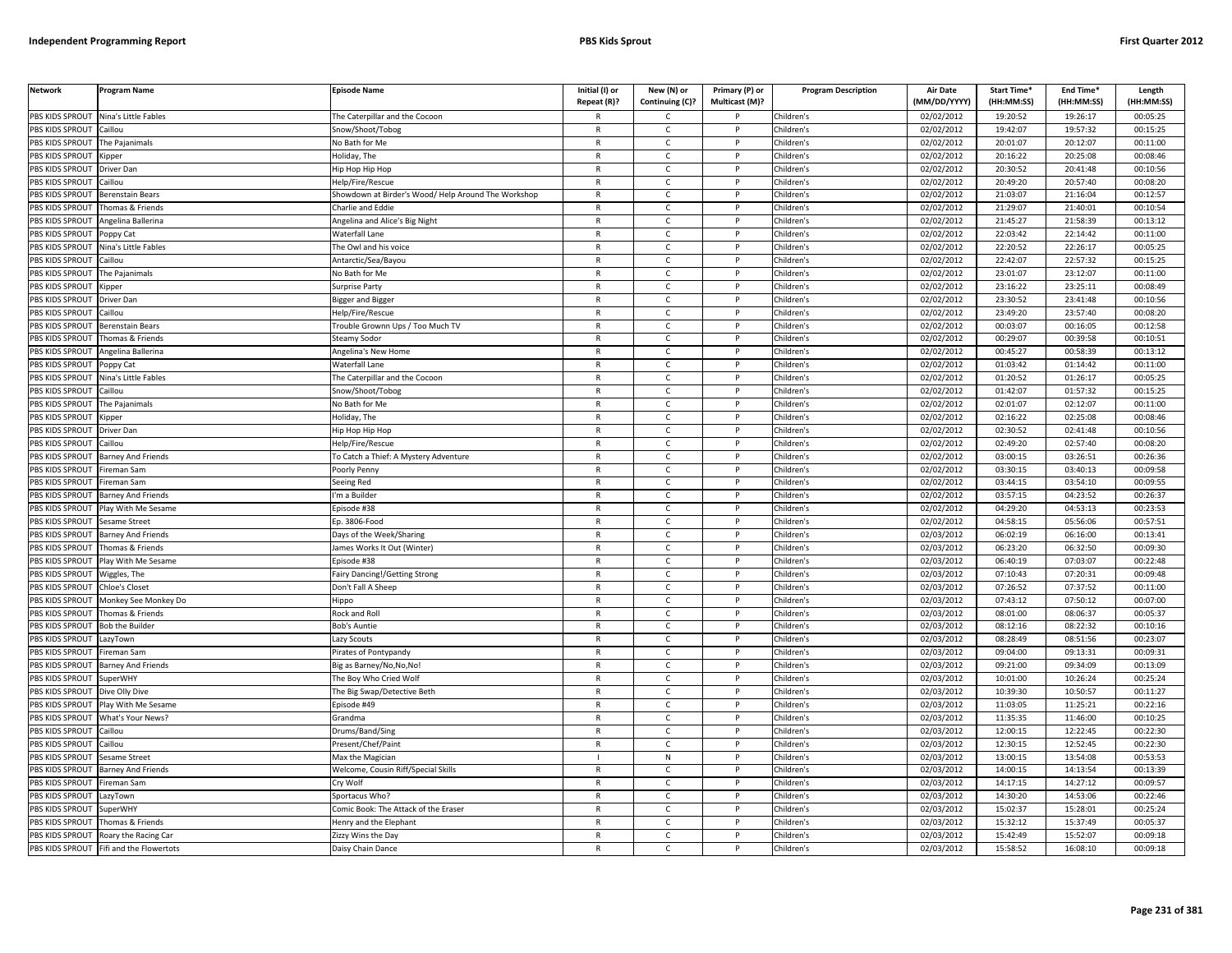| Network | Program Name | Episode Name | Initial (I) or Repeat (R)? | New (N) or Continuing (C)? | Primary (P) or Multicast (M)? | Program Description | Air Date (MM/DD/YYYY) | Start Time* (HH:MM:SS) | End Time* (HH:MM:SS) | Length (HH:MM:SS) |
|---|---|---|---|---|---|---|---|---|---|---|
| PBS KIDS SPROUT | Nina's Little Fables | The Caterpillar and the Cocoon | R | C | P | Children's | 02/02/2012 | 19:20:52 | 19:26:17 | 00:05:25 |
| PBS KIDS SPROUT | Caillou | Snow/Shoot/Tobog | R | C | P | Children's | 02/02/2012 | 19:42:07 | 19:57:32 | 00:15:25 |
| PBS KIDS SPROUT | The Pajanimals | No Bath for Me | R | C | P | Children's | 02/02/2012 | 20:01:07 | 20:12:07 | 00:11:00 |
| PBS KIDS SPROUT | Kipper | Holiday, The | R | C | P | Children's | 02/02/2012 | 20:16:22 | 20:25:08 | 00:08:46 |
| PBS KIDS SPROUT | Driver Dan | Hip Hop Hip Hop | R | C | P | Children's | 02/02/2012 | 20:30:52 | 20:41:48 | 00:10:56 |
| PBS KIDS SPROUT | Caillou | Help/Fire/Rescue | R | C | P | Children's | 02/02/2012 | 20:49:20 | 20:57:40 | 00:08:20 |
| PBS KIDS SPROUT | Berenstain Bears | Showdown at Birder's Wood/ Help Around The Workshop | R | C | P | Children's | 02/02/2012 | 21:03:07 | 21:16:04 | 00:12:57 |
| PBS KIDS SPROUT | Thomas & Friends | Charlie and Eddie | R | C | P | Children's | 02/02/2012 | 21:29:07 | 21:40:01 | 00:10:54 |
| PBS KIDS SPROUT | Angelina Ballerina | Angelina and Alice's Big Night | R | C | P | Children's | 02/02/2012 | 21:45:27 | 21:58:39 | 00:13:12 |
| PBS KIDS SPROUT | Poppy Cat | Waterfall Lane | R | C | P | Children's | 02/02/2012 | 22:03:42 | 22:14:42 | 00:11:00 |
| PBS KIDS SPROUT | Nina's Little Fables | The Owl and his voice | R | C | P | Children's | 02/02/2012 | 22:20:52 | 22:26:17 | 00:05:25 |
| PBS KIDS SPROUT | Caillou | Antarctic/Sea/Bayou | R | C | P | Children's | 02/02/2012 | 22:42:07 | 22:57:32 | 00:15:25 |
| PBS KIDS SPROUT | The Pajanimals | No Bath for Me | R | C | P | Children's | 02/02/2012 | 23:01:07 | 23:12:07 | 00:11:00 |
| PBS KIDS SPROUT | Kipper | Surprise Party | R | C | P | Children's | 02/02/2012 | 23:16:22 | 23:25:11 | 00:08:49 |
| PBS KIDS SPROUT | Driver Dan | Bigger and Bigger | R | C | P | Children's | 02/02/2012 | 23:30:52 | 23:41:48 | 00:10:56 |
| PBS KIDS SPROUT | Caillou | Help/Fire/Rescue | R | C | P | Children's | 02/02/2012 | 23:49:20 | 23:57:40 | 00:08:20 |
| PBS KIDS SPROUT | Berenstain Bears | Trouble Grownn Ups / Too Much TV | R | C | P | Children's | 02/02/2012 | 00:03:07 | 00:16:05 | 00:12:58 |
| PBS KIDS SPROUT | Thomas & Friends | Steamy Sodor | R | C | P | Children's | 02/02/2012 | 00:29:07 | 00:39:58 | 00:10:51 |
| PBS KIDS SPROUT | Angelina Ballerina | Angelina's New Home | R | C | P | Children's | 02/02/2012 | 00:45:27 | 00:58:39 | 00:13:12 |
| PBS KIDS SPROUT | Poppy Cat | Waterfall Lane | R | C | P | Children's | 02/02/2012 | 01:03:42 | 01:14:42 | 00:11:00 |
| PBS KIDS SPROUT | Nina's Little Fables | The Caterpillar and the Cocoon | R | C | P | Children's | 02/02/2012 | 01:20:52 | 01:26:17 | 00:05:25 |
| PBS KIDS SPROUT | Caillou | Snow/Shoot/Tobog | R | C | P | Children's | 02/02/2012 | 01:42:07 | 01:57:32 | 00:15:25 |
| PBS KIDS SPROUT | The Pajanimals | No Bath for Me | R | C | P | Children's | 02/02/2012 | 02:01:07 | 02:12:07 | 00:11:00 |
| PBS KIDS SPROUT | Kipper | Holiday, The | R | C | P | Children's | 02/02/2012 | 02:16:22 | 02:25:08 | 00:08:46 |
| PBS KIDS SPROUT | Driver Dan | Hip Hop Hip Hop | R | C | P | Children's | 02/02/2012 | 02:30:52 | 02:41:48 | 00:10:56 |
| PBS KIDS SPROUT | Caillou | Help/Fire/Rescue | R | C | P | Children's | 02/02/2012 | 02:49:20 | 02:57:40 | 00:08:20 |
| PBS KIDS SPROUT | Barney And Friends | To Catch a Thief: A Mystery Adventure | R | C | P | Children's | 02/02/2012 | 03:00:15 | 03:26:51 | 00:26:36 |
| PBS KIDS SPROUT | Fireman Sam | Poorly Penny | R | C | P | Children's | 02/02/2012 | 03:30:15 | 03:40:13 | 00:09:58 |
| PBS KIDS SPROUT | Fireman Sam | Seeing Red | R | C | P | Children's | 02/02/2012 | 03:44:15 | 03:54:10 | 00:09:55 |
| PBS KIDS SPROUT | Barney And Friends | I'm a Builder | R | C | P | Children's | 02/02/2012 | 03:57:15 | 04:23:52 | 00:26:37 |
| PBS KIDS SPROUT | Play With Me Sesame | Episode #38 | R | C | P | Children's | 02/02/2012 | 04:29:20 | 04:53:13 | 00:23:53 |
| PBS KIDS SPROUT | Sesame Street | Ep. 3806-Food | R | C | P | Children's | 02/02/2012 | 04:58:15 | 05:56:06 | 00:57:51 |
| PBS KIDS SPROUT | Barney And Friends | Days of the Week/Sharing | R | C | P | Children's | 02/03/2012 | 06:02:19 | 06:16:00 | 00:13:41 |
| PBS KIDS SPROUT | Thomas & Friends | James Works It Out (Winter) | R | C | P | Children's | 02/03/2012 | 06:23:20 | 06:32:50 | 00:09:30 |
| PBS KIDS SPROUT | Play With Me Sesame | Episode #38 | R | C | P | Children's | 02/03/2012 | 06:40:19 | 07:03:07 | 00:22:48 |
| PBS KIDS SPROUT | Wiggles, The | Fairy Dancing!/Getting Strong | R | C | P | Children's | 02/03/2012 | 07:10:43 | 07:20:31 | 00:09:48 |
| PBS KIDS SPROUT | Chloe's Closet | Don't Fall A Sheep | R | C | P | Children's | 02/03/2012 | 07:26:52 | 07:37:52 | 00:11:00 |
| PBS KIDS SPROUT | Monkey See Monkey Do | Hippo | R | C | P | Children's | 02/03/2012 | 07:43:12 | 07:50:12 | 00:07:00 |
| PBS KIDS SPROUT | Thomas & Friends | Rock and Roll | R | C | P | Children's | 02/03/2012 | 08:01:00 | 08:06:37 | 00:05:37 |
| PBS KIDS SPROUT | Bob the Builder | Bob's Auntie | R | C | P | Children's | 02/03/2012 | 08:12:16 | 08:22:32 | 00:10:16 |
| PBS KIDS SPROUT | LazyTown | Lazy Scouts | R | C | P | Children's | 02/03/2012 | 08:28:49 | 08:51:56 | 00:23:07 |
| PBS KIDS SPROUT | Fireman Sam | Pirates of Pontypandy | R | C | P | Children's | 02/03/2012 | 09:04:00 | 09:13:31 | 00:09:31 |
| PBS KIDS SPROUT | Barney And Friends | Big as Barney/No,No,No! | R | C | P | Children's | 02/03/2012 | 09:21:00 | 09:34:09 | 00:13:09 |
| PBS KIDS SPROUT | SuperWHY | The Boy Who Cried Wolf | R | C | P | Children's | 02/03/2012 | 10:01:00 | 10:26:24 | 00:25:24 |
| PBS KIDS SPROUT | Dive Olly Dive | The Big Swap/Detective Beth | R | C | P | Children's | 02/03/2012 | 10:39:30 | 10:50:57 | 00:11:27 |
| PBS KIDS SPROUT | Play With Me Sesame | Episode #49 | R | C | P | Children's | 02/03/2012 | 11:03:05 | 11:25:21 | 00:22:16 |
| PBS KIDS SPROUT | What's Your News? | Grandma | R | C | P | Children's | 02/03/2012 | 11:35:35 | 11:46:00 | 00:10:25 |
| PBS KIDS SPROUT | Caillou | Drums/Band/Sing | R | C | P | Children's | 02/03/2012 | 12:00:15 | 12:22:45 | 00:22:30 |
| PBS KIDS SPROUT | Caillou | Present/Chef/Paint | R | C | P | Children's | 02/03/2012 | 12:30:15 | 12:52:45 | 00:22:30 |
| PBS KIDS SPROUT | Sesame Street | Max the Magician | I | N | P | Children's | 02/03/2012 | 13:00:15 | 13:54:08 | 00:53:53 |
| PBS KIDS SPROUT | Barney And Friends | Welcome, Cousin Riff/Special Skills | R | C | P | Children's | 02/03/2012 | 14:00:15 | 14:13:54 | 00:13:39 |
| PBS KIDS SPROUT | Fireman Sam | Cry Wolf | R | C | P | Children's | 02/03/2012 | 14:17:15 | 14:27:12 | 00:09:57 |
| PBS KIDS SPROUT | LazyTown | Sportacus Who? | R | C | P | Children's | 02/03/2012 | 14:30:20 | 14:53:06 | 00:22:46 |
| PBS KIDS SPROUT | SuperWHY | Comic Book: The Attack of the Eraser | R | C | P | Children's | 02/03/2012 | 15:02:37 | 15:28:01 | 00:25:24 |
| PBS KIDS SPROUT | Thomas & Friends | Henry and the Elephant | R | C | P | Children's | 02/03/2012 | 15:32:12 | 15:37:49 | 00:05:37 |
| PBS KIDS SPROUT | Roary the Racing Car | Zizzy Wins the Day | R | C | P | Children's | 02/03/2012 | 15:42:49 | 15:52:07 | 00:09:18 |
| PBS KIDS SPROUT | Fifi and the Flowertots | Daisy Chain Dance | R | C | P | Children's | 02/03/2012 | 15:58:52 | 16:08:10 | 00:09:18 |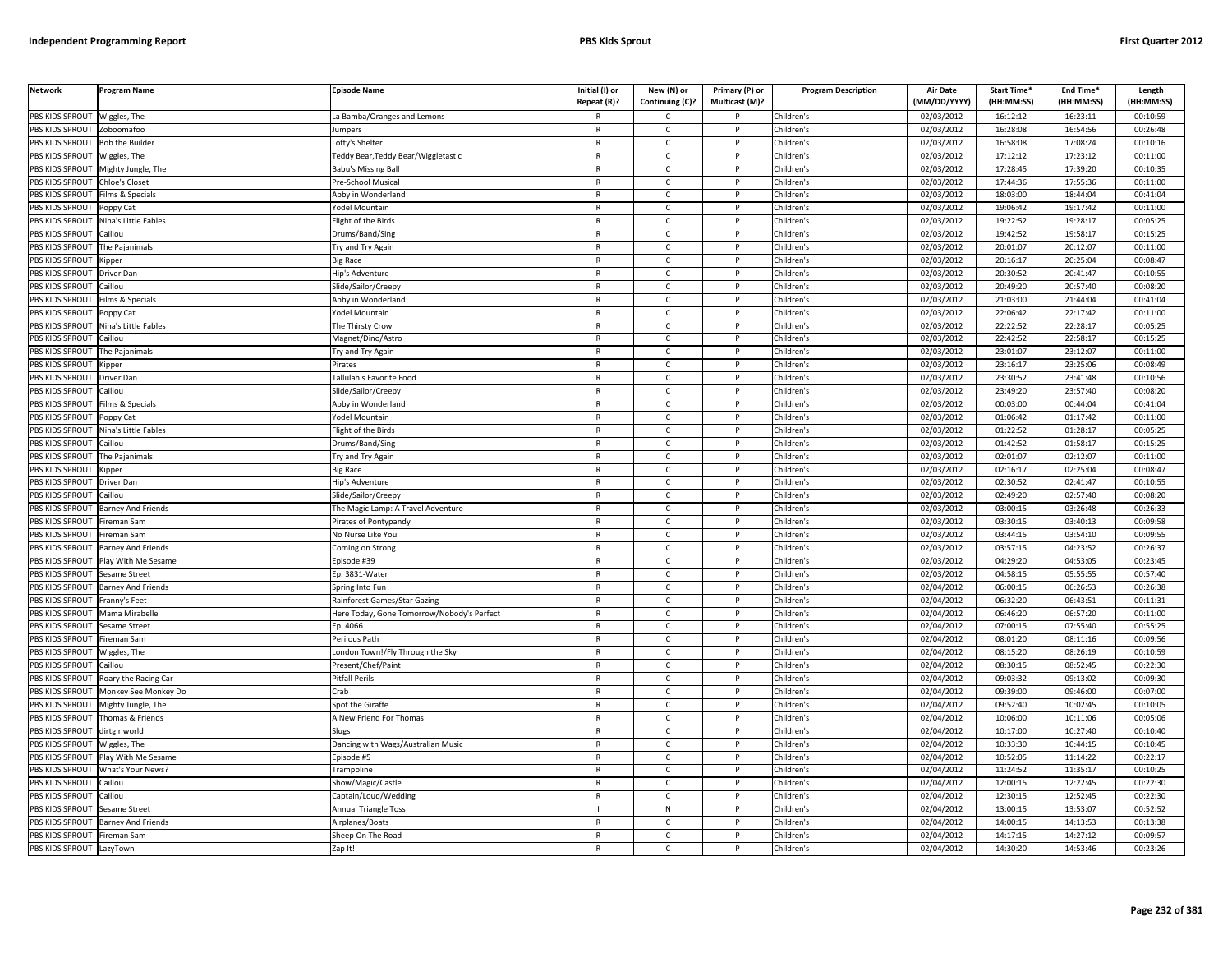| Network | Program Name | Episode Name | Initial (I) or Repeat (R)? | New (N) or Continuing (C)? | Primary (P) or Multicast (M)? | Program Description | Air Date (MM/DD/YYYY) | Start Time* (HH:MM:SS) | End Time* (HH:MM:SS) | Length (HH:MM:SS) |
|---|---|---|---|---|---|---|---|---|---|---|
| PBS KIDS SPROUT | Wiggles, The | La Bamba/Oranges and Lemons | R | C | P | Children's | 02/03/2012 | 16:12:12 | 16:23:11 | 00:10:59 |
| PBS KIDS SPROUT | Zoboomafoo | Jumpers | R | C | P | Children's | 02/03/2012 | 16:28:08 | 16:54:56 | 00:26:48 |
| PBS KIDS SPROUT | Bob the Builder | Lofty's Shelter | R | C | P | Children's | 02/03/2012 | 16:58:08 | 17:08:24 | 00:10:16 |
| PBS KIDS SPROUT | Wiggles, The | Teddy Bear,Teddy Bear/Wiggletastic | R | C | P | Children's | 02/03/2012 | 17:12:12 | 17:23:12 | 00:11:00 |
| PBS KIDS SPROUT | Mighty Jungle, The | Babu's Missing Ball | R | C | P | Children's | 02/03/2012 | 17:28:45 | 17:39:20 | 00:10:35 |
| PBS KIDS SPROUT | Chloe's Closet | Pre-School Musical | R | C | P | Children's | 02/03/2012 | 17:44:36 | 17:55:36 | 00:11:00 |
| PBS KIDS SPROUT | Films & Specials | Abby in Wonderland | R | C | P | Children's | 02/03/2012 | 18:03:00 | 18:44:04 | 00:41:04 |
| PBS KIDS SPROUT | Poppy Cat | Yodel Mountain | R | C | P | Children's | 02/03/2012 | 19:06:42 | 19:17:42 | 00:11:00 |
| PBS KIDS SPROUT | Nina's Little Fables | Flight of the Birds | R | C | P | Children's | 02/03/2012 | 19:22:52 | 19:28:17 | 00:05:25 |
| PBS KIDS SPROUT | Caillou | Drums/Band/Sing | R | C | P | Children's | 02/03/2012 | 19:42:52 | 19:58:17 | 00:15:25 |
| PBS KIDS SPROUT | The Pajanimals | Try and Try Again | R | C | P | Children's | 02/03/2012 | 20:01:07 | 20:12:07 | 00:11:00 |
| PBS KIDS SPROUT | Kipper | Big Race | R | C | P | Children's | 02/03/2012 | 20:16:17 | 20:25:04 | 00:08:47 |
| PBS KIDS SPROUT | Driver Dan | Hip's Adventure | R | C | P | Children's | 02/03/2012 | 20:30:52 | 20:41:47 | 00:10:55 |
| PBS KIDS SPROUT | Caillou | Slide/Sailor/Creepy | R | C | P | Children's | 02/03/2012 | 20:49:20 | 20:57:40 | 00:08:20 |
| PBS KIDS SPROUT | Films & Specials | Abby in Wonderland | R | C | P | Children's | 02/03/2012 | 21:03:00 | 21:44:04 | 00:41:04 |
| PBS KIDS SPROUT | Poppy Cat | Yodel Mountain | R | C | P | Children's | 02/03/2012 | 22:06:42 | 22:17:42 | 00:11:00 |
| PBS KIDS SPROUT | Nina's Little Fables | The Thirsty Crow | R | C | P | Children's | 02/03/2012 | 22:22:52 | 22:28:17 | 00:05:25 |
| PBS KIDS SPROUT | Caillou | Magnet/Dino/Astro | R | C | P | Children's | 02/03/2012 | 22:42:52 | 22:58:17 | 00:15:25 |
| PBS KIDS SPROUT | The Pajanimals | Try and Try Again | R | C | P | Children's | 02/03/2012 | 23:01:07 | 23:12:07 | 00:11:00 |
| PBS KIDS SPROUT | Kipper | Pirates | R | C | P | Children's | 02/03/2012 | 23:16:17 | 23:25:06 | 00:08:49 |
| PBS KIDS SPROUT | Driver Dan | Tallulah's Favorite Food | R | C | P | Children's | 02/03/2012 | 23:30:52 | 23:41:48 | 00:10:56 |
| PBS KIDS SPROUT | Caillou | Slide/Sailor/Creepy | R | C | P | Children's | 02/03/2012 | 23:49:20 | 23:57:40 | 00:08:20 |
| PBS KIDS SPROUT | Films & Specials | Abby in Wonderland | R | C | P | Children's | 02/03/2012 | 00:03:00 | 00:44:04 | 00:41:04 |
| PBS KIDS SPROUT | Poppy Cat | Yodel Mountain | R | C | P | Children's | 02/03/2012 | 01:06:42 | 01:17:42 | 00:11:00 |
| PBS KIDS SPROUT | Nina's Little Fables | Flight of the Birds | R | C | P | Children's | 02/03/2012 | 01:22:52 | 01:28:17 | 00:05:25 |
| PBS KIDS SPROUT | Caillou | Drums/Band/Sing | R | C | P | Children's | 02/03/2012 | 01:42:52 | 01:58:17 | 00:15:25 |
| PBS KIDS SPROUT | The Pajanimals | Try and Try Again | R | C | P | Children's | 02/03/2012 | 02:01:07 | 02:12:07 | 00:11:00 |
| PBS KIDS SPROUT | Kipper | Big Race | R | C | P | Children's | 02/03/2012 | 02:16:17 | 02:25:04 | 00:08:47 |
| PBS KIDS SPROUT | Driver Dan | Hip's Adventure | R | C | P | Children's | 02/03/2012 | 02:30:52 | 02:41:47 | 00:10:55 |
| PBS KIDS SPROUT | Caillou | Slide/Sailor/Creepy | R | C | P | Children's | 02/03/2012 | 02:49:20 | 02:57:40 | 00:08:20 |
| PBS KIDS SPROUT | Barney And Friends | The Magic Lamp: A Travel Adventure | R | C | P | Children's | 02/03/2012 | 03:00:15 | 03:26:48 | 00:26:33 |
| PBS KIDS SPROUT | Fireman Sam | Pirates of Pontypandy | R | C | P | Children's | 02/03/2012 | 03:30:15 | 03:40:13 | 00:09:58 |
| PBS KIDS SPROUT | Fireman Sam | No Nurse Like You | R | C | P | Children's | 02/03/2012 | 03:44:15 | 03:54:10 | 00:09:55 |
| PBS KIDS SPROUT | Barney And Friends | Coming on Strong | R | C | P | Children's | 02/03/2012 | 03:57:15 | 04:23:52 | 00:26:37 |
| PBS KIDS SPROUT | Play With Me Sesame | Episode #39 | R | C | P | Children's | 02/03/2012 | 04:29:20 | 04:53:05 | 00:23:45 |
| PBS KIDS SPROUT | Sesame Street | Ep. 3831-Water | R | C | P | Children's | 02/03/2012 | 04:58:15 | 05:55:55 | 00:57:40 |
| PBS KIDS SPROUT | Barney And Friends | Spring Into Fun | R | C | P | Children's | 02/04/2012 | 06:00:15 | 06:26:53 | 00:26:38 |
| PBS KIDS SPROUT | Franny's Feet | Rainforest Games/Star Gazing | R | C | P | Children's | 02/04/2012 | 06:32:20 | 06:43:51 | 00:11:31 |
| PBS KIDS SPROUT | Mama Mirabelle | Here Today, Gone Tomorrow/Nobody's Perfect | R | C | P | Children's | 02/04/2012 | 06:46:20 | 06:57:20 | 00:11:00 |
| PBS KIDS SPROUT | Sesame Street | Ep. 4066 | R | C | P | Children's | 02/04/2012 | 07:00:15 | 07:55:40 | 00:55:25 |
| PBS KIDS SPROUT | Fireman Sam | Perilous Path | R | C | P | Children's | 02/04/2012 | 08:01:20 | 08:11:16 | 00:09:56 |
| PBS KIDS SPROUT | Wiggles, The | London Town!/Fly Through the Sky | R | C | P | Children's | 02/04/2012 | 08:15:20 | 08:26:19 | 00:10:59 |
| PBS KIDS SPROUT | Caillou | Present/Chef/Paint | R | C | P | Children's | 02/04/2012 | 08:30:15 | 08:52:45 | 00:22:30 |
| PBS KIDS SPROUT | Roary the Racing Car | Pitfall Perils | R | C | P | Children's | 02/04/2012 | 09:03:32 | 09:13:02 | 00:09:30 |
| PBS KIDS SPROUT | Monkey See Monkey Do | Crab | R | C | P | Children's | 02/04/2012 | 09:39:00 | 09:46:00 | 00:07:00 |
| PBS KIDS SPROUT | Mighty Jungle, The | Spot the Giraffe | R | C | P | Children's | 02/04/2012 | 09:52:40 | 10:02:45 | 00:10:05 |
| PBS KIDS SPROUT | Thomas & Friends | A New Friend For Thomas | R | C | P | Children's | 02/04/2012 | 10:06:00 | 10:11:06 | 00:05:06 |
| PBS KIDS SPROUT | dirtgirlworld | Slugs | R | C | P | Children's | 02/04/2012 | 10:17:00 | 10:27:40 | 00:10:40 |
| PBS KIDS SPROUT | Wiggles, The | Dancing with Wags/Australian Music | R | C | P | Children's | 02/04/2012 | 10:33:30 | 10:44:15 | 00:10:45 |
| PBS KIDS SPROUT | Play With Me Sesame | Episode #5 | R | C | P | Children's | 02/04/2012 | 10:52:05 | 11:14:22 | 00:22:17 |
| PBS KIDS SPROUT | What's Your News? | Trampoline | R | C | P | Children's | 02/04/2012 | 11:24:52 | 11:35:17 | 00:10:25 |
| PBS KIDS SPROUT | Caillou | Show/Magic/Castle | R | C | P | Children's | 02/04/2012 | 12:00:15 | 12:22:45 | 00:22:30 |
| PBS KIDS SPROUT | Caillou | Captain/Loud/Wedding | R | C | P | Children's | 02/04/2012 | 12:30:15 | 12:52:45 | 00:22:30 |
| PBS KIDS SPROUT | Sesame Street | Annual Triangle Toss | I | N | P | Children's | 02/04/2012 | 13:00:15 | 13:53:07 | 00:52:52 |
| PBS KIDS SPROUT | Barney And Friends | Airplanes/Boats | R | C | P | Children's | 02/04/2012 | 14:00:15 | 14:13:53 | 00:13:38 |
| PBS KIDS SPROUT | Fireman Sam | Sheep On The Road | R | C | P | Children's | 02/04/2012 | 14:17:15 | 14:27:12 | 00:09:57 |
| PBS KIDS SPROUT | LazyTown | Zap It! | R | C | P | Children's | 02/04/2012 | 14:30:20 | 14:53:46 | 00:23:26 |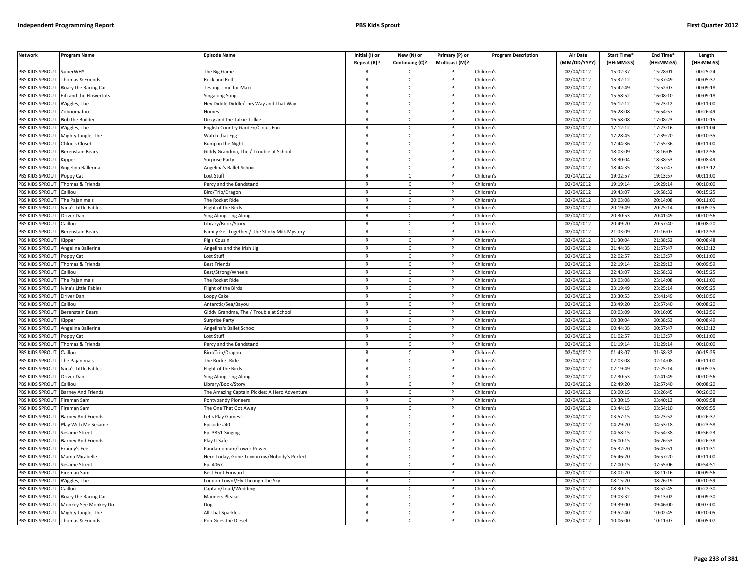| Network | Program Name | Episode Name | Initial (I) or Repeat (R)? | New (N) or Continuing (C)? | Primary (P) or Multicast (M)? | Program Description | Air Date (MM/DD/YYYY) | Start Time* (HH:MM:SS) | End Time* (HH:MM:SS) | Length (HH:MM:SS) |
|---|---|---|---|---|---|---|---|---|---|---|
| PBS KIDS SPROUT | SuperWHY | The Big Game | R | C | P | Children's | 02/04/2012 | 15:02:37 | 15:28:01 | 00:25:24 |
| PBS KIDS SPROUT | Thomas & Friends | Rock and Roll | R | C | P | Children's | 02/04/2012 | 15:32:12 | 15:37:49 | 00:05:37 |
| PBS KIDS SPROUT | Roary the Racing Car | Testing Time for Maxi | R | C | P | Children's | 02/04/2012 | 15:42:49 | 15:52:07 | 00:09:18 |
| PBS KIDS SPROUT | Fifi and the Flowertots | Singalong Song | R | C | P | Children's | 02/04/2012 | 15:58:52 | 16:08:10 | 00:09:18 |
| PBS KIDS SPROUT | Wiggles, The | Hey Diddle Diddle/This Way and That Way | R | C | P | Children's | 02/04/2012 | 16:12:12 | 16:23:12 | 00:11:00 |
| PBS KIDS SPROUT | Zoboomafoo | Homes | R | C | P | Children's | 02/04/2012 | 16:28:08 | 16:54:57 | 00:26:49 |
| PBS KIDS SPROUT | Bob the Builder | Dizzy and the Talkie Talkie | R | C | P | Children's | 02/04/2012 | 16:58:08 | 17:08:23 | 00:10:15 |
| PBS KIDS SPROUT | Wiggles, The | English Country Garden/Circus Fun | R | C | P | Children's | 02/04/2012 | 17:12:12 | 17:23:16 | 00:11:04 |
| PBS KIDS SPROUT | Mighty Jungle, The | Watch that Egg! | R | C | P | Children's | 02/04/2012 | 17:28:45 | 17:39:20 | 00:10:35 |
| PBS KIDS SPROUT | Chloe's Closet | Bump in the Night | R | C | P | Children's | 02/04/2012 | 17:44:36 | 17:55:36 | 00:11:00 |
| PBS KIDS SPROUT | Berenstain Bears | Giddy Grandma, The / Trouble at School | R | C | P | Children's | 02/04/2012 | 18:03:09 | 18:16:05 | 00:12:56 |
| PBS KIDS SPROUT | Kipper | Surprise Party | R | C | P | Children's | 02/04/2012 | 18:30:04 | 18:38:53 | 00:08:49 |
| PBS KIDS SPROUT | Angelina Ballerina | Angelina's Ballet School | R | C | P | Children's | 02/04/2012 | 18:44:35 | 18:57:47 | 00:13:12 |
| PBS KIDS SPROUT | Poppy Cat | Lost Stuff | R | C | P | Children's | 02/04/2012 | 19:02:57 | 19:13:57 | 00:11:00 |
| PBS KIDS SPROUT | Thomas & Friends | Percy and the Bandstand | R | C | P | Children's | 02/04/2012 | 19:19:14 | 19:29:14 | 00:10:00 |
| PBS KIDS SPROUT | Caillou | Bird/Trip/Dragon | R | C | P | Children's | 02/04/2012 | 19:43:07 | 19:58:32 | 00:15:25 |
| PBS KIDS SPROUT | The Pajanimals | The Rocket Ride | R | C | P | Children's | 02/04/2012 | 20:03:08 | 20:14:08 | 00:11:00 |
| PBS KIDS SPROUT | Nina's Little Fables | Flight of the Birds | R | C | P | Children's | 02/04/2012 | 20:19:49 | 20:25:14 | 00:05:25 |
| PBS KIDS SPROUT | Driver Dan | Sing Along Ting Along | R | C | P | Children's | 02/04/2012 | 20:30:53 | 20:41:49 | 00:10:56 |
| PBS KIDS SPROUT | Caillou | Library/Book/Story | R | C | P | Children's | 02/04/2012 | 20:49:20 | 20:57:40 | 00:08:20 |
| PBS KIDS SPROUT | Berenstain Bears | Family Get Together / The Stinky Milk Mystery | R | C | P | Children's | 02/04/2012 | 21:03:09 | 21:16:07 | 00:12:58 |
| PBS KIDS SPROUT | Kipper | Pig's Cousin | R | C | P | Children's | 02/04/2012 | 21:30:04 | 21:38:52 | 00:08:48 |
| PBS KIDS SPROUT | Angelina Ballerina | Angelina and the Irish Jig | R | C | P | Children's | 02/04/2012 | 21:44:35 | 21:57:47 | 00:13:12 |
| PBS KIDS SPROUT | Poppy Cat | Lost Stuff | R | C | P | Children's | 02/04/2012 | 22:02:57 | 22:13:57 | 00:11:00 |
| PBS KIDS SPROUT | Thomas & Friends | Best Friends | R | C | P | Children's | 02/04/2012 | 22:19:14 | 22:29:13 | 00:09:59 |
| PBS KIDS SPROUT | Caillou | Best/Strong/Wheels | R | C | P | Children's | 02/04/2012 | 22:43:07 | 22:58:32 | 00:15:25 |
| PBS KIDS SPROUT | The Pajanimals | The Rocket Ride | R | C | P | Children's | 02/04/2012 | 23:03:08 | 23:14:08 | 00:11:00 |
| PBS KIDS SPROUT | Nina's Little Fables | Flight of the Birds | R | C | P | Children's | 02/04/2012 | 23:19:49 | 23:25:14 | 00:05:25 |
| PBS KIDS SPROUT | Driver Dan | Loopy Cake | R | C | P | Children's | 02/04/2012 | 23:30:53 | 23:41:49 | 00:10:56 |
| PBS KIDS SPROUT | Caillou | Antarctic/Sea/Bayou | R | C | P | Children's | 02/04/2012 | 23:49:20 | 23:57:40 | 00:08:20 |
| PBS KIDS SPROUT | Berenstain Bears | Giddy Grandma, The / Trouble at School | R | C | P | Children's | 02/04/2012 | 00:03:09 | 00:16:05 | 00:12:56 |
| PBS KIDS SPROUT | Kipper | Surprise Party | R | C | P | Children's | 02/04/2012 | 00:30:04 | 00:38:53 | 00:08:49 |
| PBS KIDS SPROUT | Angelina Ballerina | Angelina's Ballet School | R | C | P | Children's | 02/04/2012 | 00:44:35 | 00:57:47 | 00:13:12 |
| PBS KIDS SPROUT | Poppy Cat | Lost Stuff | R | C | P | Children's | 02/04/2012 | 01:02:57 | 01:13:57 | 00:11:00 |
| PBS KIDS SPROUT | Thomas & Friends | Percy and the Bandstand | R | C | P | Children's | 02/04/2012 | 01:19:14 | 01:29:14 | 00:10:00 |
| PBS KIDS SPROUT | Caillou | Bird/Trip/Dragon | R | C | P | Children's | 02/04/2012 | 01:43:07 | 01:58:32 | 00:15:25 |
| PBS KIDS SPROUT | The Pajanimals | The Rocket Ride | R | C | P | Children's | 02/04/2012 | 02:03:08 | 02:14:08 | 00:11:00 |
| PBS KIDS SPROUT | Nina's Little Fables | Flight of the Birds | R | C | P | Children's | 02/04/2012 | 02:19:49 | 02:25:14 | 00:05:25 |
| PBS KIDS SPROUT | Driver Dan | Sing Along Ting Along | R | C | P | Children's | 02/04/2012 | 02:30:53 | 02:41:49 | 00:10:56 |
| PBS KIDS SPROUT | Caillou | Library/Book/Story | R | C | P | Children's | 02/04/2012 | 02:49:20 | 02:57:40 | 00:08:20 |
| PBS KIDS SPROUT | Barney And Friends | The Amazing Captain Pickles: A Hero Adventure | R | C | P | Children's | 02/04/2012 | 03:00:15 | 03:26:45 | 00:26:30 |
| PBS KIDS SPROUT | Fireman Sam | Pontypandy Pioneers | R | C | P | Children's | 02/04/2012 | 03:30:15 | 03:40:13 | 00:09:58 |
| PBS KIDS SPROUT | Fireman Sam | The One That Got Away | R | C | P | Children's | 02/04/2012 | 03:44:15 | 03:54:10 | 00:09:55 |
| PBS KIDS SPROUT | Barney And Friends | Let's Play Games! | R | C | P | Children's | 02/04/2012 | 03:57:15 | 04:23:52 | 00:26:37 |
| PBS KIDS SPROUT | Play With Me Sesame | Episode #40 | R | C | P | Children's | 02/04/2012 | 04:29:20 | 04:53:18 | 00:23:58 |
| PBS KIDS SPROUT | Sesame Street | Ep. 3851-Singing | R | C | P | Children's | 02/04/2012 | 04:58:15 | 05:54:38 | 00:56:23 |
| PBS KIDS SPROUT | Barney And Friends | Play It Safe | R | C | P | Children's | 02/05/2012 | 06:00:15 | 06:26:53 | 00:26:38 |
| PBS KIDS SPROUT | Franny's Feet | Pandamonium/Tower Power | R | C | P | Children's | 02/05/2012 | 06:32:20 | 06:43:51 | 00:11:31 |
| PBS KIDS SPROUT | Mama Mirabelle | Here Today, Gone Tomorrow/Nobody's Perfect | R | C | P | Children's | 02/05/2012 | 06:46:20 | 06:57:20 | 00:11:00 |
| PBS KIDS SPROUT | Sesame Street | Ep. 4067 | R | C | P | Children's | 02/05/2012 | 07:00:15 | 07:55:06 | 00:54:51 |
| PBS KIDS SPROUT | Fireman Sam | Best Foot Forward | R | C | P | Children's | 02/05/2012 | 08:01:20 | 08:11:16 | 00:09:56 |
| PBS KIDS SPROUT | Wiggles, The | London Town!/Fly Through the Sky | R | C | P | Children's | 02/05/2012 | 08:15:20 | 08:26:19 | 00:10:59 |
| PBS KIDS SPROUT | Caillou | Captain/Loud/Wedding | R | C | P | Children's | 02/05/2012 | 08:30:15 | 08:52:45 | 00:22:30 |
| PBS KIDS SPROUT | Roary the Racing Car | Manners Please | R | C | P | Children's | 02/05/2012 | 09:03:32 | 09:13:02 | 00:09:30 |
| PBS KIDS SPROUT | Monkey See Monkey Do | Dog | R | C | P | Children's | 02/05/2012 | 09:39:00 | 09:46:00 | 00:07:00 |
| PBS KIDS SPROUT | Mighty Jungle, The | All That Sparkles | R | C | P | Children's | 02/05/2012 | 09:52:40 | 10:02:45 | 00:10:05 |
| PBS KIDS SPROUT | Thomas & Friends | Pop Goes the Diesel | R | C | P | Children's | 02/05/2012 | 10:06:00 | 10:11:07 | 00:05:07 |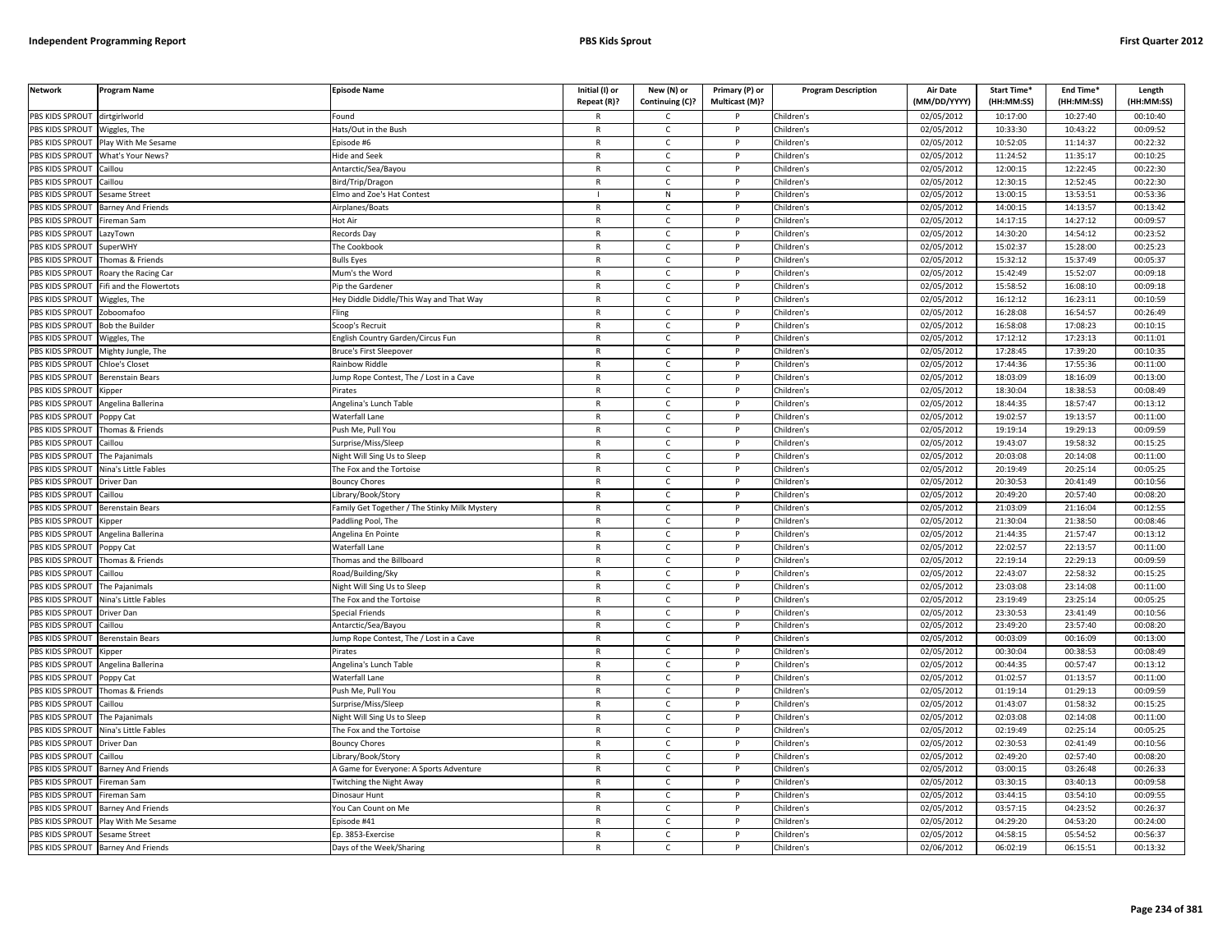| Network | Program Name | Episode Name | Initial (I) or Repeat (R)? | New (N) or Continuing (C)? | Primary (P) or Multicast (M)? | Program Description | Air Date (MM/DD/YYYY) | Start Time* (HH:MM:SS) | End Time* (HH:MM:SS) | Length (HH:MM:SS) |
|---|---|---|---|---|---|---|---|---|---|---|
| PBS KIDS SPROUT | dirtgirlworld | Found | R | C | P | Children's | 02/05/2012 | 10:17:00 | 10:27:40 | 00:10:40 |
| PBS KIDS SPROUT | Wiggles, The | Hats/Out in the Bush | R | C | P | Children's | 02/05/2012 | 10:33:30 | 10:43:22 | 00:09:52 |
| PBS KIDS SPROUT | Play With Me Sesame | Episode #6 | R | C | P | Children's | 02/05/2012 | 10:52:05 | 11:14:37 | 00:22:32 |
| PBS KIDS SPROUT | What's Your News? | Hide and Seek | R | C | P | Children's | 02/05/2012 | 11:24:52 | 11:35:17 | 00:10:25 |
| PBS KIDS SPROUT | Caillou | Antarctic/Sea/Bayou | R | C | P | Children's | 02/05/2012 | 12:00:15 | 12:22:45 | 00:22:30 |
| PBS KIDS SPROUT | Caillou | Bird/Trip/Dragon | R | C | P | Children's | 02/05/2012 | 12:30:15 | 12:52:45 | 00:22:30 |
| PBS KIDS SPROUT | Sesame Street | Elmo and Zoe's Hat Contest | I | N | P | Children's | 02/05/2012 | 13:00:15 | 13:53:51 | 00:53:36 |
| PBS KIDS SPROUT | Barney And Friends | Airplanes/Boats | R | C | P | Children's | 02/05/2012 | 14:00:15 | 14:13:57 | 00:13:42 |
| PBS KIDS SPROUT | Fireman Sam | Hot Air | R | C | P | Children's | 02/05/2012 | 14:17:15 | 14:27:12 | 00:09:57 |
| PBS KIDS SPROUT | LazyTown | Records Day | R | C | P | Children's | 02/05/2012 | 14:30:20 | 14:54:12 | 00:23:52 |
| PBS KIDS SPROUT | SuperWHY | The Cookbook | R | C | P | Children's | 02/05/2012 | 15:02:37 | 15:28:00 | 00:25:23 |
| PBS KIDS SPROUT | Thomas & Friends | Bulls Eyes | R | C | P | Children's | 02/05/2012 | 15:32:12 | 15:37:49 | 00:05:37 |
| PBS KIDS SPROUT | Roary the Racing Car | Mum's the Word | R | C | P | Children's | 02/05/2012 | 15:42:49 | 15:52:07 | 00:09:18 |
| PBS KIDS SPROUT | Fifi and the Flowertots | Pip the Gardener | R | C | P | Children's | 02/05/2012 | 15:58:52 | 16:08:10 | 00:09:18 |
| PBS KIDS SPROUT | Wiggles, The | Hey Diddle Diddle/This Way and That Way | R | C | P | Children's | 02/05/2012 | 16:12:12 | 16:23:11 | 00:10:59 |
| PBS KIDS SPROUT | Zoboomafoo | Fling | R | C | P | Children's | 02/05/2012 | 16:28:08 | 16:54:57 | 00:26:49 |
| PBS KIDS SPROUT | Bob the Builder | Scoop's Recruit | R | C | P | Children's | 02/05/2012 | 16:58:08 | 17:08:23 | 00:10:15 |
| PBS KIDS SPROUT | Wiggles, The | English Country Garden/Circus Fun | R | C | P | Children's | 02/05/2012 | 17:12:12 | 17:23:13 | 00:11:01 |
| PBS KIDS SPROUT | Mighty Jungle, The | Bruce's First Sleepover | R | C | P | Children's | 02/05/2012 | 17:28:45 | 17:39:20 | 00:10:35 |
| PBS KIDS SPROUT | Chloe's Closet | Rainbow Riddle | R | C | P | Children's | 02/05/2012 | 17:44:36 | 17:55:36 | 00:11:00 |
| PBS KIDS SPROUT | Berenstain Bears | Jump Rope Contest, The / Lost in a Cave | R | C | P | Children's | 02/05/2012 | 18:03:09 | 18:16:09 | 00:13:00 |
| PBS KIDS SPROUT | Kipper | Pirates | R | C | P | Children's | 02/05/2012 | 18:30:04 | 18:38:53 | 00:08:49 |
| PBS KIDS SPROUT | Angelina Ballerina | Angelina's Lunch Table | R | C | P | Children's | 02/05/2012 | 18:44:35 | 18:57:47 | 00:13:12 |
| PBS KIDS SPROUT | Poppy Cat | Waterfall Lane | R | C | P | Children's | 02/05/2012 | 19:02:57 | 19:13:57 | 00:11:00 |
| PBS KIDS SPROUT | Thomas & Friends | Push Me, Pull You | R | C | P | Children's | 02/05/2012 | 19:19:14 | 19:29:13 | 00:09:59 |
| PBS KIDS SPROUT | Caillou | Surprise/Miss/Sleep | R | C | P | Children's | 02/05/2012 | 19:43:07 | 19:58:32 | 00:15:25 |
| PBS KIDS SPROUT | The Pajanimals | Night Will Sing Us to Sleep | R | C | P | Children's | 02/05/2012 | 20:03:08 | 20:14:08 | 00:11:00 |
| PBS KIDS SPROUT | Nina's Little Fables | The Fox and the Tortoise | R | C | P | Children's | 02/05/2012 | 20:19:49 | 20:25:14 | 00:05:25 |
| PBS KIDS SPROUT | Driver Dan | Bouncy Chores | R | C | P | Children's | 02/05/2012 | 20:30:53 | 20:41:49 | 00:10:56 |
| PBS KIDS SPROUT | Caillou | Library/Book/Story | R | C | P | Children's | 02/05/2012 | 20:49:20 | 20:57:40 | 00:08:20 |
| PBS KIDS SPROUT | Berenstain Bears | Family Get Together / The Stinky Milk Mystery | R | C | P | Children's | 02/05/2012 | 21:03:09 | 21:16:04 | 00:12:55 |
| PBS KIDS SPROUT | Kipper | Paddling Pool, The | R | C | P | Children's | 02/05/2012 | 21:30:04 | 21:38:50 | 00:08:46 |
| PBS KIDS SPROUT | Angelina Ballerina | Angelina En Pointe | R | C | P | Children's | 02/05/2012 | 21:44:35 | 21:57:47 | 00:13:12 |
| PBS KIDS SPROUT | Poppy Cat | Waterfall Lane | R | C | P | Children's | 02/05/2012 | 22:02:57 | 22:13:57 | 00:11:00 |
| PBS KIDS SPROUT | Thomas & Friends | Thomas and the Billboard | R | C | P | Children's | 02/05/2012 | 22:19:14 | 22:29:13 | 00:09:59 |
| PBS KIDS SPROUT | Caillou | Road/Building/Sky | R | C | P | Children's | 02/05/2012 | 22:43:07 | 22:58:32 | 00:15:25 |
| PBS KIDS SPROUT | The Pajanimals | Night Will Sing Us to Sleep | R | C | P | Children's | 02/05/2012 | 23:03:08 | 23:14:08 | 00:11:00 |
| PBS KIDS SPROUT | Nina's Little Fables | The Fox and the Tortoise | R | C | P | Children's | 02/05/2012 | 23:19:49 | 23:25:14 | 00:05:25 |
| PBS KIDS SPROUT | Driver Dan | Special Friends | R | C | P | Children's | 02/05/2012 | 23:30:53 | 23:41:49 | 00:10:56 |
| PBS KIDS SPROUT | Caillou | Antarctic/Sea/Bayou | R | C | P | Children's | 02/05/2012 | 23:49:20 | 23:57:40 | 00:08:20 |
| PBS KIDS SPROUT | Berenstain Bears | Jump Rope Contest, The / Lost in a Cave | R | C | P | Children's | 02/05/2012 | 00:03:09 | 00:16:09 | 00:13:00 |
| PBS KIDS SPROUT | Kipper | Pirates | R | C | P | Children's | 02/05/2012 | 00:30:04 | 00:38:53 | 00:08:49 |
| PBS KIDS SPROUT | Angelina Ballerina | Angelina's Lunch Table | R | C | P | Children's | 02/05/2012 | 00:44:35 | 00:57:47 | 00:13:12 |
| PBS KIDS SPROUT | Poppy Cat | Waterfall Lane | R | C | P | Children's | 02/05/2012 | 01:02:57 | 01:13:57 | 00:11:00 |
| PBS KIDS SPROUT | Thomas & Friends | Push Me, Pull You | R | C | P | Children's | 02/05/2012 | 01:19:14 | 01:29:13 | 00:09:59 |
| PBS KIDS SPROUT | Caillou | Surprise/Miss/Sleep | R | C | P | Children's | 02/05/2012 | 01:43:07 | 01:58:32 | 00:15:25 |
| PBS KIDS SPROUT | The Pajanimals | Night Will Sing Us to Sleep | R | C | P | Children's | 02/05/2012 | 02:03:08 | 02:14:08 | 00:11:00 |
| PBS KIDS SPROUT | Nina's Little Fables | The Fox and the Tortoise | R | C | P | Children's | 02/05/2012 | 02:19:49 | 02:25:14 | 00:05:25 |
| PBS KIDS SPROUT | Driver Dan | Bouncy Chores | R | C | P | Children's | 02/05/2012 | 02:30:53 | 02:41:49 | 00:10:56 |
| PBS KIDS SPROUT | Caillou | Library/Book/Story | R | C | P | Children's | 02/05/2012 | 02:49:20 | 02:57:40 | 00:08:20 |
| PBS KIDS SPROUT | Barney And Friends | A Game for Everyone: A Sports Adventure | R | C | P | Children's | 02/05/2012 | 03:00:15 | 03:26:48 | 00:26:33 |
| PBS KIDS SPROUT | Fireman Sam | Twitching the Night Away | R | C | P | Children's | 02/05/2012 | 03:30:15 | 03:40:13 | 00:09:58 |
| PBS KIDS SPROUT | Fireman Sam | Dinosaur Hunt | R | C | P | Children's | 02/05/2012 | 03:44:15 | 03:54:10 | 00:09:55 |
| PBS KIDS SPROUT | Barney And Friends | You Can Count on Me | R | C | P | Children's | 02/05/2012 | 03:57:15 | 04:23:52 | 00:26:37 |
| PBS KIDS SPROUT | Play With Me Sesame | Episode #41 | R | C | P | Children's | 02/05/2012 | 04:29:20 | 04:53:20 | 00:24:00 |
| PBS KIDS SPROUT | Sesame Street | Ep. 3853-Exercise | R | C | P | Children's | 02/05/2012 | 04:58:15 | 05:54:52 | 00:56:37 |
| PBS KIDS SPROUT | Barney And Friends | Days of the Week/Sharing | R | C | P | Children's | 02/06/2012 | 06:02:19 | 06:15:51 | 00:13:32 |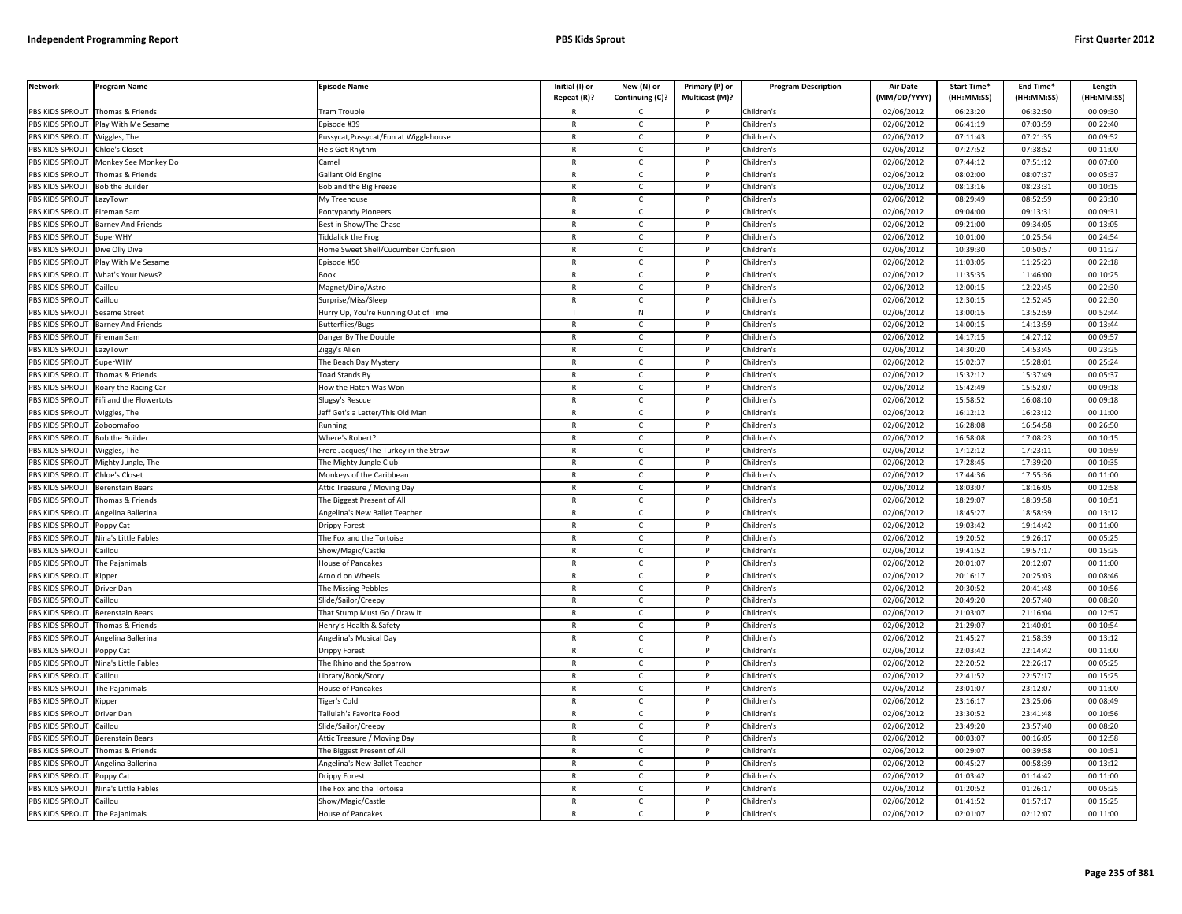| Network | Program Name | Episode Name | Initial (I) or Repeat (R)? | New (N) or Continuing (C)? | Primary (P) or Multicast (M)? | Program Description | Air Date (MM/DD/YYYY) | Start Time* (HH:MM:SS) | End Time* (HH:MM:SS) | Length (HH:MM:SS) |
|---|---|---|---|---|---|---|---|---|---|---|
| PBS KIDS SPROUT | Thomas & Friends | Tram Trouble | R | C | P | Children's | 02/06/2012 | 06:23:20 | 06:32:50 | 00:09:30 |
| PBS KIDS SPROUT | Play With Me Sesame | Episode #39 | R | C | P | Children's | 02/06/2012 | 06:41:19 | 07:03:59 | 00:22:40 |
| PBS KIDS SPROUT | Wiggles, The | Pussycat,Pussycat/Fun at Wigglehouse | R | C | P | Children's | 02/06/2012 | 07:11:43 | 07:21:35 | 00:09:52 |
| PBS KIDS SPROUT | Chloe's Closet | He's Got Rhythm | R | C | P | Children's | 02/06/2012 | 07:27:52 | 07:38:52 | 00:11:00 |
| PBS KIDS SPROUT | Monkey See Monkey Do | Camel | R | C | P | Children's | 02/06/2012 | 07:44:12 | 07:51:12 | 00:07:00 |
| PBS KIDS SPROUT | Thomas & Friends | Gallant Old Engine | R | C | P | Children's | 02/06/2012 | 08:02:00 | 08:07:37 | 00:05:37 |
| PBS KIDS SPROUT | Bob the Builder | Bob and the Big Freeze | R | C | P | Children's | 02/06/2012 | 08:13:16 | 08:23:31 | 00:10:15 |
| PBS KIDS SPROUT | LazyTown | My Treehouse | R | C | P | Children's | 02/06/2012 | 08:29:49 | 08:52:59 | 00:23:10 |
| PBS KIDS SPROUT | Fireman Sam | Pontypandy Pioneers | R | C | P | Children's | 02/06/2012 | 09:04:00 | 09:13:31 | 00:09:31 |
| PBS KIDS SPROUT | Barney And Friends | Best in Show/The Chase | R | C | P | Children's | 02/06/2012 | 09:21:00 | 09:34:05 | 00:13:05 |
| PBS KIDS SPROUT | SuperWHY | Tiddalick the Frog | R | C | P | Children's | 02/06/2012 | 10:01:00 | 10:25:54 | 00:24:54 |
| PBS KIDS SPROUT | Dive Olly Dive | Home Sweet Shell/Cucumber Confusion | R | C | P | Children's | 02/06/2012 | 10:39:30 | 10:50:57 | 00:11:27 |
| PBS KIDS SPROUT | Play With Me Sesame | Episode #50 | R | C | P | Children's | 02/06/2012 | 11:03:05 | 11:25:23 | 00:22:18 |
| PBS KIDS SPROUT | What's Your News? | Book | R | C | P | Children's | 02/06/2012 | 11:35:35 | 11:46:00 | 00:10:25 |
| PBS KIDS SPROUT | Caillou | Magnet/Dino/Astro | R | C | P | Children's | 02/06/2012 | 12:00:15 | 12:22:45 | 00:22:30 |
| PBS KIDS SPROUT | Caillou | Surprise/Miss/Sleep | R | C | P | Children's | 02/06/2012 | 12:30:15 | 12:52:45 | 00:22:30 |
| PBS KIDS SPROUT | Sesame Street | Hurry Up, You're Running Out of Time | I | N | P | Children's | 02/06/2012 | 13:00:15 | 13:52:59 | 00:52:44 |
| PBS KIDS SPROUT | Barney And Friends | Butterflies/Bugs | R | C | P | Children's | 02/06/2012 | 14:00:15 | 14:13:59 | 00:13:44 |
| PBS KIDS SPROUT | Fireman Sam | Danger By The Double | R | C | P | Children's | 02/06/2012 | 14:17:15 | 14:27:12 | 00:09:57 |
| PBS KIDS SPROUT | LazyTown | Ziggy's Alien | R | C | P | Children's | 02/06/2012 | 14:30:20 | 14:53:45 | 00:23:25 |
| PBS KIDS SPROUT | SuperWHY | The Beach Day Mystery | R | C | P | Children's | 02/06/2012 | 15:02:37 | 15:28:01 | 00:25:24 |
| PBS KIDS SPROUT | Thomas & Friends | Toad Stands By | R | C | P | Children's | 02/06/2012 | 15:32:12 | 15:37:49 | 00:05:37 |
| PBS KIDS SPROUT | Roary the Racing Car | How the Hatch Was Won | R | C | P | Children's | 02/06/2012 | 15:42:49 | 15:52:07 | 00:09:18 |
| PBS KIDS SPROUT | Fifi and the Flowertots | Slugsy's Rescue | R | C | P | Children's | 02/06/2012 | 15:58:52 | 16:08:10 | 00:09:18 |
| PBS KIDS SPROUT | Wiggles, The | Jeff Get's a Letter/This Old Man | R | C | P | Children's | 02/06/2012 | 16:12:12 | 16:23:12 | 00:11:00 |
| PBS KIDS SPROUT | Zoboomafoo | Running | R | C | P | Children's | 02/06/2012 | 16:28:08 | 16:54:58 | 00:26:50 |
| PBS KIDS SPROUT | Bob the Builder | Where's Robert? | R | C | P | Children's | 02/06/2012 | 16:58:08 | 17:08:23 | 00:10:15 |
| PBS KIDS SPROUT | Wiggles, The | Frere Jacques/The Turkey in the Straw | R | C | P | Children's | 02/06/2012 | 17:12:12 | 17:23:11 | 00:10:59 |
| PBS KIDS SPROUT | Mighty Jungle, The | The Mighty Jungle Club | R | C | P | Children's | 02/06/2012 | 17:28:45 | 17:39:20 | 00:10:35 |
| PBS KIDS SPROUT | Chloe's Closet | Monkeys of the Caribbean | R | C | P | Children's | 02/06/2012 | 17:44:36 | 17:55:36 | 00:11:00 |
| PBS KIDS SPROUT | Berenstain Bears | Attic Treasure / Moving Day | R | C | P | Children's | 02/06/2012 | 18:03:07 | 18:16:05 | 00:12:58 |
| PBS KIDS SPROUT | Thomas & Friends | The Biggest Present of All | R | C | P | Children's | 02/06/2012 | 18:29:07 | 18:39:58 | 00:10:51 |
| PBS KIDS SPROUT | Angelina Ballerina | Angelina's New Ballet Teacher | R | C | P | Children's | 02/06/2012 | 18:45:27 | 18:58:39 | 00:13:12 |
| PBS KIDS SPROUT | Poppy Cat | Drippy Forest | R | C | P | Children's | 02/06/2012 | 19:03:42 | 19:14:42 | 00:11:00 |
| PBS KIDS SPROUT | Nina's Little Fables | The Fox and the Tortoise | R | C | P | Children's | 02/06/2012 | 19:20:52 | 19:26:17 | 00:05:25 |
| PBS KIDS SPROUT | Caillou | Show/Magic/Castle | R | C | P | Children's | 02/06/2012 | 19:41:52 | 19:57:17 | 00:15:25 |
| PBS KIDS SPROUT | The Pajanimals | House of Pancakes | R | C | P | Children's | 02/06/2012 | 20:01:07 | 20:12:07 | 00:11:00 |
| PBS KIDS SPROUT | Kipper | Arnold on Wheels | R | C | P | Children's | 02/06/2012 | 20:16:17 | 20:25:03 | 00:08:46 |
| PBS KIDS SPROUT | Driver Dan | The Missing Pebbles | R | C | P | Children's | 02/06/2012 | 20:30:52 | 20:41:48 | 00:10:56 |
| PBS KIDS SPROUT | Caillou | Slide/Sailor/Creepy | R | C | P | Children's | 02/06/2012 | 20:49:20 | 20:57:40 | 00:08:20 |
| PBS KIDS SPROUT | Berenstain Bears | That Stump Must Go / Draw It | R | C | P | Children's | 02/06/2012 | 21:03:07 | 21:16:04 | 00:12:57 |
| PBS KIDS SPROUT | Thomas & Friends | Henry's Health & Safety | R | C | P | Children's | 02/06/2012 | 21:29:07 | 21:40:01 | 00:10:54 |
| PBS KIDS SPROUT | Angelina Ballerina | Angelina's Musical Day | R | C | P | Children's | 02/06/2012 | 21:45:27 | 21:58:39 | 00:13:12 |
| PBS KIDS SPROUT | Poppy Cat | Drippy Forest | R | C | P | Children's | 02/06/2012 | 22:03:42 | 22:14:42 | 00:11:00 |
| PBS KIDS SPROUT | Nina's Little Fables | The Rhino and the Sparrow | R | C | P | Children's | 02/06/2012 | 22:20:52 | 22:26:17 | 00:05:25 |
| PBS KIDS SPROUT | Caillou | Library/Book/Story | R | C | P | Children's | 02/06/2012 | 22:41:52 | 22:57:17 | 00:15:25 |
| PBS KIDS SPROUT | The Pajanimals | House of Pancakes | R | C | P | Children's | 02/06/2012 | 23:01:07 | 23:12:07 | 00:11:00 |
| PBS KIDS SPROUT | Kipper | Tiger's Cold | R | C | P | Children's | 02/06/2012 | 23:16:17 | 23:25:06 | 00:08:49 |
| PBS KIDS SPROUT | Driver Dan | Tallulah's Favorite Food | R | C | P | Children's | 02/06/2012 | 23:30:52 | 23:41:48 | 00:10:56 |
| PBS KIDS SPROUT | Caillou | Slide/Sailor/Creepy | R | C | P | Children's | 02/06/2012 | 23:49:20 | 23:57:40 | 00:08:20 |
| PBS KIDS SPROUT | Berenstain Bears | Attic Treasure / Moving Day | R | C | P | Children's | 02/06/2012 | 00:03:07 | 00:16:05 | 00:12:58 |
| PBS KIDS SPROUT | Thomas & Friends | The Biggest Present of All | R | C | P | Children's | 02/06/2012 | 00:29:07 | 00:39:58 | 00:10:51 |
| PBS KIDS SPROUT | Angelina Ballerina | Angelina's New Ballet Teacher | R | C | P | Children's | 02/06/2012 | 00:45:27 | 00:58:39 | 00:13:12 |
| PBS KIDS SPROUT | Poppy Cat | Drippy Forest | R | C | P | Children's | 02/06/2012 | 01:03:42 | 01:14:42 | 00:11:00 |
| PBS KIDS SPROUT | Nina's Little Fables | The Fox and the Tortoise | R | C | P | Children's | 02/06/2012 | 01:20:52 | 01:26:17 | 00:05:25 |
| PBS KIDS SPROUT | Caillou | Show/Magic/Castle | R | C | P | Children's | 02/06/2012 | 01:41:52 | 01:57:17 | 00:15:25 |
| PBS KIDS SPROUT | The Pajanimals | House of Pancakes | R | C | P | Children's | 02/06/2012 | 02:01:07 | 02:12:07 | 00:11:00 |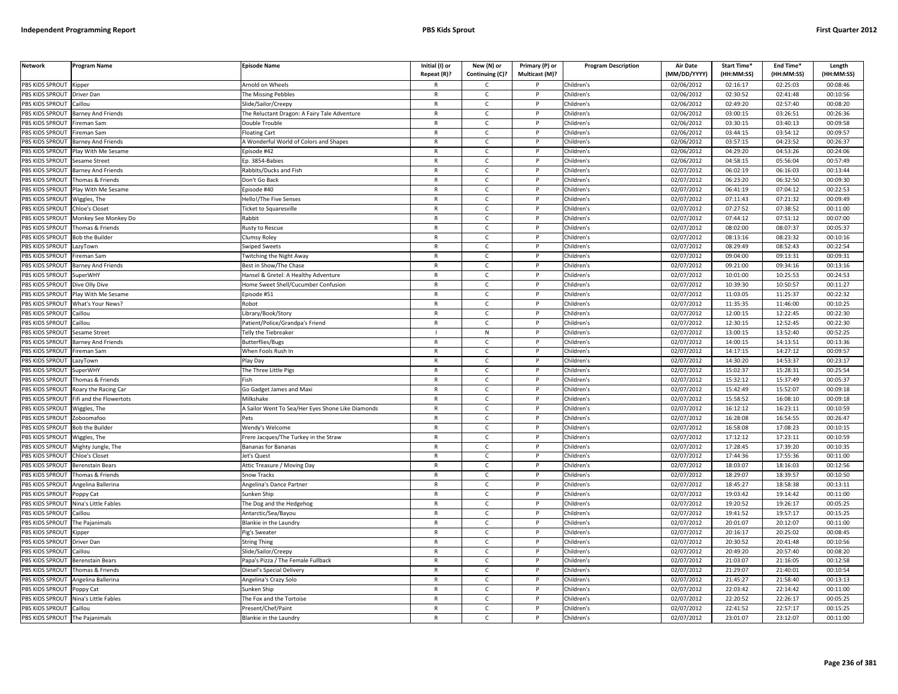| Network | Program Name | Episode Name | Initial (I) or Repeat (R)? | New (N) or Continuing (C)? | Primary (P) or Multicast (M)? | Program Description | Air Date (MM/DD/YYYY) | Start Time* (HH:MM:SS) | End Time* (HH:MM:SS) | Length (HH:MM:SS) |
|---|---|---|---|---|---|---|---|---|---|---|
| PBS KIDS SPROUT | Kipper | Arnold on Wheels | R | C | P | Children's | 02/06/2012 | 02:16:17 | 02:25:03 | 00:08:46 |
| PBS KIDS SPROUT | Driver Dan | The Missing Pebbles | R | C | P | Children's | 02/06/2012 | 02:30:52 | 02:41:48 | 00:10:56 |
| PBS KIDS SPROUT | Caillou | Slide/Sailor/Creepy | R | C | P | Children's | 02/06/2012 | 02:49:20 | 02:57:40 | 00:08:20 |
| PBS KIDS SPROUT | Barney And Friends | The Reluctant Dragon: A Fairy Tale Adventure | R | C | P | Children's | 02/06/2012 | 03:00:15 | 03:26:51 | 00:26:36 |
| PBS KIDS SPROUT | Fireman Sam | Double Trouble | R | C | P | Children's | 02/06/2012 | 03:30:15 | 03:40:13 | 00:09:58 |
| PBS KIDS SPROUT | Fireman Sam | Floating Cart | R | C | P | Children's | 02/06/2012 | 03:44:15 | 03:54:12 | 00:09:57 |
| PBS KIDS SPROUT | Barney And Friends | A Wonderful World of Colors and Shapes | R | C | P | Children's | 02/06/2012 | 03:57:15 | 04:23:52 | 00:26:37 |
| PBS KIDS SPROUT | Play With Me Sesame | Episode #42 | R | C | P | Children's | 02/06/2012 | 04:29:20 | 04:53:26 | 00:24:06 |
| PBS KIDS SPROUT | Sesame Street | Ep. 3854-Babies | R | C | P | Children's | 02/06/2012 | 04:58:15 | 05:56:04 | 00:57:49 |
| PBS KIDS SPROUT | Barney And Friends | Rabbits/Ducks and Fish | R | C | P | Children's | 02/07/2012 | 06:02:19 | 06:16:03 | 00:13:44 |
| PBS KIDS SPROUT | Thomas & Friends | Don't Go Back | R | C | P | Children's | 02/07/2012 | 06:23:20 | 06:32:50 | 00:09:30 |
| PBS KIDS SPROUT | Play With Me Sesame | Episode #40 | R | C | P | Children's | 02/07/2012 | 06:41:19 | 07:04:12 | 00:22:53 |
| PBS KIDS SPROUT | Wiggles, The | Hello!/The Five Senses | R | C | P | Children's | 02/07/2012 | 07:11:43 | 07:21:32 | 00:09:49 |
| PBS KIDS SPROUT | Chloe's Closet | Ticket to Squaresville | R | C | P | Children's | 02/07/2012 | 07:27:52 | 07:38:52 | 00:11:00 |
| PBS KIDS SPROUT | Monkey See Monkey Do | Rabbit | R | C | P | Children's | 02/07/2012 | 07:44:12 | 07:51:12 | 00:07:00 |
| PBS KIDS SPROUT | Thomas & Friends | Rusty to Rescue | R | C | P | Children's | 02/07/2012 | 08:02:00 | 08:07:37 | 00:05:37 |
| PBS KIDS SPROUT | Bob the Builder | Clumsy Roley | R | C | P | Children's | 02/07/2012 | 08:13:16 | 08:23:32 | 00:10:16 |
| PBS KIDS SPROUT | LazyTown | Swiped Sweets | R | C | P | Children's | 02/07/2012 | 08:29:49 | 08:52:43 | 00:22:54 |
| PBS KIDS SPROUT | Fireman Sam | Twitching the Night Away | R | C | P | Children's | 02/07/2012 | 09:04:00 | 09:13:31 | 00:09:31 |
| PBS KIDS SPROUT | Barney And Friends | Best in Show/The Chase | R | C | P | Children's | 02/07/2012 | 09:21:00 | 09:34:16 | 00:13:16 |
| PBS KIDS SPROUT | SuperWHY | Hansel & Gretel: A Healthy Adventure | R | C | P | Children's | 02/07/2012 | 10:01:00 | 10:25:53 | 00:24:53 |
| PBS KIDS SPROUT | Dive Olly Dive | Home Sweet Shell/Cucumber Confusion | R | C | P | Children's | 02/07/2012 | 10:39:30 | 10:50:57 | 00:11:27 |
| PBS KIDS SPROUT | Play With Me Sesame | Episode #51 | R | C | P | Children's | 02/07/2012 | 11:03:05 | 11:25:37 | 00:22:32 |
| PBS KIDS SPROUT | What's Your News? | Robot | R | C | P | Children's | 02/07/2012 | 11:35:35 | 11:46:00 | 00:10:25 |
| PBS KIDS SPROUT | Caillou | Library/Book/Story | R | C | P | Children's | 02/07/2012 | 12:00:15 | 12:22:45 | 00:22:30 |
| PBS KIDS SPROUT | Caillou | Patient/Police/Grandpa's Friend | R | C | P | Children's | 02/07/2012 | 12:30:15 | 12:52:45 | 00:22:30 |
| PBS KIDS SPROUT | Sesame Street | Telly the Tiebreaker | I | N | P | Children's | 02/07/2012 | 13:00:15 | 13:52:40 | 00:52:25 |
| PBS KIDS SPROUT | Barney And Friends | Butterflies/Bugs | R | C | P | Children's | 02/07/2012 | 14:00:15 | 14:13:51 | 00:13:36 |
| PBS KIDS SPROUT | Fireman Sam | When Fools Rush In | R | C | P | Children's | 02/07/2012 | 14:17:15 | 14:27:12 | 00:09:57 |
| PBS KIDS SPROUT | LazyTown | Play Day | R | C | P | Children's | 02/07/2012 | 14:30:20 | 14:53:37 | 00:23:17 |
| PBS KIDS SPROUT | SuperWHY | The Three Little Pigs | R | C | P | Children's | 02/07/2012 | 15:02:37 | 15:28:31 | 00:25:54 |
| PBS KIDS SPROUT | Thomas & Friends | Fish | R | C | P | Children's | 02/07/2012 | 15:32:12 | 15:37:49 | 00:05:37 |
| PBS KIDS SPROUT | Roary the Racing Car | Go Gadget James and Maxi | R | C | P | Children's | 02/07/2012 | 15:42:49 | 15:52:07 | 00:09:18 |
| PBS KIDS SPROUT | Fifi and the Flowertots | Milkshake | R | C | P | Children's | 02/07/2012 | 15:58:52 | 16:08:10 | 00:09:18 |
| PBS KIDS SPROUT | Wiggles, The | A Sailor Went To Sea/Her Eyes Shone Like Diamonds | R | C | P | Children's | 02/07/2012 | 16:12:12 | 16:23:11 | 00:10:59 |
| PBS KIDS SPROUT | Zoboomafoo | Pets | R | C | P | Children's | 02/07/2012 | 16:28:08 | 16:54:55 | 00:26:47 |
| PBS KIDS SPROUT | Bob the Builder | Wendy's Welcome | R | C | P | Children's | 02/07/2012 | 16:58:08 | 17:08:23 | 00:10:15 |
| PBS KIDS SPROUT | Wiggles, The | Frere Jacques/The Turkey in the Straw | R | C | P | Children's | 02/07/2012 | 17:12:12 | 17:23:11 | 00:10:59 |
| PBS KIDS SPROUT | Mighty Jungle, The | Bananas for Bananas | R | C | P | Children's | 02/07/2012 | 17:28:45 | 17:39:20 | 00:10:35 |
| PBS KIDS SPROUT | Chloe's Closet | Jet's Quest | R | C | P | Children's | 02/07/2012 | 17:44:36 | 17:55:36 | 00:11:00 |
| PBS KIDS SPROUT | Berenstain Bears | Attic Treasure / Moving Day | R | C | P | Children's | 02/07/2012 | 18:03:07 | 18:16:03 | 00:12:56 |
| PBS KIDS SPROUT | Thomas & Friends | Snow Tracks | R | C | P | Children's | 02/07/2012 | 18:29:07 | 18:39:57 | 00:10:50 |
| PBS KIDS SPROUT | Angelina Ballerina | Angelina's Dance Partner | R | C | P | Children's | 02/07/2012 | 18:45:27 | 18:58:38 | 00:13:11 |
| PBS KIDS SPROUT | Poppy Cat | Sunken Ship | R | C | P | Children's | 02/07/2012 | 19:03:42 | 19:14:42 | 00:11:00 |
| PBS KIDS SPROUT | Nina's Little Fables | The Dog and the Hedgehog | R | C | P | Children's | 02/07/2012 | 19:20:52 | 19:26:17 | 00:05:25 |
| PBS KIDS SPROUT | Caillou | Antarctic/Sea/Bayou | R | C | P | Children's | 02/07/2012 | 19:41:52 | 19:57:17 | 00:15:25 |
| PBS KIDS SPROUT | The Pajanimals | Blankie in the Laundry | R | C | P | Children's | 02/07/2012 | 20:01:07 | 20:12:07 | 00:11:00 |
| PBS KIDS SPROUT | Kipper | Pig's Sweater | R | C | P | Children's | 02/07/2012 | 20:16:17 | 20:25:02 | 00:08:45 |
| PBS KIDS SPROUT | Driver Dan | String Thing | R | C | P | Children's | 02/07/2012 | 20:30:52 | 20:41:48 | 00:10:56 |
| PBS KIDS SPROUT | Caillou | Slide/Sailor/Creepy | R | C | P | Children's | 02/07/2012 | 20:49:20 | 20:57:40 | 00:08:20 |
| PBS KIDS SPROUT | Berenstain Bears | Papa's Pizza / The Female Fullback | R | C | P | Children's | 02/07/2012 | 21:03:07 | 21:16:05 | 00:12:58 |
| PBS KIDS SPROUT | Thomas & Friends | Diesel's Special Delivery | R | C | P | Children's | 02/07/2012 | 21:29:07 | 21:40:01 | 00:10:54 |
| PBS KIDS SPROUT | Angelina Ballerina | Angelina's Crazy Solo | R | C | P | Children's | 02/07/2012 | 21:45:27 | 21:58:40 | 00:13:13 |
| PBS KIDS SPROUT | Poppy Cat | Sunken Ship | R | C | P | Children's | 02/07/2012 | 22:03:42 | 22:14:42 | 00:11:00 |
| PBS KIDS SPROUT | Nina's Little Fables | The Fox and the Tortoise | R | C | P | Children's | 02/07/2012 | 22:20:52 | 22:26:17 | 00:05:25 |
| PBS KIDS SPROUT | Caillou | Present/Chef/Paint | R | C | P | Children's | 02/07/2012 | 22:41:52 | 22:57:17 | 00:15:25 |
| PBS KIDS SPROUT | The Pajanimals | Blankie in the Laundry | R | C | P | Children's | 02/07/2012 | 23:01:07 | 23:12:07 | 00:11:00 |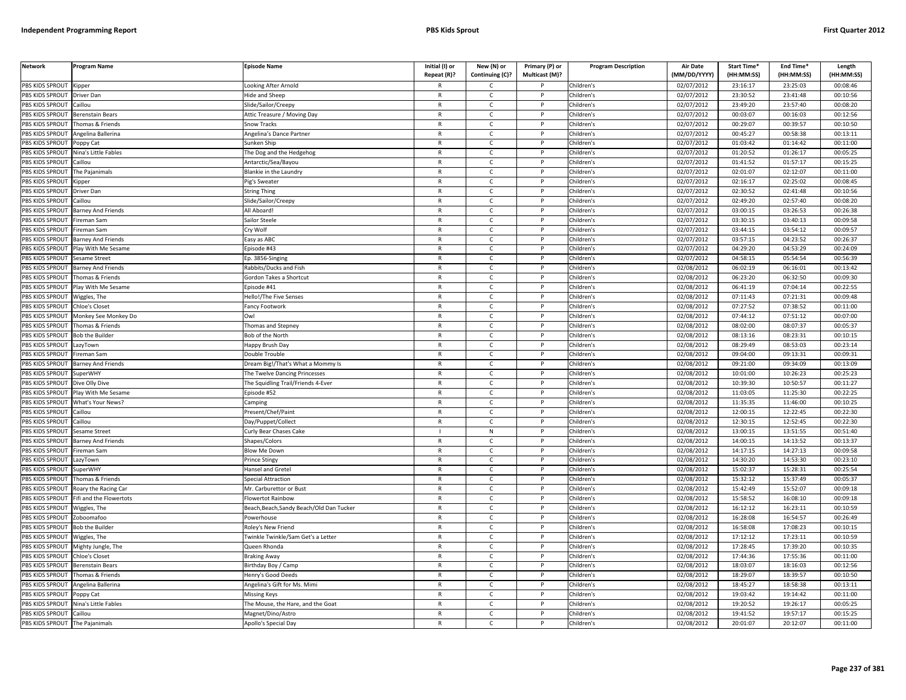| Network | Program Name | Episode Name | Initial (I) or Repeat (R)? | New (N) or Continuing (C)? | Primary (P) or Multicast (M)? | Program Description | Air Date (MM/DD/YYYY) | Start Time* (HH:MM:SS) | End Time* (HH:MM:SS) | Length (HH:MM:SS) |
|---|---|---|---|---|---|---|---|---|---|---|
| PBS KIDS SPROUT | Kipper | Looking After Arnold | R | C | P | Children's | 02/07/2012 | 23:16:17 | 23:25:03 | 00:08:46 |
| PBS KIDS SPROUT | Driver Dan | Hide and Sheep | R | C | P | Children's | 02/07/2012 | 23:30:52 | 23:41:48 | 00:10:56 |
| PBS KIDS SPROUT | Caillou | Slide/Sailor/Creepy | R | C | P | Children's | 02/07/2012 | 23:49:20 | 23:57:40 | 00:08:20 |
| PBS KIDS SPROUT | Berenstain Bears | Attic Treasure / Moving Day | R | C | P | Children's | 02/07/2012 | 00:03:07 | 00:16:03 | 00:12:56 |
| PBS KIDS SPROUT | Thomas & Friends | Snow Tracks | R | C | P | Children's | 02/07/2012 | 00:29:07 | 00:39:57 | 00:10:50 |
| PBS KIDS SPROUT | Angelina Ballerina | Angelina's Dance Partner | R | C | P | Children's | 02/07/2012 | 00:45:27 | 00:58:38 | 00:13:11 |
| PBS KIDS SPROUT | Poppy Cat | Sunken Ship | R | C | P | Children's | 02/07/2012 | 01:03:42 | 01:14:42 | 00:11:00 |
| PBS KIDS SPROUT | Nina's Little Fables | The Dog and the Hedgehog | R | C | P | Children's | 02/07/2012 | 01:20:52 | 01:26:17 | 00:05:25 |
| PBS KIDS SPROUT | Caillou | Antarctic/Sea/Bayou | R | C | P | Children's | 02/07/2012 | 01:41:52 | 01:57:17 | 00:15:25 |
| PBS KIDS SPROUT | The Pajanimals | Blankie in the Laundry | R | C | P | Children's | 02/07/2012 | 02:01:07 | 02:12:07 | 00:11:00 |
| PBS KIDS SPROUT | Kipper | Pig's Sweater | R | C | P | Children's | 02/07/2012 | 02:16:17 | 02:25:02 | 00:08:45 |
| PBS KIDS SPROUT | Driver Dan | String Thing | R | C | P | Children's | 02/07/2012 | 02:30:52 | 02:41:48 | 00:10:56 |
| PBS KIDS SPROUT | Caillou | Slide/Sailor/Creepy | R | C | P | Children's | 02/07/2012 | 02:49:20 | 02:57:40 | 00:08:20 |
| PBS KIDS SPROUT | Barney And Friends | All Aboard! | R | C | P | Children's | 02/07/2012 | 03:00:15 | 03:26:53 | 00:26:38 |
| PBS KIDS SPROUT | Fireman Sam | Sailor Steele | R | C | P | Children's | 02/07/2012 | 03:30:15 | 03:40:13 | 00:09:58 |
| PBS KIDS SPROUT | Fireman Sam | Cry Wolf | R | C | P | Children's | 02/07/2012 | 03:44:15 | 03:54:12 | 00:09:57 |
| PBS KIDS SPROUT | Barney And Friends | Easy as ABC | R | C | P | Children's | 02/07/2012 | 03:57:15 | 04:23:52 | 00:26:37 |
| PBS KIDS SPROUT | Play With Me Sesame | Episode #43 | R | C | P | Children's | 02/07/2012 | 04:29:20 | 04:53:29 | 00:24:09 |
| PBS KIDS SPROUT | Sesame Street | Ep. 3856-Singing | R | C | P | Children's | 02/07/2012 | 04:58:15 | 05:54:54 | 00:56:39 |
| PBS KIDS SPROUT | Barney And Friends | Rabbits/Ducks and Fish | R | C | P | Children's | 02/08/2012 | 06:02:19 | 06:16:01 | 00:13:42 |
| PBS KIDS SPROUT | Thomas & Friends | Gordon Takes a Shortcut | R | C | P | Children's | 02/08/2012 | 06:23:20 | 06:32:50 | 00:09:30 |
| PBS KIDS SPROUT | Play With Me Sesame | Episode #41 | R | C | P | Children's | 02/08/2012 | 06:41:19 | 07:04:14 | 00:22:55 |
| PBS KIDS SPROUT | Wiggles, The | Hello!/The Five Senses | R | C | P | Children's | 02/08/2012 | 07:11:43 | 07:21:31 | 00:09:48 |
| PBS KIDS SPROUT | Chloe's Closet | Fancy Footwork | R | C | P | Children's | 02/08/2012 | 07:27:52 | 07:38:52 | 00:11:00 |
| PBS KIDS SPROUT | Monkey See Monkey Do | Owl | R | C | P | Children's | 02/08/2012 | 07:44:12 | 07:51:12 | 00:07:00 |
| PBS KIDS SPROUT | Thomas & Friends | Thomas and Stepney | R | C | P | Children's | 02/08/2012 | 08:02:00 | 08:07:37 | 00:05:37 |
| PBS KIDS SPROUT | Bob the Builder | Bob of the North | R | C | P | Children's | 02/08/2012 | 08:13:16 | 08:23:31 | 00:10:15 |
| PBS KIDS SPROUT | LazyTown | Happy Brush Day | R | C | P | Children's | 02/08/2012 | 08:29:49 | 08:53:03 | 00:23:14 |
| PBS KIDS SPROUT | Fireman Sam | Double Trouble | R | C | P | Children's | 02/08/2012 | 09:04:00 | 09:13:31 | 00:09:31 |
| PBS KIDS SPROUT | Barney And Friends | Dream Big!/That's What a Mommy Is | R | C | P | Children's | 02/08/2012 | 09:21:00 | 09:34:09 | 00:13:09 |
| PBS KIDS SPROUT | SuperWHY | The Twelve Dancing Princesses | R | C | P | Children's | 02/08/2012 | 10:01:00 | 10:26:23 | 00:25:23 |
| PBS KIDS SPROUT | Dive Olly Dive | The Squidling Trail/Friends 4-Ever | R | C | P | Children's | 02/08/2012 | 10:39:30 | 10:50:57 | 00:11:27 |
| PBS KIDS SPROUT | Play With Me Sesame | Episode #52 | R | C | P | Children's | 02/08/2012 | 11:03:05 | 11:25:30 | 00:22:25 |
| PBS KIDS SPROUT | What's Your News? | Camping | R | C | P | Children's | 02/08/2012 | 11:35:35 | 11:46:00 | 00:10:25 |
| PBS KIDS SPROUT | Caillou | Present/Chef/Paint | R | C | P | Children's | 02/08/2012 | 12:00:15 | 12:22:45 | 00:22:30 |
| PBS KIDS SPROUT | Caillou | Day/Puppet/Collect | R | C | P | Children's | 02/08/2012 | 12:30:15 | 12:52:45 | 00:22:30 |
| PBS KIDS SPROUT | Sesame Street | Curly Bear Chases Cake | I | N | P | Children's | 02/08/2012 | 13:00:15 | 13:51:55 | 00:51:40 |
| PBS KIDS SPROUT | Barney And Friends | Shapes/Colors | R | C | P | Children's | 02/08/2012 | 14:00:15 | 14:13:52 | 00:13:37 |
| PBS KIDS SPROUT | Fireman Sam | Blow Me Down | R | C | P | Children's | 02/08/2012 | 14:17:15 | 14:27:13 | 00:09:58 |
| PBS KIDS SPROUT | LazyTown | Prince Stingy | R | C | P | Children's | 02/08/2012 | 14:30:20 | 14:53:30 | 00:23:10 |
| PBS KIDS SPROUT | SuperWHY | Hansel and Gretel | R | C | P | Children's | 02/08/2012 | 15:02:37 | 15:28:31 | 00:25:54 |
| PBS KIDS SPROUT | Thomas & Friends | Special Attraction | R | C | P | Children's | 02/08/2012 | 15:32:12 | 15:37:49 | 00:05:37 |
| PBS KIDS SPROUT | Roary the Racing Car | Mr. Carburettor or Bust | R | C | P | Children's | 02/08/2012 | 15:42:49 | 15:52:07 | 00:09:18 |
| PBS KIDS SPROUT | Fifi and the Flowertots | Flowertot Rainbow | R | C | P | Children's | 02/08/2012 | 15:58:52 | 16:08:10 | 00:09:18 |
| PBS KIDS SPROUT | Wiggles, The | Beach,Beach,Sandy Beach/Old Dan Tucker | R | C | P | Children's | 02/08/2012 | 16:12:12 | 16:23:11 | 00:10:59 |
| PBS KIDS SPROUT | Zoboomafoo | Powerhouse | R | C | P | Children's | 02/08/2012 | 16:28:08 | 16:54:57 | 00:26:49 |
| PBS KIDS SPROUT | Bob the Builder | Roley's New Friend | R | C | P | Children's | 02/08/2012 | 16:58:08 | 17:08:23 | 00:10:15 |
| PBS KIDS SPROUT | Wiggles, The | Twinkle Twinkle/Sam Get's a Letter | R | C | P | Children's | 02/08/2012 | 17:12:12 | 17:23:11 | 00:10:59 |
| PBS KIDS SPROUT | Mighty Jungle, The | Queen Rhonda | R | C | P | Children's | 02/08/2012 | 17:28:45 | 17:39:20 | 00:10:35 |
| PBS KIDS SPROUT | Chloe's Closet | Braking Away | R | C | P | Children's | 02/08/2012 | 17:44:36 | 17:55:36 | 00:11:00 |
| PBS KIDS SPROUT | Berenstain Bears | Birthday Boy / Camp | R | C | P | Children's | 02/08/2012 | 18:03:07 | 18:16:03 | 00:12:56 |
| PBS KIDS SPROUT | Thomas & Friends | Henry's Good Deeds | R | C | P | Children's | 02/08/2012 | 18:29:07 | 18:39:57 | 00:10:50 |
| PBS KIDS SPROUT | Angelina Ballerina | Angelina's Gift for Ms. Mimi | R | C | P | Children's | 02/08/2012 | 18:45:27 | 18:58:38 | 00:13:11 |
| PBS KIDS SPROUT | Poppy Cat | Missing Keys | R | C | P | Children's | 02/08/2012 | 19:03:42 | 19:14:42 | 00:11:00 |
| PBS KIDS SPROUT | Nina's Little Fables | The Mouse, the Hare, and the Goat | R | C | P | Children's | 02/08/2012 | 19:20:52 | 19:26:17 | 00:05:25 |
| PBS KIDS SPROUT | Caillou | Magnet/Dino/Astro | R | C | P | Children's | 02/08/2012 | 19:41:52 | 19:57:17 | 00:15:25 |
| PBS KIDS SPROUT | The Pajanimals | Apollo's Special Day | R | C | P | Children's | 02/08/2012 | 20:01:07 | 20:12:07 | 00:11:00 |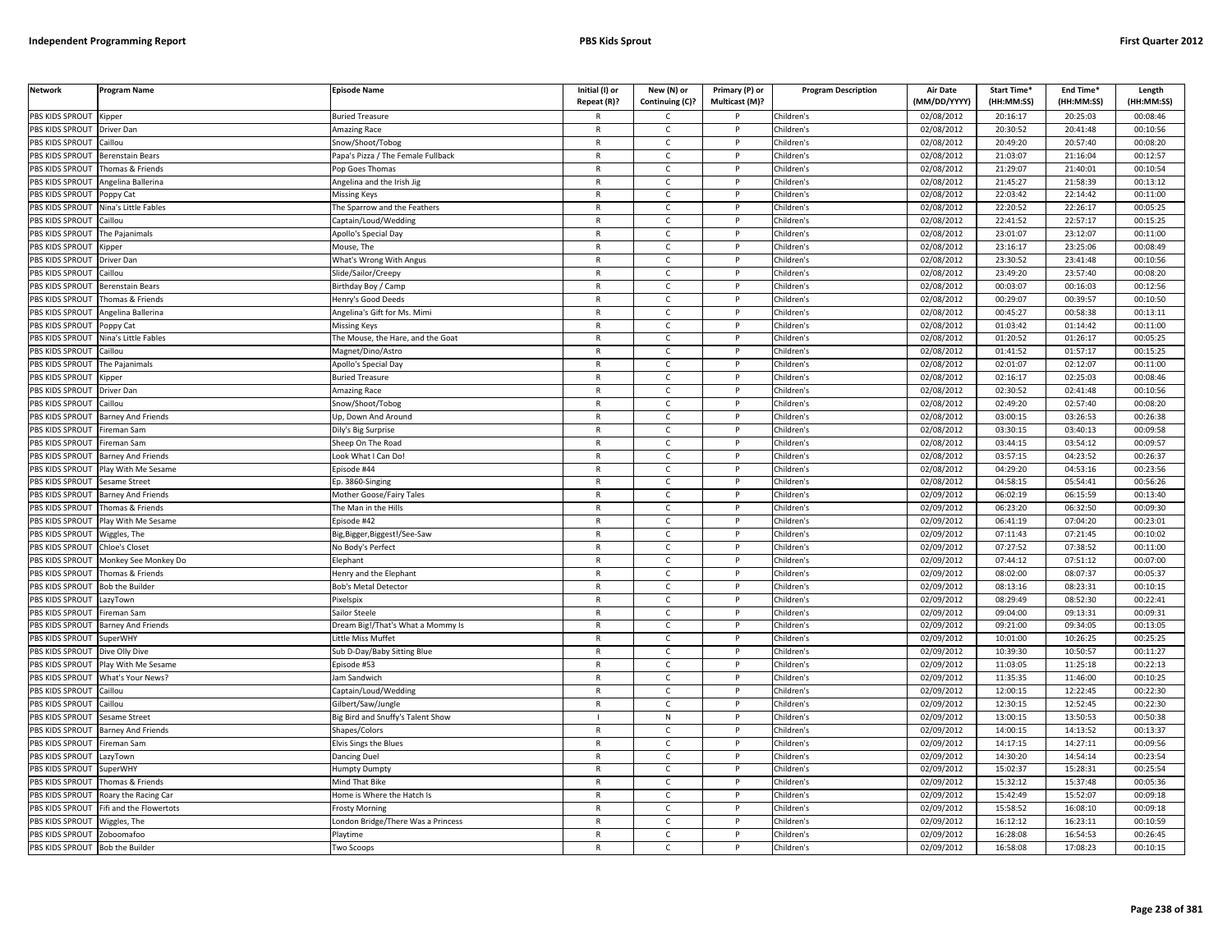| Network | Program Name | Episode Name | Initial (I) or Repeat (R)? | New (N) or Continuing (C)? | Primary (P) or Multicast (M)? | Program Description | Air Date (MM/DD/YYYY) | Start Time* (HH:MM:SS) | End Time* (HH:MM:SS) | Length (HH:MM:SS) |
|---|---|---|---|---|---|---|---|---|---|---|
| PBS KIDS SPROUT | Kipper | Buried Treasure | R | C | P | Children's | 02/08/2012 | 20:16:17 | 20:25:03 | 00:08:46 |
| PBS KIDS SPROUT | Driver Dan | Amazing Race | R | C | P | Children's | 02/08/2012 | 20:30:52 | 20:41:48 | 00:10:56 |
| PBS KIDS SPROUT | Caillou | Snow/Shoot/Tobog | R | C | P | Children's | 02/08/2012 | 20:49:20 | 20:57:40 | 00:08:20 |
| PBS KIDS SPROUT | Berenstain Bears | Papa's Pizza / The Female Fullback | R | C | P | Children's | 02/08/2012 | 21:03:07 | 21:16:04 | 00:12:57 |
| PBS KIDS SPROUT | Thomas & Friends | Pop Goes Thomas | R | C | P | Children's | 02/08/2012 | 21:29:07 | 21:40:01 | 00:10:54 |
| PBS KIDS SPROUT | Angelina Ballerina | Angelina and the Irish Jig | R | C | P | Children's | 02/08/2012 | 21:45:27 | 21:58:39 | 00:13:12 |
| PBS KIDS SPROUT | Poppy Cat | Missing Keys | R | C | P | Children's | 02/08/2012 | 22:03:42 | 22:14:42 | 00:11:00 |
| PBS KIDS SPROUT | Nina's Little Fables | The Sparrow and the Feathers | R | C | P | Children's | 02/08/2012 | 22:20:52 | 22:26:17 | 00:05:25 |
| PBS KIDS SPROUT | Caillou | Captain/Loud/Wedding | R | C | P | Children's | 02/08/2012 | 22:41:52 | 22:57:17 | 00:15:25 |
| PBS KIDS SPROUT | The Pajanimals | Apollo's Special Day | R | C | P | Children's | 02/08/2012 | 23:01:07 | 23:12:07 | 00:11:00 |
| PBS KIDS SPROUT | Kipper | Mouse, The | R | C | P | Children's | 02/08/2012 | 23:16:17 | 23:25:06 | 00:08:49 |
| PBS KIDS SPROUT | Driver Dan | What's Wrong With Angus | R | C | P | Children's | 02/08/2012 | 23:30:52 | 23:41:48 | 00:10:56 |
| PBS KIDS SPROUT | Caillou | Slide/Sailor/Creepy | R | C | P | Children's | 02/08/2012 | 23:49:20 | 23:57:40 | 00:08:20 |
| PBS KIDS SPROUT | Berenstain Bears | Birthday Boy / Camp | R | C | P | Children's | 02/08/2012 | 00:03:07 | 00:16:03 | 00:12:56 |
| PBS KIDS SPROUT | Thomas & Friends | Henry's Good Deeds | R | C | P | Children's | 02/08/2012 | 00:29:07 | 00:39:57 | 00:10:50 |
| PBS KIDS SPROUT | Angelina Ballerina | Angelina's Gift for Ms. Mimi | R | C | P | Children's | 02/08/2012 | 00:45:27 | 00:58:38 | 00:13:11 |
| PBS KIDS SPROUT | Poppy Cat | Missing Keys | R | C | P | Children's | 02/08/2012 | 01:03:42 | 01:14:42 | 00:11:00 |
| PBS KIDS SPROUT | Nina's Little Fables | The Mouse, the Hare, and the Goat | R | C | P | Children's | 02/08/2012 | 01:20:52 | 01:26:17 | 00:05:25 |
| PBS KIDS SPROUT | Caillou | Magnet/Dino/Astro | R | C | P | Children's | 02/08/2012 | 01:41:52 | 01:57:17 | 00:15:25 |
| PBS KIDS SPROUT | The Pajanimals | Apollo's Special Day | R | C | P | Children's | 02/08/2012 | 02:01:07 | 02:12:07 | 00:11:00 |
| PBS KIDS SPROUT | Kipper | Buried Treasure | R | C | P | Children's | 02/08/2012 | 02:16:17 | 02:25:03 | 00:08:46 |
| PBS KIDS SPROUT | Driver Dan | Amazing Race | R | C | P | Children's | 02/08/2012 | 02:30:52 | 02:41:48 | 00:10:56 |
| PBS KIDS SPROUT | Caillou | Snow/Shoot/Tobog | R | C | P | Children's | 02/08/2012 | 02:49:20 | 02:57:40 | 00:08:20 |
| PBS KIDS SPROUT | Barney And Friends | Up, Down And Around | R | C | P | Children's | 02/08/2012 | 03:00:15 | 03:26:53 | 00:26:38 |
| PBS KIDS SPROUT | Fireman Sam | Dily's Big Surprise | R | C | P | Children's | 02/08/2012 | 03:30:15 | 03:40:13 | 00:09:58 |
| PBS KIDS SPROUT | Fireman Sam | Sheep On The Road | R | C | P | Children's | 02/08/2012 | 03:44:15 | 03:54:12 | 00:09:57 |
| PBS KIDS SPROUT | Barney And Friends | Look What I Can Do! | R | C | P | Children's | 02/08/2012 | 03:57:15 | 04:23:52 | 00:26:37 |
| PBS KIDS SPROUT | Play With Me Sesame | Episode #44 | R | C | P | Children's | 02/08/2012 | 04:29:20 | 04:53:16 | 00:23:56 |
| PBS KIDS SPROUT | Sesame Street | Ep. 3860-Singing | R | C | P | Children's | 02/08/2012 | 04:58:15 | 05:54:41 | 00:56:26 |
| PBS KIDS SPROUT | Barney And Friends | Mother Goose/Fairy Tales | R | C | P | Children's | 02/09/2012 | 06:02:19 | 06:15:59 | 00:13:40 |
| PBS KIDS SPROUT | Thomas & Friends | The Man in the Hills | R | C | P | Children's | 02/09/2012 | 06:23:20 | 06:32:50 | 00:09:30 |
| PBS KIDS SPROUT | Play With Me Sesame | Episode #42 | R | C | P | Children's | 02/09/2012 | 06:41:19 | 07:04:20 | 00:23:01 |
| PBS KIDS SPROUT | Wiggles, The | Big,Bigger,Biggest!/See-Saw | R | C | P | Children's | 02/09/2012 | 07:11:43 | 07:21:45 | 00:10:02 |
| PBS KIDS SPROUT | Chloe's Closet | No Body's Perfect | R | C | P | Children's | 02/09/2012 | 07:27:52 | 07:38:52 | 00:11:00 |
| PBS KIDS SPROUT | Monkey See Monkey Do | Elephant | R | C | P | Children's | 02/09/2012 | 07:44:12 | 07:51:12 | 00:07:00 |
| PBS KIDS SPROUT | Thomas & Friends | Henry and the Elephant | R | C | P | Children's | 02/09/2012 | 08:02:00 | 08:07:37 | 00:05:37 |
| PBS KIDS SPROUT | Bob the Builder | Bob's Metal Detector | R | C | P | Children's | 02/09/2012 | 08:13:16 | 08:23:31 | 00:10:15 |
| PBS KIDS SPROUT | LazyTown | Pixelspix | R | C | P | Children's | 02/09/2012 | 08:29:49 | 08:52:30 | 00:22:41 |
| PBS KIDS SPROUT | Fireman Sam | Sailor Steele | R | C | P | Children's | 02/09/2012 | 09:04:00 | 09:13:31 | 00:09:31 |
| PBS KIDS SPROUT | Barney And Friends | Dream Big!/That's What a Mommy Is | R | C | P | Children's | 02/09/2012 | 09:21:00 | 09:34:05 | 00:13:05 |
| PBS KIDS SPROUT | SuperWHY | Little Miss Muffet | R | C | P | Children's | 02/09/2012 | 10:01:00 | 10:26:25 | 00:25:25 |
| PBS KIDS SPROUT | Dive Olly Dive | Sub D-Day/Baby Sitting Blue | R | C | P | Children's | 02/09/2012 | 10:39:30 | 10:50:57 | 00:11:27 |
| PBS KIDS SPROUT | Play With Me Sesame | Episode #53 | R | C | P | Children's | 02/09/2012 | 11:03:05 | 11:25:18 | 00:22:13 |
| PBS KIDS SPROUT | What's Your News? | Jam Sandwich | R | C | P | Children's | 02/09/2012 | 11:35:35 | 11:46:00 | 00:10:25 |
| PBS KIDS SPROUT | Caillou | Captain/Loud/Wedding | R | C | P | Children's | 02/09/2012 | 12:00:15 | 12:22:45 | 00:22:30 |
| PBS KIDS SPROUT | Caillou | Gilbert/Saw/Jungle | R | C | P | Children's | 02/09/2012 | 12:30:15 | 12:52:45 | 00:22:30 |
| PBS KIDS SPROUT | Sesame Street | Big Bird and Snuffy's Talent Show | I | N | P | Children's | 02/09/2012 | 13:00:15 | 13:50:53 | 00:50:38 |
| PBS KIDS SPROUT | Barney And Friends | Shapes/Colors | R | C | P | Children's | 02/09/2012 | 14:00:15 | 14:13:52 | 00:13:37 |
| PBS KIDS SPROUT | Fireman Sam | Elvis Sings the Blues | R | C | P | Children's | 02/09/2012 | 14:17:15 | 14:27:11 | 00:09:56 |
| PBS KIDS SPROUT | LazyTown | Dancing Duel | R | C | P | Children's | 02/09/2012 | 14:30:20 | 14:54:14 | 00:23:54 |
| PBS KIDS SPROUT | SuperWHY | Humpty Dumpty | R | C | P | Children's | 02/09/2012 | 15:02:37 | 15:28:31 | 00:25:54 |
| PBS KIDS SPROUT | Thomas & Friends | Mind That Bike | R | C | P | Children's | 02/09/2012 | 15:32:12 | 15:37:48 | 00:05:36 |
| PBS KIDS SPROUT | Roary the Racing Car | Home is Where the Hatch Is | R | C | P | Children's | 02/09/2012 | 15:42:49 | 15:52:07 | 00:09:18 |
| PBS KIDS SPROUT | Fifi and the Flowertots | Frosty Morning | R | C | P | Children's | 02/09/2012 | 15:58:52 | 16:08:10 | 00:09:18 |
| PBS KIDS SPROUT | Wiggles, The | London Bridge/There Was a Princess | R | C | P | Children's | 02/09/2012 | 16:12:12 | 16:23:11 | 00:10:59 |
| PBS KIDS SPROUT | Zoboomafoo | Playtime | R | C | P | Children's | 02/09/2012 | 16:28:08 | 16:54:53 | 00:26:45 |
| PBS KIDS SPROUT | Bob the Builder | Two Scoops | R | C | P | Children's | 02/09/2012 | 16:58:08 | 17:08:23 | 00:10:15 |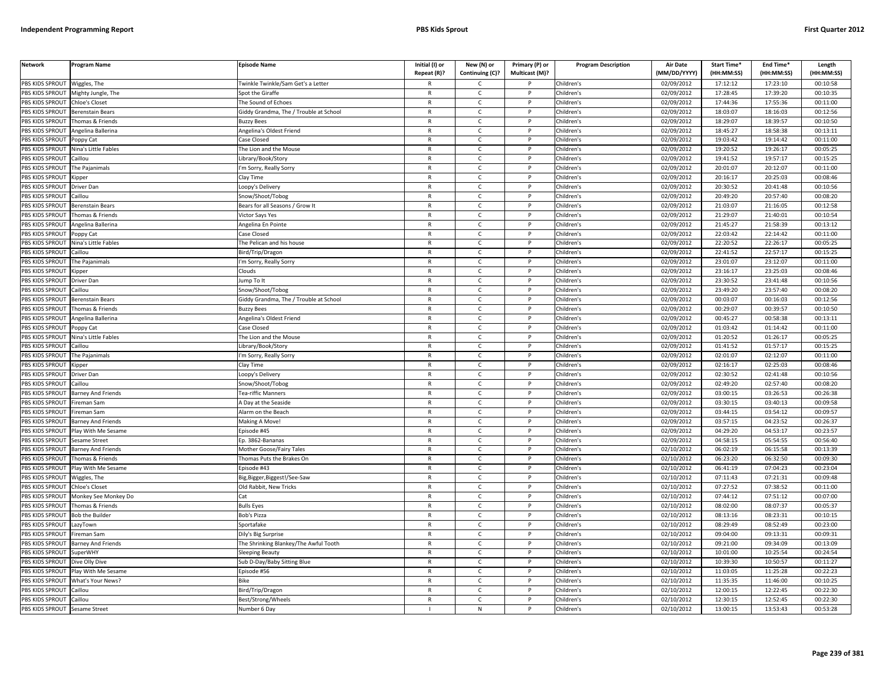| Network | Program Name | Episode Name | Initial (I) or Repeat (R)? | New (N) or Continuing (C)? | Primary (P) or Multicast (M)? | Program Description | Air Date (MM/DD/YYYY) | Start Time* (HH:MM:SS) | End Time* (HH:MM:SS) | Length (HH:MM:SS) |
|---|---|---|---|---|---|---|---|---|---|---|
| PBS KIDS SPROUT | Wiggles, The | Twinkle Twinkle/Sam Get's a Letter | R | C | P | Children's | 02/09/2012 | 17:12:12 | 17:23:10 | 00:10:58 |
| PBS KIDS SPROUT | Mighty Jungle, The | Spot the Giraffe | R | C | P | Children's | 02/09/2012 | 17:28:45 | 17:39:20 | 00:10:35 |
| PBS KIDS SPROUT | Chloe's Closet | The Sound of Echoes | R | C | P | Children's | 02/09/2012 | 17:44:36 | 17:55:36 | 00:11:00 |
| PBS KIDS SPROUT | Berenstain Bears | Giddy Grandma, The / Trouble at School | R | C | P | Children's | 02/09/2012 | 18:03:07 | 18:16:03 | 00:12:56 |
| PBS KIDS SPROUT | Thomas & Friends | Buzzy Bees | R | C | P | Children's | 02/09/2012 | 18:29:07 | 18:39:57 | 00:10:50 |
| PBS KIDS SPROUT | Angelina Ballerina | Angelina's Oldest Friend | R | C | P | Children's | 02/09/2012 | 18:45:27 | 18:58:38 | 00:13:11 |
| PBS KIDS SPROUT | Poppy Cat | Case Closed | R | C | P | Children's | 02/09/2012 | 19:03:42 | 19:14:42 | 00:11:00 |
| PBS KIDS SPROUT | Nina's Little Fables | The Lion and the Mouse | R | C | P | Children's | 02/09/2012 | 19:20:52 | 19:26:17 | 00:05:25 |
| PBS KIDS SPROUT | Caillou | Library/Book/Story | R | C | P | Children's | 02/09/2012 | 19:41:52 | 19:57:17 | 00:15:25 |
| PBS KIDS SPROUT | The Pajanimals | I'm Sorry, Really Sorry | R | C | P | Children's | 02/09/2012 | 20:01:07 | 20:12:07 | 00:11:00 |
| PBS KIDS SPROUT | Kipper | Clay Time | R | C | P | Children's | 02/09/2012 | 20:16:17 | 20:25:03 | 00:08:46 |
| PBS KIDS SPROUT | Driver Dan | Loopy's Delivery | R | C | P | Children's | 02/09/2012 | 20:30:52 | 20:41:48 | 00:10:56 |
| PBS KIDS SPROUT | Caillou | Snow/Shoot/Tobog | R | C | P | Children's | 02/09/2012 | 20:49:20 | 20:57:40 | 00:08:20 |
| PBS KIDS SPROUT | Berenstain Bears | Bears for all Seasons / Grow It | R | C | P | Children's | 02/09/2012 | 21:03:07 | 21:16:05 | 00:12:58 |
| PBS KIDS SPROUT | Thomas & Friends | Victor Says Yes | R | C | P | Children's | 02/09/2012 | 21:29:07 | 21:40:01 | 00:10:54 |
| PBS KIDS SPROUT | Angelina Ballerina | Angelina En Pointe | R | C | P | Children's | 02/09/2012 | 21:45:27 | 21:58:39 | 00:13:12 |
| PBS KIDS SPROUT | Poppy Cat | Case Closed | R | C | P | Children's | 02/09/2012 | 22:03:42 | 22:14:42 | 00:11:00 |
| PBS KIDS SPROUT | Nina's Little Fables | The Pelican and his house | R | C | P | Children's | 02/09/2012 | 22:20:52 | 22:26:17 | 00:05:25 |
| PBS KIDS SPROUT | Caillou | Bird/Trip/Dragon | R | C | P | Children's | 02/09/2012 | 22:41:52 | 22:57:17 | 00:15:25 |
| PBS KIDS SPROUT | The Pajanimals | I'm Sorry, Really Sorry | R | C | P | Children's | 02/09/2012 | 23:01:07 | 23:12:07 | 00:11:00 |
| PBS KIDS SPROUT | Kipper | Clouds | R | C | P | Children's | 02/09/2012 | 23:16:17 | 23:25:03 | 00:08:46 |
| PBS KIDS SPROUT | Driver Dan | Jump To It | R | C | P | Children's | 02/09/2012 | 23:30:52 | 23:41:48 | 00:10:56 |
| PBS KIDS SPROUT | Caillou | Snow/Shoot/Tobog | R | C | P | Children's | 02/09/2012 | 23:49:20 | 23:57:40 | 00:08:20 |
| PBS KIDS SPROUT | Berenstain Bears | Giddy Grandma, The / Trouble at School | R | C | P | Children's | 02/09/2012 | 00:03:07 | 00:16:03 | 00:12:56 |
| PBS KIDS SPROUT | Thomas & Friends | Buzzy Bees | R | C | P | Children's | 02/09/2012 | 00:29:07 | 00:39:57 | 00:10:50 |
| PBS KIDS SPROUT | Angelina Ballerina | Angelina's Oldest Friend | R | C | P | Children's | 02/09/2012 | 00:45:27 | 00:58:38 | 00:13:11 |
| PBS KIDS SPROUT | Poppy Cat | Case Closed | R | C | P | Children's | 02/09/2012 | 01:03:42 | 01:14:42 | 00:11:00 |
| PBS KIDS SPROUT | Nina's Little Fables | The Lion and the Mouse | R | C | P | Children's | 02/09/2012 | 01:20:52 | 01:26:17 | 00:05:25 |
| PBS KIDS SPROUT | Caillou | Library/Book/Story | R | C | P | Children's | 02/09/2012 | 01:41:52 | 01:57:17 | 00:15:25 |
| PBS KIDS SPROUT | The Pajanimals | I'm Sorry, Really Sorry | R | C | P | Children's | 02/09/2012 | 02:01:07 | 02:12:07 | 00:11:00 |
| PBS KIDS SPROUT | Kipper | Clay Time | R | C | P | Children's | 02/09/2012 | 02:16:17 | 02:25:03 | 00:08:46 |
| PBS KIDS SPROUT | Driver Dan | Loopy's Delivery | R | C | P | Children's | 02/09/2012 | 02:30:52 | 02:41:48 | 00:10:56 |
| PBS KIDS SPROUT | Caillou | Snow/Shoot/Tobog | R | C | P | Children's | 02/09/2012 | 02:49:20 | 02:57:40 | 00:08:20 |
| PBS KIDS SPROUT | Barney And Friends | Tea-riffic Manners | R | C | P | Children's | 02/09/2012 | 03:00:15 | 03:26:53 | 00:26:38 |
| PBS KIDS SPROUT | Fireman Sam | A Day at the Seaside | R | C | P | Children's | 02/09/2012 | 03:30:15 | 03:40:13 | 00:09:58 |
| PBS KIDS SPROUT | Fireman Sam | Alarm on the Beach | R | C | P | Children's | 02/09/2012 | 03:44:15 | 03:54:12 | 00:09:57 |
| PBS KIDS SPROUT | Barney And Friends | Making A Move! | R | C | P | Children's | 02/09/2012 | 03:57:15 | 04:23:52 | 00:26:37 |
| PBS KIDS SPROUT | Play With Me Sesame | Episode #45 | R | C | P | Children's | 02/09/2012 | 04:29:20 | 04:53:17 | 00:23:57 |
| PBS KIDS SPROUT | Sesame Street | Ep. 3862-Bananas | R | C | P | Children's | 02/09/2012 | 04:58:15 | 05:54:55 | 00:56:40 |
| PBS KIDS SPROUT | Barney And Friends | Mother Goose/Fairy Tales | R | C | P | Children's | 02/10/2012 | 06:02:19 | 06:15:58 | 00:13:39 |
| PBS KIDS SPROUT | Thomas & Friends | Thomas Puts the Brakes On | R | C | P | Children's | 02/10/2012 | 06:23:20 | 06:32:50 | 00:09:30 |
| PBS KIDS SPROUT | Play With Me Sesame | Episode #43 | R | C | P | Children's | 02/10/2012 | 06:41:19 | 07:04:23 | 00:23:04 |
| PBS KIDS SPROUT | Wiggles, The | Big,Bigger,Biggest!/See-Saw | R | C | P | Children's | 02/10/2012 | 07:11:43 | 07:21:31 | 00:09:48 |
| PBS KIDS SPROUT | Chloe's Closet | Old Rabbit, New Tricks | R | C | P | Children's | 02/10/2012 | 07:27:52 | 07:38:52 | 00:11:00 |
| PBS KIDS SPROUT | Monkey See Monkey Do | Cat | R | C | P | Children's | 02/10/2012 | 07:44:12 | 07:51:12 | 00:07:00 |
| PBS KIDS SPROUT | Thomas & Friends | Bulls Eyes | R | C | P | Children's | 02/10/2012 | 08:02:00 | 08:07:37 | 00:05:37 |
| PBS KIDS SPROUT | Bob the Builder | Bob's Pizza | R | C | P | Children's | 02/10/2012 | 08:13:16 | 08:23:31 | 00:10:15 |
| PBS KIDS SPROUT | LazyTown | Sportafake | R | C | P | Children's | 02/10/2012 | 08:29:49 | 08:52:49 | 00:23:00 |
| PBS KIDS SPROUT | Fireman Sam | Dily's Big Surprise | R | C | P | Children's | 02/10/2012 | 09:04:00 | 09:13:31 | 00:09:31 |
| PBS KIDS SPROUT | Barney And Friends | The Shrinking Blankey/The Awful Tooth | R | C | P | Children's | 02/10/2012 | 09:21:00 | 09:34:09 | 00:13:09 |
| PBS KIDS SPROUT | SuperWHY | Sleeping Beauty | R | C | P | Children's | 02/10/2012 | 10:01:00 | 10:25:54 | 00:24:54 |
| PBS KIDS SPROUT | Dive Olly Dive | Sub D-Day/Baby Sitting Blue | R | C | P | Children's | 02/10/2012 | 10:39:30 | 10:50:57 | 00:11:27 |
| PBS KIDS SPROUT | Play With Me Sesame | Episode #56 | R | C | P | Children's | 02/10/2012 | 11:03:05 | 11:25:28 | 00:22:23 |
| PBS KIDS SPROUT | What's Your News? | Bike | R | C | P | Children's | 02/10/2012 | 11:35:35 | 11:46:00 | 00:10:25 |
| PBS KIDS SPROUT | Caillou | Bird/Trip/Dragon | R | C | P | Children's | 02/10/2012 | 12:00:15 | 12:22:45 | 00:22:30 |
| PBS KIDS SPROUT | Caillou | Best/Strong/Wheels | R | C | P | Children's | 02/10/2012 | 12:30:15 | 12:52:45 | 00:22:30 |
| PBS KIDS SPROUT | Sesame Street | Number 6 Day | I | N | P | Children's | 02/10/2012 | 13:00:15 | 13:53:43 | 00:53:28 |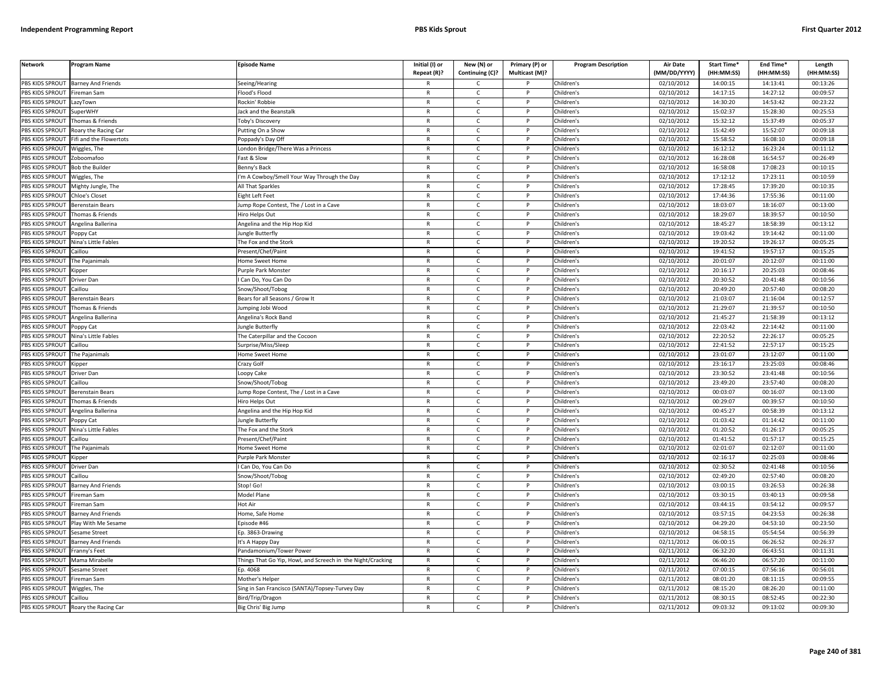| Network | Program Name | Episode Name | Initial (I) or Repeat (R)? | New (N) or Continuing (C)? | Primary (P) or Multicast (M)? | Program Description | Air Date (MM/DD/YYYY) | Start Time* (HH:MM:SS) | End Time* (HH:MM:SS) | Length (HH:MM:SS) |
|---|---|---|---|---|---|---|---|---|---|---|
| PBS KIDS SPROUT | Barney And Friends | Seeing/Hearing | R | C | P | Children's | 02/10/2012 | 14:00:15 | 14:13:41 | 00:13:26 |
| PBS KIDS SPROUT | Fireman Sam | Flood's Flood | R | C | P | Children's | 02/10/2012 | 14:17:15 | 14:27:12 | 00:09:57 |
| PBS KIDS SPROUT | LazyTown | Rockin' Robbie | R | C | P | Children's | 02/10/2012 | 14:30:20 | 14:53:42 | 00:23:22 |
| PBS KIDS SPROUT | SuperWHY | Jack and the Beanstalk | R | C | P | Children's | 02/10/2012 | 15:02:37 | 15:28:30 | 00:25:53 |
| PBS KIDS SPROUT | Thomas & Friends | Toby's Discovery | R | C | P | Children's | 02/10/2012 | 15:32:12 | 15:37:49 | 00:05:37 |
| PBS KIDS SPROUT | Roary the Racing Car | Putting On a Show | R | C | P | Children's | 02/10/2012 | 15:42:49 | 15:52:07 | 00:09:18 |
| PBS KIDS SPROUT | Fifi and the Flowertots | Poppady's Day Off | R | C | P | Children's | 02/10/2012 | 15:58:52 | 16:08:10 | 00:09:18 |
| PBS KIDS SPROUT | Wiggles, The | London Bridge/There Was a Princess | R | C | P | Children's | 02/10/2012 | 16:12:12 | 16:23:24 | 00:11:12 |
| PBS KIDS SPROUT | Zoboomafoo | Fast & Slow | R | C | P | Children's | 02/10/2012 | 16:28:08 | 16:54:57 | 00:26:49 |
| PBS KIDS SPROUT | Bob the Builder | Benny's Back | R | C | P | Children's | 02/10/2012 | 16:58:08 | 17:08:23 | 00:10:15 |
| PBS KIDS SPROUT | Wiggles, The | I'm A Cowboy/Smell Your Way Through the Day | R | C | P | Children's | 02/10/2012 | 17:12:12 | 17:23:11 | 00:10:59 |
| PBS KIDS SPROUT | Mighty Jungle, The | All That Sparkles | R | C | P | Children's | 02/10/2012 | 17:28:45 | 17:39:20 | 00:10:35 |
| PBS KIDS SPROUT | Chloe's Closet | Eight Left Feet | R | C | P | Children's | 02/10/2012 | 17:44:36 | 17:55:36 | 00:11:00 |
| PBS KIDS SPROUT | Berenstain Bears | Jump Rope Contest, The / Lost in a Cave | R | C | P | Children's | 02/10/2012 | 18:03:07 | 18:16:07 | 00:13:00 |
| PBS KIDS SPROUT | Thomas & Friends | Hiro Helps Out | R | C | P | Children's | 02/10/2012 | 18:29:07 | 18:39:57 | 00:10:50 |
| PBS KIDS SPROUT | Angelina Ballerina | Angelina and the Hip Hop Kid | R | C | P | Children's | 02/10/2012 | 18:45:27 | 18:58:39 | 00:13:12 |
| PBS KIDS SPROUT | Poppy Cat | Jungle Butterfly | R | C | P | Children's | 02/10/2012 | 19:03:42 | 19:14:42 | 00:11:00 |
| PBS KIDS SPROUT | Nina's Little Fables | The Fox and the Stork | R | C | P | Children's | 02/10/2012 | 19:20:52 | 19:26:17 | 00:05:25 |
| PBS KIDS SPROUT | Caillou | Present/Chef/Paint | R | C | P | Children's | 02/10/2012 | 19:41:52 | 19:57:17 | 00:15:25 |
| PBS KIDS SPROUT | The Pajanimals | Home Sweet Home | R | C | P | Children's | 02/10/2012 | 20:01:07 | 20:12:07 | 00:11:00 |
| PBS KIDS SPROUT | Kipper | Purple Park Monster | R | C | P | Children's | 02/10/2012 | 20:16:17 | 20:25:03 | 00:08:46 |
| PBS KIDS SPROUT | Driver Dan | I Can Do, You Can Do | R | C | P | Children's | 02/10/2012 | 20:30:52 | 20:41:48 | 00:10:56 |
| PBS KIDS SPROUT | Caillou | Snow/Shoot/Tobog | R | C | P | Children's | 02/10/2012 | 20:49:20 | 20:57:40 | 00:08:20 |
| PBS KIDS SPROUT | Berenstain Bears | Bears for all Seasons / Grow It | R | C | P | Children's | 02/10/2012 | 21:03:07 | 21:16:04 | 00:12:57 |
| PBS KIDS SPROUT | Thomas & Friends | Jumping Jobi Wood | R | C | P | Children's | 02/10/2012 | 21:29:07 | 21:39:57 | 00:10:50 |
| PBS KIDS SPROUT | Angelina Ballerina | Angelina's Rock Band | R | C | P | Children's | 02/10/2012 | 21:45:27 | 21:58:39 | 00:13:12 |
| PBS KIDS SPROUT | Poppy Cat | Jungle Butterfly | R | C | P | Children's | 02/10/2012 | 22:03:42 | 22:14:42 | 00:11:00 |
| PBS KIDS SPROUT | Nina's Little Fables | The Caterpillar and the Cocoon | R | C | P | Children's | 02/10/2012 | 22:20:52 | 22:26:17 | 00:05:25 |
| PBS KIDS SPROUT | Caillou | Surprise/Miss/Sleep | R | C | P | Children's | 02/10/2012 | 22:41:52 | 22:57:17 | 00:15:25 |
| PBS KIDS SPROUT | The Pajanimals | Home Sweet Home | R | C | P | Children's | 02/10/2012 | 23:01:07 | 23:12:07 | 00:11:00 |
| PBS KIDS SPROUT | Kipper | Crazy Golf | R | C | P | Children's | 02/10/2012 | 23:16:17 | 23:25:03 | 00:08:46 |
| PBS KIDS SPROUT | Driver Dan | Loopy Cake | R | C | P | Children's | 02/10/2012 | 23:30:52 | 23:41:48 | 00:10:56 |
| PBS KIDS SPROUT | Caillou | Snow/Shoot/Tobog | R | C | P | Children's | 02/10/2012 | 23:49:20 | 23:57:40 | 00:08:20 |
| PBS KIDS SPROUT | Berenstain Bears | Jump Rope Contest, The / Lost in a Cave | R | C | P | Children's | 02/10/2012 | 00:03:07 | 00:16:07 | 00:13:00 |
| PBS KIDS SPROUT | Thomas & Friends | Hiro Helps Out | R | C | P | Children's | 02/10/2012 | 00:29:07 | 00:39:57 | 00:10:50 |
| PBS KIDS SPROUT | Angelina Ballerina | Angelina and the Hip Hop Kid | R | C | P | Children's | 02/10/2012 | 00:45:27 | 00:58:39 | 00:13:12 |
| PBS KIDS SPROUT | Poppy Cat | Jungle Butterfly | R | C | P | Children's | 02/10/2012 | 01:03:42 | 01:14:42 | 00:11:00 |
| PBS KIDS SPROUT | Nina's Little Fables | The Fox and the Stork | R | C | P | Children's | 02/10/2012 | 01:20:52 | 01:26:17 | 00:05:25 |
| PBS KIDS SPROUT | Caillou | Present/Chef/Paint | R | C | P | Children's | 02/10/2012 | 01:41:52 | 01:57:17 | 00:15:25 |
| PBS KIDS SPROUT | The Pajanimals | Home Sweet Home | R | C | P | Children's | 02/10/2012 | 02:01:07 | 02:12:07 | 00:11:00 |
| PBS KIDS SPROUT | Kipper | Purple Park Monster | R | C | P | Children's | 02/10/2012 | 02:16:17 | 02:25:03 | 00:08:46 |
| PBS KIDS SPROUT | Driver Dan | I Can Do, You Can Do | R | C | P | Children's | 02/10/2012 | 02:30:52 | 02:41:48 | 00:10:56 |
| PBS KIDS SPROUT | Caillou | Snow/Shoot/Tobog | R | C | P | Children's | 02/10/2012 | 02:49:20 | 02:57:40 | 00:08:20 |
| PBS KIDS SPROUT | Barney And Friends | Stop! Go! | R | C | P | Children's | 02/10/2012 | 03:00:15 | 03:26:53 | 00:26:38 |
| PBS KIDS SPROUT | Fireman Sam | Model Plane | R | C | P | Children's | 02/10/2012 | 03:30:15 | 03:40:13 | 00:09:58 |
| PBS KIDS SPROUT | Fireman Sam | Hot Air | R | C | P | Children's | 02/10/2012 | 03:44:15 | 03:54:12 | 00:09:57 |
| PBS KIDS SPROUT | Barney And Friends | Home, Safe Home | R | C | P | Children's | 02/10/2012 | 03:57:15 | 04:23:53 | 00:26:38 |
| PBS KIDS SPROUT | Play With Me Sesame | Episode #46 | R | C | P | Children's | 02/10/2012 | 04:29:20 | 04:53:10 | 00:23:50 |
| PBS KIDS SPROUT | Sesame Street | Ep. 3863-Drawing | R | C | P | Children's | 02/10/2012 | 04:58:15 | 05:54:54 | 00:56:39 |
| PBS KIDS SPROUT | Barney And Friends | It's A Happy Day | R | C | P | Children's | 02/11/2012 | 06:00:15 | 06:26:52 | 00:26:37 |
| PBS KIDS SPROUT | Franny's Feet | Pandamonium/Tower Power | R | C | P | Children's | 02/11/2012 | 06:32:20 | 06:43:51 | 00:11:31 |
| PBS KIDS SPROUT | Mama Mirabelle | Things That Go Yip, Howl, and Screech in the Night/Cracking | R | C | P | Children's | 02/11/2012 | 06:46:20 | 06:57:20 | 00:11:00 |
| PBS KIDS SPROUT | Sesame Street | Ep. 4068 | R | C | P | Children's | 02/11/2012 | 07:00:15 | 07:56:16 | 00:56:01 |
| PBS KIDS SPROUT | Fireman Sam | Mother's Helper | R | C | P | Children's | 02/11/2012 | 08:01:20 | 08:11:15 | 00:09:55 |
| PBS KIDS SPROUT | Wiggles, The | Sing in San Francisco (SANTA)/Topsey-Turvey Day | R | C | P | Children's | 02/11/2012 | 08:15:20 | 08:26:20 | 00:11:00 |
| PBS KIDS SPROUT | Caillou | Bird/Trip/Dragon | R | C | P | Children's | 02/11/2012 | 08:30:15 | 08:52:45 | 00:22:30 |
| PBS KIDS SPROUT | Roary the Racing Car | Big Chris' Big Jump | R | C | P | Children's | 02/11/2012 | 09:03:32 | 09:13:02 | 00:09:30 |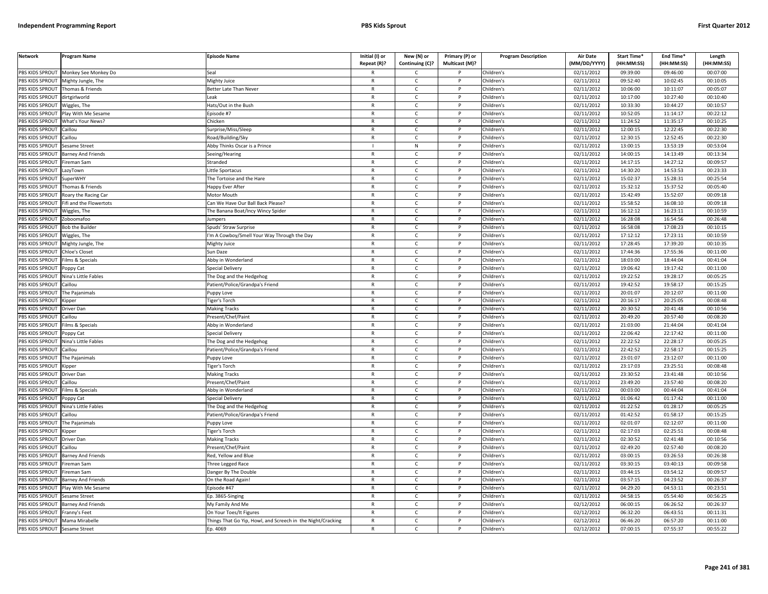| Network | Program Name | Episode Name | Initial (I) or Repeat (R)? | New (N) or Continuing (C)? | Primary (P) or Multicast (M)? | Program Description | Air Date (MM/DD/YYYY) | Start Time* (HH:MM:SS) | End Time* (HH:MM:SS) | Length (HH:MM:SS) |
|---|---|---|---|---|---|---|---|---|---|---|
| PBS KIDS SPROUT | Monkey See Monkey Do | Seal | R | C | P | Children's | 02/11/2012 | 09:39:00 | 09:46:00 | 00:07:00 |
| PBS KIDS SPROUT | Mighty Jungle, The | Mighty Juice | R | C | P | Children's | 02/11/2012 | 09:52:40 | 10:02:45 | 00:10:05 |
| PBS KIDS SPROUT | Thomas & Friends | Better Late Than Never | R | C | P | Children's | 02/11/2012 | 10:06:00 | 10:11:07 | 00:05:07 |
| PBS KIDS SPROUT | dirtgirlworld | Leak | R | C | P | Children's | 02/11/2012 | 10:17:00 | 10:27:40 | 00:10:40 |
| PBS KIDS SPROUT | Wiggles, The | Hats/Out in the Bush | R | C | P | Children's | 02/11/2012 | 10:33:30 | 10:44:27 | 00:10:57 |
| PBS KIDS SPROUT | Play With Me Sesame | Episode #7 | R | C | P | Children's | 02/11/2012 | 10:52:05 | 11:14:17 | 00:22:12 |
| PBS KIDS SPROUT | What's Your News? | Chicken | R | C | P | Children's | 02/11/2012 | 11:24:52 | 11:35:17 | 00:10:25 |
| PBS KIDS SPROUT | Caillou | Surprise/Miss/Sleep | R | C | P | Children's | 02/11/2012 | 12:00:15 | 12:22:45 | 00:22:30 |
| PBS KIDS SPROUT | Caillou | Road/Building/Sky | R | C | P | Children's | 02/11/2012 | 12:30:15 | 12:52:45 | 00:22:30 |
| PBS KIDS SPROUT | Sesame Street | Abby Thinks Oscar is a Prince | I | N | P | Children's | 02/11/2012 | 13:00:15 | 13:53:19 | 00:53:04 |
| PBS KIDS SPROUT | Barney And Friends | Seeing/Hearing | R | C | P | Children's | 02/11/2012 | 14:00:15 | 14:13:49 | 00:13:34 |
| PBS KIDS SPROUT | Fireman Sam | Stranded | R | C | P | Children's | 02/11/2012 | 14:17:15 | 14:27:12 | 00:09:57 |
| PBS KIDS SPROUT | LazyTown | Little Sportacus | R | C | P | Children's | 02/11/2012 | 14:30:20 | 14:53:53 | 00:23:33 |
| PBS KIDS SPROUT | SuperWHY | The Tortoise and the Hare | R | C | P | Children's | 02/11/2012 | 15:02:37 | 15:28:31 | 00:25:54 |
| PBS KIDS SPROUT | Thomas & Friends | Happy Ever After | R | C | P | Children's | 02/11/2012 | 15:32:12 | 15:37:52 | 00:05:40 |
| PBS KIDS SPROUT | Roary the Racing Car | Motor Mouth | R | C | P | Children's | 02/11/2012 | 15:42:49 | 15:52:07 | 00:09:18 |
| PBS KIDS SPROUT | Fifi and the Flowertots | Can We Have Our Ball Back Please? | R | C | P | Children's | 02/11/2012 | 15:58:52 | 16:08:10 | 00:09:18 |
| PBS KIDS SPROUT | Wiggles, The | The Banana Boat/Incy Wincy Spider | R | C | P | Children's | 02/11/2012 | 16:12:12 | 16:23:11 | 00:10:59 |
| PBS KIDS SPROUT | Zoboomafoo | Jumpers | R | C | P | Children's | 02/11/2012 | 16:28:08 | 16:54:56 | 00:26:48 |
| PBS KIDS SPROUT | Bob the Builder | Spuds' Straw Surprise | R | C | P | Children's | 02/11/2012 | 16:58:08 | 17:08:23 | 00:10:15 |
| PBS KIDS SPROUT | Wiggles, The | I'm A Cowboy/Smell Your Way Through the Day | R | C | P | Children's | 02/11/2012 | 17:12:12 | 17:23:11 | 00:10:59 |
| PBS KIDS SPROUT | Mighty Jungle, The | Mighty Juice | R | C | P | Children's | 02/11/2012 | 17:28:45 | 17:39:20 | 00:10:35 |
| PBS KIDS SPROUT | Chloe's Closet | Sun Daze | R | C | P | Children's | 02/11/2012 | 17:44:36 | 17:55:36 | 00:11:00 |
| PBS KIDS SPROUT | Films & Specials | Abby in Wonderland | R | C | P | Children's | 02/11/2012 | 18:03:00 | 18:44:04 | 00:41:04 |
| PBS KIDS SPROUT | Poppy Cat | Special Delivery | R | C | P | Children's | 02/11/2012 | 19:06:42 | 19:17:42 | 00:11:00 |
| PBS KIDS SPROUT | Nina's Little Fables | The Dog and the Hedgehog | R | C | P | Children's | 02/11/2012 | 19:22:52 | 19:28:17 | 00:05:25 |
| PBS KIDS SPROUT | Caillou | Patient/Police/Grandpa's Friend | R | C | P | Children's | 02/11/2012 | 19:42:52 | 19:58:17 | 00:15:25 |
| PBS KIDS SPROUT | The Pajanimals | Puppy Love | R | C | P | Children's | 02/11/2012 | 20:01:07 | 20:12:07 | 00:11:00 |
| PBS KIDS SPROUT | Kipper | Tiger's Torch | R | C | P | Children's | 02/11/2012 | 20:16:17 | 20:25:05 | 00:08:48 |
| PBS KIDS SPROUT | Driver Dan | Making Tracks | R | C | P | Children's | 02/11/2012 | 20:30:52 | 20:41:48 | 00:10:56 |
| PBS KIDS SPROUT | Caillou | Present/Chef/Paint | R | C | P | Children's | 02/11/2012 | 20:49:20 | 20:57:40 | 00:08:20 |
| PBS KIDS SPROUT | Films & Specials | Abby in Wonderland | R | C | P | Children's | 02/11/2012 | 21:03:00 | 21:44:04 | 00:41:04 |
| PBS KIDS SPROUT | Poppy Cat | Special Delivery | R | C | P | Children's | 02/11/2012 | 22:06:42 | 22:17:42 | 00:11:00 |
| PBS KIDS SPROUT | Nina's Little Fables | The Dog and the Hedgehog | R | C | P | Children's | 02/11/2012 | 22:22:52 | 22:28:17 | 00:05:25 |
| PBS KIDS SPROUT | Caillou | Patient/Police/Grandpa's Friend | R | C | P | Children's | 02/11/2012 | 22:42:52 | 22:58:17 | 00:15:25 |
| PBS KIDS SPROUT | The Pajanimals | Puppy Love | R | C | P | Children's | 02/11/2012 | 23:01:07 | 23:12:07 | 00:11:00 |
| PBS KIDS SPROUT | Kipper | Tiger's Torch | R | C | P | Children's | 02/11/2012 | 23:17:03 | 23:25:51 | 00:08:48 |
| PBS KIDS SPROUT | Driver Dan | Making Tracks | R | C | P | Children's | 02/11/2012 | 23:30:52 | 23:41:48 | 00:10:56 |
| PBS KIDS SPROUT | Caillou | Present/Chef/Paint | R | C | P | Children's | 02/11/2012 | 23:49:20 | 23:57:40 | 00:08:20 |
| PBS KIDS SPROUT | Films & Specials | Abby in Wonderland | R | C | P | Children's | 02/11/2012 | 00:03:00 | 00:44:04 | 00:41:04 |
| PBS KIDS SPROUT | Poppy Cat | Special Delivery | R | C | P | Children's | 02/11/2012 | 01:06:42 | 01:17:42 | 00:11:00 |
| PBS KIDS SPROUT | Nina's Little Fables | The Dog and the Hedgehog | R | C | P | Children's | 02/11/2012 | 01:22:52 | 01:28:17 | 00:05:25 |
| PBS KIDS SPROUT | Caillou | Patient/Police/Grandpa's Friend | R | C | P | Children's | 02/11/2012 | 01:42:52 | 01:58:17 | 00:15:25 |
| PBS KIDS SPROUT | The Pajanimals | Puppy Love | R | C | P | Children's | 02/11/2012 | 02:01:07 | 02:12:07 | 00:11:00 |
| PBS KIDS SPROUT | Kipper | Tiger's Torch | R | C | P | Children's | 02/11/2012 | 02:17:03 | 02:25:51 | 00:08:48 |
| PBS KIDS SPROUT | Driver Dan | Making Tracks | R | C | P | Children's | 02/11/2012 | 02:30:52 | 02:41:48 | 00:10:56 |
| PBS KIDS SPROUT | Caillou | Present/Chef/Paint | R | C | P | Children's | 02/11/2012 | 02:49:20 | 02:57:40 | 00:08:20 |
| PBS KIDS SPROUT | Barney And Friends | Red, Yellow and Blue | R | C | P | Children's | 02/11/2012 | 03:00:15 | 03:26:53 | 00:26:38 |
| PBS KIDS SPROUT | Fireman Sam | Three Legged Race | R | C | P | Children's | 02/11/2012 | 03:30:15 | 03:40:13 | 00:09:58 |
| PBS KIDS SPROUT | Fireman Sam | Danger By The Double | R | C | P | Children's | 02/11/2012 | 03:44:15 | 03:54:12 | 00:09:57 |
| PBS KIDS SPROUT | Barney And Friends | On the Road Again! | R | C | P | Children's | 02/11/2012 | 03:57:15 | 04:23:52 | 00:26:37 |
| PBS KIDS SPROUT | Play With Me Sesame | Episode #47 | R | C | P | Children's | 02/11/2012 | 04:29:20 | 04:53:11 | 00:23:51 |
| PBS KIDS SPROUT | Sesame Street | Ep. 3865-Singing | R | C | P | Children's | 02/11/2012 | 04:58:15 | 05:54:40 | 00:56:25 |
| PBS KIDS SPROUT | Barney And Friends | My Family And Me | R | C | P | Children's | 02/12/2012 | 06:00:15 | 06:26:52 | 00:26:37 |
| PBS KIDS SPROUT | Franny's Feet | On Your Toes/It Figures | R | C | P | Children's | 02/12/2012 | 06:32:20 | 06:43:51 | 00:11:31 |
| PBS KIDS SPROUT | Mama Mirabelle | Things That Go Yip, Howl, and Screech in the Night/Cracking | R | C | P | Children's | 02/12/2012 | 06:46:20 | 06:57:20 | 00:11:00 |
| PBS KIDS SPROUT | Sesame Street | Ep. 4069 | R | C | P | Children's | 02/12/2012 | 07:00:15 | 07:55:37 | 00:55:22 |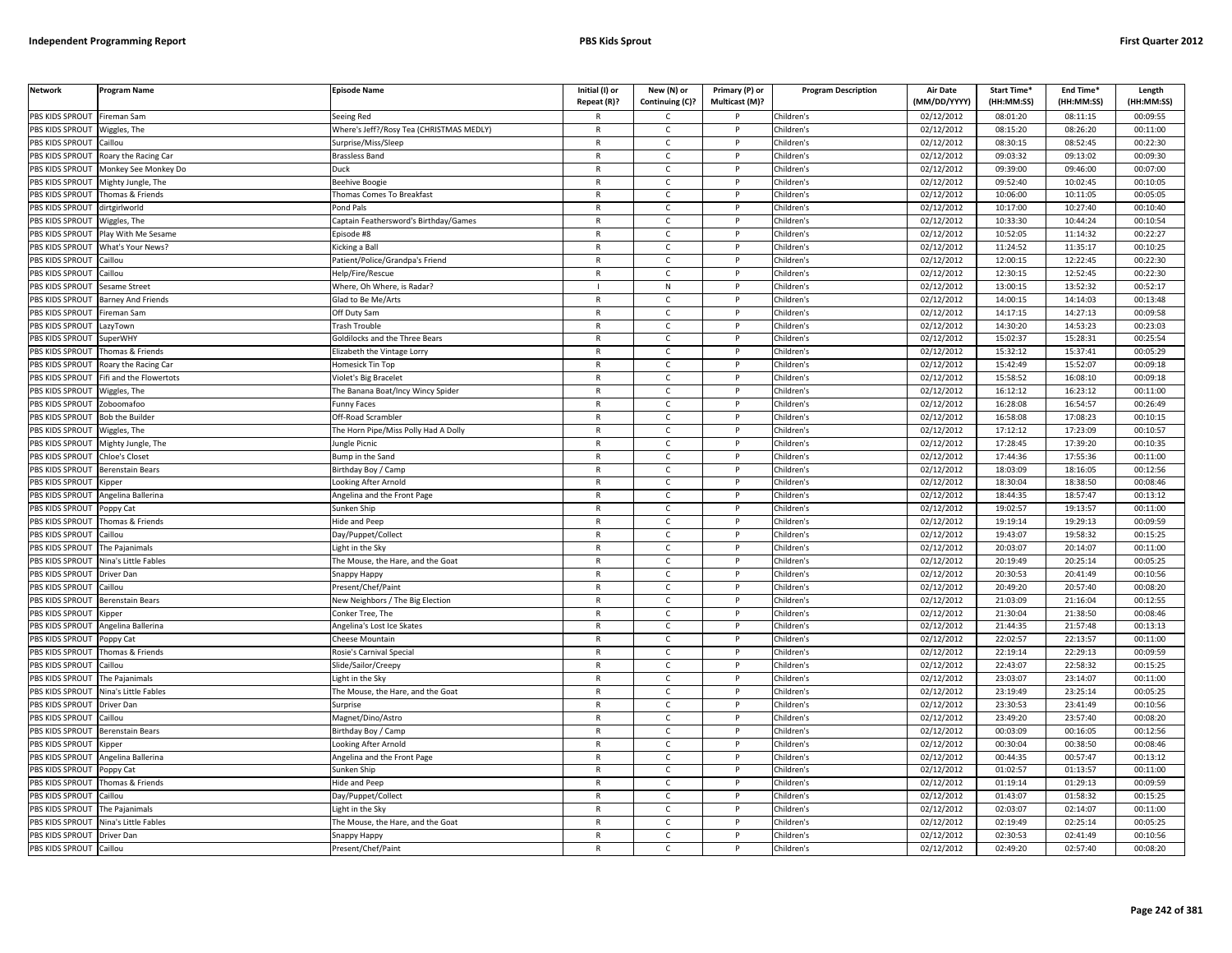| Network | Program Name | Episode Name | Initial (I) or Repeat (R)? | New (N) or Continuing (C)? | Primary (P) or Multicast (M)? | Program Description | Air Date (MM/DD/YYYY) | Start Time* (HH:MM:SS) | End Time* (HH:MM:SS) | Length (HH:MM:SS) |
|---|---|---|---|---|---|---|---|---|---|---|
| PBS KIDS SPROUT | Fireman Sam | Seeing Red | R | C | P | Children's | 02/12/2012 | 08:01:20 | 08:11:15 | 00:09:55 |
| PBS KIDS SPROUT | Wiggles, The | Where's Jeff?/Rosy Tea (CHRISTMAS MEDLY) | R | C | P | Children's | 02/12/2012 | 08:15:20 | 08:26:20 | 00:11:00 |
| PBS KIDS SPROUT | Caillou | Surprise/Miss/Sleep | R | C | P | Children's | 02/12/2012 | 08:30:15 | 08:52:45 | 00:22:30 |
| PBS KIDS SPROUT | Roary the Racing Car | Brassless Band | R | C | P | Children's | 02/12/2012 | 09:03:32 | 09:13:02 | 00:09:30 |
| PBS KIDS SPROUT | Monkey See Monkey Do | Duck | R | C | P | Children's | 02/12/2012 | 09:39:00 | 09:46:00 | 00:07:00 |
| PBS KIDS SPROUT | Mighty Jungle, The | Beehive Boogie | R | C | P | Children's | 02/12/2012 | 09:52:40 | 10:02:45 | 00:10:05 |
| PBS KIDS SPROUT | Thomas & Friends | Thomas Comes To Breakfast | R | C | P | Children's | 02/12/2012 | 10:06:00 | 10:11:05 | 00:05:05 |
| PBS KIDS SPROUT | dirtgirlworld | Pond Pals | R | C | P | Children's | 02/12/2012 | 10:17:00 | 10:27:40 | 00:10:40 |
| PBS KIDS SPROUT | Wiggles, The | Captain Feathersword's Birthday/Games | R | C | P | Children's | 02/12/2012 | 10:33:30 | 10:44:24 | 00:10:54 |
| PBS KIDS SPROUT | Play With Me Sesame | Episode #8 | R | C | P | Children's | 02/12/2012 | 10:52:05 | 11:14:32 | 00:22:27 |
| PBS KIDS SPROUT | What's Your News? | Kicking a Ball | R | C | P | Children's | 02/12/2012 | 11:24:52 | 11:35:17 | 00:10:25 |
| PBS KIDS SPROUT | Caillou | Patient/Police/Grandpa's Friend | R | C | P | Children's | 02/12/2012 | 12:00:15 | 12:22:45 | 00:22:30 |
| PBS KIDS SPROUT | Caillou | Help/Fire/Rescue | R | C | P | Children's | 02/12/2012 | 12:30:15 | 12:52:45 | 00:22:30 |
| PBS KIDS SPROUT | Sesame Street | Where, Oh Where, is Radar? | I | N | P | Children's | 02/12/2012 | 13:00:15 | 13:52:32 | 00:52:17 |
| PBS KIDS SPROUT | Barney And Friends | Glad to Be Me/Arts | R | C | P | Children's | 02/12/2012 | 14:00:15 | 14:14:03 | 00:13:48 |
| PBS KIDS SPROUT | Fireman Sam | Off Duty Sam | R | C | P | Children's | 02/12/2012 | 14:17:15 | 14:27:13 | 00:09:58 |
| PBS KIDS SPROUT | LazyTown | Trash Trouble | R | C | P | Children's | 02/12/2012 | 14:30:20 | 14:53:23 | 00:23:03 |
| PBS KIDS SPROUT | SuperWHY | Goldilocks and the Three Bears | R | C | P | Children's | 02/12/2012 | 15:02:37 | 15:28:31 | 00:25:54 |
| PBS KIDS SPROUT | Thomas & Friends | Elizabeth the Vintage Lorry | R | C | P | Children's | 02/12/2012 | 15:32:12 | 15:37:41 | 00:05:29 |
| PBS KIDS SPROUT | Roary the Racing Car | Homesick Tin Top | R | C | P | Children's | 02/12/2012 | 15:42:49 | 15:52:07 | 00:09:18 |
| PBS KIDS SPROUT | Fifi and the Flowertots | Violet's Big Bracelet | R | C | P | Children's | 02/12/2012 | 15:58:52 | 16:08:10 | 00:09:18 |
| PBS KIDS SPROUT | Wiggles, The | The Banana Boat/Incy Wincy Spider | R | C | P | Children's | 02/12/2012 | 16:12:12 | 16:23:12 | 00:11:00 |
| PBS KIDS SPROUT | Zoboomafoo | Funny Faces | R | C | P | Children's | 02/12/2012 | 16:28:08 | 16:54:57 | 00:26:49 |
| PBS KIDS SPROUT | Bob the Builder | Off-Road Scrambler | R | C | P | Children's | 02/12/2012 | 16:58:08 | 17:08:23 | 00:10:15 |
| PBS KIDS SPROUT | Wiggles, The | The Horn Pipe/Miss Polly Had A Dolly | R | C | P | Children's | 02/12/2012 | 17:12:12 | 17:23:09 | 00:10:57 |
| PBS KIDS SPROUT | Mighty Jungle, The | Jungle Picnic | R | C | P | Children's | 02/12/2012 | 17:28:45 | 17:39:20 | 00:10:35 |
| PBS KIDS SPROUT | Chloe's Closet | Bump in the Sand | R | C | P | Children's | 02/12/2012 | 17:44:36 | 17:55:36 | 00:11:00 |
| PBS KIDS SPROUT | Berenstain Bears | Birthday Boy / Camp | R | C | P | Children's | 02/12/2012 | 18:03:09 | 18:16:05 | 00:12:56 |
| PBS KIDS SPROUT | Kipper | Looking After Arnold | R | C | P | Children's | 02/12/2012 | 18:30:04 | 18:38:50 | 00:08:46 |
| PBS KIDS SPROUT | Angelina Ballerina | Angelina and the Front Page | R | C | P | Children's | 02/12/2012 | 18:44:35 | 18:57:47 | 00:13:12 |
| PBS KIDS SPROUT | Poppy Cat | Sunken Ship | R | C | P | Children's | 02/12/2012 | 19:02:57 | 19:13:57 | 00:11:00 |
| PBS KIDS SPROUT | Thomas & Friends | Hide and Peep | R | C | P | Children's | 02/12/2012 | 19:19:14 | 19:29:13 | 00:09:59 |
| PBS KIDS SPROUT | Caillou | Day/Puppet/Collect | R | C | P | Children's | 02/12/2012 | 19:43:07 | 19:58:32 | 00:15:25 |
| PBS KIDS SPROUT | The Pajanimals | Light in the Sky | R | C | P | Children's | 02/12/2012 | 20:03:07 | 20:14:07 | 00:11:00 |
| PBS KIDS SPROUT | Nina's Little Fables | The Mouse, the Hare, and the Goat | R | C | P | Children's | 02/12/2012 | 20:19:49 | 20:25:14 | 00:05:25 |
| PBS KIDS SPROUT | Driver Dan | Snappy Happy | R | C | P | Children's | 02/12/2012 | 20:30:53 | 20:41:49 | 00:10:56 |
| PBS KIDS SPROUT | Caillou | Present/Chef/Paint | R | C | P | Children's | 02/12/2012 | 20:49:20 | 20:57:40 | 00:08:20 |
| PBS KIDS SPROUT | Berenstain Bears | New Neighbors / The Big Election | R | C | P | Children's | 02/12/2012 | 21:03:09 | 21:16:04 | 00:12:55 |
| PBS KIDS SPROUT | Kipper | Conker Tree, The | R | C | P | Children's | 02/12/2012 | 21:30:04 | 21:38:50 | 00:08:46 |
| PBS KIDS SPROUT | Angelina Ballerina | Angelina's Lost Ice Skates | R | C | P | Children's | 02/12/2012 | 21:44:35 | 21:57:48 | 00:13:13 |
| PBS KIDS SPROUT | Poppy Cat | Cheese Mountain | R | C | P | Children's | 02/12/2012 | 22:02:57 | 22:13:57 | 00:11:00 |
| PBS KIDS SPROUT | Thomas & Friends | Rosie's Carnival Special | R | C | P | Children's | 02/12/2012 | 22:19:14 | 22:29:13 | 00:09:59 |
| PBS KIDS SPROUT | Caillou | Slide/Sailor/Creepy | R | C | P | Children's | 02/12/2012 | 22:43:07 | 22:58:32 | 00:15:25 |
| PBS KIDS SPROUT | The Pajanimals | Light in the Sky | R | C | P | Children's | 02/12/2012 | 23:03:07 | 23:14:07 | 00:11:00 |
| PBS KIDS SPROUT | Nina's Little Fables | The Mouse, the Hare, and the Goat | R | C | P | Children's | 02/12/2012 | 23:19:49 | 23:25:14 | 00:05:25 |
| PBS KIDS SPROUT | Driver Dan | Surprise | R | C | P | Children's | 02/12/2012 | 23:30:53 | 23:41:49 | 00:10:56 |
| PBS KIDS SPROUT | Caillou | Magnet/Dino/Astro | R | C | P | Children's | 02/12/2012 | 23:49:20 | 23:57:40 | 00:08:20 |
| PBS KIDS SPROUT | Berenstain Bears | Birthday Boy / Camp | R | C | P | Children's | 02/12/2012 | 00:03:09 | 00:16:05 | 00:12:56 |
| PBS KIDS SPROUT | Kipper | Looking After Arnold | R | C | P | Children's | 02/12/2012 | 00:30:04 | 00:38:50 | 00:08:46 |
| PBS KIDS SPROUT | Angelina Ballerina | Angelina and the Front Page | R | C | P | Children's | 02/12/2012 | 00:44:35 | 00:57:47 | 00:13:12 |
| PBS KIDS SPROUT | Poppy Cat | Sunken Ship | R | C | P | Children's | 02/12/2012 | 01:02:57 | 01:13:57 | 00:11:00 |
| PBS KIDS SPROUT | Thomas & Friends | Hide and Peep | R | C | P | Children's | 02/12/2012 | 01:19:14 | 01:29:13 | 00:09:59 |
| PBS KIDS SPROUT | Caillou | Day/Puppet/Collect | R | C | P | Children's | 02/12/2012 | 01:43:07 | 01:58:32 | 00:15:25 |
| PBS KIDS SPROUT | The Pajanimals | Light in the Sky | R | C | P | Children's | 02/12/2012 | 02:03:07 | 02:14:07 | 00:11:00 |
| PBS KIDS SPROUT | Nina's Little Fables | The Mouse, the Hare, and the Goat | R | C | P | Children's | 02/12/2012 | 02:19:49 | 02:25:14 | 00:05:25 |
| PBS KIDS SPROUT | Driver Dan | Snappy Happy | R | C | P | Children's | 02/12/2012 | 02:30:53 | 02:41:49 | 00:10:56 |
| PBS KIDS SPROUT | Caillou | Present/Chef/Paint | R | C | P | Children's | 02/12/2012 | 02:49:20 | 02:57:40 | 00:08:20 |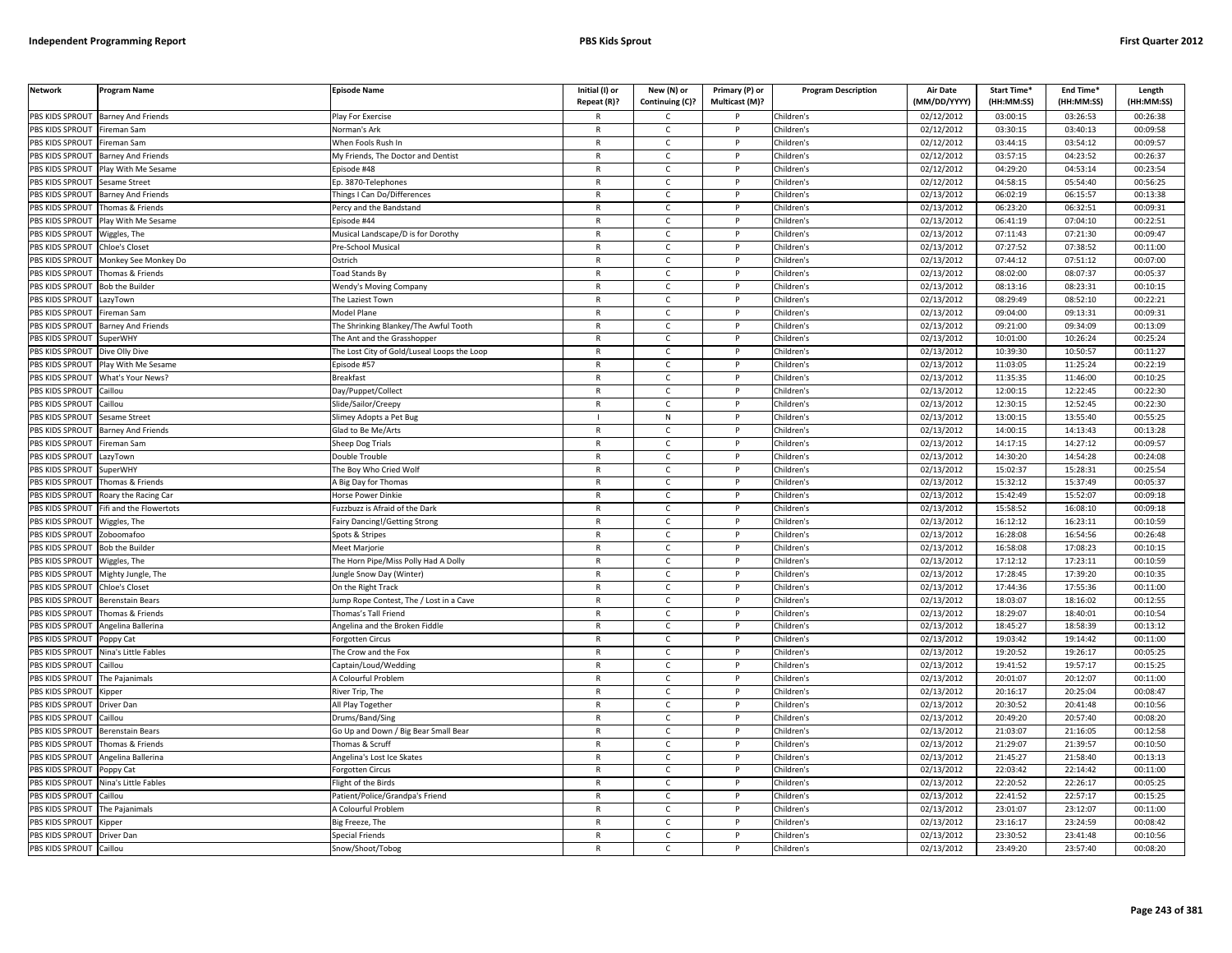| Network | Program Name | Episode Name | Initial (I) or Repeat (R)? | New (N) or Continuing (C)? | Primary (P) or Multicast (M)? | Program Description | Air Date (MM/DD/YYYY) | Start Time* (HH:MM:SS) | End Time* (HH:MM:SS) | Length (HH:MM:SS) |
|---|---|---|---|---|---|---|---|---|---|---|
| PBS KIDS SPROUT | Barney And Friends | Play For Exercise | R | C | P | Children's | 02/12/2012 | 03:00:15 | 03:26:53 | 00:26:38 |
| PBS KIDS SPROUT | Fireman Sam | Norman's Ark | R | C | P | Children's | 02/12/2012 | 03:30:15 | 03:40:13 | 00:09:58 |
| PBS KIDS SPROUT | Fireman Sam | When Fools Rush In | R | C | P | Children's | 02/12/2012 | 03:44:15 | 03:54:12 | 00:09:57 |
| PBS KIDS SPROUT | Barney And Friends | My Friends, The Doctor and Dentist | R | C | P | Children's | 02/12/2012 | 03:57:15 | 04:23:52 | 00:26:37 |
| PBS KIDS SPROUT | Play With Me Sesame | Episode #48 | R | C | P | Children's | 02/12/2012 | 04:29:20 | 04:53:14 | 00:23:54 |
| PBS KIDS SPROUT | Sesame Street | Ep. 3870-Telephones | R | C | P | Children's | 02/12/2012 | 04:58:15 | 05:54:40 | 00:56:25 |
| PBS KIDS SPROUT | Barney And Friends | Things I Can Do/Differences | R | C | P | Children's | 02/13/2012 | 06:02:19 | 06:15:57 | 00:13:38 |
| PBS KIDS SPROUT | Thomas & Friends | Percy and the Bandstand | R | C | P | Children's | 02/13/2012 | 06:23:20 | 06:32:51 | 00:09:31 |
| PBS KIDS SPROUT | Play With Me Sesame | Episode #44 | R | C | P | Children's | 02/13/2012 | 06:41:19 | 07:04:10 | 00:22:51 |
| PBS KIDS SPROUT | Wiggles, The | Musical Landscape/D is for Dorothy | R | C | P | Children's | 02/13/2012 | 07:11:43 | 07:21:30 | 00:09:47 |
| PBS KIDS SPROUT | Chloe's Closet | Pre-School Musical | R | C | P | Children's | 02/13/2012 | 07:27:52 | 07:38:52 | 00:11:00 |
| PBS KIDS SPROUT | Monkey See Monkey Do | Ostrich | R | C | P | Children's | 02/13/2012 | 07:44:12 | 07:51:12 | 00:07:00 |
| PBS KIDS SPROUT | Thomas & Friends | Toad Stands By | R | C | P | Children's | 02/13/2012 | 08:02:00 | 08:07:37 | 00:05:37 |
| PBS KIDS SPROUT | Bob the Builder | Wendy's Moving Company | R | C | P | Children's | 02/13/2012 | 08:13:16 | 08:23:31 | 00:10:15 |
| PBS KIDS SPROUT | LazyTown | The Laziest Town | R | C | P | Children's | 02/13/2012 | 08:29:49 | 08:52:10 | 00:22:21 |
| PBS KIDS SPROUT | Fireman Sam | Model Plane | R | C | P | Children's | 02/13/2012 | 09:04:00 | 09:13:31 | 00:09:31 |
| PBS KIDS SPROUT | Barney And Friends | The Shrinking Blankey/The Awful Tooth | R | C | P | Children's | 02/13/2012 | 09:21:00 | 09:34:09 | 00:13:09 |
| PBS KIDS SPROUT | SuperWHY | The Ant and the Grasshopper | R | C | P | Children's | 02/13/2012 | 10:01:00 | 10:26:24 | 00:25:24 |
| PBS KIDS SPROUT | Dive Olly Dive | The Lost City of Gold/Luseal Loops the Loop | R | C | P | Children's | 02/13/2012 | 10:39:30 | 10:50:57 | 00:11:27 |
| PBS KIDS SPROUT | Play With Me Sesame | Episode #57 | R | C | P | Children's | 02/13/2012 | 11:03:05 | 11:25:24 | 00:22:19 |
| PBS KIDS SPROUT | What's Your News? | Breakfast | R | C | P | Children's | 02/13/2012 | 11:35:35 | 11:46:00 | 00:10:25 |
| PBS KIDS SPROUT | Caillou | Day/Puppet/Collect | R | C | P | Children's | 02/13/2012 | 12:00:15 | 12:22:45 | 00:22:30 |
| PBS KIDS SPROUT | Caillou | Slide/Sailor/Creepy | R | C | P | Children's | 02/13/2012 | 12:30:15 | 12:52:45 | 00:22:30 |
| PBS KIDS SPROUT | Sesame Street | Slimey Adopts a Pet Bug | I | N | P | Children's | 02/13/2012 | 13:00:15 | 13:55:40 | 00:55:25 |
| PBS KIDS SPROUT | Barney And Friends | Glad to Be Me/Arts | R | C | P | Children's | 02/13/2012 | 14:00:15 | 14:13:43 | 00:13:28 |
| PBS KIDS SPROUT | Fireman Sam | Sheep Dog Trials | R | C | P | Children's | 02/13/2012 | 14:17:15 | 14:27:12 | 00:09:57 |
| PBS KIDS SPROUT | LazyTown | Double Trouble | R | C | P | Children's | 02/13/2012 | 14:30:20 | 14:54:28 | 00:24:08 |
| PBS KIDS SPROUT | SuperWHY | The Boy Who Cried Wolf | R | C | P | Children's | 02/13/2012 | 15:02:37 | 15:28:31 | 00:25:54 |
| PBS KIDS SPROUT | Thomas & Friends | A Big Day for Thomas | R | C | P | Children's | 02/13/2012 | 15:32:12 | 15:37:49 | 00:05:37 |
| PBS KIDS SPROUT | Roary the Racing Car | Horse Power Dinkie | R | C | P | Children's | 02/13/2012 | 15:42:49 | 15:52:07 | 00:09:18 |
| PBS KIDS SPROUT | Fifi and the Flowertots | Fuzzbuzz is Afraid of the Dark | R | C | P | Children's | 02/13/2012 | 15:58:52 | 16:08:10 | 00:09:18 |
| PBS KIDS SPROUT | Wiggles, The | Fairy Dancing!/Getting Strong | R | C | P | Children's | 02/13/2012 | 16:12:12 | 16:23:11 | 00:10:59 |
| PBS KIDS SPROUT | Zoboomafoo | Spots & Stripes | R | C | P | Children's | 02/13/2012 | 16:28:08 | 16:54:56 | 00:26:48 |
| PBS KIDS SPROUT | Bob the Builder | Meet Marjorie | R | C | P | Children's | 02/13/2012 | 16:58:08 | 17:08:23 | 00:10:15 |
| PBS KIDS SPROUT | Wiggles, The | The Horn Pipe/Miss Polly Had A Dolly | R | C | P | Children's | 02/13/2012 | 17:12:12 | 17:23:11 | 00:10:59 |
| PBS KIDS SPROUT | Mighty Jungle, The | Jungle Snow Day (Winter) | R | C | P | Children's | 02/13/2012 | 17:28:45 | 17:39:20 | 00:10:35 |
| PBS KIDS SPROUT | Chloe's Closet | On the Right Track | R | C | P | Children's | 02/13/2012 | 17:44:36 | 17:55:36 | 00:11:00 |
| PBS KIDS SPROUT | Berenstain Bears | Jump Rope Contest, The / Lost in a Cave | R | C | P | Children's | 02/13/2012 | 18:03:07 | 18:16:02 | 00:12:55 |
| PBS KIDS SPROUT | Thomas & Friends | Thomas's Tall Friend | R | C | P | Children's | 02/13/2012 | 18:29:07 | 18:40:01 | 00:10:54 |
| PBS KIDS SPROUT | Angelina Ballerina | Angelina and the Broken Fiddle | R | C | P | Children's | 02/13/2012 | 18:45:27 | 18:58:39 | 00:13:12 |
| PBS KIDS SPROUT | Poppy Cat | Forgotten Circus | R | C | P | Children's | 02/13/2012 | 19:03:42 | 19:14:42 | 00:11:00 |
| PBS KIDS SPROUT | Nina's Little Fables | The Crow and the Fox | R | C | P | Children's | 02/13/2012 | 19:20:52 | 19:26:17 | 00:05:25 |
| PBS KIDS SPROUT | Caillou | Captain/Loud/Wedding | R | C | P | Children's | 02/13/2012 | 19:41:52 | 19:57:17 | 00:15:25 |
| PBS KIDS SPROUT | The Pajanimals | A Colourful Problem | R | C | P | Children's | 02/13/2012 | 20:01:07 | 20:12:07 | 00:11:00 |
| PBS KIDS SPROUT | Kipper | River Trip, The | R | C | P | Children's | 02/13/2012 | 20:16:17 | 20:25:04 | 00:08:47 |
| PBS KIDS SPROUT | Driver Dan | All Play Together | R | C | P | Children's | 02/13/2012 | 20:30:52 | 20:41:48 | 00:10:56 |
| PBS KIDS SPROUT | Caillou | Drums/Band/Sing | R | C | P | Children's | 02/13/2012 | 20:49:20 | 20:57:40 | 00:08:20 |
| PBS KIDS SPROUT | Berenstain Bears | Go Up and Down / Big Bear Small Bear | R | C | P | Children's | 02/13/2012 | 21:03:07 | 21:16:05 | 00:12:58 |
| PBS KIDS SPROUT | Thomas & Friends | Thomas & Scruff | R | C | P | Children's | 02/13/2012 | 21:29:07 | 21:39:57 | 00:10:50 |
| PBS KIDS SPROUT | Angelina Ballerina | Angelina's Lost Ice Skates | R | C | P | Children's | 02/13/2012 | 21:45:27 | 21:58:40 | 00:13:13 |
| PBS KIDS SPROUT | Poppy Cat | Forgotten Circus | R | C | P | Children's | 02/13/2012 | 22:03:42 | 22:14:42 | 00:11:00 |
| PBS KIDS SPROUT | Nina's Little Fables | Flight of the Birds | R | C | P | Children's | 02/13/2012 | 22:20:52 | 22:26:17 | 00:05:25 |
| PBS KIDS SPROUT | Caillou | Patient/Police/Grandpa's Friend | R | C | P | Children's | 02/13/2012 | 22:41:52 | 22:57:17 | 00:15:25 |
| PBS KIDS SPROUT | The Pajanimals | A Colourful Problem | R | C | P | Children's | 02/13/2012 | 23:01:07 | 23:12:07 | 00:11:00 |
| PBS KIDS SPROUT | Kipper | Big Freeze, The | R | C | P | Children's | 02/13/2012 | 23:16:17 | 23:24:59 | 00:08:42 |
| PBS KIDS SPROUT | Driver Dan | Special Friends | R | C | P | Children's | 02/13/2012 | 23:30:52 | 23:41:48 | 00:10:56 |
| PBS KIDS SPROUT | Caillou | Snow/Shoot/Tobog | R | C | P | Children's | 02/13/2012 | 23:49:20 | 23:57:40 | 00:08:20 |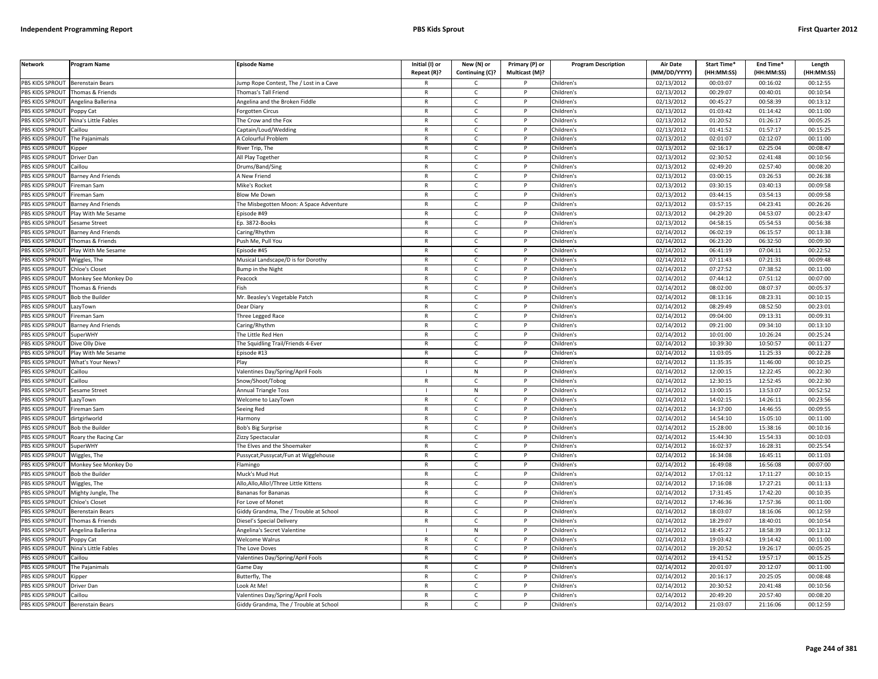| Network | Program Name | Episode Name | Initial (I) or Repeat (R)? | New (N) or Continuing (C)? | Primary (P) or Multicast (M)? | Program Description | Air Date (MM/DD/YYYY) | Start Time* (HH:MM:SS) | End Time* (HH:MM:SS) | Length (HH:MM:SS) |
|---|---|---|---|---|---|---|---|---|---|---|
| PBS KIDS SPROUT | Berenstain Bears | Jump Rope Contest, The / Lost in a Cave | R | C | P | Children's | 02/13/2012 | 00:03:07 | 00:16:02 | 00:12:55 |
| PBS KIDS SPROUT | Thomas & Friends | Thomas's Tall Friend | R | C | P | Children's | 02/13/2012 | 00:29:07 | 00:40:01 | 00:10:54 |
| PBS KIDS SPROUT | Angelina Ballerina | Angelina and the Broken Fiddle | R | C | P | Children's | 02/13/2012 | 00:45:27 | 00:58:39 | 00:13:12 |
| PBS KIDS SPROUT | Poppy Cat | Forgotten Circus | R | C | P | Children's | 02/13/2012 | 01:03:42 | 01:14:42 | 00:11:00 |
| PBS KIDS SPROUT | Nina's Little Fables | The Crow and the Fox | R | C | P | Children's | 02/13/2012 | 01:20:52 | 01:26:17 | 00:05:25 |
| PBS KIDS SPROUT | Caillou | Captain/Loud/Wedding | R | C | P | Children's | 02/13/2012 | 01:41:52 | 01:57:17 | 00:15:25 |
| PBS KIDS SPROUT | The Pajanimals | A Colourful Problem | R | C | P | Children's | 02/13/2012 | 02:01:07 | 02:12:07 | 00:11:00 |
| PBS KIDS SPROUT | Kipper | River Trip, The | R | C | P | Children's | 02/13/2012 | 02:16:17 | 02:25:04 | 00:08:47 |
| PBS KIDS SPROUT | Driver Dan | All Play Together | R | C | P | Children's | 02/13/2012 | 02:30:52 | 02:41:48 | 00:10:56 |
| PBS KIDS SPROUT | Caillou | Drums/Band/Sing | R | C | P | Children's | 02/13/2012 | 02:49:20 | 02:57:40 | 00:08:20 |
| PBS KIDS SPROUT | Barney And Friends | A New Friend | R | C | P | Children's | 02/13/2012 | 03:00:15 | 03:26:53 | 00:26:38 |
| PBS KIDS SPROUT | Fireman Sam | Mike's Rocket | R | C | P | Children's | 02/13/2012 | 03:30:15 | 03:40:13 | 00:09:58 |
| PBS KIDS SPROUT | Fireman Sam | Blow Me Down | R | C | P | Children's | 02/13/2012 | 03:44:15 | 03:54:13 | 00:09:58 |
| PBS KIDS SPROUT | Barney And Friends | The Misbegotten Moon: A Space Adventure | R | C | P | Children's | 02/13/2012 | 03:57:15 | 04:23:41 | 00:26:26 |
| PBS KIDS SPROUT | Play With Me Sesame | Episode #49 | R | C | P | Children's | 02/13/2012 | 04:29:20 | 04:53:07 | 00:23:47 |
| PBS KIDS SPROUT | Sesame Street | Ep. 3872-Books | R | C | P | Children's | 02/13/2012 | 04:58:15 | 05:54:53 | 00:56:38 |
| PBS KIDS SPROUT | Barney And Friends | Caring/Rhythm | R | C | P | Children's | 02/14/2012 | 06:02:19 | 06:15:57 | 00:13:38 |
| PBS KIDS SPROUT | Thomas & Friends | Push Me, Pull You | R | C | P | Children's | 02/14/2012 | 06:23:20 | 06:32:50 | 00:09:30 |
| PBS KIDS SPROUT | Play With Me Sesame | Episode #45 | R | C | P | Children's | 02/14/2012 | 06:41:19 | 07:04:11 | 00:22:52 |
| PBS KIDS SPROUT | Wiggles, The | Musical Landscape/D is for Dorothy | R | C | P | Children's | 02/14/2012 | 07:11:43 | 07:21:31 | 00:09:48 |
| PBS KIDS SPROUT | Chloe's Closet | Bump in the Night | R | C | P | Children's | 02/14/2012 | 07:27:52 | 07:38:52 | 00:11:00 |
| PBS KIDS SPROUT | Monkey See Monkey Do | Peacock | R | C | P | Children's | 02/14/2012 | 07:44:12 | 07:51:12 | 00:07:00 |
| PBS KIDS SPROUT | Thomas & Friends | Fish | R | C | P | Children's | 02/14/2012 | 08:02:00 | 08:07:37 | 00:05:37 |
| PBS KIDS SPROUT | Bob the Builder | Mr. Beasley's Vegetable Patch | R | C | P | Children's | 02/14/2012 | 08:13:16 | 08:23:31 | 00:10:15 |
| PBS KIDS SPROUT | LazyTown | Dear Diary | R | C | P | Children's | 02/14/2012 | 08:29:49 | 08:52:50 | 00:23:01 |
| PBS KIDS SPROUT | Fireman Sam | Three Legged Race | R | C | P | Children's | 02/14/2012 | 09:04:00 | 09:13:31 | 00:09:31 |
| PBS KIDS SPROUT | Barney And Friends | Caring/Rhythm | R | C | P | Children's | 02/14/2012 | 09:21:00 | 09:34:10 | 00:13:10 |
| PBS KIDS SPROUT | SuperWHY | The Little Red Hen | R | C | P | Children's | 02/14/2012 | 10:01:00 | 10:26:24 | 00:25:24 |
| PBS KIDS SPROUT | Dive Olly Dive | The Squidling Trail/Friends 4-Ever | R | C | P | Children's | 02/14/2012 | 10:39:30 | 10:50:57 | 00:11:27 |
| PBS KIDS SPROUT | Play With Me Sesame | Episode #13 | R | C | P | Children's | 02/14/2012 | 11:03:05 | 11:25:33 | 00:22:28 |
| PBS KIDS SPROUT | What's Your News? | Play | R | C | P | Children's | 02/14/2012 | 11:35:35 | 11:46:00 | 00:10:25 |
| PBS KIDS SPROUT | Caillou | Valentines Day/Spring/April Fools | I | N | P | Children's | 02/14/2012 | 12:00:15 | 12:22:45 | 00:22:30 |
| PBS KIDS SPROUT | Caillou | Snow/Shoot/Tobog | R | C | P | Children's | 02/14/2012 | 12:30:15 | 12:52:45 | 00:22:30 |
| PBS KIDS SPROUT | Sesame Street | Annual Triangle Toss | I | N | P | Children's | 02/14/2012 | 13:00:15 | 13:53:07 | 00:52:52 |
| PBS KIDS SPROUT | LazyTown | Welcome to LazyTown | R | C | P | Children's | 02/14/2012 | 14:02:15 | 14:26:11 | 00:23:56 |
| PBS KIDS SPROUT | Fireman Sam | Seeing Red | R | C | P | Children's | 02/14/2012 | 14:37:00 | 14:46:55 | 00:09:55 |
| PBS KIDS SPROUT | dirtgirlworld | Harmony | R | C | P | Children's | 02/14/2012 | 14:54:10 | 15:05:10 | 00:11:00 |
| PBS KIDS SPROUT | Bob the Builder | Bob's Big Surprise | R | C | P | Children's | 02/14/2012 | 15:28:00 | 15:38:16 | 00:10:16 |
| PBS KIDS SPROUT | Roary the Racing Car | Zizzy Spectacular | R | C | P | Children's | 02/14/2012 | 15:44:30 | 15:54:33 | 00:10:03 |
| PBS KIDS SPROUT | SuperWHY | The Elves and the Shoemaker | R | C | P | Children's | 02/14/2012 | 16:02:37 | 16:28:31 | 00:25:54 |
| PBS KIDS SPROUT | Wiggles, The | Pussycat,Pussycat/Fun at Wigglehouse | R | C | P | Children's | 02/14/2012 | 16:34:08 | 16:45:11 | 00:11:03 |
| PBS KIDS SPROUT | Monkey See Monkey Do | Flamingo | R | C | P | Children's | 02/14/2012 | 16:49:08 | 16:56:08 | 00:07:00 |
| PBS KIDS SPROUT | Bob the Builder | Muck's Mud Hut | R | C | P | Children's | 02/14/2012 | 17:01:12 | 17:11:27 | 00:10:15 |
| PBS KIDS SPROUT | Wiggles, The | Allo,Allo,Allo!/Three Little Kittens | R | C | P | Children's | 02/14/2012 | 17:16:08 | 17:27:21 | 00:11:13 |
| PBS KIDS SPROUT | Mighty Jungle, The | Bananas for Bananas | R | C | P | Children's | 02/14/2012 | 17:31:45 | 17:42:20 | 00:10:35 |
| PBS KIDS SPROUT | Chloe's Closet | For Love of Monet | R | C | P | Children's | 02/14/2012 | 17:46:36 | 17:57:36 | 00:11:00 |
| PBS KIDS SPROUT | Berenstain Bears | Giddy Grandma, The / Trouble at School | R | C | P | Children's | 02/14/2012 | 18:03:07 | 18:16:06 | 00:12:59 |
| PBS KIDS SPROUT | Thomas & Friends | Diesel's Special Delivery | R | C | P | Children's | 02/14/2012 | 18:29:07 | 18:40:01 | 00:10:54 |
| PBS KIDS SPROUT | Angelina Ballerina | Angelina's Secret Valentine | I | N | P | Children's | 02/14/2012 | 18:45:27 | 18:58:39 | 00:13:12 |
| PBS KIDS SPROUT | Poppy Cat | Welcome Walrus | R | C | P | Children's | 02/14/2012 | 19:03:42 | 19:14:42 | 00:11:00 |
| PBS KIDS SPROUT | Nina's Little Fables | The Love Doves | R | C | P | Children's | 02/14/2012 | 19:20:52 | 19:26:17 | 00:05:25 |
| PBS KIDS SPROUT | Caillou | Valentines Day/Spring/April Fools | R | C | P | Children's | 02/14/2012 | 19:41:52 | 19:57:17 | 00:15:25 |
| PBS KIDS SPROUT | The Pajanimals | Game Day | R | C | P | Children's | 02/14/2012 | 20:01:07 | 20:12:07 | 00:11:00 |
| PBS KIDS SPROUT | Kipper | Butterfly, The | R | C | P | Children's | 02/14/2012 | 20:16:17 | 20:25:05 | 00:08:48 |
| PBS KIDS SPROUT | Driver Dan | Look At Me! | R | C | P | Children's | 02/14/2012 | 20:30:52 | 20:41:48 | 00:10:56 |
| PBS KIDS SPROUT | Caillou | Valentines Day/Spring/April Fools | R | C | P | Children's | 02/14/2012 | 20:49:20 | 20:57:40 | 00:08:20 |
| PBS KIDS SPROUT | Berenstain Bears | Giddy Grandma, The / Trouble at School | R | C | P | Children's | 02/14/2012 | 21:03:07 | 21:16:06 | 00:12:59 |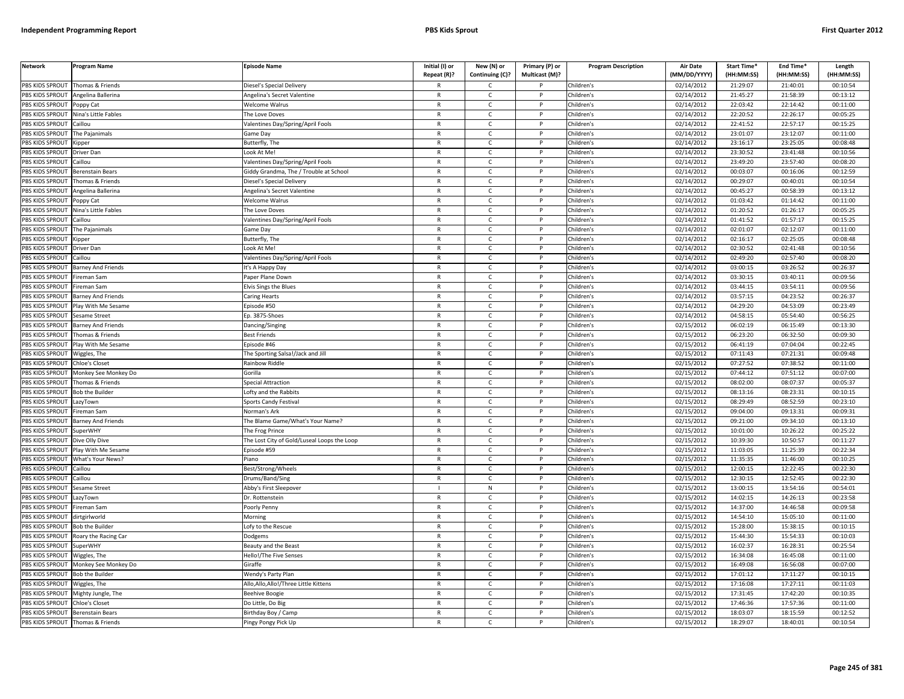| Network | Program Name | Episode Name | Initial (I) or Repeat (R)? | New (N) or Continuing (C)? | Primary (P) or Multicast (M)? | Program Description | Air Date (MM/DD/YYYY) | Start Time* (HH:MM:SS) | End Time* (HH:MM:SS) | Length (HH:MM:SS) |
|---|---|---|---|---|---|---|---|---|---|---|
| PBS KIDS SPROUT | Thomas & Friends | Diesel's Special Delivery | R | C | P | Children's | 02/14/2012 | 21:29:07 | 21:40:01 | 00:10:54 |
| PBS KIDS SPROUT | Angelina Ballerina | Angelina's Secret Valentine | R | C | P | Children's | 02/14/2012 | 21:45:27 | 21:58:39 | 00:13:12 |
| PBS KIDS SPROUT | Poppy Cat | Welcome Walrus | R | C | P | Children's | 02/14/2012 | 22:03:42 | 22:14:42 | 00:11:00 |
| PBS KIDS SPROUT | Nina's Little Fables | The Love Doves | R | C | P | Children's | 02/14/2012 | 22:20:52 | 22:26:17 | 00:05:25 |
| PBS KIDS SPROUT | Caillou | Valentines Day/Spring/April Fools | R | C | P | Children's | 02/14/2012 | 22:41:52 | 22:57:17 | 00:15:25 |
| PBS KIDS SPROUT | The Pajanimals | Game Day | R | C | P | Children's | 02/14/2012 | 23:01:07 | 23:12:07 | 00:11:00 |
| PBS KIDS SPROUT | Kipper | Butterfly, The | R | C | P | Children's | 02/14/2012 | 23:16:17 | 23:25:05 | 00:08:48 |
| PBS KIDS SPROUT | Driver Dan | Look At Me! | R | C | P | Children's | 02/14/2012 | 23:30:52 | 23:41:48 | 00:10:56 |
| PBS KIDS SPROUT | Caillou | Valentines Day/Spring/April Fools | R | C | P | Children's | 02/14/2012 | 23:49:20 | 23:57:40 | 00:08:20 |
| PBS KIDS SPROUT | Berenstain Bears | Giddy Grandma, The / Trouble at School | R | C | P | Children's | 02/14/2012 | 00:03:07 | 00:16:06 | 00:12:59 |
| PBS KIDS SPROUT | Thomas & Friends | Diesel's Special Delivery | R | C | P | Children's | 02/14/2012 | 00:29:07 | 00:40:01 | 00:10:54 |
| PBS KIDS SPROUT | Angelina Ballerina | Angelina's Secret Valentine | R | C | P | Children's | 02/14/2012 | 00:45:27 | 00:58:39 | 00:13:12 |
| PBS KIDS SPROUT | Poppy Cat | Welcome Walrus | R | C | P | Children's | 02/14/2012 | 01:03:42 | 01:14:42 | 00:11:00 |
| PBS KIDS SPROUT | Nina's Little Fables | The Love Doves | R | C | P | Children's | 02/14/2012 | 01:20:52 | 01:26:17 | 00:05:25 |
| PBS KIDS SPROUT | Caillou | Valentines Day/Spring/April Fools | R | C | P | Children's | 02/14/2012 | 01:41:52 | 01:57:17 | 00:15:25 |
| PBS KIDS SPROUT | The Pajanimals | Game Day | R | C | P | Children's | 02/14/2012 | 02:01:07 | 02:12:07 | 00:11:00 |
| PBS KIDS SPROUT | Kipper | Butterfly, The | R | C | P | Children's | 02/14/2012 | 02:16:17 | 02:25:05 | 00:08:48 |
| PBS KIDS SPROUT | Driver Dan | Look At Me! | R | C | P | Children's | 02/14/2012 | 02:30:52 | 02:41:48 | 00:10:56 |
| PBS KIDS SPROUT | Caillou | Valentines Day/Spring/April Fools | R | C | P | Children's | 02/14/2012 | 02:49:20 | 02:57:40 | 00:08:20 |
| PBS KIDS SPROUT | Barney And Friends | It's A Happy Day | R | C | P | Children's | 02/14/2012 | 03:00:15 | 03:26:52 | 00:26:37 |
| PBS KIDS SPROUT | Fireman Sam | Paper Plane Down | R | C | P | Children's | 02/14/2012 | 03:30:15 | 03:40:11 | 00:09:56 |
| PBS KIDS SPROUT | Fireman Sam | Elvis Sings the Blues | R | C | P | Children's | 02/14/2012 | 03:44:15 | 03:54:11 | 00:09:56 |
| PBS KIDS SPROUT | Barney And Friends | Caring Hearts | R | C | P | Children's | 02/14/2012 | 03:57:15 | 04:23:52 | 00:26:37 |
| PBS KIDS SPROUT | Play With Me Sesame | Episode #50 | R | C | P | Children's | 02/14/2012 | 04:29:20 | 04:53:09 | 00:23:49 |
| PBS KIDS SPROUT | Sesame Street | Ep. 3875-Shoes | R | C | P | Children's | 02/14/2012 | 04:58:15 | 05:54:40 | 00:56:25 |
| PBS KIDS SPROUT | Barney And Friends | Dancing/Singing | R | C | P | Children's | 02/15/2012 | 06:02:19 | 06:15:49 | 00:13:30 |
| PBS KIDS SPROUT | Thomas & Friends | Best Friends | R | C | P | Children's | 02/15/2012 | 06:23:20 | 06:32:50 | 00:09:30 |
| PBS KIDS SPROUT | Play With Me Sesame | Episode #46 | R | C | P | Children's | 02/15/2012 | 06:41:19 | 07:04:04 | 00:22:45 |
| PBS KIDS SPROUT | Wiggles, The | The Sporting Salsa!/Jack and Jill | R | C | P | Children's | 02/15/2012 | 07:11:43 | 07:21:31 | 00:09:48 |
| PBS KIDS SPROUT | Chloe's Closet | Rainbow Riddle | R | C | P | Children's | 02/15/2012 | 07:27:52 | 07:38:52 | 00:11:00 |
| PBS KIDS SPROUT | Monkey See Monkey Do | Gorilla | R | C | P | Children's | 02/15/2012 | 07:44:12 | 07:51:12 | 00:07:00 |
| PBS KIDS SPROUT | Thomas & Friends | Special Attraction | R | C | P | Children's | 02/15/2012 | 08:02:00 | 08:07:37 | 00:05:37 |
| PBS KIDS SPROUT | Bob the Builder | Lofty and the Rabbits | R | C | P | Children's | 02/15/2012 | 08:13:16 | 08:23:31 | 00:10:15 |
| PBS KIDS SPROUT | LazyTown | Sports Candy Festival | R | C | P | Children's | 02/15/2012 | 08:29:49 | 08:52:59 | 00:23:10 |
| PBS KIDS SPROUT | Fireman Sam | Norman's Ark | R | C | P | Children's | 02/15/2012 | 09:04:00 | 09:13:31 | 00:09:31 |
| PBS KIDS SPROUT | Barney And Friends | The Blame Game/What's Your Name? | R | C | P | Children's | 02/15/2012 | 09:21:00 | 09:34:10 | 00:13:10 |
| PBS KIDS SPROUT | SuperWHY | The Frog Prince | R | C | P | Children's | 02/15/2012 | 10:01:00 | 10:26:22 | 00:25:22 |
| PBS KIDS SPROUT | Dive Olly Dive | The Lost City of Gold/Luseal Loops the Loop | R | C | P | Children's | 02/15/2012 | 10:39:30 | 10:50:57 | 00:11:27 |
| PBS KIDS SPROUT | Play With Me Sesame | Episode #59 | R | C | P | Children's | 02/15/2012 | 11:03:05 | 11:25:39 | 00:22:34 |
| PBS KIDS SPROUT | What's Your News? | Piano | R | C | P | Children's | 02/15/2012 | 11:35:35 | 11:46:00 | 00:10:25 |
| PBS KIDS SPROUT | Caillou | Best/Strong/Wheels | R | C | P | Children's | 02/15/2012 | 12:00:15 | 12:22:45 | 00:22:30 |
| PBS KIDS SPROUT | Caillou | Drums/Band/Sing | R | C | P | Children's | 02/15/2012 | 12:30:15 | 12:52:45 | 00:22:30 |
| PBS KIDS SPROUT | Sesame Street | Abby's First Sleepover | I | N | P | Children's | 02/15/2012 | 13:00:15 | 13:54:16 | 00:54:01 |
| PBS KIDS SPROUT | LazyTown | Dr. Rottenstein | R | C | P | Children's | 02/15/2012 | 14:02:15 | 14:26:13 | 00:23:58 |
| PBS KIDS SPROUT | Fireman Sam | Poorly Penny | R | C | P | Children's | 02/15/2012 | 14:37:00 | 14:46:58 | 00:09:58 |
| PBS KIDS SPROUT | dirtgirlworld | Morning | R | C | P | Children's | 02/15/2012 | 14:54:10 | 15:05:10 | 00:11:00 |
| PBS KIDS SPROUT | Bob the Builder | Lofy to the Rescue | R | C | P | Children's | 02/15/2012 | 15:28:00 | 15:38:15 | 00:10:15 |
| PBS KIDS SPROUT | Roary the Racing Car | Dodgems | R | C | P | Children's | 02/15/2012 | 15:44:30 | 15:54:33 | 00:10:03 |
| PBS KIDS SPROUT | SuperWHY | Beauty and the Beast | R | C | P | Children's | 02/15/2012 | 16:02:37 | 16:28:31 | 00:25:54 |
| PBS KIDS SPROUT | Wiggles, The | Hello!/The Five Senses | R | C | P | Children's | 02/15/2012 | 16:34:08 | 16:45:08 | 00:11:00 |
| PBS KIDS SPROUT | Monkey See Monkey Do | Giraffe | R | C | P | Children's | 02/15/2012 | 16:49:08 | 16:56:08 | 00:07:00 |
| PBS KIDS SPROUT | Bob the Builder | Wendy's Party Plan | R | C | P | Children's | 02/15/2012 | 17:01:12 | 17:11:27 | 00:10:15 |
| PBS KIDS SPROUT | Wiggles, The | Allo,Allo,Allo!/Three Little Kittens | R | C | P | Children's | 02/15/2012 | 17:16:08 | 17:27:11 | 00:11:03 |
| PBS KIDS SPROUT | Mighty Jungle, The | Beehive Boogie | R | C | P | Children's | 02/15/2012 | 17:31:45 | 17:42:20 | 00:10:35 |
| PBS KIDS SPROUT | Chloe's Closet | Do Little, Do Big | R | C | P | Children's | 02/15/2012 | 17:46:36 | 17:57:36 | 00:11:00 |
| PBS KIDS SPROUT | Berenstain Bears | Birthday Boy / Camp | R | C | P | Children's | 02/15/2012 | 18:03:07 | 18:15:59 | 00:12:52 |
| PBS KIDS SPROUT | Thomas & Friends | Pingy Pongy Pick Up | R | C | P | Children's | 02/15/2012 | 18:29:07 | 18:40:01 | 00:10:54 |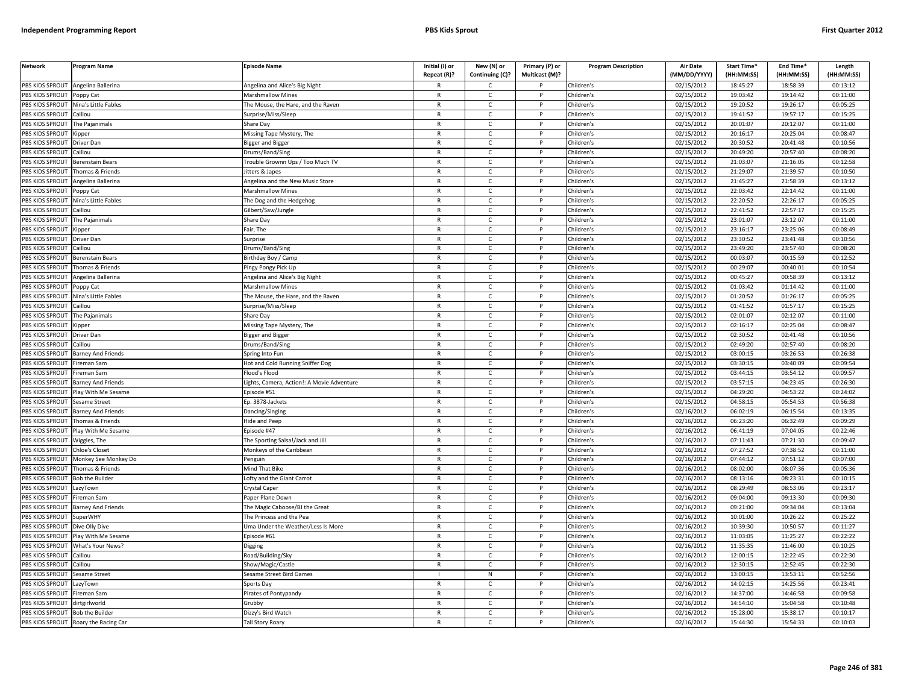| Network | Program Name | Episode Name | Initial (I) or Repeat (R)? | New (N) or Continuing (C)? | Primary (P) or Multicast (M)? | Program Description | Air Date (MM/DD/YYYY) | Start Time* (HH:MM:SS) | End Time* (HH:MM:SS) | Length (HH:MM:SS) |
|---|---|---|---|---|---|---|---|---|---|---|
| PBS KIDS SPROUT | Angelina Ballerina | Angelina and Alice's Big Night | R | C | P | Children's | 02/15/2012 | 18:45:27 | 18:58:39 | 00:13:12 |
| PBS KIDS SPROUT | Poppy Cat | Marshmallow Mines | R | C | P | Children's | 02/15/2012 | 19:03:42 | 19:14:42 | 00:11:00 |
| PBS KIDS SPROUT | Nina's Little Fables | The Mouse, the Hare, and the Raven | R | C | P | Children's | 02/15/2012 | 19:20:52 | 19:26:17 | 00:05:25 |
| PBS KIDS SPROUT | Caillou | Surprise/Miss/Sleep | R | C | P | Children's | 02/15/2012 | 19:41:52 | 19:57:17 | 00:15:25 |
| PBS KIDS SPROUT | The Pajanimals | Share Day | R | C | P | Children's | 02/15/2012 | 20:01:07 | 20:12:07 | 00:11:00 |
| PBS KIDS SPROUT | Kipper | Missing Tape Mystery, The | R | C | P | Children's | 02/15/2012 | 20:16:17 | 20:25:04 | 00:08:47 |
| PBS KIDS SPROUT | Driver Dan | Bigger and Bigger | R | C | P | Children's | 02/15/2012 | 20:30:52 | 20:41:48 | 00:10:56 |
| PBS KIDS SPROUT | Caillou | Drums/Band/Sing | R | C | P | Children's | 02/15/2012 | 20:49:20 | 20:57:40 | 00:08:20 |
| PBS KIDS SPROUT | Berenstain Bears | Trouble Grownn Ups / Too Much TV | R | C | P | Children's | 02/15/2012 | 21:03:07 | 21:16:05 | 00:12:58 |
| PBS KIDS SPROUT | Thomas & Friends | Jitters & Japes | R | C | P | Children's | 02/15/2012 | 21:29:07 | 21:39:57 | 00:10:50 |
| PBS KIDS SPROUT | Angelina Ballerina | Angelina and the New Music Store | R | C | P | Children's | 02/15/2012 | 21:45:27 | 21:58:39 | 00:13:12 |
| PBS KIDS SPROUT | Poppy Cat | Marshmallow Mines | R | C | P | Children's | 02/15/2012 | 22:03:42 | 22:14:42 | 00:11:00 |
| PBS KIDS SPROUT | Nina's Little Fables | The Dog and the Hedgehog | R | C | P | Children's | 02/15/2012 | 22:20:52 | 22:26:17 | 00:05:25 |
| PBS KIDS SPROUT | Caillou | Gilbert/Saw/Jungle | R | C | P | Children's | 02/15/2012 | 22:41:52 | 22:57:17 | 00:15:25 |
| PBS KIDS SPROUT | The Pajanimals | Share Day | R | C | P | Children's | 02/15/2012 | 23:01:07 | 23:12:07 | 00:11:00 |
| PBS KIDS SPROUT | Kipper | Fair, The | R | C | P | Children's | 02/15/2012 | 23:16:17 | 23:25:06 | 00:08:49 |
| PBS KIDS SPROUT | Driver Dan | Surprise | R | C | P | Children's | 02/15/2012 | 23:30:52 | 23:41:48 | 00:10:56 |
| PBS KIDS SPROUT | Caillou | Drums/Band/Sing | R | C | P | Children's | 02/15/2012 | 23:49:20 | 23:57:40 | 00:08:20 |
| PBS KIDS SPROUT | Berenstain Bears | Birthday Boy / Camp | R | C | P | Children's | 02/15/2012 | 00:03:07 | 00:15:59 | 00:12:52 |
| PBS KIDS SPROUT | Thomas & Friends | Pingy Pongy Pick Up | R | C | P | Children's | 02/15/2012 | 00:29:07 | 00:40:01 | 00:10:54 |
| PBS KIDS SPROUT | Angelina Ballerina | Angelina and Alice's Big Night | R | C | P | Children's | 02/15/2012 | 00:45:27 | 00:58:39 | 00:13:12 |
| PBS KIDS SPROUT | Poppy Cat | Marshmallow Mines | R | C | P | Children's | 02/15/2012 | 01:03:42 | 01:14:42 | 00:11:00 |
| PBS KIDS SPROUT | Nina's Little Fables | The Mouse, the Hare, and the Raven | R | C | P | Children's | 02/15/2012 | 01:20:52 | 01:26:17 | 00:05:25 |
| PBS KIDS SPROUT | Caillou | Surprise/Miss/Sleep | R | C | P | Children's | 02/15/2012 | 01:41:52 | 01:57:17 | 00:15:25 |
| PBS KIDS SPROUT | The Pajanimals | Share Day | R | C | P | Children's | 02/15/2012 | 02:01:07 | 02:12:07 | 00:11:00 |
| PBS KIDS SPROUT | Kipper | Missing Tape Mystery, The | R | C | P | Children's | 02/15/2012 | 02:16:17 | 02:25:04 | 00:08:47 |
| PBS KIDS SPROUT | Driver Dan | Bigger and Bigger | R | C | P | Children's | 02/15/2012 | 02:30:52 | 02:41:48 | 00:10:56 |
| PBS KIDS SPROUT | Caillou | Drums/Band/Sing | R | C | P | Children's | 02/15/2012 | 02:49:20 | 02:57:40 | 00:08:20 |
| PBS KIDS SPROUT | Barney And Friends | Spring Into Fun | R | C | P | Children's | 02/15/2012 | 03:00:15 | 03:26:53 | 00:26:38 |
| PBS KIDS SPROUT | Fireman Sam | Hot and Cold Running Sniffer Dog | R | C | P | Children's | 02/15/2012 | 03:30:15 | 03:40:09 | 00:09:54 |
| PBS KIDS SPROUT | Fireman Sam | Flood's Flood | R | C | P | Children's | 02/15/2012 | 03:44:15 | 03:54:12 | 00:09:57 |
| PBS KIDS SPROUT | Barney And Friends | Lights, Camera, Action!: A Movie Adventure | R | C | P | Children's | 02/15/2012 | 03:57:15 | 04:23:45 | 00:26:30 |
| PBS KIDS SPROUT | Play With Me Sesame | Episode #51 | R | C | P | Children's | 02/15/2012 | 04:29:20 | 04:53:22 | 00:24:02 |
| PBS KIDS SPROUT | Sesame Street | Ep. 3878-Jackets | R | C | P | Children's | 02/15/2012 | 04:58:15 | 05:54:53 | 00:56:38 |
| PBS KIDS SPROUT | Barney And Friends | Dancing/Singing | R | C | P | Children's | 02/16/2012 | 06:02:19 | 06:15:54 | 00:13:35 |
| PBS KIDS SPROUT | Thomas & Friends | Hide and Peep | R | C | P | Children's | 02/16/2012 | 06:23:20 | 06:32:49 | 00:09:29 |
| PBS KIDS SPROUT | Play With Me Sesame | Episode #47 | R | C | P | Children's | 02/16/2012 | 06:41:19 | 07:04:05 | 00:22:46 |
| PBS KIDS SPROUT | Wiggles, The | The Sporting Salsa!/Jack and Jill | R | C | P | Children's | 02/16/2012 | 07:11:43 | 07:21:30 | 00:09:47 |
| PBS KIDS SPROUT | Chloe's Closet | Monkeys of the Caribbean | R | C | P | Children's | 02/16/2012 | 07:27:52 | 07:38:52 | 00:11:00 |
| PBS KIDS SPROUT | Monkey See Monkey Do | Penguin | R | C | P | Children's | 02/16/2012 | 07:44:12 | 07:51:12 | 00:07:00 |
| PBS KIDS SPROUT | Thomas & Friends | Mind That Bike | R | C | P | Children's | 02/16/2012 | 08:02:00 | 08:07:36 | 00:05:36 |
| PBS KIDS SPROUT | Bob the Builder | Lofty and the Giant Carrot | R | C | P | Children's | 02/16/2012 | 08:13:16 | 08:23:31 | 00:10:15 |
| PBS KIDS SPROUT | LazyTown | Crystal Caper | R | C | P | Children's | 02/16/2012 | 08:29:49 | 08:53:06 | 00:23:17 |
| PBS KIDS SPROUT | Fireman Sam | Paper Plane Down | R | C | P | Children's | 02/16/2012 | 09:04:00 | 09:13:30 | 00:09:30 |
| PBS KIDS SPROUT | Barney And Friends | The Magic Caboose/BJ the Great | R | C | P | Children's | 02/16/2012 | 09:21:00 | 09:34:04 | 00:13:04 |
| PBS KIDS SPROUT | SuperWHY | The Princess and the Pea | R | C | P | Children's | 02/16/2012 | 10:01:00 | 10:26:22 | 00:25:22 |
| PBS KIDS SPROUT | Dive Olly Dive | Uma Under the Weather/Less Is More | R | C | P | Children's | 02/16/2012 | 10:39:30 | 10:50:57 | 00:11:27 |
| PBS KIDS SPROUT | Play With Me Sesame | Episode #61 | R | C | P | Children's | 02/16/2012 | 11:03:05 | 11:25:27 | 00:22:22 |
| PBS KIDS SPROUT | What's Your News? | Digging | R | C | P | Children's | 02/16/2012 | 11:35:35 | 11:46:00 | 00:10:25 |
| PBS KIDS SPROUT | Caillou | Road/Building/Sky | R | C | P | Children's | 02/16/2012 | 12:00:15 | 12:22:45 | 00:22:30 |
| PBS KIDS SPROUT | Caillou | Show/Magic/Castle | R | C | P | Children's | 02/16/2012 | 12:30:15 | 12:52:45 | 00:22:30 |
| PBS KIDS SPROUT | Sesame Street | Sesame Street Bird Games | I | N | P | Children's | 02/16/2012 | 13:00:15 | 13:53:11 | 00:52:56 |
| PBS KIDS SPROUT | LazyTown | Sports Day | R | C | P | Children's | 02/16/2012 | 14:02:15 | 14:25:56 | 00:23:41 |
| PBS KIDS SPROUT | Fireman Sam | Pirates of Pontypandy | R | C | P | Children's | 02/16/2012 | 14:37:00 | 14:46:58 | 00:09:58 |
| PBS KIDS SPROUT | dirtgirlworld | Grubby | R | C | P | Children's | 02/16/2012 | 14:54:10 | 15:04:58 | 00:10:48 |
| PBS KIDS SPROUT | Bob the Builder | Dizzy's Bird Watch | R | C | P | Children's | 02/16/2012 | 15:28:00 | 15:38:17 | 00:10:17 |
| PBS KIDS SPROUT | Roary the Racing Car | Tall Story Roary | R | C | P | Children's | 02/16/2012 | 15:44:30 | 15:54:33 | 00:10:03 |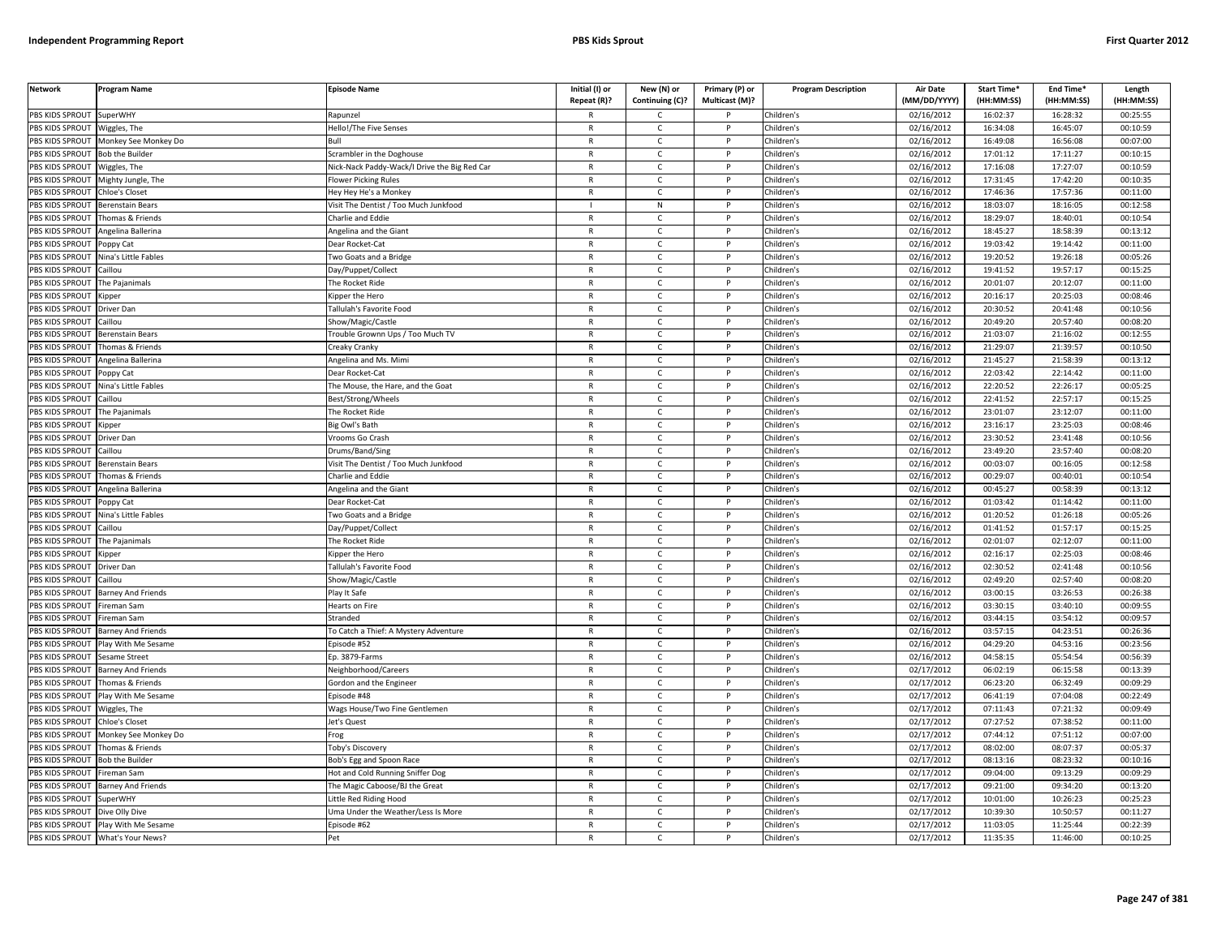| Network | Program Name | Episode Name | Initial (I) or Repeat (R)? | New (N) or Continuing (C)? | Primary (P) or Multicast (M)? | Program Description | Air Date (MM/DD/YYYY) | Start Time* (HH:MM:SS) | End Time* (HH:MM:SS) | Length (HH:MM:SS) |
|---|---|---|---|---|---|---|---|---|---|---|
| PBS KIDS SPROUT | SuperWHY | Rapunzel | R | C | P | Children's | 02/16/2012 | 16:02:37 | 16:28:32 | 00:25:55 |
| PBS KIDS SPROUT | Wiggles, The | Hello!/The Five Senses | R | C | P | Children's | 02/16/2012 | 16:34:08 | 16:45:07 | 00:10:59 |
| PBS KIDS SPROUT | Monkey See Monkey Do | Bull | R | C | P | Children's | 02/16/2012 | 16:49:08 | 16:56:08 | 00:07:00 |
| PBS KIDS SPROUT | Bob the Builder | Scrambler in the Doghouse | R | C | P | Children's | 02/16/2012 | 17:01:12 | 17:11:27 | 00:10:15 |
| PBS KIDS SPROUT | Wiggles, The | Nick-Nack Paddy-Wack/I Drive the Big Red Car | R | C | P | Children's | 02/16/2012 | 17:16:08 | 17:27:07 | 00:10:59 |
| PBS KIDS SPROUT | Mighty Jungle, The | Flower Picking Rules | R | C | P | Children's | 02/16/2012 | 17:31:45 | 17:42:20 | 00:10:35 |
| PBS KIDS SPROUT | Chloe's Closet | Hey Hey He's a Monkey | R | C | P | Children's | 02/16/2012 | 17:46:36 | 17:57:36 | 00:11:00 |
| PBS KIDS SPROUT | Berenstain Bears | Visit The Dentist / Too Much Junkfood | I | N | P | Children's | 02/16/2012 | 18:03:07 | 18:16:05 | 00:12:58 |
| PBS KIDS SPROUT | Thomas & Friends | Charlie and Eddie | R | C | P | Children's | 02/16/2012 | 18:29:07 | 18:40:01 | 00:10:54 |
| PBS KIDS SPROUT | Angelina Ballerina | Angelina and the Giant | R | C | P | Children's | 02/16/2012 | 18:45:27 | 18:58:39 | 00:13:12 |
| PBS KIDS SPROUT | Poppy Cat | Dear Rocket-Cat | R | C | P | Children's | 02/16/2012 | 19:03:42 | 19:14:42 | 00:11:00 |
| PBS KIDS SPROUT | Nina's Little Fables | Two Goats and a Bridge | R | C | P | Children's | 02/16/2012 | 19:20:52 | 19:26:18 | 00:05:26 |
| PBS KIDS SPROUT | Caillou | Day/Puppet/Collect | R | C | P | Children's | 02/16/2012 | 19:41:52 | 19:57:17 | 00:15:25 |
| PBS KIDS SPROUT | The Pajanimals | The Rocket Ride | R | C | P | Children's | 02/16/2012 | 20:01:07 | 20:12:07 | 00:11:00 |
| PBS KIDS SPROUT | Kipper | Kipper the Hero | R | C | P | Children's | 02/16/2012 | 20:16:17 | 20:25:03 | 00:08:46 |
| PBS KIDS SPROUT | Driver Dan | Tallulah's Favorite Food | R | C | P | Children's | 02/16/2012 | 20:30:52 | 20:41:48 | 00:10:56 |
| PBS KIDS SPROUT | Caillou | Show/Magic/Castle | R | C | P | Children's | 02/16/2012 | 20:49:20 | 20:57:40 | 00:08:20 |
| PBS KIDS SPROUT | Berenstain Bears | Trouble Grownn Ups / Too Much TV | R | C | P | Children's | 02/16/2012 | 21:03:07 | 21:16:02 | 00:12:55 |
| PBS KIDS SPROUT | Thomas & Friends | Creaky Cranky | R | C | P | Children's | 02/16/2012 | 21:29:07 | 21:39:57 | 00:10:50 |
| PBS KIDS SPROUT | Angelina Ballerina | Angelina and Ms. Mimi | R | C | P | Children's | 02/16/2012 | 21:45:27 | 21:58:39 | 00:13:12 |
| PBS KIDS SPROUT | Poppy Cat | Dear Rocket-Cat | R | C | P | Children's | 02/16/2012 | 22:03:42 | 22:14:42 | 00:11:00 |
| PBS KIDS SPROUT | Nina's Little Fables | The Mouse, the Hare, and the Goat | R | C | P | Children's | 02/16/2012 | 22:20:52 | 22:26:17 | 00:05:25 |
| PBS KIDS SPROUT | Caillou | Best/Strong/Wheels | R | C | P | Children's | 02/16/2012 | 22:41:52 | 22:57:17 | 00:15:25 |
| PBS KIDS SPROUT | The Pajanimals | The Rocket Ride | R | C | P | Children's | 02/16/2012 | 23:01:07 | 23:12:07 | 00:11:00 |
| PBS KIDS SPROUT | Kipper | Big Owl's Bath | R | C | P | Children's | 02/16/2012 | 23:16:17 | 23:25:03 | 00:08:46 |
| PBS KIDS SPROUT | Driver Dan | Vrooms Go Crash | R | C | P | Children's | 02/16/2012 | 23:30:52 | 23:41:48 | 00:10:56 |
| PBS KIDS SPROUT | Caillou | Drums/Band/Sing | R | C | P | Children's | 02/16/2012 | 23:49:20 | 23:57:40 | 00:08:20 |
| PBS KIDS SPROUT | Berenstain Bears | Visit The Dentist / Too Much Junkfood | R | C | P | Children's | 02/16/2012 | 00:03:07 | 00:16:05 | 00:12:58 |
| PBS KIDS SPROUT | Thomas & Friends | Charlie and Eddie | R | C | P | Children's | 02/16/2012 | 00:29:07 | 00:40:01 | 00:10:54 |
| PBS KIDS SPROUT | Angelina Ballerina | Angelina and the Giant | R | C | P | Children's | 02/16/2012 | 00:45:27 | 00:58:39 | 00:13:12 |
| PBS KIDS SPROUT | Poppy Cat | Dear Rocket-Cat | R | C | P | Children's | 02/16/2012 | 01:03:42 | 01:14:42 | 00:11:00 |
| PBS KIDS SPROUT | Nina's Little Fables | Two Goats and a Bridge | R | C | P | Children's | 02/16/2012 | 01:20:52 | 01:26:18 | 00:05:26 |
| PBS KIDS SPROUT | Caillou | Day/Puppet/Collect | R | C | P | Children's | 02/16/2012 | 01:41:52 | 01:57:17 | 00:15:25 |
| PBS KIDS SPROUT | The Pajanimals | The Rocket Ride | R | C | P | Children's | 02/16/2012 | 02:01:07 | 02:12:07 | 00:11:00 |
| PBS KIDS SPROUT | Kipper | Kipper the Hero | R | C | P | Children's | 02/16/2012 | 02:16:17 | 02:25:03 | 00:08:46 |
| PBS KIDS SPROUT | Driver Dan | Tallulah's Favorite Food | R | C | P | Children's | 02/16/2012 | 02:30:52 | 02:41:48 | 00:10:56 |
| PBS KIDS SPROUT | Caillou | Show/Magic/Castle | R | C | P | Children's | 02/16/2012 | 02:49:20 | 02:57:40 | 00:08:20 |
| PBS KIDS SPROUT | Barney And Friends | Play It Safe | R | C | P | Children's | 02/16/2012 | 03:00:15 | 03:26:53 | 00:26:38 |
| PBS KIDS SPROUT | Fireman Sam | Hearts on Fire | R | C | P | Children's | 02/16/2012 | 03:30:15 | 03:40:10 | 00:09:55 |
| PBS KIDS SPROUT | Fireman Sam | Stranded | R | C | P | Children's | 02/16/2012 | 03:44:15 | 03:54:12 | 00:09:57 |
| PBS KIDS SPROUT | Barney And Friends | To Catch a Thief: A Mystery Adventure | R | C | P | Children's | 02/16/2012 | 03:57:15 | 04:23:51 | 00:26:36 |
| PBS KIDS SPROUT | Play With Me Sesame | Episode #52 | R | C | P | Children's | 02/16/2012 | 04:29:20 | 04:53:16 | 00:23:56 |
| PBS KIDS SPROUT | Sesame Street | Ep. 3879-Farms | R | C | P | Children's | 02/16/2012 | 04:58:15 | 05:54:54 | 00:56:39 |
| PBS KIDS SPROUT | Barney And Friends | Neighborhood/Careers | R | C | P | Children's | 02/17/2012 | 06:02:19 | 06:15:58 | 00:13:39 |
| PBS KIDS SPROUT | Thomas & Friends | Gordon and the Engineer | R | C | P | Children's | 02/17/2012 | 06:23:20 | 06:32:49 | 00:09:29 |
| PBS KIDS SPROUT | Play With Me Sesame | Episode #48 | R | C | P | Children's | 02/17/2012 | 06:41:19 | 07:04:08 | 00:22:49 |
| PBS KIDS SPROUT | Wiggles, The | Wags House/Two Fine Gentlemen | R | C | P | Children's | 02/17/2012 | 07:11:43 | 07:21:32 | 00:09:49 |
| PBS KIDS SPROUT | Chloe's Closet | Jet's Quest | R | C | P | Children's | 02/17/2012 | 07:27:52 | 07:38:52 | 00:11:00 |
| PBS KIDS SPROUT | Monkey See Monkey Do | Frog | R | C | P | Children's | 02/17/2012 | 07:44:12 | 07:51:12 | 00:07:00 |
| PBS KIDS SPROUT | Thomas & Friends | Toby's Discovery | R | C | P | Children's | 02/17/2012 | 08:02:00 | 08:07:37 | 00:05:37 |
| PBS KIDS SPROUT | Bob the Builder | Bob's Egg and Spoon Race | R | C | P | Children's | 02/17/2012 | 08:13:16 | 08:23:32 | 00:10:16 |
| PBS KIDS SPROUT | Fireman Sam | Hot and Cold Running Sniffer Dog | R | C | P | Children's | 02/17/2012 | 09:04:00 | 09:13:29 | 00:09:29 |
| PBS KIDS SPROUT | Barney And Friends | The Magic Caboose/BJ the Great | R | C | P | Children's | 02/17/2012 | 09:21:00 | 09:34:20 | 00:13:20 |
| PBS KIDS SPROUT | SuperWHY | Little Red Riding Hood | R | C | P | Children's | 02/17/2012 | 10:01:00 | 10:26:23 | 00:25:23 |
| PBS KIDS SPROUT | Dive Olly Dive | Uma Under the Weather/Less Is More | R | C | P | Children's | 02/17/2012 | 10:39:30 | 10:50:57 | 00:11:27 |
| PBS KIDS SPROUT | Play With Me Sesame | Episode #62 | R | C | P | Children's | 02/17/2012 | 11:03:05 | 11:25:44 | 00:22:39 |
| PBS KIDS SPROUT | What's Your News? | Pet | R | C | P | Children's | 02/17/2012 | 11:35:35 | 11:46:00 | 00:10:25 |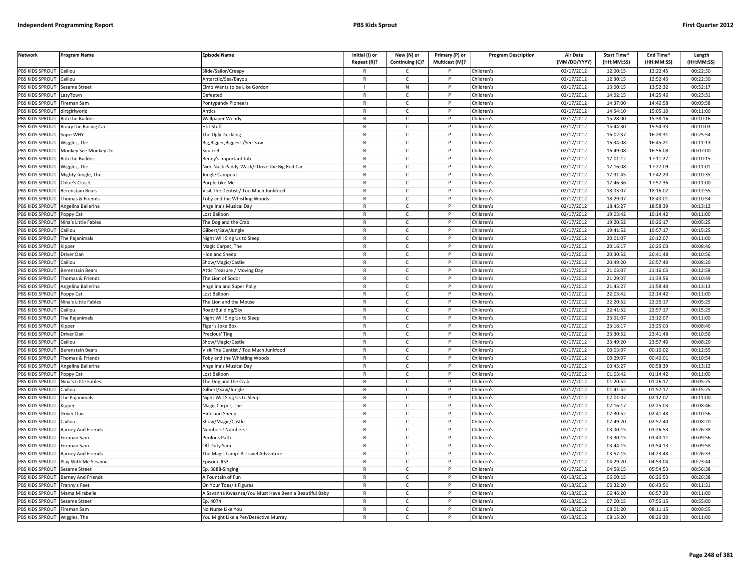| Network | Program Name | Episode Name | Initial (I) or Repeat (R)? | New (N) or Continuing (C)? | Primary (P) or Multicast (M)? | Program Description | Air Date (MM/DD/YYYY) | Start Time* (HH:MM:SS) | End Time* (HH:MM:SS) | Length (HH:MM:SS) |
|---|---|---|---|---|---|---|---|---|---|---|
| PBS KIDS SPROUT | Caillou | Slide/Sailor/Creepy | R | C | P | Children's | 02/17/2012 | 12:00:15 | 12:22:45 | 00:22:30 |
| PBS KIDS SPROUT | Caillou | Antarctic/Sea/Bayou | R | C | P | Children's | 02/17/2012 | 12:30:15 | 12:52:45 | 00:22:30 |
| PBS KIDS SPROUT | Sesame Street | Elmo Wants to be Like Gordon | I | N | P | Children's | 02/17/2012 | 13:00:15 | 13:52:32 | 00:52:17 |
| PBS KIDS SPROUT | LazyTown | Defeeted | R | C | P | Children's | 02/17/2012 | 14:02:15 | 14:25:46 | 00:23:31 |
| PBS KIDS SPROUT | Fireman Sam | Pontypandy Pioneers | R | C | P | Children's | 02/17/2012 | 14:37:00 | 14:46:58 | 00:09:58 |
| PBS KIDS SPROUT | dirtgirlworld | Antics | R | C | P | Children's | 02/17/2012 | 14:54:10 | 15:05:10 | 00:11:00 |
| PBS KIDS SPROUT | Bob the Builder | Wallpaper Wendy | R | C | P | Children's | 02/17/2012 | 15:28:00 | 15:38:16 | 00:10:16 |
| PBS KIDS SPROUT | Roary the Racing Car | Hot Stuff | R | C | P | Children's | 02/17/2012 | 15:44:30 | 15:54:33 | 00:10:03 |
| PBS KIDS SPROUT | SuperWHY | The Ugly Duckling | R | C | P | Children's | 02/17/2012 | 16:02:37 | 16:28:31 | 00:25:54 |
| PBS KIDS SPROUT | Wiggles, The | Big,Bigger,Biggest!/See-Saw | R | C | P | Children's | 02/17/2012 | 16:34:08 | 16:45:21 | 00:11:13 |
| PBS KIDS SPROUT | Monkey See Monkey Do | Squirrel | R | C | P | Children's | 02/17/2012 | 16:49:08 | 16:56:08 | 00:07:00 |
| PBS KIDS SPROUT | Bob the Builder | Benny's Important Job | R | C | P | Children's | 02/17/2012 | 17:01:12 | 17:11:27 | 00:10:15 |
| PBS KIDS SPROUT | Wiggles, The | Nick-Nack Paddy-Wack/I Drive the Big Red Car | R | C | P | Children's | 02/17/2012 | 17:16:08 | 17:27:09 | 00:11:01 |
| PBS KIDS SPROUT | Mighty Jungle, The | Jungle Campout | R | C | P | Children's | 02/17/2012 | 17:31:45 | 17:42:20 | 00:10:35 |
| PBS KIDS SPROUT | Chloe's Closet | Purple Like Me | R | C | P | Children's | 02/17/2012 | 17:46:36 | 17:57:36 | 00:11:00 |
| PBS KIDS SPROUT | Berenstain Bears | Visit The Dentist / Too Much Junkfood | R | C | P | Children's | 02/17/2012 | 18:03:07 | 18:16:02 | 00:12:55 |
| PBS KIDS SPROUT | Thomas & Friends | Toby and the Whistling Woods | R | C | P | Children's | 02/17/2012 | 18:29:07 | 18:40:01 | 00:10:54 |
| PBS KIDS SPROUT | Angelina Ballerina | Angelina's Musical Day | R | C | P | Children's | 02/17/2012 | 18:45:27 | 18:58:39 | 00:13:12 |
| PBS KIDS SPROUT | Poppy Cat | Lost Balloon | R | C | P | Children's | 02/17/2012 | 19:03:42 | 19:14:42 | 00:11:00 |
| PBS KIDS SPROUT | Nina's Little Fables | The Dog and the Crab | R | C | P | Children's | 02/17/2012 | 19:20:52 | 19:26:17 | 00:05:25 |
| PBS KIDS SPROUT | Caillou | Gilbert/Saw/Jungle | R | C | P | Children's | 02/17/2012 | 19:41:52 | 19:57:17 | 00:15:25 |
| PBS KIDS SPROUT | The Pajanimals | Night Will Sing Us to Sleep | R | C | P | Children's | 02/17/2012 | 20:01:07 | 20:12:07 | 00:11:00 |
| PBS KIDS SPROUT | Kipper | Magic Carpet, The | R | C | P | Children's | 02/17/2012 | 20:16:17 | 20:25:03 | 00:08:46 |
| PBS KIDS SPROUT | Driver Dan | Hide and Sheep | R | C | P | Children's | 02/17/2012 | 20:30:52 | 20:41:48 | 00:10:56 |
| PBS KIDS SPROUT | Caillou | Show/Magic/Castle | R | C | P | Children's | 02/17/2012 | 20:49:20 | 20:57:40 | 00:08:20 |
| PBS KIDS SPROUT | Berenstain Bears | Attic Treasure / Moving Day | R | C | P | Children's | 02/17/2012 | 21:03:07 | 21:16:05 | 00:12:58 |
| PBS KIDS SPROUT | Thomas & Friends | The Lion of Sodor | R | C | P | Children's | 02/17/2012 | 21:29:07 | 21:39:56 | 00:10:49 |
| PBS KIDS SPROUT | Angelina Ballerina | Angelina and Super Polly | R | C | P | Children's | 02/17/2012 | 21:45:27 | 21:58:40 | 00:13:13 |
| PBS KIDS SPROUT | Poppy Cat | Lost Balloon | R | C | P | Children's | 02/17/2012 | 22:03:42 | 22:14:42 | 00:11:00 |
| PBS KIDS SPROUT | Nina's Little Fables | The Lion and the Mouse | R | C | P | Children's | 02/17/2012 | 22:20:52 | 22:26:17 | 00:05:25 |
| PBS KIDS SPROUT | Caillou | Road/Building/Sky | R | C | P | Children's | 02/17/2012 | 22:41:52 | 22:57:17 | 00:15:25 |
| PBS KIDS SPROUT | The Pajanimals | Night Will Sing Us to Sleep | R | C | P | Children's | 02/17/2012 | 23:01:07 | 23:12:07 | 00:11:00 |
| PBS KIDS SPROUT | Kipper | Tiger's Joke Box | R | C | P | Children's | 02/17/2012 | 23:16:17 | 23:25:03 | 00:08:46 |
| PBS KIDS SPROUT | Driver Dan | Precious' Ting | R | C | P | Children's | 02/17/2012 | 23:30:52 | 23:41:48 | 00:10:56 |
| PBS KIDS SPROUT | Caillou | Show/Magic/Castle | R | C | P | Children's | 02/17/2012 | 23:49:20 | 23:57:40 | 00:08:20 |
| PBS KIDS SPROUT | Berenstain Bears | Visit The Dentist / Too Much Junkfood | R | C | P | Children's | 02/17/2012 | 00:03:07 | 00:16:02 | 00:12:55 |
| PBS KIDS SPROUT | Thomas & Friends | Toby and the Whistling Woods | R | C | P | Children's | 02/17/2012 | 00:29:07 | 00:40:01 | 00:10:54 |
| PBS KIDS SPROUT | Angelina Ballerina | Angelina's Musical Day | R | C | P | Children's | 02/17/2012 | 00:45:27 | 00:58:39 | 00:13:12 |
| PBS KIDS SPROUT | Poppy Cat | Lost Balloon | R | C | P | Children's | 02/17/2012 | 01:03:42 | 01:14:42 | 00:11:00 |
| PBS KIDS SPROUT | Nina's Little Fables | The Dog and the Crab | R | C | P | Children's | 02/17/2012 | 01:20:52 | 01:26:17 | 00:05:25 |
| PBS KIDS SPROUT | Caillou | Gilbert/Saw/Jungle | R | C | P | Children's | 02/17/2012 | 01:41:52 | 01:57:17 | 00:15:25 |
| PBS KIDS SPROUT | The Pajanimals | Night Will Sing Us to Sleep | R | C | P | Children's | 02/17/2012 | 02:01:07 | 02:12:07 | 00:11:00 |
| PBS KIDS SPROUT | Kipper | Magic Carpet, The | R | C | P | Children's | 02/17/2012 | 02:16:17 | 02:25:03 | 00:08:46 |
| PBS KIDS SPROUT | Driver Dan | Hide and Sheep | R | C | P | Children's | 02/17/2012 | 02:30:52 | 02:41:48 | 00:10:56 |
| PBS KIDS SPROUT | Caillou | Show/Magic/Castle | R | C | P | Children's | 02/17/2012 | 02:49:20 | 02:57:40 | 00:08:20 |
| PBS KIDS SPROUT | Barney And Friends | Numbers! Numbers! | R | C | P | Children's | 02/17/2012 | 03:00:15 | 03:26:53 | 00:26:38 |
| PBS KIDS SPROUT | Fireman Sam | Perilous Path | R | C | P | Children's | 02/17/2012 | 03:30:15 | 03:40:11 | 00:09:56 |
| PBS KIDS SPROUT | Fireman Sam | Off Duty Sam | R | C | P | Children's | 02/17/2012 | 03:44:15 | 03:54:13 | 00:09:58 |
| PBS KIDS SPROUT | Barney And Friends | The Magic Lamp: A Travel Adventure | R | C | P | Children's | 02/17/2012 | 03:57:15 | 04:23:48 | 00:26:33 |
| PBS KIDS SPROUT | Play With Me Sesame | Episode #53 | R | C | P | Children's | 02/17/2012 | 04:29:20 | 04:53:04 | 00:23:44 |
| PBS KIDS SPROUT | Sesame Street | Ep. 3888-Singing | R | C | P | Children's | 02/17/2012 | 04:58:15 | 05:54:53 | 00:56:38 |
| PBS KIDS SPROUT | Barney And Friends | A Fountain of Fun | R | C | P | Children's | 02/18/2012 | 06:00:15 | 06:26:53 | 00:26:38 |
| PBS KIDS SPROUT | Franny's Feet | On Your Toes/It Figures | R | C | P | Children's | 02/18/2012 | 06:32:20 | 06:43:51 | 00:11:31 |
| PBS KIDS SPROUT | Mama Mirabelle | A Savanna Kwaanza/You Must Have Been a Beautiful Baby | R | C | P | Children's | 02/18/2012 | 06:46:20 | 06:57:20 | 00:11:00 |
| PBS KIDS SPROUT | Sesame Street | Ep. 4074 | R | C | P | Children's | 02/18/2012 | 07:00:15 | 07:55:15 | 00:55:00 |
| PBS KIDS SPROUT | Fireman Sam | No Nurse Like You | R | C | P | Children's | 02/18/2012 | 08:01:20 | 08:11:15 | 00:09:55 |
| PBS KIDS SPROUT | Wiggles, The | You Might Like a Pet/Detective Murray | R | C | P | Children's | 02/18/2012 | 08:15:20 | 08:26:20 | 00:11:00 |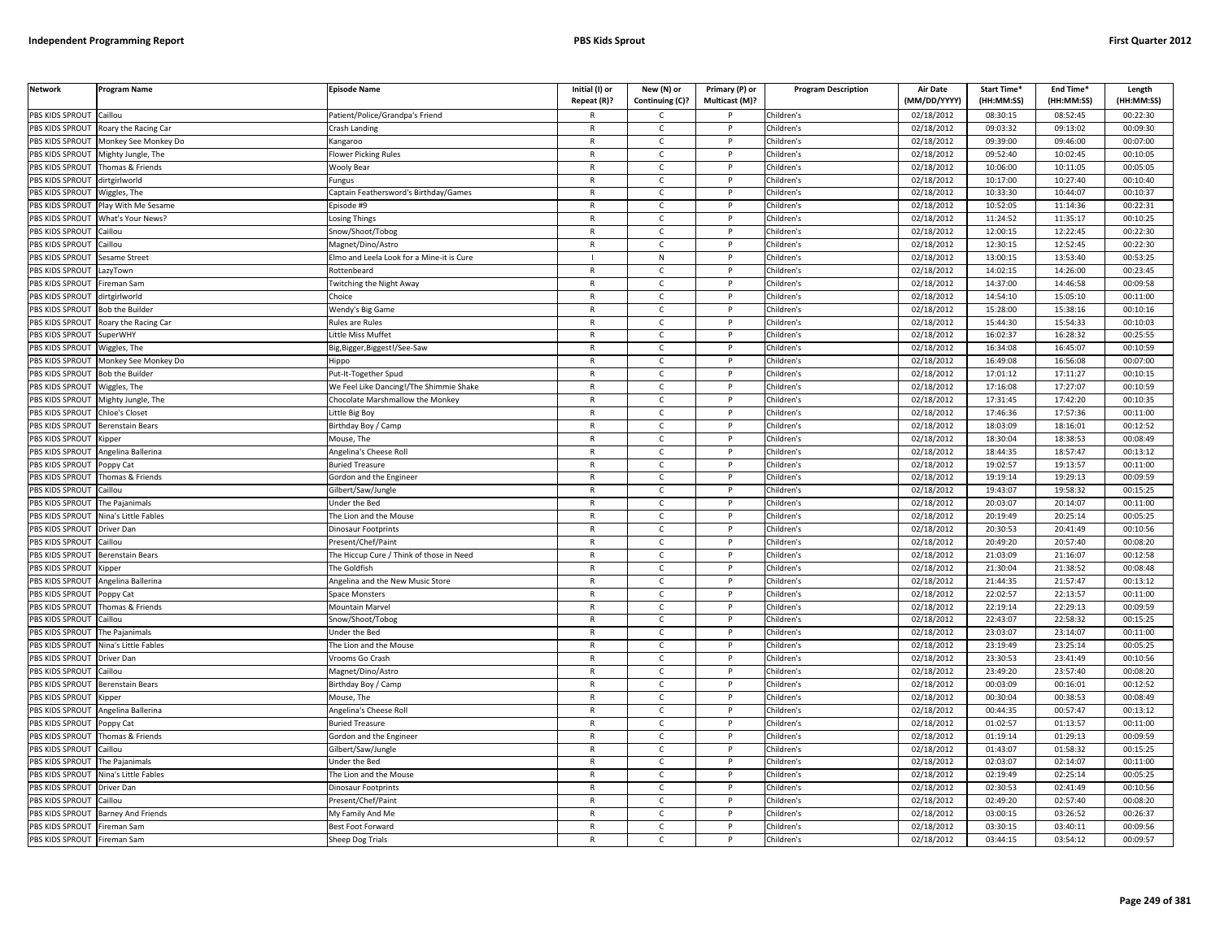| Network | Program Name | Episode Name | Initial (I) or Repeat (R)? | New (N) or Continuing (C)? | Primary (P) or Multicast (M)? | Program Description | Air Date (MM/DD/YYYY) | Start Time* (HH:MM:SS) | End Time* (HH:MM:SS) | Length (HH:MM:SS) |
|---|---|---|---|---|---|---|---|---|---|---|
| PBS KIDS SPROUT | Caillou | Patient/Police/Grandpa's Friend | R | C | P | Children's | 02/18/2012 | 08:30:15 | 08:52:45 | 00:22:30 |
| PBS KIDS SPROUT | Roary the Racing Car | Crash Landing | R | C | P | Children's | 02/18/2012 | 09:03:32 | 09:13:02 | 00:09:30 |
| PBS KIDS SPROUT | Monkey See Monkey Do | Kangaroo | R | C | P | Children's | 02/18/2012 | 09:39:00 | 09:46:00 | 00:07:00 |
| PBS KIDS SPROUT | Mighty Jungle, The | Flower Picking Rules | R | C | P | Children's | 02/18/2012 | 09:52:40 | 10:02:45 | 00:10:05 |
| PBS KIDS SPROUT | Thomas & Friends | Wooly Bear | R | C | P | Children's | 02/18/2012 | 10:06:00 | 10:11:05 | 00:05:05 |
| PBS KIDS SPROUT | dirtgirlworld | Fungus | R | C | P | Children's | 02/18/2012 | 10:17:00 | 10:27:40 | 00:10:40 |
| PBS KIDS SPROUT | Wiggles, The | Captain Feathersword's Birthday/Games | R | C | P | Children's | 02/18/2012 | 10:33:30 | 10:44:07 | 00:10:37 |
| PBS KIDS SPROUT | Play With Me Sesame | Episode #9 | R | C | P | Children's | 02/18/2012 | 10:52:05 | 11:14:36 | 00:22:31 |
| PBS KIDS SPROUT | What's Your News? | Losing Things | R | C | P | Children's | 02/18/2012 | 11:24:52 | 11:35:17 | 00:10:25 |
| PBS KIDS SPROUT | Caillou | Snow/Shoot/Tobog | R | C | P | Children's | 02/18/2012 | 12:00:15 | 12:22:45 | 00:22:30 |
| PBS KIDS SPROUT | Caillou | Magnet/Dino/Astro | R | C | P | Children's | 02/18/2012 | 12:30:15 | 12:52:45 | 00:22:30 |
| PBS KIDS SPROUT | Sesame Street | Elmo and Leela Look for a Mine-it is Cure | I | N | P | Children's | 02/18/2012 | 13:00:15 | 13:53:40 | 00:53:25 |
| PBS KIDS SPROUT | LazyTown | Rottenbeard | R | C | P | Children's | 02/18/2012 | 14:02:15 | 14:26:00 | 00:23:45 |
| PBS KIDS SPROUT | Fireman Sam | Twitching the Night Away | R | C | P | Children's | 02/18/2012 | 14:37:00 | 14:46:58 | 00:09:58 |
| PBS KIDS SPROUT | dirtgirlworld | Choice | R | C | P | Children's | 02/18/2012 | 14:54:10 | 15:05:10 | 00:11:00 |
| PBS KIDS SPROUT | Bob the Builder | Wendy's Big Game | R | C | P | Children's | 02/18/2012 | 15:28:00 | 15:38:16 | 00:10:16 |
| PBS KIDS SPROUT | Roary the Racing Car | Rules are Rules | R | C | P | Children's | 02/18/2012 | 15:44:30 | 15:54:33 | 00:10:03 |
| PBS KIDS SPROUT | SuperWHY | Little Miss Muffet | R | C | P | Children's | 02/18/2012 | 16:02:37 | 16:28:32 | 00:25:55 |
| PBS KIDS SPROUT | Wiggles, The | Big,Bigger,Biggest!/See-Saw | R | C | P | Children's | 02/18/2012 | 16:34:08 | 16:45:07 | 00:10:59 |
| PBS KIDS SPROUT | Monkey See Monkey Do | Hippo | R | C | P | Children's | 02/18/2012 | 16:49:08 | 16:56:08 | 00:07:00 |
| PBS KIDS SPROUT | Bob the Builder | Put-It-Together Spud | R | C | P | Children's | 02/18/2012 | 17:01:12 | 17:11:27 | 00:10:15 |
| PBS KIDS SPROUT | Wiggles, The | We Feel Like Dancing!/The Shimmie Shake | R | C | P | Children's | 02/18/2012 | 17:16:08 | 17:27:07 | 00:10:59 |
| PBS KIDS SPROUT | Mighty Jungle, The | Chocolate Marshmallow the Monkey | R | C | P | Children's | 02/18/2012 | 17:31:45 | 17:42:20 | 00:10:35 |
| PBS KIDS SPROUT | Chloe's Closet | Little Big Boy | R | C | P | Children's | 02/18/2012 | 17:46:36 | 17:57:36 | 00:11:00 |
| PBS KIDS SPROUT | Berenstain Bears | Birthday Boy / Camp | R | C | P | Children's | 02/18/2012 | 18:03:09 | 18:16:01 | 00:12:52 |
| PBS KIDS SPROUT | Kipper | Mouse, The | R | C | P | Children's | 02/18/2012 | 18:30:04 | 18:38:53 | 00:08:49 |
| PBS KIDS SPROUT | Angelina Ballerina | Angelina's Cheese Roll | R | C | P | Children's | 02/18/2012 | 18:44:35 | 18:57:47 | 00:13:12 |
| PBS KIDS SPROUT | Poppy Cat | Buried Treasure | R | C | P | Children's | 02/18/2012 | 19:02:57 | 19:13:57 | 00:11:00 |
| PBS KIDS SPROUT | Thomas & Friends | Gordon and the Engineer | R | C | P | Children's | 02/18/2012 | 19:19:14 | 19:29:13 | 00:09:59 |
| PBS KIDS SPROUT | Caillou | Gilbert/Saw/Jungle | R | C | P | Children's | 02/18/2012 | 19:43:07 | 19:58:32 | 00:15:25 |
| PBS KIDS SPROUT | The Pajanimals | Under the Bed | R | C | P | Children's | 02/18/2012 | 20:03:07 | 20:14:07 | 00:11:00 |
| PBS KIDS SPROUT | Nina's Little Fables | The Lion and the Mouse | R | C | P | Children's | 02/18/2012 | 20:19:49 | 20:25:14 | 00:05:25 |
| PBS KIDS SPROUT | Driver Dan | Dinosaur Footprints | R | C | P | Children's | 02/18/2012 | 20:30:53 | 20:41:49 | 00:10:56 |
| PBS KIDS SPROUT | Caillou | Present/Chef/Paint | R | C | P | Children's | 02/18/2012 | 20:49:20 | 20:57:40 | 00:08:20 |
| PBS KIDS SPROUT | Berenstain Bears | The Hiccup Cure / Think of those in Need | R | C | P | Children's | 02/18/2012 | 21:03:09 | 21:16:07 | 00:12:58 |
| PBS KIDS SPROUT | Kipper | The Goldfish | R | C | P | Children's | 02/18/2012 | 21:30:04 | 21:38:52 | 00:08:48 |
| PBS KIDS SPROUT | Angelina Ballerina | Angelina and the New Music Store | R | C | P | Children's | 02/18/2012 | 21:44:35 | 21:57:47 | 00:13:12 |
| PBS KIDS SPROUT | Poppy Cat | Space Monsters | R | C | P | Children's | 02/18/2012 | 22:02:57 | 22:13:57 | 00:11:00 |
| PBS KIDS SPROUT | Thomas & Friends | Mountain Marvel | R | C | P | Children's | 02/18/2012 | 22:19:14 | 22:29:13 | 00:09:59 |
| PBS KIDS SPROUT | Caillou | Snow/Shoot/Tobog | R | C | P | Children's | 02/18/2012 | 22:43:07 | 22:58:32 | 00:15:25 |
| PBS KIDS SPROUT | The Pajanimals | Under the Bed | R | C | P | Children's | 02/18/2012 | 23:03:07 | 23:14:07 | 00:11:00 |
| PBS KIDS SPROUT | Nina's Little Fables | The Lion and the Mouse | R | C | P | Children's | 02/18/2012 | 23:19:49 | 23:25:14 | 00:05:25 |
| PBS KIDS SPROUT | Driver Dan | Vrooms Go Crash | R | C | P | Children's | 02/18/2012 | 23:30:53 | 23:41:49 | 00:10:56 |
| PBS KIDS SPROUT | Caillou | Magnet/Dino/Astro | R | C | P | Children's | 02/18/2012 | 23:49:20 | 23:57:40 | 00:08:20 |
| PBS KIDS SPROUT | Berenstain Bears | Birthday Boy / Camp | R | C | P | Children's | 02/18/2012 | 00:03:09 | 00:16:01 | 00:12:52 |
| PBS KIDS SPROUT | Kipper | Mouse, The | R | C | P | Children's | 02/18/2012 | 00:30:04 | 00:38:53 | 00:08:49 |
| PBS KIDS SPROUT | Angelina Ballerina | Angelina's Cheese Roll | R | C | P | Children's | 02/18/2012 | 00:44:35 | 00:57:47 | 00:13:12 |
| PBS KIDS SPROUT | Poppy Cat | Buried Treasure | R | C | P | Children's | 02/18/2012 | 01:02:57 | 01:13:57 | 00:11:00 |
| PBS KIDS SPROUT | Thomas & Friends | Gordon and the Engineer | R | C | P | Children's | 02/18/2012 | 01:19:14 | 01:29:13 | 00:09:59 |
| PBS KIDS SPROUT | Caillou | Gilbert/Saw/Jungle | R | C | P | Children's | 02/18/2012 | 01:43:07 | 01:58:32 | 00:15:25 |
| PBS KIDS SPROUT | The Pajanimals | Under the Bed | R | C | P | Children's | 02/18/2012 | 02:03:07 | 02:14:07 | 00:11:00 |
| PBS KIDS SPROUT | Nina's Little Fables | The Lion and the Mouse | R | C | P | Children's | 02/18/2012 | 02:19:49 | 02:25:14 | 00:05:25 |
| PBS KIDS SPROUT | Driver Dan | Dinosaur Footprints | R | C | P | Children's | 02/18/2012 | 02:30:53 | 02:41:49 | 00:10:56 |
| PBS KIDS SPROUT | Caillou | Present/Chef/Paint | R | C | P | Children's | 02/18/2012 | 02:49:20 | 02:57:40 | 00:08:20 |
| PBS KIDS SPROUT | Barney And Friends | My Family And Me | R | C | P | Children's | 02/18/2012 | 03:00:15 | 03:26:52 | 00:26:37 |
| PBS KIDS SPROUT | Fireman Sam | Best Foot Forward | R | C | P | Children's | 02/18/2012 | 03:30:15 | 03:40:11 | 00:09:56 |
| PBS KIDS SPROUT | Fireman Sam | Sheep Dog Trials | R | C | P | Children's | 02/18/2012 | 03:44:15 | 03:54:12 | 00:09:57 |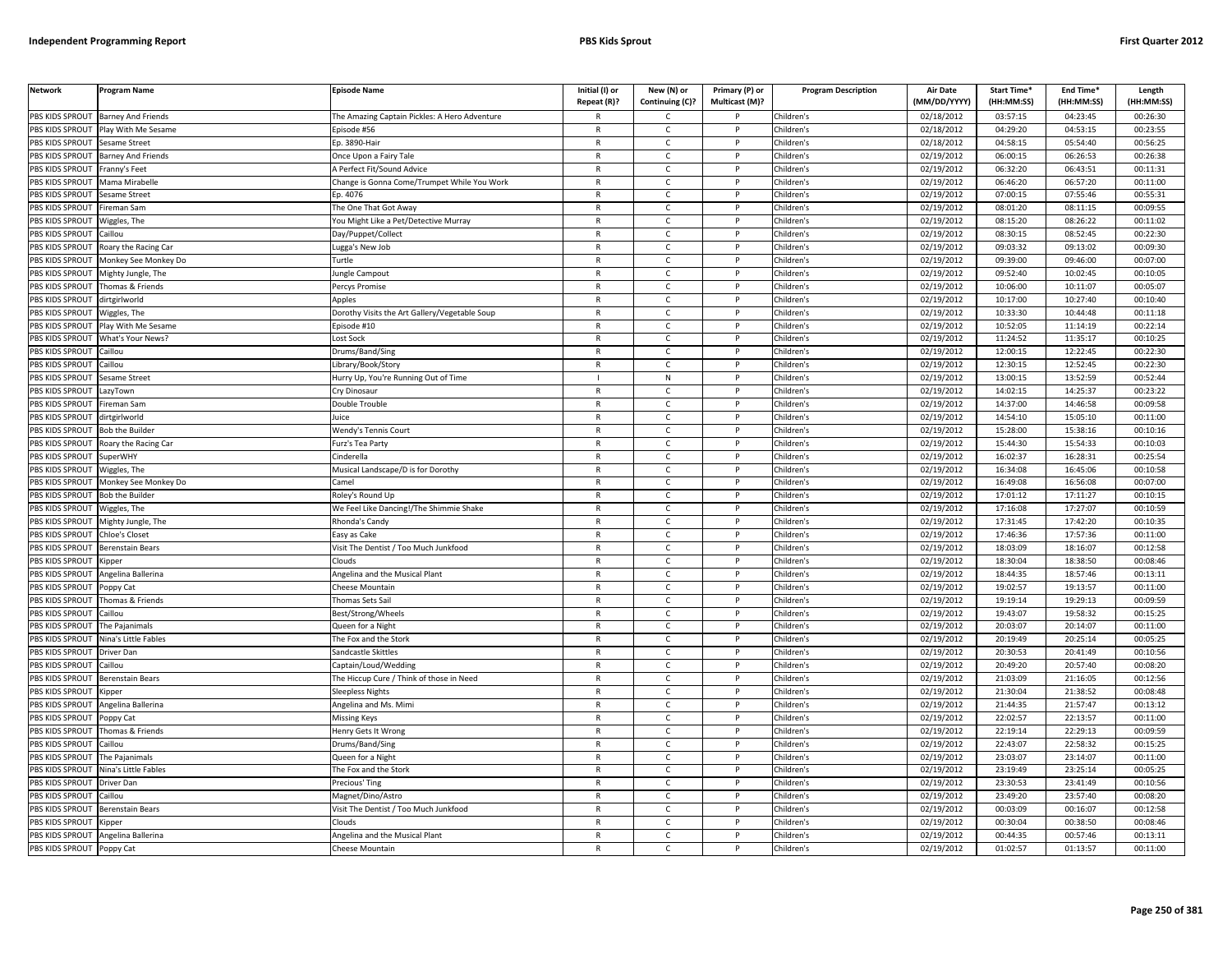| Network | Program Name | Episode Name | Initial (I) or Repeat (R)? | New (N) or Continuing (C)? | Primary (P) or Multicast (M)? | Program Description | Air Date (MM/DD/YYYY) | Start Time* (HH:MM:SS) | End Time* (HH:MM:SS) | Length (HH:MM:SS) |
|---|---|---|---|---|---|---|---|---|---|---|
| PBS KIDS SPROUT | Barney And Friends | The Amazing Captain Pickles: A Hero Adventure | R | C | P | Children's | 02/18/2012 | 03:57:15 | 04:23:45 | 00:26:30 |
| PBS KIDS SPROUT | Play With Me Sesame | Episode #56 | R | C | P | Children's | 02/18/2012 | 04:29:20 | 04:53:15 | 00:23:55 |
| PBS KIDS SPROUT | Sesame Street | Ep. 3890-Hair | R | C | P | Children's | 02/18/2012 | 04:58:15 | 05:54:40 | 00:56:25 |
| PBS KIDS SPROUT | Barney And Friends | Once Upon a Fairy Tale | R | C | P | Children's | 02/19/2012 | 06:00:15 | 06:26:53 | 00:26:38 |
| PBS KIDS SPROUT | Franny's Feet | A Perfect Fit/Sound Advice | R | C | P | Children's | 02/19/2012 | 06:32:20 | 06:43:51 | 00:11:31 |
| PBS KIDS SPROUT | Mama Mirabelle | Change is Gonna Come/Trumpet While You Work | R | C | P | Children's | 02/19/2012 | 06:46:20 | 06:57:20 | 00:11:00 |
| PBS KIDS SPROUT | Sesame Street | Ep. 4076 | R | C | P | Children's | 02/19/2012 | 07:00:15 | 07:55:46 | 00:55:31 |
| PBS KIDS SPROUT | Fireman Sam | The One That Got Away | R | C | P | Children's | 02/19/2012 | 08:01:20 | 08:11:15 | 00:09:55 |
| PBS KIDS SPROUT | Wiggles, The | You Might Like a Pet/Detective Murray | R | C | P | Children's | 02/19/2012 | 08:15:20 | 08:26:22 | 00:11:02 |
| PBS KIDS SPROUT | Caillou | Day/Puppet/Collect | R | C | P | Children's | 02/19/2012 | 08:30:15 | 08:52:45 | 00:22:30 |
| PBS KIDS SPROUT | Roary the Racing Car | Lugga's New Job | R | C | P | Children's | 02/19/2012 | 09:03:32 | 09:13:02 | 00:09:30 |
| PBS KIDS SPROUT | Monkey See Monkey Do | Turtle | R | C | P | Children's | 02/19/2012 | 09:39:00 | 09:46:00 | 00:07:00 |
| PBS KIDS SPROUT | Mighty Jungle, The | Jungle Campout | R | C | P | Children's | 02/19/2012 | 09:52:40 | 10:02:45 | 00:10:05 |
| PBS KIDS SPROUT | Thomas & Friends | Percys Promise | R | C | P | Children's | 02/19/2012 | 10:06:00 | 10:11:07 | 00:05:07 |
| PBS KIDS SPROUT | dirtgirlworld | Apples | R | C | P | Children's | 02/19/2012 | 10:17:00 | 10:27:40 | 00:10:40 |
| PBS KIDS SPROUT | Wiggles, The | Dorothy Visits the Art Gallery/Vegetable Soup | R | C | P | Children's | 02/19/2012 | 10:33:30 | 10:44:48 | 00:11:18 |
| PBS KIDS SPROUT | Play With Me Sesame | Episode #10 | R | C | P | Children's | 02/19/2012 | 10:52:05 | 11:14:19 | 00:22:14 |
| PBS KIDS SPROUT | What's Your News? | Lost Sock | R | C | P | Children's | 02/19/2012 | 11:24:52 | 11:35:17 | 00:10:25 |
| PBS KIDS SPROUT | Caillou | Drums/Band/Sing | R | C | P | Children's | 02/19/2012 | 12:00:15 | 12:22:45 | 00:22:30 |
| PBS KIDS SPROUT | Caillou | Library/Book/Story | R | C | P | Children's | 02/19/2012 | 12:30:15 | 12:52:45 | 00:22:30 |
| PBS KIDS SPROUT | Sesame Street | Hurry Up, You're Running Out of Time | I | N | P | Children's | 02/19/2012 | 13:00:15 | 13:52:59 | 00:52:44 |
| PBS KIDS SPROUT | LazyTown | Cry Dinosaur | R | C | P | Children's | 02/19/2012 | 14:02:15 | 14:25:37 | 00:23:22 |
| PBS KIDS SPROUT | Fireman Sam | Double Trouble | R | C | P | Children's | 02/19/2012 | 14:37:00 | 14:46:58 | 00:09:58 |
| PBS KIDS SPROUT | dirtgirlworld | Juice | R | C | P | Children's | 02/19/2012 | 14:54:10 | 15:05:10 | 00:11:00 |
| PBS KIDS SPROUT | Bob the Builder | Wendy's Tennis Court | R | C | P | Children's | 02/19/2012 | 15:28:00 | 15:38:16 | 00:10:16 |
| PBS KIDS SPROUT | Roary the Racing Car | Furz's Tea Party | R | C | P | Children's | 02/19/2012 | 15:44:30 | 15:54:33 | 00:10:03 |
| PBS KIDS SPROUT | SuperWHY | Cinderella | R | C | P | Children's | 02/19/2012 | 16:02:37 | 16:28:31 | 00:25:54 |
| PBS KIDS SPROUT | Wiggles, The | Musical Landscape/D is for Dorothy | R | C | P | Children's | 02/19/2012 | 16:34:08 | 16:45:06 | 00:10:58 |
| PBS KIDS SPROUT | Monkey See Monkey Do | Camel | R | C | P | Children's | 02/19/2012 | 16:49:08 | 16:56:08 | 00:07:00 |
| PBS KIDS SPROUT | Bob the Builder | Roley's Round Up | R | C | P | Children's | 02/19/2012 | 17:01:12 | 17:11:27 | 00:10:15 |
| PBS KIDS SPROUT | Wiggles, The | We Feel Like Dancing!/The Shimmie Shake | R | C | P | Children's | 02/19/2012 | 17:16:08 | 17:27:07 | 00:10:59 |
| PBS KIDS SPROUT | Mighty Jungle, The | Rhonda's Candy | R | C | P | Children's | 02/19/2012 | 17:31:45 | 17:42:20 | 00:10:35 |
| PBS KIDS SPROUT | Chloe's Closet | Easy as Cake | R | C | P | Children's | 02/19/2012 | 17:46:36 | 17:57:36 | 00:11:00 |
| PBS KIDS SPROUT | Berenstain Bears | Visit The Dentist / Too Much Junkfood | R | C | P | Children's | 02/19/2012 | 18:03:09 | 18:16:07 | 00:12:58 |
| PBS KIDS SPROUT | Kipper | Clouds | R | C | P | Children's | 02/19/2012 | 18:30:04 | 18:38:50 | 00:08:46 |
| PBS KIDS SPROUT | Angelina Ballerina | Angelina and the Musical Plant | R | C | P | Children's | 02/19/2012 | 18:44:35 | 18:57:46 | 00:13:11 |
| PBS KIDS SPROUT | Poppy Cat | Cheese Mountain | R | C | P | Children's | 02/19/2012 | 19:02:57 | 19:13:57 | 00:11:00 |
| PBS KIDS SPROUT | Thomas & Friends | Thomas Sets Sail | R | C | P | Children's | 02/19/2012 | 19:19:14 | 19:29:13 | 00:09:59 |
| PBS KIDS SPROUT | Caillou | Best/Strong/Wheels | R | C | P | Children's | 02/19/2012 | 19:43:07 | 19:58:32 | 00:15:25 |
| PBS KIDS SPROUT | The Pajanimals | Queen for a Night | R | C | P | Children's | 02/19/2012 | 20:03:07 | 20:14:07 | 00:11:00 |
| PBS KIDS SPROUT | Nina's Little Fables | The Fox and the Stork | R | C | P | Children's | 02/19/2012 | 20:19:49 | 20:25:14 | 00:05:25 |
| PBS KIDS SPROUT | Driver Dan | Sandcastle Skittles | R | C | P | Children's | 02/19/2012 | 20:30:53 | 20:41:49 | 00:10:56 |
| PBS KIDS SPROUT | Caillou | Captain/Loud/Wedding | R | C | P | Children's | 02/19/2012 | 20:49:20 | 20:57:40 | 00:08:20 |
| PBS KIDS SPROUT | Berenstain Bears | The Hiccup Cure / Think of those in Need | R | C | P | Children's | 02/19/2012 | 21:03:09 | 21:16:05 | 00:12:56 |
| PBS KIDS SPROUT | Kipper | Sleepless Nights | R | C | P | Children's | 02/19/2012 | 21:30:04 | 21:38:52 | 00:08:48 |
| PBS KIDS SPROUT | Angelina Ballerina | Angelina and Ms. Mimi | R | C | P | Children's | 02/19/2012 | 21:44:35 | 21:57:47 | 00:13:12 |
| PBS KIDS SPROUT | Poppy Cat | Missing Keys | R | C | P | Children's | 02/19/2012 | 22:02:57 | 22:13:57 | 00:11:00 |
| PBS KIDS SPROUT | Thomas & Friends | Henry Gets It Wrong | R | C | P | Children's | 02/19/2012 | 22:19:14 | 22:29:13 | 00:09:59 |
| PBS KIDS SPROUT | Caillou | Drums/Band/Sing | R | C | P | Children's | 02/19/2012 | 22:43:07 | 22:58:32 | 00:15:25 |
| PBS KIDS SPROUT | The Pajanimals | Queen for a Night | R | C | P | Children's | 02/19/2012 | 23:03:07 | 23:14:07 | 00:11:00 |
| PBS KIDS SPROUT | Nina's Little Fables | The Fox and the Stork | R | C | P | Children's | 02/19/2012 | 23:19:49 | 23:25:14 | 00:05:25 |
| PBS KIDS SPROUT | Driver Dan | Precious' Ting | R | C | P | Children's | 02/19/2012 | 23:30:53 | 23:41:49 | 00:10:56 |
| PBS KIDS SPROUT | Caillou | Magnet/Dino/Astro | R | C | P | Children's | 02/19/2012 | 23:49:20 | 23:57:40 | 00:08:20 |
| PBS KIDS SPROUT | Berenstain Bears | Visit The Dentist / Too Much Junkfood | R | C | P | Children's | 02/19/2012 | 00:03:09 | 00:16:07 | 00:12:58 |
| PBS KIDS SPROUT | Kipper | Clouds | R | C | P | Children's | 02/19/2012 | 00:30:04 | 00:38:50 | 00:08:46 |
| PBS KIDS SPROUT | Angelina Ballerina | Angelina and the Musical Plant | R | C | P | Children's | 02/19/2012 | 00:44:35 | 00:57:46 | 00:13:11 |
| PBS KIDS SPROUT | Poppy Cat | Cheese Mountain | R | C | P | Children's | 02/19/2012 | 01:02:57 | 01:13:57 | 00:11:00 |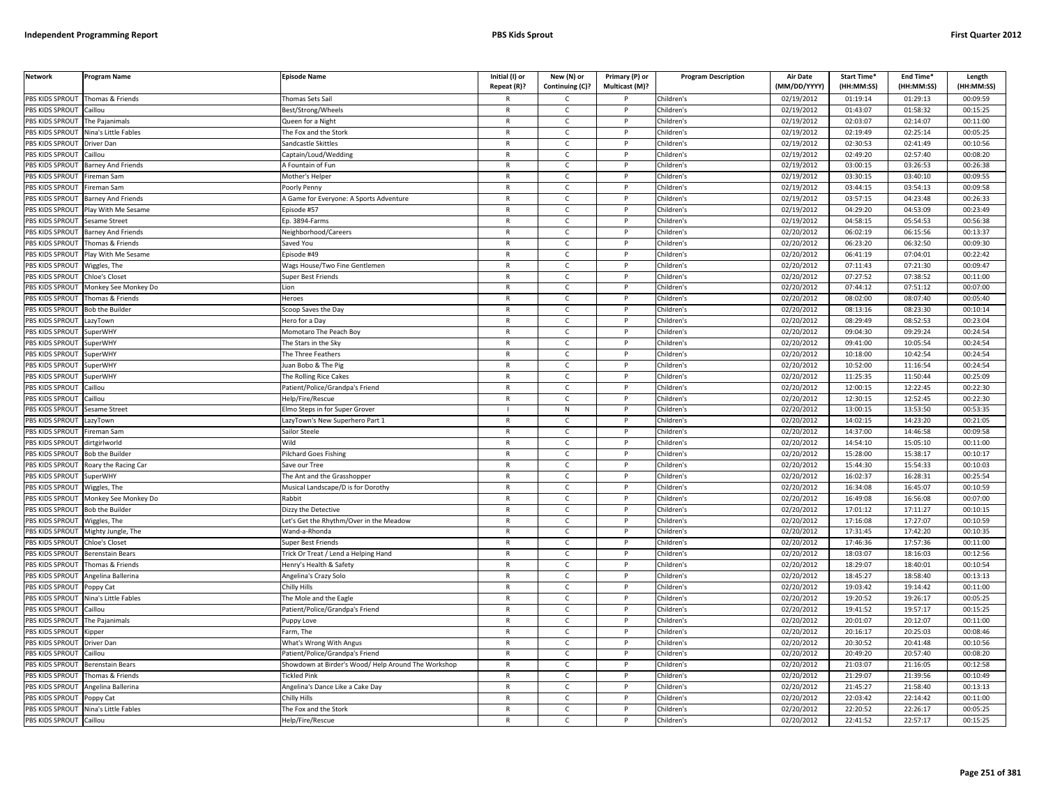| Network | Program Name | Episode Name | Initial (I) or Repeat (R)? | New (N) or Continuing (C)? | Primary (P) or Multicast (M)? | Program Description | Air Date (MM/DD/YYYY) | Start Time* (HH:MM:SS) | End Time* (HH:MM:SS) | Length (HH:MM:SS) |
|---|---|---|---|---|---|---|---|---|---|---|
| PBS KIDS SPROUT | Thomas & Friends | Thomas Sets Sail | R | C | P | Children's | 02/19/2012 | 01:19:14 | 01:29:13 | 00:09:59 |
| PBS KIDS SPROUT | Caillou | Best/Strong/Wheels | R | C | P | Children's | 02/19/2012 | 01:43:07 | 01:58:32 | 00:15:25 |
| PBS KIDS SPROUT | The Pajanimals | Queen for a Night | R | C | P | Children's | 02/19/2012 | 02:03:07 | 02:14:07 | 00:11:00 |
| PBS KIDS SPROUT | Nina's Little Fables | The Fox and the Stork | R | C | P | Children's | 02/19/2012 | 02:19:49 | 02:25:14 | 00:05:25 |
| PBS KIDS SPROUT | Driver Dan | Sandcastle Skittles | R | C | P | Children's | 02/19/2012 | 02:30:53 | 02:41:49 | 00:10:56 |
| PBS KIDS SPROUT | Caillou | Captain/Loud/Wedding | R | C | P | Children's | 02/19/2012 | 02:49:20 | 02:57:40 | 00:08:20 |
| PBS KIDS SPROUT | Barney And Friends | A Fountain of Fun | R | C | P | Children's | 02/19/2012 | 03:00:15 | 03:26:53 | 00:26:38 |
| PBS KIDS SPROUT | Fireman Sam | Mother's Helper | R | C | P | Children's | 02/19/2012 | 03:30:15 | 03:40:10 | 00:09:55 |
| PBS KIDS SPROUT | Fireman Sam | Poorly Penny | R | C | P | Children's | 02/19/2012 | 03:44:15 | 03:54:13 | 00:09:58 |
| PBS KIDS SPROUT | Barney And Friends | A Game for Everyone: A Sports Adventure | R | C | P | Children's | 02/19/2012 | 03:57:15 | 04:23:48 | 00:26:33 |
| PBS KIDS SPROUT | Play With Me Sesame | Episode #57 | R | C | P | Children's | 02/19/2012 | 04:29:20 | 04:53:09 | 00:23:49 |
| PBS KIDS SPROUT | Sesame Street | Ep. 3894-Farms | R | C | P | Children's | 02/19/2012 | 04:58:15 | 05:54:53 | 00:56:38 |
| PBS KIDS SPROUT | Barney And Friends | Neighborhood/Careers | R | C | P | Children's | 02/20/2012 | 06:02:19 | 06:15:56 | 00:13:37 |
| PBS KIDS SPROUT | Thomas & Friends | Saved You | R | C | P | Children's | 02/20/2012 | 06:23:20 | 06:32:50 | 00:09:30 |
| PBS KIDS SPROUT | Play With Me Sesame | Episode #49 | R | C | P | Children's | 02/20/2012 | 06:41:19 | 07:04:01 | 00:22:42 |
| PBS KIDS SPROUT | Wiggles, The | Wags House/Two Fine Gentlemen | R | C | P | Children's | 02/20/2012 | 07:11:43 | 07:21:30 | 00:09:47 |
| PBS KIDS SPROUT | Chloe's Closet | Super Best Friends | R | C | P | Children's | 02/20/2012 | 07:27:52 | 07:38:52 | 00:11:00 |
| PBS KIDS SPROUT | Monkey See Monkey Do | Lion | R | C | P | Children's | 02/20/2012 | 07:44:12 | 07:51:12 | 00:07:00 |
| PBS KIDS SPROUT | Thomas & Friends | Heroes | R | C | P | Children's | 02/20/2012 | 08:02:00 | 08:07:40 | 00:05:40 |
| PBS KIDS SPROUT | Bob the Builder | Scoop Saves the Day | R | C | P | Children's | 02/20/2012 | 08:13:16 | 08:23:30 | 00:10:14 |
| PBS KIDS SPROUT | LazyTown | Hero for a Day | R | C | P | Children's | 02/20/2012 | 08:29:49 | 08:52:53 | 00:23:04 |
| PBS KIDS SPROUT | SuperWHY | Momotaro The Peach Boy | R | C | P | Children's | 02/20/2012 | 09:04:30 | 09:29:24 | 00:24:54 |
| PBS KIDS SPROUT | SuperWHY | The Stars in the Sky | R | C | P | Children's | 02/20/2012 | 09:41:00 | 10:05:54 | 00:24:54 |
| PBS KIDS SPROUT | SuperWHY | The Three Feathers | R | C | P | Children's | 02/20/2012 | 10:18:00 | 10:42:54 | 00:24:54 |
| PBS KIDS SPROUT | SuperWHY | Juan Bobo & The Pig | R | C | P | Children's | 02/20/2012 | 10:52:00 | 11:16:54 | 00:24:54 |
| PBS KIDS SPROUT | SuperWHY | The Rolling Rice Cakes | R | C | P | Children's | 02/20/2012 | 11:25:35 | 11:50:44 | 00:25:09 |
| PBS KIDS SPROUT | Caillou | Patient/Police/Grandpa's Friend | R | C | P | Children's | 02/20/2012 | 12:00:15 | 12:22:45 | 00:22:30 |
| PBS KIDS SPROUT | Caillou | Help/Fire/Rescue | R | C | P | Children's | 02/20/2012 | 12:30:15 | 12:52:45 | 00:22:30 |
| PBS KIDS SPROUT | Sesame Street | Elmo Steps in for Super Grover | I | N | P | Children's | 02/20/2012 | 13:00:15 | 13:53:50 | 00:53:35 |
| PBS KIDS SPROUT | LazyTown | LazyTown's New Superhero Part 1 | R | C | P | Children's | 02/20/2012 | 14:02:15 | 14:23:20 | 00:21:05 |
| PBS KIDS SPROUT | Fireman Sam | Sailor Steele | R | C | P | Children's | 02/20/2012 | 14:37:00 | 14:46:58 | 00:09:58 |
| PBS KIDS SPROUT | dirtgirlworld | Wild | R | C | P | Children's | 02/20/2012 | 14:54:10 | 15:05:10 | 00:11:00 |
| PBS KIDS SPROUT | Bob the Builder | Pilchard Goes Fishing | R | C | P | Children's | 02/20/2012 | 15:28:00 | 15:38:17 | 00:10:17 |
| PBS KIDS SPROUT | Roary the Racing Car | Save our Tree | R | C | P | Children's | 02/20/2012 | 15:44:30 | 15:54:33 | 00:10:03 |
| PBS KIDS SPROUT | SuperWHY | The Ant and the Grasshopper | R | C | P | Children's | 02/20/2012 | 16:02:37 | 16:28:31 | 00:25:54 |
| PBS KIDS SPROUT | Wiggles, The | Musical Landscape/D is for Dorothy | R | C | P | Children's | 02/20/2012 | 16:34:08 | 16:45:07 | 00:10:59 |
| PBS KIDS SPROUT | Monkey See Monkey Do | Rabbit | R | C | P | Children's | 02/20/2012 | 16:49:08 | 16:56:08 | 00:07:00 |
| PBS KIDS SPROUT | Bob the Builder | Dizzy the Detective | R | C | P | Children's | 02/20/2012 | 17:01:12 | 17:11:27 | 00:10:15 |
| PBS KIDS SPROUT | Wiggles, The | Let's Get the Rhythm/Over in the Meadow | R | C | P | Children's | 02/20/2012 | 17:16:08 | 17:27:07 | 00:10:59 |
| PBS KIDS SPROUT | Mighty Jungle, The | Wand-a-Rhonda | R | C | P | Children's | 02/20/2012 | 17:31:45 | 17:42:20 | 00:10:35 |
| PBS KIDS SPROUT | Chloe's Closet | Super Best Friends | R | C | P | Children's | 02/20/2012 | 17:46:36 | 17:57:36 | 00:11:00 |
| PBS KIDS SPROUT | Berenstain Bears | Trick Or Treat / Lend a Helping Hand | R | C | P | Children's | 02/20/2012 | 18:03:07 | 18:16:03 | 00:12:56 |
| PBS KIDS SPROUT | Thomas & Friends | Henry's Health & Safety | R | C | P | Children's | 02/20/2012 | 18:29:07 | 18:40:01 | 00:10:54 |
| PBS KIDS SPROUT | Angelina Ballerina | Angelina's Crazy Solo | R | C | P | Children's | 02/20/2012 | 18:45:27 | 18:58:40 | 00:13:13 |
| PBS KIDS SPROUT | Poppy Cat | Chilly Hills | R | C | P | Children's | 02/20/2012 | 19:03:42 | 19:14:42 | 00:11:00 |
| PBS KIDS SPROUT | Nina's Little Fables | The Mole and the Eagle | R | C | P | Children's | 02/20/2012 | 19:20:52 | 19:26:17 | 00:05:25 |
| PBS KIDS SPROUT | Caillou | Patient/Police/Grandpa's Friend | R | C | P | Children's | 02/20/2012 | 19:41:52 | 19:57:17 | 00:15:25 |
| PBS KIDS SPROUT | The Pajanimals | Puppy Love | R | C | P | Children's | 02/20/2012 | 20:01:07 | 20:12:07 | 00:11:00 |
| PBS KIDS SPROUT | Kipper | Farm, The | R | C | P | Children's | 02/20/2012 | 20:16:17 | 20:25:03 | 00:08:46 |
| PBS KIDS SPROUT | Driver Dan | What's Wrong With Angus | R | C | P | Children's | 02/20/2012 | 20:30:52 | 20:41:48 | 00:10:56 |
| PBS KIDS SPROUT | Caillou | Patient/Police/Grandpa's Friend | R | C | P | Children's | 02/20/2012 | 20:49:20 | 20:57:40 | 00:08:20 |
| PBS KIDS SPROUT | Berenstain Bears | Showdown at Birder's Wood/ Help Around The Workshop | R | C | P | Children's | 02/20/2012 | 21:03:07 | 21:16:05 | 00:12:58 |
| PBS KIDS SPROUT | Thomas & Friends | Tickled Pink | R | C | P | Children's | 02/20/2012 | 21:29:07 | 21:39:56 | 00:10:49 |
| PBS KIDS SPROUT | Angelina Ballerina | Angelina's Dance Like a Cake Day | R | C | P | Children's | 02/20/2012 | 21:45:27 | 21:58:40 | 00:13:13 |
| PBS KIDS SPROUT | Poppy Cat | Chilly Hills | R | C | P | Children's | 02/20/2012 | 22:03:42 | 22:14:42 | 00:11:00 |
| PBS KIDS SPROUT | Nina's Little Fables | The Fox and the Stork | R | C | P | Children's | 02/20/2012 | 22:20:52 | 22:26:17 | 00:05:25 |
| PBS KIDS SPROUT | Caillou | Help/Fire/Rescue | R | C | P | Children's | 02/20/2012 | 22:41:52 | 22:57:17 | 00:15:25 |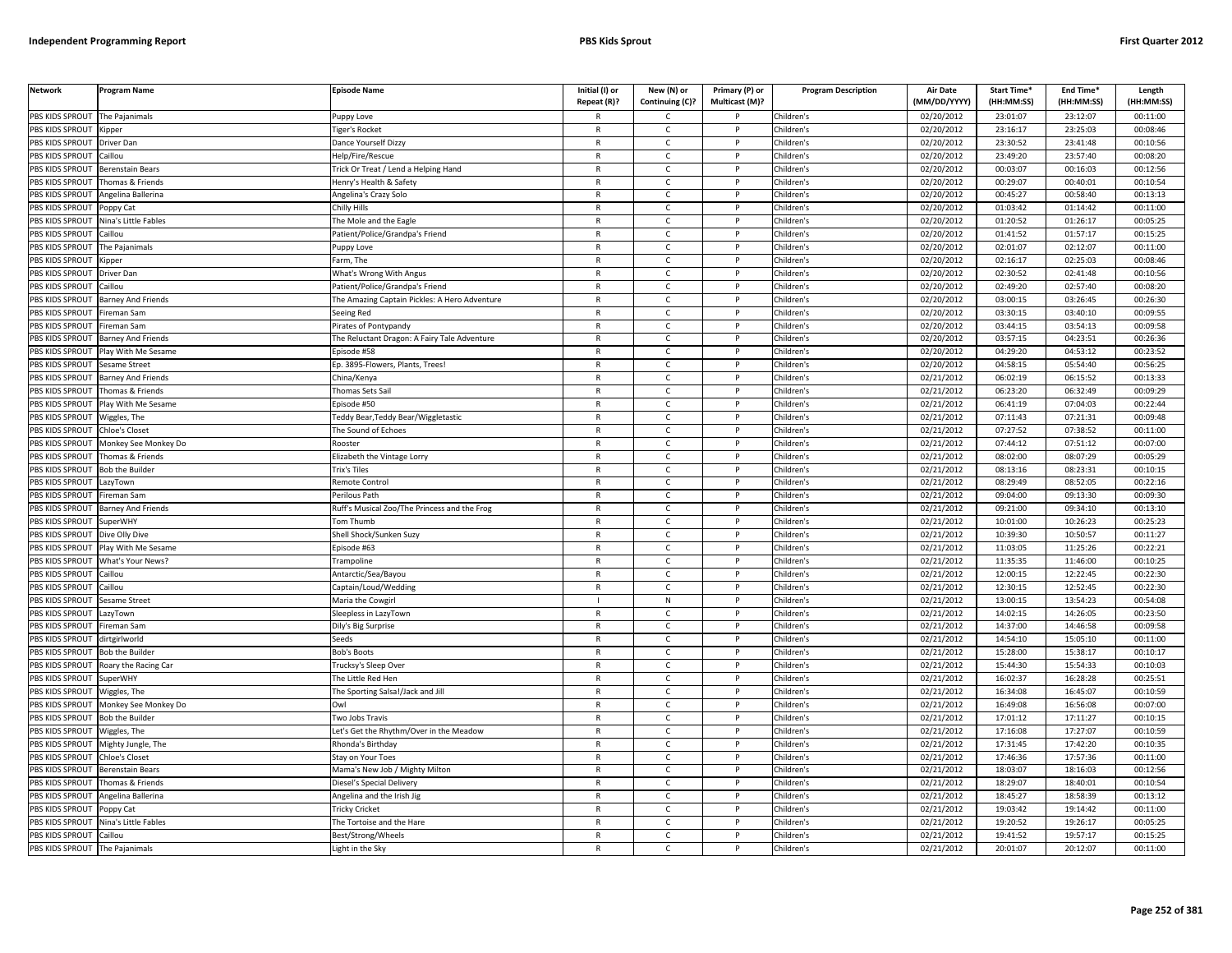| Network | Program Name | Episode Name | Initial (I) or Repeat (R)? | New (N) or Continuing (C)? | Primary (P) or Multicast (M)? | Program Description | Air Date (MM/DD/YYYY) | Start Time* (HH:MM:SS) | End Time* (HH:MM:SS) | Length (HH:MM:SS) |
|---|---|---|---|---|---|---|---|---|---|---|
| PBS KIDS SPROUT | The Pajanimals | Puppy Love | R | C | P | Children's | 02/20/2012 | 23:01:07 | 23:12:07 | 00:11:00 |
| PBS KIDS SPROUT | Kipper | Tiger's Rocket | R | C | P | Children's | 02/20/2012 | 23:16:17 | 23:25:03 | 00:08:46 |
| PBS KIDS SPROUT | Driver Dan | Dance Yourself Dizzy | R | C | P | Children's | 02/20/2012 | 23:30:52 | 23:41:48 | 00:10:56 |
| PBS KIDS SPROUT | Caillou | Help/Fire/Rescue | R | C | P | Children's | 02/20/2012 | 23:49:20 | 23:57:40 | 00:08:20 |
| PBS KIDS SPROUT | Berenstain Bears | Trick Or Treat / Lend a Helping Hand | R | C | P | Children's | 02/20/2012 | 00:03:07 | 00:16:03 | 00:12:56 |
| PBS KIDS SPROUT | Thomas & Friends | Henry's Health & Safety | R | C | P | Children's | 02/20/2012 | 00:29:07 | 00:40:01 | 00:10:54 |
| PBS KIDS SPROUT | Angelina Ballerina | Angelina's Crazy Solo | R | C | P | Children's | 02/20/2012 | 00:45:27 | 00:58:40 | 00:13:13 |
| PBS KIDS SPROUT | Poppy Cat | Chilly Hills | R | C | P | Children's | 02/20/2012 | 01:03:42 | 01:14:42 | 00:11:00 |
| PBS KIDS SPROUT | Nina's Little Fables | The Mole and the Eagle | R | C | P | Children's | 02/20/2012 | 01:20:52 | 01:26:17 | 00:05:25 |
| PBS KIDS SPROUT | Caillou | Patient/Police/Grandpa's Friend | R | C | P | Children's | 02/20/2012 | 01:41:52 | 01:57:17 | 00:15:25 |
| PBS KIDS SPROUT | The Pajanimals | Puppy Love | R | C | P | Children's | 02/20/2012 | 02:01:07 | 02:12:07 | 00:11:00 |
| PBS KIDS SPROUT | Kipper | Farm, The | R | C | P | Children's | 02/20/2012 | 02:16:17 | 02:25:03 | 00:08:46 |
| PBS KIDS SPROUT | Driver Dan | What's Wrong With Angus | R | C | P | Children's | 02/20/2012 | 02:30:52 | 02:41:48 | 00:10:56 |
| PBS KIDS SPROUT | Caillou | Patient/Police/Grandpa's Friend | R | C | P | Children's | 02/20/2012 | 02:49:20 | 02:57:40 | 00:08:20 |
| PBS KIDS SPROUT | Barney And Friends | The Amazing Captain Pickles: A Hero Adventure | R | C | P | Children's | 02/20/2012 | 03:00:15 | 03:26:45 | 00:26:30 |
| PBS KIDS SPROUT | Fireman Sam | Seeing Red | R | C | P | Children's | 02/20/2012 | 03:30:15 | 03:40:10 | 00:09:55 |
| PBS KIDS SPROUT | Fireman Sam | Pirates of Pontypandy | R | C | P | Children's | 02/20/2012 | 03:44:15 | 03:54:13 | 00:09:58 |
| PBS KIDS SPROUT | Barney And Friends | The Reluctant Dragon: A Fairy Tale Adventure | R | C | P | Children's | 02/20/2012 | 03:57:15 | 04:23:51 | 00:26:36 |
| PBS KIDS SPROUT | Play With Me Sesame | Episode #58 | R | C | P | Children's | 02/20/2012 | 04:29:20 | 04:53:12 | 00:23:52 |
| PBS KIDS SPROUT | Sesame Street | Ep. 3895-Flowers, Plants, Trees! | R | C | P | Children's | 02/20/2012 | 04:58:15 | 05:54:40 | 00:56:25 |
| PBS KIDS SPROUT | Barney And Friends | China/Kenya | R | C | P | Children's | 02/21/2012 | 06:02:19 | 06:15:52 | 00:13:33 |
| PBS KIDS SPROUT | Thomas & Friends | Thomas Sets Sail | R | C | P | Children's | 02/21/2012 | 06:23:20 | 06:32:49 | 00:09:29 |
| PBS KIDS SPROUT | Play With Me Sesame | Episode #50 | R | C | P | Children's | 02/21/2012 | 06:41:19 | 07:04:03 | 00:22:44 |
| PBS KIDS SPROUT | Wiggles, The | Teddy Bear,Teddy Bear/Wiggletastic | R | C | P | Children's | 02/21/2012 | 07:11:43 | 07:21:31 | 00:09:48 |
| PBS KIDS SPROUT | Chloe's Closet | The Sound of Echoes | R | C | P | Children's | 02/21/2012 | 07:27:52 | 07:38:52 | 00:11:00 |
| PBS KIDS SPROUT | Monkey See Monkey Do | Rooster | R | C | P | Children's | 02/21/2012 | 07:44:12 | 07:51:12 | 00:07:00 |
| PBS KIDS SPROUT | Thomas & Friends | Elizabeth the Vintage Lorry | R | C | P | Children's | 02/21/2012 | 08:02:00 | 08:07:29 | 00:05:29 |
| PBS KIDS SPROUT | Bob the Builder | Trix's Tiles | R | C | P | Children's | 02/21/2012 | 08:13:16 | 08:23:31 | 00:10:15 |
| PBS KIDS SPROUT | LazyTown | Remote Control | R | C | P | Children's | 02/21/2012 | 08:29:49 | 08:52:05 | 00:22:16 |
| PBS KIDS SPROUT | Fireman Sam | Perilous Path | R | C | P | Children's | 02/21/2012 | 09:04:00 | 09:13:30 | 00:09:30 |
| PBS KIDS SPROUT | Barney And Friends | Ruff's Musical Zoo/The Princess and the Frog | R | C | P | Children's | 02/21/2012 | 09:21:00 | 09:34:10 | 00:13:10 |
| PBS KIDS SPROUT | SuperWHY | Tom Thumb | R | C | P | Children's | 02/21/2012 | 10:01:00 | 10:26:23 | 00:25:23 |
| PBS KIDS SPROUT | Dive Olly Dive | Shell Shock/Sunken Suzy | R | C | P | Children's | 02/21/2012 | 10:39:30 | 10:50:57 | 00:11:27 |
| PBS KIDS SPROUT | Play With Me Sesame | Episode #63 | R | C | P | Children's | 02/21/2012 | 11:03:05 | 11:25:26 | 00:22:21 |
| PBS KIDS SPROUT | What's Your News? | Trampoline | R | C | P | Children's | 02/21/2012 | 11:35:35 | 11:46:00 | 00:10:25 |
| PBS KIDS SPROUT | Caillou | Antarctic/Sea/Bayou | R | C | P | Children's | 02/21/2012 | 12:00:15 | 12:22:45 | 00:22:30 |
| PBS KIDS SPROUT | Caillou | Captain/Loud/Wedding | R | C | P | Children's | 02/21/2012 | 12:30:15 | 12:52:45 | 00:22:30 |
| PBS KIDS SPROUT | Sesame Street | Maria the Cowgirl | I | N | P | Children's | 02/21/2012 | 13:00:15 | 13:54:23 | 00:54:08 |
| PBS KIDS SPROUT | LazyTown | Sleepless in LazyTown | R | C | P | Children's | 02/21/2012 | 14:02:15 | 14:26:05 | 00:23:50 |
| PBS KIDS SPROUT | Fireman Sam | Dily's Big Surprise | R | C | P | Children's | 02/21/2012 | 14:37:00 | 14:46:58 | 00:09:58 |
| PBS KIDS SPROUT | dirtgirlworld | Seeds | R | C | P | Children's | 02/21/2012 | 14:54:10 | 15:05:10 | 00:11:00 |
| PBS KIDS SPROUT | Bob the Builder | Bob's Boots | R | C | P | Children's | 02/21/2012 | 15:28:00 | 15:38:17 | 00:10:17 |
| PBS KIDS SPROUT | Roary the Racing Car | Trucksy's Sleep Over | R | C | P | Children's | 02/21/2012 | 15:44:30 | 15:54:33 | 00:10:03 |
| PBS KIDS SPROUT | SuperWHY | The Little Red Hen | R | C | P | Children's | 02/21/2012 | 16:02:37 | 16:28:28 | 00:25:51 |
| PBS KIDS SPROUT | Wiggles, The | The Sporting Salsa!/Jack and Jill | R | C | P | Children's | 02/21/2012 | 16:34:08 | 16:45:07 | 00:10:59 |
| PBS KIDS SPROUT | Monkey See Monkey Do | Owl | R | C | P | Children's | 02/21/2012 | 16:49:08 | 16:56:08 | 00:07:00 |
| PBS KIDS SPROUT | Bob the Builder | Two Jobs Travis | R | C | P | Children's | 02/21/2012 | 17:01:12 | 17:11:27 | 00:10:15 |
| PBS KIDS SPROUT | Wiggles, The | Let's Get the Rhythm/Over in the Meadow | R | C | P | Children's | 02/21/2012 | 17:16:08 | 17:27:07 | 00:10:59 |
| PBS KIDS SPROUT | Mighty Jungle, The | Rhonda's Birthday | R | C | P | Children's | 02/21/2012 | 17:31:45 | 17:42:20 | 00:10:35 |
| PBS KIDS SPROUT | Chloe's Closet | Stay on Your Toes | R | C | P | Children's | 02/21/2012 | 17:46:36 | 17:57:36 | 00:11:00 |
| PBS KIDS SPROUT | Berenstain Bears | Mama's New Job / Mighty Milton | R | C | P | Children's | 02/21/2012 | 18:03:07 | 18:16:03 | 00:12:56 |
| PBS KIDS SPROUT | Thomas & Friends | Diesel's Special Delivery | R | C | P | Children's | 02/21/2012 | 18:29:07 | 18:40:01 | 00:10:54 |
| PBS KIDS SPROUT | Angelina Ballerina | Angelina and the Irish Jig | R | C | P | Children's | 02/21/2012 | 18:45:27 | 18:58:39 | 00:13:12 |
| PBS KIDS SPROUT | Poppy Cat | Tricky Cricket | R | C | P | Children's | 02/21/2012 | 19:03:42 | 19:14:42 | 00:11:00 |
| PBS KIDS SPROUT | Nina's Little Fables | The Tortoise and the Hare | R | C | P | Children's | 02/21/2012 | 19:20:52 | 19:26:17 | 00:05:25 |
| PBS KIDS SPROUT | Caillou | Best/Strong/Wheels | R | C | P | Children's | 02/21/2012 | 19:41:52 | 19:57:17 | 00:15:25 |
| PBS KIDS SPROUT | The Pajanimals | Light in the Sky | R | C | P | Children's | 02/21/2012 | 20:01:07 | 20:12:07 | 00:11:00 |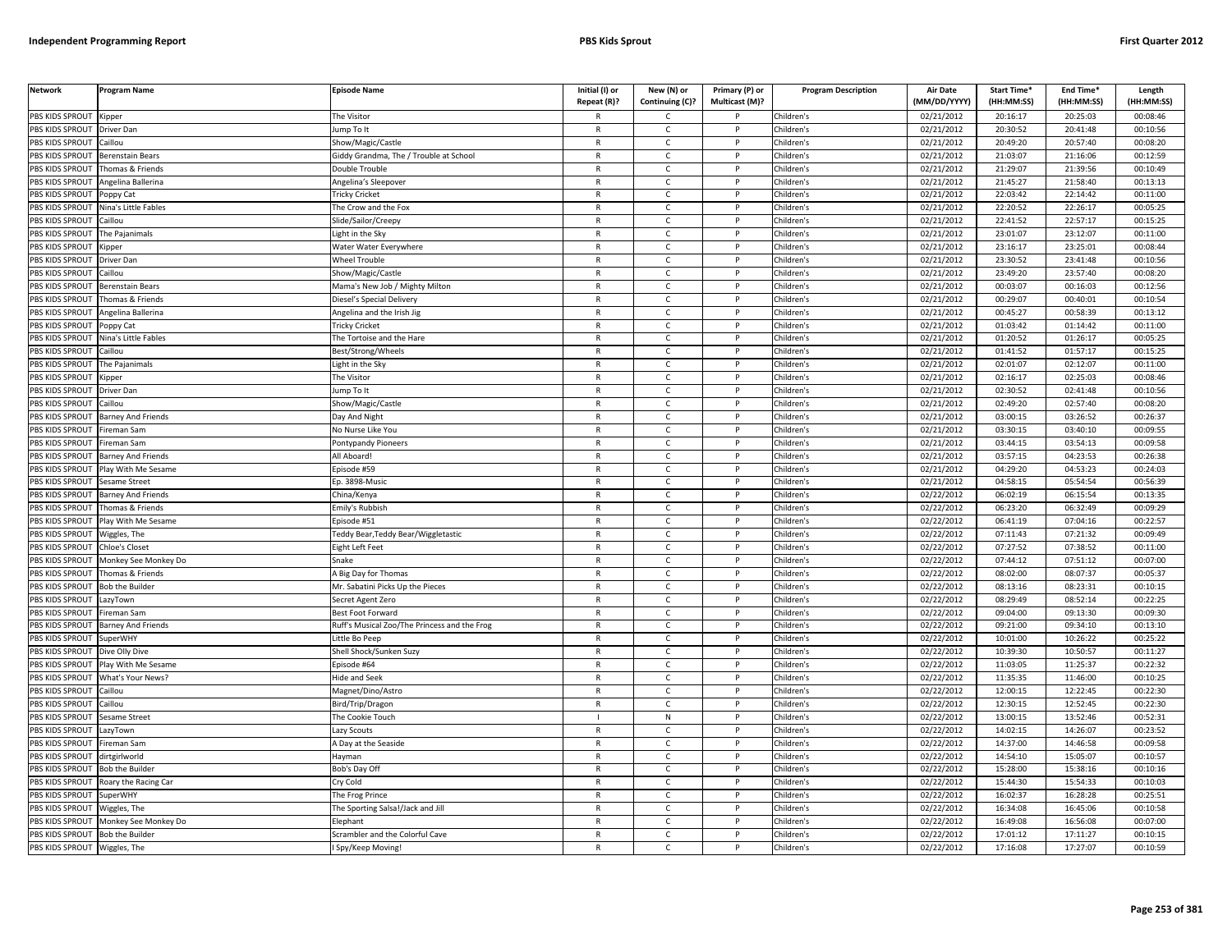| Network | Program Name | Episode Name | Initial (I) or Repeat (R)? | New (N) or Continuing (C)? | Primary (P) or Multicast (M)? | Program Description | Air Date (MM/DD/YYYY) | Start Time* (HH:MM:SS) | End Time* (HH:MM:SS) | Length (HH:MM:SS) |
|---|---|---|---|---|---|---|---|---|---|---|
| PBS KIDS SPROUT | Kipper | The Visitor | R | C | P | Children's | 02/21/2012 | 20:16:17 | 20:25:03 | 00:08:46 |
| PBS KIDS SPROUT | Driver Dan | Jump To It | R | C | P | Children's | 02/21/2012 | 20:30:52 | 20:41:48 | 00:10:56 |
| PBS KIDS SPROUT | Caillou | Show/Magic/Castle | R | C | P | Children's | 02/21/2012 | 20:49:20 | 20:57:40 | 00:08:20 |
| PBS KIDS SPROUT | Berenstain Bears | Giddy Grandma, The / Trouble at School | R | C | P | Children's | 02/21/2012 | 21:03:07 | 21:16:06 | 00:12:59 |
| PBS KIDS SPROUT | Thomas & Friends | Double Trouble | R | C | P | Children's | 02/21/2012 | 21:29:07 | 21:39:56 | 00:10:49 |
| PBS KIDS SPROUT | Angelina Ballerina | Angelina's Sleepover | R | C | P | Children's | 02/21/2012 | 21:45:27 | 21:58:40 | 00:13:13 |
| PBS KIDS SPROUT | Poppy Cat | Tricky Cricket | R | C | P | Children's | 02/21/2012 | 22:03:42 | 22:14:42 | 00:11:00 |
| PBS KIDS SPROUT | Nina's Little Fables | The Crow and the Fox | R | C | P | Children's | 02/21/2012 | 22:20:52 | 22:26:17 | 00:05:25 |
| PBS KIDS SPROUT | Caillou | Slide/Sailor/Creepy | R | C | P | Children's | 02/21/2012 | 22:41:52 | 22:57:17 | 00:15:25 |
| PBS KIDS SPROUT | The Pajanimals | Light in the Sky | R | C | P | Children's | 02/21/2012 | 23:01:07 | 23:12:07 | 00:11:00 |
| PBS KIDS SPROUT | Kipper | Water Water Everywhere | R | C | P | Children's | 02/21/2012 | 23:16:17 | 23:25:01 | 00:08:44 |
| PBS KIDS SPROUT | Driver Dan | Wheel Trouble | R | C | P | Children's | 02/21/2012 | 23:30:52 | 23:41:48 | 00:10:56 |
| PBS KIDS SPROUT | Caillou | Show/Magic/Castle | R | C | P | Children's | 02/21/2012 | 23:49:20 | 23:57:40 | 00:08:20 |
| PBS KIDS SPROUT | Berenstain Bears | Mama's New Job / Mighty Milton | R | C | P | Children's | 02/21/2012 | 00:03:07 | 00:16:03 | 00:12:56 |
| PBS KIDS SPROUT | Thomas & Friends | Diesel's Special Delivery | R | C | P | Children's | 02/21/2012 | 00:29:07 | 00:40:01 | 00:10:54 |
| PBS KIDS SPROUT | Angelina Ballerina | Angelina and the Irish Jig | R | C | P | Children's | 02/21/2012 | 00:45:27 | 00:58:39 | 00:13:12 |
| PBS KIDS SPROUT | Poppy Cat | Tricky Cricket | R | C | P | Children's | 02/21/2012 | 01:03:42 | 01:14:42 | 00:11:00 |
| PBS KIDS SPROUT | Nina's Little Fables | The Tortoise and the Hare | R | C | P | Children's | 02/21/2012 | 01:20:52 | 01:26:17 | 00:05:25 |
| PBS KIDS SPROUT | Caillou | Best/Strong/Wheels | R | C | P | Children's | 02/21/2012 | 01:41:52 | 01:57:17 | 00:15:25 |
| PBS KIDS SPROUT | The Pajanimals | Light in the Sky | R | C | P | Children's | 02/21/2012 | 02:01:07 | 02:12:07 | 00:11:00 |
| PBS KIDS SPROUT | Kipper | The Visitor | R | C | P | Children's | 02/21/2012 | 02:16:17 | 02:25:03 | 00:08:46 |
| PBS KIDS SPROUT | Driver Dan | Jump To It | R | C | P | Children's | 02/21/2012 | 02:30:52 | 02:41:48 | 00:10:56 |
| PBS KIDS SPROUT | Caillou | Show/Magic/Castle | R | C | P | Children's | 02/21/2012 | 02:49:20 | 02:57:40 | 00:08:20 |
| PBS KIDS SPROUT | Barney And Friends | Day And Night | R | C | P | Children's | 02/21/2012 | 03:00:15 | 03:26:52 | 00:26:37 |
| PBS KIDS SPROUT | Fireman Sam | No Nurse Like You | R | C | P | Children's | 02/21/2012 | 03:30:15 | 03:40:10 | 00:09:55 |
| PBS KIDS SPROUT | Fireman Sam | Pontypandy Pioneers | R | C | P | Children's | 02/21/2012 | 03:44:15 | 03:54:13 | 00:09:58 |
| PBS KIDS SPROUT | Barney And Friends | All Aboard! | R | C | P | Children's | 02/21/2012 | 03:57:15 | 04:23:53 | 00:26:38 |
| PBS KIDS SPROUT | Play With Me Sesame | Episode #59 | R | C | P | Children's | 02/21/2012 | 04:29:20 | 04:53:23 | 00:24:03 |
| PBS KIDS SPROUT | Sesame Street | Ep. 3898-Music | R | C | P | Children's | 02/21/2012 | 04:58:15 | 05:54:54 | 00:56:39 |
| PBS KIDS SPROUT | Barney And Friends | China/Kenya | R | C | P | Children's | 02/22/2012 | 06:02:19 | 06:15:54 | 00:13:35 |
| PBS KIDS SPROUT | Thomas & Friends | Emily's Rubbish | R | C | P | Children's | 02/22/2012 | 06:23:20 | 06:32:49 | 00:09:29 |
| PBS KIDS SPROUT | Play With Me Sesame | Episode #51 | R | C | P | Children's | 02/22/2012 | 06:41:19 | 07:04:16 | 00:22:57 |
| PBS KIDS SPROUT | Wiggles, The | Teddy Bear,Teddy Bear/Wiggletastic | R | C | P | Children's | 02/22/2012 | 07:11:43 | 07:21:32 | 00:09:49 |
| PBS KIDS SPROUT | Chloe's Closet | Eight Left Feet | R | C | P | Children's | 02/22/2012 | 07:27:52 | 07:38:52 | 00:11:00 |
| PBS KIDS SPROUT | Monkey See Monkey Do | Snake | R | C | P | Children's | 02/22/2012 | 07:44:12 | 07:51:12 | 00:07:00 |
| PBS KIDS SPROUT | Thomas & Friends | A Big Day for Thomas | R | C | P | Children's | 02/22/2012 | 08:02:00 | 08:07:37 | 00:05:37 |
| PBS KIDS SPROUT | Bob the Builder | Mr. Sabatini Picks Up the Pieces | R | C | P | Children's | 02/22/2012 | 08:13:16 | 08:23:31 | 00:10:15 |
| PBS KIDS SPROUT | LazyTown | Secret Agent Zero | R | C | P | Children's | 02/22/2012 | 08:29:49 | 08:52:14 | 00:22:25 |
| PBS KIDS SPROUT | Fireman Sam | Best Foot Forward | R | C | P | Children's | 02/22/2012 | 09:04:00 | 09:13:30 | 00:09:30 |
| PBS KIDS SPROUT | Barney And Friends | Ruff's Musical Zoo/The Princess and the Frog | R | C | P | Children's | 02/22/2012 | 09:21:00 | 09:34:10 | 00:13:10 |
| PBS KIDS SPROUT | SuperWHY | Little Bo Peep | R | C | P | Children's | 02/22/2012 | 10:01:00 | 10:26:22 | 00:25:22 |
| PBS KIDS SPROUT | Dive Olly Dive | Shell Shock/Sunken Suzy | R | C | P | Children's | 02/22/2012 | 10:39:30 | 10:50:57 | 00:11:27 |
| PBS KIDS SPROUT | Play With Me Sesame | Episode #64 | R | C | P | Children's | 02/22/2012 | 11:03:05 | 11:25:37 | 00:22:32 |
| PBS KIDS SPROUT | What's Your News? | Hide and Seek | R | C | P | Children's | 02/22/2012 | 11:35:35 | 11:46:00 | 00:10:25 |
| PBS KIDS SPROUT | Caillou | Magnet/Dino/Astro | R | C | P | Children's | 02/22/2012 | 12:00:15 | 12:22:45 | 00:22:30 |
| PBS KIDS SPROUT | Caillou | Bird/Trip/Dragon | R | C | P | Children's | 02/22/2012 | 12:30:15 | 12:52:45 | 00:22:30 |
| PBS KIDS SPROUT | Sesame Street | The Cookie Touch | I | N | P | Children's | 02/22/2012 | 13:00:15 | 13:52:46 | 00:52:31 |
| PBS KIDS SPROUT | LazyTown | Lazy Scouts | R | C | P | Children's | 02/22/2012 | 14:02:15 | 14:26:07 | 00:23:52 |
| PBS KIDS SPROUT | Fireman Sam | A Day at the Seaside | R | C | P | Children's | 02/22/2012 | 14:37:00 | 14:46:58 | 00:09:58 |
| PBS KIDS SPROUT | dirtgirlworld | Hayman | R | C | P | Children's | 02/22/2012 | 14:54:10 | 15:05:07 | 00:10:57 |
| PBS KIDS SPROUT | Bob the Builder | Bob's Day Off | R | C | P | Children's | 02/22/2012 | 15:28:00 | 15:38:16 | 00:10:16 |
| PBS KIDS SPROUT | Roary the Racing Car | Cry Cold | R | C | P | Children's | 02/22/2012 | 15:44:30 | 15:54:33 | 00:10:03 |
| PBS KIDS SPROUT | SuperWHY | The Frog Prince | R | C | P | Children's | 02/22/2012 | 16:02:37 | 16:28:28 | 00:25:51 |
| PBS KIDS SPROUT | Wiggles, The | The Sporting Salsa!/Jack and Jill | R | C | P | Children's | 02/22/2012 | 16:34:08 | 16:45:06 | 00:10:58 |
| PBS KIDS SPROUT | Monkey See Monkey Do | Elephant | R | C | P | Children's | 02/22/2012 | 16:49:08 | 16:56:08 | 00:07:00 |
| PBS KIDS SPROUT | Bob the Builder | Scrambler and the Colorful Cave | R | C | P | Children's | 02/22/2012 | 17:01:12 | 17:11:27 | 00:10:15 |
| PBS KIDS SPROUT | Wiggles, The | I Spy/Keep Moving! | R | C | P | Children's | 02/22/2012 | 17:16:08 | 17:27:07 | 00:10:59 |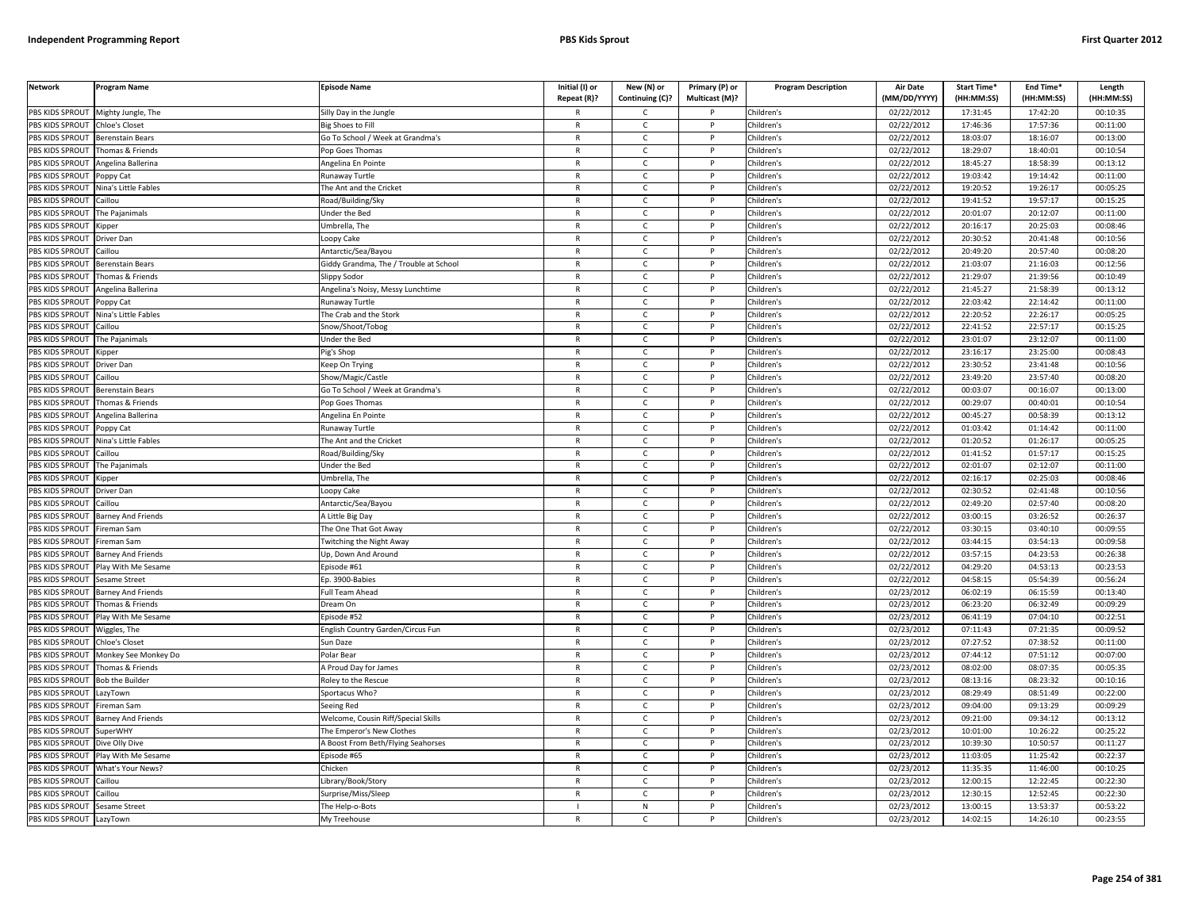| Network | Program Name | Episode Name | Initial (I) or Repeat (R)? | New (N) or Continuing (C)? | Primary (P) or Multicast (M)? | Program Description | Air Date (MM/DD/YYYY) | Start Time* (HH:MM:SS) | End Time* (HH:MM:SS) | Length (HH:MM:SS) |
|---|---|---|---|---|---|---|---|---|---|---|
| PBS KIDS SPROUT | Mighty Jungle, The | Silly Day in the Jungle | R | C | P | Children's | 02/22/2012 | 17:31:45 | 17:42:20 | 00:10:35 |
| PBS KIDS SPROUT | Chloe's Closet | Big Shoes to Fill | R | C | P | Children's | 02/22/2012 | 17:46:36 | 17:57:36 | 00:11:00 |
| PBS KIDS SPROUT | Berenstain Bears | Go To School / Week at Grandma's | R | C | P | Children's | 02/22/2012 | 18:03:07 | 18:16:07 | 00:13:00 |
| PBS KIDS SPROUT | Thomas & Friends | Pop Goes Thomas | R | C | P | Children's | 02/22/2012 | 18:29:07 | 18:40:01 | 00:10:54 |
| PBS KIDS SPROUT | Angelina Ballerina | Angelina En Pointe | R | C | P | Children's | 02/22/2012 | 18:45:27 | 18:58:39 | 00:13:12 |
| PBS KIDS SPROUT | Poppy Cat | Runaway Turtle | R | C | P | Children's | 02/22/2012 | 19:03:42 | 19:14:42 | 00:11:00 |
| PBS KIDS SPROUT | Nina's Little Fables | The Ant and the Cricket | R | C | P | Children's | 02/22/2012 | 19:20:52 | 19:26:17 | 00:05:25 |
| PBS KIDS SPROUT | Caillou | Road/Building/Sky | R | C | P | Children's | 02/22/2012 | 19:41:52 | 19:57:17 | 00:15:25 |
| PBS KIDS SPROUT | The Pajanimals | Under the Bed | R | C | P | Children's | 02/22/2012 | 20:01:07 | 20:12:07 | 00:11:00 |
| PBS KIDS SPROUT | Kipper | Umbrella, The | R | C | P | Children's | 02/22/2012 | 20:16:17 | 20:25:03 | 00:08:46 |
| PBS KIDS SPROUT | Driver Dan | Loopy Cake | R | C | P | Children's | 02/22/2012 | 20:30:52 | 20:41:48 | 00:10:56 |
| PBS KIDS SPROUT | Caillou | Antarctic/Sea/Bayou | R | C | P | Children's | 02/22/2012 | 20:49:20 | 20:57:40 | 00:08:20 |
| PBS KIDS SPROUT | Berenstain Bears | Giddy Grandma, The / Trouble at School | R | C | P | Children's | 02/22/2012 | 21:03:07 | 21:16:03 | 00:12:56 |
| PBS KIDS SPROUT | Thomas & Friends | Slippy Sodor | R | C | P | Children's | 02/22/2012 | 21:29:07 | 21:39:56 | 00:10:49 |
| PBS KIDS SPROUT | Angelina Ballerina | Angelina's Noisy, Messy Lunchtime | R | C | P | Children's | 02/22/2012 | 21:45:27 | 21:58:39 | 00:13:12 |
| PBS KIDS SPROUT | Poppy Cat | Runaway Turtle | R | C | P | Children's | 02/22/2012 | 22:03:42 | 22:14:42 | 00:11:00 |
| PBS KIDS SPROUT | Nina's Little Fables | The Crab and the Stork | R | C | P | Children's | 02/22/2012 | 22:20:52 | 22:26:17 | 00:05:25 |
| PBS KIDS SPROUT | Caillou | Snow/Shoot/Tobog | R | C | P | Children's | 02/22/2012 | 22:41:52 | 22:57:17 | 00:15:25 |
| PBS KIDS SPROUT | The Pajanimals | Under the Bed | R | C | P | Children's | 02/22/2012 | 23:01:07 | 23:12:07 | 00:11:00 |
| PBS KIDS SPROUT | Kipper | Pig's Shop | R | C | P | Children's | 02/22/2012 | 23:16:17 | 23:25:00 | 00:08:43 |
| PBS KIDS SPROUT | Driver Dan | Keep On Trying | R | C | P | Children's | 02/22/2012 | 23:30:52 | 23:41:48 | 00:10:56 |
| PBS KIDS SPROUT | Caillou | Show/Magic/Castle | R | C | P | Children's | 02/22/2012 | 23:49:20 | 23:57:40 | 00:08:20 |
| PBS KIDS SPROUT | Berenstain Bears | Go To School / Week at Grandma's | R | C | P | Children's | 02/22/2012 | 00:03:07 | 00:16:07 | 00:13:00 |
| PBS KIDS SPROUT | Thomas & Friends | Pop Goes Thomas | R | C | P | Children's | 02/22/2012 | 00:29:07 | 00:40:01 | 00:10:54 |
| PBS KIDS SPROUT | Angelina Ballerina | Angelina En Pointe | R | C | P | Children's | 02/22/2012 | 00:45:27 | 00:58:39 | 00:13:12 |
| PBS KIDS SPROUT | Poppy Cat | Runaway Turtle | R | C | P | Children's | 02/22/2012 | 01:03:42 | 01:14:42 | 00:11:00 |
| PBS KIDS SPROUT | Nina's Little Fables | The Ant and the Cricket | R | C | P | Children's | 02/22/2012 | 01:20:52 | 01:26:17 | 00:05:25 |
| PBS KIDS SPROUT | Caillou | Road/Building/Sky | R | C | P | Children's | 02/22/2012 | 01:41:52 | 01:57:17 | 00:15:25 |
| PBS KIDS SPROUT | The Pajanimals | Under the Bed | R | C | P | Children's | 02/22/2012 | 02:01:07 | 02:12:07 | 00:11:00 |
| PBS KIDS SPROUT | Kipper | Umbrella, The | R | C | P | Children's | 02/22/2012 | 02:16:17 | 02:25:03 | 00:08:46 |
| PBS KIDS SPROUT | Driver Dan | Loopy Cake | R | C | P | Children's | 02/22/2012 | 02:30:52 | 02:41:48 | 00:10:56 |
| PBS KIDS SPROUT | Caillou | Antarctic/Sea/Bayou | R | C | P | Children's | 02/22/2012 | 02:49:20 | 02:57:40 | 00:08:20 |
| PBS KIDS SPROUT | Barney And Friends | A Little Big Day | R | C | P | Children's | 02/22/2012 | 03:00:15 | 03:26:52 | 00:26:37 |
| PBS KIDS SPROUT | Fireman Sam | The One That Got Away | R | C | P | Children's | 02/22/2012 | 03:30:15 | 03:40:10 | 00:09:55 |
| PBS KIDS SPROUT | Fireman Sam | Twitching the Night Away | R | C | P | Children's | 02/22/2012 | 03:44:15 | 03:54:13 | 00:09:58 |
| PBS KIDS SPROUT | Barney And Friends | Up, Down And Around | R | C | P | Children's | 02/22/2012 | 03:57:15 | 04:23:53 | 00:26:38 |
| PBS KIDS SPROUT | Play With Me Sesame | Episode #61 | R | C | P | Children's | 02/22/2012 | 04:29:20 | 04:53:13 | 00:23:53 |
| PBS KIDS SPROUT | Sesame Street | Ep. 3900-Babies | R | C | P | Children's | 02/22/2012 | 04:58:15 | 05:54:39 | 00:56:24 |
| PBS KIDS SPROUT | Barney And Friends | Full Team Ahead | R | C | P | Children's | 02/23/2012 | 06:02:19 | 06:15:59 | 00:13:40 |
| PBS KIDS SPROUT | Thomas & Friends | Dream On | R | C | P | Children's | 02/23/2012 | 06:23:20 | 06:32:49 | 00:09:29 |
| PBS KIDS SPROUT | Play With Me Sesame | Episode #52 | R | C | P | Children's | 02/23/2012 | 06:41:19 | 07:04:10 | 00:22:51 |
| PBS KIDS SPROUT | Wiggles, The | English Country Garden/Circus Fun | R | C | P | Children's | 02/23/2012 | 07:11:43 | 07:21:35 | 00:09:52 |
| PBS KIDS SPROUT | Chloe's Closet | Sun Daze | R | C | P | Children's | 02/23/2012 | 07:27:52 | 07:38:52 | 00:11:00 |
| PBS KIDS SPROUT | Monkey See Monkey Do | Polar Bear | R | C | P | Children's | 02/23/2012 | 07:44:12 | 07:51:12 | 00:07:00 |
| PBS KIDS SPROUT | Thomas & Friends | A Proud Day for James | R | C | P | Children's | 02/23/2012 | 08:02:00 | 08:07:35 | 00:05:35 |
| PBS KIDS SPROUT | Bob the Builder | Roley to the Rescue | R | C | P | Children's | 02/23/2012 | 08:13:16 | 08:23:32 | 00:10:16 |
| PBS KIDS SPROUT | LazyTown | Sportacus Who? | R | C | P | Children's | 02/23/2012 | 08:29:49 | 08:51:49 | 00:22:00 |
| PBS KIDS SPROUT | Fireman Sam | Seeing Red | R | C | P | Children's | 02/23/2012 | 09:04:00 | 09:13:29 | 00:09:29 |
| PBS KIDS SPROUT | Barney And Friends | Welcome, Cousin Riff/Special Skills | R | C | P | Children's | 02/23/2012 | 09:21:00 | 09:34:12 | 00:13:12 |
| PBS KIDS SPROUT | SuperWHY | The Emperor's New Clothes | R | C | P | Children's | 02/23/2012 | 10:01:00 | 10:26:22 | 00:25:22 |
| PBS KIDS SPROUT | Dive Olly Dive | A Boost From Beth/Flying Seahorses | R | C | P | Children's | 02/23/2012 | 10:39:30 | 10:50:57 | 00:11:27 |
| PBS KIDS SPROUT | Play With Me Sesame | Episode #65 | R | C | P | Children's | 02/23/2012 | 11:03:05 | 11:25:42 | 00:22:37 |
| PBS KIDS SPROUT | What's Your News? | Chicken | R | C | P | Children's | 02/23/2012 | 11:35:35 | 11:46:00 | 00:10:25 |
| PBS KIDS SPROUT | Caillou | Library/Book/Story | R | C | P | Children's | 02/23/2012 | 12:00:15 | 12:22:45 | 00:22:30 |
| PBS KIDS SPROUT | Caillou | Surprise/Miss/Sleep | R | C | P | Children's | 02/23/2012 | 12:30:15 | 12:52:45 | 00:22:30 |
| PBS KIDS SPROUT | Sesame Street | The Help-o-Bots | I | N | P | Children's | 02/23/2012 | 13:00:15 | 13:53:37 | 00:53:22 |
| PBS KIDS SPROUT | LazyTown | My Treehouse | R | C | P | Children's | 02/23/2012 | 14:02:15 | 14:26:10 | 00:23:55 |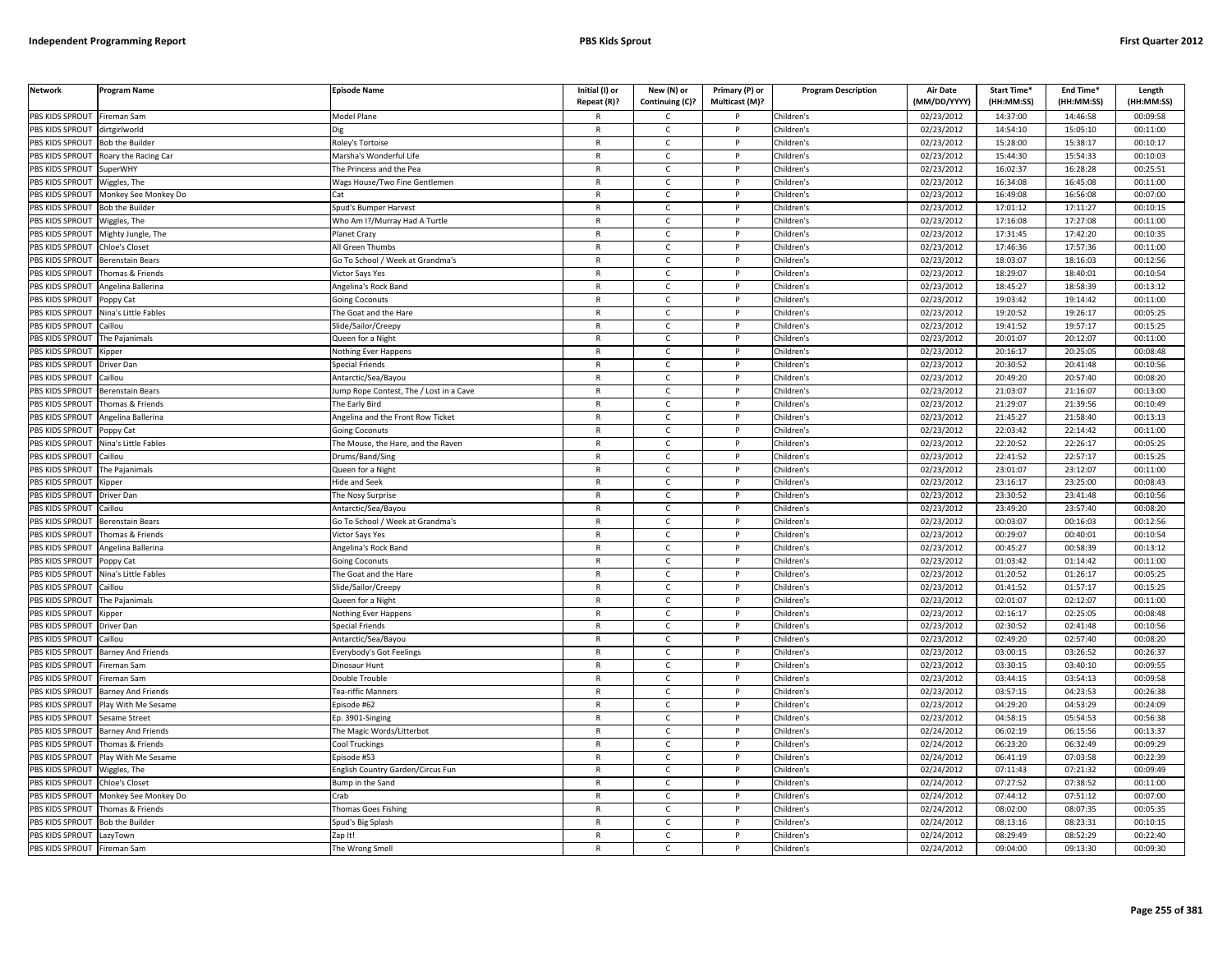| Network | Program Name | Episode Name | Initial (I) or Repeat (R)? | New (N) or Continuing (C)? | Primary (P) or Multicast (M)? | Program Description | Air Date (MM/DD/YYYY) | Start Time* (HH:MM:SS) | End Time* (HH:MM:SS) | Length (HH:MM:SS) |
|---|---|---|---|---|---|---|---|---|---|---|
| PBS KIDS SPROUT | Fireman Sam | Model Plane | R | C | P | Children's | 02/23/2012 | 14:37:00 | 14:46:58 | 00:09:58 |
| PBS KIDS SPROUT | dirtgirlworld | Dig | R | C | P | Children's | 02/23/2012 | 14:54:10 | 15:05:10 | 00:11:00 |
| PBS KIDS SPROUT | Bob the Builder | Roley's Tortoise | R | C | P | Children's | 02/23/2012 | 15:28:00 | 15:38:17 | 00:10:17 |
| PBS KIDS SPROUT | Roary the Racing Car | Marsha's Wonderful Life | R | C | P | Children's | 02/23/2012 | 15:44:30 | 15:54:33 | 00:10:03 |
| PBS KIDS SPROUT | SuperWHY | The Princess and the Pea | R | C | P | Children's | 02/23/2012 | 16:02:37 | 16:28:28 | 00:25:51 |
| PBS KIDS SPROUT | Wiggles, The | Wags House/Two Fine Gentlemen | R | C | P | Children's | 02/23/2012 | 16:34:08 | 16:45:08 | 00:11:00 |
| PBS KIDS SPROUT | Monkey See Monkey Do | Cat | R | C | P | Children's | 02/23/2012 | 16:49:08 | 16:56:08 | 00:07:00 |
| PBS KIDS SPROUT | Bob the Builder | Spud's Bumper Harvest | R | C | P | Children's | 02/23/2012 | 17:01:12 | 17:11:27 | 00:10:15 |
| PBS KIDS SPROUT | Wiggles, The | Who Am I?/Murray Had A Turtle | R | C | P | Children's | 02/23/2012 | 17:16:08 | 17:27:08 | 00:11:00 |
| PBS KIDS SPROUT | Mighty Jungle, The | Planet Crazy | R | C | P | Children's | 02/23/2012 | 17:31:45 | 17:42:20 | 00:10:35 |
| PBS KIDS SPROUT | Chloe's Closet | All Green Thumbs | R | C | P | Children's | 02/23/2012 | 17:46:36 | 17:57:36 | 00:11:00 |
| PBS KIDS SPROUT | Berenstain Bears | Go To School / Week at Grandma's | R | C | P | Children's | 02/23/2012 | 18:03:07 | 18:16:03 | 00:12:56 |
| PBS KIDS SPROUT | Thomas & Friends | Victor Says Yes | R | C | P | Children's | 02/23/2012 | 18:29:07 | 18:40:01 | 00:10:54 |
| PBS KIDS SPROUT | Angelina Ballerina | Angelina's Rock Band | R | C | P | Children's | 02/23/2012 | 18:45:27 | 18:58:39 | 00:13:12 |
| PBS KIDS SPROUT | Poppy Cat | Going Coconuts | R | C | P | Children's | 02/23/2012 | 19:03:42 | 19:14:42 | 00:11:00 |
| PBS KIDS SPROUT | Nina's Little Fables | The Goat and the Hare | R | C | P | Children's | 02/23/2012 | 19:20:52 | 19:26:17 | 00:05:25 |
| PBS KIDS SPROUT | Caillou | Slide/Sailor/Creepy | R | C | P | Children's | 02/23/2012 | 19:41:52 | 19:57:17 | 00:15:25 |
| PBS KIDS SPROUT | The Pajanimals | Queen for a Night | R | C | P | Children's | 02/23/2012 | 20:01:07 | 20:12:07 | 00:11:00 |
| PBS KIDS SPROUT | Kipper | Nothing Ever Happens | R | C | P | Children's | 02/23/2012 | 20:16:17 | 20:25:05 | 00:08:48 |
| PBS KIDS SPROUT | Driver Dan | Special Friends | R | C | P | Children's | 02/23/2012 | 20:30:52 | 20:41:48 | 00:10:56 |
| PBS KIDS SPROUT | Caillou | Antarctic/Sea/Bayou | R | C | P | Children's | 02/23/2012 | 20:49:20 | 20:57:40 | 00:08:20 |
| PBS KIDS SPROUT | Berenstain Bears | Jump Rope Contest, The / Lost in a Cave | R | C | P | Children's | 02/23/2012 | 21:03:07 | 21:16:07 | 00:13:00 |
| PBS KIDS SPROUT | Thomas & Friends | The Early Bird | R | C | P | Children's | 02/23/2012 | 21:29:07 | 21:39:56 | 00:10:49 |
| PBS KIDS SPROUT | Angelina Ballerina | Angelina and the Front Row Ticket | R | C | P | Children's | 02/23/2012 | 21:45:27 | 21:58:40 | 00:13:13 |
| PBS KIDS SPROUT | Poppy Cat | Going Coconuts | R | C | P | Children's | 02/23/2012 | 22:03:42 | 22:14:42 | 00:11:00 |
| PBS KIDS SPROUT | Nina's Little Fables | The Mouse, the Hare, and the Raven | R | C | P | Children's | 02/23/2012 | 22:20:52 | 22:26:17 | 00:05:25 |
| PBS KIDS SPROUT | Caillou | Drums/Band/Sing | R | C | P | Children's | 02/23/2012 | 22:41:52 | 22:57:17 | 00:15:25 |
| PBS KIDS SPROUT | The Pajanimals | Queen for a Night | R | C | P | Children's | 02/23/2012 | 23:01:07 | 23:12:07 | 00:11:00 |
| PBS KIDS SPROUT | Kipper | Hide and Seek | R | C | P | Children's | 02/23/2012 | 23:16:17 | 23:25:00 | 00:08:43 |
| PBS KIDS SPROUT | Driver Dan | The Nosy Surprise | R | C | P | Children's | 02/23/2012 | 23:30:52 | 23:41:48 | 00:10:56 |
| PBS KIDS SPROUT | Caillou | Antarctic/Sea/Bayou | R | C | P | Children's | 02/23/2012 | 23:49:20 | 23:57:40 | 00:08:20 |
| PBS KIDS SPROUT | Berenstain Bears | Go To School / Week at Grandma's | R | C | P | Children's | 02/23/2012 | 00:03:07 | 00:16:03 | 00:12:56 |
| PBS KIDS SPROUT | Thomas & Friends | Victor Says Yes | R | C | P | Children's | 02/23/2012 | 00:29:07 | 00:40:01 | 00:10:54 |
| PBS KIDS SPROUT | Angelina Ballerina | Angelina's Rock Band | R | C | P | Children's | 02/23/2012 | 00:45:27 | 00:58:39 | 00:13:12 |
| PBS KIDS SPROUT | Poppy Cat | Going Coconuts | R | C | P | Children's | 02/23/2012 | 01:03:42 | 01:14:42 | 00:11:00 |
| PBS KIDS SPROUT | Nina's Little Fables | The Goat and the Hare | R | C | P | Children's | 02/23/2012 | 01:20:52 | 01:26:17 | 00:05:25 |
| PBS KIDS SPROUT | Caillou | Slide/Sailor/Creepy | R | C | P | Children's | 02/23/2012 | 01:41:52 | 01:57:17 | 00:15:25 |
| PBS KIDS SPROUT | The Pajanimals | Queen for a Night | R | C | P | Children's | 02/23/2012 | 02:01:07 | 02:12:07 | 00:11:00 |
| PBS KIDS SPROUT | Kipper | Nothing Ever Happens | R | C | P | Children's | 02/23/2012 | 02:16:17 | 02:25:05 | 00:08:48 |
| PBS KIDS SPROUT | Driver Dan | Special Friends | R | C | P | Children's | 02/23/2012 | 02:30:52 | 02:41:48 | 00:10:56 |
| PBS KIDS SPROUT | Caillou | Antarctic/Sea/Bayou | R | C | P | Children's | 02/23/2012 | 02:49:20 | 02:57:40 | 00:08:20 |
| PBS KIDS SPROUT | Barney And Friends | Everybody's Got Feelings | R | C | P | Children's | 02/23/2012 | 03:00:15 | 03:26:52 | 00:26:37 |
| PBS KIDS SPROUT | Fireman Sam | Dinosaur Hunt | R | C | P | Children's | 02/23/2012 | 03:30:15 | 03:40:10 | 00:09:55 |
| PBS KIDS SPROUT | Fireman Sam | Double Trouble | R | C | P | Children's | 02/23/2012 | 03:44:15 | 03:54:13 | 00:09:58 |
| PBS KIDS SPROUT | Barney And Friends | Tea-riffic Manners | R | C | P | Children's | 02/23/2012 | 03:57:15 | 04:23:53 | 00:26:38 |
| PBS KIDS SPROUT | Play With Me Sesame | Episode #62 | R | C | P | Children's | 02/23/2012 | 04:29:20 | 04:53:29 | 00:24:09 |
| PBS KIDS SPROUT | Sesame Street | Ep. 3901-Singing | R | C | P | Children's | 02/23/2012 | 04:58:15 | 05:54:53 | 00:56:38 |
| PBS KIDS SPROUT | Barney And Friends | The Magic Words/Litterbot | R | C | P | Children's | 02/24/2012 | 06:02:19 | 06:15:56 | 00:13:37 |
| PBS KIDS SPROUT | Thomas & Friends | Cool Truckings | R | C | P | Children's | 02/24/2012 | 06:23:20 | 06:32:49 | 00:09:29 |
| PBS KIDS SPROUT | Play With Me Sesame | Episode #53 | R | C | P | Children's | 02/24/2012 | 06:41:19 | 07:03:58 | 00:22:39 |
| PBS KIDS SPROUT | Wiggles, The | English Country Garden/Circus Fun | R | C | P | Children's | 02/24/2012 | 07:11:43 | 07:21:32 | 00:09:49 |
| PBS KIDS SPROUT | Chloe's Closet | Bump in the Sand | R | C | P | Children's | 02/24/2012 | 07:27:52 | 07:38:52 | 00:11:00 |
| PBS KIDS SPROUT | Monkey See Monkey Do | Crab | R | C | P | Children's | 02/24/2012 | 07:44:12 | 07:51:12 | 00:07:00 |
| PBS KIDS SPROUT | Thomas & Friends | Thomas Goes Fishing | R | C | P | Children's | 02/24/2012 | 08:02:00 | 08:07:35 | 00:05:35 |
| PBS KIDS SPROUT | Bob the Builder | Spud's Big Splash | R | C | P | Children's | 02/24/2012 | 08:13:16 | 08:23:31 | 00:10:15 |
| PBS KIDS SPROUT | LazyTown | Zap It! | R | C | P | Children's | 02/24/2012 | 08:29:49 | 08:52:29 | 00:22:40 |
| PBS KIDS SPROUT | Fireman Sam | The Wrong Smell | R | C | P | Children's | 02/24/2012 | 09:04:00 | 09:13:30 | 00:09:30 |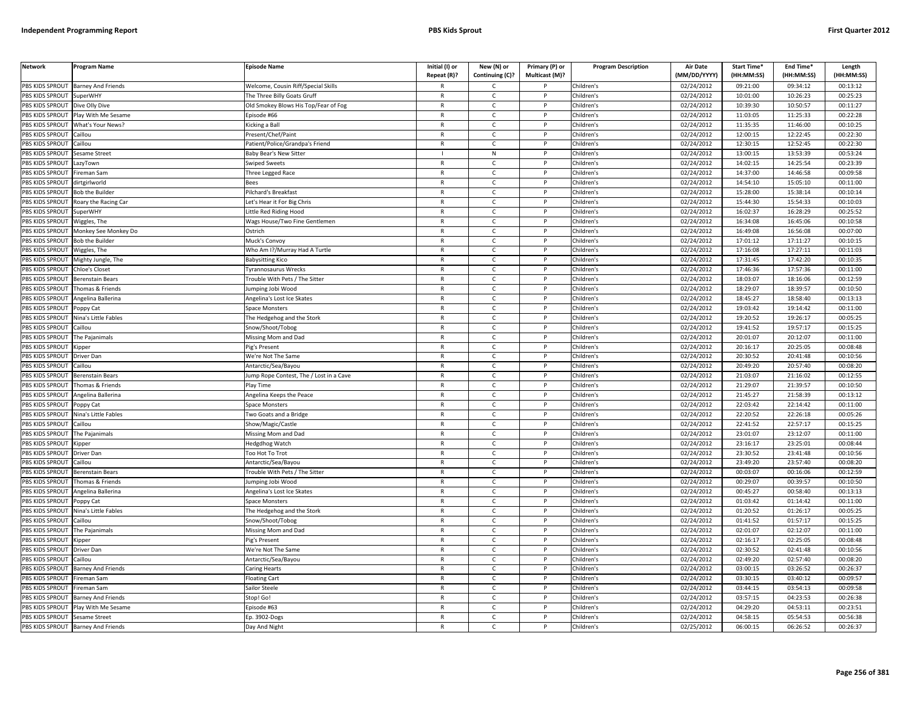| Network | Program Name | Episode Name | Initial (I) or Repeat (R)? | New (N) or Continuing (C)? | Primary (P) or Multicast (M)? | Program Description | Air Date (MM/DD/YYYY) | Start Time* (HH:MM:SS) | End Time* (HH:MM:SS) | Length (HH:MM:SS) |
|---|---|---|---|---|---|---|---|---|---|---|
| PBS KIDS SPROUT | Barney And Friends | Welcome, Cousin Riff/Special Skills | R | C | P | Children's | 02/24/2012 | 09:21:00 | 09:34:12 | 00:13:12 |
| PBS KIDS SPROUT | SuperWHY | The Three Billy Goats Gruff | R | C | P | Children's | 02/24/2012 | 10:01:00 | 10:26:23 | 00:25:23 |
| PBS KIDS SPROUT | Dive Olly Dive | Old Smokey Blows His Top/Fear of Fog | R | C | P | Children's | 02/24/2012 | 10:39:30 | 10:50:57 | 00:11:27 |
| PBS KIDS SPROUT | Play With Me Sesame | Episode #66 | R | C | P | Children's | 02/24/2012 | 11:03:05 | 11:25:33 | 00:22:28 |
| PBS KIDS SPROUT | What's Your News? | Kicking a Ball | R | C | P | Children's | 02/24/2012 | 11:35:35 | 11:46:00 | 00:10:25 |
| PBS KIDS SPROUT | Caillou | Present/Chef/Paint | R | C | P | Children's | 02/24/2012 | 12:00:15 | 12:22:45 | 00:22:30 |
| PBS KIDS SPROUT | Caillou | Patient/Police/Grandpa's Friend | R | C | P | Children's | 02/24/2012 | 12:30:15 | 12:52:45 | 00:22:30 |
| PBS KIDS SPROUT | Sesame Street | Baby Bear's New Sitter | I | N | P | Children's | 02/24/2012 | 13:00:15 | 13:53:39 | 00:53:24 |
| PBS KIDS SPROUT | LazyTown | Swiped Sweets | R | C | P | Children's | 02/24/2012 | 14:02:15 | 14:25:54 | 00:23:39 |
| PBS KIDS SPROUT | Fireman Sam | Three Legged Race | R | C | P | Children's | 02/24/2012 | 14:37:00 | 14:46:58 | 00:09:58 |
| PBS KIDS SPROUT | dirtgirlworld | Bees | R | C | P | Children's | 02/24/2012 | 14:54:10 | 15:05:10 | 00:11:00 |
| PBS KIDS SPROUT | Bob the Builder | Pilchard's Breakfast | R | C | P | Children's | 02/24/2012 | 15:28:00 | 15:38:14 | 00:10:14 |
| PBS KIDS SPROUT | Roary the Racing Car | Let's Hear it For Big Chris | R | C | P | Children's | 02/24/2012 | 15:44:30 | 15:54:33 | 00:10:03 |
| PBS KIDS SPROUT | SuperWHY | Little Red Riding Hood | R | C | P | Children's | 02/24/2012 | 16:02:37 | 16:28:29 | 00:25:52 |
| PBS KIDS SPROUT | Wiggles, The | Wags House/Two Fine Gentlemen | R | C | P | Children's | 02/24/2012 | 16:34:08 | 16:45:06 | 00:10:58 |
| PBS KIDS SPROUT | Monkey See Monkey Do | Ostrich | R | C | P | Children's | 02/24/2012 | 16:49:08 | 16:56:08 | 00:07:00 |
| PBS KIDS SPROUT | Bob the Builder | Muck's Convoy | R | C | P | Children's | 02/24/2012 | 17:01:12 | 17:11:27 | 00:10:15 |
| PBS KIDS SPROUT | Wiggles, The | Who Am I?/Murray Had A Turtle | R | C | P | Children's | 02/24/2012 | 17:16:08 | 17:27:11 | 00:11:03 |
| PBS KIDS SPROUT | Mighty Jungle, The | Babysitting Kico | R | C | P | Children's | 02/24/2012 | 17:31:45 | 17:42:20 | 00:10:35 |
| PBS KIDS SPROUT | Chloe's Closet | Tyrannosaurus Wrecks | R | C | P | Children's | 02/24/2012 | 17:46:36 | 17:57:36 | 00:11:00 |
| PBS KIDS SPROUT | Berenstain Bears | Trouble With Pets / The Sitter | R | C | P | Children's | 02/24/2012 | 18:03:07 | 18:16:06 | 00:12:59 |
| PBS KIDS SPROUT | Thomas & Friends | Jumping Jobi Wood | R | C | P | Children's | 02/24/2012 | 18:29:07 | 18:39:57 | 00:10:50 |
| PBS KIDS SPROUT | Angelina Ballerina | Angelina's Lost Ice Skates | R | C | P | Children's | 02/24/2012 | 18:45:27 | 18:58:40 | 00:13:13 |
| PBS KIDS SPROUT | Poppy Cat | Space Monsters | R | C | P | Children's | 02/24/2012 | 19:03:42 | 19:14:42 | 00:11:00 |
| PBS KIDS SPROUT | Nina's Little Fables | The Hedgehog and the Stork | R | C | P | Children's | 02/24/2012 | 19:20:52 | 19:26:17 | 00:05:25 |
| PBS KIDS SPROUT | Caillou | Snow/Shoot/Tobog | R | C | P | Children's | 02/24/2012 | 19:41:52 | 19:57:17 | 00:15:25 |
| PBS KIDS SPROUT | The Pajanimals | Missing Mom and Dad | R | C | P | Children's | 02/24/2012 | 20:01:07 | 20:12:07 | 00:11:00 |
| PBS KIDS SPROUT | Kipper | Pig's Present | R | C | P | Children's | 02/24/2012 | 20:16:17 | 20:25:05 | 00:08:48 |
| PBS KIDS SPROUT | Driver Dan | We're Not The Same | R | C | P | Children's | 02/24/2012 | 20:30:52 | 20:41:48 | 00:10:56 |
| PBS KIDS SPROUT | Caillou | Antarctic/Sea/Bayou | R | C | P | Children's | 02/24/2012 | 20:49:20 | 20:57:40 | 00:08:20 |
| PBS KIDS SPROUT | Berenstain Bears | Jump Rope Contest, The / Lost in a Cave | R | C | P | Children's | 02/24/2012 | 21:03:07 | 21:16:02 | 00:12:55 |
| PBS KIDS SPROUT | Thomas & Friends | Play Time | R | C | P | Children's | 02/24/2012 | 21:29:07 | 21:39:57 | 00:10:50 |
| PBS KIDS SPROUT | Angelina Ballerina | Angelina Keeps the Peace | R | C | P | Children's | 02/24/2012 | 21:45:27 | 21:58:39 | 00:13:12 |
| PBS KIDS SPROUT | Poppy Cat | Space Monsters | R | C | P | Children's | 02/24/2012 | 22:03:42 | 22:14:42 | 00:11:00 |
| PBS KIDS SPROUT | Nina's Little Fables | Two Goats and a Bridge | R | C | P | Children's | 02/24/2012 | 22:20:52 | 22:26:18 | 00:05:26 |
| PBS KIDS SPROUT | Caillou | Show/Magic/Castle | R | C | P | Children's | 02/24/2012 | 22:41:52 | 22:57:17 | 00:15:25 |
| PBS KIDS SPROUT | The Pajanimals | Missing Mom and Dad | R | C | P | Children's | 02/24/2012 | 23:01:07 | 23:12:07 | 00:11:00 |
| PBS KIDS SPROUT | Kipper | Hedgdhog Watch | R | C | P | Children's | 02/24/2012 | 23:16:17 | 23:25:01 | 00:08:44 |
| PBS KIDS SPROUT | Driver Dan | Too Hot To Trot | R | C | P | Children's | 02/24/2012 | 23:30:52 | 23:41:48 | 00:10:56 |
| PBS KIDS SPROUT | Caillou | Antarctic/Sea/Bayou | R | C | P | Children's | 02/24/2012 | 23:49:20 | 23:57:40 | 00:08:20 |
| PBS KIDS SPROUT | Berenstain Bears | Trouble With Pets / The Sitter | R | C | P | Children's | 02/24/2012 | 00:03:07 | 00:16:06 | 00:12:59 |
| PBS KIDS SPROUT | Thomas & Friends | Jumping Jobi Wood | R | C | P | Children's | 02/24/2012 | 00:29:07 | 00:39:57 | 00:10:50 |
| PBS KIDS SPROUT | Angelina Ballerina | Angelina's Lost Ice Skates | R | C | P | Children's | 02/24/2012 | 00:45:27 | 00:58:40 | 00:13:13 |
| PBS KIDS SPROUT | Poppy Cat | Space Monsters | R | C | P | Children's | 02/24/2012 | 01:03:42 | 01:14:42 | 00:11:00 |
| PBS KIDS SPROUT | Nina's Little Fables | The Hedgehog and the Stork | R | C | P | Children's | 02/24/2012 | 01:20:52 | 01:26:17 | 00:05:25 |
| PBS KIDS SPROUT | Caillou | Snow/Shoot/Tobog | R | C | P | Children's | 02/24/2012 | 01:41:52 | 01:57:17 | 00:15:25 |
| PBS KIDS SPROUT | The Pajanimals | Missing Mom and Dad | R | C | P | Children's | 02/24/2012 | 02:01:07 | 02:12:07 | 00:11:00 |
| PBS KIDS SPROUT | Kipper | Pig's Present | R | C | P | Children's | 02/24/2012 | 02:16:17 | 02:25:05 | 00:08:48 |
| PBS KIDS SPROUT | Driver Dan | We're Not The Same | R | C | P | Children's | 02/24/2012 | 02:30:52 | 02:41:48 | 00:10:56 |
| PBS KIDS SPROUT | Caillou | Antarctic/Sea/Bayou | R | C | P | Children's | 02/24/2012 | 02:49:20 | 02:57:40 | 00:08:20 |
| PBS KIDS SPROUT | Barney And Friends | Caring Hearts | R | C | P | Children's | 02/24/2012 | 03:00:15 | 03:26:52 | 00:26:37 |
| PBS KIDS SPROUT | Fireman Sam | Floating Cart | R | C | P | Children's | 02/24/2012 | 03:30:15 | 03:40:12 | 00:09:57 |
| PBS KIDS SPROUT | Fireman Sam | Sailor Steele | R | C | P | Children's | 02/24/2012 | 03:44:15 | 03:54:13 | 00:09:58 |
| PBS KIDS SPROUT | Barney And Friends | Stop! Go! | R | C | P | Children's | 02/24/2012 | 03:57:15 | 04:23:53 | 00:26:38 |
| PBS KIDS SPROUT | Play With Me Sesame | Episode #63 | R | C | P | Children's | 02/24/2012 | 04:29:20 | 04:53:11 | 00:23:51 |
| PBS KIDS SPROUT | Sesame Street | Ep. 3902-Dogs | R | C | P | Children's | 02/24/2012 | 04:58:15 | 05:54:53 | 00:56:38 |
| PBS KIDS SPROUT | Barney And Friends | Day And Night | R | C | P | Children's | 02/25/2012 | 06:00:15 | 06:26:52 | 00:26:37 |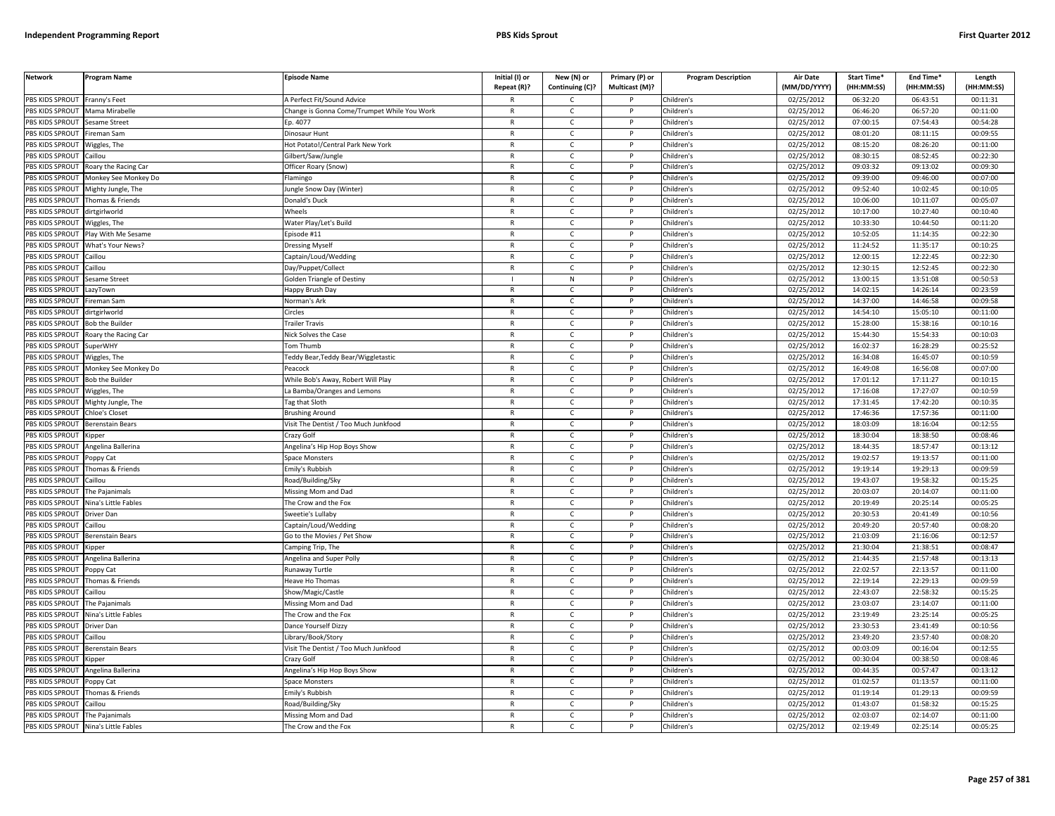| Network | Program Name | Episode Name | Initial (I) or Repeat (R)? | New (N) or Continuing (C)? | Primary (P) or Multicast (M)? | Program Description | Air Date (MM/DD/YYYY) | Start Time* (HH:MM:SS) | End Time* (HH:MM:SS) | Length (HH:MM:SS) |
|---|---|---|---|---|---|---|---|---|---|---|
| PBS KIDS SPROUT | Franny's Feet | A Perfect Fit/Sound Advice | R | C | P | Children's | 02/25/2012 | 06:32:20 | 06:43:51 | 00:11:31 |
| PBS KIDS SPROUT | Mama Mirabelle | Change is Gonna Come/Trumpet While You Work | R | C | P | Children's | 02/25/2012 | 06:46:20 | 06:57:20 | 00:11:00 |
| PBS KIDS SPROUT | Sesame Street | Ep. 4077 | R | C | P | Children's | 02/25/2012 | 07:00:15 | 07:54:43 | 00:54:28 |
| PBS KIDS SPROUT | Fireman Sam | Dinosaur Hunt | R | C | P | Children's | 02/25/2012 | 08:01:20 | 08:11:15 | 00:09:55 |
| PBS KIDS SPROUT | Wiggles, The | Hot Potato!/Central Park New York | R | C | P | Children's | 02/25/2012 | 08:15:20 | 08:26:20 | 00:11:00 |
| PBS KIDS SPROUT | Caillou | Gilbert/Saw/Jungle | R | C | P | Children's | 02/25/2012 | 08:30:15 | 08:52:45 | 00:22:30 |
| PBS KIDS SPROUT | Roary the Racing Car | Officer Roary (Snow) | R | C | P | Children's | 02/25/2012 | 09:03:32 | 09:13:02 | 00:09:30 |
| PBS KIDS SPROUT | Monkey See Monkey Do | Flamingo | R | C | P | Children's | 02/25/2012 | 09:39:00 | 09:46:00 | 00:07:00 |
| PBS KIDS SPROUT | Mighty Jungle, The | Jungle Snow Day (Winter) | R | C | P | Children's | 02/25/2012 | 09:52:40 | 10:02:45 | 00:10:05 |
| PBS KIDS SPROUT | Thomas & Friends | Donald's Duck | R | C | P | Children's | 02/25/2012 | 10:06:00 | 10:11:07 | 00:05:07 |
| PBS KIDS SPROUT | dirtgirlworld | Wheels | R | C | P | Children's | 02/25/2012 | 10:17:00 | 10:27:40 | 00:10:40 |
| PBS KIDS SPROUT | Wiggles, The | Water Play/Let's Build | R | C | P | Children's | 02/25/2012 | 10:33:30 | 10:44:50 | 00:11:20 |
| PBS KIDS SPROUT | Play With Me Sesame | Episode #11 | R | C | P | Children's | 02/25/2012 | 10:52:05 | 11:14:35 | 00:22:30 |
| PBS KIDS SPROUT | What's Your News? | Dressing Myself | R | C | P | Children's | 02/25/2012 | 11:24:52 | 11:35:17 | 00:10:25 |
| PBS KIDS SPROUT | Caillou | Captain/Loud/Wedding | R | C | P | Children's | 02/25/2012 | 12:00:15 | 12:22:45 | 00:22:30 |
| PBS KIDS SPROUT | Caillou | Day/Puppet/Collect | R | C | P | Children's | 02/25/2012 | 12:30:15 | 12:52:45 | 00:22:30 |
| PBS KIDS SPROUT | Sesame Street | Golden Triangle of Destiny | I | N | P | Children's | 02/25/2012 | 13:00:15 | 13:51:08 | 00:50:53 |
| PBS KIDS SPROUT | LazyTown | Happy Brush Day | R | C | P | Children's | 02/25/2012 | 14:02:15 | 14:26:14 | 00:23:59 |
| PBS KIDS SPROUT | Fireman Sam | Norman's Ark | R | C | P | Children's | 02/25/2012 | 14:37:00 | 14:46:58 | 00:09:58 |
| PBS KIDS SPROUT | dirtgirlworld | Circles | R | C | P | Children's | 02/25/2012 | 14:54:10 | 15:05:10 | 00:11:00 |
| PBS KIDS SPROUT | Bob the Builder | Trailer Travis | R | C | P | Children's | 02/25/2012 | 15:28:00 | 15:38:16 | 00:10:16 |
| PBS KIDS SPROUT | Roary the Racing Car | Nick Solves the Case | R | C | P | Children's | 02/25/2012 | 15:44:30 | 15:54:33 | 00:10:03 |
| PBS KIDS SPROUT | SuperWHY | Tom Thumb | R | C | P | Children's | 02/25/2012 | 16:02:37 | 16:28:29 | 00:25:52 |
| PBS KIDS SPROUT | Wiggles, The | Teddy Bear,Teddy Bear/Wiggletastic | R | C | P | Children's | 02/25/2012 | 16:34:08 | 16:45:07 | 00:10:59 |
| PBS KIDS SPROUT | Monkey See Monkey Do | Peacock | R | C | P | Children's | 02/25/2012 | 16:49:08 | 16:56:08 | 00:07:00 |
| PBS KIDS SPROUT | Bob the Builder | While Bob's Away, Robert Will Play | R | C | P | Children's | 02/25/2012 | 17:01:12 | 17:11:27 | 00:10:15 |
| PBS KIDS SPROUT | Wiggles, The | La Bamba/Oranges and Lemons | R | C | P | Children's | 02/25/2012 | 17:16:08 | 17:27:07 | 00:10:59 |
| PBS KIDS SPROUT | Mighty Jungle, The | Tag that Sloth | R | C | P | Children's | 02/25/2012 | 17:31:45 | 17:42:20 | 00:10:35 |
| PBS KIDS SPROUT | Chloe's Closet | Brushing Around | R | C | P | Children's | 02/25/2012 | 17:46:36 | 17:57:36 | 00:11:00 |
| PBS KIDS SPROUT | Berenstain Bears | Visit The Dentist / Too Much Junkfood | R | C | P | Children's | 02/25/2012 | 18:03:09 | 18:16:04 | 00:12:55 |
| PBS KIDS SPROUT | Kipper | Crazy Golf | R | C | P | Children's | 02/25/2012 | 18:30:04 | 18:38:50 | 00:08:46 |
| PBS KIDS SPROUT | Angelina Ballerina | Angelina's Hip Hop Boys Show | R | C | P | Children's | 02/25/2012 | 18:44:35 | 18:57:47 | 00:13:12 |
| PBS KIDS SPROUT | Poppy Cat | Space Monsters | R | C | P | Children's | 02/25/2012 | 19:02:57 | 19:13:57 | 00:11:00 |
| PBS KIDS SPROUT | Thomas & Friends | Emily's Rubbish | R | C | P | Children's | 02/25/2012 | 19:19:14 | 19:29:13 | 00:09:59 |
| PBS KIDS SPROUT | Caillou | Road/Building/Sky | R | C | P | Children's | 02/25/2012 | 19:43:07 | 19:58:32 | 00:15:25 |
| PBS KIDS SPROUT | The Pajanimals | Missing Mom and Dad | R | C | P | Children's | 02/25/2012 | 20:03:07 | 20:14:07 | 00:11:00 |
| PBS KIDS SPROUT | Nina's Little Fables | The Crow and the Fox | R | C | P | Children's | 02/25/2012 | 20:19:49 | 20:25:14 | 00:05:25 |
| PBS KIDS SPROUT | Driver Dan | Sweetie's Lullaby | R | C | P | Children's | 02/25/2012 | 20:30:53 | 20:41:49 | 00:10:56 |
| PBS KIDS SPROUT | Caillou | Captain/Loud/Wedding | R | C | P | Children's | 02/25/2012 | 20:49:20 | 20:57:40 | 00:08:20 |
| PBS KIDS SPROUT | Berenstain Bears | Go to the Movies / Pet Show | R | C | P | Children's | 02/25/2012 | 21:03:09 | 21:16:06 | 00:12:57 |
| PBS KIDS SPROUT | Kipper | Camping Trip, The | R | C | P | Children's | 02/25/2012 | 21:30:04 | 21:38:51 | 00:08:47 |
| PBS KIDS SPROUT | Angelina Ballerina | Angelina and Super Polly | R | C | P | Children's | 02/25/2012 | 21:44:35 | 21:57:48 | 00:13:13 |
| PBS KIDS SPROUT | Poppy Cat | Runaway Turtle | R | C | P | Children's | 02/25/2012 | 22:02:57 | 22:13:57 | 00:11:00 |
| PBS KIDS SPROUT | Thomas & Friends | Heave Ho Thomas | R | C | P | Children's | 02/25/2012 | 22:19:14 | 22:29:13 | 00:09:59 |
| PBS KIDS SPROUT | Caillou | Show/Magic/Castle | R | C | P | Children's | 02/25/2012 | 22:43:07 | 22:58:32 | 00:15:25 |
| PBS KIDS SPROUT | The Pajanimals | Missing Mom and Dad | R | C | P | Children's | 02/25/2012 | 23:03:07 | 23:14:07 | 00:11:00 |
| PBS KIDS SPROUT | Nina's Little Fables | The Crow and the Fox | R | C | P | Children's | 02/25/2012 | 23:19:49 | 23:25:14 | 00:05:25 |
| PBS KIDS SPROUT | Driver Dan | Dance Yourself Dizzy | R | C | P | Children's | 02/25/2012 | 23:30:53 | 23:41:49 | 00:10:56 |
| PBS KIDS SPROUT | Caillou | Library/Book/Story | R | C | P | Children's | 02/25/2012 | 23:49:20 | 23:57:40 | 00:08:20 |
| PBS KIDS SPROUT | Berenstain Bears | Visit The Dentist / Too Much Junkfood | R | C | P | Children's | 02/25/2012 | 00:03:09 | 00:16:04 | 00:12:55 |
| PBS KIDS SPROUT | Kipper | Crazy Golf | R | C | P | Children's | 02/25/2012 | 00:30:04 | 00:38:50 | 00:08:46 |
| PBS KIDS SPROUT | Angelina Ballerina | Angelina's Hip Hop Boys Show | R | C | P | Children's | 02/25/2012 | 00:44:35 | 00:57:47 | 00:13:12 |
| PBS KIDS SPROUT | Poppy Cat | Space Monsters | R | C | P | Children's | 02/25/2012 | 01:02:57 | 01:13:57 | 00:11:00 |
| PBS KIDS SPROUT | Thomas & Friends | Emily's Rubbish | R | C | P | Children's | 02/25/2012 | 01:19:14 | 01:29:13 | 00:09:59 |
| PBS KIDS SPROUT | Caillou | Road/Building/Sky | R | C | P | Children's | 02/25/2012 | 01:43:07 | 01:58:32 | 00:15:25 |
| PBS KIDS SPROUT | The Pajanimals | Missing Mom and Dad | R | C | P | Children's | 02/25/2012 | 02:03:07 | 02:14:07 | 00:11:00 |
| PBS KIDS SPROUT | Nina's Little Fables | The Crow and the Fox | R | C | P | Children's | 02/25/2012 | 02:19:49 | 02:25:14 | 00:05:25 |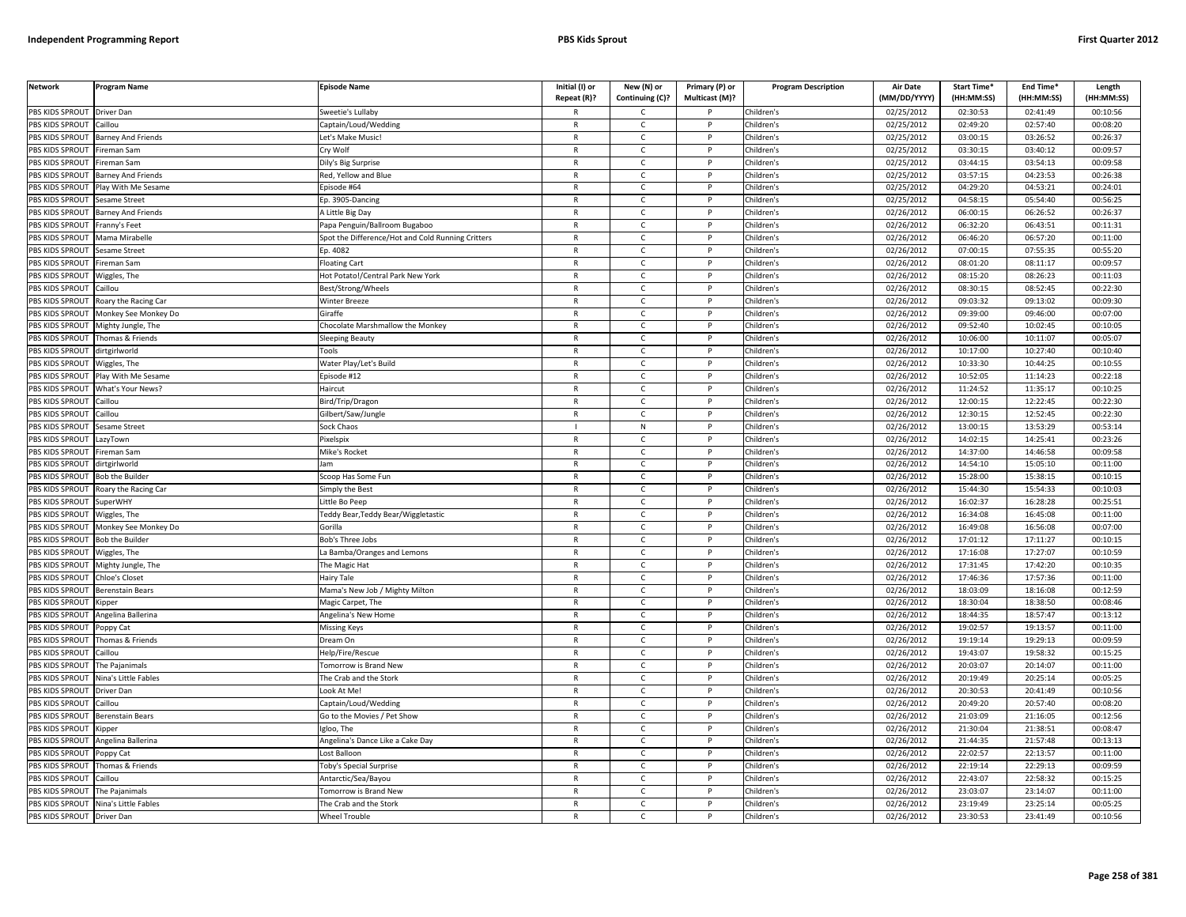| Network | Program Name | Episode Name | Initial (I) or Repeat (R)? | New (N) or Continuing (C)? | Primary (P) or Multicast (M)? | Program Description | Air Date (MM/DD/YYYY) | Start Time* (HH:MM:SS) | End Time* (HH:MM:SS) | Length (HH:MM:SS) |
|---|---|---|---|---|---|---|---|---|---|---|
| PBS KIDS SPROUT | Driver Dan | Sweetie's Lullaby | R | C | P | Children's | 02/25/2012 | 02:30:53 | 02:41:49 | 00:10:56 |
| PBS KIDS SPROUT | Caillou | Captain/Loud/Wedding | R | C | P | Children's | 02/25/2012 | 02:49:20 | 02:57:40 | 00:08:20 |
| PBS KIDS SPROUT | Barney And Friends | Let's Make Music! | R | C | P | Children's | 02/25/2012 | 03:00:15 | 03:26:52 | 00:26:37 |
| PBS KIDS SPROUT | Fireman Sam | Cry Wolf | R | C | P | Children's | 02/25/2012 | 03:30:15 | 03:40:12 | 00:09:57 |
| PBS KIDS SPROUT | Fireman Sam | Dily's Big Surprise | R | C | P | Children's | 02/25/2012 | 03:44:15 | 03:54:13 | 00:09:58 |
| PBS KIDS SPROUT | Barney And Friends | Red, Yellow and Blue | R | C | P | Children's | 02/25/2012 | 03:57:15 | 04:23:53 | 00:26:38 |
| PBS KIDS SPROUT | Play With Me Sesame | Episode #64 | R | C | P | Children's | 02/25/2012 | 04:29:20 | 04:53:21 | 00:24:01 |
| PBS KIDS SPROUT | Sesame Street | Ep. 3905-Dancing | R | C | P | Children's | 02/25/2012 | 04:58:15 | 05:54:40 | 00:56:25 |
| PBS KIDS SPROUT | Barney And Friends | A Little Big Day | R | C | P | Children's | 02/26/2012 | 06:00:15 | 06:26:52 | 00:26:37 |
| PBS KIDS SPROUT | Franny's Feet | Papa Penguin/Ballroom Bugaboo | R | C | P | Children's | 02/26/2012 | 06:32:20 | 06:43:51 | 00:11:31 |
| PBS KIDS SPROUT | Mama Mirabelle | Spot the Difference/Hot and Cold Running Critters | R | C | P | Children's | 02/26/2012 | 06:46:20 | 06:57:20 | 00:11:00 |
| PBS KIDS SPROUT | Sesame Street | Ep. 4082 | R | C | P | Children's | 02/26/2012 | 07:00:15 | 07:55:35 | 00:55:20 |
| PBS KIDS SPROUT | Fireman Sam | Floating Cart | R | C | P | Children's | 02/26/2012 | 08:01:20 | 08:11:17 | 00:09:57 |
| PBS KIDS SPROUT | Wiggles, The | Hot Potato!/Central Park New York | R | C | P | Children's | 02/26/2012 | 08:15:20 | 08:26:23 | 00:11:03 |
| PBS KIDS SPROUT | Caillou | Best/Strong/Wheels | R | C | P | Children's | 02/26/2012 | 08:30:15 | 08:52:45 | 00:22:30 |
| PBS KIDS SPROUT | Roary the Racing Car | Winter Breeze | R | C | P | Children's | 02/26/2012 | 09:03:32 | 09:13:02 | 00:09:30 |
| PBS KIDS SPROUT | Monkey See Monkey Do | Giraffe | R | C | P | Children's | 02/26/2012 | 09:39:00 | 09:46:00 | 00:07:00 |
| PBS KIDS SPROUT | Mighty Jungle, The | Chocolate Marshmallow the Monkey | R | C | P | Children's | 02/26/2012 | 09:52:40 | 10:02:45 | 00:10:05 |
| PBS KIDS SPROUT | Thomas & Friends | Sleeping Beauty | R | C | P | Children's | 02/26/2012 | 10:06:00 | 10:11:07 | 00:05:07 |
| PBS KIDS SPROUT | dirtgirlworld | Tools | R | C | P | Children's | 02/26/2012 | 10:17:00 | 10:27:40 | 00:10:40 |
| PBS KIDS SPROUT | Wiggles, The | Water Play/Let's Build | R | C | P | Children's | 02/26/2012 | 10:33:30 | 10:44:25 | 00:10:55 |
| PBS KIDS SPROUT | Play With Me Sesame | Episode #12 | R | C | P | Children's | 02/26/2012 | 10:52:05 | 11:14:23 | 00:22:18 |
| PBS KIDS SPROUT | What's Your News? | Haircut | R | C | P | Children's | 02/26/2012 | 11:24:52 | 11:35:17 | 00:10:25 |
| PBS KIDS SPROUT | Caillou | Bird/Trip/Dragon | R | C | P | Children's | 02/26/2012 | 12:00:15 | 12:22:45 | 00:22:30 |
| PBS KIDS SPROUT | Caillou | Gilbert/Saw/Jungle | R | C | P | Children's | 02/26/2012 | 12:30:15 | 12:52:45 | 00:22:30 |
| PBS KIDS SPROUT | Sesame Street | Sock Chaos | I | N | P | Children's | 02/26/2012 | 13:00:15 | 13:53:29 | 00:53:14 |
| PBS KIDS SPROUT | LazyTown | Pixelspix | R | C | P | Children's | 02/26/2012 | 14:02:15 | 14:25:41 | 00:23:26 |
| PBS KIDS SPROUT | Fireman Sam | Mike's Rocket | R | C | P | Children's | 02/26/2012 | 14:37:00 | 14:46:58 | 00:09:58 |
| PBS KIDS SPROUT | dirtgirlworld | Jam | R | C | P | Children's | 02/26/2012 | 14:54:10 | 15:05:10 | 00:11:00 |
| PBS KIDS SPROUT | Bob the Builder | Scoop Has Some Fun | R | C | P | Children's | 02/26/2012 | 15:28:00 | 15:38:15 | 00:10:15 |
| PBS KIDS SPROUT | Roary the Racing Car | Simply the Best | R | C | P | Children's | 02/26/2012 | 15:44:30 | 15:54:33 | 00:10:03 |
| PBS KIDS SPROUT | SuperWHY | Little Bo Peep | R | C | P | Children's | 02/26/2012 | 16:02:37 | 16:28:28 | 00:25:51 |
| PBS KIDS SPROUT | Wiggles, The | Teddy Bear,Teddy Bear/Wiggletastic | R | C | P | Children's | 02/26/2012 | 16:34:08 | 16:45:08 | 00:11:00 |
| PBS KIDS SPROUT | Monkey See Monkey Do | Gorilla | R | C | P | Children's | 02/26/2012 | 16:49:08 | 16:56:08 | 00:07:00 |
| PBS KIDS SPROUT | Bob the Builder | Bob's Three Jobs | R | C | P | Children's | 02/26/2012 | 17:01:12 | 17:11:27 | 00:10:15 |
| PBS KIDS SPROUT | Wiggles, The | La Bamba/Oranges and Lemons | R | C | P | Children's | 02/26/2012 | 17:16:08 | 17:27:07 | 00:10:59 |
| PBS KIDS SPROUT | Mighty Jungle, The | The Magic Hat | R | C | P | Children's | 02/26/2012 | 17:31:45 | 17:42:20 | 00:10:35 |
| PBS KIDS SPROUT | Chloe's Closet | Hairy Tale | R | C | P | Children's | 02/26/2012 | 17:46:36 | 17:57:36 | 00:11:00 |
| PBS KIDS SPROUT | Berenstain Bears | Mama's New Job / Mighty Milton | R | C | P | Children's | 02/26/2012 | 18:03:09 | 18:16:08 | 00:12:59 |
| PBS KIDS SPROUT | Kipper | Magic Carpet, The | R | C | P | Children's | 02/26/2012 | 18:30:04 | 18:38:50 | 00:08:46 |
| PBS KIDS SPROUT | Angelina Ballerina | Angelina's New Home | R | C | P | Children's | 02/26/2012 | 18:44:35 | 18:57:47 | 00:13:12 |
| PBS KIDS SPROUT | Poppy Cat | Missing Keys | R | C | P | Children's | 02/26/2012 | 19:02:57 | 19:13:57 | 00:11:00 |
| PBS KIDS SPROUT | Thomas & Friends | Dream On | R | C | P | Children's | 02/26/2012 | 19:19:14 | 19:29:13 | 00:09:59 |
| PBS KIDS SPROUT | Caillou | Help/Fire/Rescue | R | C | P | Children's | 02/26/2012 | 19:43:07 | 19:58:32 | 00:15:25 |
| PBS KIDS SPROUT | The Pajanimals | Tomorrow is Brand New | R | C | P | Children's | 02/26/2012 | 20:03:07 | 20:14:07 | 00:11:00 |
| PBS KIDS SPROUT | Nina's Little Fables | The Crab and the Stork | R | C | P | Children's | 02/26/2012 | 20:19:49 | 20:25:14 | 00:05:25 |
| PBS KIDS SPROUT | Driver Dan | Look At Me! | R | C | P | Children's | 02/26/2012 | 20:30:53 | 20:41:49 | 00:10:56 |
| PBS KIDS SPROUT | Caillou | Captain/Loud/Wedding | R | C | P | Children's | 02/26/2012 | 20:49:20 | 20:57:40 | 00:08:20 |
| PBS KIDS SPROUT | Berenstain Bears | Go to the Movies / Pet Show | R | C | P | Children's | 02/26/2012 | 21:03:09 | 21:16:05 | 00:12:56 |
| PBS KIDS SPROUT | Kipper | Igloo, The | R | C | P | Children's | 02/26/2012 | 21:30:04 | 21:38:51 | 00:08:47 |
| PBS KIDS SPROUT | Angelina Ballerina | Angelina's Dance Like a Cake Day | R | C | P | Children's | 02/26/2012 | 21:44:35 | 21:57:48 | 00:13:13 |
| PBS KIDS SPROUT | Poppy Cat | Lost Balloon | R | C | P | Children's | 02/26/2012 | 22:02:57 | 22:13:57 | 00:11:00 |
| PBS KIDS SPROUT | Thomas & Friends | Toby's Special Surprise | R | C | P | Children's | 02/26/2012 | 22:19:14 | 22:29:13 | 00:09:59 |
| PBS KIDS SPROUT | Caillou | Antarctic/Sea/Bayou | R | C | P | Children's | 02/26/2012 | 22:43:07 | 22:58:32 | 00:15:25 |
| PBS KIDS SPROUT | The Pajanimals | Tomorrow is Brand New | R | C | P | Children's | 02/26/2012 | 23:03:07 | 23:14:07 | 00:11:00 |
| PBS KIDS SPROUT | Nina's Little Fables | The Crab and the Stork | R | C | P | Children's | 02/26/2012 | 23:19:49 | 23:25:14 | 00:05:25 |
| PBS KIDS SPROUT | Driver Dan | Wheel Trouble | R | C | P | Children's | 02/26/2012 | 23:30:53 | 23:41:49 | 00:10:56 |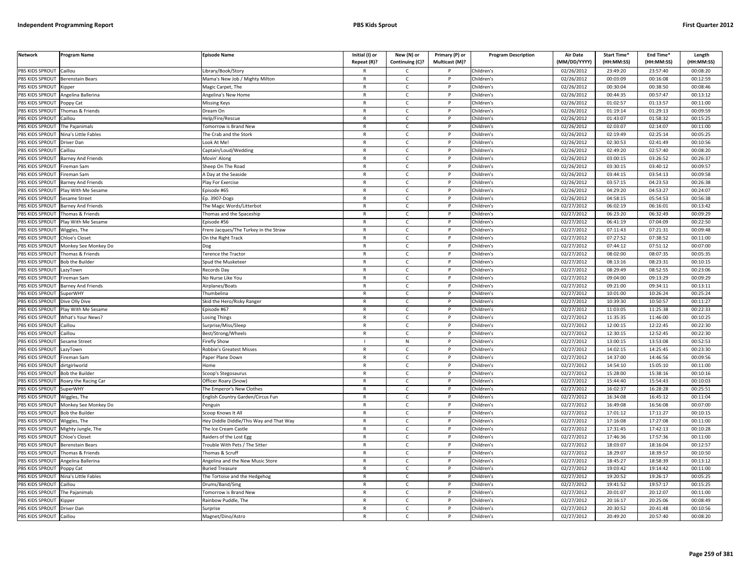| Network | Program Name | Episode Name | Initial (I) or Repeat (R)? | New (N) or Continuing (C)? | Primary (P) or Multicast (M)? | Program Description | Air Date (MM/DD/YYYY) | Start Time* (HH:MM:SS) | End Time* (HH:MM:SS) | Length (HH:MM:SS) |
|---|---|---|---|---|---|---|---|---|---|---|
| PBS KIDS SPROUT | Caillou | Library/Book/Story | R | C | P | Children's | 02/26/2012 | 23:49:20 | 23:57:40 | 00:08:20 |
| PBS KIDS SPROUT | Berenstain Bears | Mama's New Job / Mighty Milton | R | C | P | Children's | 02/26/2012 | 00:03:09 | 00:16:08 | 00:12:59 |
| PBS KIDS SPROUT | Kipper | Magic Carpet, The | R | C | P | Children's | 02/26/2012 | 00:30:04 | 00:38:50 | 00:08:46 |
| PBS KIDS SPROUT | Angelina Ballerina | Angelina's New Home | R | C | P | Children's | 02/26/2012 | 00:44:35 | 00:57:47 | 00:13:12 |
| PBS KIDS SPROUT | Poppy Cat | Missing Keys | R | C | P | Children's | 02/26/2012 | 01:02:57 | 01:13:57 | 00:11:00 |
| PBS KIDS SPROUT | Thomas & Friends | Dream On | R | C | P | Children's | 02/26/2012 | 01:19:14 | 01:29:13 | 00:09:59 |
| PBS KIDS SPROUT | Caillou | Help/Fire/Rescue | R | C | P | Children's | 02/26/2012 | 01:43:07 | 01:58:32 | 00:15:25 |
| PBS KIDS SPROUT | The Pajanimals | Tomorrow is Brand New | R | C | P | Children's | 02/26/2012 | 02:03:07 | 02:14:07 | 00:11:00 |
| PBS KIDS SPROUT | Nina's Little Fables | The Crab and the Stork | R | C | P | Children's | 02/26/2012 | 02:19:49 | 02:25:14 | 00:05:25 |
| PBS KIDS SPROUT | Driver Dan | Look At Me! | R | C | P | Children's | 02/26/2012 | 02:30:53 | 02:41:49 | 00:10:56 |
| PBS KIDS SPROUT | Caillou | Captain/Loud/Wedding | R | C | P | Children's | 02/26/2012 | 02:49:20 | 02:57:40 | 00:08:20 |
| PBS KIDS SPROUT | Barney And Friends | Movin' Along | R | C | P | Children's | 02/26/2012 | 03:00:15 | 03:26:52 | 00:26:37 |
| PBS KIDS SPROUT | Fireman Sam | Sheep On The Road | R | C | P | Children's | 02/26/2012 | 03:30:15 | 03:40:12 | 00:09:57 |
| PBS KIDS SPROUT | Fireman Sam | A Day at the Seaside | R | C | P | Children's | 02/26/2012 | 03:44:15 | 03:54:13 | 00:09:58 |
| PBS KIDS SPROUT | Barney And Friends | Play For Exercise | R | C | P | Children's | 02/26/2012 | 03:57:15 | 04:23:53 | 00:26:38 |
| PBS KIDS SPROUT | Play With Me Sesame | Episode #65 | R | C | P | Children's | 02/26/2012 | 04:29:20 | 04:53:27 | 00:24:07 |
| PBS KIDS SPROUT | Sesame Street | Ep. 3907-Dogs | R | C | P | Children's | 02/26/2012 | 04:58:15 | 05:54:53 | 00:56:38 |
| PBS KIDS SPROUT | Barney And Friends | The Magic Words/Litterbot | R | C | P | Children's | 02/27/2012 | 06:02:19 | 06:16:01 | 00:13:42 |
| PBS KIDS SPROUT | Thomas & Friends | Thomas and the Spaceship | R | C | P | Children's | 02/27/2012 | 06:23:20 | 06:32:49 | 00:09:29 |
| PBS KIDS SPROUT | Play With Me Sesame | Episode #56 | R | C | P | Children's | 02/27/2012 | 06:41:19 | 07:04:09 | 00:22:50 |
| PBS KIDS SPROUT | Wiggles, The | Frere Jacques/The Turkey in the Straw | R | C | P | Children's | 02/27/2012 | 07:11:43 | 07:21:31 | 00:09:48 |
| PBS KIDS SPROUT | Chloe's Closet | On the Right Track | R | C | P | Children's | 02/27/2012 | 07:27:52 | 07:38:52 | 00:11:00 |
| PBS KIDS SPROUT | Monkey See Monkey Do | Dog | R | C | P | Children's | 02/27/2012 | 07:44:12 | 07:51:12 | 00:07:00 |
| PBS KIDS SPROUT | Thomas & Friends | Terence the Tractor | R | C | P | Children's | 02/27/2012 | 08:02:00 | 08:07:35 | 00:05:35 |
| PBS KIDS SPROUT | Bob the Builder | Spud the Musketeer | R | C | P | Children's | 02/27/2012 | 08:13:16 | 08:23:31 | 00:10:15 |
| PBS KIDS SPROUT | LazyTown | Records Day | R | C | P | Children's | 02/27/2012 | 08:29:49 | 08:52:55 | 00:23:06 |
| PBS KIDS SPROUT | Fireman Sam | No Nurse Like You | R | C | P | Children's | 02/27/2012 | 09:04:00 | 09:13:29 | 00:09:29 |
| PBS KIDS SPROUT | Barney And Friends | Airplanes/Boats | R | C | P | Children's | 02/27/2012 | 09:21:00 | 09:34:11 | 00:13:11 |
| PBS KIDS SPROUT | SuperWHY | Thumbelina | R | C | P | Children's | 02/27/2012 | 10:01:00 | 10:26:24 | 00:25:24 |
| PBS KIDS SPROUT | Dive Olly Dive | Skid the Hero/Risky Ranger | R | C | P | Children's | 02/27/2012 | 10:39:30 | 10:50:57 | 00:11:27 |
| PBS KIDS SPROUT | Play With Me Sesame | Episode #67 | R | C | P | Children's | 02/27/2012 | 11:03:05 | 11:25:38 | 00:22:33 |
| PBS KIDS SPROUT | What's Your News? | Losing Things | R | C | P | Children's | 02/27/2012 | 11:35:35 | 11:46:00 | 00:10:25 |
| PBS KIDS SPROUT | Caillou | Surprise/Miss/Sleep | R | C | P | Children's | 02/27/2012 | 12:00:15 | 12:22:45 | 00:22:30 |
| PBS KIDS SPROUT | Caillou | Best/Strong/Wheels | R | C | P | Children's | 02/27/2012 | 12:30:15 | 12:52:45 | 00:22:30 |
| PBS KIDS SPROUT | Sesame Street | Firefly Show | I | N | P | Children's | 02/27/2012 | 13:00:15 | 13:53:08 | 00:52:53 |
| PBS KIDS SPROUT | LazyTown | Robbie's Greatest Misses | R | C | P | Children's | 02/27/2012 | 14:02:15 | 14:25:45 | 00:23:30 |
| PBS KIDS SPROUT | Fireman Sam | Paper Plane Down | R | C | P | Children's | 02/27/2012 | 14:37:00 | 14:46:56 | 00:09:56 |
| PBS KIDS SPROUT | dirtgirlworld | Home | R | C | P | Children's | 02/27/2012 | 14:54:10 | 15:05:10 | 00:11:00 |
| PBS KIDS SPROUT | Bob the Builder | Scoop's Stegosaurus | R | C | P | Children's | 02/27/2012 | 15:28:00 | 15:38:16 | 00:10:16 |
| PBS KIDS SPROUT | Roary the Racing Car | Officer Roary (Snow) | R | C | P | Children's | 02/27/2012 | 15:44:40 | 15:54:43 | 00:10:03 |
| PBS KIDS SPROUT | SuperWHY | The Emperor's New Clothes | R | C | P | Children's | 02/27/2012 | 16:02:37 | 16:28:28 | 00:25:51 |
| PBS KIDS SPROUT | Wiggles, The | English Country Garden/Circus Fun | R | C | P | Children's | 02/27/2012 | 16:34:08 | 16:45:12 | 00:11:04 |
| PBS KIDS SPROUT | Monkey See Monkey Do | Penguin | R | C | P | Children's | 02/27/2012 | 16:49:08 | 16:56:08 | 00:07:00 |
| PBS KIDS SPROUT | Bob the Builder | Scoop Knows It All | R | C | P | Children's | 02/27/2012 | 17:01:12 | 17:11:27 | 00:10:15 |
| PBS KIDS SPROUT | Wiggles, The | Hey Diddle Diddle/This Way and That Way | R | C | P | Children's | 02/27/2012 | 17:16:08 | 17:27:08 | 00:11:00 |
| PBS KIDS SPROUT | Mighty Jungle, The | The Ice Cream Castle | R | C | P | Children's | 02/27/2012 | 17:31:45 | 17:42:13 | 00:10:28 |
| PBS KIDS SPROUT | Chloe's Closet | Raiders of the Lost Egg | R | C | P | Children's | 02/27/2012 | 17:46:36 | 17:57:36 | 00:11:00 |
| PBS KIDS SPROUT | Berenstain Bears | Trouble With Pets / The Sitter | R | C | P | Children's | 02/27/2012 | 18:03:07 | 18:16:04 | 00:12:57 |
| PBS KIDS SPROUT | Thomas & Friends | Thomas & Scruff | R | C | P | Children's | 02/27/2012 | 18:29:07 | 18:39:57 | 00:10:50 |
| PBS KIDS SPROUT | Angelina Ballerina | Angelina and the New Music Store | R | C | P | Children's | 02/27/2012 | 18:45:27 | 18:58:39 | 00:13:12 |
| PBS KIDS SPROUT | Poppy Cat | Buried Treasure | R | C | P | Children's | 02/27/2012 | 19:03:42 | 19:14:42 | 00:11:00 |
| PBS KIDS SPROUT | Nina's Little Fables | The Tortoise and the Hedgehog | R | C | P | Children's | 02/27/2012 | 19:20:52 | 19:26:17 | 00:05:25 |
| PBS KIDS SPROUT | Caillou | Drums/Band/Sing | R | C | P | Children's | 02/27/2012 | 19:41:52 | 19:57:17 | 00:15:25 |
| PBS KIDS SPROUT | The Pajanimals | Tomorrow is Brand New | R | C | P | Children's | 02/27/2012 | 20:01:07 | 20:12:07 | 00:11:00 |
| PBS KIDS SPROUT | Kipper | Rainbow Puddle, The | R | C | P | Children's | 02/27/2012 | 20:16:17 | 20:25:06 | 00:08:49 |
| PBS KIDS SPROUT | Driver Dan | Surprise | R | C | P | Children's | 02/27/2012 | 20:30:52 | 20:41:48 | 00:10:56 |
| PBS KIDS SPROUT | Caillou | Magnet/Dino/Astro | R | C | P | Children's | 02/27/2012 | 20:49:20 | 20:57:40 | 00:08:20 |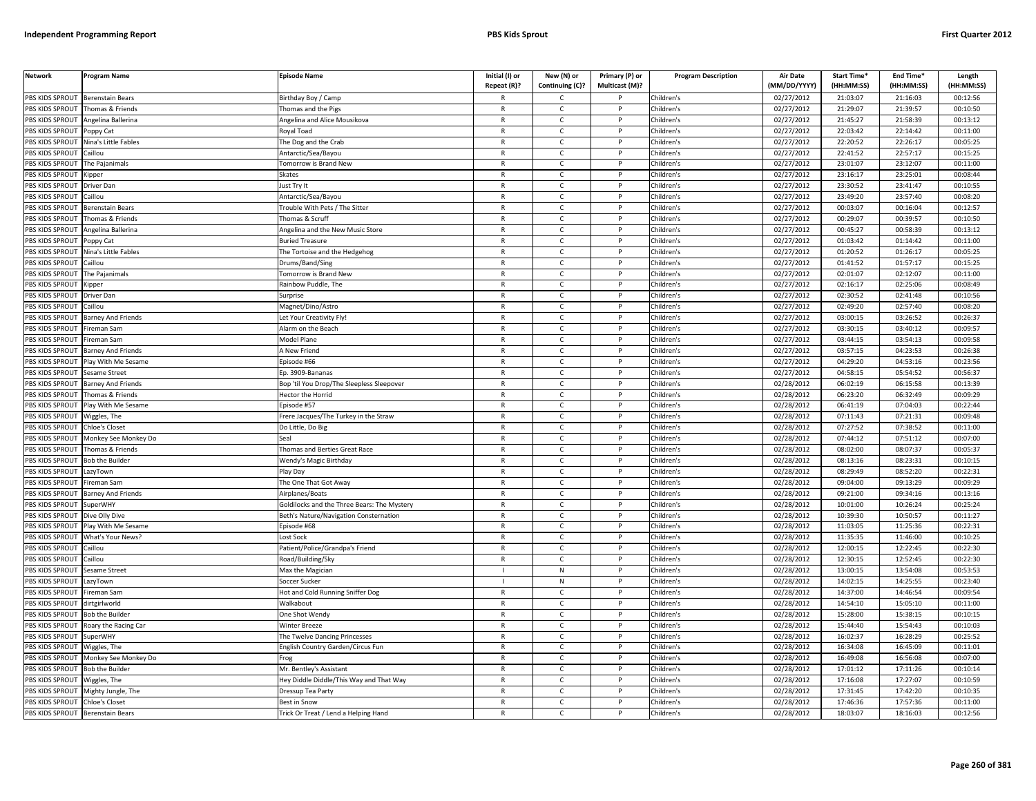| Network | Program Name | Episode Name | Initial (I) or Repeat (R)? | New (N) or Continuing (C)? | Primary (P) or Multicast (M)? | Program Description | Air Date (MM/DD/YYYY) | Start Time* (HH:MM:SS) | End Time* (HH:MM:SS) | Length (HH:MM:SS) |
|---|---|---|---|---|---|---|---|---|---|---|
| PBS KIDS SPROUT | Berenstain Bears | Birthday Boy / Camp | R | C | P | Children's | 02/27/2012 | 21:03:07 | 21:16:03 | 00:12:56 |
| PBS KIDS SPROUT | Thomas & Friends | Thomas and the Pigs | R | C | P | Children's | 02/27/2012 | 21:29:07 | 21:39:57 | 00:10:50 |
| PBS KIDS SPROUT | Angelina Ballerina | Angelina and Alice Mousikova | R | C | P | Children's | 02/27/2012 | 21:45:27 | 21:58:39 | 00:13:12 |
| PBS KIDS SPROUT | Poppy Cat | Royal Toad | R | C | P | Children's | 02/27/2012 | 22:03:42 | 22:14:42 | 00:11:00 |
| PBS KIDS SPROUT | Nina's Little Fables | The Dog and the Crab | R | C | P | Children's | 02/27/2012 | 22:20:52 | 22:26:17 | 00:05:25 |
| PBS KIDS SPROUT | Caillou | Antarctic/Sea/Bayou | R | C | P | Children's | 02/27/2012 | 22:41:52 | 22:57:17 | 00:15:25 |
| PBS KIDS SPROUT | The Pajanimals | Tomorrow is Brand New | R | C | P | Children's | 02/27/2012 | 23:01:07 | 23:12:07 | 00:11:00 |
| PBS KIDS SPROUT | Kipper | Skates | R | C | P | Children's | 02/27/2012 | 23:16:17 | 23:25:01 | 00:08:44 |
| PBS KIDS SPROUT | Driver Dan | Just Try It | R | C | P | Children's | 02/27/2012 | 23:30:52 | 23:41:47 | 00:10:55 |
| PBS KIDS SPROUT | Caillou | Antarctic/Sea/Bayou | R | C | P | Children's | 02/27/2012 | 23:49:20 | 23:57:40 | 00:08:20 |
| PBS KIDS SPROUT | Berenstain Bears | Trouble With Pets / The Sitter | R | C | P | Children's | 02/27/2012 | 00:03:07 | 00:16:04 | 00:12:57 |
| PBS KIDS SPROUT | Thomas & Friends | Thomas & Scruff | R | C | P | Children's | 02/27/2012 | 00:29:07 | 00:39:57 | 00:10:50 |
| PBS KIDS SPROUT | Angelina Ballerina | Angelina and the New Music Store | R | C | P | Children's | 02/27/2012 | 00:45:27 | 00:58:39 | 00:13:12 |
| PBS KIDS SPROUT | Poppy Cat | Buried Treasure | R | C | P | Children's | 02/27/2012 | 01:03:42 | 01:14:42 | 00:11:00 |
| PBS KIDS SPROUT | Nina's Little Fables | The Tortoise and the Hedgehog | R | C | P | Children's | 02/27/2012 | 01:20:52 | 01:26:17 | 00:05:25 |
| PBS KIDS SPROUT | Caillou | Drums/Band/Sing | R | C | P | Children's | 02/27/2012 | 01:41:52 | 01:57:17 | 00:15:25 |
| PBS KIDS SPROUT | The Pajanimals | Tomorrow is Brand New | R | C | P | Children's | 02/27/2012 | 02:01:07 | 02:12:07 | 00:11:00 |
| PBS KIDS SPROUT | Kipper | Rainbow Puddle, The | R | C | P | Children's | 02/27/2012 | 02:16:17 | 02:25:06 | 00:08:49 |
| PBS KIDS SPROUT | Driver Dan | Surprise | R | C | P | Children's | 02/27/2012 | 02:30:52 | 02:41:48 | 00:10:56 |
| PBS KIDS SPROUT | Caillou | Magnet/Dino/Astro | R | C | P | Children's | 02/27/2012 | 02:49:20 | 02:57:40 | 00:08:20 |
| PBS KIDS SPROUT | Barney And Friends | Let Your Creativity Fly! | R | C | P | Children's | 02/27/2012 | 03:00:15 | 03:26:52 | 00:26:37 |
| PBS KIDS SPROUT | Fireman Sam | Alarm on the Beach | R | C | P | Children's | 02/27/2012 | 03:30:15 | 03:40:12 | 00:09:57 |
| PBS KIDS SPROUT | Fireman Sam | Model Plane | R | C | P | Children's | 02/27/2012 | 03:44:15 | 03:54:13 | 00:09:58 |
| PBS KIDS SPROUT | Barney And Friends | A New Friend | R | C | P | Children's | 02/27/2012 | 03:57:15 | 04:23:53 | 00:26:38 |
| PBS KIDS SPROUT | Play With Me Sesame | Episode #66 | R | C | P | Children's | 02/27/2012 | 04:29:20 | 04:53:16 | 00:23:56 |
| PBS KIDS SPROUT | Sesame Street | Ep. 3909-Bananas | R | C | P | Children's | 02/27/2012 | 04:58:15 | 05:54:52 | 00:56:37 |
| PBS KIDS SPROUT | Barney And Friends | Bop 'til You Drop/The Sleepless Sleepover | R | C | P | Children's | 02/28/2012 | 06:02:19 | 06:15:58 | 00:13:39 |
| PBS KIDS SPROUT | Thomas & Friends | Hector the Horrid | R | C | P | Children's | 02/28/2012 | 06:23:20 | 06:32:49 | 00:09:29 |
| PBS KIDS SPROUT | Play With Me Sesame | Episode #57 | R | C | P | Children's | 02/28/2012 | 06:41:19 | 07:04:03 | 00:22:44 |
| PBS KIDS SPROUT | Wiggles, The | Frere Jacques/The Turkey in the Straw | R | C | P | Children's | 02/28/2012 | 07:11:43 | 07:21:31 | 00:09:48 |
| PBS KIDS SPROUT | Chloe's Closet | Do Little, Do Big | R | C | P | Children's | 02/28/2012 | 07:27:52 | 07:38:52 | 00:11:00 |
| PBS KIDS SPROUT | Monkey See Monkey Do | Seal | R | C | P | Children's | 02/28/2012 | 07:44:12 | 07:51:12 | 00:07:00 |
| PBS KIDS SPROUT | Thomas & Friends | Thomas and Berties Great Race | R | C | P | Children's | 02/28/2012 | 08:02:00 | 08:07:37 | 00:05:37 |
| PBS KIDS SPROUT | Bob the Builder | Wendy's Magic Birthday | R | C | P | Children's | 02/28/2012 | 08:13:16 | 08:23:31 | 00:10:15 |
| PBS KIDS SPROUT | LazyTown | Play Day | R | C | P | Children's | 02/28/2012 | 08:29:49 | 08:52:20 | 00:22:31 |
| PBS KIDS SPROUT | Fireman Sam | The One That Got Away | R | C | P | Children's | 02/28/2012 | 09:04:00 | 09:13:29 | 00:09:29 |
| PBS KIDS SPROUT | Barney And Friends | Airplanes/Boats | R | C | P | Children's | 02/28/2012 | 09:21:00 | 09:34:16 | 00:13:16 |
| PBS KIDS SPROUT | SuperWHY | Goldilocks and the Three Bears: The Mystery | R | C | P | Children's | 02/28/2012 | 10:01:00 | 10:26:24 | 00:25:24 |
| PBS KIDS SPROUT | Dive Olly Dive | Beth's Nature/Navigation Consternation | R | C | P | Children's | 02/28/2012 | 10:39:30 | 10:50:57 | 00:11:27 |
| PBS KIDS SPROUT | Play With Me Sesame | Episode #68 | R | C | P | Children's | 02/28/2012 | 11:03:05 | 11:25:36 | 00:22:31 |
| PBS KIDS SPROUT | What's Your News? | Lost Sock | R | C | P | Children's | 02/28/2012 | 11:35:35 | 11:46:00 | 00:10:25 |
| PBS KIDS SPROUT | Caillou | Patient/Police/Grandpa's Friend | R | C | P | Children's | 02/28/2012 | 12:00:15 | 12:22:45 | 00:22:30 |
| PBS KIDS SPROUT | Caillou | Road/Building/Sky | R | C | P | Children's | 02/28/2012 | 12:30:15 | 12:52:45 | 00:22:30 |
| PBS KIDS SPROUT | Sesame Street | Max the Magician | I | N | P | Children's | 02/28/2012 | 13:00:15 | 13:54:08 | 00:53:53 |
| PBS KIDS SPROUT | LazyTown | Soccer Sucker | I | N | P | Children's | 02/28/2012 | 14:02:15 | 14:25:55 | 00:23:40 |
| PBS KIDS SPROUT | Fireman Sam | Hot and Cold Running Sniffer Dog | R | C | P | Children's | 02/28/2012 | 14:37:00 | 14:46:54 | 00:09:54 |
| PBS KIDS SPROUT | dirtgirlworld | Walkabout | R | C | P | Children's | 02/28/2012 | 14:54:10 | 15:05:10 | 00:11:00 |
| PBS KIDS SPROUT | Bob the Builder | One Shot Wendy | R | C | P | Children's | 02/28/2012 | 15:28:00 | 15:38:15 | 00:10:15 |
| PBS KIDS SPROUT | Roary the Racing Car | Winter Breeze | R | C | P | Children's | 02/28/2012 | 15:44:40 | 15:54:43 | 00:10:03 |
| PBS KIDS SPROUT | SuperWHY | The Twelve Dancing Princesses | R | C | P | Children's | 02/28/2012 | 16:02:37 | 16:28:29 | 00:25:52 |
| PBS KIDS SPROUT | Wiggles, The | English Country Garden/Circus Fun | R | C | P | Children's | 02/28/2012 | 16:34:08 | 16:45:09 | 00:11:01 |
| PBS KIDS SPROUT | Monkey See Monkey Do | Frog | R | C | P | Children's | 02/28/2012 | 16:49:08 | 16:56:08 | 00:07:00 |
| PBS KIDS SPROUT | Bob the Builder | Mr. Bentley's Assistant | R | C | P | Children's | 02/28/2012 | 17:01:12 | 17:11:26 | 00:10:14 |
| PBS KIDS SPROUT | Wiggles, The | Hey Diddle Diddle/This Way and That Way | R | C | P | Children's | 02/28/2012 | 17:16:08 | 17:27:07 | 00:10:59 |
| PBS KIDS SPROUT | Mighty Jungle, The | Dressup Tea Party | R | C | P | Children's | 02/28/2012 | 17:31:45 | 17:42:20 | 00:10:35 |
| PBS KIDS SPROUT | Chloe's Closet | Best in Snow | R | C | P | Children's | 02/28/2012 | 17:46:36 | 17:57:36 | 00:11:00 |
| PBS KIDS SPROUT | Berenstain Bears | Trick Or Treat / Lend a Helping Hand | R | C | P | Children's | 02/28/2012 | 18:03:07 | 18:16:03 | 00:12:56 |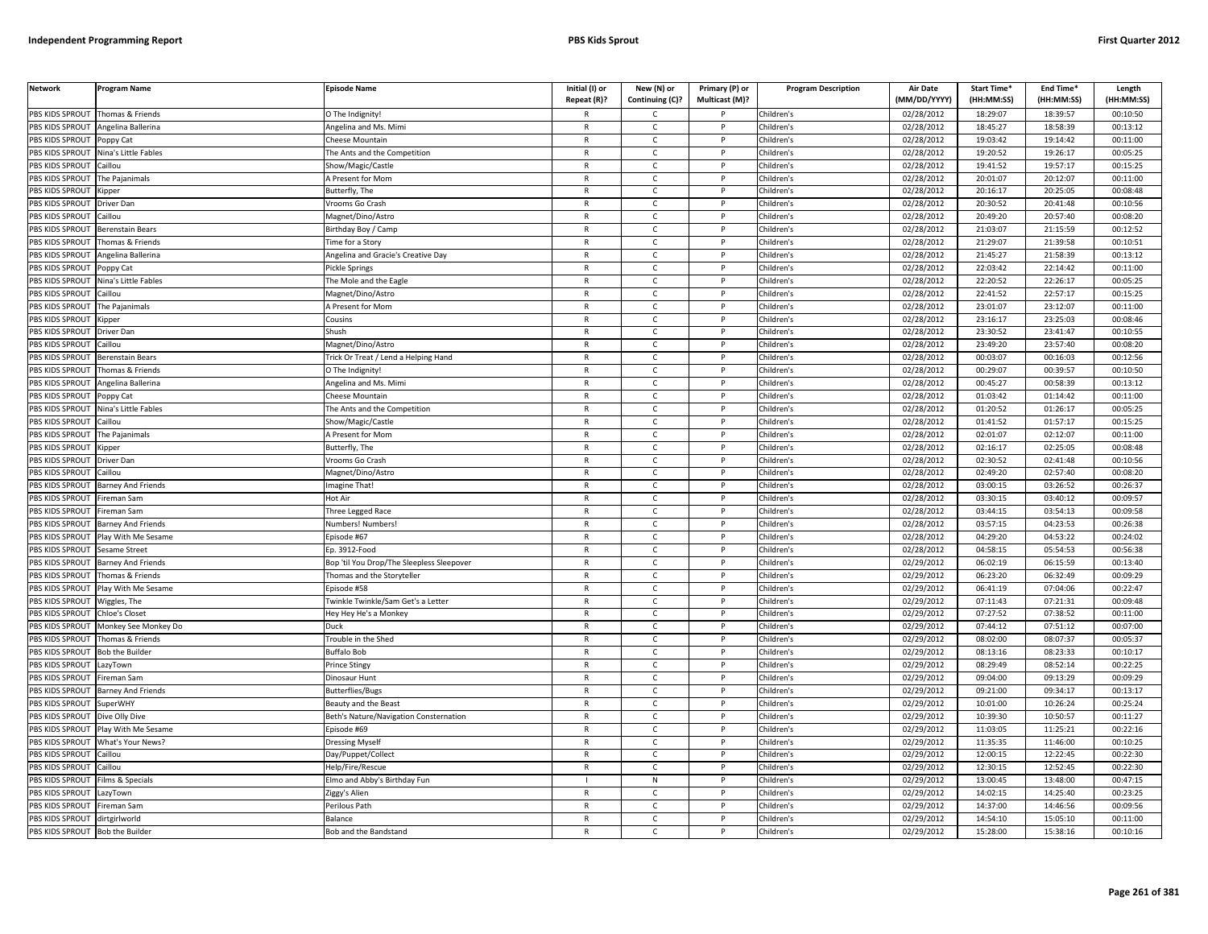| Network | Program Name | Episode Name | Initial (I) or Repeat (R)? | New (N) or Continuing (C)? | Primary (P) or Multicast (M)? | Program Description | Air Date (MM/DD/YYYY) | Start Time* (HH:MM:SS) | End Time* (HH:MM:SS) | Length (HH:MM:SS) |
|---|---|---|---|---|---|---|---|---|---|---|
| PBS KIDS SPROUT | Thomas & Friends | O The Indignity! | R | C | P | Children's | 02/28/2012 | 18:29:07 | 18:39:57 | 00:10:50 |
| PBS KIDS SPROUT | Angelina Ballerina | Angelina and Ms. Mimi | R | C | P | Children's | 02/28/2012 | 18:45:27 | 18:58:39 | 00:13:12 |
| PBS KIDS SPROUT | Poppy Cat | Cheese Mountain | R | C | P | Children's | 02/28/2012 | 19:03:42 | 19:14:42 | 00:11:00 |
| PBS KIDS SPROUT | Nina's Little Fables | The Ants and the Competition | R | C | P | Children's | 02/28/2012 | 19:20:52 | 19:26:17 | 00:05:25 |
| PBS KIDS SPROUT | Caillou | Show/Magic/Castle | R | C | P | Children's | 02/28/2012 | 19:41:52 | 19:57:17 | 00:15:25 |
| PBS KIDS SPROUT | The Pajanimals | A Present for Mom | R | C | P | Children's | 02/28/2012 | 20:01:07 | 20:12:07 | 00:11:00 |
| PBS KIDS SPROUT | Kipper | Butterfly, The | R | C | P | Children's | 02/28/2012 | 20:16:17 | 20:25:05 | 00:08:48 |
| PBS KIDS SPROUT | Driver Dan | Vrooms Go Crash | R | C | P | Children's | 02/28/2012 | 20:30:52 | 20:41:48 | 00:10:56 |
| PBS KIDS SPROUT | Caillou | Magnet/Dino/Astro | R | C | P | Children's | 02/28/2012 | 20:49:20 | 20:57:40 | 00:08:20 |
| PBS KIDS SPROUT | Berenstain Bears | Birthday Boy / Camp | R | C | P | Children's | 02/28/2012 | 21:03:07 | 21:15:59 | 00:12:52 |
| PBS KIDS SPROUT | Thomas & Friends | Time for a Story | R | C | P | Children's | 02/28/2012 | 21:29:07 | 21:39:58 | 00:10:51 |
| PBS KIDS SPROUT | Angelina Ballerina | Angelina and Gracie's Creative Day | R | C | P | Children's | 02/28/2012 | 21:45:27 | 21:58:39 | 00:13:12 |
| PBS KIDS SPROUT | Poppy Cat | Pickle Springs | R | C | P | Children's | 02/28/2012 | 22:03:42 | 22:14:42 | 00:11:00 |
| PBS KIDS SPROUT | Nina's Little Fables | The Mole and the Eagle | R | C | P | Children's | 02/28/2012 | 22:20:52 | 22:26:17 | 00:05:25 |
| PBS KIDS SPROUT | Caillou | Magnet/Dino/Astro | R | C | P | Children's | 02/28/2012 | 22:41:52 | 22:57:17 | 00:15:25 |
| PBS KIDS SPROUT | The Pajanimals | A Present for Mom | R | C | P | Children's | 02/28/2012 | 23:01:07 | 23:12:07 | 00:11:00 |
| PBS KIDS SPROUT | Kipper | Cousins | R | C | P | Children's | 02/28/2012 | 23:16:17 | 23:25:03 | 00:08:46 |
| PBS KIDS SPROUT | Driver Dan | Shush | R | C | P | Children's | 02/28/2012 | 23:30:52 | 23:41:47 | 00:10:55 |
| PBS KIDS SPROUT | Caillou | Magnet/Dino/Astro | R | C | P | Children's | 02/28/2012 | 23:49:20 | 23:57:40 | 00:08:20 |
| PBS KIDS SPROUT | Berenstain Bears | Trick Or Treat / Lend a Helping Hand | R | C | P | Children's | 02/28/2012 | 00:03:07 | 00:16:03 | 00:12:56 |
| PBS KIDS SPROUT | Thomas & Friends | O The Indignity! | R | C | P | Children's | 02/28/2012 | 00:29:07 | 00:39:57 | 00:10:50 |
| PBS KIDS SPROUT | Angelina Ballerina | Angelina and Ms. Mimi | R | C | P | Children's | 02/28/2012 | 00:45:27 | 00:58:39 | 00:13:12 |
| PBS KIDS SPROUT | Poppy Cat | Cheese Mountain | R | C | P | Children's | 02/28/2012 | 01:03:42 | 01:14:42 | 00:11:00 |
| PBS KIDS SPROUT | Nina's Little Fables | The Ants and the Competition | R | C | P | Children's | 02/28/2012 | 01:20:52 | 01:26:17 | 00:05:25 |
| PBS KIDS SPROUT | Caillou | Show/Magic/Castle | R | C | P | Children's | 02/28/2012 | 01:41:52 | 01:57:17 | 00:15:25 |
| PBS KIDS SPROUT | The Pajanimals | A Present for Mom | R | C | P | Children's | 02/28/2012 | 02:01:07 | 02:12:07 | 00:11:00 |
| PBS KIDS SPROUT | Kipper | Butterfly, The | R | C | P | Children's | 02/28/2012 | 02:16:17 | 02:25:05 | 00:08:48 |
| PBS KIDS SPROUT | Driver Dan | Vrooms Go Crash | R | C | P | Children's | 02/28/2012 | 02:30:52 | 02:41:48 | 00:10:56 |
| PBS KIDS SPROUT | Caillou | Magnet/Dino/Astro | R | C | P | Children's | 02/28/2012 | 02:49:20 | 02:57:40 | 00:08:20 |
| PBS KIDS SPROUT | Barney And Friends | Imagine That! | R | C | P | Children's | 02/28/2012 | 03:00:15 | 03:26:52 | 00:26:37 |
| PBS KIDS SPROUT | Fireman Sam | Hot Air | R | C | P | Children's | 02/28/2012 | 03:30:15 | 03:40:12 | 00:09:57 |
| PBS KIDS SPROUT | Fireman Sam | Three Legged Race | R | C | P | Children's | 02/28/2012 | 03:44:15 | 03:54:13 | 00:09:58 |
| PBS KIDS SPROUT | Barney And Friends | Numbers! Numbers! | R | C | P | Children's | 02/28/2012 | 03:57:15 | 04:23:53 | 00:26:38 |
| PBS KIDS SPROUT | Play With Me Sesame | Episode #67 | R | C | P | Children's | 02/28/2012 | 04:29:20 | 04:53:22 | 00:24:02 |
| PBS KIDS SPROUT | Sesame Street | Ep. 3912-Food | R | C | P | Children's | 02/28/2012 | 04:58:15 | 05:54:53 | 00:56:38 |
| PBS KIDS SPROUT | Barney And Friends | Bop 'til You Drop/The Sleepless Sleepover | R | C | P | Children's | 02/29/2012 | 06:02:19 | 06:15:59 | 00:13:40 |
| PBS KIDS SPROUT | Thomas & Friends | Thomas and the Storyteller | R | C | P | Children's | 02/29/2012 | 06:23:20 | 06:32:49 | 00:09:29 |
| PBS KIDS SPROUT | Play With Me Sesame | Episode #58 | R | C | P | Children's | 02/29/2012 | 06:41:19 | 07:04:06 | 00:22:47 |
| PBS KIDS SPROUT | Wiggles, The | Twinkle Twinkle/Sam Get's a Letter | R | C | P | Children's | 02/29/2012 | 07:11:43 | 07:21:31 | 00:09:48 |
| PBS KIDS SPROUT | Chloe's Closet | Hey Hey He's a Monkey | R | C | P | Children's | 02/29/2012 | 07:27:52 | 07:38:52 | 00:11:00 |
| PBS KIDS SPROUT | Monkey See Monkey Do | Duck | R | C | P | Children's | 02/29/2012 | 07:44:12 | 07:51:12 | 00:07:00 |
| PBS KIDS SPROUT | Thomas & Friends | Trouble in the Shed | R | C | P | Children's | 02/29/2012 | 08:02:00 | 08:07:37 | 00:05:37 |
| PBS KIDS SPROUT | Bob the Builder | Buffalo Bob | R | C | P | Children's | 02/29/2012 | 08:13:16 | 08:23:33 | 00:10:17 |
| PBS KIDS SPROUT | LazyTown | Prince Stingy | R | C | P | Children's | 02/29/2012 | 08:29:49 | 08:52:14 | 00:22:25 |
| PBS KIDS SPROUT | Fireman Sam | Dinosaur Hunt | R | C | P | Children's | 02/29/2012 | 09:04:00 | 09:13:29 | 00:09:29 |
| PBS KIDS SPROUT | Barney And Friends | Butterflies/Bugs | R | C | P | Children's | 02/29/2012 | 09:21:00 | 09:34:17 | 00:13:17 |
| PBS KIDS SPROUT | SuperWHY | Beauty and the Beast | R | C | P | Children's | 02/29/2012 | 10:01:00 | 10:26:24 | 00:25:24 |
| PBS KIDS SPROUT | Dive Olly Dive | Beth's Nature/Navigation Consternation | R | C | P | Children's | 02/29/2012 | 10:39:30 | 10:50:57 | 00:11:27 |
| PBS KIDS SPROUT | Play With Me Sesame | Episode #69 | R | C | P | Children's | 02/29/2012 | 11:03:05 | 11:25:21 | 00:22:16 |
| PBS KIDS SPROUT | What's Your News? | Dressing Myself | R | C | P | Children's | 02/29/2012 | 11:35:35 | 11:46:00 | 00:10:25 |
| PBS KIDS SPROUT | Caillou | Day/Puppet/Collect | R | C | P | Children's | 02/29/2012 | 12:00:15 | 12:22:45 | 00:22:30 |
| PBS KIDS SPROUT | Caillou | Help/Fire/Rescue | R | C | P | Children's | 02/29/2012 | 12:30:15 | 12:52:45 | 00:22:30 |
| PBS KIDS SPROUT | Films & Specials | Elmo and Abby's Birthday Fun | I | N | P | Children's | 02/29/2012 | 13:00:45 | 13:48:00 | 00:47:15 |
| PBS KIDS SPROUT | LazyTown | Ziggy's Alien | R | C | P | Children's | 02/29/2012 | 14:02:15 | 14:25:40 | 00:23:25 |
| PBS KIDS SPROUT | Fireman Sam | Perilous Path | R | C | P | Children's | 02/29/2012 | 14:37:00 | 14:46:56 | 00:09:56 |
| PBS KIDS SPROUT | dirtgirlworld | Balance | R | C | P | Children's | 02/29/2012 | 14:54:10 | 15:05:10 | 00:11:00 |
| PBS KIDS SPROUT | Bob the Builder | Bob and the Bandstand | R | C | P | Children's | 02/29/2012 | 15:28:00 | 15:38:16 | 00:10:16 |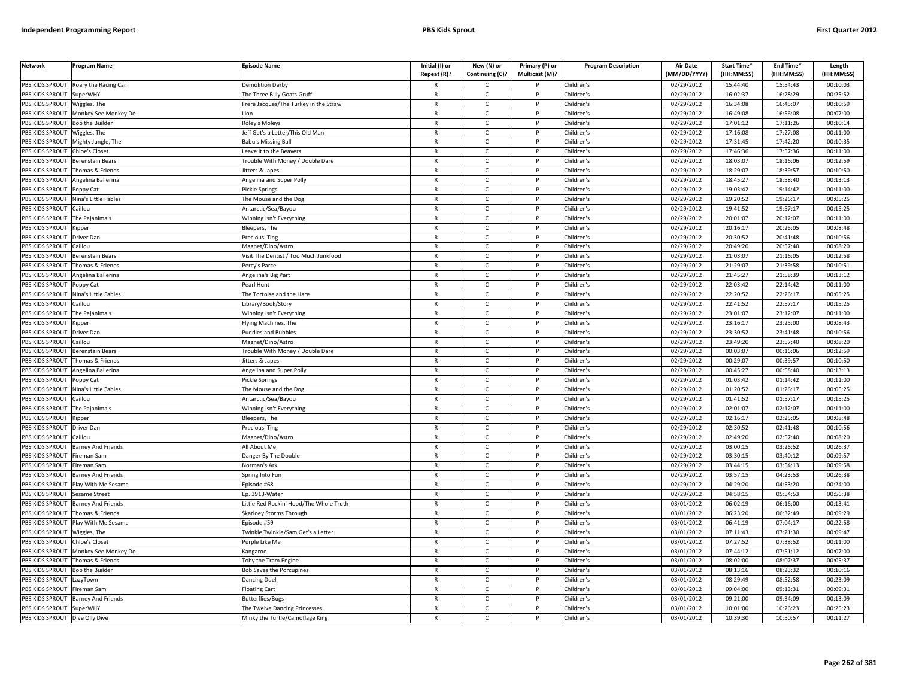| Network | Program Name | Episode Name | Initial (I) or Repeat (R)? | New (N) or Continuing (C)? | Primary (P) or Multicast (M)? | Program Description | Air Date (MM/DD/YYYY) | Start Time* (HH:MM:SS) | End Time* (HH:MM:SS) | Length (HH:MM:SS) |
|---|---|---|---|---|---|---|---|---|---|---|
| PBS KIDS SPROUT | Roary the Racing Car | Demolition Derby | R | C | P | Children's | 02/29/2012 | 15:44:40 | 15:54:43 | 00:10:03 |
| PBS KIDS SPROUT | SuperWHY | The Three Billy Goats Gruff | R | C | P | Children's | 02/29/2012 | 16:02:37 | 16:28:29 | 00:25:52 |
| PBS KIDS SPROUT | Wiggles, The | Frere Jacques/The Turkey in the Straw | R | C | P | Children's | 02/29/2012 | 16:34:08 | 16:45:07 | 00:10:59 |
| PBS KIDS SPROUT | Monkey See Monkey Do | Lion | R | C | P | Children's | 02/29/2012 | 16:49:08 | 16:56:08 | 00:07:00 |
| PBS KIDS SPROUT | Bob the Builder | Roley's Moleys | R | C | P | Children's | 02/29/2012 | 17:01:12 | 17:11:26 | 00:10:14 |
| PBS KIDS SPROUT | Wiggles, The | Jeff Get's a Letter/This Old Man | R | C | P | Children's | 02/29/2012 | 17:16:08 | 17:27:08 | 00:11:00 |
| PBS KIDS SPROUT | Mighty Jungle, The | Babu's Missing Ball | R | C | P | Children's | 02/29/2012 | 17:31:45 | 17:42:20 | 00:10:35 |
| PBS KIDS SPROUT | Chloe's Closet | Leave it to the Beavers | R | C | P | Children's | 02/29/2012 | 17:46:36 | 17:57:36 | 00:11:00 |
| PBS KIDS SPROUT | Berenstain Bears | Trouble With Money / Double Dare | R | C | P | Children's | 02/29/2012 | 18:03:07 | 18:16:06 | 00:12:59 |
| PBS KIDS SPROUT | Thomas & Friends | Jitters & Japes | R | C | P | Children's | 02/29/2012 | 18:29:07 | 18:39:57 | 00:10:50 |
| PBS KIDS SPROUT | Angelina Ballerina | Angelina and Super Polly | R | C | P | Children's | 02/29/2012 | 18:45:27 | 18:58:40 | 00:13:13 |
| PBS KIDS SPROUT | Poppy Cat | Pickle Springs | R | C | P | Children's | 02/29/2012 | 19:03:42 | 19:14:42 | 00:11:00 |
| PBS KIDS SPROUT | Nina's Little Fables | The Mouse and the Dog | R | C | P | Children's | 02/29/2012 | 19:20:52 | 19:26:17 | 00:05:25 |
| PBS KIDS SPROUT | Caillou | Antarctic/Sea/Bayou | R | C | P | Children's | 02/29/2012 | 19:41:52 | 19:57:17 | 00:15:25 |
| PBS KIDS SPROUT | The Pajanimals | Winning Isn't Everything | R | C | P | Children's | 02/29/2012 | 20:01:07 | 20:12:07 | 00:11:00 |
| PBS KIDS SPROUT | Kipper | Bleepers, The | R | C | P | Children's | 02/29/2012 | 20:16:17 | 20:25:05 | 00:08:48 |
| PBS KIDS SPROUT | Driver Dan | Precious' Ting | R | C | P | Children's | 02/29/2012 | 20:30:52 | 20:41:48 | 00:10:56 |
| PBS KIDS SPROUT | Caillou | Magnet/Dino/Astro | R | C | P | Children's | 02/29/2012 | 20:49:20 | 20:57:40 | 00:08:20 |
| PBS KIDS SPROUT | Berenstain Bears | Visit The Dentist / Too Much Junkfood | R | C | P | Children's | 02/29/2012 | 21:03:07 | 21:16:05 | 00:12:58 |
| PBS KIDS SPROUT | Thomas & Friends | Percy's Parcel | R | C | P | Children's | 02/29/2012 | 21:29:07 | 21:39:58 | 00:10:51 |
| PBS KIDS SPROUT | Angelina Ballerina | Angelina's Big Part | R | C | P | Children's | 02/29/2012 | 21:45:27 | 21:58:39 | 00:13:12 |
| PBS KIDS SPROUT | Poppy Cat | Pearl Hunt | R | C | P | Children's | 02/29/2012 | 22:03:42 | 22:14:42 | 00:11:00 |
| PBS KIDS SPROUT | Nina's Little Fables | The Tortoise and the Hare | R | C | P | Children's | 02/29/2012 | 22:20:52 | 22:26:17 | 00:05:25 |
| PBS KIDS SPROUT | Caillou | Library/Book/Story | R | C | P | Children's | 02/29/2012 | 22:41:52 | 22:57:17 | 00:15:25 |
| PBS KIDS SPROUT | The Pajanimals | Winning Isn't Everything | R | C | P | Children's | 02/29/2012 | 23:01:07 | 23:12:07 | 00:11:00 |
| PBS KIDS SPROUT | Kipper | Flying Machines, The | R | C | P | Children's | 02/29/2012 | 23:16:17 | 23:25:00 | 00:08:43 |
| PBS KIDS SPROUT | Driver Dan | Puddles and Bubbles | R | C | P | Children's | 02/29/2012 | 23:30:52 | 23:41:48 | 00:10:56 |
| PBS KIDS SPROUT | Caillou | Magnet/Dino/Astro | R | C | P | Children's | 02/29/2012 | 23:49:20 | 23:57:40 | 00:08:20 |
| PBS KIDS SPROUT | Berenstain Bears | Trouble With Money / Double Dare | R | C | P | Children's | 02/29/2012 | 00:03:07 | 00:16:06 | 00:12:59 |
| PBS KIDS SPROUT | Thomas & Friends | Jitters & Japes | R | C | P | Children's | 02/29/2012 | 00:29:07 | 00:39:57 | 00:10:50 |
| PBS KIDS SPROUT | Angelina Ballerina | Angelina and Super Polly | R | C | P | Children's | 02/29/2012 | 00:45:27 | 00:58:40 | 00:13:13 |
| PBS KIDS SPROUT | Poppy Cat | Pickle Springs | R | C | P | Children's | 02/29/2012 | 01:03:42 | 01:14:42 | 00:11:00 |
| PBS KIDS SPROUT | Nina's Little Fables | The Mouse and the Dog | R | C | P | Children's | 02/29/2012 | 01:20:52 | 01:26:17 | 00:05:25 |
| PBS KIDS SPROUT | Caillou | Antarctic/Sea/Bayou | R | C | P | Children's | 02/29/2012 | 01:41:52 | 01:57:17 | 00:15:25 |
| PBS KIDS SPROUT | The Pajanimals | Winning Isn't Everything | R | C | P | Children's | 02/29/2012 | 02:01:07 | 02:12:07 | 00:11:00 |
| PBS KIDS SPROUT | Kipper | Bleepers, The | R | C | P | Children's | 02/29/2012 | 02:16:17 | 02:25:05 | 00:08:48 |
| PBS KIDS SPROUT | Driver Dan | Precious' Ting | R | C | P | Children's | 02/29/2012 | 02:30:52 | 02:41:48 | 00:10:56 |
| PBS KIDS SPROUT | Caillou | Magnet/Dino/Astro | R | C | P | Children's | 02/29/2012 | 02:49:20 | 02:57:40 | 00:08:20 |
| PBS KIDS SPROUT | Barney And Friends | All About Me | R | C | P | Children's | 02/29/2012 | 03:00:15 | 03:26:52 | 00:26:37 |
| PBS KIDS SPROUT | Fireman Sam | Danger By The Double | R | C | P | Children's | 02/29/2012 | 03:30:15 | 03:40:12 | 00:09:57 |
| PBS KIDS SPROUT | Fireman Sam | Norman's Ark | R | C | P | Children's | 02/29/2012 | 03:44:15 | 03:54:13 | 00:09:58 |
| PBS KIDS SPROUT | Barney And Friends | Spring Into Fun | R | C | P | Children's | 02/29/2012 | 03:57:15 | 04:23:53 | 00:26:38 |
| PBS KIDS SPROUT | Play With Me Sesame | Episode #68 | R | C | P | Children's | 02/29/2012 | 04:29:20 | 04:53:20 | 00:24:00 |
| PBS KIDS SPROUT | Sesame Street | Ep. 3913-Water | R | C | P | Children's | 02/29/2012 | 04:58:15 | 05:54:53 | 00:56:38 |
| PBS KIDS SPROUT | Barney And Friends | Little Red Rockin' Hood/The Whole Truth | R | C | P | Children's | 03/01/2012 | 06:02:19 | 06:16:00 | 00:13:41 |
| PBS KIDS SPROUT | Thomas & Friends | Skarloey Storms Through | R | C | P | Children's | 03/01/2012 | 06:23:20 | 06:32:49 | 00:09:29 |
| PBS KIDS SPROUT | Play With Me Sesame | Episode #59 | R | C | P | Children's | 03/01/2012 | 06:41:19 | 07:04:17 | 00:22:58 |
| PBS KIDS SPROUT | Wiggles, The | Twinkle Twinkle/Sam Get's a Letter | R | C | P | Children's | 03/01/2012 | 07:11:43 | 07:21:30 | 00:09:47 |
| PBS KIDS SPROUT | Chloe's Closet | Purple Like Me | R | C | P | Children's | 03/01/2012 | 07:27:52 | 07:38:52 | 00:11:00 |
| PBS KIDS SPROUT | Monkey See Monkey Do | Kangaroo | R | C | P | Children's | 03/01/2012 | 07:44:12 | 07:51:12 | 00:07:00 |
| PBS KIDS SPROUT | Thomas & Friends | Toby the Tram Engine | R | C | P | Children's | 03/01/2012 | 08:02:00 | 08:07:37 | 00:05:37 |
| PBS KIDS SPROUT | Bob the Builder | Bob Saves the Porcupines | R | C | P | Children's | 03/01/2012 | 08:13:16 | 08:23:32 | 00:10:16 |
| PBS KIDS SPROUT | LazyTown | Dancing Duel | R | C | P | Children's | 03/01/2012 | 08:29:49 | 08:52:58 | 00:23:09 |
| PBS KIDS SPROUT | Fireman Sam | Floating Cart | R | C | P | Children's | 03/01/2012 | 09:04:00 | 09:13:31 | 00:09:31 |
| PBS KIDS SPROUT | Barney And Friends | Butterflies/Bugs | R | C | P | Children's | 03/01/2012 | 09:21:00 | 09:34:09 | 00:13:09 |
| PBS KIDS SPROUT | SuperWHY | The Twelve Dancing Princesses | R | C | P | Children's | 03/01/2012 | 10:01:00 | 10:26:23 | 00:25:23 |
| PBS KIDS SPROUT | Dive Olly Dive | Minky the Turtle/Camoflage King | R | C | P | Children's | 03/01/2012 | 10:39:30 | 10:50:57 | 00:11:27 |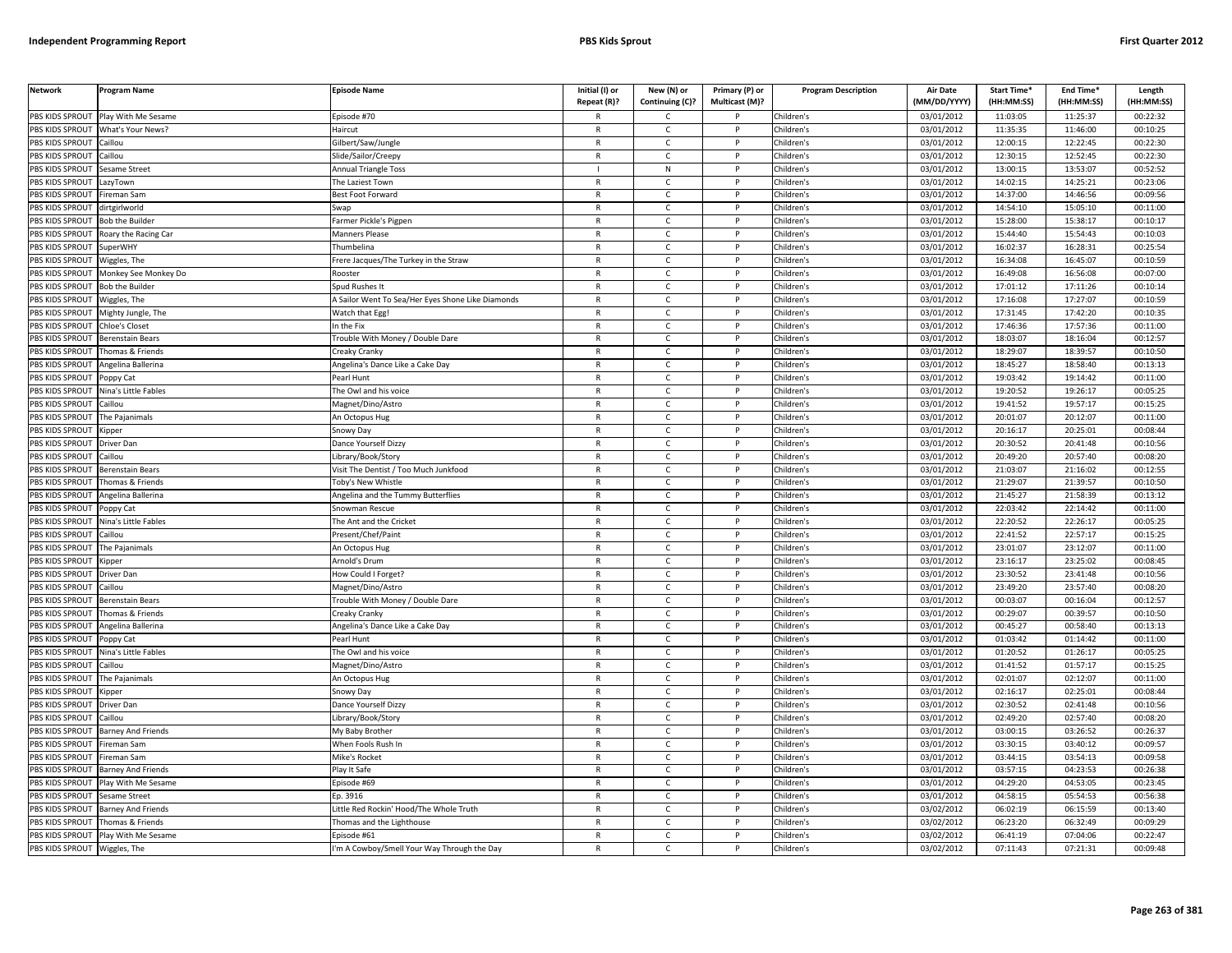| Network | Program Name | Episode Name | Initial (I) or Repeat (R)? | New (N) or Continuing (C)? | Primary (P) or Multicast (M)? | Program Description | Air Date (MM/DD/YYYY) | Start Time* (HH:MM:SS) | End Time* (HH:MM:SS) | Length (HH:MM:SS) |
|---|---|---|---|---|---|---|---|---|---|---|
| PBS KIDS SPROUT | Play With Me Sesame | Episode #70 | R | C | P | Children's | 03/01/2012 | 11:03:05 | 11:25:37 | 00:22:32 |
| PBS KIDS SPROUT | What's Your News? | Haircut | R | C | P | Children's | 03/01/2012 | 11:35:35 | 11:46:00 | 00:10:25 |
| PBS KIDS SPROUT | Caillou | Gilbert/Saw/Jungle | R | C | P | Children's | 03/01/2012 | 12:00:15 | 12:22:45 | 00:22:30 |
| PBS KIDS SPROUT | Caillou | Slide/Sailor/Creepy | R | C | P | Children's | 03/01/2012 | 12:30:15 | 12:52:45 | 00:22:30 |
| PBS KIDS SPROUT | Sesame Street | Annual Triangle Toss | I | N | P | Children's | 03/01/2012 | 13:00:15 | 13:53:07 | 00:52:52 |
| PBS KIDS SPROUT | LazyTown | The Laziest Town | R | C | P | Children's | 03/01/2012 | 14:02:15 | 14:25:21 | 00:23:06 |
| PBS KIDS SPROUT | Fireman Sam | Best Foot Forward | R | C | P | Children's | 03/01/2012 | 14:37:00 | 14:46:56 | 00:09:56 |
| PBS KIDS SPROUT | dirtgirlworld | Swap | R | C | P | Children's | 03/01/2012 | 14:54:10 | 15:05:10 | 00:11:00 |
| PBS KIDS SPROUT | Bob the Builder | Farmer Pickle's Pigpen | R | C | P | Children's | 03/01/2012 | 15:28:00 | 15:38:17 | 00:10:17 |
| PBS KIDS SPROUT | Roary the Racing Car | Manners Please | R | C | P | Children's | 03/01/2012 | 15:44:40 | 15:54:43 | 00:10:03 |
| PBS KIDS SPROUT | SuperWHY | Thumbelina | R | C | P | Children's | 03/01/2012 | 16:02:37 | 16:28:31 | 00:25:54 |
| PBS KIDS SPROUT | Wiggles, The | Frere Jacques/The Turkey in the Straw | R | C | P | Children's | 03/01/2012 | 16:34:08 | 16:45:07 | 00:10:59 |
| PBS KIDS SPROUT | Monkey See Monkey Do | Rooster | R | C | P | Children's | 03/01/2012 | 16:49:08 | 16:56:08 | 00:07:00 |
| PBS KIDS SPROUT | Bob the Builder | Spud Rushes It | R | C | P | Children's | 03/01/2012 | 17:01:12 | 17:11:26 | 00:10:14 |
| PBS KIDS SPROUT | Wiggles, The | A Sailor Went To Sea/Her Eyes Shone Like Diamonds | R | C | P | Children's | 03/01/2012 | 17:16:08 | 17:27:07 | 00:10:59 |
| PBS KIDS SPROUT | Mighty Jungle, The | Watch that Egg! | R | C | P | Children's | 03/01/2012 | 17:31:45 | 17:42:20 | 00:10:35 |
| PBS KIDS SPROUT | Chloe's Closet | In the Fix | R | C | P | Children's | 03/01/2012 | 17:46:36 | 17:57:36 | 00:11:00 |
| PBS KIDS SPROUT | Berenstain Bears | Trouble With Money / Double Dare | R | C | P | Children's | 03/01/2012 | 18:03:07 | 18:16:04 | 00:12:57 |
| PBS KIDS SPROUT | Thomas & Friends | Creaky Cranky | R | C | P | Children's | 03/01/2012 | 18:29:07 | 18:39:57 | 00:10:50 |
| PBS KIDS SPROUT | Angelina Ballerina | Angelina's Dance Like a Cake Day | R | C | P | Children's | 03/01/2012 | 18:45:27 | 18:58:40 | 00:13:13 |
| PBS KIDS SPROUT | Poppy Cat | Pearl Hunt | R | C | P | Children's | 03/01/2012 | 19:03:42 | 19:14:42 | 00:11:00 |
| PBS KIDS SPROUT | Nina's Little Fables | The Owl and his voice | R | C | P | Children's | 03/01/2012 | 19:20:52 | 19:26:17 | 00:05:25 |
| PBS KIDS SPROUT | Caillou | Magnet/Dino/Astro | R | C | P | Children's | 03/01/2012 | 19:41:52 | 19:57:17 | 00:15:25 |
| PBS KIDS SPROUT | The Pajanimals | An Octopus Hug | R | C | P | Children's | 03/01/2012 | 20:01:07 | 20:12:07 | 00:11:00 |
| PBS KIDS SPROUT | Kipper | Snowy Day | R | C | P | Children's | 03/01/2012 | 20:16:17 | 20:25:01 | 00:08:44 |
| PBS KIDS SPROUT | Driver Dan | Dance Yourself Dizzy | R | C | P | Children's | 03/01/2012 | 20:30:52 | 20:41:48 | 00:10:56 |
| PBS KIDS SPROUT | Caillou | Library/Book/Story | R | C | P | Children's | 03/01/2012 | 20:49:20 | 20:57:40 | 00:08:20 |
| PBS KIDS SPROUT | Berenstain Bears | Visit The Dentist / Too Much Junkfood | R | C | P | Children's | 03/01/2012 | 21:03:07 | 21:16:02 | 00:12:55 |
| PBS KIDS SPROUT | Thomas & Friends | Toby's New Whistle | R | C | P | Children's | 03/01/2012 | 21:29:07 | 21:39:57 | 00:10:50 |
| PBS KIDS SPROUT | Angelina Ballerina | Angelina and the Tummy Butterflies | R | C | P | Children's | 03/01/2012 | 21:45:27 | 21:58:39 | 00:13:12 |
| PBS KIDS SPROUT | Poppy Cat | Snowman Rescue | R | C | P | Children's | 03/01/2012 | 22:03:42 | 22:14:42 | 00:11:00 |
| PBS KIDS SPROUT | Nina's Little Fables | The Ant and the Cricket | R | C | P | Children's | 03/01/2012 | 22:20:52 | 22:26:17 | 00:05:25 |
| PBS KIDS SPROUT | Caillou | Present/Chef/Paint | R | C | P | Children's | 03/01/2012 | 22:41:52 | 22:57:17 | 00:15:25 |
| PBS KIDS SPROUT | The Pajanimals | An Octopus Hug | R | C | P | Children's | 03/01/2012 | 23:01:07 | 23:12:07 | 00:11:00 |
| PBS KIDS SPROUT | Kipper | Arnold's Drum | R | C | P | Children's | 03/01/2012 | 23:16:17 | 23:25:02 | 00:08:45 |
| PBS KIDS SPROUT | Driver Dan | How Could I Forget? | R | C | P | Children's | 03/01/2012 | 23:30:52 | 23:41:48 | 00:10:56 |
| PBS KIDS SPROUT | Caillou | Magnet/Dino/Astro | R | C | P | Children's | 03/01/2012 | 23:49:20 | 23:57:40 | 00:08:20 |
| PBS KIDS SPROUT | Berenstain Bears | Trouble With Money / Double Dare | R | C | P | Children's | 03/01/2012 | 00:03:07 | 00:16:04 | 00:12:57 |
| PBS KIDS SPROUT | Thomas & Friends | Creaky Cranky | R | C | P | Children's | 03/01/2012 | 00:29:07 | 00:39:57 | 00:10:50 |
| PBS KIDS SPROUT | Angelina Ballerina | Angelina's Dance Like a Cake Day | R | C | P | Children's | 03/01/2012 | 00:45:27 | 00:58:40 | 00:13:13 |
| PBS KIDS SPROUT | Poppy Cat | Pearl Hunt | R | C | P | Children's | 03/01/2012 | 01:03:42 | 01:14:42 | 00:11:00 |
| PBS KIDS SPROUT | Nina's Little Fables | The Owl and his voice | R | C | P | Children's | 03/01/2012 | 01:20:52 | 01:26:17 | 00:05:25 |
| PBS KIDS SPROUT | Caillou | Magnet/Dino/Astro | R | C | P | Children's | 03/01/2012 | 01:41:52 | 01:57:17 | 00:15:25 |
| PBS KIDS SPROUT | The Pajanimals | An Octopus Hug | R | C | P | Children's | 03/01/2012 | 02:01:07 | 02:12:07 | 00:11:00 |
| PBS KIDS SPROUT | Kipper | Snowy Day | R | C | P | Children's | 03/01/2012 | 02:16:17 | 02:25:01 | 00:08:44 |
| PBS KIDS SPROUT | Driver Dan | Dance Yourself Dizzy | R | C | P | Children's | 03/01/2012 | 02:30:52 | 02:41:48 | 00:10:56 |
| PBS KIDS SPROUT | Caillou | Library/Book/Story | R | C | P | Children's | 03/01/2012 | 02:49:20 | 02:57:40 | 00:08:20 |
| PBS KIDS SPROUT | Barney And Friends | My Baby Brother | R | C | P | Children's | 03/01/2012 | 03:00:15 | 03:26:52 | 00:26:37 |
| PBS KIDS SPROUT | Fireman Sam | When Fools Rush In | R | C | P | Children's | 03/01/2012 | 03:30:15 | 03:40:12 | 00:09:57 |
| PBS KIDS SPROUT | Fireman Sam | Mike's Rocket | R | C | P | Children's | 03/01/2012 | 03:44:15 | 03:54:13 | 00:09:58 |
| PBS KIDS SPROUT | Barney And Friends | Play It Safe | R | C | P | Children's | 03/01/2012 | 03:57:15 | 04:23:53 | 00:26:38 |
| PBS KIDS SPROUT | Play With Me Sesame | Episode #69 | R | C | P | Children's | 03/01/2012 | 04:29:20 | 04:53:05 | 00:23:45 |
| PBS KIDS SPROUT | Sesame Street | Ep. 3916 | R | C | P | Children's | 03/01/2012 | 04:58:15 | 05:54:53 | 00:56:38 |
| PBS KIDS SPROUT | Barney And Friends | Little Red Rockin' Hood/The Whole Truth | R | C | P | Children's | 03/02/2012 | 06:02:19 | 06:15:59 | 00:13:40 |
| PBS KIDS SPROUT | Thomas & Friends | Thomas and the Lighthouse | R | C | P | Children's | 03/02/2012 | 06:23:20 | 06:32:49 | 00:09:29 |
| PBS KIDS SPROUT | Play With Me Sesame | Episode #61 | R | C | P | Children's | 03/02/2012 | 06:41:19 | 07:04:06 | 00:22:47 |
| PBS KIDS SPROUT | Wiggles, The | I'm A Cowboy/Smell Your Way Through the Day | R | C | P | Children's | 03/02/2012 | 07:11:43 | 07:21:31 | 00:09:48 |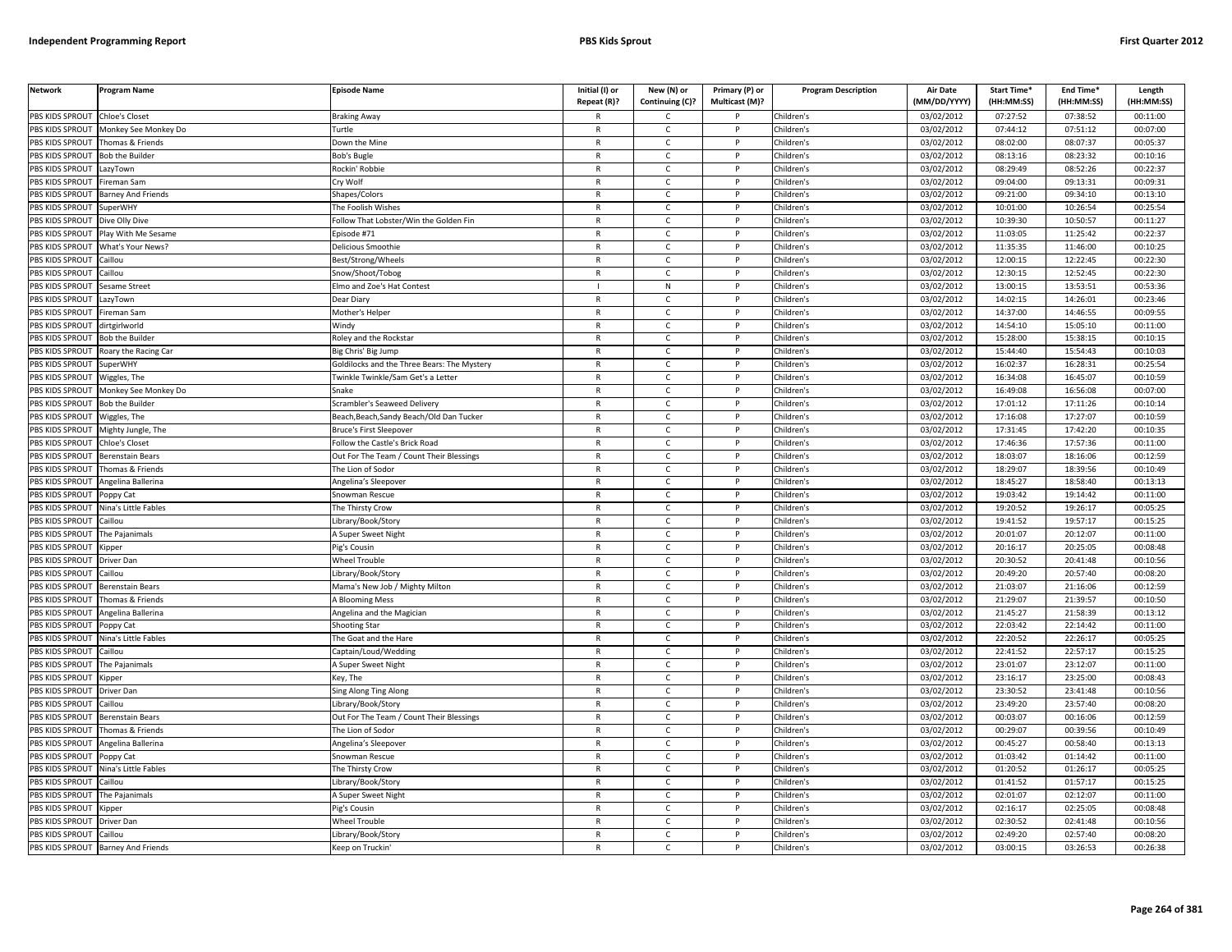| Network | Program Name | Episode Name | Initial (I) or Repeat (R)? | New (N) or Continuing (C)? | Primary (P) or Multicast (M)? | Program Description | Air Date (MM/DD/YYYY) | Start Time* (HH:MM:SS) | End Time* (HH:MM:SS) | Length (HH:MM:SS) |
|---|---|---|---|---|---|---|---|---|---|---|
| PBS KIDS SPROUT | Chloe's Closet | Braking Away | R | C | P | Children's | 03/02/2012 | 07:27:52 | 07:38:52 | 00:11:00 |
| PBS KIDS SPROUT | Monkey See Monkey Do | Turtle | R | C | P | Children's | 03/02/2012 | 07:44:12 | 07:51:12 | 00:07:00 |
| PBS KIDS SPROUT | Thomas & Friends | Down the Mine | R | C | P | Children's | 03/02/2012 | 08:02:00 | 08:07:37 | 00:05:37 |
| PBS KIDS SPROUT | Bob the Builder | Bob's Bugle | R | C | P | Children's | 03/02/2012 | 08:13:16 | 08:23:32 | 00:10:16 |
| PBS KIDS SPROUT | LazyTown | Rockin' Robbie | R | C | P | Children's | 03/02/2012 | 08:29:49 | 08:52:26 | 00:22:37 |
| PBS KIDS SPROUT | Fireman Sam | Cry Wolf | R | C | P | Children's | 03/02/2012 | 09:04:00 | 09:13:31 | 00:09:31 |
| PBS KIDS SPROUT | Barney And Friends | Shapes/Colors | R | C | P | Children's | 03/02/2012 | 09:21:00 | 09:34:10 | 00:13:10 |
| PBS KIDS SPROUT | SuperWHY | The Foolish Wishes | R | C | P | Children's | 03/02/2012 | 10:01:00 | 10:26:54 | 00:25:54 |
| PBS KIDS SPROUT | Dive Olly Dive | Follow That Lobster/Win the Golden Fin | R | C | P | Children's | 03/02/2012 | 10:39:30 | 10:50:57 | 00:11:27 |
| PBS KIDS SPROUT | Play With Me Sesame | Episode #71 | R | C | P | Children's | 03/02/2012 | 11:03:05 | 11:25:42 | 00:22:37 |
| PBS KIDS SPROUT | What's Your News? | Delicious Smoothie | R | C | P | Children's | 03/02/2012 | 11:35:35 | 11:46:00 | 00:10:25 |
| PBS KIDS SPROUT | Caillou | Best/Strong/Wheels | R | C | P | Children's | 03/02/2012 | 12:00:15 | 12:22:45 | 00:22:30 |
| PBS KIDS SPROUT | Caillou | Snow/Shoot/Tobog | R | C | P | Children's | 03/02/2012 | 12:30:15 | 12:52:45 | 00:22:30 |
| PBS KIDS SPROUT | Sesame Street | Elmo and Zoe's Hat Contest | I | N | P | Children's | 03/02/2012 | 13:00:15 | 13:53:51 | 00:53:36 |
| PBS KIDS SPROUT | LazyTown | Dear Diary | R | C | P | Children's | 03/02/2012 | 14:02:15 | 14:26:01 | 00:23:46 |
| PBS KIDS SPROUT | Fireman Sam | Mother's Helper | R | C | P | Children's | 03/02/2012 | 14:37:00 | 14:46:55 | 00:09:55 |
| PBS KIDS SPROUT | dirtgirlworld | Windy | R | C | P | Children's | 03/02/2012 | 14:54:10 | 15:05:10 | 00:11:00 |
| PBS KIDS SPROUT | Bob the Builder | Roley and the Rockstar | R | C | P | Children's | 03/02/2012 | 15:28:00 | 15:38:15 | 00:10:15 |
| PBS KIDS SPROUT | Roary the Racing Car | Big Chris' Big Jump | R | C | P | Children's | 03/02/2012 | 15:44:40 | 15:54:43 | 00:10:03 |
| PBS KIDS SPROUT | SuperWHY | Goldilocks and the Three Bears: The Mystery | R | C | P | Children's | 03/02/2012 | 16:02:37 | 16:28:31 | 00:25:54 |
| PBS KIDS SPROUT | Wiggles, The | Twinkle Twinkle/Sam Get's a Letter | R | C | P | Children's | 03/02/2012 | 16:34:08 | 16:45:07 | 00:10:59 |
| PBS KIDS SPROUT | Monkey See Monkey Do | Snake | R | C | P | Children's | 03/02/2012 | 16:49:08 | 16:56:08 | 00:07:00 |
| PBS KIDS SPROUT | Bob the Builder | Scrambler's Seaweed Delivery | R | C | P | Children's | 03/02/2012 | 17:01:12 | 17:11:26 | 00:10:14 |
| PBS KIDS SPROUT | Wiggles, The | Beach,Beach,Sandy Beach/Old Dan Tucker | R | C | P | Children's | 03/02/2012 | 17:16:08 | 17:27:07 | 00:10:59 |
| PBS KIDS SPROUT | Mighty Jungle, The | Bruce's First Sleepover | R | C | P | Children's | 03/02/2012 | 17:31:45 | 17:42:20 | 00:10:35 |
| PBS KIDS SPROUT | Chloe's Closet | Follow the Castle's Brick Road | R | C | P | Children's | 03/02/2012 | 17:46:36 | 17:57:36 | 00:11:00 |
| PBS KIDS SPROUT | Berenstain Bears | Out For The Team / Count Their Blessings | R | C | P | Children's | 03/02/2012 | 18:03:07 | 18:16:06 | 00:12:59 |
| PBS KIDS SPROUT | Thomas & Friends | The Lion of Sodor | R | C | P | Children's | 03/02/2012 | 18:29:07 | 18:39:56 | 00:10:49 |
| PBS KIDS SPROUT | Angelina Ballerina | Angelina's Sleepover | R | C | P | Children's | 03/02/2012 | 18:45:27 | 18:58:40 | 00:13:13 |
| PBS KIDS SPROUT | Poppy Cat | Snowman Rescue | R | C | P | Children's | 03/02/2012 | 19:03:42 | 19:14:42 | 00:11:00 |
| PBS KIDS SPROUT | Nina's Little Fables | The Thirsty Crow | R | C | P | Children's | 03/02/2012 | 19:20:52 | 19:26:17 | 00:05:25 |
| PBS KIDS SPROUT | Caillou | Library/Book/Story | R | C | P | Children's | 03/02/2012 | 19:41:52 | 19:57:17 | 00:15:25 |
| PBS KIDS SPROUT | The Pajanimals | A Super Sweet Night | R | C | P | Children's | 03/02/2012 | 20:01:07 | 20:12:07 | 00:11:00 |
| PBS KIDS SPROUT | Kipper | Pig's Cousin | R | C | P | Children's | 03/02/2012 | 20:16:17 | 20:25:05 | 00:08:48 |
| PBS KIDS SPROUT | Driver Dan | Wheel Trouble | R | C | P | Children's | 03/02/2012 | 20:30:52 | 20:41:48 | 00:10:56 |
| PBS KIDS SPROUT | Caillou | Library/Book/Story | R | C | P | Children's | 03/02/2012 | 20:49:20 | 20:57:40 | 00:08:20 |
| PBS KIDS SPROUT | Berenstain Bears | Mama's New Job / Mighty Milton | R | C | P | Children's | 03/02/2012 | 21:03:07 | 21:16:06 | 00:12:59 |
| PBS KIDS SPROUT | Thomas & Friends | A Blooming Mess | R | C | P | Children's | 03/02/2012 | 21:29:07 | 21:39:57 | 00:10:50 |
| PBS KIDS SPROUT | Angelina Ballerina | Angelina and the Magician | R | C | P | Children's | 03/02/2012 | 21:45:27 | 21:58:39 | 00:13:12 |
| PBS KIDS SPROUT | Poppy Cat | Shooting Star | R | C | P | Children's | 03/02/2012 | 22:03:42 | 22:14:42 | 00:11:00 |
| PBS KIDS SPROUT | Nina's Little Fables | The Goat and the Hare | R | C | P | Children's | 03/02/2012 | 22:20:52 | 22:26:17 | 00:05:25 |
| PBS KIDS SPROUT | Caillou | Captain/Loud/Wedding | R | C | P | Children's | 03/02/2012 | 22:41:52 | 22:57:17 | 00:15:25 |
| PBS KIDS SPROUT | The Pajanimals | A Super Sweet Night | R | C | P | Children's | 03/02/2012 | 23:01:07 | 23:12:07 | 00:11:00 |
| PBS KIDS SPROUT | Kipper | Key, The | R | C | P | Children's | 03/02/2012 | 23:16:17 | 23:25:00 | 00:08:43 |
| PBS KIDS SPROUT | Driver Dan | Sing Along Ting Along | R | C | P | Children's | 03/02/2012 | 23:30:52 | 23:41:48 | 00:10:56 |
| PBS KIDS SPROUT | Caillou | Library/Book/Story | R | C | P | Children's | 03/02/2012 | 23:49:20 | 23:57:40 | 00:08:20 |
| PBS KIDS SPROUT | Berenstain Bears | Out For The Team / Count Their Blessings | R | C | P | Children's | 03/02/2012 | 00:03:07 | 00:16:06 | 00:12:59 |
| PBS KIDS SPROUT | Thomas & Friends | The Lion of Sodor | R | C | P | Children's | 03/02/2012 | 00:29:07 | 00:39:56 | 00:10:49 |
| PBS KIDS SPROUT | Angelina Ballerina | Angelina's Sleepover | R | C | P | Children's | 03/02/2012 | 00:45:27 | 00:58:40 | 00:13:13 |
| PBS KIDS SPROUT | Poppy Cat | Snowman Rescue | R | C | P | Children's | 03/02/2012 | 01:03:42 | 01:14:42 | 00:11:00 |
| PBS KIDS SPROUT | Nina's Little Fables | The Thirsty Crow | R | C | P | Children's | 03/02/2012 | 01:20:52 | 01:26:17 | 00:05:25 |
| PBS KIDS SPROUT | Caillou | Library/Book/Story | R | C | P | Children's | 03/02/2012 | 01:41:52 | 01:57:17 | 00:15:25 |
| PBS KIDS SPROUT | The Pajanimals | A Super Sweet Night | R | C | P | Children's | 03/02/2012 | 02:01:07 | 02:12:07 | 00:11:00 |
| PBS KIDS SPROUT | Kipper | Pig's Cousin | R | C | P | Children's | 03/02/2012 | 02:16:17 | 02:25:05 | 00:08:48 |
| PBS KIDS SPROUT | Driver Dan | Wheel Trouble | R | C | P | Children's | 03/02/2012 | 02:30:52 | 02:41:48 | 00:10:56 |
| PBS KIDS SPROUT | Caillou | Library/Book/Story | R | C | P | Children's | 03/02/2012 | 02:49:20 | 02:57:40 | 00:08:20 |
| PBS KIDS SPROUT | Barney And Friends | Keep on Truckin' | R | C | P | Children's | 03/02/2012 | 03:00:15 | 03:26:53 | 00:26:38 |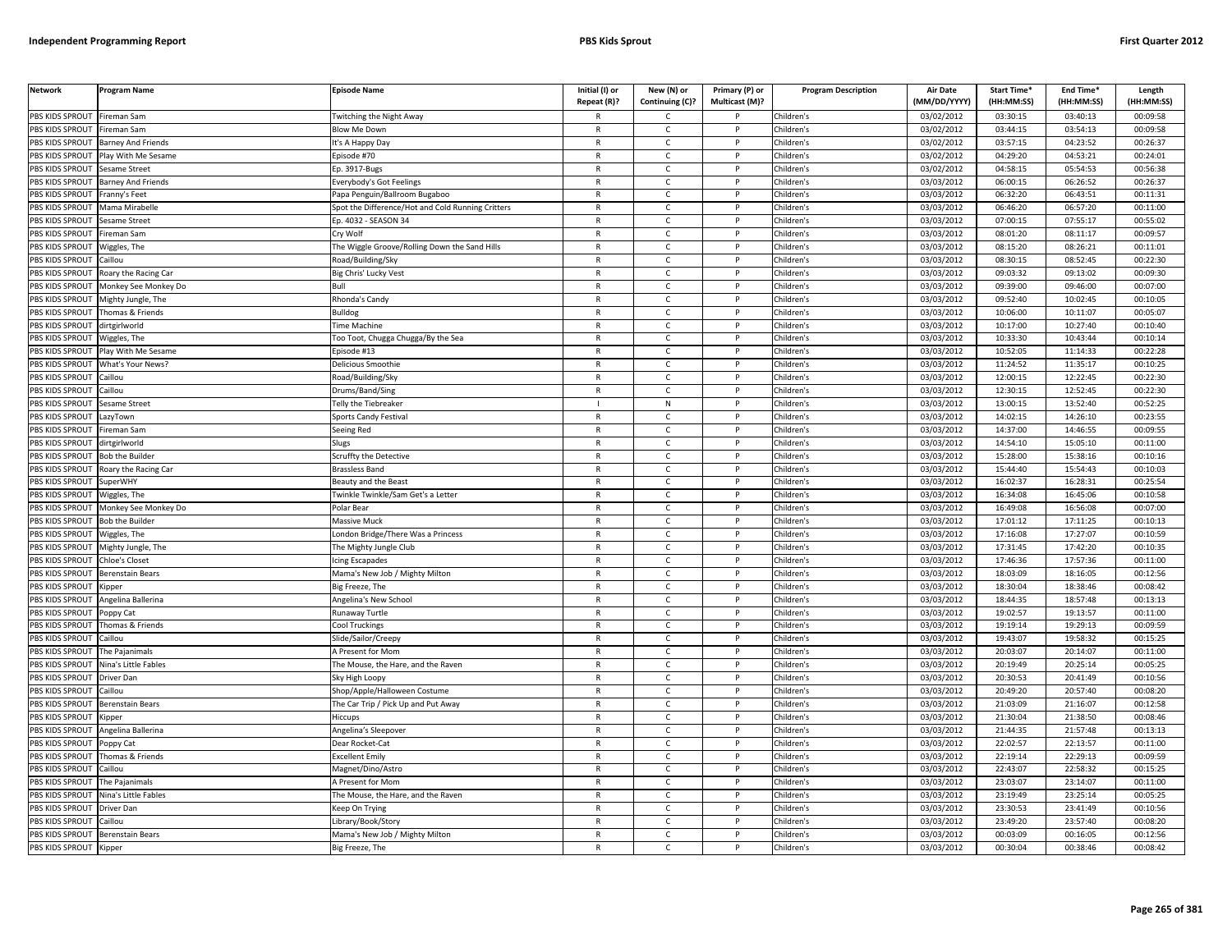| Network | Program Name | Episode Name | Initial (I) or Repeat (R)? | New (N) or Continuing (C)? | Primary (P) or Multicast (M)? | Program Description | Air Date (MM/DD/YYYY) | Start Time* (HH:MM:SS) | End Time* (HH:MM:SS) | Length (HH:MM:SS) |
|---|---|---|---|---|---|---|---|---|---|---|
| PBS KIDS SPROUT | Fireman Sam | Twitching the Night Away | R | C | P | Children's | 03/02/2012 | 03:30:15 | 03:40:13 | 00:09:58 |
| PBS KIDS SPROUT | Fireman Sam | Blow Me Down | R | C | P | Children's | 03/02/2012 | 03:44:15 | 03:54:13 | 00:09:58 |
| PBS KIDS SPROUT | Barney And Friends | It's A Happy Day | R | C | P | Children's | 03/02/2012 | 03:57:15 | 04:23:52 | 00:26:37 |
| PBS KIDS SPROUT | Play With Me Sesame | Episode #70 | R | C | P | Children's | 03/02/2012 | 04:29:20 | 04:53:21 | 00:24:01 |
| PBS KIDS SPROUT | Sesame Street | Ep. 3917-Bugs | R | C | P | Children's | 03/02/2012 | 04:58:15 | 05:54:53 | 00:56:38 |
| PBS KIDS SPROUT | Barney And Friends | Everybody's Got Feelings | R | C | P | Children's | 03/03/2012 | 06:00:15 | 06:26:52 | 00:26:37 |
| PBS KIDS SPROUT | Franny's Feet | Papa Penguin/Ballroom Bugaboo | R | C | P | Children's | 03/03/2012 | 06:32:20 | 06:43:51 | 00:11:31 |
| PBS KIDS SPROUT | Mama Mirabelle | Spot the Difference/Hot and Cold Running Critters | R | C | P | Children's | 03/03/2012 | 06:46:20 | 06:57:20 | 00:11:00 |
| PBS KIDS SPROUT | Sesame Street | Ep. 4032 - SEASON 34 | R | C | P | Children's | 03/03/2012 | 07:00:15 | 07:55:17 | 00:55:02 |
| PBS KIDS SPROUT | Fireman Sam | Cry Wolf | R | C | P | Children's | 03/03/2012 | 08:01:20 | 08:11:17 | 00:09:57 |
| PBS KIDS SPROUT | Wiggles, The | The Wiggle Groove/Rolling Down the Sand Hills | R | C | P | Children's | 03/03/2012 | 08:15:20 | 08:26:21 | 00:11:01 |
| PBS KIDS SPROUT | Caillou | Road/Building/Sky | R | C | P | Children's | 03/03/2012 | 08:30:15 | 08:52:45 | 00:22:30 |
| PBS KIDS SPROUT | Roary the Racing Car | Big Chris' Lucky Vest | R | C | P | Children's | 03/03/2012 | 09:03:32 | 09:13:02 | 00:09:30 |
| PBS KIDS SPROUT | Monkey See Monkey Do | Bull | R | C | P | Children's | 03/03/2012 | 09:39:00 | 09:46:00 | 00:07:00 |
| PBS KIDS SPROUT | Mighty Jungle, The | Rhonda's Candy | R | C | P | Children's | 03/03/2012 | 09:52:40 | 10:02:45 | 00:10:05 |
| PBS KIDS SPROUT | Thomas & Friends | Bulldog | R | C | P | Children's | 03/03/2012 | 10:06:00 | 10:11:07 | 00:05:07 |
| PBS KIDS SPROUT | dirtgirlworld | Time Machine | R | C | P | Children's | 03/03/2012 | 10:17:00 | 10:27:40 | 00:10:40 |
| PBS KIDS SPROUT | Wiggles, The | Too Toot, Chugga Chugga/By the Sea | R | C | P | Children's | 03/03/2012 | 10:33:30 | 10:43:44 | 00:10:14 |
| PBS KIDS SPROUT | Play With Me Sesame | Episode #13 | R | C | P | Children's | 03/03/2012 | 10:52:05 | 11:14:33 | 00:22:28 |
| PBS KIDS SPROUT | What's Your News? | Delicious Smoothie | R | C | P | Children's | 03/03/2012 | 11:24:52 | 11:35:17 | 00:10:25 |
| PBS KIDS SPROUT | Caillou | Road/Building/Sky | R | C | P | Children's | 03/03/2012 | 12:00:15 | 12:22:45 | 00:22:30 |
| PBS KIDS SPROUT | Caillou | Drums/Band/Sing | R | C | P | Children's | 03/03/2012 | 12:30:15 | 12:52:45 | 00:22:30 |
| PBS KIDS SPROUT | Sesame Street | Telly the Tiebreaker | I | N | P | Children's | 03/03/2012 | 13:00:15 | 13:52:40 | 00:52:25 |
| PBS KIDS SPROUT | LazyTown | Sports Candy Festival | R | C | P | Children's | 03/03/2012 | 14:02:15 | 14:26:10 | 00:23:55 |
| PBS KIDS SPROUT | Fireman Sam | Seeing Red | R | C | P | Children's | 03/03/2012 | 14:37:00 | 14:46:55 | 00:09:55 |
| PBS KIDS SPROUT | dirtgirlworld | Slugs | R | C | P | Children's | 03/03/2012 | 14:54:10 | 15:05:10 | 00:11:00 |
| PBS KIDS SPROUT | Bob the Builder | Scruffty the Detective | R | C | P | Children's | 03/03/2012 | 15:28:00 | 15:38:16 | 00:10:16 |
| PBS KIDS SPROUT | Roary the Racing Car | Brassless Band | R | C | P | Children's | 03/03/2012 | 15:44:40 | 15:54:43 | 00:10:03 |
| PBS KIDS SPROUT | SuperWHY | Beauty and the Beast | R | C | P | Children's | 03/03/2012 | 16:02:37 | 16:28:31 | 00:25:54 |
| PBS KIDS SPROUT | Wiggles, The | Twinkle Twinkle/Sam Get's a Letter | R | C | P | Children's | 03/03/2012 | 16:34:08 | 16:45:06 | 00:10:58 |
| PBS KIDS SPROUT | Monkey See Monkey Do | Polar Bear | R | C | P | Children's | 03/03/2012 | 16:49:08 | 16:56:08 | 00:07:00 |
| PBS KIDS SPROUT | Bob the Builder | Massive Muck | R | C | P | Children's | 03/03/2012 | 17:01:12 | 17:11:25 | 00:10:13 |
| PBS KIDS SPROUT | Wiggles, The | London Bridge/There Was a Princess | R | C | P | Children's | 03/03/2012 | 17:16:08 | 17:27:07 | 00:10:59 |
| PBS KIDS SPROUT | Mighty Jungle, The | The Mighty Jungle Club | R | C | P | Children's | 03/03/2012 | 17:31:45 | 17:42:20 | 00:10:35 |
| PBS KIDS SPROUT | Chloe's Closet | Icing Escapades | R | C | P | Children's | 03/03/2012 | 17:46:36 | 17:57:36 | 00:11:00 |
| PBS KIDS SPROUT | Berenstain Bears | Mama's New Job / Mighty Milton | R | C | P | Children's | 03/03/2012 | 18:03:09 | 18:16:05 | 00:12:56 |
| PBS KIDS SPROUT | Kipper | Big Freeze, The | R | C | P | Children's | 03/03/2012 | 18:30:04 | 18:38:46 | 00:08:42 |
| PBS KIDS SPROUT | Angelina Ballerina | Angelina's New School | R | C | P | Children's | 03/03/2012 | 18:44:35 | 18:57:48 | 00:13:13 |
| PBS KIDS SPROUT | Poppy Cat | Runaway Turtle | R | C | P | Children's | 03/03/2012 | 19:02:57 | 19:13:57 | 00:11:00 |
| PBS KIDS SPROUT | Thomas & Friends | Cool Truckings | R | C | P | Children's | 03/03/2012 | 19:19:14 | 19:29:13 | 00:09:59 |
| PBS KIDS SPROUT | Caillou | Slide/Sailor/Creepy | R | C | P | Children's | 03/03/2012 | 19:43:07 | 19:58:32 | 00:15:25 |
| PBS KIDS SPROUT | The Pajanimals | A Present for Mom | R | C | P | Children's | 03/03/2012 | 20:03:07 | 20:14:07 | 00:11:00 |
| PBS KIDS SPROUT | Nina's Little Fables | The Mouse, the Hare, and the Raven | R | C | P | Children's | 03/03/2012 | 20:19:49 | 20:25:14 | 00:05:25 |
| PBS KIDS SPROUT | Driver Dan | Sky High Loopy | R | C | P | Children's | 03/03/2012 | 20:30:53 | 20:41:49 | 00:10:56 |
| PBS KIDS SPROUT | Caillou | Shop/Apple/Halloween Costume | R | C | P | Children's | 03/03/2012 | 20:49:20 | 20:57:40 | 00:08:20 |
| PBS KIDS SPROUT | Berenstain Bears | The Car Trip / Pick Up and Put Away | R | C | P | Children's | 03/03/2012 | 21:03:09 | 21:16:07 | 00:12:58 |
| PBS KIDS SPROUT | Kipper | Hiccups | R | C | P | Children's | 03/03/2012 | 21:30:04 | 21:38:50 | 00:08:46 |
| PBS KIDS SPROUT | Angelina Ballerina | Angelina's Sleepover | R | C | P | Children's | 03/03/2012 | 21:44:35 | 21:57:48 | 00:13:13 |
| PBS KIDS SPROUT | Poppy Cat | Dear Rocket-Cat | R | C | P | Children's | 03/03/2012 | 22:02:57 | 22:13:57 | 00:11:00 |
| PBS KIDS SPROUT | Thomas & Friends | Excellent Emily | R | C | P | Children's | 03/03/2012 | 22:19:14 | 22:29:13 | 00:09:59 |
| PBS KIDS SPROUT | Caillou | Magnet/Dino/Astro | R | C | P | Children's | 03/03/2012 | 22:43:07 | 22:58:32 | 00:15:25 |
| PBS KIDS SPROUT | The Pajanimals | A Present for Mom | R | C | P | Children's | 03/03/2012 | 23:03:07 | 23:14:07 | 00:11:00 |
| PBS KIDS SPROUT | Nina's Little Fables | The Mouse, the Hare, and the Raven | R | C | P | Children's | 03/03/2012 | 23:19:49 | 23:25:14 | 00:05:25 |
| PBS KIDS SPROUT | Driver Dan | Keep On Trying | R | C | P | Children's | 03/03/2012 | 23:30:53 | 23:41:49 | 00:10:56 |
| PBS KIDS SPROUT | Caillou | Library/Book/Story | R | C | P | Children's | 03/03/2012 | 23:49:20 | 23:57:40 | 00:08:20 |
| PBS KIDS SPROUT | Berenstain Bears | Mama's New Job / Mighty Milton | R | C | P | Children's | 03/03/2012 | 00:03:09 | 00:16:05 | 00:12:56 |
| PBS KIDS SPROUT | Kipper | Big Freeze, The | R | C | P | Children's | 03/03/2012 | 00:30:04 | 00:38:46 | 00:08:42 |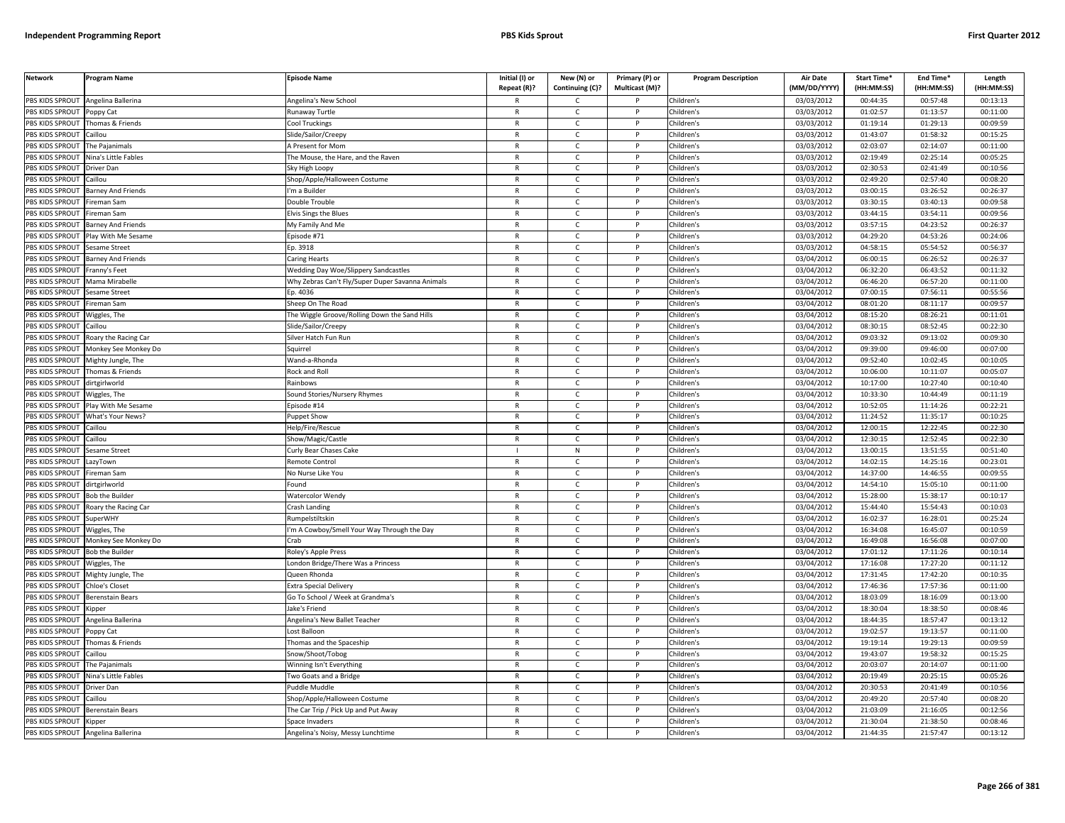| Network | Program Name | Episode Name | Initial (I) or Repeat (R)? | New (N) or Continuing (C)? | Primary (P) or Multicast (M)? | Program Description | Air Date (MM/DD/YYYY) | Start Time* (HH:MM:SS) | End Time* (HH:MM:SS) | Length (HH:MM:SS) |
|---|---|---|---|---|---|---|---|---|---|---|
| PBS KIDS SPROUT | Angelina Ballerina | Angelina's New School | R | C | P | Children's | 03/03/2012 | 00:44:35 | 00:57:48 | 00:13:13 |
| PBS KIDS SPROUT | Poppy Cat | Runaway Turtle | R | C | P | Children's | 03/03/2012 | 01:02:57 | 01:13:57 | 00:11:00 |
| PBS KIDS SPROUT | Thomas & Friends | Cool Truckings | R | C | P | Children's | 03/03/2012 | 01:19:14 | 01:29:13 | 00:09:59 |
| PBS KIDS SPROUT | Caillou | Slide/Sailor/Creepy | R | C | P | Children's | 03/03/2012 | 01:43:07 | 01:58:32 | 00:15:25 |
| PBS KIDS SPROUT | The Pajanimals | A Present for Mom | R | C | P | Children's | 03/03/2012 | 02:03:07 | 02:14:07 | 00:11:00 |
| PBS KIDS SPROUT | Nina's Little Fables | The Mouse, the Hare, and the Raven | R | C | P | Children's | 03/03/2012 | 02:19:49 | 02:25:14 | 00:05:25 |
| PBS KIDS SPROUT | Driver Dan | Sky High Loopy | R | C | P | Children's | 03/03/2012 | 02:30:53 | 02:41:49 | 00:10:56 |
| PBS KIDS SPROUT | Caillou | Shop/Apple/Halloween Costume | R | C | P | Children's | 03/03/2012 | 02:49:20 | 02:57:40 | 00:08:20 |
| PBS KIDS SPROUT | Barney And Friends | I'm a Builder | R | C | P | Children's | 03/03/2012 | 03:00:15 | 03:26:52 | 00:26:37 |
| PBS KIDS SPROUT | Fireman Sam | Double Trouble | R | C | P | Children's | 03/03/2012 | 03:30:15 | 03:40:13 | 00:09:58 |
| PBS KIDS SPROUT | Fireman Sam | Elvis Sings the Blues | R | C | P | Children's | 03/03/2012 | 03:44:15 | 03:54:11 | 00:09:56 |
| PBS KIDS SPROUT | Barney And Friends | My Family And Me | R | C | P | Children's | 03/03/2012 | 03:57:15 | 04:23:52 | 00:26:37 |
| PBS KIDS SPROUT | Play With Me Sesame | Episode #71 | R | C | P | Children's | 03/03/2012 | 04:29:20 | 04:53:26 | 00:24:06 |
| PBS KIDS SPROUT | Sesame Street | Ep. 3918 | R | C | P | Children's | 03/03/2012 | 04:58:15 | 05:54:52 | 00:56:37 |
| PBS KIDS SPROUT | Barney And Friends | Caring Hearts | R | C | P | Children's | 03/04/2012 | 06:00:15 | 06:26:52 | 00:26:37 |
| PBS KIDS SPROUT | Franny's Feet | Wedding Day Woe/Slippery Sandcastles | R | C | P | Children's | 03/04/2012 | 06:32:20 | 06:43:52 | 00:11:32 |
| PBS KIDS SPROUT | Mama Mirabelle | Why Zebras Can't Fly/Super Duper Savanna Animals | R | C | P | Children's | 03/04/2012 | 06:46:20 | 06:57:20 | 00:11:00 |
| PBS KIDS SPROUT | Sesame Street | Ep. 4036 | R | C | P | Children's | 03/04/2012 | 07:00:15 | 07:56:11 | 00:55:56 |
| PBS KIDS SPROUT | Fireman Sam | Sheep On The Road | R | C | P | Children's | 03/04/2012 | 08:01:20 | 08:11:17 | 00:09:57 |
| PBS KIDS SPROUT | Wiggles, The | The Wiggle Groove/Rolling Down the Sand Hills | R | C | P | Children's | 03/04/2012 | 08:15:20 | 08:26:21 | 00:11:01 |
| PBS KIDS SPROUT | Caillou | Slide/Sailor/Creepy | R | C | P | Children's | 03/04/2012 | 08:30:15 | 08:52:45 | 00:22:30 |
| PBS KIDS SPROUT | Roary the Racing Car | Silver Hatch Fun Run | R | C | P | Children's | 03/04/2012 | 09:03:32 | 09:13:02 | 00:09:30 |
| PBS KIDS SPROUT | Monkey See Monkey Do | Squirrel | R | C | P | Children's | 03/04/2012 | 09:39:00 | 09:46:00 | 00:07:00 |
| PBS KIDS SPROUT | Mighty Jungle, The | Wand-a-Rhonda | R | C | P | Children's | 03/04/2012 | 09:52:40 | 10:02:45 | 00:10:05 |
| PBS KIDS SPROUT | Thomas & Friends | Rock and Roll | R | C | P | Children's | 03/04/2012 | 10:06:00 | 10:11:07 | 00:05:07 |
| PBS KIDS SPROUT | dirtgirlworld | Rainbows | R | C | P | Children's | 03/04/2012 | 10:17:00 | 10:27:40 | 00:10:40 |
| PBS KIDS SPROUT | Wiggles, The | Sound Stories/Nursery Rhymes | R | C | P | Children's | 03/04/2012 | 10:33:30 | 10:44:49 | 00:11:19 |
| PBS KIDS SPROUT | Play With Me Sesame | Episode #14 | R | C | P | Children's | 03/04/2012 | 10:52:05 | 11:14:26 | 00:22:21 |
| PBS KIDS SPROUT | What's Your News? | Puppet Show | R | C | P | Children's | 03/04/2012 | 11:24:52 | 11:35:17 | 00:10:25 |
| PBS KIDS SPROUT | Caillou | Help/Fire/Rescue | R | C | P | Children's | 03/04/2012 | 12:00:15 | 12:22:45 | 00:22:30 |
| PBS KIDS SPROUT | Caillou | Show/Magic/Castle | R | C | P | Children's | 03/04/2012 | 12:30:15 | 12:52:45 | 00:22:30 |
| PBS KIDS SPROUT | Sesame Street | Curly Bear Chases Cake | I | N | P | Children's | 03/04/2012 | 13:00:15 | 13:51:55 | 00:51:40 |
| PBS KIDS SPROUT | LazyTown | Remote Control | R | C | P | Children's | 03/04/2012 | 14:02:15 | 14:25:16 | 00:23:01 |
| PBS KIDS SPROUT | Fireman Sam | No Nurse Like You | R | C | P | Children's | 03/04/2012 | 14:37:00 | 14:46:55 | 00:09:55 |
| PBS KIDS SPROUT | dirtgirlworld | Found | R | C | P | Children's | 03/04/2012 | 14:54:10 | 15:05:10 | 00:11:00 |
| PBS KIDS SPROUT | Bob the Builder | Watercolor Wendy | R | C | P | Children's | 03/04/2012 | 15:28:00 | 15:38:17 | 00:10:17 |
| PBS KIDS SPROUT | Roary the Racing Car | Crash Landing | R | C | P | Children's | 03/04/2012 | 15:44:40 | 15:54:43 | 00:10:03 |
| PBS KIDS SPROUT | SuperWHY | Rumpelstiltskin | R | C | P | Children's | 03/04/2012 | 16:02:37 | 16:28:01 | 00:25:24 |
| PBS KIDS SPROUT | Wiggles, The | I'm A Cowboy/Smell Your Way Through the Day | R | C | P | Children's | 03/04/2012 | 16:34:08 | 16:45:07 | 00:10:59 |
| PBS KIDS SPROUT | Monkey See Monkey Do | Crab | R | C | P | Children's | 03/04/2012 | 16:49:08 | 16:56:08 | 00:07:00 |
| PBS KIDS SPROUT | Bob the Builder | Roley's Apple Press | R | C | P | Children's | 03/04/2012 | 17:01:12 | 17:11:26 | 00:10:14 |
| PBS KIDS SPROUT | Wiggles, The | London Bridge/There Was a Princess | R | C | P | Children's | 03/04/2012 | 17:16:08 | 17:27:20 | 00:11:12 |
| PBS KIDS SPROUT | Mighty Jungle, The | Queen Rhonda | R | C | P | Children's | 03/04/2012 | 17:31:45 | 17:42:20 | 00:10:35 |
| PBS KIDS SPROUT | Chloe's Closet | Extra Special Delivery | R | C | P | Children's | 03/04/2012 | 17:46:36 | 17:57:36 | 00:11:00 |
| PBS KIDS SPROUT | Berenstain Bears | Go To School / Week at Grandma's | R | C | P | Children's | 03/04/2012 | 18:03:09 | 18:16:09 | 00:13:00 |
| PBS KIDS SPROUT | Kipper | Jake's Friend | R | C | P | Children's | 03/04/2012 | 18:30:04 | 18:38:50 | 00:08:46 |
| PBS KIDS SPROUT | Angelina Ballerina | Angelina's New Ballet Teacher | R | C | P | Children's | 03/04/2012 | 18:44:35 | 18:57:47 | 00:13:12 |
| PBS KIDS SPROUT | Poppy Cat | Lost Balloon | R | C | P | Children's | 03/04/2012 | 19:02:57 | 19:13:57 | 00:11:00 |
| PBS KIDS SPROUT | Thomas & Friends | Thomas and the Spaceship | R | C | P | Children's | 03/04/2012 | 19:19:14 | 19:29:13 | 00:09:59 |
| PBS KIDS SPROUT | Caillou | Snow/Shoot/Tobog | R | C | P | Children's | 03/04/2012 | 19:43:07 | 19:58:32 | 00:15:25 |
| PBS KIDS SPROUT | The Pajanimals | Winning Isn't Everything | R | C | P | Children's | 03/04/2012 | 20:03:07 | 20:14:07 | 00:11:00 |
| PBS KIDS SPROUT | Nina's Little Fables | Two Goats and a Bridge | R | C | P | Children's | 03/04/2012 | 20:19:49 | 20:25:15 | 00:05:26 |
| PBS KIDS SPROUT | Driver Dan | Puddle Muddle | R | C | P | Children's | 03/04/2012 | 20:30:53 | 20:41:49 | 00:10:56 |
| PBS KIDS SPROUT | Caillou | Shop/Apple/Halloween Costume | R | C | P | Children's | 03/04/2012 | 20:49:20 | 20:57:40 | 00:08:20 |
| PBS KIDS SPROUT | Berenstain Bears | The Car Trip / Pick Up and Put Away | R | C | P | Children's | 03/04/2012 | 21:03:09 | 21:16:05 | 00:12:56 |
| PBS KIDS SPROUT | Kipper | Space Invaders | R | C | P | Children's | 03/04/2012 | 21:30:04 | 21:38:50 | 00:08:46 |
| PBS KIDS SPROUT | Angelina Ballerina | Angelina's Noisy, Messy Lunchtime | R | C | P | Children's | 03/04/2012 | 21:44:35 | 21:57:47 | 00:13:12 |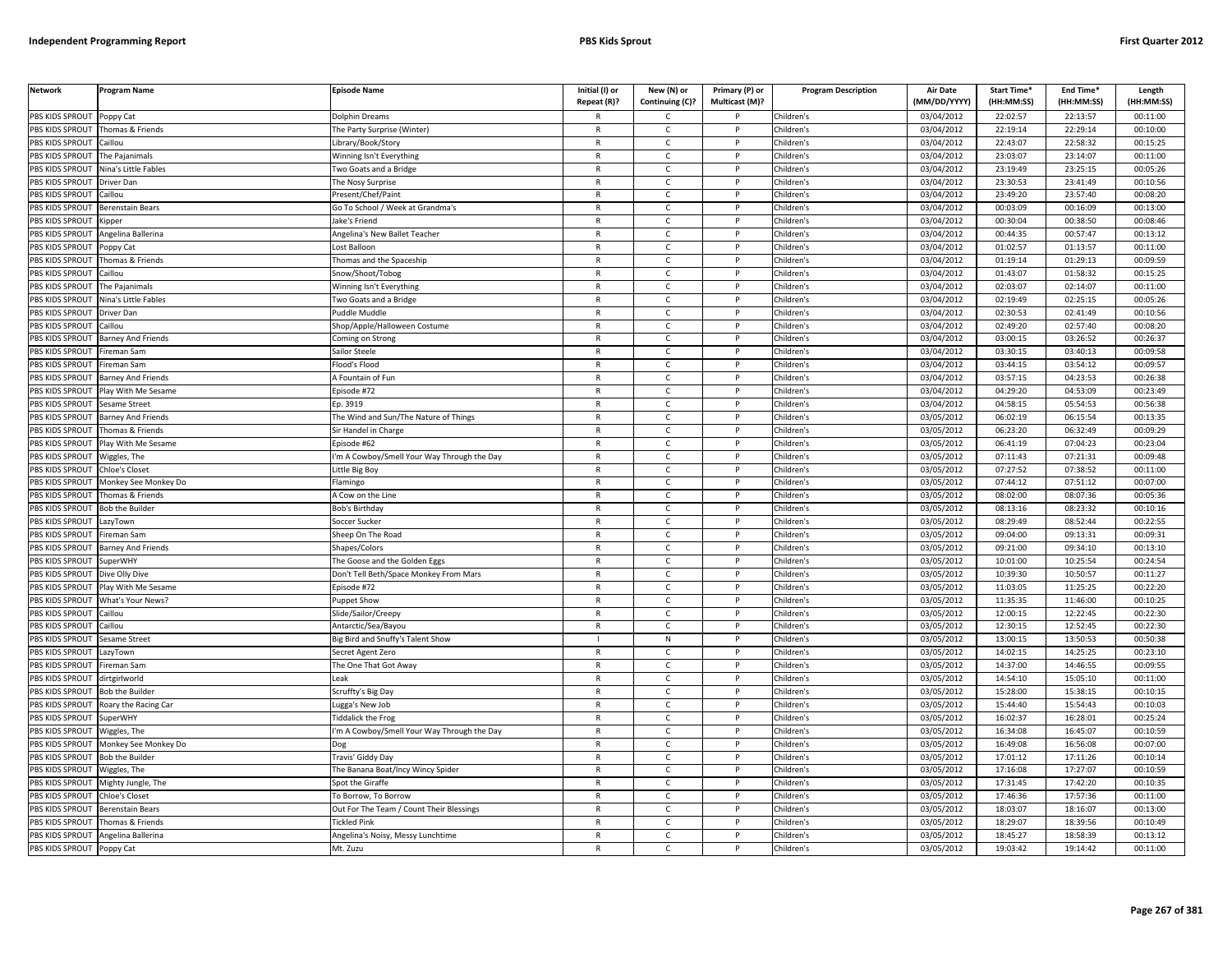| Network | Program Name | Episode Name | Initial (I) or Repeat (R)? | New (N) or Continuing (C)? | Primary (P) or Multicast (M)? | Program Description | Air Date (MM/DD/YYYY) | Start Time* (HH:MM:SS) | End Time* (HH:MM:SS) | Length (HH:MM:SS) |
|---|---|---|---|---|---|---|---|---|---|---|
| PBS KIDS SPROUT | Poppy Cat | Dolphin Dreams | R | C | P | Children's | 03/04/2012 | 22:02:57 | 22:13:57 | 00:11:00 |
| PBS KIDS SPROUT | Thomas & Friends | The Party Surprise (Winter) | R | C | P | Children's | 03/04/2012 | 22:19:14 | 22:29:14 | 00:10:00 |
| PBS KIDS SPROUT | Caillou | Library/Book/Story | R | C | P | Children's | 03/04/2012 | 22:43:07 | 22:58:32 | 00:15:25 |
| PBS KIDS SPROUT | The Pajanimals | Winning Isn't Everything | R | C | P | Children's | 03/04/2012 | 23:03:07 | 23:14:07 | 00:11:00 |
| PBS KIDS SPROUT | Nina's Little Fables | Two Goats and a Bridge | R | C | P | Children's | 03/04/2012 | 23:19:49 | 23:25:15 | 00:05:26 |
| PBS KIDS SPROUT | Driver Dan | The Nosy Surprise | R | C | P | Children's | 03/04/2012 | 23:30:53 | 23:41:49 | 00:10:56 |
| PBS KIDS SPROUT | Caillou | Present/Chef/Paint | R | C | P | Children's | 03/04/2012 | 23:49:20 | 23:57:40 | 00:08:20 |
| PBS KIDS SPROUT | Berenstain Bears | Go To School / Week at Grandma's | R | C | P | Children's | 03/04/2012 | 00:03:09 | 00:16:09 | 00:13:00 |
| PBS KIDS SPROUT | Kipper | Jake's Friend | R | C | P | Children's | 03/04/2012 | 00:30:04 | 00:38:50 | 00:08:46 |
| PBS KIDS SPROUT | Angelina Ballerina | Angelina's New Ballet Teacher | R | C | P | Children's | 03/04/2012 | 00:44:35 | 00:57:47 | 00:13:12 |
| PBS KIDS SPROUT | Poppy Cat | Lost Balloon | R | C | P | Children's | 03/04/2012 | 01:02:57 | 01:13:57 | 00:11:00 |
| PBS KIDS SPROUT | Thomas & Friends | Thomas and the Spaceship | R | C | P | Children's | 03/04/2012 | 01:19:14 | 01:29:13 | 00:09:59 |
| PBS KIDS SPROUT | Caillou | Snow/Shoot/Tobog | R | C | P | Children's | 03/04/2012 | 01:43:07 | 01:58:32 | 00:15:25 |
| PBS KIDS SPROUT | The Pajanimals | Winning Isn't Everything | R | C | P | Children's | 03/04/2012 | 02:03:07 | 02:14:07 | 00:11:00 |
| PBS KIDS SPROUT | Nina's Little Fables | Two Goats and a Bridge | R | C | P | Children's | 03/04/2012 | 02:19:49 | 02:25:15 | 00:05:26 |
| PBS KIDS SPROUT | Driver Dan | Puddle Muddle | R | C | P | Children's | 03/04/2012 | 02:30:53 | 02:41:49 | 00:10:56 |
| PBS KIDS SPROUT | Caillou | Shop/Apple/Halloween Costume | R | C | P | Children's | 03/04/2012 | 02:49:20 | 02:57:40 | 00:08:20 |
| PBS KIDS SPROUT | Barney And Friends | Coming on Strong | R | C | P | Children's | 03/04/2012 | 03:00:15 | 03:26:52 | 00:26:37 |
| PBS KIDS SPROUT | Fireman Sam | Sailor Steele | R | C | P | Children's | 03/04/2012 | 03:30:15 | 03:40:13 | 00:09:58 |
| PBS KIDS SPROUT | Fireman Sam | Flood's Flood | R | C | P | Children's | 03/04/2012 | 03:44:15 | 03:54:12 | 00:09:57 |
| PBS KIDS SPROUT | Barney And Friends | A Fountain of Fun | R | C | P | Children's | 03/04/2012 | 03:57:15 | 04:23:53 | 00:26:38 |
| PBS KIDS SPROUT | Play With Me Sesame | Episode #72 | R | C | P | Children's | 03/04/2012 | 04:29:20 | 04:53:09 | 00:23:49 |
| PBS KIDS SPROUT | Sesame Street | Ep. 3919 | R | C | P | Children's | 03/04/2012 | 04:58:15 | 05:54:53 | 00:56:38 |
| PBS KIDS SPROUT | Barney And Friends | The Wind and Sun/The Nature of Things | R | C | P | Children's | 03/05/2012 | 06:02:19 | 06:15:54 | 00:13:35 |
| PBS KIDS SPROUT | Thomas & Friends | Sir Handel in Charge | R | C | P | Children's | 03/05/2012 | 06:23:20 | 06:32:49 | 00:09:29 |
| PBS KIDS SPROUT | Play With Me Sesame | Episode #62 | R | C | P | Children's | 03/05/2012 | 06:41:19 | 07:04:23 | 00:23:04 |
| PBS KIDS SPROUT | Wiggles, The | I'm A Cowboy/Smell Your Way Through the Day | R | C | P | Children's | 03/05/2012 | 07:11:43 | 07:21:31 | 00:09:48 |
| PBS KIDS SPROUT | Chloe's Closet | Little Big Boy | R | C | P | Children's | 03/05/2012 | 07:27:52 | 07:38:52 | 00:11:00 |
| PBS KIDS SPROUT | Monkey See Monkey Do | Flamingo | R | C | P | Children's | 03/05/2012 | 07:44:12 | 07:51:12 | 00:07:00 |
| PBS KIDS SPROUT | Thomas & Friends | A Cow on the Line | R | C | P | Children's | 03/05/2012 | 08:02:00 | 08:07:36 | 00:05:36 |
| PBS KIDS SPROUT | Bob the Builder | Bob's Birthday | R | C | P | Children's | 03/05/2012 | 08:13:16 | 08:23:32 | 00:10:16 |
| PBS KIDS SPROUT | LazyTown | Soccer Sucker | R | C | P | Children's | 03/05/2012 | 08:29:49 | 08:52:44 | 00:22:55 |
| PBS KIDS SPROUT | Fireman Sam | Sheep On The Road | R | C | P | Children's | 03/05/2012 | 09:04:00 | 09:13:31 | 00:09:31 |
| PBS KIDS SPROUT | Barney And Friends | Shapes/Colors | R | C | P | Children's | 03/05/2012 | 09:21:00 | 09:34:10 | 00:13:10 |
| PBS KIDS SPROUT | SuperWHY | The Goose and the Golden Eggs | R | C | P | Children's | 03/05/2012 | 10:01:00 | 10:25:54 | 00:24:54 |
| PBS KIDS SPROUT | Dive Olly Dive | Don't Tell Beth/Space Monkey From Mars | R | C | P | Children's | 03/05/2012 | 10:39:30 | 10:50:57 | 00:11:27 |
| PBS KIDS SPROUT | Play With Me Sesame | Episode #72 | R | C | P | Children's | 03/05/2012 | 11:03:05 | 11:25:25 | 00:22:20 |
| PBS KIDS SPROUT | What's Your News? | Puppet Show | R | C | P | Children's | 03/05/2012 | 11:35:35 | 11:46:00 | 00:10:25 |
| PBS KIDS SPROUT | Caillou | Slide/Sailor/Creepy | R | C | P | Children's | 03/05/2012 | 12:00:15 | 12:22:45 | 00:22:30 |
| PBS KIDS SPROUT | Caillou | Antarctic/Sea/Bayou | R | C | P | Children's | 03/05/2012 | 12:30:15 | 12:52:45 | 00:22:30 |
| PBS KIDS SPROUT | Sesame Street | Big Bird and Snuffy's Talent Show | I | N | P | Children's | 03/05/2012 | 13:00:15 | 13:50:53 | 00:50:38 |
| PBS KIDS SPROUT | LazyTown | Secret Agent Zero | R | C | P | Children's | 03/05/2012 | 14:02:15 | 14:25:25 | 00:23:10 |
| PBS KIDS SPROUT | Fireman Sam | The One That Got Away | R | C | P | Children's | 03/05/2012 | 14:37:00 | 14:46:55 | 00:09:55 |
| PBS KIDS SPROUT | dirtgirlworld | Leak | R | C | P | Children's | 03/05/2012 | 14:54:10 | 15:05:10 | 00:11:00 |
| PBS KIDS SPROUT | Bob the Builder | Scruffty's Big Day | R | C | P | Children's | 03/05/2012 | 15:28:00 | 15:38:15 | 00:10:15 |
| PBS KIDS SPROUT | Roary the Racing Car | Lugga's New Job | R | C | P | Children's | 03/05/2012 | 15:44:40 | 15:54:43 | 00:10:03 |
| PBS KIDS SPROUT | SuperWHY | Tiddalick the Frog | R | C | P | Children's | 03/05/2012 | 16:02:37 | 16:28:01 | 00:25:24 |
| PBS KIDS SPROUT | Wiggles, The | I'm A Cowboy/Smell Your Way Through the Day | R | C | P | Children's | 03/05/2012 | 16:34:08 | 16:45:07 | 00:10:59 |
| PBS KIDS SPROUT | Monkey See Monkey Do | Dog | R | C | P | Children's | 03/05/2012 | 16:49:08 | 16:56:08 | 00:07:00 |
| PBS KIDS SPROUT | Bob the Builder | Travis' Giddy Day | R | C | P | Children's | 03/05/2012 | 17:01:12 | 17:11:26 | 00:10:14 |
| PBS KIDS SPROUT | Wiggles, The | The Banana Boat/Incy Wincy Spider | R | C | P | Children's | 03/05/2012 | 17:16:08 | 17:27:07 | 00:10:59 |
| PBS KIDS SPROUT | Mighty Jungle, The | Spot the Giraffe | R | C | P | Children's | 03/05/2012 | 17:31:45 | 17:42:20 | 00:10:35 |
| PBS KIDS SPROUT | Chloe's Closet | To Borrow, To Borrow | R | C | P | Children's | 03/05/2012 | 17:46:36 | 17:57:36 | 00:11:00 |
| PBS KIDS SPROUT | Berenstain Bears | Out For The Team / Count Their Blessings | R | C | P | Children's | 03/05/2012 | 18:03:07 | 18:16:07 | 00:13:00 |
| PBS KIDS SPROUT | Thomas & Friends | Tickled Pink | R | C | P | Children's | 03/05/2012 | 18:29:07 | 18:39:56 | 00:10:49 |
| PBS KIDS SPROUT | Angelina Ballerina | Angelina's Noisy, Messy Lunchtime | R | C | P | Children's | 03/05/2012 | 18:45:27 | 18:58:39 | 00:13:12 |
| PBS KIDS SPROUT | Poppy Cat | Mt. Zuzu | R | C | P | Children's | 03/05/2012 | 19:03:42 | 19:14:42 | 00:11:00 |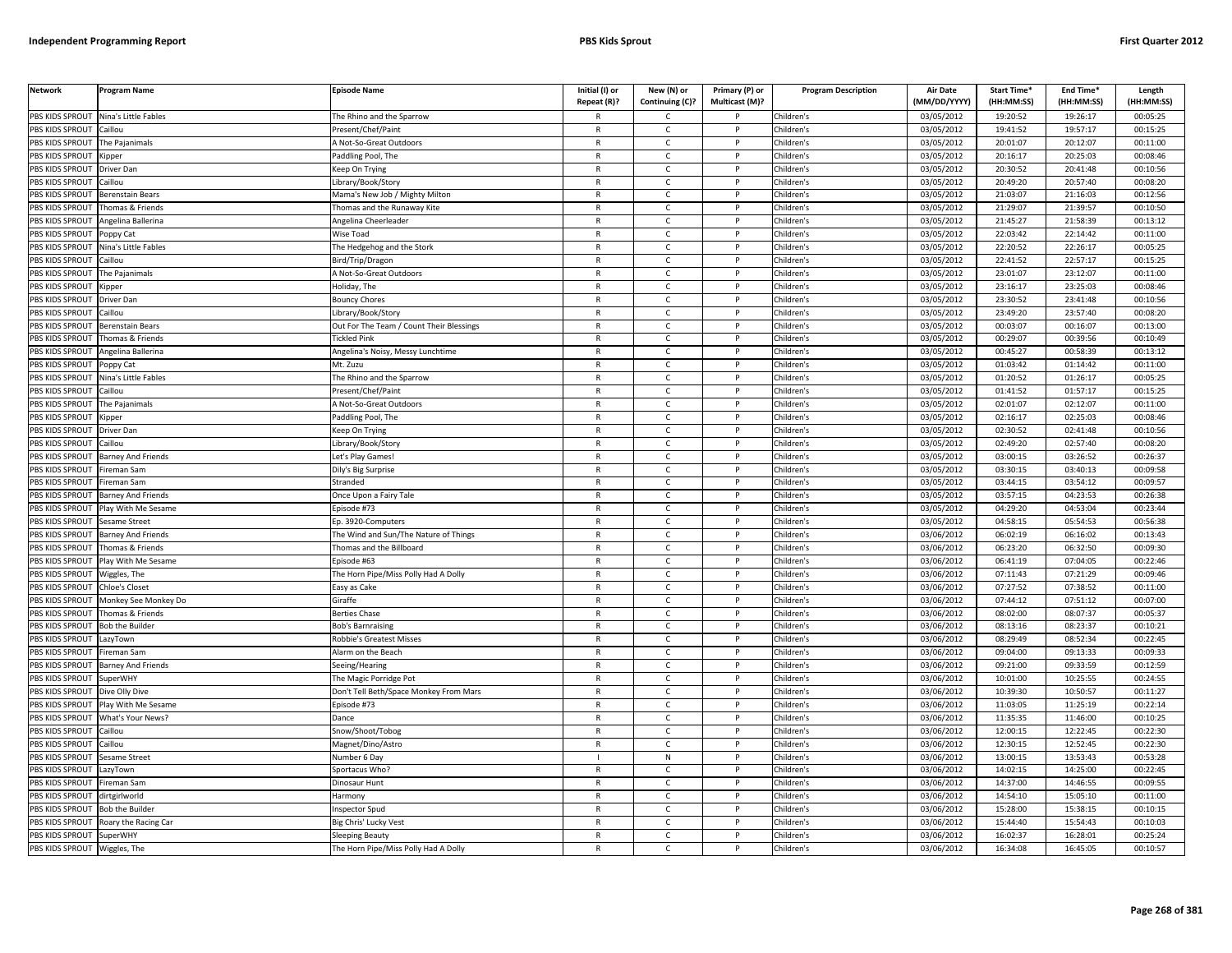| Network | Program Name | Episode Name | Initial (I) or Repeat (R)? | New (N) or Continuing (C)? | Primary (P) or Multicast (M)? | Program Description | Air Date (MM/DD/YYYY) | Start Time* (HH:MM:SS) | End Time* (HH:MM:SS) | Length (HH:MM:SS) |
|---|---|---|---|---|---|---|---|---|---|---|
| PBS KIDS SPROUT | Nina's Little Fables | The Rhino and the Sparrow | R | C | P | Children's | 03/05/2012 | 19:20:52 | 19:26:17 | 00:05:25 |
| PBS KIDS SPROUT | Caillou | Present/Chef/Paint | R | C | P | Children's | 03/05/2012 | 19:41:52 | 19:57:17 | 00:15:25 |
| PBS KIDS SPROUT | The Pajanimals | A Not-So-Great Outdoors | R | C | P | Children's | 03/05/2012 | 20:01:07 | 20:12:07 | 00:11:00 |
| PBS KIDS SPROUT | Kipper | Paddling Pool, The | R | C | P | Children's | 03/05/2012 | 20:16:17 | 20:25:03 | 00:08:46 |
| PBS KIDS SPROUT | Driver Dan | Keep On Trying | R | C | P | Children's | 03/05/2012 | 20:30:52 | 20:41:48 | 00:10:56 |
| PBS KIDS SPROUT | Caillou | Library/Book/Story | R | C | P | Children's | 03/05/2012 | 20:49:20 | 20:57:40 | 00:08:20 |
| PBS KIDS SPROUT | Berenstain Bears | Mama's New Job / Mighty Milton | R | C | P | Children's | 03/05/2012 | 21:03:07 | 21:16:03 | 00:12:56 |
| PBS KIDS SPROUT | Thomas & Friends | Thomas and the Runaway Kite | R | C | P | Children's | 03/05/2012 | 21:29:07 | 21:39:57 | 00:10:50 |
| PBS KIDS SPROUT | Angelina Ballerina | Angelina Cheerleader | R | C | P | Children's | 03/05/2012 | 21:45:27 | 21:58:39 | 00:13:12 |
| PBS KIDS SPROUT | Poppy Cat | Wise Toad | R | C | P | Children's | 03/05/2012 | 22:03:42 | 22:14:42 | 00:11:00 |
| PBS KIDS SPROUT | Nina's Little Fables | The Hedgehog and the Stork | R | C | P | Children's | 03/05/2012 | 22:20:52 | 22:26:17 | 00:05:25 |
| PBS KIDS SPROUT | Caillou | Bird/Trip/Dragon | R | C | P | Children's | 03/05/2012 | 22:41:52 | 22:57:17 | 00:15:25 |
| PBS KIDS SPROUT | The Pajanimals | A Not-So-Great Outdoors | R | C | P | Children's | 03/05/2012 | 23:01:07 | 23:12:07 | 00:11:00 |
| PBS KIDS SPROUT | Kipper | Holiday, The | R | C | P | Children's | 03/05/2012 | 23:16:17 | 23:25:03 | 00:08:46 |
| PBS KIDS SPROUT | Driver Dan | Bouncy Chores | R | C | P | Children's | 03/05/2012 | 23:30:52 | 23:41:48 | 00:10:56 |
| PBS KIDS SPROUT | Caillou | Library/Book/Story | R | C | P | Children's | 03/05/2012 | 23:49:20 | 23:57:40 | 00:08:20 |
| PBS KIDS SPROUT | Berenstain Bears | Out For The Team / Count Their Blessings | R | C | P | Children's | 03/05/2012 | 00:03:07 | 00:16:07 | 00:13:00 |
| PBS KIDS SPROUT | Thomas & Friends | Tickled Pink | R | C | P | Children's | 03/05/2012 | 00:29:07 | 00:39:56 | 00:10:49 |
| PBS KIDS SPROUT | Angelina Ballerina | Angelina's Noisy, Messy Lunchtime | R | C | P | Children's | 03/05/2012 | 00:45:27 | 00:58:39 | 00:13:12 |
| PBS KIDS SPROUT | Poppy Cat | Mt. Zuzu | R | C | P | Children's | 03/05/2012 | 01:03:42 | 01:14:42 | 00:11:00 |
| PBS KIDS SPROUT | Nina's Little Fables | The Rhino and the Sparrow | R | C | P | Children's | 03/05/2012 | 01:20:52 | 01:26:17 | 00:05:25 |
| PBS KIDS SPROUT | Caillou | Present/Chef/Paint | R | C | P | Children's | 03/05/2012 | 01:41:52 | 01:57:17 | 00:15:25 |
| PBS KIDS SPROUT | The Pajanimals | A Not-So-Great Outdoors | R | C | P | Children's | 03/05/2012 | 02:01:07 | 02:12:07 | 00:11:00 |
| PBS KIDS SPROUT | Kipper | Paddling Pool, The | R | C | P | Children's | 03/05/2012 | 02:16:17 | 02:25:03 | 00:08:46 |
| PBS KIDS SPROUT | Driver Dan | Keep On Trying | R | C | P | Children's | 03/05/2012 | 02:30:52 | 02:41:48 | 00:10:56 |
| PBS KIDS SPROUT | Caillou | Library/Book/Story | R | C | P | Children's | 03/05/2012 | 02:49:20 | 02:57:40 | 00:08:20 |
| PBS KIDS SPROUT | Barney And Friends | Let's Play Games! | R | C | P | Children's | 03/05/2012 | 03:00:15 | 03:26:52 | 00:26:37 |
| PBS KIDS SPROUT | Fireman Sam | Dily's Big Surprise | R | C | P | Children's | 03/05/2012 | 03:30:15 | 03:40:13 | 00:09:58 |
| PBS KIDS SPROUT | Fireman Sam | Stranded | R | C | P | Children's | 03/05/2012 | 03:44:15 | 03:54:12 | 00:09:57 |
| PBS KIDS SPROUT | Barney And Friends | Once Upon a Fairy Tale | R | C | P | Children's | 03/05/2012 | 03:57:15 | 04:23:53 | 00:26:38 |
| PBS KIDS SPROUT | Play With Me Sesame | Episode #73 | R | C | P | Children's | 03/05/2012 | 04:29:20 | 04:53:04 | 00:23:44 |
| PBS KIDS SPROUT | Sesame Street | Ep. 3920-Computers | R | C | P | Children's | 03/05/2012 | 04:58:15 | 05:54:53 | 00:56:38 |
| PBS KIDS SPROUT | Barney And Friends | The Wind and Sun/The Nature of Things | R | C | P | Children's | 03/06/2012 | 06:02:19 | 06:16:02 | 00:13:43 |
| PBS KIDS SPROUT | Thomas & Friends | Thomas and the Billboard | R | C | P | Children's | 03/06/2012 | 06:23:20 | 06:32:50 | 00:09:30 |
| PBS KIDS SPROUT | Play With Me Sesame | Episode #63 | R | C | P | Children's | 03/06/2012 | 06:41:19 | 07:04:05 | 00:22:46 |
| PBS KIDS SPROUT | Wiggles, The | The Horn Pipe/Miss Polly Had A Dolly | R | C | P | Children's | 03/06/2012 | 07:11:43 | 07:21:29 | 00:09:46 |
| PBS KIDS SPROUT | Chloe's Closet | Easy as Cake | R | C | P | Children's | 03/06/2012 | 07:27:52 | 07:38:52 | 00:11:00 |
| PBS KIDS SPROUT | Monkey See Monkey Do | Giraffe | R | C | P | Children's | 03/06/2012 | 07:44:12 | 07:51:12 | 00:07:00 |
| PBS KIDS SPROUT | Thomas & Friends | Berties Chase | R | C | P | Children's | 03/06/2012 | 08:02:00 | 08:07:37 | 00:05:37 |
| PBS KIDS SPROUT | Bob the Builder | Bob's Barnraising | R | C | P | Children's | 03/06/2012 | 08:13:16 | 08:23:37 | 00:10:21 |
| PBS KIDS SPROUT | LazyTown | Robbie's Greatest Misses | R | C | P | Children's | 03/06/2012 | 08:29:49 | 08:52:34 | 00:22:45 |
| PBS KIDS SPROUT | Fireman Sam | Alarm on the Beach | R | C | P | Children's | 03/06/2012 | 09:04:00 | 09:13:33 | 00:09:33 |
| PBS KIDS SPROUT | Barney And Friends | Seeing/Hearing | R | C | P | Children's | 03/06/2012 | 09:21:00 | 09:33:59 | 00:12:59 |
| PBS KIDS SPROUT | SuperWHY | The Magic Porridge Pot | R | C | P | Children's | 03/06/2012 | 10:01:00 | 10:25:55 | 00:24:55 |
| PBS KIDS SPROUT | Dive Olly Dive | Don't Tell Beth/Space Monkey From Mars | R | C | P | Children's | 03/06/2012 | 10:39:30 | 10:50:57 | 00:11:27 |
| PBS KIDS SPROUT | Play With Me Sesame | Episode #73 | R | C | P | Children's | 03/06/2012 | 11:03:05 | 11:25:19 | 00:22:14 |
| PBS KIDS SPROUT | What's Your News? | Dance | R | C | P | Children's | 03/06/2012 | 11:35:35 | 11:46:00 | 00:10:25 |
| PBS KIDS SPROUT | Caillou | Snow/Shoot/Tobog | R | C | P | Children's | 03/06/2012 | 12:00:15 | 12:22:45 | 00:22:30 |
| PBS KIDS SPROUT | Caillou | Magnet/Dino/Astro | R | C | P | Children's | 03/06/2012 | 12:30:15 | 12:52:45 | 00:22:30 |
| PBS KIDS SPROUT | Sesame Street | Number 6 Day | I | N | P | Children's | 03/06/2012 | 13:00:15 | 13:53:43 | 00:53:28 |
| PBS KIDS SPROUT | LazyTown | Sportacus Who? | R | C | P | Children's | 03/06/2012 | 14:02:15 | 14:25:00 | 00:22:45 |
| PBS KIDS SPROUT | Fireman Sam | Dinosaur Hunt | R | C | P | Children's | 03/06/2012 | 14:37:00 | 14:46:55 | 00:09:55 |
| PBS KIDS SPROUT | dirtgirlworld | Harmony | R | C | P | Children's | 03/06/2012 | 14:54:10 | 15:05:10 | 00:11:00 |
| PBS KIDS SPROUT | Bob the Builder | Inspector Spud | R | C | P | Children's | 03/06/2012 | 15:28:00 | 15:38:15 | 00:10:15 |
| PBS KIDS SPROUT | Roary the Racing Car | Big Chris' Lucky Vest | R | C | P | Children's | 03/06/2012 | 15:44:40 | 15:54:43 | 00:10:03 |
| PBS KIDS SPROUT | SuperWHY | Sleeping Beauty | R | C | P | Children's | 03/06/2012 | 16:02:37 | 16:28:01 | 00:25:24 |
| PBS KIDS SPROUT | Wiggles, The | The Horn Pipe/Miss Polly Had A Dolly | R | C | P | Children's | 03/06/2012 | 16:34:08 | 16:45:05 | 00:10:57 |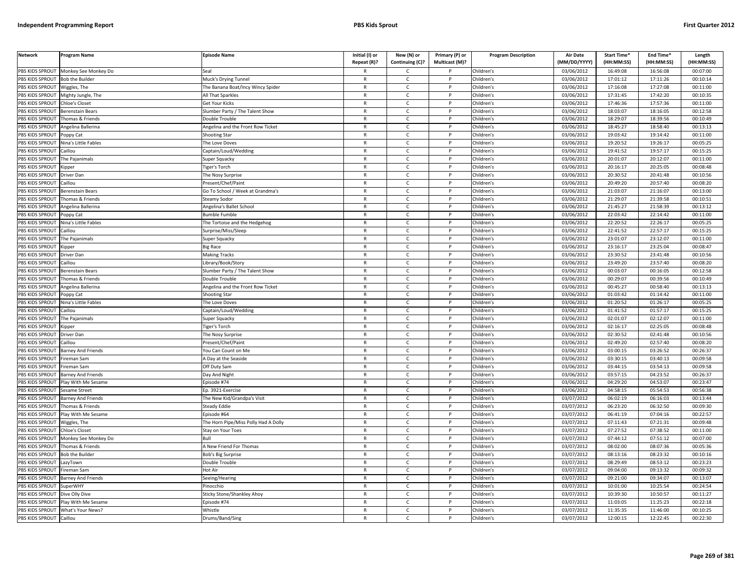| Network | Program Name | Episode Name | Initial (I) or Repeat (R)? | New (N) or Continuing (C)? | Primary (P) or Multicast (M)? | Program Description | Air Date (MM/DD/YYYY) | Start Time* (HH:MM:SS) | End Time* (HH:MM:SS) | Length (HH:MM:SS) |
|---|---|---|---|---|---|---|---|---|---|---|
| PBS KIDS SPROUT | Monkey See Monkey Do | Seal | R | C | P | Children's | 03/06/2012 | 16:49:08 | 16:56:08 | 00:07:00 |
| PBS KIDS SPROUT | Bob the Builder | Muck's Drying Tunnel | R | C | P | Children's | 03/06/2012 | 17:01:12 | 17:11:26 | 00:10:14 |
| PBS KIDS SPROUT | Wiggles, The | The Banana Boat/Incy Wincy Spider | R | C | P | Children's | 03/06/2012 | 17:16:08 | 17:27:08 | 00:11:00 |
| PBS KIDS SPROUT | Mighty Jungle, The | All That Sparkles | R | C | P | Children's | 03/06/2012 | 17:31:45 | 17:42:20 | 00:10:35 |
| PBS KIDS SPROUT | Chloe's Closet | Get Your Kicks | R | C | P | Children's | 03/06/2012 | 17:46:36 | 17:57:36 | 00:11:00 |
| PBS KIDS SPROUT | Berenstain Bears | Slumber Party / The Talent Show | R | C | P | Children's | 03/06/2012 | 18:03:07 | 18:16:05 | 00:12:58 |
| PBS KIDS SPROUT | Thomas & Friends | Double Trouble | R | C | P | Children's | 03/06/2012 | 18:29:07 | 18:39:56 | 00:10:49 |
| PBS KIDS SPROUT | Angelina Ballerina | Angelina and the Front Row Ticket | R | C | P | Children's | 03/06/2012 | 18:45:27 | 18:58:40 | 00:13:13 |
| PBS KIDS SPROUT | Poppy Cat | Shooting Star | R | C | P | Children's | 03/06/2012 | 19:03:42 | 19:14:42 | 00:11:00 |
| PBS KIDS SPROUT | Nina's Little Fables | The Love Doves | R | C | P | Children's | 03/06/2012 | 19:20:52 | 19:26:17 | 00:05:25 |
| PBS KIDS SPROUT | Caillou | Captain/Loud/Wedding | R | C | P | Children's | 03/06/2012 | 19:41:52 | 19:57:17 | 00:15:25 |
| PBS KIDS SPROUT | The Pajanimals | Super Squacky | R | C | P | Children's | 03/06/2012 | 20:01:07 | 20:12:07 | 00:11:00 |
| PBS KIDS SPROUT | Kipper | Tiger's Torch | R | C | P | Children's | 03/06/2012 | 20:16:17 | 20:25:05 | 00:08:48 |
| PBS KIDS SPROUT | Driver Dan | The Nosy Surprise | R | C | P | Children's | 03/06/2012 | 20:30:52 | 20:41:48 | 00:10:56 |
| PBS KIDS SPROUT | Caillou | Present/Chef/Paint | R | C | P | Children's | 03/06/2012 | 20:49:20 | 20:57:40 | 00:08:20 |
| PBS KIDS SPROUT | Berenstain Bears | Go To School / Week at Grandma's | R | C | P | Children's | 03/06/2012 | 21:03:07 | 21:16:07 | 00:13:00 |
| PBS KIDS SPROUT | Thomas & Friends | Steamy Sodor | R | C | P | Children's | 03/06/2012 | 21:29:07 | 21:39:58 | 00:10:51 |
| PBS KIDS SPROUT | Angelina Ballerina | Angelina's Ballet School | R | C | P | Children's | 03/06/2012 | 21:45:27 | 21:58:39 | 00:13:12 |
| PBS KIDS SPROUT | Poppy Cat | Bumble Fumble | R | C | P | Children's | 03/06/2012 | 22:03:42 | 22:14:42 | 00:11:00 |
| PBS KIDS SPROUT | Nina's Little Fables | The Tortoise and the Hedgehog | R | C | P | Children's | 03/06/2012 | 22:20:52 | 22:26:17 | 00:05:25 |
| PBS KIDS SPROUT | Caillou | Surprise/Miss/Sleep | R | C | P | Children's | 03/06/2012 | 22:41:52 | 22:57:17 | 00:15:25 |
| PBS KIDS SPROUT | The Pajanimals | Super Squacky | R | C | P | Children's | 03/06/2012 | 23:01:07 | 23:12:07 | 00:11:00 |
| PBS KIDS SPROUT | Kipper | Big Race | R | C | P | Children's | 03/06/2012 | 23:16:17 | 23:25:04 | 00:08:47 |
| PBS KIDS SPROUT | Driver Dan | Making Tracks | R | C | P | Children's | 03/06/2012 | 23:30:52 | 23:41:48 | 00:10:56 |
| PBS KIDS SPROUT | Caillou | Library/Book/Story | R | C | P | Children's | 03/06/2012 | 23:49:20 | 23:57:40 | 00:08:20 |
| PBS KIDS SPROUT | Berenstain Bears | Slumber Party / The Talent Show | R | C | P | Children's | 03/06/2012 | 00:03:07 | 00:16:05 | 00:12:58 |
| PBS KIDS SPROUT | Thomas & Friends | Double Trouble | R | C | P | Children's | 03/06/2012 | 00:29:07 | 00:39:56 | 00:10:49 |
| PBS KIDS SPROUT | Angelina Ballerina | Angelina and the Front Row Ticket | R | C | P | Children's | 03/06/2012 | 00:45:27 | 00:58:40 | 00:13:13 |
| PBS KIDS SPROUT | Poppy Cat | Shooting Star | R | C | P | Children's | 03/06/2012 | 01:03:42 | 01:14:42 | 00:11:00 |
| PBS KIDS SPROUT | Nina's Little Fables | The Love Doves | R | C | P | Children's | 03/06/2012 | 01:20:52 | 01:26:17 | 00:05:25 |
| PBS KIDS SPROUT | Caillou | Captain/Loud/Wedding | R | C | P | Children's | 03/06/2012 | 01:41:52 | 01:57:17 | 00:15:25 |
| PBS KIDS SPROUT | The Pajanimals | Super Squacky | R | C | P | Children's | 03/06/2012 | 02:01:07 | 02:12:07 | 00:11:00 |
| PBS KIDS SPROUT | Kipper | Tiger's Torch | R | C | P | Children's | 03/06/2012 | 02:16:17 | 02:25:05 | 00:08:48 |
| PBS KIDS SPROUT | Driver Dan | The Nosy Surprise | R | C | P | Children's | 03/06/2012 | 02:30:52 | 02:41:48 | 00:10:56 |
| PBS KIDS SPROUT | Caillou | Present/Chef/Paint | R | C | P | Children's | 03/06/2012 | 02:49:20 | 02:57:40 | 00:08:20 |
| PBS KIDS SPROUT | Barney And Friends | You Can Count on Me | R | C | P | Children's | 03/06/2012 | 03:00:15 | 03:26:52 | 00:26:37 |
| PBS KIDS SPROUT | Fireman Sam | A Day at the Seaside | R | C | P | Children's | 03/06/2012 | 03:30:15 | 03:40:13 | 00:09:58 |
| PBS KIDS SPROUT | Fireman Sam | Off Duty Sam | R | C | P | Children's | 03/06/2012 | 03:44:15 | 03:54:13 | 00:09:58 |
| PBS KIDS SPROUT | Barney And Friends | Day And Night | R | C | P | Children's | 03/06/2012 | 03:57:15 | 04:23:52 | 00:26:37 |
| PBS KIDS SPROUT | Play With Me Sesame | Episode #74 | R | C | P | Children's | 03/06/2012 | 04:29:20 | 04:53:07 | 00:23:47 |
| PBS KIDS SPROUT | Sesame Street | Ep. 3921-Exercise | R | C | P | Children's | 03/06/2012 | 04:58:15 | 05:54:53 | 00:56:38 |
| PBS KIDS SPROUT | Barney And Friends | The New Kid/Grandpa's Visit | R | C | P | Children's | 03/07/2012 | 06:02:19 | 06:16:03 | 00:13:44 |
| PBS KIDS SPROUT | Thomas & Friends | Steady Eddie | R | C | P | Children's | 03/07/2012 | 06:23:20 | 06:32:50 | 00:09:30 |
| PBS KIDS SPROUT | Play With Me Sesame | Episode #64 | R | C | P | Children's | 03/07/2012 | 06:41:19 | 07:04:16 | 00:22:57 |
| PBS KIDS SPROUT | Wiggles, The | The Horn Pipe/Miss Polly Had A Dolly | R | C | P | Children's | 03/07/2012 | 07:11:43 | 07:21:31 | 00:09:48 |
| PBS KIDS SPROUT | Chloe's Closet | Stay on Your Toes | R | C | P | Children's | 03/07/2012 | 07:27:52 | 07:38:52 | 00:11:00 |
| PBS KIDS SPROUT | Monkey See Monkey Do | Bull | R | C | P | Children's | 03/07/2012 | 07:44:12 | 07:51:12 | 00:07:00 |
| PBS KIDS SPROUT | Thomas & Friends | A New Friend For Thomas | R | C | P | Children's | 03/07/2012 | 08:02:00 | 08:07:36 | 00:05:36 |
| PBS KIDS SPROUT | Bob the Builder | Bob's Big Surprise | R | C | P | Children's | 03/07/2012 | 08:13:16 | 08:23:32 | 00:10:16 |
| PBS KIDS SPROUT | LazyTown | Double Trouble | R | C | P | Children's | 03/07/2012 | 08:29:49 | 08:53:12 | 00:23:23 |
| PBS KIDS SPROUT | Fireman Sam | Hot Air | R | C | P | Children's | 03/07/2012 | 09:04:00 | 09:13:32 | 00:09:32 |
| PBS KIDS SPROUT | Barney And Friends | Seeing/Hearing | R | C | P | Children's | 03/07/2012 | 09:21:00 | 09:34:07 | 00:13:07 |
| PBS KIDS SPROUT | SuperWHY | Pinocchio | R | C | P | Children's | 03/07/2012 | 10:01:00 | 10:25:54 | 00:24:54 |
| PBS KIDS SPROUT | Dive Olly Dive | Sticky Stone/Shankley Ahoy | R | C | P | Children's | 03/07/2012 | 10:39:30 | 10:50:57 | 00:11:27 |
| PBS KIDS SPROUT | Play With Me Sesame | Episode #74 | R | C | P | Children's | 03/07/2012 | 11:03:05 | 11:25:23 | 00:22:18 |
| PBS KIDS SPROUT | What's Your News? | Whistle | R | C | P | Children's | 03/07/2012 | 11:35:35 | 11:46:00 | 00:10:25 |
| PBS KIDS SPROUT | Caillou | Drums/Band/Sing | R | C | P | Children's | 03/07/2012 | 12:00:15 | 12:22:45 | 00:22:30 |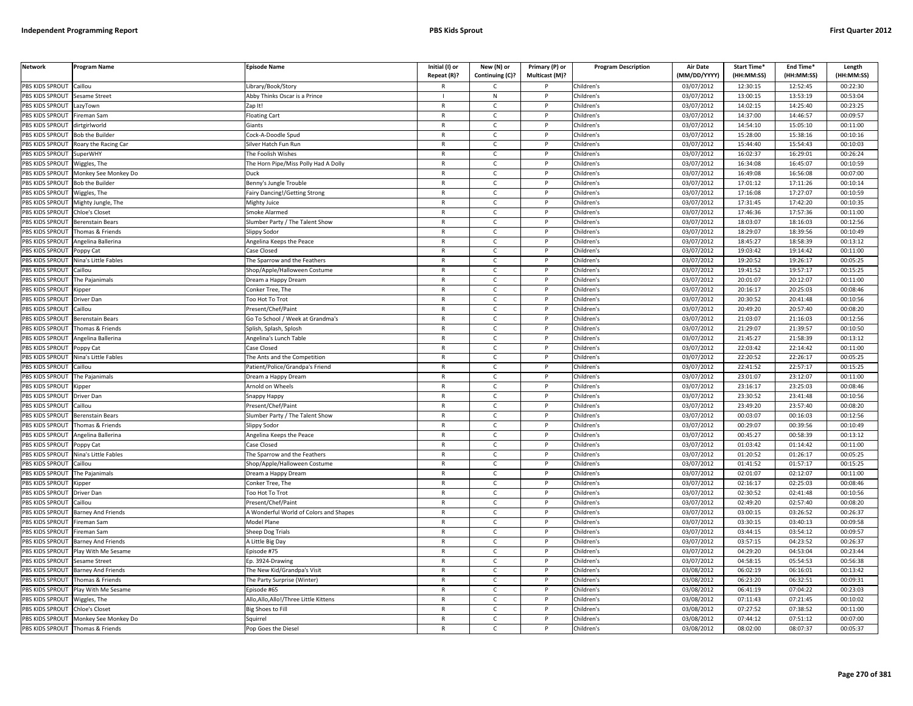| Network | Program Name | Episode Name | Initial (I) or Repeat (R)? | New (N) or Continuing (C)? | Primary (P) or Multicast (M)? | Program Description | Air Date (MM/DD/YYYY) | Start Time* (HH:MM:SS) | End Time* (HH:MM:SS) | Length (HH:MM:SS) |
|---|---|---|---|---|---|---|---|---|---|---|
| PBS KIDS SPROUT | Caillou | Library/Book/Story | R | C | P | Children's | 03/07/2012 | 12:30:15 | 12:52:45 | 00:22:30 |
| PBS KIDS SPROUT | Sesame Street | Abby Thinks Oscar is a Prince | I | N | P | Children's | 03/07/2012 | 13:00:15 | 13:53:19 | 00:53:04 |
| PBS KIDS SPROUT | LazyTown | Zap It! | R | C | P | Children's | 03/07/2012 | 14:02:15 | 14:25:40 | 00:23:25 |
| PBS KIDS SPROUT | Fireman Sam | Floating Cart | R | C | P | Children's | 03/07/2012 | 14:37:00 | 14:46:57 | 00:09:57 |
| PBS KIDS SPROUT | dirtgirlworld | Giants | R | C | P | Children's | 03/07/2012 | 14:54:10 | 15:05:10 | 00:11:00 |
| PBS KIDS SPROUT | Bob the Builder | Cock-A-Doodle Spud | R | C | P | Children's | 03/07/2012 | 15:28:00 | 15:38:16 | 00:10:16 |
| PBS KIDS SPROUT | Roary the Racing Car | Silver Hatch Fun Run | R | C | P | Children's | 03/07/2012 | 15:44:40 | 15:54:43 | 00:10:03 |
| PBS KIDS SPROUT | SuperWHY | The Foolish Wishes | R | C | P | Children's | 03/07/2012 | 16:02:37 | 16:29:01 | 00:26:24 |
| PBS KIDS SPROUT | Wiggles, The | The Horn Pipe/Miss Polly Had A Dolly | R | C | P | Children's | 03/07/2012 | 16:34:08 | 16:45:07 | 00:10:59 |
| PBS KIDS SPROUT | Monkey See Monkey Do | Duck | R | C | P | Children's | 03/07/2012 | 16:49:08 | 16:56:08 | 00:07:00 |
| PBS KIDS SPROUT | Bob the Builder | Benny's Jungle Trouble | R | C | P | Children's | 03/07/2012 | 17:01:12 | 17:11:26 | 00:10:14 |
| PBS KIDS SPROUT | Wiggles, The | Fairy Dancing!/Getting Strong | R | C | P | Children's | 03/07/2012 | 17:16:08 | 17:27:07 | 00:10:59 |
| PBS KIDS SPROUT | Mighty Jungle, The | Mighty Juice | R | C | P | Children's | 03/07/2012 | 17:31:45 | 17:42:20 | 00:10:35 |
| PBS KIDS SPROUT | Chloe's Closet | Smoke Alarmed | R | C | P | Children's | 03/07/2012 | 17:46:36 | 17:57:36 | 00:11:00 |
| PBS KIDS SPROUT | Berenstain Bears | Slumber Party / The Talent Show | R | C | P | Children's | 03/07/2012 | 18:03:07 | 18:16:03 | 00:12:56 |
| PBS KIDS SPROUT | Thomas & Friends | Slippy Sodor | R | C | P | Children's | 03/07/2012 | 18:29:07 | 18:39:56 | 00:10:49 |
| PBS KIDS SPROUT | Angelina Ballerina | Angelina Keeps the Peace | R | C | P | Children's | 03/07/2012 | 18:45:27 | 18:58:39 | 00:13:12 |
| PBS KIDS SPROUT | Poppy Cat | Case Closed | R | C | P | Children's | 03/07/2012 | 19:03:42 | 19:14:42 | 00:11:00 |
| PBS KIDS SPROUT | Nina's Little Fables | The Sparrow and the Feathers | R | C | P | Children's | 03/07/2012 | 19:20:52 | 19:26:17 | 00:05:25 |
| PBS KIDS SPROUT | Caillou | Shop/Apple/Halloween Costume | R | C | P | Children's | 03/07/2012 | 19:41:52 | 19:57:17 | 00:15:25 |
| PBS KIDS SPROUT | The Pajanimals | Dream a Happy Dream | R | C | P | Children's | 03/07/2012 | 20:01:07 | 20:12:07 | 00:11:00 |
| PBS KIDS SPROUT | Kipper | Conker Tree, The | R | C | P | Children's | 03/07/2012 | 20:16:17 | 20:25:03 | 00:08:46 |
| PBS KIDS SPROUT | Driver Dan | Too Hot To Trot | R | C | P | Children's | 03/07/2012 | 20:30:52 | 20:41:48 | 00:10:56 |
| PBS KIDS SPROUT | Caillou | Present/Chef/Paint | R | C | P | Children's | 03/07/2012 | 20:49:20 | 20:57:40 | 00:08:20 |
| PBS KIDS SPROUT | Berenstain Bears | Go To School / Week at Grandma's | R | C | P | Children's | 03/07/2012 | 21:03:07 | 21:16:03 | 00:12:56 |
| PBS KIDS SPROUT | Thomas & Friends | Splish, Splash, Splosh | R | C | P | Children's | 03/07/2012 | 21:29:07 | 21:39:57 | 00:10:50 |
| PBS KIDS SPROUT | Angelina Ballerina | Angelina's Lunch Table | R | C | P | Children's | 03/07/2012 | 21:45:27 | 21:58:39 | 00:13:12 |
| PBS KIDS SPROUT | Poppy Cat | Case Closed | R | C | P | Children's | 03/07/2012 | 22:03:42 | 22:14:42 | 00:11:00 |
| PBS KIDS SPROUT | Nina's Little Fables | The Ants and the Competition | R | C | P | Children's | 03/07/2012 | 22:20:52 | 22:26:17 | 00:05:25 |
| PBS KIDS SPROUT | Caillou | Patient/Police/Grandpa's Friend | R | C | P | Children's | 03/07/2012 | 22:41:52 | 22:57:17 | 00:15:25 |
| PBS KIDS SPROUT | The Pajanimals | Dream a Happy Dream | R | C | P | Children's | 03/07/2012 | 23:01:07 | 23:12:07 | 00:11:00 |
| PBS KIDS SPROUT | Kipper | Arnold on Wheels | R | C | P | Children's | 03/07/2012 | 23:16:17 | 23:25:03 | 00:08:46 |
| PBS KIDS SPROUT | Driver Dan | Snappy Happy | R | C | P | Children's | 03/07/2012 | 23:30:52 | 23:41:48 | 00:10:56 |
| PBS KIDS SPROUT | Caillou | Present/Chef/Paint | R | C | P | Children's | 03/07/2012 | 23:49:20 | 23:57:40 | 00:08:20 |
| PBS KIDS SPROUT | Berenstain Bears | Slumber Party / The Talent Show | R | C | P | Children's | 03/07/2012 | 00:03:07 | 00:16:03 | 00:12:56 |
| PBS KIDS SPROUT | Thomas & Friends | Slippy Sodor | R | C | P | Children's | 03/07/2012 | 00:29:07 | 00:39:56 | 00:10:49 |
| PBS KIDS SPROUT | Angelina Ballerina | Angelina Keeps the Peace | R | C | P | Children's | 03/07/2012 | 00:45:27 | 00:58:39 | 00:13:12 |
| PBS KIDS SPROUT | Poppy Cat | Case Closed | R | C | P | Children's | 03/07/2012 | 01:03:42 | 01:14:42 | 00:11:00 |
| PBS KIDS SPROUT | Nina's Little Fables | The Sparrow and the Feathers | R | C | P | Children's | 03/07/2012 | 01:20:52 | 01:26:17 | 00:05:25 |
| PBS KIDS SPROUT | Caillou | Shop/Apple/Halloween Costume | R | C | P | Children's | 03/07/2012 | 01:41:52 | 01:57:17 | 00:15:25 |
| PBS KIDS SPROUT | The Pajanimals | Dream a Happy Dream | R | C | P | Children's | 03/07/2012 | 02:01:07 | 02:12:07 | 00:11:00 |
| PBS KIDS SPROUT | Kipper | Conker Tree, The | R | C | P | Children's | 03/07/2012 | 02:16:17 | 02:25:03 | 00:08:46 |
| PBS KIDS SPROUT | Driver Dan | Too Hot To Trot | R | C | P | Children's | 03/07/2012 | 02:30:52 | 02:41:48 | 00:10:56 |
| PBS KIDS SPROUT | Caillou | Present/Chef/Paint | R | C | P | Children's | 03/07/2012 | 02:49:20 | 02:57:40 | 00:08:20 |
| PBS KIDS SPROUT | Barney And Friends | A Wonderful World of Colors and Shapes | R | C | P | Children's | 03/07/2012 | 03:00:15 | 03:26:52 | 00:26:37 |
| PBS KIDS SPROUT | Fireman Sam | Model Plane | R | C | P | Children's | 03/07/2012 | 03:30:15 | 03:40:13 | 00:09:58 |
| PBS KIDS SPROUT | Fireman Sam | Sheep Dog Trials | R | C | P | Children's | 03/07/2012 | 03:44:15 | 03:54:12 | 00:09:57 |
| PBS KIDS SPROUT | Barney And Friends | A Little Big Day | R | C | P | Children's | 03/07/2012 | 03:57:15 | 04:23:52 | 00:26:37 |
| PBS KIDS SPROUT | Play With Me Sesame | Episode #75 | R | C | P | Children's | 03/07/2012 | 04:29:20 | 04:53:04 | 00:23:44 |
| PBS KIDS SPROUT | Sesame Street | Ep. 3924-Drawing | R | C | P | Children's | 03/07/2012 | 04:58:15 | 05:54:53 | 00:56:38 |
| PBS KIDS SPROUT | Barney And Friends | The New Kid/Grandpa's Visit | R | C | P | Children's | 03/08/2012 | 06:02:19 | 06:16:01 | 00:13:42 |
| PBS KIDS SPROUT | Thomas & Friends | The Party Surprise (Winter) | R | C | P | Children's | 03/08/2012 | 06:23:20 | 06:32:51 | 00:09:31 |
| PBS KIDS SPROUT | Play With Me Sesame | Episode #65 | R | C | P | Children's | 03/08/2012 | 06:41:19 | 07:04:22 | 00:23:03 |
| PBS KIDS SPROUT | Wiggles, The | Allo,Allo,Allo!/Three Little Kittens | R | C | P | Children's | 03/08/2012 | 07:11:43 | 07:21:45 | 00:10:02 |
| PBS KIDS SPROUT | Chloe's Closet | Big Shoes to Fill | R | C | P | Children's | 03/08/2012 | 07:27:52 | 07:38:52 | 00:11:00 |
| PBS KIDS SPROUT | Monkey See Monkey Do | Squirrel | R | C | P | Children's | 03/08/2012 | 07:44:12 | 07:51:12 | 00:07:00 |
| PBS KIDS SPROUT | Thomas & Friends | Pop Goes the Diesel | R | C | P | Children's | 03/08/2012 | 08:02:00 | 08:07:37 | 00:05:37 |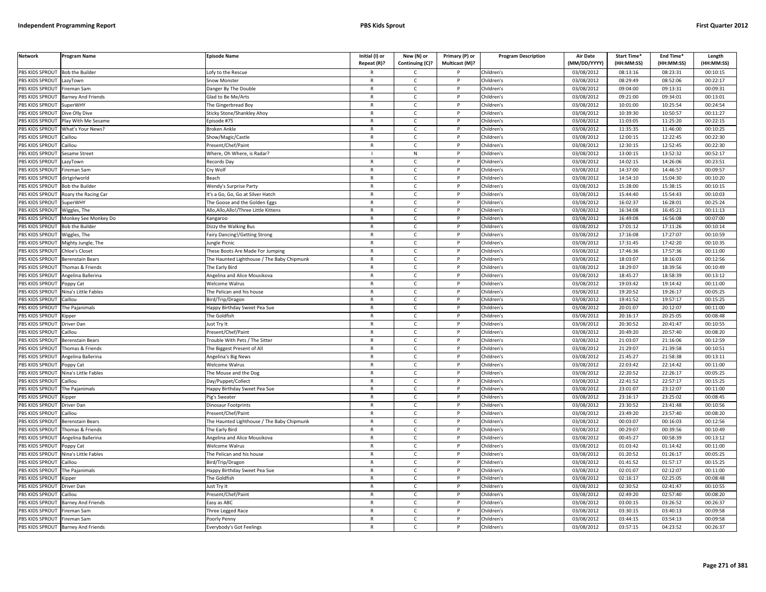| Network | Program Name | Episode Name | Initial (I) or Repeat (R)? | New (N) or Continuing (C)? | Primary (P) or Multicast (M)? | Program Description | Air Date (MM/DD/YYYY) | Start Time* (HH:MM:SS) | End Time* (HH:MM:SS) | Length (HH:MM:SS) |
|---|---|---|---|---|---|---|---|---|---|---|
| PBS KIDS SPROUT | Bob the Builder | Lofy to the Rescue | R | C | P | Children's | 03/08/2012 | 08:13:16 | 08:23:31 | 00:10:15 |
| PBS KIDS SPROUT | LazyTown | Snow Monster | R | C | P | Children's | 03/08/2012 | 08:29:49 | 08:52:06 | 00:22:17 |
| PBS KIDS SPROUT | Fireman Sam | Danger By The Double | R | C | P | Children's | 03/08/2012 | 09:04:00 | 09:13:31 | 00:09:31 |
| PBS KIDS SPROUT | Barney And Friends | Glad to Be Me/Arts | R | C | P | Children's | 03/08/2012 | 09:21:00 | 09:34:01 | 00:13:01 |
| PBS KIDS SPROUT | SuperWHY | The Gingerbread Boy | R | C | P | Children's | 03/08/2012 | 10:01:00 | 10:25:54 | 00:24:54 |
| PBS KIDS SPROUT | Dive Olly Dive | Sticky Stone/Shankley Ahoy | R | C | P | Children's | 03/08/2012 | 10:39:30 | 10:50:57 | 00:11:27 |
| PBS KIDS SPROUT | Play With Me Sesame | Episode #75 | R | C | P | Children's | 03/08/2012 | 11:03:05 | 11:25:20 | 00:22:15 |
| PBS KIDS SPROUT | What's Your News? | Broken Ankle | R | C | P | Children's | 03/08/2012 | 11:35:35 | 11:46:00 | 00:10:25 |
| PBS KIDS SPROUT | Caillou | Show/Magic/Castle | R | C | P | Children's | 03/08/2012 | 12:00:15 | 12:22:45 | 00:22:30 |
| PBS KIDS SPROUT | Caillou | Present/Chef/Paint | R | C | P | Children's | 03/08/2012 | 12:30:15 | 12:52:45 | 00:22:30 |
| PBS KIDS SPROUT | Sesame Street | Where, Oh Where, is Radar? | I | N | P | Children's | 03/08/2012 | 13:00:15 | 13:52:32 | 00:52:17 |
| PBS KIDS SPROUT | LazyTown | Records Day | R | C | P | Children's | 03/08/2012 | 14:02:15 | 14:26:06 | 00:23:51 |
| PBS KIDS SPROUT | Fireman Sam | Cry Wolf | R | C | P | Children's | 03/08/2012 | 14:37:00 | 14:46:57 | 00:09:57 |
| PBS KIDS SPROUT | dirtgirlworld | Beach | R | C | P | Children's | 03/08/2012 | 14:54:10 | 15:04:30 | 00:10:20 |
| PBS KIDS SPROUT | Bob the Builder | Wendy's Surprise Party | R | C | P | Children's | 03/08/2012 | 15:28:00 | 15:38:15 | 00:10:15 |
| PBS KIDS SPROUT | Roary the Racing Car | It's a Go, Go, Go at Silver Hatch | R | C | P | Children's | 03/08/2012 | 15:44:40 | 15:54:43 | 00:10:03 |
| PBS KIDS SPROUT | SuperWHY | The Goose and the Golden Eggs | R | C | P | Children's | 03/08/2012 | 16:02:37 | 16:28:01 | 00:25:24 |
| PBS KIDS SPROUT | Wiggles, The | Allo,Allo,Allo!/Three Little Kittens | R | C | P | Children's | 03/08/2012 | 16:34:08 | 16:45:21 | 00:11:13 |
| PBS KIDS SPROUT | Monkey See Monkey Do | Kangaroo | R | C | P | Children's | 03/08/2012 | 16:49:08 | 16:56:08 | 00:07:00 |
| PBS KIDS SPROUT | Bob the Builder | Dizzy the Walking Bus | R | C | P | Children's | 03/08/2012 | 17:01:12 | 17:11:26 | 00:10:14 |
| PBS KIDS SPROUT | Wiggles, The | Fairy Dancing!/Getting Strong | R | C | P | Children's | 03/08/2012 | 17:16:08 | 17:27:07 | 00:10:59 |
| PBS KIDS SPROUT | Mighty Jungle, The | Jungle Picnic | R | C | P | Children's | 03/08/2012 | 17:31:45 | 17:42:20 | 00:10:35 |
| PBS KIDS SPROUT | Chloe's Closet | These Boots Are Made For Jumping | R | C | P | Children's | 03/08/2012 | 17:46:36 | 17:57:36 | 00:11:00 |
| PBS KIDS SPROUT | Berenstain Bears | The Haunted Lighthouse / The Baby Chipmunk | R | C | P | Children's | 03/08/2012 | 18:03:07 | 18:16:03 | 00:12:56 |
| PBS KIDS SPROUT | Thomas & Friends | The Early Bird | R | C | P | Children's | 03/08/2012 | 18:29:07 | 18:39:56 | 00:10:49 |
| PBS KIDS SPROUT | Angelina Ballerina | Angelina and Alice Mousikova | R | C | P | Children's | 03/08/2012 | 18:45:27 | 18:58:39 | 00:13:12 |
| PBS KIDS SPROUT | Poppy Cat | Welcome Walrus | R | C | P | Children's | 03/08/2012 | 19:03:42 | 19:14:42 | 00:11:00 |
| PBS KIDS SPROUT | Nina's Little Fables | The Pelican and his house | R | C | P | Children's | 03/08/2012 | 19:20:52 | 19:26:17 | 00:05:25 |
| PBS KIDS SPROUT | Caillou | Bird/Trip/Dragon | R | C | P | Children's | 03/08/2012 | 19:41:52 | 19:57:17 | 00:15:25 |
| PBS KIDS SPROUT | The Pajanimals | Happy Birthday Sweet Pea Sue | R | C | P | Children's | 03/08/2012 | 20:01:07 | 20:12:07 | 00:11:00 |
| PBS KIDS SPROUT | Kipper | The Goldfish | R | C | P | Children's | 03/08/2012 | 20:16:17 | 20:25:05 | 00:08:48 |
| PBS KIDS SPROUT | Driver Dan | Just Try It | R | C | P | Children's | 03/08/2012 | 20:30:52 | 20:41:47 | 00:10:55 |
| PBS KIDS SPROUT | Caillou | Present/Chef/Paint | R | C | P | Children's | 03/08/2012 | 20:49:20 | 20:57:40 | 00:08:20 |
| PBS KIDS SPROUT | Berenstain Bears | Trouble With Pets / The Sitter | R | C | P | Children's | 03/08/2012 | 21:03:07 | 21:16:06 | 00:12:59 |
| PBS KIDS SPROUT | Thomas & Friends | The Biggest Present of All | R | C | P | Children's | 03/08/2012 | 21:29:07 | 21:39:58 | 00:10:51 |
| PBS KIDS SPROUT | Angelina Ballerina | Angelina's Big News | R | C | P | Children's | 03/08/2012 | 21:45:27 | 21:58:38 | 00:13:11 |
| PBS KIDS SPROUT | Poppy Cat | Welcome Walrus | R | C | P | Children's | 03/08/2012 | 22:03:42 | 22:14:42 | 00:11:00 |
| PBS KIDS SPROUT | Nina's Little Fables | The Mouse and the Dog | R | C | P | Children's | 03/08/2012 | 22:20:52 | 22:26:17 | 00:05:25 |
| PBS KIDS SPROUT | Caillou | Day/Puppet/Collect | R | C | P | Children's | 03/08/2012 | 22:41:52 | 22:57:17 | 00:15:25 |
| PBS KIDS SPROUT | The Pajanimals | Happy Birthday Sweet Pea Sue | R | C | P | Children's | 03/08/2012 | 23:01:07 | 23:12:07 | 00:11:00 |
| PBS KIDS SPROUT | Kipper | Pig's Sweater | R | C | P | Children's | 03/08/2012 | 23:16:17 | 23:25:02 | 00:08:45 |
| PBS KIDS SPROUT | Driver Dan | Dinosaur Footprints | R | C | P | Children's | 03/08/2012 | 23:30:52 | 23:41:48 | 00:10:56 |
| PBS KIDS SPROUT | Caillou | Present/Chef/Paint | R | C | P | Children's | 03/08/2012 | 23:49:20 | 23:57:40 | 00:08:20 |
| PBS KIDS SPROUT | Berenstain Bears | The Haunted Lighthouse / The Baby Chipmunk | R | C | P | Children's | 03/08/2012 | 00:03:07 | 00:16:03 | 00:12:56 |
| PBS KIDS SPROUT | Thomas & Friends | The Early Bird | R | C | P | Children's | 03/08/2012 | 00:29:07 | 00:39:56 | 00:10:49 |
| PBS KIDS SPROUT | Angelina Ballerina | Angelina and Alice Mousikova | R | C | P | Children's | 03/08/2012 | 00:45:27 | 00:58:39 | 00:13:12 |
| PBS KIDS SPROUT | Poppy Cat | Welcome Walrus | R | C | P | Children's | 03/08/2012 | 01:03:42 | 01:14:42 | 00:11:00 |
| PBS KIDS SPROUT | Nina's Little Fables | The Pelican and his house | R | C | P | Children's | 03/08/2012 | 01:20:52 | 01:26:17 | 00:05:25 |
| PBS KIDS SPROUT | Caillou | Bird/Trip/Dragon | R | C | P | Children's | 03/08/2012 | 01:41:52 | 01:57:17 | 00:15:25 |
| PBS KIDS SPROUT | The Pajanimals | Happy Birthday Sweet Pea Sue | R | C | P | Children's | 03/08/2012 | 02:01:07 | 02:12:07 | 00:11:00 |
| PBS KIDS SPROUT | Kipper | The Goldfish | R | C | P | Children's | 03/08/2012 | 02:16:17 | 02:25:05 | 00:08:48 |
| PBS KIDS SPROUT | Driver Dan | Just Try It | R | C | P | Children's | 03/08/2012 | 02:30:52 | 02:41:47 | 00:10:55 |
| PBS KIDS SPROUT | Caillou | Present/Chef/Paint | R | C | P | Children's | 03/08/2012 | 02:49:20 | 02:57:40 | 00:08:20 |
| PBS KIDS SPROUT | Barney And Friends | Easy as ABC | R | C | P | Children's | 03/08/2012 | 03:00:15 | 03:26:52 | 00:26:37 |
| PBS KIDS SPROUT | Fireman Sam | Three Legged Race | R | C | P | Children's | 03/08/2012 | 03:30:15 | 03:40:13 | 00:09:58 |
| PBS KIDS SPROUT | Fireman Sam | Poorly Penny | R | C | P | Children's | 03/08/2012 | 03:44:15 | 03:54:13 | 00:09:58 |
| PBS KIDS SPROUT | Barney And Friends | Everybody's Got Feelings | R | C | P | Children's | 03/08/2012 | 03:57:15 | 04:23:52 | 00:26:37 |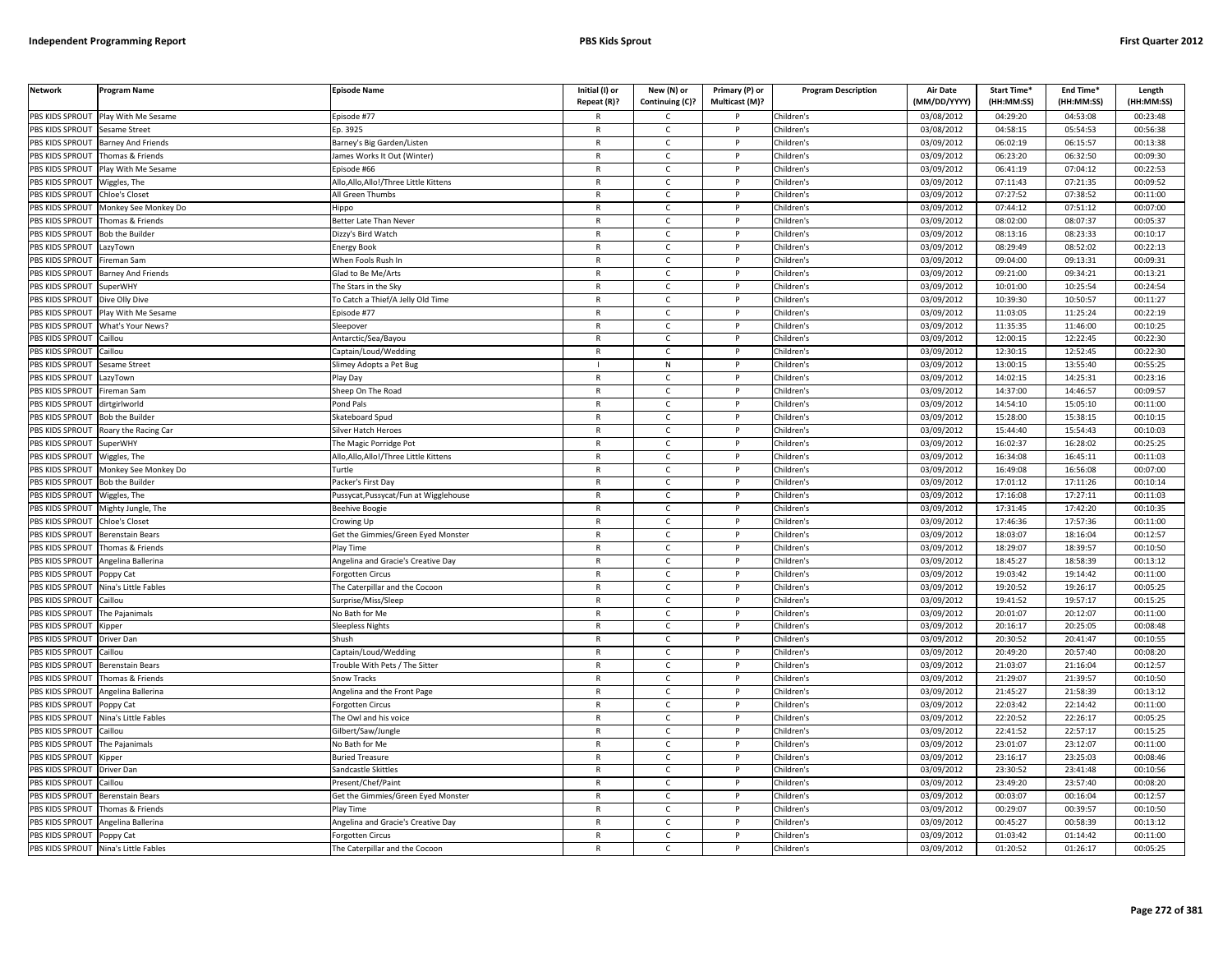| Network | Program Name | Episode Name | Initial (I) or Repeat (R)? | New (N) or Continuing (C)? | Primary (P) or Multicast (M)? | Program Description | Air Date (MM/DD/YYYY) | Start Time* (HH:MM:SS) | End Time* (HH:MM:SS) | Length (HH:MM:SS) |
|---|---|---|---|---|---|---|---|---|---|---|
| PBS KIDS SPROUT | Play With Me Sesame | Episode #77 | R | C | P | Children's | 03/08/2012 | 04:29:20 | 04:53:08 | 00:23:48 |
| PBS KIDS SPROUT | Sesame Street | Ep. 3925 | R | C | P | Children's | 03/08/2012 | 04:58:15 | 05:54:53 | 00:56:38 |
| PBS KIDS SPROUT | Barney And Friends | Barney's Big Garden/Listen | R | C | P | Children's | 03/09/2012 | 06:02:19 | 06:15:57 | 00:13:38 |
| PBS KIDS SPROUT | Thomas & Friends | James Works It Out (Winter) | R | C | P | Children's | 03/09/2012 | 06:23:20 | 06:32:50 | 00:09:30 |
| PBS KIDS SPROUT | Play With Me Sesame | Episode #66 | R | C | P | Children's | 03/09/2012 | 06:41:19 | 07:04:12 | 00:22:53 |
| PBS KIDS SPROUT | Wiggles, The | Allo,Allo,Allo!/Three Little Kittens | R | C | P | Children's | 03/09/2012 | 07:11:43 | 07:21:35 | 00:09:52 |
| PBS KIDS SPROUT | Chloe's Closet | All Green Thumbs | R | C | P | Children's | 03/09/2012 | 07:27:52 | 07:38:52 | 00:11:00 |
| PBS KIDS SPROUT | Monkey See Monkey Do | Hippo | R | C | P | Children's | 03/09/2012 | 07:44:12 | 07:51:12 | 00:07:00 |
| PBS KIDS SPROUT | Thomas & Friends | Better Late Than Never | R | C | P | Children's | 03/09/2012 | 08:02:00 | 08:07:37 | 00:05:37 |
| PBS KIDS SPROUT | Bob the Builder | Dizzy's Bird Watch | R | C | P | Children's | 03/09/2012 | 08:13:16 | 08:23:33 | 00:10:17 |
| PBS KIDS SPROUT | LazyTown | Energy Book | R | C | P | Children's | 03/09/2012 | 08:29:49 | 08:52:02 | 00:22:13 |
| PBS KIDS SPROUT | Fireman Sam | When Fools Rush In | R | C | P | Children's | 03/09/2012 | 09:04:00 | 09:13:31 | 00:09:31 |
| PBS KIDS SPROUT | Barney And Friends | Glad to Be Me/Arts | R | C | P | Children's | 03/09/2012 | 09:21:00 | 09:34:21 | 00:13:21 |
| PBS KIDS SPROUT | SuperWHY | The Stars in the Sky | R | C | P | Children's | 03/09/2012 | 10:01:00 | 10:25:54 | 00:24:54 |
| PBS KIDS SPROUT | Dive Olly Dive | To Catch a Thief/A Jelly Old Time | R | C | P | Children's | 03/09/2012 | 10:39:30 | 10:50:57 | 00:11:27 |
| PBS KIDS SPROUT | Play With Me Sesame | Episode #77 | R | C | P | Children's | 03/09/2012 | 11:03:05 | 11:25:24 | 00:22:19 |
| PBS KIDS SPROUT | What's Your News? | Sleepover | R | C | P | Children's | 03/09/2012 | 11:35:35 | 11:46:00 | 00:10:25 |
| PBS KIDS SPROUT | Caillou | Antarctic/Sea/Bayou | R | C | P | Children's | 03/09/2012 | 12:00:15 | 12:22:45 | 00:22:30 |
| PBS KIDS SPROUT | Caillou | Captain/Loud/Wedding | R | C | P | Children's | 03/09/2012 | 12:30:15 | 12:52:45 | 00:22:30 |
| PBS KIDS SPROUT | Sesame Street | Slimey Adopts a Pet Bug | I | N | P | Children's | 03/09/2012 | 13:00:15 | 13:55:40 | 00:55:25 |
| PBS KIDS SPROUT | LazyTown | Play Day | R | C | P | Children's | 03/09/2012 | 14:02:15 | 14:25:31 | 00:23:16 |
| PBS KIDS SPROUT | Fireman Sam | Sheep On The Road | R | C | P | Children's | 03/09/2012 | 14:37:00 | 14:46:57 | 00:09:57 |
| PBS KIDS SPROUT | dirtgirlworld | Pond Pals | R | C | P | Children's | 03/09/2012 | 14:54:10 | 15:05:10 | 00:11:00 |
| PBS KIDS SPROUT | Bob the Builder | Skateboard Spud | R | C | P | Children's | 03/09/2012 | 15:28:00 | 15:38:15 | 00:10:15 |
| PBS KIDS SPROUT | Roary the Racing Car | Silver Hatch Heroes | R | C | P | Children's | 03/09/2012 | 15:44:40 | 15:54:43 | 00:10:03 |
| PBS KIDS SPROUT | SuperWHY | The Magic Porridge Pot | R | C | P | Children's | 03/09/2012 | 16:02:37 | 16:28:02 | 00:25:25 |
| PBS KIDS SPROUT | Wiggles, The | Allo,Allo,Allo!/Three Little Kittens | R | C | P | Children's | 03/09/2012 | 16:34:08 | 16:45:11 | 00:11:03 |
| PBS KIDS SPROUT | Monkey See Monkey Do | Turtle | R | C | P | Children's | 03/09/2012 | 16:49:08 | 16:56:08 | 00:07:00 |
| PBS KIDS SPROUT | Bob the Builder | Packer's First Day | R | C | P | Children's | 03/09/2012 | 17:01:12 | 17:11:26 | 00:10:14 |
| PBS KIDS SPROUT | Wiggles, The | Pussycat,Pussycat/Fun at Wigglehouse | R | C | P | Children's | 03/09/2012 | 17:16:08 | 17:27:11 | 00:11:03 |
| PBS KIDS SPROUT | Mighty Jungle, The | Beehive Boogie | R | C | P | Children's | 03/09/2012 | 17:31:45 | 17:42:20 | 00:10:35 |
| PBS KIDS SPROUT | Chloe's Closet | Crowing Up | R | C | P | Children's | 03/09/2012 | 17:46:36 | 17:57:36 | 00:11:00 |
| PBS KIDS SPROUT | Berenstain Bears | Get the Gimmies/Green Eyed Monster | R | C | P | Children's | 03/09/2012 | 18:03:07 | 18:16:04 | 00:12:57 |
| PBS KIDS SPROUT | Thomas & Friends | Play Time | R | C | P | Children's | 03/09/2012 | 18:29:07 | 18:39:57 | 00:10:50 |
| PBS KIDS SPROUT | Angelina Ballerina | Angelina and Gracie's Creative Day | R | C | P | Children's | 03/09/2012 | 18:45:27 | 18:58:39 | 00:13:12 |
| PBS KIDS SPROUT | Poppy Cat | Forgotten Circus | R | C | P | Children's | 03/09/2012 | 19:03:42 | 19:14:42 | 00:11:00 |
| PBS KIDS SPROUT | Nina's Little Fables | The Caterpillar and the Cocoon | R | C | P | Children's | 03/09/2012 | 19:20:52 | 19:26:17 | 00:05:25 |
| PBS KIDS SPROUT | Caillou | Surprise/Miss/Sleep | R | C | P | Children's | 03/09/2012 | 19:41:52 | 19:57:17 | 00:15:25 |
| PBS KIDS SPROUT | The Pajanimals | No Bath for Me | R | C | P | Children's | 03/09/2012 | 20:01:07 | 20:12:07 | 00:11:00 |
| PBS KIDS SPROUT | Kipper | Sleepless Nights | R | C | P | Children's | 03/09/2012 | 20:16:17 | 20:25:05 | 00:08:48 |
| PBS KIDS SPROUT | Driver Dan | Shush | R | C | P | Children's | 03/09/2012 | 20:30:52 | 20:41:47 | 00:10:55 |
| PBS KIDS SPROUT | Caillou | Captain/Loud/Wedding | R | C | P | Children's | 03/09/2012 | 20:49:20 | 20:57:40 | 00:08:20 |
| PBS KIDS SPROUT | Berenstain Bears | Trouble With Pets / The Sitter | R | C | P | Children's | 03/09/2012 | 21:03:07 | 21:16:04 | 00:12:57 |
| PBS KIDS SPROUT | Thomas & Friends | Snow Tracks | R | C | P | Children's | 03/09/2012 | 21:29:07 | 21:39:57 | 00:10:50 |
| PBS KIDS SPROUT | Angelina Ballerina | Angelina and the Front Page | R | C | P | Children's | 03/09/2012 | 21:45:27 | 21:58:39 | 00:13:12 |
| PBS KIDS SPROUT | Poppy Cat | Forgotten Circus | R | C | P | Children's | 03/09/2012 | 22:03:42 | 22:14:42 | 00:11:00 |
| PBS KIDS SPROUT | Nina's Little Fables | The Owl and his voice | R | C | P | Children's | 03/09/2012 | 22:20:52 | 22:26:17 | 00:05:25 |
| PBS KIDS SPROUT | Caillou | Gilbert/Saw/Jungle | R | C | P | Children's | 03/09/2012 | 22:41:52 | 22:57:17 | 00:15:25 |
| PBS KIDS SPROUT | The Pajanimals | No Bath for Me | R | C | P | Children's | 03/09/2012 | 23:01:07 | 23:12:07 | 00:11:00 |
| PBS KIDS SPROUT | Kipper | Buried Treasure | R | C | P | Children's | 03/09/2012 | 23:16:17 | 23:25:03 | 00:08:46 |
| PBS KIDS SPROUT | Driver Dan | Sandcastle Skittles | R | C | P | Children's | 03/09/2012 | 23:30:52 | 23:41:48 | 00:10:56 |
| PBS KIDS SPROUT | Caillou | Present/Chef/Paint | R | C | P | Children's | 03/09/2012 | 23:49:20 | 23:57:40 | 00:08:20 |
| PBS KIDS SPROUT | Berenstain Bears | Get the Gimmies/Green Eyed Monster | R | C | P | Children's | 03/09/2012 | 00:03:07 | 00:16:04 | 00:12:57 |
| PBS KIDS SPROUT | Thomas & Friends | Play Time | R | C | P | Children's | 03/09/2012 | 00:29:07 | 00:39:57 | 00:10:50 |
| PBS KIDS SPROUT | Angelina Ballerina | Angelina and Gracie's Creative Day | R | C | P | Children's | 03/09/2012 | 00:45:27 | 00:58:39 | 00:13:12 |
| PBS KIDS SPROUT | Poppy Cat | Forgotten Circus | R | C | P | Children's | 03/09/2012 | 01:03:42 | 01:14:42 | 00:11:00 |
| PBS KIDS SPROUT | Nina's Little Fables | The Caterpillar and the Cocoon | R | C | P | Children's | 03/09/2012 | 01:20:52 | 01:26:17 | 00:05:25 |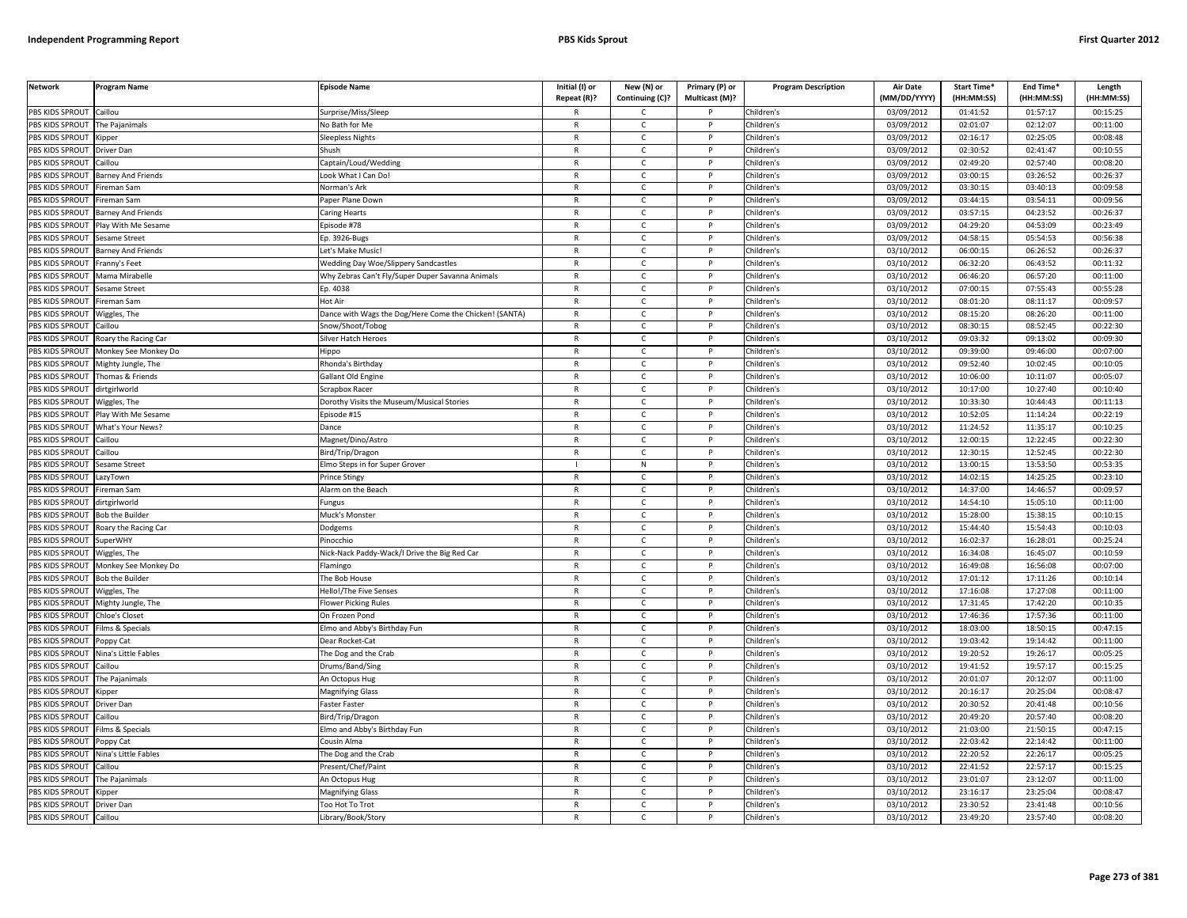| Network | Program Name | Episode Name | Initial (I) or Repeat (R)? | New (N) or Continuing (C)? | Primary (P) or Multicast (M)? | Program Description | Air Date (MM/DD/YYYY) | Start Time* (HH:MM:SS) | End Time* (HH:MM:SS) | Length (HH:MM:SS) |
|---|---|---|---|---|---|---|---|---|---|---|
| PBS KIDS SPROUT | Caillou | Surprise/Miss/Sleep | R | C | P | Children's | 03/09/2012 | 01:41:52 | 01:57:17 | 00:15:25 |
| PBS KIDS SPROUT | The Pajanimals | No Bath for Me | R | C | P | Children's | 03/09/2012 | 02:01:07 | 02:12:07 | 00:11:00 |
| PBS KIDS SPROUT | Kipper | Sleepless Nights | R | C | P | Children's | 03/09/2012 | 02:16:17 | 02:25:05 | 00:08:48 |
| PBS KIDS SPROUT | Driver Dan | Shush | R | C | P | Children's | 03/09/2012 | 02:30:52 | 02:41:47 | 00:10:55 |
| PBS KIDS SPROUT | Caillou | Captain/Loud/Wedding | R | C | P | Children's | 03/09/2012 | 02:49:20 | 02:57:40 | 00:08:20 |
| PBS KIDS SPROUT | Barney And Friends | Look What I Can Do! | R | C | P | Children's | 03/09/2012 | 03:00:15 | 03:26:52 | 00:26:37 |
| PBS KIDS SPROUT | Fireman Sam | Norman's Ark | R | C | P | Children's | 03/09/2012 | 03:30:15 | 03:40:13 | 00:09:58 |
| PBS KIDS SPROUT | Fireman Sam | Paper Plane Down | R | C | P | Children's | 03/09/2012 | 03:44:15 | 03:54:11 | 00:09:56 |
| PBS KIDS SPROUT | Barney And Friends | Caring Hearts | R | C | P | Children's | 03/09/2012 | 03:57:15 | 04:23:52 | 00:26:37 |
| PBS KIDS SPROUT | Play With Me Sesame | Episode #78 | R | C | P | Children's | 03/09/2012 | 04:29:20 | 04:53:09 | 00:23:49 |
| PBS KIDS SPROUT | Sesame Street | Ep. 3926-Bugs | R | C | P | Children's | 03/09/2012 | 04:58:15 | 05:54:53 | 00:56:38 |
| PBS KIDS SPROUT | Barney And Friends | Let's Make Music! | R | C | P | Children's | 03/10/2012 | 06:00:15 | 06:26:52 | 00:26:37 |
| PBS KIDS SPROUT | Franny's Feet | Wedding Day Woe/Slippery Sandcastles | R | C | P | Children's | 03/10/2012 | 06:32:20 | 06:43:52 | 00:11:32 |
| PBS KIDS SPROUT | Mama Mirabelle | Why Zebras Can't Fly/Super Duper Savanna Animals | R | C | P | Children's | 03/10/2012 | 06:46:20 | 06:57:20 | 00:11:00 |
| PBS KIDS SPROUT | Sesame Street | Ep. 4038 | R | C | P | Children's | 03/10/2012 | 07:00:15 | 07:55:43 | 00:55:28 |
| PBS KIDS SPROUT | Fireman Sam | Hot Air | R | C | P | Children's | 03/10/2012 | 08:01:20 | 08:11:17 | 00:09:57 |
| PBS KIDS SPROUT | Wiggles, The | Dance with Wags the Dog/Here Come the Chicken! (SANTA) | R | C | P | Children's | 03/10/2012 | 08:15:20 | 08:26:20 | 00:11:00 |
| PBS KIDS SPROUT | Caillou | Snow/Shoot/Tobog | R | C | P | Children's | 03/10/2012 | 08:30:15 | 08:52:45 | 00:22:30 |
| PBS KIDS SPROUT | Roary the Racing Car | Silver Hatch Heroes | R | C | P | Children's | 03/10/2012 | 09:03:32 | 09:13:02 | 00:09:30 |
| PBS KIDS SPROUT | Monkey See Monkey Do | Hippo | R | C | P | Children's | 03/10/2012 | 09:39:00 | 09:46:00 | 00:07:00 |
| PBS KIDS SPROUT | Mighty Jungle, The | Rhonda's Birthday | R | C | P | Children's | 03/10/2012 | 09:52:40 | 10:02:45 | 00:10:05 |
| PBS KIDS SPROUT | Thomas & Friends | Gallant Old Engine | R | C | P | Children's | 03/10/2012 | 10:06:00 | 10:11:07 | 00:05:07 |
| PBS KIDS SPROUT | dirtgirlworld | Scrapbox Racer | R | C | P | Children's | 03/10/2012 | 10:17:00 | 10:27:40 | 00:10:40 |
| PBS KIDS SPROUT | Wiggles, The | Dorothy Visits the Museum/Musical Stories | R | C | P | Children's | 03/10/2012 | 10:33:30 | 10:44:43 | 00:11:13 |
| PBS KIDS SPROUT | Play With Me Sesame | Episode #15 | R | C | P | Children's | 03/10/2012 | 10:52:05 | 11:14:24 | 00:22:19 |
| PBS KIDS SPROUT | What's Your News? | Dance | R | C | P | Children's | 03/10/2012 | 11:24:52 | 11:35:17 | 00:10:25 |
| PBS KIDS SPROUT | Caillou | Magnet/Dino/Astro | R | C | P | Children's | 03/10/2012 | 12:00:15 | 12:22:45 | 00:22:30 |
| PBS KIDS SPROUT | Caillou | Bird/Trip/Dragon | R | C | P | Children's | 03/10/2012 | 12:30:15 | 12:52:45 | 00:22:30 |
| PBS KIDS SPROUT | Sesame Street | Elmo Steps in for Super Grover | I | N | P | Children's | 03/10/2012 | 13:00:15 | 13:53:50 | 00:53:35 |
| PBS KIDS SPROUT | LazyTown | Prince Stingy | R | C | P | Children's | 03/10/2012 | 14:02:15 | 14:25:25 | 00:23:10 |
| PBS KIDS SPROUT | Fireman Sam | Alarm on the Beach | R | C | P | Children's | 03/10/2012 | 14:37:00 | 14:46:57 | 00:09:57 |
| PBS KIDS SPROUT | dirtgirlworld | Fungus | R | C | P | Children's | 03/10/2012 | 14:54:10 | 15:05:10 | 00:11:00 |
| PBS KIDS SPROUT | Bob the Builder | Muck's Monster | R | C | P | Children's | 03/10/2012 | 15:28:00 | 15:38:15 | 00:10:15 |
| PBS KIDS SPROUT | Roary the Racing Car | Dodgems | R | C | P | Children's | 03/10/2012 | 15:44:40 | 15:54:43 | 00:10:03 |
| PBS KIDS SPROUT | SuperWHY | Pinocchio | R | C | P | Children's | 03/10/2012 | 16:02:37 | 16:28:01 | 00:25:24 |
| PBS KIDS SPROUT | Wiggles, The | Nick-Nack Paddy-Wack/I Drive the Big Red Car | R | C | P | Children's | 03/10/2012 | 16:34:08 | 16:45:07 | 00:10:59 |
| PBS KIDS SPROUT | Monkey See Monkey Do | Flamingo | R | C | P | Children's | 03/10/2012 | 16:49:08 | 16:56:08 | 00:07:00 |
| PBS KIDS SPROUT | Bob the Builder | The Bob House | R | C | P | Children's | 03/10/2012 | 17:01:12 | 17:11:26 | 00:10:14 |
| PBS KIDS SPROUT | Wiggles, The | Hello!/The Five Senses | R | C | P | Children's | 03/10/2012 | 17:16:08 | 17:27:08 | 00:11:00 |
| PBS KIDS SPROUT | Mighty Jungle, The | Flower Picking Rules | R | C | P | Children's | 03/10/2012 | 17:31:45 | 17:42:20 | 00:10:35 |
| PBS KIDS SPROUT | Chloe's Closet | On Frozen Pond | R | C | P | Children's | 03/10/2012 | 17:46:36 | 17:57:36 | 00:11:00 |
| PBS KIDS SPROUT | Films & Specials | Elmo and Abby's Birthday Fun | R | C | P | Children's | 03/10/2012 | 18:03:00 | 18:50:15 | 00:47:15 |
| PBS KIDS SPROUT | Poppy Cat | Dear Rocket-Cat | R | C | P | Children's | 03/10/2012 | 19:03:42 | 19:14:42 | 00:11:00 |
| PBS KIDS SPROUT | Nina's Little Fables | The Dog and the Crab | R | C | P | Children's | 03/10/2012 | 19:20:52 | 19:26:17 | 00:05:25 |
| PBS KIDS SPROUT | Caillou | Drums/Band/Sing | R | C | P | Children's | 03/10/2012 | 19:41:52 | 19:57:17 | 00:15:25 |
| PBS KIDS SPROUT | The Pajanimals | An Octopus Hug | R | C | P | Children's | 03/10/2012 | 20:01:07 | 20:12:07 | 00:11:00 |
| PBS KIDS SPROUT | Kipper | Magnifying Glass | R | C | P | Children's | 03/10/2012 | 20:16:17 | 20:25:04 | 00:08:47 |
| PBS KIDS SPROUT | Driver Dan | Faster Faster | R | C | P | Children's | 03/10/2012 | 20:30:52 | 20:41:48 | 00:10:56 |
| PBS KIDS SPROUT | Caillou | Bird/Trip/Dragon | R | C | P | Children's | 03/10/2012 | 20:49:20 | 20:57:40 | 00:08:20 |
| PBS KIDS SPROUT | Films & Specials | Elmo and Abby's Birthday Fun | R | C | P | Children's | 03/10/2012 | 21:03:00 | 21:50:15 | 00:47:15 |
| PBS KIDS SPROUT | Poppy Cat | Cousin Alma | R | C | P | Children's | 03/10/2012 | 22:03:42 | 22:14:42 | 00:11:00 |
| PBS KIDS SPROUT | Nina's Little Fables | The Dog and the Crab | R | C | P | Children's | 03/10/2012 | 22:20:52 | 22:26:17 | 00:05:25 |
| PBS KIDS SPROUT | Caillou | Present/Chef/Paint | R | C | P | Children's | 03/10/2012 | 22:41:52 | 22:57:17 | 00:15:25 |
| PBS KIDS SPROUT | The Pajanimals | An Octopus Hug | R | C | P | Children's | 03/10/2012 | 23:01:07 | 23:12:07 | 00:11:00 |
| PBS KIDS SPROUT | Kipper | Magnifying Glass | R | C | P | Children's | 03/10/2012 | 23:16:17 | 23:25:04 | 00:08:47 |
| PBS KIDS SPROUT | Driver Dan | Too Hot To Trot | R | C | P | Children's | 03/10/2012 | 23:30:52 | 23:41:48 | 00:10:56 |
| PBS KIDS SPROUT | Caillou | Library/Book/Story | R | C | P | Children's | 03/10/2012 | 23:49:20 | 23:57:40 | 00:08:20 |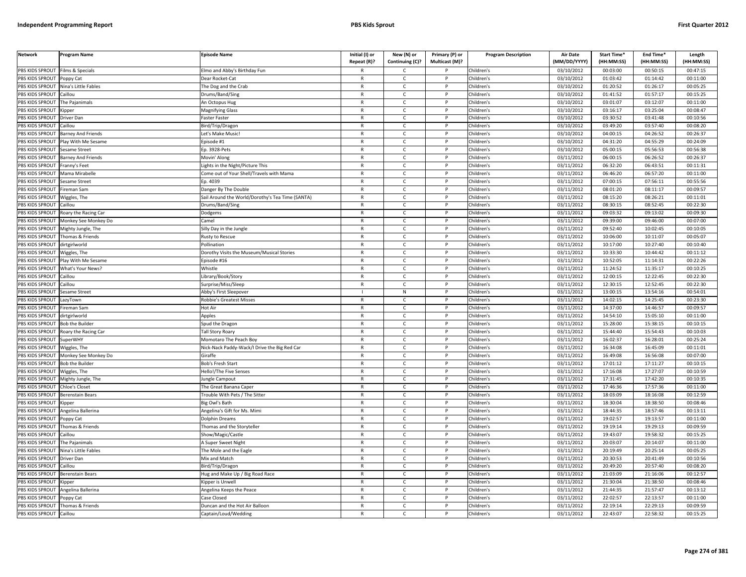| Network | Program Name | Episode Name | Initial (I) or Repeat (R)? | New (N) or Continuing (C)? | Primary (P) or Multicast (M)? | Program Description | Air Date (MM/DD/YYYY) | Start Time* (HH:MM:SS) | End Time* (HH:MM:SS) | Length (HH:MM:SS) |
|---|---|---|---|---|---|---|---|---|---|---|
| PBS KIDS SPROUT | Films & Specials | Elmo and Abby's Birthday Fun | R | C | P | Children's | 03/10/2012 | 00:03:00 | 00:50:15 | 00:47:15 |
| PBS KIDS SPROUT | Poppy Cat | Dear Rocket-Cat | R | C | P | Children's | 03/10/2012 | 01:03:42 | 01:14:42 | 00:11:00 |
| PBS KIDS SPROUT | Nina's Little Fables | The Dog and the Crab | R | C | P | Children's | 03/10/2012 | 01:20:52 | 01:26:17 | 00:05:25 |
| PBS KIDS SPROUT | Caillou | Drums/Band/Sing | R | C | P | Children's | 03/10/2012 | 01:41:52 | 01:57:17 | 00:15:25 |
| PBS KIDS SPROUT | The Pajanimals | An Octopus Hug | R | C | P | Children's | 03/10/2012 | 03:01:07 | 03:12:07 | 00:11:00 |
| PBS KIDS SPROUT | Kipper | Magnifying Glass | R | C | P | Children's | 03/10/2012 | 03:16:17 | 03:25:04 | 00:08:47 |
| PBS KIDS SPROUT | Driver Dan | Faster Faster | R | C | P | Children's | 03/10/2012 | 03:30:52 | 03:41:48 | 00:10:56 |
| PBS KIDS SPROUT | Caillou | Bird/Trip/Dragon | R | C | P | Children's | 03/10/2012 | 03:49:20 | 03:57:40 | 00:08:20 |
| PBS KIDS SPROUT | Barney And Friends | Let's Make Music! | R | C | P | Children's | 03/10/2012 | 04:00:15 | 04:26:52 | 00:26:37 |
| PBS KIDS SPROUT | Play With Me Sesame | Episode #1 | R | C | P | Children's | 03/10/2012 | 04:31:20 | 04:55:29 | 00:24:09 |
| PBS KIDS SPROUT | Sesame Street | Ep. 3928-Pets | R | C | P | Children's | 03/10/2012 | 05:00:15 | 05:56:53 | 00:56:38 |
| PBS KIDS SPROUT | Barney And Friends | Movin' Along | R | C | P | Children's | 03/11/2012 | 06:00:15 | 06:26:52 | 00:26:37 |
| PBS KIDS SPROUT | Franny's Feet | Lights in the Night/Picture This | R | C | P | Children's | 03/11/2012 | 06:32:20 | 06:43:51 | 00:11:31 |
| PBS KIDS SPROUT | Mama Mirabelle | Come out of Your Shell/Travels with Mama | R | C | P | Children's | 03/11/2012 | 06:46:20 | 06:57:20 | 00:11:00 |
| PBS KIDS SPROUT | Sesame Street | Ep. 4039 | R | C | P | Children's | 03/11/2012 | 07:00:15 | 07:56:11 | 00:55:56 |
| PBS KIDS SPROUT | Fireman Sam | Danger By The Double | R | C | P | Children's | 03/11/2012 | 08:01:20 | 08:11:17 | 00:09:57 |
| PBS KIDS SPROUT | Wiggles, The | Sail Around the World/Dorothy's Tea Time (SANTA) | R | C | P | Children's | 03/11/2012 | 08:15:20 | 08:26:21 | 00:11:01 |
| PBS KIDS SPROUT | Caillou | Drums/Band/Sing | R | C | P | Children's | 03/11/2012 | 08:30:15 | 08:52:45 | 00:22:30 |
| PBS KIDS SPROUT | Roary the Racing Car | Dodgems | R | C | P | Children's | 03/11/2012 | 09:03:32 | 09:13:02 | 00:09:30 |
| PBS KIDS SPROUT | Monkey See Monkey Do | Camel | R | C | P | Children's | 03/11/2012 | 09:39:00 | 09:46:00 | 00:07:00 |
| PBS KIDS SPROUT | Mighty Jungle, The | Silly Day in the Jungle | R | C | P | Children's | 03/11/2012 | 09:52:40 | 10:02:45 | 00:10:05 |
| PBS KIDS SPROUT | Thomas & Friends | Rusty to Rescue | R | C | P | Children's | 03/11/2012 | 10:06:00 | 10:11:07 | 00:05:07 |
| PBS KIDS SPROUT | dirtgirlworld | Pollination | R | C | P | Children's | 03/11/2012 | 10:17:00 | 10:27:40 | 00:10:40 |
| PBS KIDS SPROUT | Wiggles, The | Dorothy Visits the Museum/Musical Stories | R | C | P | Children's | 03/11/2012 | 10:33:30 | 10:44:42 | 00:11:12 |
| PBS KIDS SPROUT | Play With Me Sesame | Episode #16 | R | C | P | Children's | 03/11/2012 | 10:52:05 | 11:14:31 | 00:22:26 |
| PBS KIDS SPROUT | What's Your News? | Whistle | R | C | P | Children's | 03/11/2012 | 11:24:52 | 11:35:17 | 00:10:25 |
| PBS KIDS SPROUT | Caillou | Library/Book/Story | R | C | P | Children's | 03/11/2012 | 12:00:15 | 12:22:45 | 00:22:30 |
| PBS KIDS SPROUT | Caillou | Surprise/Miss/Sleep | R | C | P | Children's | 03/11/2012 | 12:30:15 | 12:52:45 | 00:22:30 |
| PBS KIDS SPROUT | Sesame Street | Abby's First Sleepover | I | N | P | Children's | 03/11/2012 | 13:00:15 | 13:54:16 | 00:54:01 |
| PBS KIDS SPROUT | LazyTown | Robbie's Greatest Misses | R | C | P | Children's | 03/11/2012 | 14:02:15 | 14:25:45 | 00:23:30 |
| PBS KIDS SPROUT | Fireman Sam | Hot Air | R | C | P | Children's | 03/11/2012 | 14:37:00 | 14:46:57 | 00:09:57 |
| PBS KIDS SPROUT | dirtgirlworld | Apples | R | C | P | Children's | 03/11/2012 | 14:54:10 | 15:05:10 | 00:11:00 |
| PBS KIDS SPROUT | Bob the Builder | Spud the Dragon | R | C | P | Children's | 03/11/2012 | 15:28:00 | 15:38:15 | 00:10:15 |
| PBS KIDS SPROUT | Roary the Racing Car | Tall Story Roary | R | C | P | Children's | 03/11/2012 | 15:44:40 | 15:54:43 | 00:10:03 |
| PBS KIDS SPROUT | SuperWHY | Momotaro The Peach Boy | R | C | P | Children's | 03/11/2012 | 16:02:37 | 16:28:01 | 00:25:24 |
| PBS KIDS SPROUT | Wiggles, The | Nick-Nack Paddy-Wack/I Drive the Big Red Car | R | C | P | Children's | 03/11/2012 | 16:34:08 | 16:45:09 | 00:11:01 |
| PBS KIDS SPROUT | Monkey See Monkey Do | Giraffe | R | C | P | Children's | 03/11/2012 | 16:49:08 | 16:56:08 | 00:07:00 |
| PBS KIDS SPROUT | Bob the Builder | Bob's Fresh Start | R | C | P | Children's | 03/11/2012 | 17:01:12 | 17:11:27 | 00:10:15 |
| PBS KIDS SPROUT | Wiggles, The | Hello!/The Five Senses | R | C | P | Children's | 03/11/2012 | 17:16:08 | 17:27:07 | 00:10:59 |
| PBS KIDS SPROUT | Mighty Jungle, The | Jungle Campout | R | C | P | Children's | 03/11/2012 | 17:31:45 | 17:42:20 | 00:10:35 |
| PBS KIDS SPROUT | Chloe's Closet | The Great Banana Caper | R | C | P | Children's | 03/11/2012 | 17:46:36 | 17:57:36 | 00:11:00 |
| PBS KIDS SPROUT | Berenstain Bears | Trouble With Pets / The Sitter | R | C | P | Children's | 03/11/2012 | 18:03:09 | 18:16:08 | 00:12:59 |
| PBS KIDS SPROUT | Kipper | Big Owl's Bath | R | C | P | Children's | 03/11/2012 | 18:30:04 | 18:38:50 | 00:08:46 |
| PBS KIDS SPROUT | Angelina Ballerina | Angelina's Gift for Ms. Mimi | R | C | P | Children's | 03/11/2012 | 18:44:35 | 18:57:46 | 00:13:11 |
| PBS KIDS SPROUT | Poppy Cat | Dolphin Dreams | R | C | P | Children's | 03/11/2012 | 19:02:57 | 19:13:57 | 00:11:00 |
| PBS KIDS SPROUT | Thomas & Friends | Thomas and the Storyteller | R | C | P | Children's | 03/11/2012 | 19:19:14 | 19:29:13 | 00:09:59 |
| PBS KIDS SPROUT | Caillou | Show/Magic/Castle | R | C | P | Children's | 03/11/2012 | 19:43:07 | 19:58:32 | 00:15:25 |
| PBS KIDS SPROUT | The Pajanimals | A Super Sweet Night | R | C | P | Children's | 03/11/2012 | 20:03:07 | 20:14:07 | 00:11:00 |
| PBS KIDS SPROUT | Nina's Little Fables | The Mole and the Eagle | R | C | P | Children's | 03/11/2012 | 20:19:49 | 20:25:14 | 00:05:25 |
| PBS KIDS SPROUT | Driver Dan | Mix and Match | R | C | P | Children's | 03/11/2012 | 20:30:53 | 20:41:49 | 00:10:56 |
| PBS KIDS SPROUT | Caillou | Bird/Trip/Dragon | R | C | P | Children's | 03/11/2012 | 20:49:20 | 20:57:40 | 00:08:20 |
| PBS KIDS SPROUT | Berenstain Bears | Hug and Make Up / Big Road Race | R | C | P | Children's | 03/11/2012 | 21:03:09 | 21:16:06 | 00:12:57 |
| PBS KIDS SPROUT | Kipper | Kipper is Unwell | R | C | P | Children's | 03/11/2012 | 21:30:04 | 21:38:50 | 00:08:46 |
| PBS KIDS SPROUT | Angelina Ballerina | Angelina Keeps the Peace | R | C | P | Children's | 03/11/2012 | 21:44:35 | 21:57:47 | 00:13:12 |
| PBS KIDS SPROUT | Poppy Cat | Case Closed | R | C | P | Children's | 03/11/2012 | 22:02:57 | 22:13:57 | 00:11:00 |
| PBS KIDS SPROUT | Thomas & Friends | Duncan and the Hot Air Balloon | R | C | P | Children's | 03/11/2012 | 22:19:14 | 22:29:13 | 00:09:59 |
| PBS KIDS SPROUT | Caillou | Captain/Loud/Wedding | R | C | P | Children's | 03/11/2012 | 22:43:07 | 22:58:32 | 00:15:25 |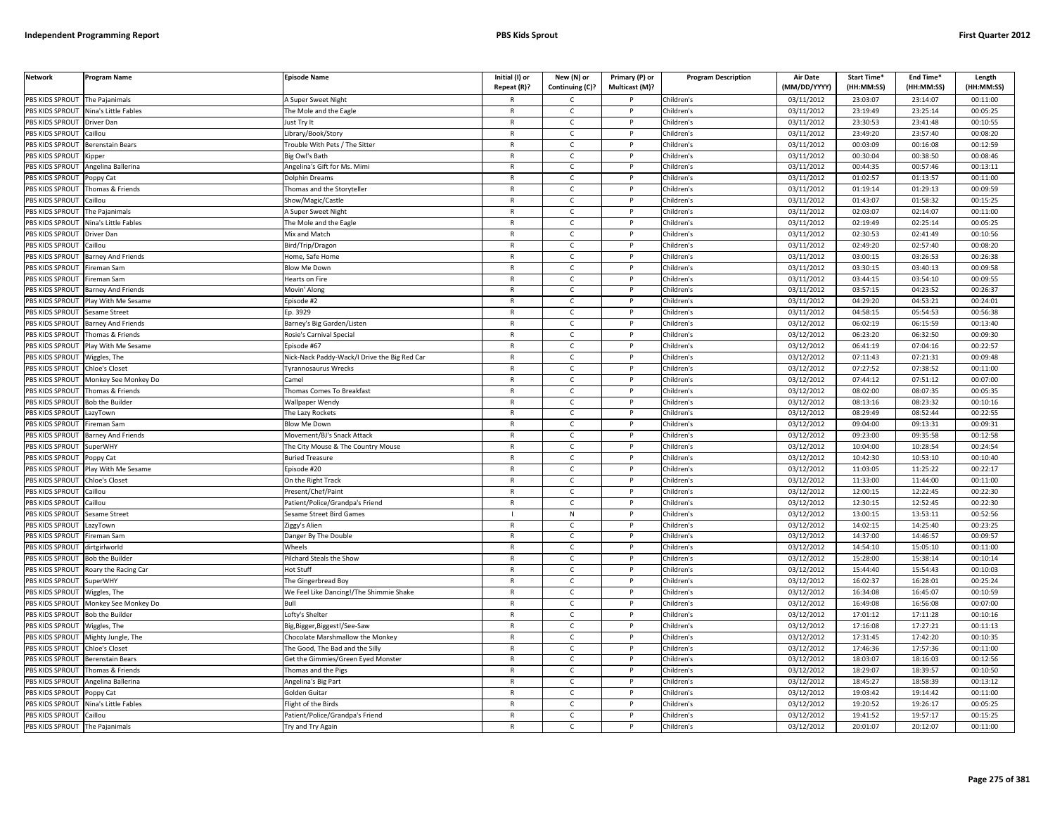| Network | Program Name | Episode Name | Initial (I) or Repeat (R)? | New (N) or Continuing (C)? | Primary (P) or Multicast (M)? | Program Description | Air Date (MM/DD/YYYY) | Start Time* (HH:MM:SS) | End Time* (HH:MM:SS) | Length (HH:MM:SS) |
|---|---|---|---|---|---|---|---|---|---|---|
| PBS KIDS SPROUT | The Pajanimals | A Super Sweet Night | R | C | P | Children's | 03/11/2012 | 23:03:07 | 23:14:07 | 00:11:00 |
| PBS KIDS SPROUT | Nina's Little Fables | The Mole and the Eagle | R | C | P | Children's | 03/11/2012 | 23:19:49 | 23:25:14 | 00:05:25 |
| PBS KIDS SPROUT | Driver Dan | Just Try It | R | C | P | Children's | 03/11/2012 | 23:30:53 | 23:41:48 | 00:10:55 |
| PBS KIDS SPROUT | Caillou | Library/Book/Story | R | C | P | Children's | 03/11/2012 | 23:49:20 | 23:57:40 | 00:08:20 |
| PBS KIDS SPROUT | Berenstain Bears | Trouble With Pets / The Sitter | R | C | P | Children's | 03/11/2012 | 00:03:09 | 00:16:08 | 00:12:59 |
| PBS KIDS SPROUT | Kipper | Big Owl's Bath | R | C | P | Children's | 03/11/2012 | 00:30:04 | 00:38:50 | 00:08:46 |
| PBS KIDS SPROUT | Angelina Ballerina | Angelina's Gift for Ms. Mimi | R | C | P | Children's | 03/11/2012 | 00:44:35 | 00:57:46 | 00:13:11 |
| PBS KIDS SPROUT | Poppy Cat | Dolphin Dreams | R | C | P | Children's | 03/11/2012 | 01:02:57 | 01:13:57 | 00:11:00 |
| PBS KIDS SPROUT | Thomas & Friends | Thomas and the Storyteller | R | C | P | Children's | 03/11/2012 | 01:19:14 | 01:29:13 | 00:09:59 |
| PBS KIDS SPROUT | Caillou | Show/Magic/Castle | R | C | P | Children's | 03/11/2012 | 01:43:07 | 01:58:32 | 00:15:25 |
| PBS KIDS SPROUT | The Pajanimals | A Super Sweet Night | R | C | P | Children's | 03/11/2012 | 02:03:07 | 02:14:07 | 00:11:00 |
| PBS KIDS SPROUT | Nina's Little Fables | The Mole and the Eagle | R | C | P | Children's | 03/11/2012 | 02:19:49 | 02:25:14 | 00:05:25 |
| PBS KIDS SPROUT | Driver Dan | Mix and Match | R | C | P | Children's | 03/11/2012 | 02:30:53 | 02:41:49 | 00:10:56 |
| PBS KIDS SPROUT | Caillou | Bird/Trip/Dragon | R | C | P | Children's | 03/11/2012 | 02:49:20 | 02:57:40 | 00:08:20 |
| PBS KIDS SPROUT | Barney And Friends | Home, Safe Home | R | C | P | Children's | 03/11/2012 | 03:00:15 | 03:26:53 | 00:26:38 |
| PBS KIDS SPROUT | Fireman Sam | Blow Me Down | R | C | P | Children's | 03/11/2012 | 03:30:15 | 03:40:13 | 00:09:58 |
| PBS KIDS SPROUT | Fireman Sam | Hearts on Fire | R | C | P | Children's | 03/11/2012 | 03:44:15 | 03:54:10 | 00:09:55 |
| PBS KIDS SPROUT | Barney And Friends | Movin' Along | R | C | P | Children's | 03/11/2012 | 03:57:15 | 04:23:52 | 00:26:37 |
| PBS KIDS SPROUT | Play With Me Sesame | Episode #2 | R | C | P | Children's | 03/11/2012 | 04:29:20 | 04:53:21 | 00:24:01 |
| PBS KIDS SPROUT | Sesame Street | Ep. 3929 | R | C | P | Children's | 03/11/2012 | 04:58:15 | 05:54:53 | 00:56:38 |
| PBS KIDS SPROUT | Barney And Friends | Barney's Big Garden/Listen | R | C | P | Children's | 03/12/2012 | 06:02:19 | 06:15:59 | 00:13:40 |
| PBS KIDS SPROUT | Thomas & Friends | Rosie's Carnival Special | R | C | P | Children's | 03/12/2012 | 06:23:20 | 06:32:50 | 00:09:30 |
| PBS KIDS SPROUT | Play With Me Sesame | Episode #67 | R | C | P | Children's | 03/12/2012 | 06:41:19 | 07:04:16 | 00:22:57 |
| PBS KIDS SPROUT | Wiggles, The | Nick-Nack Paddy-Wack/I Drive the Big Red Car | R | C | P | Children's | 03/12/2012 | 07:11:43 | 07:21:31 | 00:09:48 |
| PBS KIDS SPROUT | Chloe's Closet | Tyrannosaurus Wrecks | R | C | P | Children's | 03/12/2012 | 07:27:52 | 07:38:52 | 00:11:00 |
| PBS KIDS SPROUT | Monkey See Monkey Do | Camel | R | C | P | Children's | 03/12/2012 | 07:44:12 | 07:51:12 | 00:07:00 |
| PBS KIDS SPROUT | Thomas & Friends | Thomas Comes To Breakfast | R | C | P | Children's | 03/12/2012 | 08:02:00 | 08:07:35 | 00:05:35 |
| PBS KIDS SPROUT | Bob the Builder | Wallpaper Wendy | R | C | P | Children's | 03/12/2012 | 08:13:16 | 08:23:32 | 00:10:16 |
| PBS KIDS SPROUT | LazyTown | The Lazy Rockets | R | C | P | Children's | 03/12/2012 | 08:29:49 | 08:52:44 | 00:22:55 |
| PBS KIDS SPROUT | Fireman Sam | Blow Me Down | R | C | P | Children's | 03/12/2012 | 09:04:00 | 09:13:31 | 00:09:31 |
| PBS KIDS SPROUT | Barney And Friends | Movement/BJ's Snack Attack | R | C | P | Children's | 03/12/2012 | 09:23:00 | 09:35:58 | 00:12:58 |
| PBS KIDS SPROUT | SuperWHY | The City Mouse & The Country Mouse | R | C | P | Children's | 03/12/2012 | 10:04:00 | 10:28:54 | 00:24:54 |
| PBS KIDS SPROUT | Poppy Cat | Buried Treasure | R | C | P | Children's | 03/12/2012 | 10:42:30 | 10:53:10 | 00:10:40 |
| PBS KIDS SPROUT | Play With Me Sesame | Episode #20 | R | C | P | Children's | 03/12/2012 | 11:03:05 | 11:25:22 | 00:22:17 |
| PBS KIDS SPROUT | Chloe's Closet | On the Right Track | R | C | P | Children's | 03/12/2012 | 11:33:00 | 11:44:00 | 00:11:00 |
| PBS KIDS SPROUT | Caillou | Present/Chef/Paint | R | C | P | Children's | 03/12/2012 | 12:00:15 | 12:22:45 | 00:22:30 |
| PBS KIDS SPROUT | Caillou | Patient/Police/Grandpa's Friend | R | C | P | Children's | 03/12/2012 | 12:30:15 | 12:52:45 | 00:22:30 |
| PBS KIDS SPROUT | Sesame Street | Sesame Street Bird Games | I | N | P | Children's | 03/12/2012 | 13:00:15 | 13:53:11 | 00:52:56 |
| PBS KIDS SPROUT | LazyTown | Ziggy's Alien | R | C | P | Children's | 03/12/2012 | 14:02:15 | 14:25:40 | 00:23:25 |
| PBS KIDS SPROUT | Fireman Sam | Danger By The Double | R | C | P | Children's | 03/12/2012 | 14:37:00 | 14:46:57 | 00:09:57 |
| PBS KIDS SPROUT | dirtgirlworld | Wheels | R | C | P | Children's | 03/12/2012 | 14:54:10 | 15:05:10 | 00:11:00 |
| PBS KIDS SPROUT | Bob the Builder | Pilchard Steals the Show | R | C | P | Children's | 03/12/2012 | 15:28:00 | 15:38:14 | 00:10:14 |
| PBS KIDS SPROUT | Roary the Racing Car | Hot Stuff | R | C | P | Children's | 03/12/2012 | 15:44:40 | 15:54:43 | 00:10:03 |
| PBS KIDS SPROUT | SuperWHY | The Gingerbread Boy | R | C | P | Children's | 03/12/2012 | 16:02:37 | 16:28:01 | 00:25:24 |
| PBS KIDS SPROUT | Wiggles, The | We Feel Like Dancing!/The Shimmie Shake | R | C | P | Children's | 03/12/2012 | 16:34:08 | 16:45:07 | 00:10:59 |
| PBS KIDS SPROUT | Monkey See Monkey Do | Bull | R | C | P | Children's | 03/12/2012 | 16:49:08 | 16:56:08 | 00:07:00 |
| PBS KIDS SPROUT | Bob the Builder | Lofty's Shelter | R | C | P | Children's | 03/12/2012 | 17:01:12 | 17:11:28 | 00:10:16 |
| PBS KIDS SPROUT | Wiggles, The | Big,Bigger,Biggest!/See-Saw | R | C | P | Children's | 03/12/2012 | 17:16:08 | 17:27:21 | 00:11:13 |
| PBS KIDS SPROUT | Mighty Jungle, The | Chocolate Marshmallow the Monkey | R | C | P | Children's | 03/12/2012 | 17:31:45 | 17:42:20 | 00:10:35 |
| PBS KIDS SPROUT | Chloe's Closet | The Good, The Bad and the Silly | R | C | P | Children's | 03/12/2012 | 17:46:36 | 17:57:36 | 00:11:00 |
| PBS KIDS SPROUT | Berenstain Bears | Get the Gimmies/Green Eyed Monster | R | C | P | Children's | 03/12/2012 | 18:03:07 | 18:16:03 | 00:12:56 |
| PBS KIDS SPROUT | Thomas & Friends | Thomas and the Pigs | R | C | P | Children's | 03/12/2012 | 18:29:07 | 18:39:57 | 00:10:50 |
| PBS KIDS SPROUT | Angelina Ballerina | Angelina's Big Part | R | C | P | Children's | 03/12/2012 | 18:45:27 | 18:58:39 | 00:13:12 |
| PBS KIDS SPROUT | Poppy Cat | Golden Guitar | R | C | P | Children's | 03/12/2012 | 19:03:42 | 19:14:42 | 00:11:00 |
| PBS KIDS SPROUT | Nina's Little Fables | Flight of the Birds | R | C | P | Children's | 03/12/2012 | 19:20:52 | 19:26:17 | 00:05:25 |
| PBS KIDS SPROUT | Caillou | Patient/Police/Grandpa's Friend | R | C | P | Children's | 03/12/2012 | 19:41:52 | 19:57:17 | 00:15:25 |
| PBS KIDS SPROUT | The Pajanimals | Try and Try Again | R | C | P | Children's | 03/12/2012 | 20:01:07 | 20:12:07 | 00:11:00 |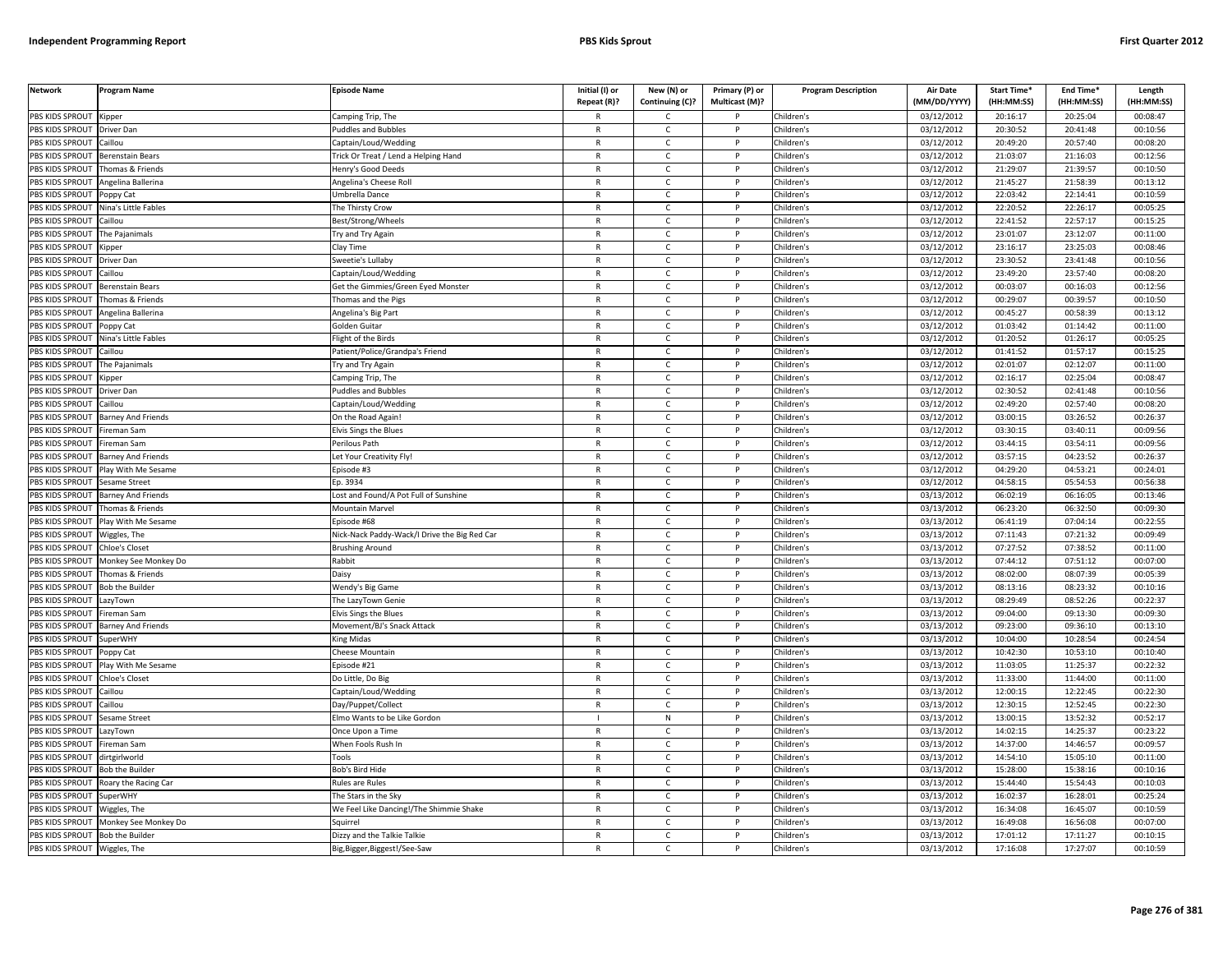| Network | Program Name | Episode Name | Initial (I) or Repeat (R)? | New (N) or Continuing (C)? | Primary (P) or Multicast (M)? | Program Description | Air Date (MM/DD/YYYY) | Start Time* (HH:MM:SS) | End Time* (HH:MM:SS) | Length (HH:MM:SS) |
|---|---|---|---|---|---|---|---|---|---|---|
| PBS KIDS SPROUT | Kipper | Camping Trip, The | R | C | P | Children's | 03/12/2012 | 20:16:17 | 20:25:04 | 00:08:47 |
| PBS KIDS SPROUT | Driver Dan | Puddles and Bubbles | R | C | P | Children's | 03/12/2012 | 20:30:52 | 20:41:48 | 00:10:56 |
| PBS KIDS SPROUT | Caillou | Captain/Loud/Wedding | R | C | P | Children's | 03/12/2012 | 20:49:20 | 20:57:40 | 00:08:20 |
| PBS KIDS SPROUT | Berenstain Bears | Trick Or Treat / Lend a Helping Hand | R | C | P | Children's | 03/12/2012 | 21:03:07 | 21:16:03 | 00:12:56 |
| PBS KIDS SPROUT | Thomas & Friends | Henry's Good Deeds | R | C | P | Children's | 03/12/2012 | 21:29:07 | 21:39:57 | 00:10:50 |
| PBS KIDS SPROUT | Angelina Ballerina | Angelina's Cheese Roll | R | C | P | Children's | 03/12/2012 | 21:45:27 | 21:58:39 | 00:13:12 |
| PBS KIDS SPROUT | Poppy Cat | Umbrella Dance | R | C | P | Children's | 03/12/2012 | 22:03:42 | 22:14:41 | 00:10:59 |
| PBS KIDS SPROUT | Nina's Little Fables | The Thirsty Crow | R | C | P | Children's | 03/12/2012 | 22:20:52 | 22:26:17 | 00:05:25 |
| PBS KIDS SPROUT | Caillou | Best/Strong/Wheels | R | C | P | Children's | 03/12/2012 | 22:41:52 | 22:57:17 | 00:15:25 |
| PBS KIDS SPROUT | The Pajanimals | Try and Try Again | R | C | P | Children's | 03/12/2012 | 23:01:07 | 23:12:07 | 00:11:00 |
| PBS KIDS SPROUT | Kipper | Clay Time | R | C | P | Children's | 03/12/2012 | 23:16:17 | 23:25:03 | 00:08:46 |
| PBS KIDS SPROUT | Driver Dan | Sweetie's Lullaby | R | C | P | Children's | 03/12/2012 | 23:30:52 | 23:41:48 | 00:10:56 |
| PBS KIDS SPROUT | Caillou | Captain/Loud/Wedding | R | C | P | Children's | 03/12/2012 | 23:49:20 | 23:57:40 | 00:08:20 |
| PBS KIDS SPROUT | Berenstain Bears | Get the Gimmies/Green Eyed Monster | R | C | P | Children's | 03/12/2012 | 00:03:07 | 00:16:03 | 00:12:56 |
| PBS KIDS SPROUT | Thomas & Friends | Thomas and the Pigs | R | C | P | Children's | 03/12/2012 | 00:29:07 | 00:39:57 | 00:10:50 |
| PBS KIDS SPROUT | Angelina Ballerina | Angelina's Big Part | R | C | P | Children's | 03/12/2012 | 00:45:27 | 00:58:39 | 00:13:12 |
| PBS KIDS SPROUT | Poppy Cat | Golden Guitar | R | C | P | Children's | 03/12/2012 | 01:03:42 | 01:14:42 | 00:11:00 |
| PBS KIDS SPROUT | Nina's Little Fables | Flight of the Birds | R | C | P | Children's | 03/12/2012 | 01:20:52 | 01:26:17 | 00:05:25 |
| PBS KIDS SPROUT | Caillou | Patient/Police/Grandpa's Friend | R | C | P | Children's | 03/12/2012 | 01:41:52 | 01:57:17 | 00:15:25 |
| PBS KIDS SPROUT | The Pajanimals | Try and Try Again | R | C | P | Children's | 03/12/2012 | 02:01:07 | 02:12:07 | 00:11:00 |
| PBS KIDS SPROUT | Kipper | Camping Trip, The | R | C | P | Children's | 03/12/2012 | 02:16:17 | 02:25:04 | 00:08:47 |
| PBS KIDS SPROUT | Driver Dan | Puddles and Bubbles | R | C | P | Children's | 03/12/2012 | 02:30:52 | 02:41:48 | 00:10:56 |
| PBS KIDS SPROUT | Caillou | Captain/Loud/Wedding | R | C | P | Children's | 03/12/2012 | 02:49:20 | 02:57:40 | 00:08:20 |
| PBS KIDS SPROUT | Barney And Friends | On the Road Again! | R | C | P | Children's | 03/12/2012 | 03:00:15 | 03:26:52 | 00:26:37 |
| PBS KIDS SPROUT | Fireman Sam | Elvis Sings the Blues | R | C | P | Children's | 03/12/2012 | 03:30:15 | 03:40:11 | 00:09:56 |
| PBS KIDS SPROUT | Fireman Sam | Perilous Path | R | C | P | Children's | 03/12/2012 | 03:44:15 | 03:54:11 | 00:09:56 |
| PBS KIDS SPROUT | Barney And Friends | Let Your Creativity Fly! | R | C | P | Children's | 03/12/2012 | 03:57:15 | 04:23:52 | 00:26:37 |
| PBS KIDS SPROUT | Play With Me Sesame | Episode #3 | R | C | P | Children's | 03/12/2012 | 04:29:20 | 04:53:21 | 00:24:01 |
| PBS KIDS SPROUT | Sesame Street | Ep. 3934 | R | C | P | Children's | 03/12/2012 | 04:58:15 | 05:54:53 | 00:56:38 |
| PBS KIDS SPROUT | Barney And Friends | Lost and Found/A Pot Full of Sunshine | R | C | P | Children's | 03/13/2012 | 06:02:19 | 06:16:05 | 00:13:46 |
| PBS KIDS SPROUT | Thomas & Friends | Mountain Marvel | R | C | P | Children's | 03/13/2012 | 06:23:20 | 06:32:50 | 00:09:30 |
| PBS KIDS SPROUT | Play With Me Sesame | Episode #68 | R | C | P | Children's | 03/13/2012 | 06:41:19 | 07:04:14 | 00:22:55 |
| PBS KIDS SPROUT | Wiggles, The | Nick-Nack Paddy-Wack/I Drive the Big Red Car | R | C | P | Children's | 03/13/2012 | 07:11:43 | 07:21:32 | 00:09:49 |
| PBS KIDS SPROUT | Chloe's Closet | Brushing Around | R | C | P | Children's | 03/13/2012 | 07:27:52 | 07:38:52 | 00:11:00 |
| PBS KIDS SPROUT | Monkey See Monkey Do | Rabbit | R | C | P | Children's | 03/13/2012 | 07:44:12 | 07:51:12 | 00:07:00 |
| PBS KIDS SPROUT | Thomas & Friends | Daisy | R | C | P | Children's | 03/13/2012 | 08:02:00 | 08:07:39 | 00:05:39 |
| PBS KIDS SPROUT | Bob the Builder | Wendy's Big Game | R | C | P | Children's | 03/13/2012 | 08:13:16 | 08:23:32 | 00:10:16 |
| PBS KIDS SPROUT | LazyTown | The LazyTown Genie | R | C | P | Children's | 03/13/2012 | 08:29:49 | 08:52:26 | 00:22:37 |
| PBS KIDS SPROUT | Fireman Sam | Elvis Sings the Blues | R | C | P | Children's | 03/13/2012 | 09:04:00 | 09:13:30 | 00:09:30 |
| PBS KIDS SPROUT | Barney And Friends | Movement/BJ's Snack Attack | R | C | P | Children's | 03/13/2012 | 09:23:00 | 09:36:10 | 00:13:10 |
| PBS KIDS SPROUT | SuperWHY | King Midas | R | C | P | Children's | 03/13/2012 | 10:04:00 | 10:28:54 | 00:24:54 |
| PBS KIDS SPROUT | Poppy Cat | Cheese Mountain | R | C | P | Children's | 03/13/2012 | 10:42:30 | 10:53:10 | 00:10:40 |
| PBS KIDS SPROUT | Play With Me Sesame | Episode #21 | R | C | P | Children's | 03/13/2012 | 11:03:05 | 11:25:37 | 00:22:32 |
| PBS KIDS SPROUT | Chloe's Closet | Do Little, Do Big | R | C | P | Children's | 03/13/2012 | 11:33:00 | 11:44:00 | 00:11:00 |
| PBS KIDS SPROUT | Caillou | Captain/Loud/Wedding | R | C | P | Children's | 03/13/2012 | 12:00:15 | 12:22:45 | 00:22:30 |
| PBS KIDS SPROUT | Caillou | Day/Puppet/Collect | R | C | P | Children's | 03/13/2012 | 12:30:15 | 12:52:45 | 00:22:30 |
| PBS KIDS SPROUT | Sesame Street | Elmo Wants to be Like Gordon | I | N | P | Children's | 03/13/2012 | 13:00:15 | 13:52:32 | 00:52:17 |
| PBS KIDS SPROUT | LazyTown | Once Upon a Time | R | C | P | Children's | 03/13/2012 | 14:02:15 | 14:25:37 | 00:23:22 |
| PBS KIDS SPROUT | Fireman Sam | When Fools Rush In | R | C | P | Children's | 03/13/2012 | 14:37:00 | 14:46:57 | 00:09:57 |
| PBS KIDS SPROUT | dirtgirlworld | Tools | R | C | P | Children's | 03/13/2012 | 14:54:10 | 15:05:10 | 00:11:00 |
| PBS KIDS SPROUT | Bob the Builder | Bob's Bird Hide | R | C | P | Children's | 03/13/2012 | 15:28:00 | 15:38:16 | 00:10:16 |
| PBS KIDS SPROUT | Roary the Racing Car | Rules are Rules | R | C | P | Children's | 03/13/2012 | 15:44:40 | 15:54:43 | 00:10:03 |
| PBS KIDS SPROUT | SuperWHY | The Stars in the Sky | R | C | P | Children's | 03/13/2012 | 16:02:37 | 16:28:01 | 00:25:24 |
| PBS KIDS SPROUT | Wiggles, The | We Feel Like Dancing!/The Shimmie Shake | R | C | P | Children's | 03/13/2012 | 16:34:08 | 16:45:07 | 00:10:59 |
| PBS KIDS SPROUT | Monkey See Monkey Do | Squirrel | R | C | P | Children's | 03/13/2012 | 16:49:08 | 16:56:08 | 00:07:00 |
| PBS KIDS SPROUT | Bob the Builder | Dizzy and the Talkie Talkie | R | C | P | Children's | 03/13/2012 | 17:01:12 | 17:11:27 | 00:10:15 |
| PBS KIDS SPROUT | Wiggles, The | Big,Bigger,Biggest!/See-Saw | R | C | P | Children's | 03/13/2012 | 17:16:08 | 17:27:07 | 00:10:59 |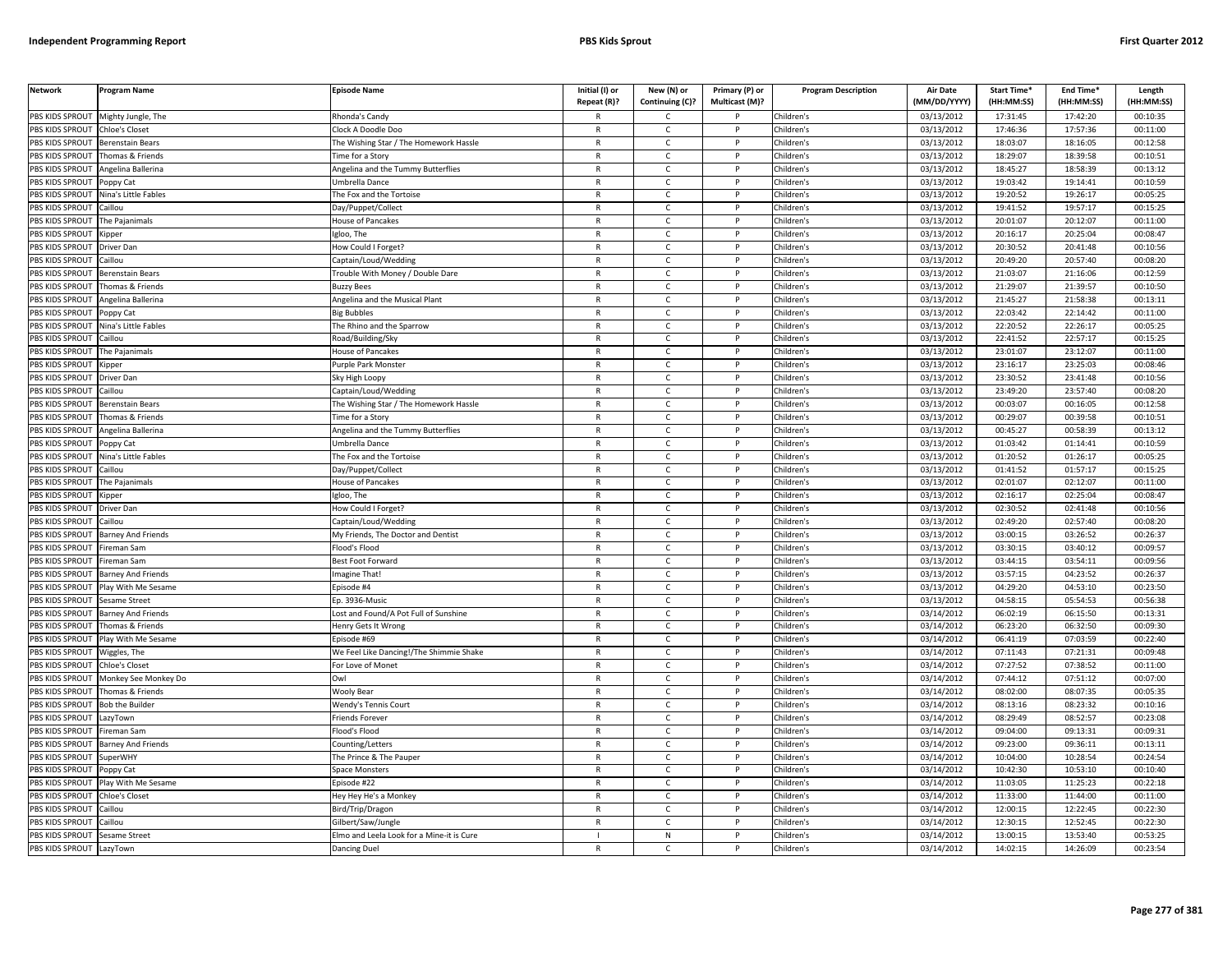| Network | Program Name | Episode Name | Initial (I) or Repeat (R)? | New (N) or Continuing (C)? | Primary (P) or Multicast (M)? | Program Description | Air Date (MM/DD/YYYY) | Start Time* (HH:MM:SS) | End Time* (HH:MM:SS) | Length (HH:MM:SS) |
|---|---|---|---|---|---|---|---|---|---|---|
| PBS KIDS SPROUT | Mighty Jungle, The | Rhonda's Candy | R | C | P | Children's | 03/13/2012 | 17:31:45 | 17:42:20 | 00:10:35 |
| PBS KIDS SPROUT | Chloe's Closet | Clock A Doodle Doo | R | C | P | Children's | 03/13/2012 | 17:46:36 | 17:57:36 | 00:11:00 |
| PBS KIDS SPROUT | Berenstain Bears | The Wishing Star / The Homework Hassle | R | C | P | Children's | 03/13/2012 | 18:03:07 | 18:16:05 | 00:12:58 |
| PBS KIDS SPROUT | Thomas & Friends | Time for a Story | R | C | P | Children's | 03/13/2012 | 18:29:07 | 18:39:58 | 00:10:51 |
| PBS KIDS SPROUT | Angelina Ballerina | Angelina and the Tummy Butterflies | R | C | P | Children's | 03/13/2012 | 18:45:27 | 18:58:39 | 00:13:12 |
| PBS KIDS SPROUT | Poppy Cat | Umbrella Dance | R | C | P | Children's | 03/13/2012 | 19:03:42 | 19:14:41 | 00:10:59 |
| PBS KIDS SPROUT | Nina's Little Fables | The Fox and the Tortoise | R | C | P | Children's | 03/13/2012 | 19:20:52 | 19:26:17 | 00:05:25 |
| PBS KIDS SPROUT | Caillou | Day/Puppet/Collect | R | C | P | Children's | 03/13/2012 | 19:41:52 | 19:57:17 | 00:15:25 |
| PBS KIDS SPROUT | The Pajanimals | House of Pancakes | R | C | P | Children's | 03/13/2012 | 20:01:07 | 20:12:07 | 00:11:00 |
| PBS KIDS SPROUT | Kipper | Igloo, The | R | C | P | Children's | 03/13/2012 | 20:16:17 | 20:25:04 | 00:08:47 |
| PBS KIDS SPROUT | Driver Dan | How Could I Forget? | R | C | P | Children's | 03/13/2012 | 20:30:52 | 20:41:48 | 00:10:56 |
| PBS KIDS SPROUT | Caillou | Captain/Loud/Wedding | R | C | P | Children's | 03/13/2012 | 20:49:20 | 20:57:40 | 00:08:20 |
| PBS KIDS SPROUT | Berenstain Bears | Trouble With Money / Double Dare | R | C | P | Children's | 03/13/2012 | 21:03:07 | 21:16:06 | 00:12:59 |
| PBS KIDS SPROUT | Thomas & Friends | Buzzy Bees | R | C | P | Children's | 03/13/2012 | 21:29:07 | 21:39:57 | 00:10:50 |
| PBS KIDS SPROUT | Angelina Ballerina | Angelina and the Musical Plant | R | C | P | Children's | 03/13/2012 | 21:45:27 | 21:58:38 | 00:13:11 |
| PBS KIDS SPROUT | Poppy Cat | Big Bubbles | R | C | P | Children's | 03/13/2012 | 22:03:42 | 22:14:42 | 00:11:00 |
| PBS KIDS SPROUT | Nina's Little Fables | The Rhino and the Sparrow | R | C | P | Children's | 03/13/2012 | 22:20:52 | 22:26:17 | 00:05:25 |
| PBS KIDS SPROUT | Caillou | Road/Building/Sky | R | C | P | Children's | 03/13/2012 | 22:41:52 | 22:57:17 | 00:15:25 |
| PBS KIDS SPROUT | The Pajanimals | House of Pancakes | R | C | P | Children's | 03/13/2012 | 23:01:07 | 23:12:07 | 00:11:00 |
| PBS KIDS SPROUT | Kipper | Purple Park Monster | R | C | P | Children's | 03/13/2012 | 23:16:17 | 23:25:03 | 00:08:46 |
| PBS KIDS SPROUT | Driver Dan | Sky High Loopy | R | C | P | Children's | 03/13/2012 | 23:30:52 | 23:41:48 | 00:10:56 |
| PBS KIDS SPROUT | Caillou | Captain/Loud/Wedding | R | C | P | Children's | 03/13/2012 | 23:49:20 | 23:57:40 | 00:08:20 |
| PBS KIDS SPROUT | Berenstain Bears | The Wishing Star / The Homework Hassle | R | C | P | Children's | 03/13/2012 | 00:03:07 | 00:16:05 | 00:12:58 |
| PBS KIDS SPROUT | Thomas & Friends | Time for a Story | R | C | P | Children's | 03/13/2012 | 00:29:07 | 00:39:58 | 00:10:51 |
| PBS KIDS SPROUT | Angelina Ballerina | Angelina and the Tummy Butterflies | R | C | P | Children's | 03/13/2012 | 00:45:27 | 00:58:39 | 00:13:12 |
| PBS KIDS SPROUT | Poppy Cat | Umbrella Dance | R | C | P | Children's | 03/13/2012 | 01:03:42 | 01:14:41 | 00:10:59 |
| PBS KIDS SPROUT | Nina's Little Fables | The Fox and the Tortoise | R | C | P | Children's | 03/13/2012 | 01:20:52 | 01:26:17 | 00:05:25 |
| PBS KIDS SPROUT | Caillou | Day/Puppet/Collect | R | C | P | Children's | 03/13/2012 | 01:41:52 | 01:57:17 | 00:15:25 |
| PBS KIDS SPROUT | The Pajanimals | House of Pancakes | R | C | P | Children's | 03/13/2012 | 02:01:07 | 02:12:07 | 00:11:00 |
| PBS KIDS SPROUT | Kipper | Igloo, The | R | C | P | Children's | 03/13/2012 | 02:16:17 | 02:25:04 | 00:08:47 |
| PBS KIDS SPROUT | Driver Dan | How Could I Forget? | R | C | P | Children's | 03/13/2012 | 02:30:52 | 02:41:48 | 00:10:56 |
| PBS KIDS SPROUT | Caillou | Captain/Loud/Wedding | R | C | P | Children's | 03/13/2012 | 02:49:20 | 02:57:40 | 00:08:20 |
| PBS KIDS SPROUT | Barney And Friends | My Friends, The Doctor and Dentist | R | C | P | Children's | 03/13/2012 | 03:00:15 | 03:26:52 | 00:26:37 |
| PBS KIDS SPROUT | Fireman Sam | Flood's Flood | R | C | P | Children's | 03/13/2012 | 03:30:15 | 03:40:12 | 00:09:57 |
| PBS KIDS SPROUT | Fireman Sam | Best Foot Forward | R | C | P | Children's | 03/13/2012 | 03:44:15 | 03:54:11 | 00:09:56 |
| PBS KIDS SPROUT | Barney And Friends | Imagine That! | R | C | P | Children's | 03/13/2012 | 03:57:15 | 04:23:52 | 00:26:37 |
| PBS KIDS SPROUT | Play With Me Sesame | Episode #4 | R | C | P | Children's | 03/13/2012 | 04:29:20 | 04:53:10 | 00:23:50 |
| PBS KIDS SPROUT | Sesame Street | Ep. 3936-Music | R | C | P | Children's | 03/13/2012 | 04:58:15 | 05:54:53 | 00:56:38 |
| PBS KIDS SPROUT | Barney And Friends | Lost and Found/A Pot Full of Sunshine | R | C | P | Children's | 03/14/2012 | 06:02:19 | 06:15:50 | 00:13:31 |
| PBS KIDS SPROUT | Thomas & Friends | Henry Gets It Wrong | R | C | P | Children's | 03/14/2012 | 06:23:20 | 06:32:50 | 00:09:30 |
| PBS KIDS SPROUT | Play With Me Sesame | Episode #69 | R | C | P | Children's | 03/14/2012 | 06:41:19 | 07:03:59 | 00:22:40 |
| PBS KIDS SPROUT | Wiggles, The | We Feel Like Dancing!/The Shimmie Shake | R | C | P | Children's | 03/14/2012 | 07:11:43 | 07:21:31 | 00:09:48 |
| PBS KIDS SPROUT | Chloe's Closet | For Love of Monet | R | C | P | Children's | 03/14/2012 | 07:27:52 | 07:38:52 | 00:11:00 |
| PBS KIDS SPROUT | Monkey See Monkey Do | Owl | R | C | P | Children's | 03/14/2012 | 07:44:12 | 07:51:12 | 00:07:00 |
| PBS KIDS SPROUT | Thomas & Friends | Wooly Bear | R | C | P | Children's | 03/14/2012 | 08:02:00 | 08:07:35 | 00:05:35 |
| PBS KIDS SPROUT | Bob the Builder | Wendy's Tennis Court | R | C | P | Children's | 03/14/2012 | 08:13:16 | 08:23:32 | 00:10:16 |
| PBS KIDS SPROUT | LazyTown | Friends Forever | R | C | P | Children's | 03/14/2012 | 08:29:49 | 08:52:57 | 00:23:08 |
| PBS KIDS SPROUT | Fireman Sam | Flood's Flood | R | C | P | Children's | 03/14/2012 | 09:04:00 | 09:13:31 | 00:09:31 |
| PBS KIDS SPROUT | Barney And Friends | Counting/Letters | R | C | P | Children's | 03/14/2012 | 09:23:00 | 09:36:11 | 00:13:11 |
| PBS KIDS SPROUT | SuperWHY | The Prince & The Pauper | R | C | P | Children's | 03/14/2012 | 10:04:00 | 10:28:54 | 00:24:54 |
| PBS KIDS SPROUT | Poppy Cat | Space Monsters | R | C | P | Children's | 03/14/2012 | 10:42:30 | 10:53:10 | 00:10:40 |
| PBS KIDS SPROUT | Play With Me Sesame | Episode #22 | R | C | P | Children's | 03/14/2012 | 11:03:05 | 11:25:23 | 00:22:18 |
| PBS KIDS SPROUT | Chloe's Closet | Hey Hey He's a Monkey | R | C | P | Children's | 03/14/2012 | 11:33:00 | 11:44:00 | 00:11:00 |
| PBS KIDS SPROUT | Caillou | Bird/Trip/Dragon | R | C | P | Children's | 03/14/2012 | 12:00:15 | 12:22:45 | 00:22:30 |
| PBS KIDS SPROUT | Caillou | Gilbert/Saw/Jungle | R | C | P | Children's | 03/14/2012 | 12:30:15 | 12:52:45 | 00:22:30 |
| PBS KIDS SPROUT | Sesame Street | Elmo and Leela Look for a Mine-it is Cure | I | N | P | Children's | 03/14/2012 | 13:00:15 | 13:53:40 | 00:53:25 |
| PBS KIDS SPROUT | LazyTown | Dancing Duel | R | C | P | Children's | 03/14/2012 | 14:02:15 | 14:26:09 | 00:23:54 |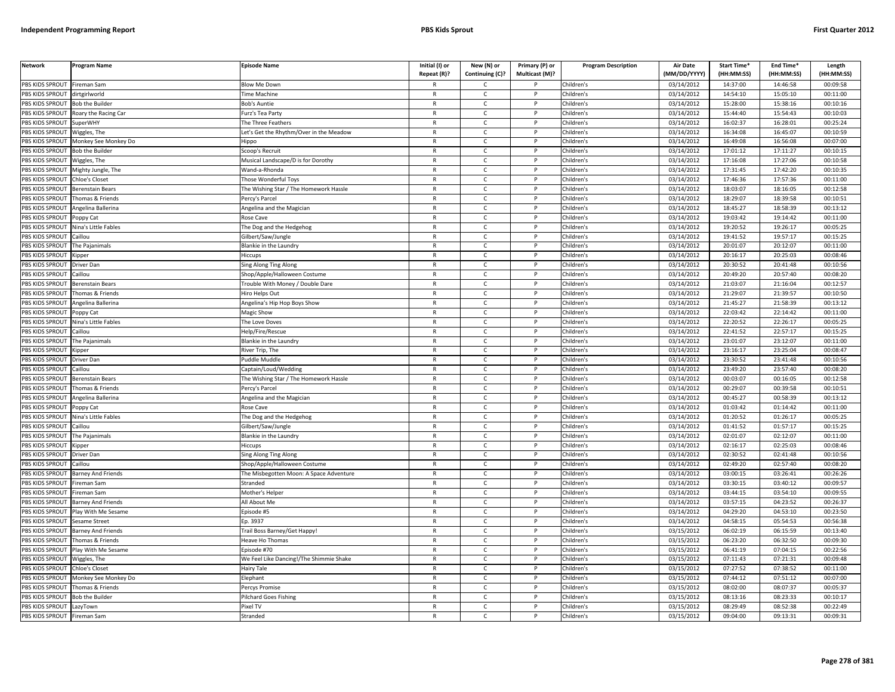| Network | Program Name | Episode Name | Initial (I) or Repeat (R)? | New (N) or Continuing (C)? | Primary (P) or Multicast (M)? | Program Description | Air Date (MM/DD/YYYY) | Start Time* (HH:MM:SS) | End Time* (HH:MM:SS) | Length (HH:MM:SS) |
|---|---|---|---|---|---|---|---|---|---|---|
| PBS KIDS SPROUT | Fireman Sam | Blow Me Down | R | C | P | Children's | 03/14/2012 | 14:37:00 | 14:46:58 | 00:09:58 |
| PBS KIDS SPROUT | dirtgirlworld | Time Machine | R | C | P | Children's | 03/14/2012 | 14:54:10 | 15:05:10 | 00:11:00 |
| PBS KIDS SPROUT | Bob the Builder | Bob's Auntie | R | C | P | Children's | 03/14/2012 | 15:28:00 | 15:38:16 | 00:10:16 |
| PBS KIDS SPROUT | Roary the Racing Car | Furz's Tea Party | R | C | P | Children's | 03/14/2012 | 15:44:40 | 15:54:43 | 00:10:03 |
| PBS KIDS SPROUT | SuperWHY | The Three Feathers | R | C | P | Children's | 03/14/2012 | 16:02:37 | 16:28:01 | 00:25:24 |
| PBS KIDS SPROUT | Wiggles, The | Let's Get the Rhythm/Over in the Meadow | R | C | P | Children's | 03/14/2012 | 16:34:08 | 16:45:07 | 00:10:59 |
| PBS KIDS SPROUT | Monkey See Monkey Do | Hippo | R | C | P | Children's | 03/14/2012 | 16:49:08 | 16:56:08 | 00:07:00 |
| PBS KIDS SPROUT | Bob the Builder | Scoop's Recruit | R | C | P | Children's | 03/14/2012 | 17:01:12 | 17:11:27 | 00:10:15 |
| PBS KIDS SPROUT | Wiggles, The | Musical Landscape/D is for Dorothy | R | C | P | Children's | 03/14/2012 | 17:16:08 | 17:27:06 | 00:10:58 |
| PBS KIDS SPROUT | Mighty Jungle, The | Wand-a-Rhonda | R | C | P | Children's | 03/14/2012 | 17:31:45 | 17:42:20 | 00:10:35 |
| PBS KIDS SPROUT | Chloe's Closet | Those Wonderful Toys | R | C | P | Children's | 03/14/2012 | 17:46:36 | 17:57:36 | 00:11:00 |
| PBS KIDS SPROUT | Berenstain Bears | The Wishing Star / The Homework Hassle | R | C | P | Children's | 03/14/2012 | 18:03:07 | 18:16:05 | 00:12:58 |
| PBS KIDS SPROUT | Thomas & Friends | Percy's Parcel | R | C | P | Children's | 03/14/2012 | 18:29:07 | 18:39:58 | 00:10:51 |
| PBS KIDS SPROUT | Angelina Ballerina | Angelina and the Magician | R | C | P | Children's | 03/14/2012 | 18:45:27 | 18:58:39 | 00:13:12 |
| PBS KIDS SPROUT | Poppy Cat | Rose Cave | R | C | P | Children's | 03/14/2012 | 19:03:42 | 19:14:42 | 00:11:00 |
| PBS KIDS SPROUT | Nina's Little Fables | The Dog and the Hedgehog | R | C | P | Children's | 03/14/2012 | 19:20:52 | 19:26:17 | 00:05:25 |
| PBS KIDS SPROUT | Caillou | Gilbert/Saw/Jungle | R | C | P | Children's | 03/14/2012 | 19:41:52 | 19:57:17 | 00:15:25 |
| PBS KIDS SPROUT | The Pajanimals | Blankie in the Laundry | R | C | P | Children's | 03/14/2012 | 20:01:07 | 20:12:07 | 00:11:00 |
| PBS KIDS SPROUT | Kipper | Hiccups | R | C | P | Children's | 03/14/2012 | 20:16:17 | 20:25:03 | 00:08:46 |
| PBS KIDS SPROUT | Driver Dan | Sing Along Ting Along | R | C | P | Children's | 03/14/2012 | 20:30:52 | 20:41:48 | 00:10:56 |
| PBS KIDS SPROUT | Caillou | Shop/Apple/Halloween Costume | R | C | P | Children's | 03/14/2012 | 20:49:20 | 20:57:40 | 00:08:20 |
| PBS KIDS SPROUT | Berenstain Bears | Trouble With Money / Double Dare | R | C | P | Children's | 03/14/2012 | 21:03:07 | 21:16:04 | 00:12:57 |
| PBS KIDS SPROUT | Thomas & Friends | Hiro Helps Out | R | C | P | Children's | 03/14/2012 | 21:29:07 | 21:39:57 | 00:10:50 |
| PBS KIDS SPROUT | Angelina Ballerina | Angelina's Hip Hop Boys Show | R | C | P | Children's | 03/14/2012 | 21:45:27 | 21:58:39 | 00:13:12 |
| PBS KIDS SPROUT | Poppy Cat | Magic Show | R | C | P | Children's | 03/14/2012 | 22:03:42 | 22:14:42 | 00:11:00 |
| PBS KIDS SPROUT | Nina's Little Fables | The Love Doves | R | C | P | Children's | 03/14/2012 | 22:20:52 | 22:26:17 | 00:05:25 |
| PBS KIDS SPROUT | Caillou | Help/Fire/Rescue | R | C | P | Children's | 03/14/2012 | 22:41:52 | 22:57:17 | 00:15:25 |
| PBS KIDS SPROUT | The Pajanimals | Blankie in the Laundry | R | C | P | Children's | 03/14/2012 | 23:01:07 | 23:12:07 | 00:11:00 |
| PBS KIDS SPROUT | Kipper | River Trip, The | R | C | P | Children's | 03/14/2012 | 23:16:17 | 23:25:04 | 00:08:47 |
| PBS KIDS SPROUT | Driver Dan | Puddle Muddle | R | C | P | Children's | 03/14/2012 | 23:30:52 | 23:41:48 | 00:10:56 |
| PBS KIDS SPROUT | Caillou | Captain/Loud/Wedding | R | C | P | Children's | 03/14/2012 | 23:49:20 | 23:57:40 | 00:08:20 |
| PBS KIDS SPROUT | Berenstain Bears | The Wishing Star / The Homework Hassle | R | C | P | Children's | 03/14/2012 | 00:03:07 | 00:16:05 | 00:12:58 |
| PBS KIDS SPROUT | Thomas & Friends | Percy's Parcel | R | C | P | Children's | 03/14/2012 | 00:29:07 | 00:39:58 | 00:10:51 |
| PBS KIDS SPROUT | Angelina Ballerina | Angelina and the Magician | R | C | P | Children's | 03/14/2012 | 00:45:27 | 00:58:39 | 00:13:12 |
| PBS KIDS SPROUT | Poppy Cat | Rose Cave | R | C | P | Children's | 03/14/2012 | 01:03:42 | 01:14:42 | 00:11:00 |
| PBS KIDS SPROUT | Nina's Little Fables | The Dog and the Hedgehog | R | C | P | Children's | 03/14/2012 | 01:20:52 | 01:26:17 | 00:05:25 |
| PBS KIDS SPROUT | Caillou | Gilbert/Saw/Jungle | R | C | P | Children's | 03/14/2012 | 01:41:52 | 01:57:17 | 00:15:25 |
| PBS KIDS SPROUT | The Pajanimals | Blankie in the Laundry | R | C | P | Children's | 03/14/2012 | 02:01:07 | 02:12:07 | 00:11:00 |
| PBS KIDS SPROUT | Kipper | Hiccups | R | C | P | Children's | 03/14/2012 | 02:16:17 | 02:25:03 | 00:08:46 |
| PBS KIDS SPROUT | Driver Dan | Sing Along Ting Along | R | C | P | Children's | 03/14/2012 | 02:30:52 | 02:41:48 | 00:10:56 |
| PBS KIDS SPROUT | Caillou | Shop/Apple/Halloween Costume | R | C | P | Children's | 03/14/2012 | 02:49:20 | 02:57:40 | 00:08:20 |
| PBS KIDS SPROUT | Barney And Friends | The Misbegotten Moon: A Space Adventure | R | C | P | Children's | 03/14/2012 | 03:00:15 | 03:26:41 | 00:26:26 |
| PBS KIDS SPROUT | Fireman Sam | Stranded | R | C | P | Children's | 03/14/2012 | 03:30:15 | 03:40:12 | 00:09:57 |
| PBS KIDS SPROUT | Fireman Sam | Mother's Helper | R | C | P | Children's | 03/14/2012 | 03:44:15 | 03:54:10 | 00:09:55 |
| PBS KIDS SPROUT | Barney And Friends | All About Me | R | C | P | Children's | 03/14/2012 | 03:57:15 | 04:23:52 | 00:26:37 |
| PBS KIDS SPROUT | Play With Me Sesame | Episode #5 | R | C | P | Children's | 03/14/2012 | 04:29:20 | 04:53:10 | 00:23:50 |
| PBS KIDS SPROUT | Sesame Street | Ep. 3937 | R | C | P | Children's | 03/14/2012 | 04:58:15 | 05:54:53 | 00:56:38 |
| PBS KIDS SPROUT | Barney And Friends | Trail Boss Barney/Get Happy! | R | C | P | Children's | 03/15/2012 | 06:02:19 | 06:15:59 | 00:13:40 |
| PBS KIDS SPROUT | Thomas & Friends | Heave Ho Thomas | R | C | P | Children's | 03/15/2012 | 06:23:20 | 06:32:50 | 00:09:30 |
| PBS KIDS SPROUT | Play With Me Sesame | Episode #70 | R | C | P | Children's | 03/15/2012 | 06:41:19 | 07:04:15 | 00:22:56 |
| PBS KIDS SPROUT | Wiggles, The | We Feel Like Dancing!/The Shimmie Shake | R | C | P | Children's | 03/15/2012 | 07:11:43 | 07:21:31 | 00:09:48 |
| PBS KIDS SPROUT | Chloe's Closet | Hairy Tale | R | C | P | Children's | 03/15/2012 | 07:27:52 | 07:38:52 | 00:11:00 |
| PBS KIDS SPROUT | Monkey See Monkey Do | Elephant | R | C | P | Children's | 03/15/2012 | 07:44:12 | 07:51:12 | 00:07:00 |
| PBS KIDS SPROUT | Thomas & Friends | Percys Promise | R | C | P | Children's | 03/15/2012 | 08:02:00 | 08:07:37 | 00:05:37 |
| PBS KIDS SPROUT | Bob the Builder | Pilchard Goes Fishing | R | C | P | Children's | 03/15/2012 | 08:13:16 | 08:23:33 | 00:10:17 |
| PBS KIDS SPROUT | LazyTown | Pixel TV | R | C | P | Children's | 03/15/2012 | 08:29:49 | 08:52:38 | 00:22:49 |
| PBS KIDS SPROUT | Fireman Sam | Stranded | R | C | P | Children's | 03/15/2012 | 09:04:00 | 09:13:31 | 00:09:31 |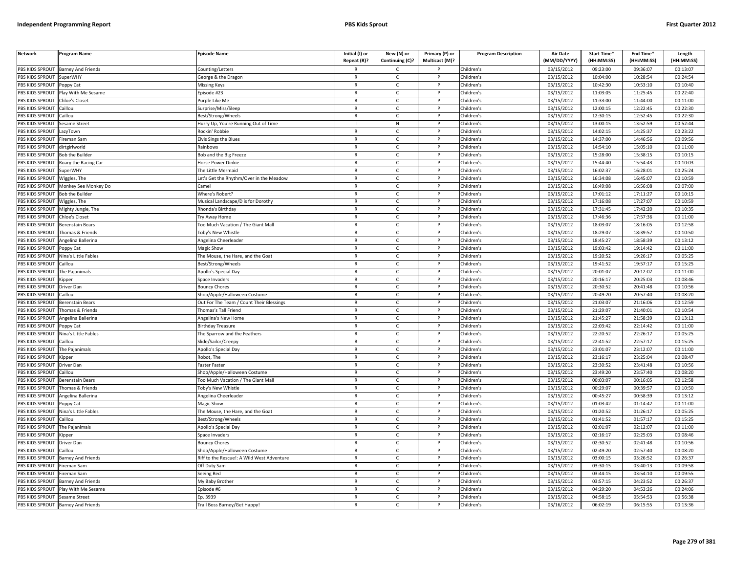| Network | Program Name | Episode Name | Initial (I) or Repeat (R)? | New (N) or Continuing (C)? | Primary (P) or Multicast (M)? | Program Description | Air Date (MM/DD/YYYY) | Start Time* (HH:MM:SS) | End Time* (HH:MM:SS) | Length (HH:MM:SS) |
|---|---|---|---|---|---|---|---|---|---|---|
| PBS KIDS SPROUT | Barney And Friends | Counting/Letters | R | C | P | Children's | 03/15/2012 | 09:23:00 | 09:36:07 | 00:13:07 |
| PBS KIDS SPROUT | SuperWHY | George & the Dragon | R | C | P | Children's | 03/15/2012 | 10:04:00 | 10:28:54 | 00:24:54 |
| PBS KIDS SPROUT | Poppy Cat | Missing Keys | R | C | P | Children's | 03/15/2012 | 10:42:30 | 10:53:10 | 00:10:40 |
| PBS KIDS SPROUT | Play With Me Sesame | Episode #23 | R | C | P | Children's | 03/15/2012 | 11:03:05 | 11:25:45 | 00:22:40 |
| PBS KIDS SPROUT | Chloe's Closet | Purple Like Me | R | C | P | Children's | 03/15/2012 | 11:33:00 | 11:44:00 | 00:11:00 |
| PBS KIDS SPROUT | Caillou | Surprise/Miss/Sleep | R | C | P | Children's | 03/15/2012 | 12:00:15 | 12:22:45 | 00:22:30 |
| PBS KIDS SPROUT | Caillou | Best/Strong/Wheels | R | C | P | Children's | 03/15/2012 | 12:30:15 | 12:52:45 | 00:22:30 |
| PBS KIDS SPROUT | Sesame Street | Hurry Up, You're Running Out of Time | I | N | P | Children's | 03/15/2012 | 13:00:15 | 13:52:59 | 00:52:44 |
| PBS KIDS SPROUT | LazyTown | Rockin' Robbie | R | C | P | Children's | 03/15/2012 | 14:02:15 | 14:25:37 | 00:23:22 |
| PBS KIDS SPROUT | Fireman Sam | Elvis Sings the Blues | R | C | P | Children's | 03/15/2012 | 14:37:00 | 14:46:56 | 00:09:56 |
| PBS KIDS SPROUT | dirtgirlworld | Rainbows | R | C | P | Children's | 03/15/2012 | 14:54:10 | 15:05:10 | 00:11:00 |
| PBS KIDS SPROUT | Bob the Builder | Bob and the Big Freeze | R | C | P | Children's | 03/15/2012 | 15:28:00 | 15:38:15 | 00:10:15 |
| PBS KIDS SPROUT | Roary the Racing Car | Horse Power Dinkie | R | C | P | Children's | 03/15/2012 | 15:44:40 | 15:54:43 | 00:10:03 |
| PBS KIDS SPROUT | SuperWHY | The Little Mermaid | R | C | P | Children's | 03/15/2012 | 16:02:37 | 16:28:01 | 00:25:24 |
| PBS KIDS SPROUT | Wiggles, The | Let's Get the Rhythm/Over in the Meadow | R | C | P | Children's | 03/15/2012 | 16:34:08 | 16:45:07 | 00:10:59 |
| PBS KIDS SPROUT | Monkey See Monkey Do | Camel | R | C | P | Children's | 03/15/2012 | 16:49:08 | 16:56:08 | 00:07:00 |
| PBS KIDS SPROUT | Bob the Builder | Where's Robert? | R | C | P | Children's | 03/15/2012 | 17:01:12 | 17:11:27 | 00:10:15 |
| PBS KIDS SPROUT | Wiggles, The | Musical Landscape/D is for Dorothy | R | C | P | Children's | 03/15/2012 | 17:16:08 | 17:27:07 | 00:10:59 |
| PBS KIDS SPROUT | Mighty Jungle, The | Rhonda's Birthday | R | C | P | Children's | 03/15/2012 | 17:31:45 | 17:42:20 | 00:10:35 |
| PBS KIDS SPROUT | Chloe's Closet | Try Away Home | R | C | P | Children's | 03/15/2012 | 17:46:36 | 17:57:36 | 00:11:00 |
| PBS KIDS SPROUT | Berenstain Bears | Too Much Vacation / The Giant Mall | R | C | P | Children's | 03/15/2012 | 18:03:07 | 18:16:05 | 00:12:58 |
| PBS KIDS SPROUT | Thomas & Friends | Toby's New Whistle | R | C | P | Children's | 03/15/2012 | 18:29:07 | 18:39:57 | 00:10:50 |
| PBS KIDS SPROUT | Angelina Ballerina | Angelina Cheerleader | R | C | P | Children's | 03/15/2012 | 18:45:27 | 18:58:39 | 00:13:12 |
| PBS KIDS SPROUT | Poppy Cat | Magic Show | R | C | P | Children's | 03/15/2012 | 19:03:42 | 19:14:42 | 00:11:00 |
| PBS KIDS SPROUT | Nina's Little Fables | The Mouse, the Hare, and the Goat | R | C | P | Children's | 03/15/2012 | 19:20:52 | 19:26:17 | 00:05:25 |
| PBS KIDS SPROUT | Caillou | Best/Strong/Wheels | R | C | P | Children's | 03/15/2012 | 19:41:52 | 19:57:17 | 00:15:25 |
| PBS KIDS SPROUT | The Pajanimals | Apollo's Special Day | R | C | P | Children's | 03/15/2012 | 20:01:07 | 20:12:07 | 00:11:00 |
| PBS KIDS SPROUT | Kipper | Space Invaders | R | C | P | Children's | 03/15/2012 | 20:16:17 | 20:25:03 | 00:08:46 |
| PBS KIDS SPROUT | Driver Dan | Bouncy Chores | R | C | P | Children's | 03/15/2012 | 20:30:52 | 20:41:48 | 00:10:56 |
| PBS KIDS SPROUT | Caillou | Shop/Apple/Halloween Costume | R | C | P | Children's | 03/15/2012 | 20:49:20 | 20:57:40 | 00:08:20 |
| PBS KIDS SPROUT | Berenstain Bears | Out For The Team / Count Their Blessings | R | C | P | Children's | 03/15/2012 | 21:03:07 | 21:16:06 | 00:12:59 |
| PBS KIDS SPROUT | Thomas & Friends | Thomas's Tall Friend | R | C | P | Children's | 03/15/2012 | 21:29:07 | 21:40:01 | 00:10:54 |
| PBS KIDS SPROUT | Angelina Ballerina | Angelina's New Home | R | C | P | Children's | 03/15/2012 | 21:45:27 | 21:58:39 | 00:13:12 |
| PBS KIDS SPROUT | Poppy Cat | Birthday Treasure | R | C | P | Children's | 03/15/2012 | 22:03:42 | 22:14:42 | 00:11:00 |
| PBS KIDS SPROUT | Nina's Little Fables | The Sparrow and the Feathers | R | C | P | Children's | 03/15/2012 | 22:20:52 | 22:26:17 | 00:05:25 |
| PBS KIDS SPROUT | Caillou | Slide/Sailor/Creepy | R | C | P | Children's | 03/15/2012 | 22:41:52 | 22:57:17 | 00:15:25 |
| PBS KIDS SPROUT | The Pajanimals | Apollo's Special Day | R | C | P | Children's | 03/15/2012 | 23:01:07 | 23:12:07 | 00:11:00 |
| PBS KIDS SPROUT | Kipper | Robot, The | R | C | P | Children's | 03/15/2012 | 23:16:17 | 23:25:04 | 00:08:47 |
| PBS KIDS SPROUT | Driver Dan | Faster Faster | R | C | P | Children's | 03/15/2012 | 23:30:52 | 23:41:48 | 00:10:56 |
| PBS KIDS SPROUT | Caillou | Shop/Apple/Halloween Costume | R | C | P | Children's | 03/15/2012 | 23:49:20 | 23:57:40 | 00:08:20 |
| PBS KIDS SPROUT | Berenstain Bears | Too Much Vacation / The Giant Mall | R | C | P | Children's | 03/15/2012 | 00:03:07 | 00:16:05 | 00:12:58 |
| PBS KIDS SPROUT | Thomas & Friends | Toby's New Whistle | R | C | P | Children's | 03/15/2012 | 00:29:07 | 00:39:57 | 00:10:50 |
| PBS KIDS SPROUT | Angelina Ballerina | Angelina Cheerleader | R | C | P | Children's | 03/15/2012 | 00:45:27 | 00:58:39 | 00:13:12 |
| PBS KIDS SPROUT | Poppy Cat | Magic Show | R | C | P | Children's | 03/15/2012 | 01:03:42 | 01:14:42 | 00:11:00 |
| PBS KIDS SPROUT | Nina's Little Fables | The Mouse, the Hare, and the Goat | R | C | P | Children's | 03/15/2012 | 01:20:52 | 01:26:17 | 00:05:25 |
| PBS KIDS SPROUT | Caillou | Best/Strong/Wheels | R | C | P | Children's | 03/15/2012 | 01:41:52 | 01:57:17 | 00:15:25 |
| PBS KIDS SPROUT | The Pajanimals | Apollo's Special Day | R | C | P | Children's | 03/15/2012 | 02:01:07 | 02:12:07 | 00:11:00 |
| PBS KIDS SPROUT | Kipper | Space Invaders | R | C | P | Children's | 03/15/2012 | 02:16:17 | 02:25:03 | 00:08:46 |
| PBS KIDS SPROUT | Driver Dan | Bouncy Chores | R | C | P | Children's | 03/15/2012 | 02:30:52 | 02:41:48 | 00:10:56 |
| PBS KIDS SPROUT | Caillou | Shop/Apple/Halloween Costume | R | C | P | Children's | 03/15/2012 | 02:49:20 | 02:57:40 | 00:08:20 |
| PBS KIDS SPROUT | Barney And Friends | Riff to the Rescue!: A Wild West Adventure | R | C | P | Children's | 03/15/2012 | 03:00:15 | 03:26:52 | 00:26:37 |
| PBS KIDS SPROUT | Fireman Sam | Off Duty Sam | R | C | P | Children's | 03/15/2012 | 03:30:15 | 03:40:13 | 00:09:58 |
| PBS KIDS SPROUT | Fireman Sam | Seeing Red | R | C | P | Children's | 03/15/2012 | 03:44:15 | 03:54:10 | 00:09:55 |
| PBS KIDS SPROUT | Barney And Friends | My Baby Brother | R | C | P | Children's | 03/15/2012 | 03:57:15 | 04:23:52 | 00:26:37 |
| PBS KIDS SPROUT | Play With Me Sesame | Episode #6 | R | C | P | Children's | 03/15/2012 | 04:29:20 | 04:53:26 | 00:24:06 |
| PBS KIDS SPROUT | Sesame Street | Ep. 3939 | R | C | P | Children's | 03/15/2012 | 04:58:15 | 05:54:53 | 00:56:38 |
| PBS KIDS SPROUT | Barney And Friends | Trail Boss Barney/Get Happy! | R | C | P | Children's | 03/16/2012 | 06:02:19 | 06:15:55 | 00:13:36 |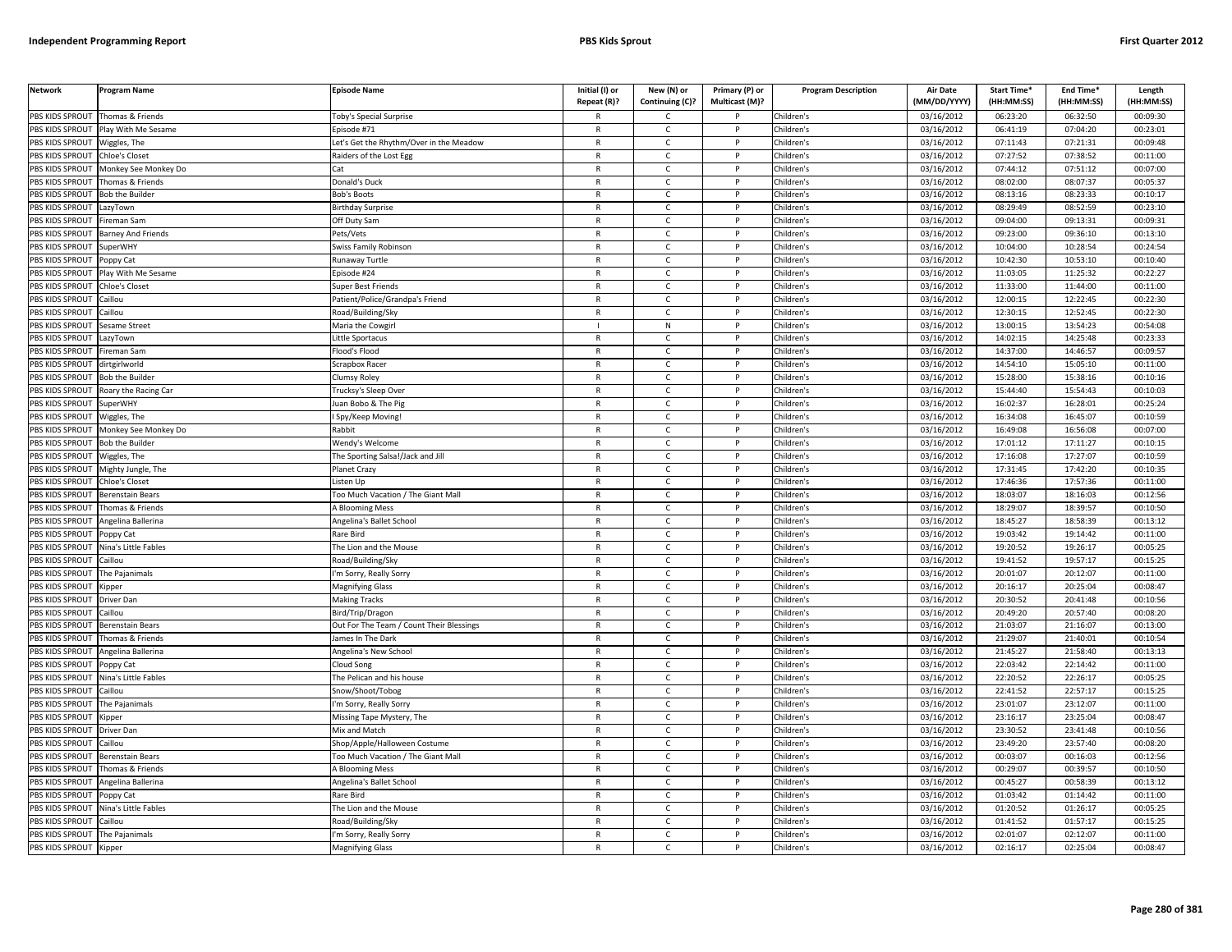| Network | Program Name | Episode Name | Initial (I) or Repeat (R)? | New (N) or Continuing (C)? | Primary (P) or Multicast (M)? | Program Description | Air Date (MM/DD/YYYY) | Start Time* (HH:MM:SS) | End Time* (HH:MM:SS) | Length (HH:MM:SS) |
|---|---|---|---|---|---|---|---|---|---|---|
| PBS KIDS SPROUT | Thomas & Friends | Toby's Special Surprise | R | C | P | Children's | 03/16/2012 | 06:23:20 | 06:32:50 | 00:09:30 |
| PBS KIDS SPROUT | Play With Me Sesame | Episode #71 | R | C | P | Children's | 03/16/2012 | 06:41:19 | 07:04:20 | 00:23:01 |
| PBS KIDS SPROUT | Wiggles, The | Let's Get the Rhythm/Over in the Meadow | R | C | P | Children's | 03/16/2012 | 07:11:43 | 07:21:31 | 00:09:48 |
| PBS KIDS SPROUT | Chloe's Closet | Raiders of the Lost Egg | R | C | P | Children's | 03/16/2012 | 07:27:52 | 07:38:52 | 00:11:00 |
| PBS KIDS SPROUT | Monkey See Monkey Do | Cat | R | C | P | Children's | 03/16/2012 | 07:44:12 | 07:51:12 | 00:07:00 |
| PBS KIDS SPROUT | Thomas & Friends | Donald's Duck | R | C | P | Children's | 03/16/2012 | 08:02:00 | 08:07:37 | 00:05:37 |
| PBS KIDS SPROUT | Bob the Builder | Bob's Boots | R | C | P | Children's | 03/16/2012 | 08:13:16 | 08:23:33 | 00:10:17 |
| PBS KIDS SPROUT | LazyTown | Birthday Surprise | R | C | P | Children's | 03/16/2012 | 08:29:49 | 08:52:59 | 00:23:10 |
| PBS KIDS SPROUT | Fireman Sam | Off Duty Sam | R | C | P | Children's | 03/16/2012 | 09:04:00 | 09:13:31 | 00:09:31 |
| PBS KIDS SPROUT | Barney And Friends | Pets/Vets | R | C | P | Children's | 03/16/2012 | 09:23:00 | 09:36:10 | 00:13:10 |
| PBS KIDS SPROUT | SuperWHY | Swiss Family Robinson | R | C | P | Children's | 03/16/2012 | 10:04:00 | 10:28:54 | 00:24:54 |
| PBS KIDS SPROUT | Poppy Cat | Runaway Turtle | R | C | P | Children's | 03/16/2012 | 10:42:30 | 10:53:10 | 00:10:40 |
| PBS KIDS SPROUT | Play With Me Sesame | Episode #24 | R | C | P | Children's | 03/16/2012 | 11:03:05 | 11:25:32 | 00:22:27 |
| PBS KIDS SPROUT | Chloe's Closet | Super Best Friends | R | C | P | Children's | 03/16/2012 | 11:33:00 | 11:44:00 | 00:11:00 |
| PBS KIDS SPROUT | Caillou | Patient/Police/Grandpa's Friend | R | C | P | Children's | 03/16/2012 | 12:00:15 | 12:22:45 | 00:22:30 |
| PBS KIDS SPROUT | Caillou | Road/Building/Sky | R | C | P | Children's | 03/16/2012 | 12:30:15 | 12:52:45 | 00:22:30 |
| PBS KIDS SPROUT | Sesame Street | Maria the Cowgirl | I | N | P | Children's | 03/16/2012 | 13:00:15 | 13:54:23 | 00:54:08 |
| PBS KIDS SPROUT | LazyTown | Little Sportacus | R | C | P | Children's | 03/16/2012 | 14:02:15 | 14:25:48 | 00:23:33 |
| PBS KIDS SPROUT | Fireman Sam | Flood's Flood | R | C | P | Children's | 03/16/2012 | 14:37:00 | 14:46:57 | 00:09:57 |
| PBS KIDS SPROUT | dirtgirlworld | Scrapbox Racer | R | C | P | Children's | 03/16/2012 | 14:54:10 | 15:05:10 | 00:11:00 |
| PBS KIDS SPROUT | Bob the Builder | Clumsy Roley | R | C | P | Children's | 03/16/2012 | 15:28:00 | 15:38:16 | 00:10:16 |
| PBS KIDS SPROUT | Roary the Racing Car | Trucksy's Sleep Over | R | C | P | Children's | 03/16/2012 | 15:44:40 | 15:54:43 | 00:10:03 |
| PBS KIDS SPROUT | SuperWHY | Juan Bobo & The Pig | R | C | P | Children's | 03/16/2012 | 16:02:37 | 16:28:01 | 00:25:24 |
| PBS KIDS SPROUT | Wiggles, The | I Spy/Keep Moving! | R | C | P | Children's | 03/16/2012 | 16:34:08 | 16:45:07 | 00:10:59 |
| PBS KIDS SPROUT | Monkey See Monkey Do | Rabbit | R | C | P | Children's | 03/16/2012 | 16:49:08 | 16:56:08 | 00:07:00 |
| PBS KIDS SPROUT | Bob the Builder | Wendy's Welcome | R | C | P | Children's | 03/16/2012 | 17:01:12 | 17:11:27 | 00:10:15 |
| PBS KIDS SPROUT | Wiggles, The | The Sporting Salsa!/Jack and Jill | R | C | P | Children's | 03/16/2012 | 17:16:08 | 17:27:07 | 00:10:59 |
| PBS KIDS SPROUT | Mighty Jungle, The | Planet Crazy | R | C | P | Children's | 03/16/2012 | 17:31:45 | 17:42:20 | 00:10:35 |
| PBS KIDS SPROUT | Chloe's Closet | Listen Up | R | C | P | Children's | 03/16/2012 | 17:46:36 | 17:57:36 | 00:11:00 |
| PBS KIDS SPROUT | Berenstain Bears | Too Much Vacation / The Giant Mall | R | C | P | Children's | 03/16/2012 | 18:03:07 | 18:16:03 | 00:12:56 |
| PBS KIDS SPROUT | Thomas & Friends | A Blooming Mess | R | C | P | Children's | 03/16/2012 | 18:29:07 | 18:39:57 | 00:10:50 |
| PBS KIDS SPROUT | Angelina Ballerina | Angelina's Ballet School | R | C | P | Children's | 03/16/2012 | 18:45:27 | 18:58:39 | 00:13:12 |
| PBS KIDS SPROUT | Poppy Cat | Rare Bird | R | C | P | Children's | 03/16/2012 | 19:03:42 | 19:14:42 | 00:11:00 |
| PBS KIDS SPROUT | Nina's Little Fables | The Lion and the Mouse | R | C | P | Children's | 03/16/2012 | 19:20:52 | 19:26:17 | 00:05:25 |
| PBS KIDS SPROUT | Caillou | Road/Building/Sky | R | C | P | Children's | 03/16/2012 | 19:41:52 | 19:57:17 | 00:15:25 |
| PBS KIDS SPROUT | The Pajanimals | I'm Sorry, Really Sorry | R | C | P | Children's | 03/16/2012 | 20:01:07 | 20:12:07 | 00:11:00 |
| PBS KIDS SPROUT | Kipper | Magnifying Glass | R | C | P | Children's | 03/16/2012 | 20:16:17 | 20:25:04 | 00:08:47 |
| PBS KIDS SPROUT | Driver Dan | Making Tracks | R | C | P | Children's | 03/16/2012 | 20:30:52 | 20:41:48 | 00:10:56 |
| PBS KIDS SPROUT | Caillou | Bird/Trip/Dragon | R | C | P | Children's | 03/16/2012 | 20:49:20 | 20:57:40 | 00:08:20 |
| PBS KIDS SPROUT | Berenstain Bears | Out For The Team / Count Their Blessings | R | C | P | Children's | 03/16/2012 | 21:03:07 | 21:16:07 | 00:13:00 |
| PBS KIDS SPROUT | Thomas & Friends | James In The Dark | R | C | P | Children's | 03/16/2012 | 21:29:07 | 21:40:01 | 00:10:54 |
| PBS KIDS SPROUT | Angelina Ballerina | Angelina's New School | R | C | P | Children's | 03/16/2012 | 21:45:27 | 21:58:40 | 00:13:13 |
| PBS KIDS SPROUT | Poppy Cat | Cloud Song | R | C | P | Children's | 03/16/2012 | 22:03:42 | 22:14:42 | 00:11:00 |
| PBS KIDS SPROUT | Nina's Little Fables | The Pelican and his house | R | C | P | Children's | 03/16/2012 | 22:20:52 | 22:26:17 | 00:05:25 |
| PBS KIDS SPROUT | Caillou | Snow/Shoot/Tobog | R | C | P | Children's | 03/16/2012 | 22:41:52 | 22:57:17 | 00:15:25 |
| PBS KIDS SPROUT | The Pajanimals | I'm Sorry, Really Sorry | R | C | P | Children's | 03/16/2012 | 23:01:07 | 23:12:07 | 00:11:00 |
| PBS KIDS SPROUT | Kipper | Missing Tape Mystery, The | R | C | P | Children's | 03/16/2012 | 23:16:17 | 23:25:04 | 00:08:47 |
| PBS KIDS SPROUT | Driver Dan | Mix and Match | R | C | P | Children's | 03/16/2012 | 23:30:52 | 23:41:48 | 00:10:56 |
| PBS KIDS SPROUT | Caillou | Shop/Apple/Halloween Costume | R | C | P | Children's | 03/16/2012 | 23:49:20 | 23:57:40 | 00:08:20 |
| PBS KIDS SPROUT | Berenstain Bears | Too Much Vacation / The Giant Mall | R | C | P | Children's | 03/16/2012 | 00:03:07 | 00:16:03 | 00:12:56 |
| PBS KIDS SPROUT | Thomas & Friends | A Blooming Mess | R | C | P | Children's | 03/16/2012 | 00:29:07 | 00:39:57 | 00:10:50 |
| PBS KIDS SPROUT | Angelina Ballerina | Angelina's Ballet School | R | C | P | Children's | 03/16/2012 | 00:45:27 | 00:58:39 | 00:13:12 |
| PBS KIDS SPROUT | Poppy Cat | Rare Bird | R | C | P | Children's | 03/16/2012 | 01:03:42 | 01:14:42 | 00:11:00 |
| PBS KIDS SPROUT | Nina's Little Fables | The Lion and the Mouse | R | C | P | Children's | 03/16/2012 | 01:20:52 | 01:26:17 | 00:05:25 |
| PBS KIDS SPROUT | Caillou | Road/Building/Sky | R | C | P | Children's | 03/16/2012 | 01:41:52 | 01:57:17 | 00:15:25 |
| PBS KIDS SPROUT | The Pajanimals | I'm Sorry, Really Sorry | R | C | P | Children's | 03/16/2012 | 02:01:07 | 02:12:07 | 00:11:00 |
| PBS KIDS SPROUT | Kipper | Magnifying Glass | R | C | P | Children's | 03/16/2012 | 02:16:17 | 02:25:04 | 00:08:47 |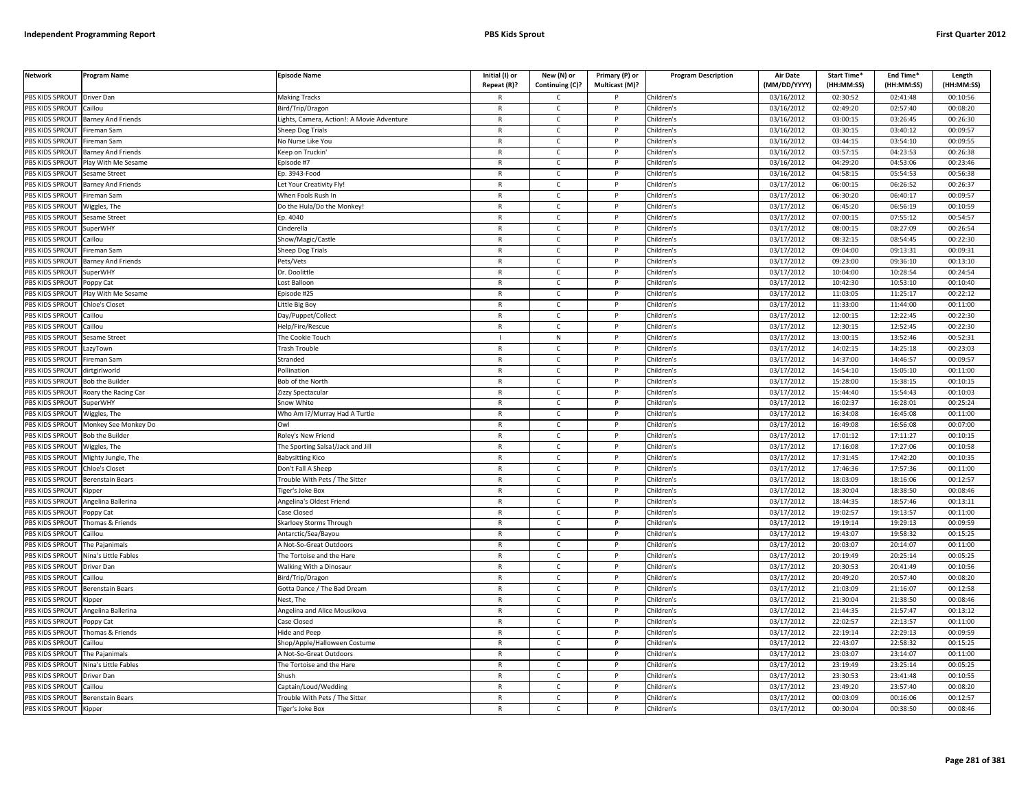| Network | Program Name | Episode Name | Initial (I) or Repeat (R)? | New (N) or Continuing (C)? | Primary (P) or Multicast (M)? | Program Description | Air Date (MM/DD/YYYY) | Start Time* (HH:MM:SS) | End Time* (HH:MM:SS) | Length (HH:MM:SS) |
|---|---|---|---|---|---|---|---|---|---|---|
| PBS KIDS SPROUT | Driver Dan | Making Tracks | R | C | P | Children's | 03/16/2012 | 02:30:52 | 02:41:48 | 00:10:56 |
| PBS KIDS SPROUT | Caillou | Bird/Trip/Dragon | R | C | P | Children's | 03/16/2012 | 02:49:20 | 02:57:40 | 00:08:20 |
| PBS KIDS SPROUT | Barney And Friends | Lights, Camera, Action!: A Movie Adventure | R | C | P | Children's | 03/16/2012 | 03:00:15 | 03:26:45 | 00:26:30 |
| PBS KIDS SPROUT | Fireman Sam | Sheep Dog Trials | R | C | P | Children's | 03/16/2012 | 03:30:15 | 03:40:12 | 00:09:57 |
| PBS KIDS SPROUT | Fireman Sam | No Nurse Like You | R | C | P | Children's | 03/16/2012 | 03:44:15 | 03:54:10 | 00:09:55 |
| PBS KIDS SPROUT | Barney And Friends | Keep on Truckin' | R | C | P | Children's | 03/16/2012 | 03:57:15 | 04:23:53 | 00:26:38 |
| PBS KIDS SPROUT | Play With Me Sesame | Episode #7 | R | C | P | Children's | 03/16/2012 | 04:29:20 | 04:53:06 | 00:23:46 |
| PBS KIDS SPROUT | Sesame Street | Ep. 3943-Food | R | C | P | Children's | 03/16/2012 | 04:58:15 | 05:54:53 | 00:56:38 |
| PBS KIDS SPROUT | Barney And Friends | Let Your Creativity Fly! | R | C | P | Children's | 03/17/2012 | 06:00:15 | 06:26:52 | 00:26:37 |
| PBS KIDS SPROUT | Fireman Sam | When Fools Rush In | R | C | P | Children's | 03/17/2012 | 06:30:20 | 06:40:17 | 00:09:57 |
| PBS KIDS SPROUT | Wiggles, The | Do the Hula/Do the Monkey! | R | C | P | Children's | 03/17/2012 | 06:45:20 | 06:56:19 | 00:10:59 |
| PBS KIDS SPROUT | Sesame Street | Ep. 4040 | R | C | P | Children's | 03/17/2012 | 07:00:15 | 07:55:12 | 00:54:57 |
| PBS KIDS SPROUT | SuperWHY | Cinderella | R | C | P | Children's | 03/17/2012 | 08:00:15 | 08:27:09 | 00:26:54 |
| PBS KIDS SPROUT | Caillou | Show/Magic/Castle | R | C | P | Children's | 03/17/2012 | 08:32:15 | 08:54:45 | 00:22:30 |
| PBS KIDS SPROUT | Fireman Sam | Sheep Dog Trials | R | C | P | Children's | 03/17/2012 | 09:04:00 | 09:13:31 | 00:09:31 |
| PBS KIDS SPROUT | Barney And Friends | Pets/Vets | R | C | P | Children's | 03/17/2012 | 09:23:00 | 09:36:10 | 00:13:10 |
| PBS KIDS SPROUT | SuperWHY | Dr. Doolittle | R | C | P | Children's | 03/17/2012 | 10:04:00 | 10:28:54 | 00:24:54 |
| PBS KIDS SPROUT | Poppy Cat | Lost Balloon | R | C | P | Children's | 03/17/2012 | 10:42:30 | 10:53:10 | 00:10:40 |
| PBS KIDS SPROUT | Play With Me Sesame | Episode #25 | R | C | P | Children's | 03/17/2012 | 11:03:05 | 11:25:17 | 00:22:12 |
| PBS KIDS SPROUT | Chloe's Closet | Little Big Boy | R | C | P | Children's | 03/17/2012 | 11:33:00 | 11:44:00 | 00:11:00 |
| PBS KIDS SPROUT | Caillou | Day/Puppet/Collect | R | C | P | Children's | 03/17/2012 | 12:00:15 | 12:22:45 | 00:22:30 |
| PBS KIDS SPROUT | Caillou | Help/Fire/Rescue | R | C | P | Children's | 03/17/2012 | 12:30:15 | 12:52:45 | 00:22:30 |
| PBS KIDS SPROUT | Sesame Street | The Cookie Touch | I | N | P | Children's | 03/17/2012 | 13:00:15 | 13:52:46 | 00:52:31 |
| PBS KIDS SPROUT | LazyTown | Trash Trouble | R | C | P | Children's | 03/17/2012 | 14:02:15 | 14:25:18 | 00:23:03 |
| PBS KIDS SPROUT | Fireman Sam | Stranded | R | C | P | Children's | 03/17/2012 | 14:37:00 | 14:46:57 | 00:09:57 |
| PBS KIDS SPROUT | dirtgirlworld | Pollination | R | C | P | Children's | 03/17/2012 | 14:54:10 | 15:05:10 | 00:11:00 |
| PBS KIDS SPROUT | Bob the Builder | Bob of the North | R | C | P | Children's | 03/17/2012 | 15:28:00 | 15:38:15 | 00:10:15 |
| PBS KIDS SPROUT | Roary the Racing Car | Zizzy Spectacular | R | C | P | Children's | 03/17/2012 | 15:44:40 | 15:54:43 | 00:10:03 |
| PBS KIDS SPROUT | SuperWHY | Snow White | R | C | P | Children's | 03/17/2012 | 16:02:37 | 16:28:01 | 00:25:24 |
| PBS KIDS SPROUT | Wiggles, The | Who Am I?/Murray Had A Turtle | R | C | P | Children's | 03/17/2012 | 16:34:08 | 16:45:08 | 00:11:00 |
| PBS KIDS SPROUT | Monkey See Monkey Do | Owl | R | C | P | Children's | 03/17/2012 | 16:49:08 | 16:56:08 | 00:07:00 |
| PBS KIDS SPROUT | Bob the Builder | Roley's New Friend | R | C | P | Children's | 03/17/2012 | 17:01:12 | 17:11:27 | 00:10:15 |
| PBS KIDS SPROUT | Wiggles, The | The Sporting Salsa!/Jack and Jill | R | C | P | Children's | 03/17/2012 | 17:16:08 | 17:27:06 | 00:10:58 |
| PBS KIDS SPROUT | Mighty Jungle, The | Babysitting Kico | R | C | P | Children's | 03/17/2012 | 17:31:45 | 17:42:20 | 00:10:35 |
| PBS KIDS SPROUT | Chloe's Closet | Don't Fall A Sheep | R | C | P | Children's | 03/17/2012 | 17:46:36 | 17:57:36 | 00:11:00 |
| PBS KIDS SPROUT | Berenstain Bears | Trouble With Pets / The Sitter | R | C | P | Children's | 03/17/2012 | 18:03:09 | 18:16:06 | 00:12:57 |
| PBS KIDS SPROUT | Kipper | Tiger's Joke Box | R | C | P | Children's | 03/17/2012 | 18:30:04 | 18:38:50 | 00:08:46 |
| PBS KIDS SPROUT | Angelina Ballerina | Angelina's Oldest Friend | R | C | P | Children's | 03/17/2012 | 18:44:35 | 18:57:46 | 00:13:11 |
| PBS KIDS SPROUT | Poppy Cat | Case Closed | R | C | P | Children's | 03/17/2012 | 19:02:57 | 19:13:57 | 00:11:00 |
| PBS KIDS SPROUT | Thomas & Friends | Skarloey Storms Through | R | C | P | Children's | 03/17/2012 | 19:19:14 | 19:29:13 | 00:09:59 |
| PBS KIDS SPROUT | Caillou | Antarctic/Sea/Bayou | R | C | P | Children's | 03/17/2012 | 19:43:07 | 19:58:32 | 00:15:25 |
| PBS KIDS SPROUT | The Pajanimals | A Not-So-Great Outdoors | R | C | P | Children's | 03/17/2012 | 20:03:07 | 20:14:07 | 00:11:00 |
| PBS KIDS SPROUT | Nina's Little Fables | The Tortoise and the Hare | R | C | P | Children's | 03/17/2012 | 20:19:49 | 20:25:14 | 00:05:25 |
| PBS KIDS SPROUT | Driver Dan | Walking With a Dinosaur | R | C | P | Children's | 03/17/2012 | 20:30:53 | 20:41:49 | 00:10:56 |
| PBS KIDS SPROUT | Caillou | Bird/Trip/Dragon | R | C | P | Children's | 03/17/2012 | 20:49:20 | 20:57:40 | 00:08:20 |
| PBS KIDS SPROUT | Berenstain Bears | Gotta Dance / The Bad Dream | R | C | P | Children's | 03/17/2012 | 21:03:09 | 21:16:07 | 00:12:58 |
| PBS KIDS SPROUT | Kipper | Nest, The | R | C | P | Children's | 03/17/2012 | 21:30:04 | 21:38:50 | 00:08:46 |
| PBS KIDS SPROUT | Angelina Ballerina | Angelina and Alice Mousikova | R | C | P | Children's | 03/17/2012 | 21:44:35 | 21:57:47 | 00:13:12 |
| PBS KIDS SPROUT | Poppy Cat | Case Closed | R | C | P | Children's | 03/17/2012 | 22:02:57 | 22:13:57 | 00:11:00 |
| PBS KIDS SPROUT | Thomas & Friends | Hide and Peep | R | C | P | Children's | 03/17/2012 | 22:19:14 | 22:29:13 | 00:09:59 |
| PBS KIDS SPROUT | Caillou | Shop/Apple/Halloween Costume | R | C | P | Children's | 03/17/2012 | 22:43:07 | 22:58:32 | 00:15:25 |
| PBS KIDS SPROUT | The Pajanimals | A Not-So-Great Outdoors | R | C | P | Children's | 03/17/2012 | 23:03:07 | 23:14:07 | 00:11:00 |
| PBS KIDS SPROUT | Nina's Little Fables | The Tortoise and the Hare | R | C | P | Children's | 03/17/2012 | 23:19:49 | 23:25:14 | 00:05:25 |
| PBS KIDS SPROUT | Driver Dan | Shush | R | C | P | Children's | 03/17/2012 | 23:30:53 | 23:41:48 | 00:10:55 |
| PBS KIDS SPROUT | Caillou | Captain/Loud/Wedding | R | C | P | Children's | 03/17/2012 | 23:49:20 | 23:57:40 | 00:08:20 |
| PBS KIDS SPROUT | Berenstain Bears | Trouble With Pets / The Sitter | R | C | P | Children's | 03/17/2012 | 00:03:09 | 00:16:06 | 00:12:57 |
| PBS KIDS SPROUT | Kipper | Tiger's Joke Box | R | C | P | Children's | 03/17/2012 | 00:30:04 | 00:38:50 | 00:08:46 |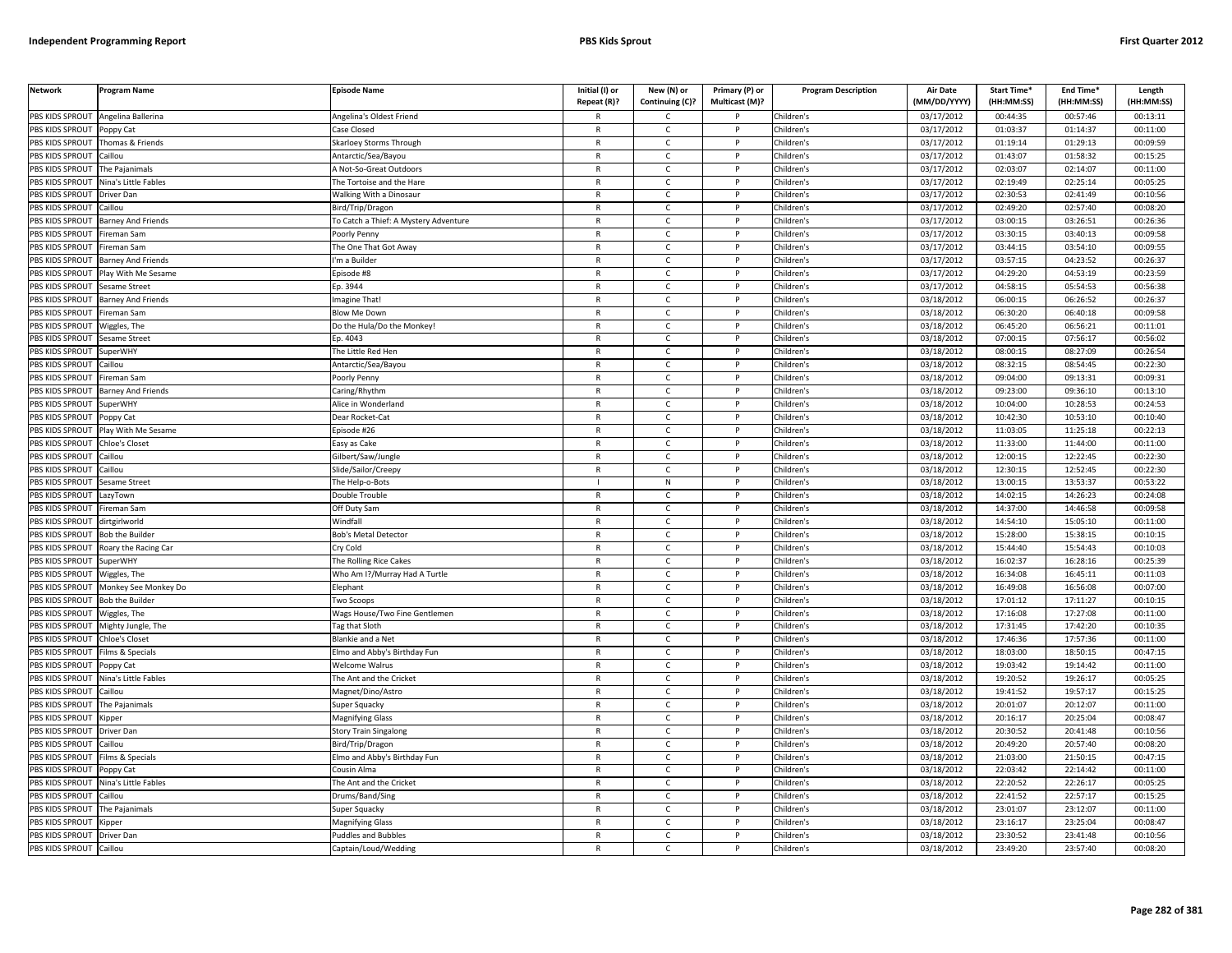| Network | Program Name | Episode Name | Initial (I) or Repeat (R)? | New (N) or Continuing (C)? | Primary (P) or Multicast (M)? | Program Description | Air Date (MM/DD/YYYY) | Start Time* (HH:MM:SS) | End Time* (HH:MM:SS) | Length (HH:MM:SS) |
|---|---|---|---|---|---|---|---|---|---|---|
| PBS KIDS SPROUT | Angelina Ballerina | Angelina's Oldest Friend | R | C | P | Children's | 03/17/2012 | 00:44:35 | 00:57:46 | 00:13:11 |
| PBS KIDS SPROUT | Poppy Cat | Case Closed | R | C | P | Children's | 03/17/2012 | 01:03:37 | 01:14:37 | 00:11:00 |
| PBS KIDS SPROUT | Thomas & Friends | Skarloey Storms Through | R | C | P | Children's | 03/17/2012 | 01:19:14 | 01:29:13 | 00:09:59 |
| PBS KIDS SPROUT | Caillou | Antarctic/Sea/Bayou | R | C | P | Children's | 03/17/2012 | 01:43:07 | 01:58:32 | 00:15:25 |
| PBS KIDS SPROUT | The Pajanimals | A Not-So-Great Outdoors | R | C | P | Children's | 03/17/2012 | 02:03:07 | 02:14:07 | 00:11:00 |
| PBS KIDS SPROUT | Nina's Little Fables | The Tortoise and the Hare | R | C | P | Children's | 03/17/2012 | 02:19:49 | 02:25:14 | 00:05:25 |
| PBS KIDS SPROUT | Driver Dan | Walking With a Dinosaur | R | C | P | Children's | 03/17/2012 | 02:30:53 | 02:41:49 | 00:10:56 |
| PBS KIDS SPROUT | Caillou | Bird/Trip/Dragon | R | C | P | Children's | 03/17/2012 | 02:49:20 | 02:57:40 | 00:08:20 |
| PBS KIDS SPROUT | Barney And Friends | To Catch a Thief: A Mystery Adventure | R | C | P | Children's | 03/17/2012 | 03:00:15 | 03:26:51 | 00:26:36 |
| PBS KIDS SPROUT | Fireman Sam | Poorly Penny | R | C | P | Children's | 03/17/2012 | 03:30:15 | 03:40:13 | 00:09:58 |
| PBS KIDS SPROUT | Fireman Sam | The One That Got Away | R | C | P | Children's | 03/17/2012 | 03:44:15 | 03:54:10 | 00:09:55 |
| PBS KIDS SPROUT | Barney And Friends | I'm a Builder | R | C | P | Children's | 03/17/2012 | 03:57:15 | 04:23:52 | 00:26:37 |
| PBS KIDS SPROUT | Play With Me Sesame | Episode #8 | R | C | P | Children's | 03/17/2012 | 04:29:20 | 04:53:19 | 00:23:59 |
| PBS KIDS SPROUT | Sesame Street | Ep. 3944 | R | C | P | Children's | 03/17/2012 | 04:58:15 | 05:54:53 | 00:56:38 |
| PBS KIDS SPROUT | Barney And Friends | Imagine That! | R | C | P | Children's | 03/18/2012 | 06:00:15 | 06:26:52 | 00:26:37 |
| PBS KIDS SPROUT | Fireman Sam | Blow Me Down | R | C | P | Children's | 03/18/2012 | 06:30:20 | 06:40:18 | 00:09:58 |
| PBS KIDS SPROUT | Wiggles, The | Do the Hula/Do the Monkey! | R | C | P | Children's | 03/18/2012 | 06:45:20 | 06:56:21 | 00:11:01 |
| PBS KIDS SPROUT | Sesame Street | Ep. 4043 | R | C | P | Children's | 03/18/2012 | 07:00:15 | 07:56:17 | 00:56:02 |
| PBS KIDS SPROUT | SuperWHY | The Little Red Hen | R | C | P | Children's | 03/18/2012 | 08:00:15 | 08:27:09 | 00:26:54 |
| PBS KIDS SPROUT | Caillou | Antarctic/Sea/Bayou | R | C | P | Children's | 03/18/2012 | 08:32:15 | 08:54:45 | 00:22:30 |
| PBS KIDS SPROUT | Fireman Sam | Poorly Penny | R | C | P | Children's | 03/18/2012 | 09:04:00 | 09:13:31 | 00:09:31 |
| PBS KIDS SPROUT | Barney And Friends | Caring/Rhythm | R | C | P | Children's | 03/18/2012 | 09:23:00 | 09:36:10 | 00:13:10 |
| PBS KIDS SPROUT | SuperWHY | Alice in Wonderland | R | C | P | Children's | 03/18/2012 | 10:04:00 | 10:28:53 | 00:24:53 |
| PBS KIDS SPROUT | Poppy Cat | Dear Rocket-Cat | R | C | P | Children's | 03/18/2012 | 10:42:30 | 10:53:10 | 00:10:40 |
| PBS KIDS SPROUT | Play With Me Sesame | Episode #26 | R | C | P | Children's | 03/18/2012 | 11:03:05 | 11:25:18 | 00:22:13 |
| PBS KIDS SPROUT | Chloe's Closet | Easy as Cake | R | C | P | Children's | 03/18/2012 | 11:33:00 | 11:44:00 | 00:11:00 |
| PBS KIDS SPROUT | Caillou | Gilbert/Saw/Jungle | R | C | P | Children's | 03/18/2012 | 12:00:15 | 12:22:45 | 00:22:30 |
| PBS KIDS SPROUT | Caillou | Slide/Sailor/Creepy | R | C | P | Children's | 03/18/2012 | 12:30:15 | 12:52:45 | 00:22:30 |
| PBS KIDS SPROUT | Sesame Street | The Help-o-Bots | I | N | P | Children's | 03/18/2012 | 13:00:15 | 13:53:37 | 00:53:22 |
| PBS KIDS SPROUT | LazyTown | Double Trouble | R | C | P | Children's | 03/18/2012 | 14:02:15 | 14:26:23 | 00:24:08 |
| PBS KIDS SPROUT | Fireman Sam | Off Duty Sam | R | C | P | Children's | 03/18/2012 | 14:37:00 | 14:46:58 | 00:09:58 |
| PBS KIDS SPROUT | dirtgirlworld | Windfall | R | C | P | Children's | 03/18/2012 | 14:54:10 | 15:05:10 | 00:11:00 |
| PBS KIDS SPROUT | Bob the Builder | Bob's Metal Detector | R | C | P | Children's | 03/18/2012 | 15:28:00 | 15:38:15 | 00:10:15 |
| PBS KIDS SPROUT | Roary the Racing Car | Cry Cold | R | C | P | Children's | 03/18/2012 | 15:44:40 | 15:54:43 | 00:10:03 |
| PBS KIDS SPROUT | SuperWHY | The Rolling Rice Cakes | R | C | P | Children's | 03/18/2012 | 16:02:37 | 16:28:16 | 00:25:39 |
| PBS KIDS SPROUT | Wiggles, The | Who Am I?/Murray Had A Turtle | R | C | P | Children's | 03/18/2012 | 16:34:08 | 16:45:11 | 00:11:03 |
| PBS KIDS SPROUT | Monkey See Monkey Do | Elephant | R | C | P | Children's | 03/18/2012 | 16:49:08 | 16:56:08 | 00:07:00 |
| PBS KIDS SPROUT | Bob the Builder | Two Scoops | R | C | P | Children's | 03/18/2012 | 17:01:12 | 17:11:27 | 00:10:15 |
| PBS KIDS SPROUT | Wiggles, The | Wags House/Two Fine Gentlemen | R | C | P | Children's | 03/18/2012 | 17:16:08 | 17:27:08 | 00:11:00 |
| PBS KIDS SPROUT | Mighty Jungle, The | Tag that Sloth | R | C | P | Children's | 03/18/2012 | 17:31:45 | 17:42:20 | 00:10:35 |
| PBS KIDS SPROUT | Chloe's Closet | Blankie and a Net | R | C | P | Children's | 03/18/2012 | 17:46:36 | 17:57:36 | 00:11:00 |
| PBS KIDS SPROUT | Films & Specials | Elmo and Abby's Birthday Fun | R | C | P | Children's | 03/18/2012 | 18:03:00 | 18:50:15 | 00:47:15 |
| PBS KIDS SPROUT | Poppy Cat | Welcome Walrus | R | C | P | Children's | 03/18/2012 | 19:03:42 | 19:14:42 | 00:11:00 |
| PBS KIDS SPROUT | Nina's Little Fables | The Ant and the Cricket | R | C | P | Children's | 03/18/2012 | 19:20:52 | 19:26:17 | 00:05:25 |
| PBS KIDS SPROUT | Caillou | Magnet/Dino/Astro | R | C | P | Children's | 03/18/2012 | 19:41:52 | 19:57:17 | 00:15:25 |
| PBS KIDS SPROUT | The Pajanimals | Super Squacky | R | C | P | Children's | 03/18/2012 | 20:01:07 | 20:12:07 | 00:11:00 |
| PBS KIDS SPROUT | Kipper | Magnifying Glass | R | C | P | Children's | 03/18/2012 | 20:16:17 | 20:25:04 | 00:08:47 |
| PBS KIDS SPROUT | Driver Dan | Story Train Singalong | R | C | P | Children's | 03/18/2012 | 20:30:52 | 20:41:48 | 00:10:56 |
| PBS KIDS SPROUT | Caillou | Bird/Trip/Dragon | R | C | P | Children's | 03/18/2012 | 20:49:20 | 20:57:40 | 00:08:20 |
| PBS KIDS SPROUT | Films & Specials | Elmo and Abby's Birthday Fun | R | C | P | Children's | 03/18/2012 | 21:03:00 | 21:50:15 | 00:47:15 |
| PBS KIDS SPROUT | Poppy Cat | Cousin Alma | R | C | P | Children's | 03/18/2012 | 22:03:42 | 22:14:42 | 00:11:00 |
| PBS KIDS SPROUT | Nina's Little Fables | The Ant and the Cricket | R | C | P | Children's | 03/18/2012 | 22:20:52 | 22:26:17 | 00:05:25 |
| PBS KIDS SPROUT | Caillou | Drums/Band/Sing | R | C | P | Children's | 03/18/2012 | 22:41:52 | 22:57:17 | 00:15:25 |
| PBS KIDS SPROUT | The Pajanimals | Super Squacky | R | C | P | Children's | 03/18/2012 | 23:01:07 | 23:12:07 | 00:11:00 |
| PBS KIDS SPROUT | Kipper | Magnifying Glass | R | C | P | Children's | 03/18/2012 | 23:16:17 | 23:25:04 | 00:08:47 |
| PBS KIDS SPROUT | Driver Dan | Puddles and Bubbles | R | C | P | Children's | 03/18/2012 | 23:30:52 | 23:41:48 | 00:10:56 |
| PBS KIDS SPROUT | Caillou | Captain/Loud/Wedding | R | C | P | Children's | 03/18/2012 | 23:49:20 | 23:57:40 | 00:08:20 |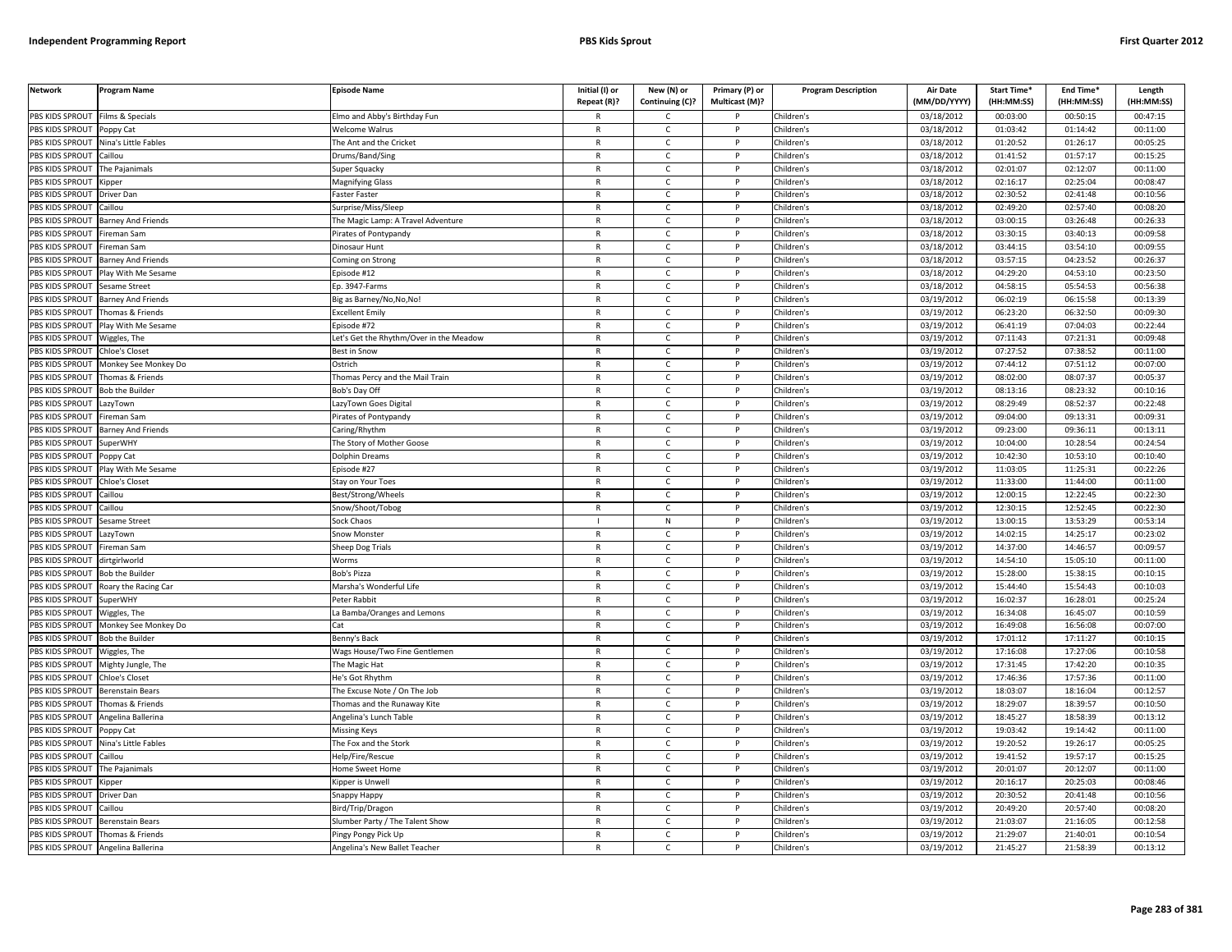| Network | Program Name | Episode Name | Initial (I) or Repeat (R)? | New (N) or Continuing (C)? | Primary (P) or Multicast (M)? | Program Description | Air Date (MM/DD/YYYY) | Start Time* (HH:MM:SS) | End Time* (HH:MM:SS) | Length (HH:MM:SS) |
|---|---|---|---|---|---|---|---|---|---|---|
| PBS KIDS SPROUT | Films & Specials | Elmo and Abby's Birthday Fun | R | C | P | Children's | 03/18/2012 | 00:03:00 | 00:50:15 | 00:47:15 |
| PBS KIDS SPROUT | Poppy Cat | Welcome Walrus | R | C | P | Children's | 03/18/2012 | 01:03:42 | 01:14:42 | 00:11:00 |
| PBS KIDS SPROUT | Nina's Little Fables | The Ant and the Cricket | R | C | P | Children's | 03/18/2012 | 01:20:52 | 01:26:17 | 00:05:25 |
| PBS KIDS SPROUT | Caillou | Drums/Band/Sing | R | C | P | Children's | 03/18/2012 | 01:41:52 | 01:57:17 | 00:15:25 |
| PBS KIDS SPROUT | The Pajanimals | Super Squacky | R | C | P | Children's | 03/18/2012 | 02:01:07 | 02:12:07 | 00:11:00 |
| PBS KIDS SPROUT | Kipper | Magnifying Glass | R | C | P | Children's | 03/18/2012 | 02:16:17 | 02:25:04 | 00:08:47 |
| PBS KIDS SPROUT | Driver Dan | Faster Faster | R | C | P | Children's | 03/18/2012 | 02:30:52 | 02:41:48 | 00:10:56 |
| PBS KIDS SPROUT | Caillou | Surprise/Miss/Sleep | R | C | P | Children's | 03/18/2012 | 02:49:20 | 02:57:40 | 00:08:20 |
| PBS KIDS SPROUT | Barney And Friends | The Magic Lamp: A Travel Adventure | R | C | P | Children's | 03/18/2012 | 03:00:15 | 03:26:48 | 00:26:33 |
| PBS KIDS SPROUT | Fireman Sam | Pirates of Pontypandy | R | C | P | Children's | 03/18/2012 | 03:30:15 | 03:40:13 | 00:09:58 |
| PBS KIDS SPROUT | Fireman Sam | Dinosaur Hunt | R | C | P | Children's | 03/18/2012 | 03:44:15 | 03:54:10 | 00:09:55 |
| PBS KIDS SPROUT | Barney And Friends | Coming on Strong | R | C | P | Children's | 03/18/2012 | 03:57:15 | 04:23:52 | 00:26:37 |
| PBS KIDS SPROUT | Play With Me Sesame | Episode #12 | R | C | P | Children's | 03/18/2012 | 04:29:20 | 04:53:10 | 00:23:50 |
| PBS KIDS SPROUT | Sesame Street | Ep. 3947-Farms | R | C | P | Children's | 03/18/2012 | 04:58:15 | 05:54:53 | 00:56:38 |
| PBS KIDS SPROUT | Barney And Friends | Big as Barney/No,No,No! | R | C | P | Children's | 03/19/2012 | 06:02:19 | 06:15:58 | 00:13:39 |
| PBS KIDS SPROUT | Thomas & Friends | Excellent Emily | R | C | P | Children's | 03/19/2012 | 06:23:20 | 06:32:50 | 00:09:30 |
| PBS KIDS SPROUT | Play With Me Sesame | Episode #72 | R | C | P | Children's | 03/19/2012 | 06:41:19 | 07:04:03 | 00:22:44 |
| PBS KIDS SPROUT | Wiggles, The | Let's Get the Rhythm/Over in the Meadow | R | C | P | Children's | 03/19/2012 | 07:11:43 | 07:21:31 | 00:09:48 |
| PBS KIDS SPROUT | Chloe's Closet | Best in Snow | R | C | P | Children's | 03/19/2012 | 07:27:52 | 07:38:52 | 00:11:00 |
| PBS KIDS SPROUT | Monkey See Monkey Do | Ostrich | R | C | P | Children's | 03/19/2012 | 07:44:12 | 07:51:12 | 00:07:00 |
| PBS KIDS SPROUT | Thomas & Friends | Thomas Percy and the Mail Train | R | C | P | Children's | 03/19/2012 | 08:02:00 | 08:07:37 | 00:05:37 |
| PBS KIDS SPROUT | Bob the Builder | Bob's Day Off | R | C | P | Children's | 03/19/2012 | 08:13:16 | 08:23:32 | 00:10:16 |
| PBS KIDS SPROUT | LazyTown | LazyTown Goes Digital | R | C | P | Children's | 03/19/2012 | 08:29:49 | 08:52:37 | 00:22:48 |
| PBS KIDS SPROUT | Fireman Sam | Pirates of Pontypandy | R | C | P | Children's | 03/19/2012 | 09:04:00 | 09:13:31 | 00:09:31 |
| PBS KIDS SPROUT | Barney And Friends | Caring/Rhythm | R | C | P | Children's | 03/19/2012 | 09:23:00 | 09:36:11 | 00:13:11 |
| PBS KIDS SPROUT | SuperWHY | The Story of Mother Goose | R | C | P | Children's | 03/19/2012 | 10:04:00 | 10:28:54 | 00:24:54 |
| PBS KIDS SPROUT | Poppy Cat | Dolphin Dreams | R | C | P | Children's | 03/19/2012 | 10:42:30 | 10:53:10 | 00:10:40 |
| PBS KIDS SPROUT | Play With Me Sesame | Episode #27 | R | C | P | Children's | 03/19/2012 | 11:03:05 | 11:25:31 | 00:22:26 |
| PBS KIDS SPROUT | Chloe's Closet | Stay on Your Toes | R | C | P | Children's | 03/19/2012 | 11:33:00 | 11:44:00 | 00:11:00 |
| PBS KIDS SPROUT | Caillou | Best/Strong/Wheels | R | C | P | Children's | 03/19/2012 | 12:00:15 | 12:22:45 | 00:22:30 |
| PBS KIDS SPROUT | Caillou | Snow/Shoot/Tobog | R | C | P | Children's | 03/19/2012 | 12:30:15 | 12:52:45 | 00:22:30 |
| PBS KIDS SPROUT | Sesame Street | Sock Chaos | I | N | P | Children's | 03/19/2012 | 13:00:15 | 13:53:29 | 00:53:14 |
| PBS KIDS SPROUT | LazyTown | Snow Monster | R | C | P | Children's | 03/19/2012 | 14:02:15 | 14:25:17 | 00:23:02 |
| PBS KIDS SPROUT | Fireman Sam | Sheep Dog Trials | R | C | P | Children's | 03/19/2012 | 14:37:00 | 14:46:57 | 00:09:57 |
| PBS KIDS SPROUT | dirtgirlworld | Worms | R | C | P | Children's | 03/19/2012 | 14:54:10 | 15:05:10 | 00:11:00 |
| PBS KIDS SPROUT | Bob the Builder | Bob's Pizza | R | C | P | Children's | 03/19/2012 | 15:28:00 | 15:38:15 | 00:10:15 |
| PBS KIDS SPROUT | Roary the Racing Car | Marsha's Wonderful Life | R | C | P | Children's | 03/19/2012 | 15:44:40 | 15:54:43 | 00:10:03 |
| PBS KIDS SPROUT | SuperWHY | Peter Rabbit | R | C | P | Children's | 03/19/2012 | 16:02:37 | 16:28:01 | 00:25:24 |
| PBS KIDS SPROUT | Wiggles, The | La Bamba/Oranges and Lemons | R | C | P | Children's | 03/19/2012 | 16:34:08 | 16:45:07 | 00:10:59 |
| PBS KIDS SPROUT | Monkey See Monkey Do | Cat | R | C | P | Children's | 03/19/2012 | 16:49:08 | 16:56:08 | 00:07:00 |
| PBS KIDS SPROUT | Bob the Builder | Benny's Back | R | C | P | Children's | 03/19/2012 | 17:01:12 | 17:11:27 | 00:10:15 |
| PBS KIDS SPROUT | Wiggles, The | Wags House/Two Fine Gentlemen | R | C | P | Children's | 03/19/2012 | 17:16:08 | 17:27:06 | 00:10:58 |
| PBS KIDS SPROUT | Mighty Jungle, The | The Magic Hat | R | C | P | Children's | 03/19/2012 | 17:31:45 | 17:42:20 | 00:10:35 |
| PBS KIDS SPROUT | Chloe's Closet | He's Got Rhythm | R | C | P | Children's | 03/19/2012 | 17:46:36 | 17:57:36 | 00:11:00 |
| PBS KIDS SPROUT | Berenstain Bears | The Excuse Note / On The Job | R | C | P | Children's | 03/19/2012 | 18:03:07 | 18:16:04 | 00:12:57 |
| PBS KIDS SPROUT | Thomas & Friends | Thomas and the Runaway Kite | R | C | P | Children's | 03/19/2012 | 18:29:07 | 18:39:57 | 00:10:50 |
| PBS KIDS SPROUT | Angelina Ballerina | Angelina's Lunch Table | R | C | P | Children's | 03/19/2012 | 18:45:27 | 18:58:39 | 00:13:12 |
| PBS KIDS SPROUT | Poppy Cat | Missing Keys | R | C | P | Children's | 03/19/2012 | 19:03:42 | 19:14:42 | 00:11:00 |
| PBS KIDS SPROUT | Nina's Little Fables | The Fox and the Stork | R | C | P | Children's | 03/19/2012 | 19:20:52 | 19:26:17 | 00:05:25 |
| PBS KIDS SPROUT | Caillou | Help/Fire/Rescue | R | C | P | Children's | 03/19/2012 | 19:41:52 | 19:57:17 | 00:15:25 |
| PBS KIDS SPROUT | The Pajanimals | Home Sweet Home | R | C | P | Children's | 03/19/2012 | 20:01:07 | 20:12:07 | 00:11:00 |
| PBS KIDS SPROUT | Kipper | Kipper is Unwell | R | C | P | Children's | 03/19/2012 | 20:16:17 | 20:25:03 | 00:08:46 |
| PBS KIDS SPROUT | Driver Dan | Snappy Happy | R | C | P | Children's | 03/19/2012 | 20:30:52 | 20:41:48 | 00:10:56 |
| PBS KIDS SPROUT | Caillou | Bird/Trip/Dragon | R | C | P | Children's | 03/19/2012 | 20:49:20 | 20:57:40 | 00:08:20 |
| PBS KIDS SPROUT | Berenstain Bears | Slumber Party / The Talent Show | R | C | P | Children's | 03/19/2012 | 21:03:07 | 21:16:05 | 00:12:58 |
| PBS KIDS SPROUT | Thomas & Friends | Pingy Pongy Pick Up | R | C | P | Children's | 03/19/2012 | 21:29:07 | 21:40:01 | 00:10:54 |
| PBS KIDS SPROUT | Angelina Ballerina | Angelina's New Ballet Teacher | R | C | P | Children's | 03/19/2012 | 21:45:27 | 21:58:39 | 00:13:12 |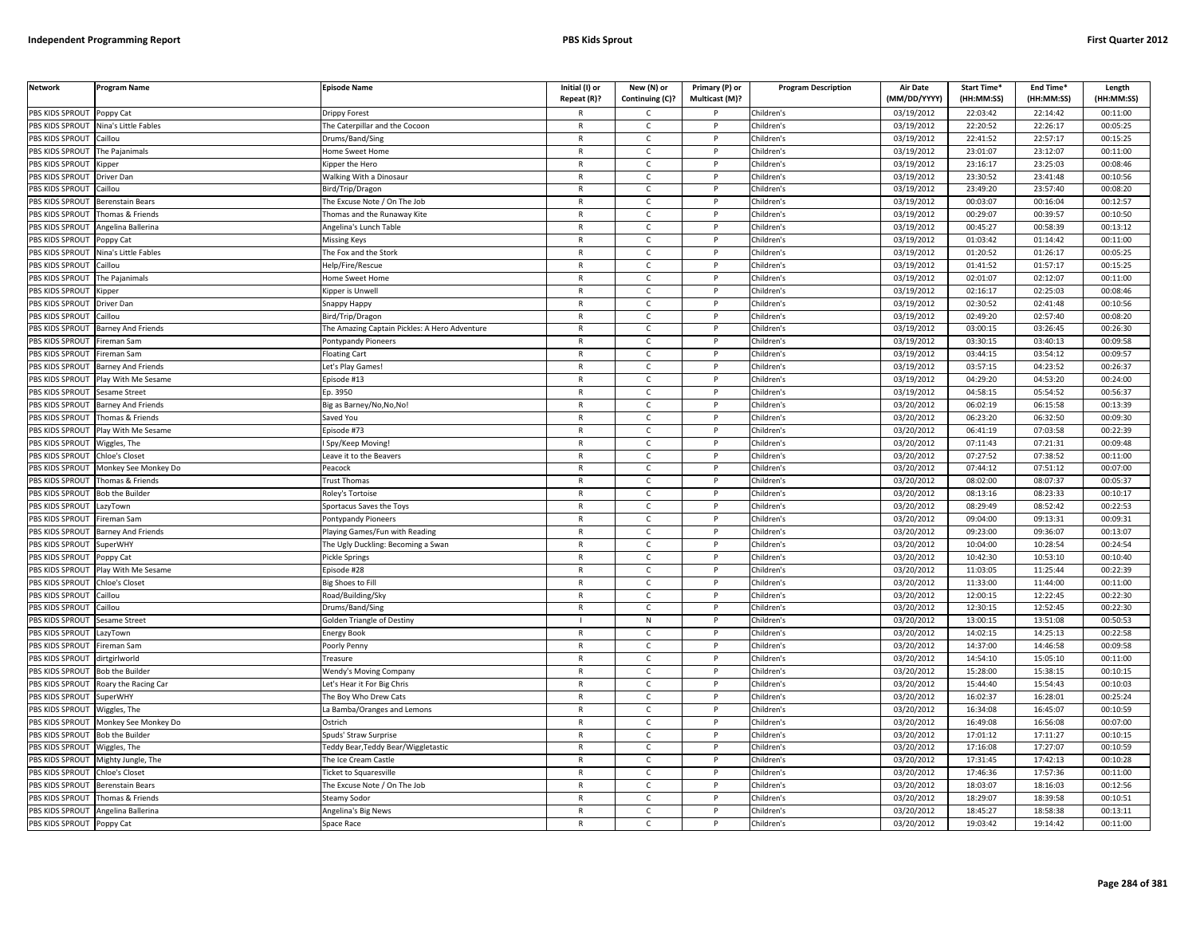| Network | Program Name | Episode Name | Initial (I) or Repeat (R)? | New (N) or Continuing (C)? | Primary (P) or Multicast (M)? | Program Description | Air Date (MM/DD/YYYY) | Start Time* (HH:MM:SS) | End Time* (HH:MM:SS) | Length (HH:MM:SS) |
|---|---|---|---|---|---|---|---|---|---|---|
| PBS KIDS SPROUT | Poppy Cat | Drippy Forest | R | C | P | Children's | 03/19/2012 | 22:03:42 | 22:14:42 | 00:11:00 |
| PBS KIDS SPROUT | Nina's Little Fables | The Caterpillar and the Cocoon | R | C | P | Children's | 03/19/2012 | 22:20:52 | 22:26:17 | 00:05:25 |
| PBS KIDS SPROUT | Caillou | Drums/Band/Sing | R | C | P | Children's | 03/19/2012 | 22:41:52 | 22:57:17 | 00:15:25 |
| PBS KIDS SPROUT | The Pajanimals | Home Sweet Home | R | C | P | Children's | 03/19/2012 | 23:01:07 | 23:12:07 | 00:11:00 |
| PBS KIDS SPROUT | Kipper | Kipper the Hero | R | C | P | Children's | 03/19/2012 | 23:16:17 | 23:25:03 | 00:08:46 |
| PBS KIDS SPROUT | Driver Dan | Walking With a Dinosaur | R | C | P | Children's | 03/19/2012 | 23:30:52 | 23:41:48 | 00:10:56 |
| PBS KIDS SPROUT | Caillou | Bird/Trip/Dragon | R | C | P | Children's | 03/19/2012 | 23:49:20 | 23:57:40 | 00:08:20 |
| PBS KIDS SPROUT | Berenstain Bears | The Excuse Note / On The Job | R | C | P | Children's | 03/19/2012 | 00:03:07 | 00:16:04 | 00:12:57 |
| PBS KIDS SPROUT | Thomas & Friends | Thomas and the Runaway Kite | R | C | P | Children's | 03/19/2012 | 00:29:07 | 00:39:57 | 00:10:50 |
| PBS KIDS SPROUT | Angelina Ballerina | Angelina's Lunch Table | R | C | P | Children's | 03/19/2012 | 00:45:27 | 00:58:39 | 00:13:12 |
| PBS KIDS SPROUT | Poppy Cat | Missing Keys | R | C | P | Children's | 03/19/2012 | 01:03:42 | 01:14:42 | 00:11:00 |
| PBS KIDS SPROUT | Nina's Little Fables | The Fox and the Stork | R | C | P | Children's | 03/19/2012 | 01:20:52 | 01:26:17 | 00:05:25 |
| PBS KIDS SPROUT | Caillou | Help/Fire/Rescue | R | C | P | Children's | 03/19/2012 | 01:41:52 | 01:57:17 | 00:15:25 |
| PBS KIDS SPROUT | The Pajanimals | Home Sweet Home | R | C | P | Children's | 03/19/2012 | 02:01:07 | 02:12:07 | 00:11:00 |
| PBS KIDS SPROUT | Kipper | Kipper is Unwell | R | C | P | Children's | 03/19/2012 | 02:16:17 | 02:25:03 | 00:08:46 |
| PBS KIDS SPROUT | Driver Dan | Snappy Happy | R | C | P | Children's | 03/19/2012 | 02:30:52 | 02:41:48 | 00:10:56 |
| PBS KIDS SPROUT | Caillou | Bird/Trip/Dragon | R | C | P | Children's | 03/19/2012 | 02:49:20 | 02:57:40 | 00:08:20 |
| PBS KIDS SPROUT | Barney And Friends | The Amazing Captain Pickles: A Hero Adventure | R | C | P | Children's | 03/19/2012 | 03:00:15 | 03:26:45 | 00:26:30 |
| PBS KIDS SPROUT | Fireman Sam | Pontypandy Pioneers | R | C | P | Children's | 03/19/2012 | 03:30:15 | 03:40:13 | 00:09:58 |
| PBS KIDS SPROUT | Fireman Sam | Floating Cart | R | C | P | Children's | 03/19/2012 | 03:44:15 | 03:54:12 | 00:09:57 |
| PBS KIDS SPROUT | Barney And Friends | Let's Play Games! | R | C | P | Children's | 03/19/2012 | 03:57:15 | 04:23:52 | 00:26:37 |
| PBS KIDS SPROUT | Play With Me Sesame | Episode #13 | R | C | P | Children's | 03/19/2012 | 04:29:20 | 04:53:20 | 00:24:00 |
| PBS KIDS SPROUT | Sesame Street | Ep. 3950 | R | C | P | Children's | 03/19/2012 | 04:58:15 | 05:54:52 | 00:56:37 |
| PBS KIDS SPROUT | Barney And Friends | Big as Barney/No,No,No! | R | C | P | Children's | 03/20/2012 | 06:02:19 | 06:15:58 | 00:13:39 |
| PBS KIDS SPROUT | Thomas & Friends | Saved You | R | C | P | Children's | 03/20/2012 | 06:23:20 | 06:32:50 | 00:09:30 |
| PBS KIDS SPROUT | Play With Me Sesame | Episode #73 | R | C | P | Children's | 03/20/2012 | 06:41:19 | 07:03:58 | 00:22:39 |
| PBS KIDS SPROUT | Wiggles, The | I Spy/Keep Moving! | R | C | P | Children's | 03/20/2012 | 07:11:43 | 07:21:31 | 00:09:48 |
| PBS KIDS SPROUT | Chloe's Closet | Leave it to the Beavers | R | C | P | Children's | 03/20/2012 | 07:27:52 | 07:38:52 | 00:11:00 |
| PBS KIDS SPROUT | Monkey See Monkey Do | Peacock | R | C | P | Children's | 03/20/2012 | 07:44:12 | 07:51:12 | 00:07:00 |
| PBS KIDS SPROUT | Thomas & Friends | Trust Thomas | R | C | P | Children's | 03/20/2012 | 08:02:00 | 08:07:37 | 00:05:37 |
| PBS KIDS SPROUT | Bob the Builder | Roley's Tortoise | R | C | P | Children's | 03/20/2012 | 08:13:16 | 08:23:33 | 00:10:17 |
| PBS KIDS SPROUT | LazyTown | Sportacus Saves the Toys | R | C | P | Children's | 03/20/2012 | 08:29:49 | 08:52:42 | 00:22:53 |
| PBS KIDS SPROUT | Fireman Sam | Pontypandy Pioneers | R | C | P | Children's | 03/20/2012 | 09:04:00 | 09:13:31 | 00:09:31 |
| PBS KIDS SPROUT | Barney And Friends | Playing Games/Fun with Reading | R | C | P | Children's | 03/20/2012 | 09:23:00 | 09:36:07 | 00:13:07 |
| PBS KIDS SPROUT | SuperWHY | The Ugly Duckling: Becoming a Swan | R | C | P | Children's | 03/20/2012 | 10:04:00 | 10:28:54 | 00:24:54 |
| PBS KIDS SPROUT | Poppy Cat | Pickle Springs | R | C | P | Children's | 03/20/2012 | 10:42:30 | 10:53:10 | 00:10:40 |
| PBS KIDS SPROUT | Play With Me Sesame | Episode #28 | R | C | P | Children's | 03/20/2012 | 11:03:05 | 11:25:44 | 00:22:39 |
| PBS KIDS SPROUT | Chloe's Closet | Big Shoes to Fill | R | C | P | Children's | 03/20/2012 | 11:33:00 | 11:44:00 | 00:11:00 |
| PBS KIDS SPROUT | Caillou | Road/Building/Sky | R | C | P | Children's | 03/20/2012 | 12:00:15 | 12:22:45 | 00:22:30 |
| PBS KIDS SPROUT | Caillou | Drums/Band/Sing | R | C | P | Children's | 03/20/2012 | 12:30:15 | 12:52:45 | 00:22:30 |
| PBS KIDS SPROUT | Sesame Street | Golden Triangle of Destiny | I | N | P | Children's | 03/20/2012 | 13:00:15 | 13:51:08 | 00:50:53 |
| PBS KIDS SPROUT | LazyTown | Energy Book | R | C | P | Children's | 03/20/2012 | 14:02:15 | 14:25:13 | 00:22:58 |
| PBS KIDS SPROUT | Fireman Sam | Poorly Penny | R | C | P | Children's | 03/20/2012 | 14:37:00 | 14:46:58 | 00:09:58 |
| PBS KIDS SPROUT | dirtgirlworld | Treasure | R | C | P | Children's | 03/20/2012 | 14:54:10 | 15:05:10 | 00:11:00 |
| PBS KIDS SPROUT | Bob the Builder | Wendy's Moving Company | R | C | P | Children's | 03/20/2012 | 15:28:00 | 15:38:15 | 00:10:15 |
| PBS KIDS SPROUT | Roary the Racing Car | Let's Hear it For Big Chris | R | C | P | Children's | 03/20/2012 | 15:44:40 | 15:54:43 | 00:10:03 |
| PBS KIDS SPROUT | SuperWHY | The Boy Who Drew Cats | R | C | P | Children's | 03/20/2012 | 16:02:37 | 16:28:01 | 00:25:24 |
| PBS KIDS SPROUT | Wiggles, The | La Bamba/Oranges and Lemons | R | C | P | Children's | 03/20/2012 | 16:34:08 | 16:45:07 | 00:10:59 |
| PBS KIDS SPROUT | Monkey See Monkey Do | Ostrich | R | C | P | Children's | 03/20/2012 | 16:49:08 | 16:56:08 | 00:07:00 |
| PBS KIDS SPROUT | Bob the Builder | Spuds' Straw Surprise | R | C | P | Children's | 03/20/2012 | 17:01:12 | 17:11:27 | 00:10:15 |
| PBS KIDS SPROUT | Wiggles, The | Teddy Bear,Teddy Bear/Wiggletastic | R | C | P | Children's | 03/20/2012 | 17:16:08 | 17:27:07 | 00:10:59 |
| PBS KIDS SPROUT | Mighty Jungle, The | The Ice Cream Castle | R | C | P | Children's | 03/20/2012 | 17:31:45 | 17:42:13 | 00:10:28 |
| PBS KIDS SPROUT | Chloe's Closet | Ticket to Squaresville | R | C | P | Children's | 03/20/2012 | 17:46:36 | 17:57:36 | 00:11:00 |
| PBS KIDS SPROUT | Berenstain Bears | The Excuse Note / On The Job | R | C | P | Children's | 03/20/2012 | 18:03:07 | 18:16:03 | 00:12:56 |
| PBS KIDS SPROUT | Thomas & Friends | Steamy Sodor | R | C | P | Children's | 03/20/2012 | 18:29:07 | 18:39:58 | 00:10:51 |
| PBS KIDS SPROUT | Angelina Ballerina | Angelina's Big News | R | C | P | Children's | 03/20/2012 | 18:45:27 | 18:58:38 | 00:13:11 |
| PBS KIDS SPROUT | Poppy Cat | Space Race | R | C | P | Children's | 03/20/2012 | 19:03:42 | 19:14:42 | 00:11:00 |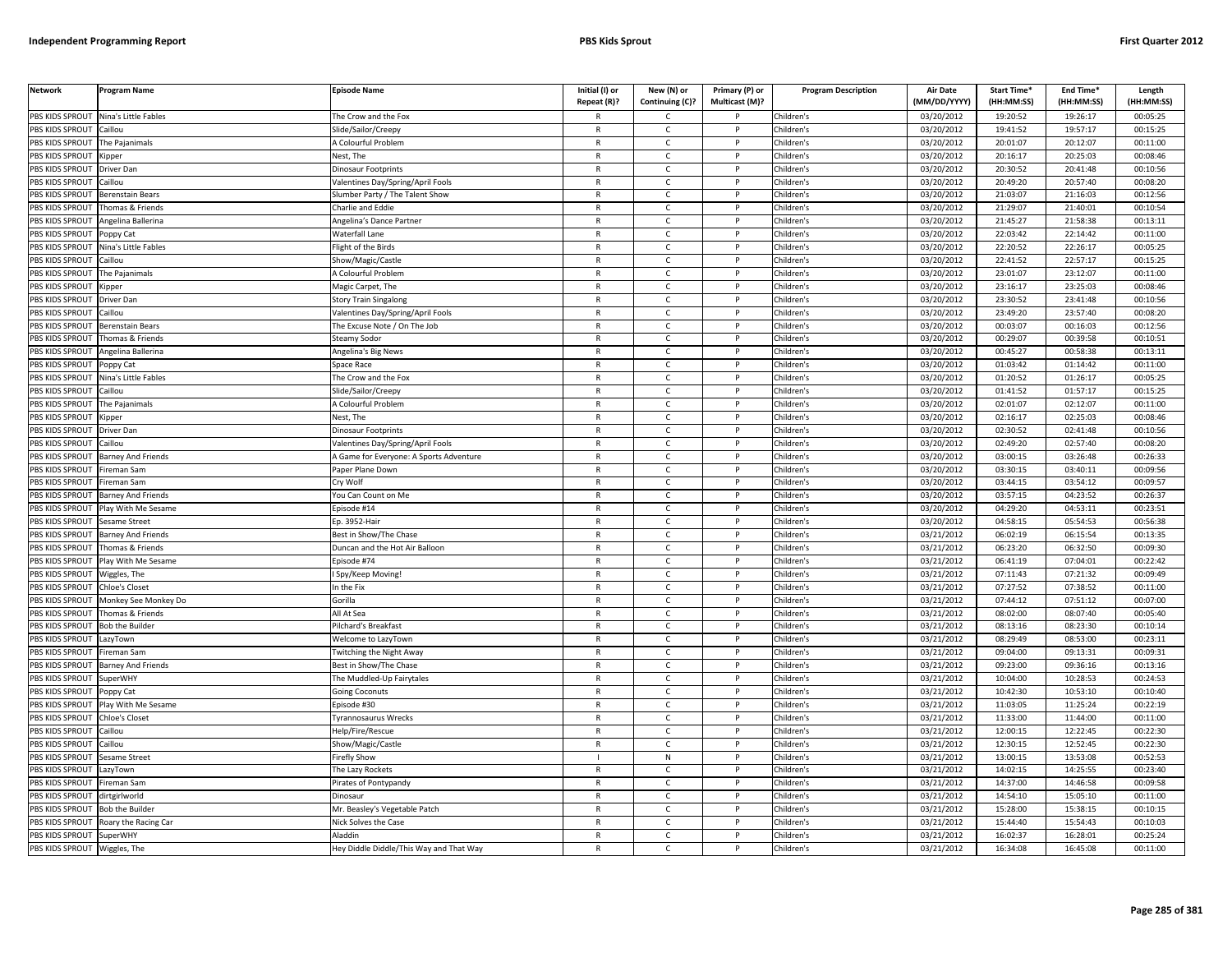| Network | Program Name | Episode Name | Initial (I) or Repeat (R)? | New (N) or Continuing (C)? | Primary (P) or Multicast (M)? | Program Description | Air Date (MM/DD/YYYY) | Start Time* (HH:MM:SS) | End Time* (HH:MM:SS) | Length (HH:MM:SS) |
|---|---|---|---|---|---|---|---|---|---|---|
| PBS KIDS SPROUT | Nina's Little Fables | The Crow and the Fox | R | C | P | Children's | 03/20/2012 | 19:20:52 | 19:26:17 | 00:05:25 |
| PBS KIDS SPROUT | Caillou | Slide/Sailor/Creepy | R | C | P | Children's | 03/20/2012 | 19:41:52 | 19:57:17 | 00:15:25 |
| PBS KIDS SPROUT | The Pajanimals | A Colourful Problem | R | C | P | Children's | 03/20/2012 | 20:01:07 | 20:12:07 | 00:11:00 |
| PBS KIDS SPROUT | Kipper | Nest, The | R | C | P | Children's | 03/20/2012 | 20:16:17 | 20:25:03 | 00:08:46 |
| PBS KIDS SPROUT | Driver Dan | Dinosaur Footprints | R | C | P | Children's | 03/20/2012 | 20:30:52 | 20:41:48 | 00:10:56 |
| PBS KIDS SPROUT | Caillou | Valentines Day/Spring/April Fools | R | C | P | Children's | 03/20/2012 | 20:49:20 | 20:57:40 | 00:08:20 |
| PBS KIDS SPROUT | Berenstain Bears | Slumber Party / The Talent Show | R | C | P | Children's | 03/20/2012 | 21:03:07 | 21:16:03 | 00:12:56 |
| PBS KIDS SPROUT | Thomas & Friends | Charlie and Eddie | R | C | P | Children's | 03/20/2012 | 21:29:07 | 21:40:01 | 00:10:54 |
| PBS KIDS SPROUT | Angelina Ballerina | Angelina's Dance Partner | R | C | P | Children's | 03/20/2012 | 21:45:27 | 21:58:38 | 00:13:11 |
| PBS KIDS SPROUT | Poppy Cat | Waterfall Lane | R | C | P | Children's | 03/20/2012 | 22:03:42 | 22:14:42 | 00:11:00 |
| PBS KIDS SPROUT | Nina's Little Fables | Flight of the Birds | R | C | P | Children's | 03/20/2012 | 22:20:52 | 22:26:17 | 00:05:25 |
| PBS KIDS SPROUT | Caillou | Show/Magic/Castle | R | C | P | Children's | 03/20/2012 | 22:41:52 | 22:57:17 | 00:15:25 |
| PBS KIDS SPROUT | The Pajanimals | A Colourful Problem | R | C | P | Children's | 03/20/2012 | 23:01:07 | 23:12:07 | 00:11:00 |
| PBS KIDS SPROUT | Kipper | Magic Carpet, The | R | C | P | Children's | 03/20/2012 | 23:16:17 | 23:25:03 | 00:08:46 |
| PBS KIDS SPROUT | Driver Dan | Story Train Singalong | R | C | P | Children's | 03/20/2012 | 23:30:52 | 23:41:48 | 00:10:56 |
| PBS KIDS SPROUT | Caillou | Valentines Day/Spring/April Fools | R | C | P | Children's | 03/20/2012 | 23:49:20 | 23:57:40 | 00:08:20 |
| PBS KIDS SPROUT | Berenstain Bears | The Excuse Note / On The Job | R | C | P | Children's | 03/20/2012 | 00:03:07 | 00:16:03 | 00:12:56 |
| PBS KIDS SPROUT | Thomas & Friends | Steamy Sodor | R | C | P | Children's | 03/20/2012 | 00:29:07 | 00:39:58 | 00:10:51 |
| PBS KIDS SPROUT | Angelina Ballerina | Angelina's Big News | R | C | P | Children's | 03/20/2012 | 00:45:27 | 00:58:38 | 00:13:11 |
| PBS KIDS SPROUT | Poppy Cat | Space Race | R | C | P | Children's | 03/20/2012 | 01:03:42 | 01:14:42 | 00:11:00 |
| PBS KIDS SPROUT | Nina's Little Fables | The Crow and the Fox | R | C | P | Children's | 03/20/2012 | 01:20:52 | 01:26:17 | 00:05:25 |
| PBS KIDS SPROUT | Caillou | Slide/Sailor/Creepy | R | C | P | Children's | 03/20/2012 | 01:41:52 | 01:57:17 | 00:15:25 |
| PBS KIDS SPROUT | The Pajanimals | A Colourful Problem | R | C | P | Children's | 03/20/2012 | 02:01:07 | 02:12:07 | 00:11:00 |
| PBS KIDS SPROUT | Kipper | Nest, The | R | C | P | Children's | 03/20/2012 | 02:16:17 | 02:25:03 | 00:08:46 |
| PBS KIDS SPROUT | Driver Dan | Dinosaur Footprints | R | C | P | Children's | 03/20/2012 | 02:30:52 | 02:41:48 | 00:10:56 |
| PBS KIDS SPROUT | Caillou | Valentines Day/Spring/April Fools | R | C | P | Children's | 03/20/2012 | 02:49:20 | 02:57:40 | 00:08:20 |
| PBS KIDS SPROUT | Barney And Friends | A Game for Everyone: A Sports Adventure | R | C | P | Children's | 03/20/2012 | 03:00:15 | 03:26:48 | 00:26:33 |
| PBS KIDS SPROUT | Fireman Sam | Paper Plane Down | R | C | P | Children's | 03/20/2012 | 03:30:15 | 03:40:11 | 00:09:56 |
| PBS KIDS SPROUT | Fireman Sam | Cry Wolf | R | C | P | Children's | 03/20/2012 | 03:44:15 | 03:54:12 | 00:09:57 |
| PBS KIDS SPROUT | Barney And Friends | You Can Count on Me | R | C | P | Children's | 03/20/2012 | 03:57:15 | 04:23:52 | 00:26:37 |
| PBS KIDS SPROUT | Play With Me Sesame | Episode #14 | R | C | P | Children's | 03/20/2012 | 04:29:20 | 04:53:11 | 00:23:51 |
| PBS KIDS SPROUT | Sesame Street | Ep. 3952-Hair | R | C | P | Children's | 03/20/2012 | 04:58:15 | 05:54:53 | 00:56:38 |
| PBS KIDS SPROUT | Barney And Friends | Best in Show/The Chase | R | C | P | Children's | 03/21/2012 | 06:02:19 | 06:15:54 | 00:13:35 |
| PBS KIDS SPROUT | Thomas & Friends | Duncan and the Hot Air Balloon | R | C | P | Children's | 03/21/2012 | 06:23:20 | 06:32:50 | 00:09:30 |
| PBS KIDS SPROUT | Play With Me Sesame | Episode #74 | R | C | P | Children's | 03/21/2012 | 06:41:19 | 07:04:01 | 00:22:42 |
| PBS KIDS SPROUT | Wiggles, The | I Spy/Keep Moving! | R | C | P | Children's | 03/21/2012 | 07:11:43 | 07:21:32 | 00:09:49 |
| PBS KIDS SPROUT | Chloe's Closet | In the Fix | R | C | P | Children's | 03/21/2012 | 07:27:52 | 07:38:52 | 00:11:00 |
| PBS KIDS SPROUT | Monkey See Monkey Do | Gorilla | R | C | P | Children's | 03/21/2012 | 07:44:12 | 07:51:12 | 00:07:00 |
| PBS KIDS SPROUT | Thomas & Friends | All At Sea | R | C | P | Children's | 03/21/2012 | 08:02:00 | 08:07:40 | 00:05:40 |
| PBS KIDS SPROUT | Bob the Builder | Pilchard's Breakfast | R | C | P | Children's | 03/21/2012 | 08:13:16 | 08:23:30 | 00:10:14 |
| PBS KIDS SPROUT | LazyTown | Welcome to LazyTown | R | C | P | Children's | 03/21/2012 | 08:29:49 | 08:53:00 | 00:23:11 |
| PBS KIDS SPROUT | Fireman Sam | Twitching the Night Away | R | C | P | Children's | 03/21/2012 | 09:04:00 | 09:13:31 | 00:09:31 |
| PBS KIDS SPROUT | Barney And Friends | Best in Show/The Chase | R | C | P | Children's | 03/21/2012 | 09:23:00 | 09:36:16 | 00:13:16 |
| PBS KIDS SPROUT | SuperWHY | The Muddled-Up Fairytales | R | C | P | Children's | 03/21/2012 | 10:04:00 | 10:28:53 | 00:24:53 |
| PBS KIDS SPROUT | Poppy Cat | Going Coconuts | R | C | P | Children's | 03/21/2012 | 10:42:30 | 10:53:10 | 00:10:40 |
| PBS KIDS SPROUT | Play With Me Sesame | Episode #30 | R | C | P | Children's | 03/21/2012 | 11:03:05 | 11:25:24 | 00:22:19 |
| PBS KIDS SPROUT | Chloe's Closet | Tyrannosaurus Wrecks | R | C | P | Children's | 03/21/2012 | 11:33:00 | 11:44:00 | 00:11:00 |
| PBS KIDS SPROUT | Caillou | Help/Fire/Rescue | R | C | P | Children's | 03/21/2012 | 12:00:15 | 12:22:45 | 00:22:30 |
| PBS KIDS SPROUT | Caillou | Show/Magic/Castle | R | C | P | Children's | 03/21/2012 | 12:30:15 | 12:52:45 | 00:22:30 |
| PBS KIDS SPROUT | Sesame Street | Firefly Show | I | N | P | Children's | 03/21/2012 | 13:00:15 | 13:53:08 | 00:52:53 |
| PBS KIDS SPROUT | LazyTown | The Lazy Rockets | R | C | P | Children's | 03/21/2012 | 14:02:15 | 14:25:55 | 00:23:40 |
| PBS KIDS SPROUT | Fireman Sam | Pirates of Pontypandy | R | C | P | Children's | 03/21/2012 | 14:37:00 | 14:46:58 | 00:09:58 |
| PBS KIDS SPROUT | dirtgirlworld | Dinosaur | R | C | P | Children's | 03/21/2012 | 14:54:10 | 15:05:10 | 00:11:00 |
| PBS KIDS SPROUT | Bob the Builder | Mr. Beasley's Vegetable Patch | R | C | P | Children's | 03/21/2012 | 15:28:00 | 15:38:15 | 00:10:15 |
| PBS KIDS SPROUT | Roary the Racing Car | Nick Solves the Case | R | C | P | Children's | 03/21/2012 | 15:44:40 | 15:54:43 | 00:10:03 |
| PBS KIDS SPROUT | SuperWHY | Aladdin | R | C | P | Children's | 03/21/2012 | 16:02:37 | 16:28:01 | 00:25:24 |
| PBS KIDS SPROUT | Wiggles, The | Hey Diddle Diddle/This Way and That Way | R | C | P | Children's | 03/21/2012 | 16:34:08 | 16:45:08 | 00:11:00 |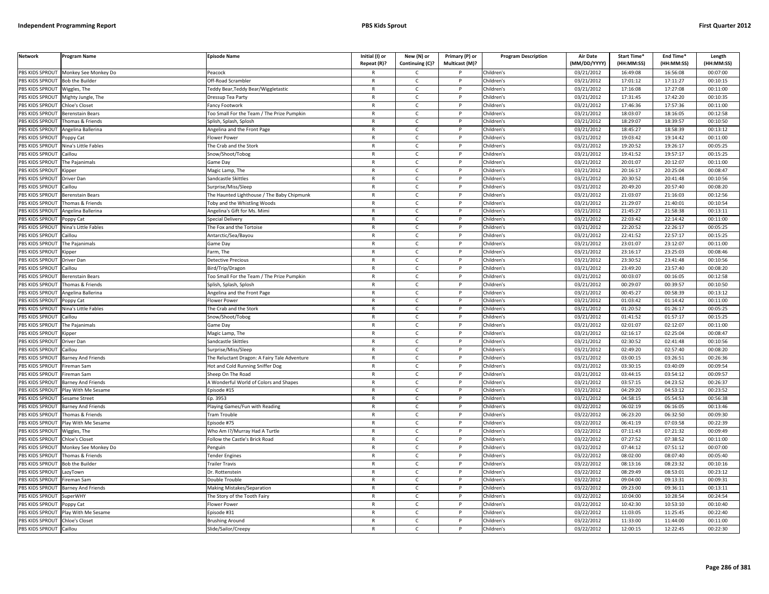| Network | Program Name | Episode Name | Initial (I) or Repeat (R)? | New (N) or Continuing (C)? | Primary (P) or Multicast (M)? | Program Description | Air Date (MM/DD/YYYY) | Start Time* (HH:MM:SS) | End Time* (HH:MM:SS) | Length (HH:MM:SS) |
|---|---|---|---|---|---|---|---|---|---|---|
| PBS KIDS SPROUT | Monkey See Monkey Do | Peacock | R | C | P | Children's | 03/21/2012 | 16:49:08 | 16:56:08 | 00:07:00 |
| PBS KIDS SPROUT | Bob the Builder | Off-Road Scrambler | R | C | P | Children's | 03/21/2012 | 17:01:12 | 17:11:27 | 00:10:15 |
| PBS KIDS SPROUT | Wiggles, The | Teddy Bear,Teddy Bear/Wiggletastic | R | C | P | Children's | 03/21/2012 | 17:16:08 | 17:27:08 | 00:11:00 |
| PBS KIDS SPROUT | Mighty Jungle, The | Dressup Tea Party | R | C | P | Children's | 03/21/2012 | 17:31:45 | 17:42:20 | 00:10:35 |
| PBS KIDS SPROUT | Chloe's Closet | Fancy Footwork | R | C | P | Children's | 03/21/2012 | 17:46:36 | 17:57:36 | 00:11:00 |
| PBS KIDS SPROUT | Berenstain Bears | Too Small For the Team / The Prize Pumpkin | R | C | P | Children's | 03/21/2012 | 18:03:07 | 18:16:05 | 00:12:58 |
| PBS KIDS SPROUT | Thomas & Friends | Splish, Splash, Splosh | R | C | P | Children's | 03/21/2012 | 18:29:07 | 18:39:57 | 00:10:50 |
| PBS KIDS SPROUT | Angelina Ballerina | Angelina and the Front Page | R | C | P | Children's | 03/21/2012 | 18:45:27 | 18:58:39 | 00:13:12 |
| PBS KIDS SPROUT | Poppy Cat | Flower Power | R | C | P | Children's | 03/21/2012 | 19:03:42 | 19:14:42 | 00:11:00 |
| PBS KIDS SPROUT | Nina's Little Fables | The Crab and the Stork | R | C | P | Children's | 03/21/2012 | 19:20:52 | 19:26:17 | 00:05:25 |
| PBS KIDS SPROUT | Caillou | Snow/Shoot/Tobog | R | C | P | Children's | 03/21/2012 | 19:41:52 | 19:57:17 | 00:15:25 |
| PBS KIDS SPROUT | The Pajanimals | Game Day | R | C | P | Children's | 03/21/2012 | 20:01:07 | 20:12:07 | 00:11:00 |
| PBS KIDS SPROUT | Kipper | Magic Lamp, The | R | C | P | Children's | 03/21/2012 | 20:16:17 | 20:25:04 | 00:08:47 |
| PBS KIDS SPROUT | Driver Dan | Sandcastle Skittles | R | C | P | Children's | 03/21/2012 | 20:30:52 | 20:41:48 | 00:10:56 |
| PBS KIDS SPROUT | Caillou | Surprise/Miss/Sleep | R | C | P | Children's | 03/21/2012 | 20:49:20 | 20:57:40 | 00:08:20 |
| PBS KIDS SPROUT | Berenstain Bears | The Haunted Lighthouse / The Baby Chipmunk | R | C | P | Children's | 03/21/2012 | 21:03:07 | 21:16:03 | 00:12:56 |
| PBS KIDS SPROUT | Thomas & Friends | Toby and the Whistling Woods | R | C | P | Children's | 03/21/2012 | 21:29:07 | 21:40:01 | 00:10:54 |
| PBS KIDS SPROUT | Angelina Ballerina | Angelina's Gift for Ms. Mimi | R | C | P | Children's | 03/21/2012 | 21:45:27 | 21:58:38 | 00:13:11 |
| PBS KIDS SPROUT | Poppy Cat | Special Delivery | R | C | P | Children's | 03/21/2012 | 22:03:42 | 22:14:42 | 00:11:00 |
| PBS KIDS SPROUT | Nina's Little Fables | The Fox and the Tortoise | R | C | P | Children's | 03/21/2012 | 22:20:52 | 22:26:17 | 00:05:25 |
| PBS KIDS SPROUT | Caillou | Antarctic/Sea/Bayou | R | C | P | Children's | 03/21/2012 | 22:41:52 | 22:57:17 | 00:15:25 |
| PBS KIDS SPROUT | The Pajanimals | Game Day | R | C | P | Children's | 03/21/2012 | 23:01:07 | 23:12:07 | 00:11:00 |
| PBS KIDS SPROUT | Kipper | Farm, The | R | C | P | Children's | 03/21/2012 | 23:16:17 | 23:25:03 | 00:08:46 |
| PBS KIDS SPROUT | Driver Dan | Detective Precious | R | C | P | Children's | 03/21/2012 | 23:30:52 | 23:41:48 | 00:10:56 |
| PBS KIDS SPROUT | Caillou | Bird/Trip/Dragon | R | C | P | Children's | 03/21/2012 | 23:49:20 | 23:57:40 | 00:08:20 |
| PBS KIDS SPROUT | Berenstain Bears | Too Small For the Team / The Prize Pumpkin | R | C | P | Children's | 03/21/2012 | 00:03:07 | 00:16:05 | 00:12:58 |
| PBS KIDS SPROUT | Thomas & Friends | Splish, Splash, Splosh | R | C | P | Children's | 03/21/2012 | 00:29:07 | 00:39:57 | 00:10:50 |
| PBS KIDS SPROUT | Angelina Ballerina | Angelina and the Front Page | R | C | P | Children's | 03/21/2012 | 00:45:27 | 00:58:39 | 00:13:12 |
| PBS KIDS SPROUT | Poppy Cat | Flower Power | R | C | P | Children's | 03/21/2012 | 01:03:42 | 01:14:42 | 00:11:00 |
| PBS KIDS SPROUT | Nina's Little Fables | The Crab and the Stork | R | C | P | Children's | 03/21/2012 | 01:20:52 | 01:26:17 | 00:05:25 |
| PBS KIDS SPROUT | Caillou | Snow/Shoot/Tobog | R | C | P | Children's | 03/21/2012 | 01:41:52 | 01:57:17 | 00:15:25 |
| PBS KIDS SPROUT | The Pajanimals | Game Day | R | C | P | Children's | 03/21/2012 | 02:01:07 | 02:12:07 | 00:11:00 |
| PBS KIDS SPROUT | Kipper | Magic Lamp, The | R | C | P | Children's | 03/21/2012 | 02:16:17 | 02:25:04 | 00:08:47 |
| PBS KIDS SPROUT | Driver Dan | Sandcastle Skittles | R | C | P | Children's | 03/21/2012 | 02:30:52 | 02:41:48 | 00:10:56 |
| PBS KIDS SPROUT | Caillou | Surprise/Miss/Sleep | R | C | P | Children's | 03/21/2012 | 02:49:20 | 02:57:40 | 00:08:20 |
| PBS KIDS SPROUT | Barney And Friends | The Reluctant Dragon: A Fairy Tale Adventure | R | C | P | Children's | 03/21/2012 | 03:00:15 | 03:26:51 | 00:26:36 |
| PBS KIDS SPROUT | Fireman Sam | Hot and Cold Running Sniffer Dog | R | C | P | Children's | 03/21/2012 | 03:30:15 | 03:40:09 | 00:09:54 |
| PBS KIDS SPROUT | Fireman Sam | Sheep On The Road | R | C | P | Children's | 03/21/2012 | 03:44:15 | 03:54:12 | 00:09:57 |
| PBS KIDS SPROUT | Barney And Friends | A Wonderful World of Colors and Shapes | R | C | P | Children's | 03/21/2012 | 03:57:15 | 04:23:52 | 00:26:37 |
| PBS KIDS SPROUT | Play With Me Sesame | Episode #15 | R | C | P | Children's | 03/21/2012 | 04:29:20 | 04:53:12 | 00:23:52 |
| PBS KIDS SPROUT | Sesame Street | Ep. 3953 | R | C | P | Children's | 03/21/2012 | 04:58:15 | 05:54:53 | 00:56:38 |
| PBS KIDS SPROUT | Barney And Friends | Playing Games/Fun with Reading | R | C | P | Children's | 03/22/2012 | 06:02:19 | 06:16:05 | 00:13:46 |
| PBS KIDS SPROUT | Thomas & Friends | Tram Trouble | R | C | P | Children's | 03/22/2012 | 06:23:20 | 06:32:50 | 00:09:30 |
| PBS KIDS SPROUT | Play With Me Sesame | Episode #75 | R | C | P | Children's | 03/22/2012 | 06:41:19 | 07:03:58 | 00:22:39 |
| PBS KIDS SPROUT | Wiggles, The | Who Am I?/Murray Had A Turtle | R | C | P | Children's | 03/22/2012 | 07:11:43 | 07:21:32 | 00:09:49 |
| PBS KIDS SPROUT | Chloe's Closet | Follow the Castle's Brick Road | R | C | P | Children's | 03/22/2012 | 07:27:52 | 07:38:52 | 00:11:00 |
| PBS KIDS SPROUT | Monkey See Monkey Do | Penguin | R | C | P | Children's | 03/22/2012 | 07:44:12 | 07:51:12 | 00:07:00 |
| PBS KIDS SPROUT | Thomas & Friends | Tender Engines | R | C | P | Children's | 03/22/2012 | 08:02:00 | 08:07:40 | 00:05:40 |
| PBS KIDS SPROUT | Bob the Builder | Trailer Travis | R | C | P | Children's | 03/22/2012 | 08:13:16 | 08:23:32 | 00:10:16 |
| PBS KIDS SPROUT | LazyTown | Dr. Rottenstein | R | C | P | Children's | 03/22/2012 | 08:29:49 | 08:53:01 | 00:23:12 |
| PBS KIDS SPROUT | Fireman Sam | Double Trouble | R | C | P | Children's | 03/22/2012 | 09:04:00 | 09:13:31 | 00:09:31 |
| PBS KIDS SPROUT | Barney And Friends | Making Mistakes/Separation | R | C | P | Children's | 03/22/2012 | 09:23:00 | 09:36:11 | 00:13:11 |
| PBS KIDS SPROUT | SuperWHY | The Story of the Tooth Fairy | R | C | P | Children's | 03/22/2012 | 10:04:00 | 10:28:54 | 00:24:54 |
| PBS KIDS SPROUT | Poppy Cat | Flower Power | R | C | P | Children's | 03/22/2012 | 10:42:30 | 10:53:10 | 00:10:40 |
| PBS KIDS SPROUT | Play With Me Sesame | Episode #31 | R | C | P | Children's | 03/22/2012 | 11:03:05 | 11:25:45 | 00:22:40 |
| PBS KIDS SPROUT | Chloe's Closet | Brushing Around | R | C | P | Children's | 03/22/2012 | 11:33:00 | 11:44:00 | 00:11:00 |
| PBS KIDS SPROUT | Caillou | Slide/Sailor/Creepy | R | C | P | Children's | 03/22/2012 | 12:00:15 | 12:22:45 | 00:22:30 |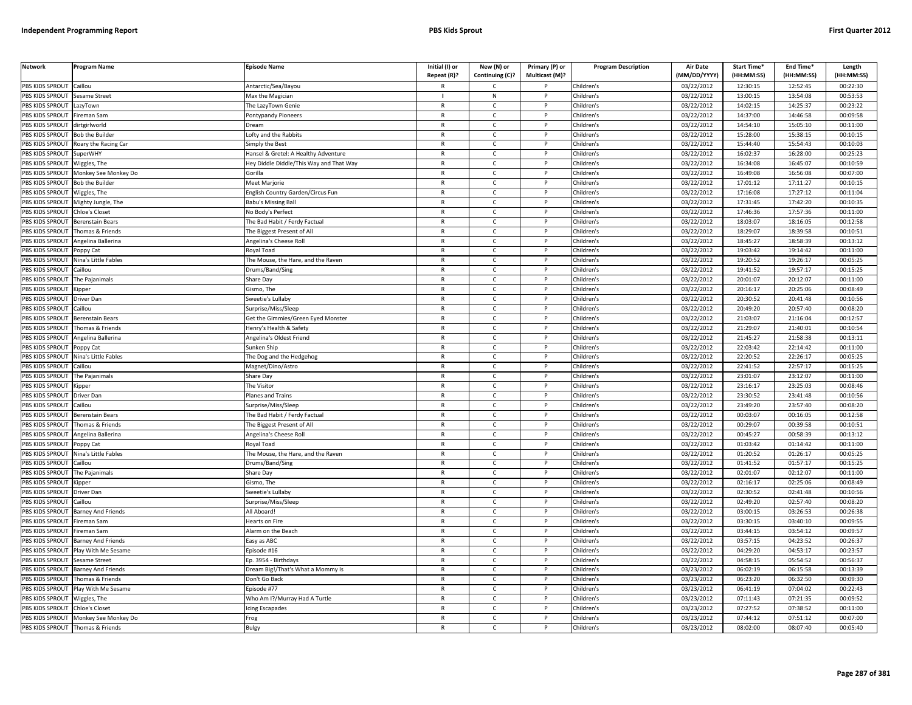| Network | Program Name | Episode Name | Initial (I) or Repeat (R)? | New (N) or Continuing (C)? | Primary (P) or Multicast (M)? | Program Description | Air Date (MM/DD/YYYY) | Start Time* (HH:MM:SS) | End Time* (HH:MM:SS) | Length (HH:MM:SS) |
|---|---|---|---|---|---|---|---|---|---|---|
| PBS KIDS SPROUT | Caillou | Antarctic/Sea/Bayou | R | C | P | Children's | 03/22/2012 | 12:30:15 | 12:52:45 | 00:22:30 |
| PBS KIDS SPROUT | Sesame Street | Max the Magician | I | N | P | Children's | 03/22/2012 | 13:00:15 | 13:54:08 | 00:53:53 |
| PBS KIDS SPROUT | LazyTown | The LazyTown Genie | R | C | P | Children's | 03/22/2012 | 14:02:15 | 14:25:37 | 00:23:22 |
| PBS KIDS SPROUT | Fireman Sam | Pontypandy Pioneers | R | C | P | Children's | 03/22/2012 | 14:37:00 | 14:46:58 | 00:09:58 |
| PBS KIDS SPROUT | dirtgirlworld | Dream | R | C | P | Children's | 03/22/2012 | 14:54:10 | 15:05:10 | 00:11:00 |
| PBS KIDS SPROUT | Bob the Builder | Lofty and the Rabbits | R | C | P | Children's | 03/22/2012 | 15:28:00 | 15:38:15 | 00:10:15 |
| PBS KIDS SPROUT | Roary the Racing Car | Simply the Best | R | C | P | Children's | 03/22/2012 | 15:44:40 | 15:54:43 | 00:10:03 |
| PBS KIDS SPROUT | SuperWHY | Hansel & Gretel: A Healthy Adventure | R | C | P | Children's | 03/22/2012 | 16:02:37 | 16:28:00 | 00:25:23 |
| PBS KIDS SPROUT | Wiggles, The | Hey Diddle Diddle/This Way and That Way | R | C | P | Children's | 03/22/2012 | 16:34:08 | 16:45:07 | 00:10:59 |
| PBS KIDS SPROUT | Monkey See Monkey Do | Gorilla | R | C | P | Children's | 03/22/2012 | 16:49:08 | 16:56:08 | 00:07:00 |
| PBS KIDS SPROUT | Bob the Builder | Meet Marjorie | R | C | P | Children's | 03/22/2012 | 17:01:12 | 17:11:27 | 00:10:15 |
| PBS KIDS SPROUT | Wiggles, The | English Country Garden/Circus Fun | R | C | P | Children's | 03/22/2012 | 17:16:08 | 17:27:12 | 00:11:04 |
| PBS KIDS SPROUT | Mighty Jungle, The | Babu's Missing Ball | R | C | P | Children's | 03/22/2012 | 17:31:45 | 17:42:20 | 00:10:35 |
| PBS KIDS SPROUT | Chloe's Closet | No Body's Perfect | R | C | P | Children's | 03/22/2012 | 17:46:36 | 17:57:36 | 00:11:00 |
| PBS KIDS SPROUT | Berenstain Bears | The Bad Habit / Ferdy Factual | R | C | P | Children's | 03/22/2012 | 18:03:07 | 18:16:05 | 00:12:58 |
| PBS KIDS SPROUT | Thomas & Friends | The Biggest Present of All | R | C | P | Children's | 03/22/2012 | 18:29:07 | 18:39:58 | 00:10:51 |
| PBS KIDS SPROUT | Angelina Ballerina | Angelina's Cheese Roll | R | C | P | Children's | 03/22/2012 | 18:45:27 | 18:58:39 | 00:13:12 |
| PBS KIDS SPROUT | Poppy Cat | Royal Toad | R | C | P | Children's | 03/22/2012 | 19:03:42 | 19:14:42 | 00:11:00 |
| PBS KIDS SPROUT | Nina's Little Fables | The Mouse, the Hare, and the Raven | R | C | P | Children's | 03/22/2012 | 19:20:52 | 19:26:17 | 00:05:25 |
| PBS KIDS SPROUT | Caillou | Drums/Band/Sing | R | C | P | Children's | 03/22/2012 | 19:41:52 | 19:57:17 | 00:15:25 |
| PBS KIDS SPROUT | The Pajanimals | Share Day | R | C | P | Children's | 03/22/2012 | 20:01:07 | 20:12:07 | 00:11:00 |
| PBS KIDS SPROUT | Kipper | Gismo, The | R | C | P | Children's | 03/22/2012 | 20:16:17 | 20:25:06 | 00:08:49 |
| PBS KIDS SPROUT | Driver Dan | Sweetie's Lullaby | R | C | P | Children's | 03/22/2012 | 20:30:52 | 20:41:48 | 00:10:56 |
| PBS KIDS SPROUT | Caillou | Surprise/Miss/Sleep | R | C | P | Children's | 03/22/2012 | 20:49:20 | 20:57:40 | 00:08:20 |
| PBS KIDS SPROUT | Berenstain Bears | Get the Gimmies/Green Eyed Monster | R | C | P | Children's | 03/22/2012 | 21:03:07 | 21:16:04 | 00:12:57 |
| PBS KIDS SPROUT | Thomas & Friends | Henry's Health & Safety | R | C | P | Children's | 03/22/2012 | 21:29:07 | 21:40:01 | 00:10:54 |
| PBS KIDS SPROUT | Angelina Ballerina | Angelina's Oldest Friend | R | C | P | Children's | 03/22/2012 | 21:45:27 | 21:58:38 | 00:13:11 |
| PBS KIDS SPROUT | Poppy Cat | Sunken Ship | R | C | P | Children's | 03/22/2012 | 22:03:42 | 22:14:42 | 00:11:00 |
| PBS KIDS SPROUT | Nina's Little Fables | The Dog and the Hedgehog | R | C | P | Children's | 03/22/2012 | 22:20:52 | 22:26:17 | 00:05:25 |
| PBS KIDS SPROUT | Caillou | Magnet/Dino/Astro | R | C | P | Children's | 03/22/2012 | 22:41:52 | 22:57:17 | 00:15:25 |
| PBS KIDS SPROUT | The Pajanimals | Share Day | R | C | P | Children's | 03/22/2012 | 23:01:07 | 23:12:07 | 00:11:00 |
| PBS KIDS SPROUT | Kipper | The Visitor | R | C | P | Children's | 03/22/2012 | 23:16:17 | 23:25:03 | 00:08:46 |
| PBS KIDS SPROUT | Driver Dan | Planes and Trains | R | C | P | Children's | 03/22/2012 | 23:30:52 | 23:41:48 | 00:10:56 |
| PBS KIDS SPROUT | Caillou | Surprise/Miss/Sleep | R | C | P | Children's | 03/22/2012 | 23:49:20 | 23:57:40 | 00:08:20 |
| PBS KIDS SPROUT | Berenstain Bears | The Bad Habit / Ferdy Factual | R | C | P | Children's | 03/22/2012 | 00:03:07 | 00:16:05 | 00:12:58 |
| PBS KIDS SPROUT | Thomas & Friends | The Biggest Present of All | R | C | P | Children's | 03/22/2012 | 00:29:07 | 00:39:58 | 00:10:51 |
| PBS KIDS SPROUT | Angelina Ballerina | Angelina's Cheese Roll | R | C | P | Children's | 03/22/2012 | 00:45:27 | 00:58:39 | 00:13:12 |
| PBS KIDS SPROUT | Poppy Cat | Royal Toad | R | C | P | Children's | 03/22/2012 | 01:03:42 | 01:14:42 | 00:11:00 |
| PBS KIDS SPROUT | Nina's Little Fables | The Mouse, the Hare, and the Raven | R | C | P | Children's | 03/22/2012 | 01:20:52 | 01:26:17 | 00:05:25 |
| PBS KIDS SPROUT | Caillou | Drums/Band/Sing | R | C | P | Children's | 03/22/2012 | 01:41:52 | 01:57:17 | 00:15:25 |
| PBS KIDS SPROUT | The Pajanimals | Share Day | R | C | P | Children's | 03/22/2012 | 02:01:07 | 02:12:07 | 00:11:00 |
| PBS KIDS SPROUT | Kipper | Gismo, The | R | C | P | Children's | 03/22/2012 | 02:16:17 | 02:25:06 | 00:08:49 |
| PBS KIDS SPROUT | Driver Dan | Sweetie's Lullaby | R | C | P | Children's | 03/22/2012 | 02:30:52 | 02:41:48 | 00:10:56 |
| PBS KIDS SPROUT | Caillou | Surprise/Miss/Sleep | R | C | P | Children's | 03/22/2012 | 02:49:20 | 02:57:40 | 00:08:20 |
| PBS KIDS SPROUT | Barney And Friends | All Aboard! | R | C | P | Children's | 03/22/2012 | 03:00:15 | 03:26:53 | 00:26:38 |
| PBS KIDS SPROUT | Fireman Sam | Hearts on Fire | R | C | P | Children's | 03/22/2012 | 03:30:15 | 03:40:10 | 00:09:55 |
| PBS KIDS SPROUT | Fireman Sam | Alarm on the Beach | R | C | P | Children's | 03/22/2012 | 03:44:15 | 03:54:12 | 00:09:57 |
| PBS KIDS SPROUT | Barney And Friends | Easy as ABC | R | C | P | Children's | 03/22/2012 | 03:57:15 | 04:23:52 | 00:26:37 |
| PBS KIDS SPROUT | Play With Me Sesame | Episode #16 | R | C | P | Children's | 03/22/2012 | 04:29:20 | 04:53:17 | 00:23:57 |
| PBS KIDS SPROUT | Sesame Street | Ep. 3954 - Birthdays | R | C | P | Children's | 03/22/2012 | 04:58:15 | 05:54:52 | 00:56:37 |
| PBS KIDS SPROUT | Barney And Friends | Dream Big!/That's What a Mommy Is | R | C | P | Children's | 03/23/2012 | 06:02:19 | 06:15:58 | 00:13:39 |
| PBS KIDS SPROUT | Thomas & Friends | Don't Go Back | R | C | P | Children's | 03/23/2012 | 06:23:20 | 06:32:50 | 00:09:30 |
| PBS KIDS SPROUT | Play With Me Sesame | Episode #77 | R | C | P | Children's | 03/23/2012 | 06:41:19 | 07:04:02 | 00:22:43 |
| PBS KIDS SPROUT | Wiggles, The | Who Am I?/Murray Had A Turtle | R | C | P | Children's | 03/23/2012 | 07:11:43 | 07:21:35 | 00:09:52 |
| PBS KIDS SPROUT | Chloe's Closet | Icing Escapades | R | C | P | Children's | 03/23/2012 | 07:27:52 | 07:38:52 | 00:11:00 |
| PBS KIDS SPROUT | Monkey See Monkey Do | Frog | R | C | P | Children's | 03/23/2012 | 07:44:12 | 07:51:12 | 00:07:00 |
| PBS KIDS SPROUT | Thomas & Friends | Bulgy | R | C | P | Children's | 03/23/2012 | 08:02:00 | 08:07:40 | 00:05:40 |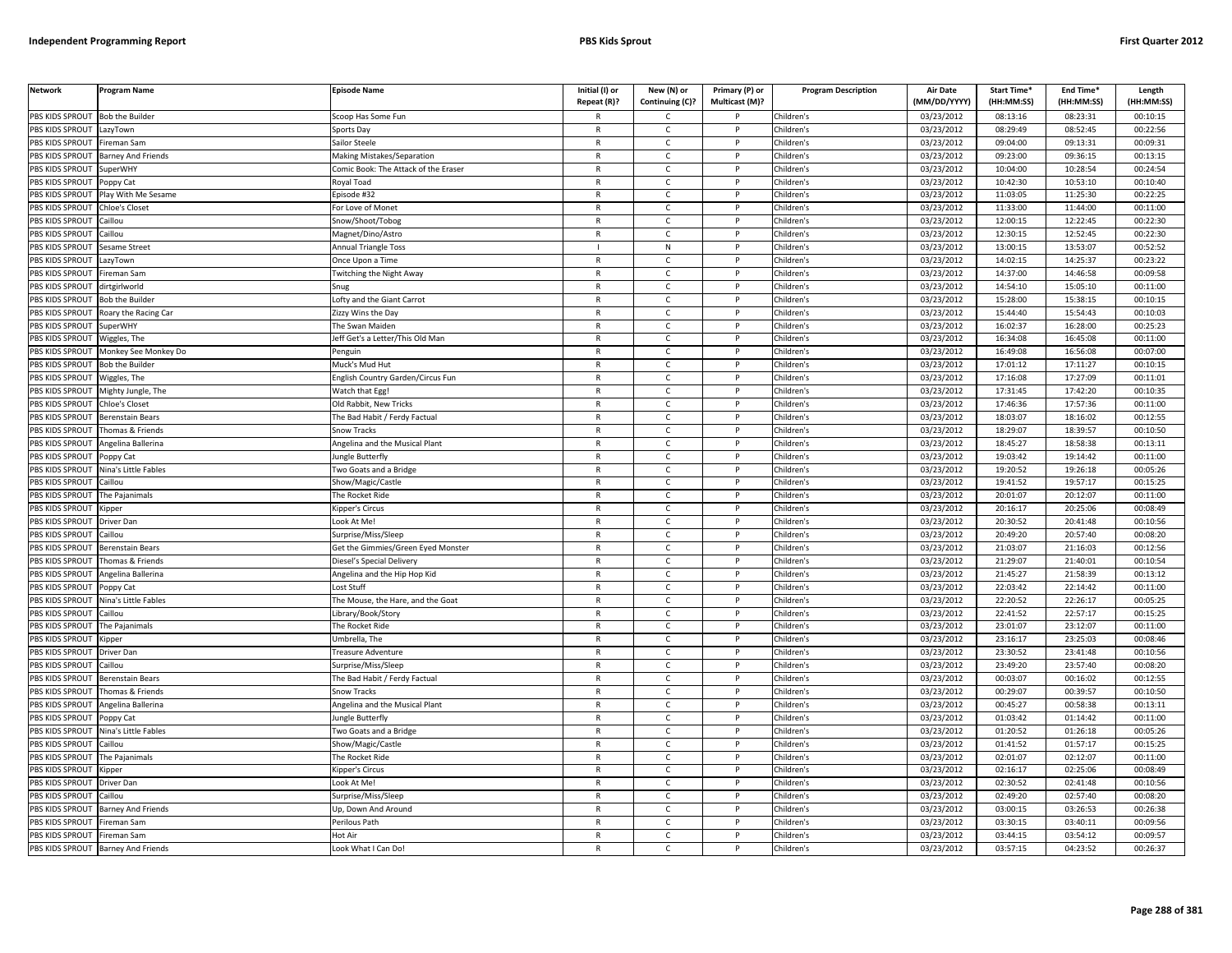| Network | Program Name | Episode Name | Initial (I) or Repeat (R)? | New (N) or Continuing (C)? | Primary (P) or Multicast (M)? | Program Description | Air Date (MM/DD/YYYY) | Start Time* (HH:MM:SS) | End Time* (HH:MM:SS) | Length (HH:MM:SS) |
|---|---|---|---|---|---|---|---|---|---|---|
| PBS KIDS SPROUT | Bob the Builder | Scoop Has Some Fun | R | C | P | Children's | 03/23/2012 | 08:13:16 | 08:23:31 | 00:10:15 |
| PBS KIDS SPROUT | LazyTown | Sports Day | R | C | P | Children's | 03/23/2012 | 08:29:49 | 08:52:45 | 00:22:56 |
| PBS KIDS SPROUT | Fireman Sam | Sailor Steele | R | C | P | Children's | 03/23/2012 | 09:04:00 | 09:13:31 | 00:09:31 |
| PBS KIDS SPROUT | Barney And Friends | Making Mistakes/Separation | R | C | P | Children's | 03/23/2012 | 09:23:00 | 09:36:15 | 00:13:15 |
| PBS KIDS SPROUT | SuperWHY | Comic Book: The Attack of the Eraser | R | C | P | Children's | 03/23/2012 | 10:04:00 | 10:28:54 | 00:24:54 |
| PBS KIDS SPROUT | Poppy Cat | Royal Toad | R | C | P | Children's | 03/23/2012 | 10:42:30 | 10:53:10 | 00:10:40 |
| PBS KIDS SPROUT | Play With Me Sesame | Episode #32 | R | C | P | Children's | 03/23/2012 | 11:03:05 | 11:25:30 | 00:22:25 |
| PBS KIDS SPROUT | Chloe's Closet | For Love of Monet | R | C | P | Children's | 03/23/2012 | 11:33:00 | 11:44:00 | 00:11:00 |
| PBS KIDS SPROUT | Caillou | Snow/Shoot/Tobog | R | C | P | Children's | 03/23/2012 | 12:00:15 | 12:22:45 | 00:22:30 |
| PBS KIDS SPROUT | Caillou | Magnet/Dino/Astro | R | C | P | Children's | 03/23/2012 | 12:30:15 | 12:52:45 | 00:22:30 |
| PBS KIDS SPROUT | Sesame Street | Annual Triangle Toss | I | N | P | Children's | 03/23/2012 | 13:00:15 | 13:53:07 | 00:52:52 |
| PBS KIDS SPROUT | LazyTown | Once Upon a Time | R | C | P | Children's | 03/23/2012 | 14:02:15 | 14:25:37 | 00:23:22 |
| PBS KIDS SPROUT | Fireman Sam | Twitching the Night Away | R | C | P | Children's | 03/23/2012 | 14:37:00 | 14:46:58 | 00:09:58 |
| PBS KIDS SPROUT | dirtgirlworld | Snug | R | C | P | Children's | 03/23/2012 | 14:54:10 | 15:05:10 | 00:11:00 |
| PBS KIDS SPROUT | Bob the Builder | Lofty and the Giant Carrot | R | C | P | Children's | 03/23/2012 | 15:28:00 | 15:38:15 | 00:10:15 |
| PBS KIDS SPROUT | Roary the Racing Car | Zizzy Wins the Day | R | C | P | Children's | 03/23/2012 | 15:44:40 | 15:54:43 | 00:10:03 |
| PBS KIDS SPROUT | SuperWHY | The Swan Maiden | R | C | P | Children's | 03/23/2012 | 16:02:37 | 16:28:00 | 00:25:23 |
| PBS KIDS SPROUT | Wiggles, The | Jeff Get's a Letter/This Old Man | R | C | P | Children's | 03/23/2012 | 16:34:08 | 16:45:08 | 00:11:00 |
| PBS KIDS SPROUT | Monkey See Monkey Do | Penguin | R | C | P | Children's | 03/23/2012 | 16:49:08 | 16:56:08 | 00:07:00 |
| PBS KIDS SPROUT | Bob the Builder | Muck's Mud Hut | R | C | P | Children's | 03/23/2012 | 17:01:12 | 17:11:27 | 00:10:15 |
| PBS KIDS SPROUT | Wiggles, The | English Country Garden/Circus Fun | R | C | P | Children's | 03/23/2012 | 17:16:08 | 17:27:09 | 00:11:01 |
| PBS KIDS SPROUT | Mighty Jungle, The | Watch that Egg! | R | C | P | Children's | 03/23/2012 | 17:31:45 | 17:42:20 | 00:10:35 |
| PBS KIDS SPROUT | Chloe's Closet | Old Rabbit, New Tricks | R | C | P | Children's | 03/23/2012 | 17:46:36 | 17:57:36 | 00:11:00 |
| PBS KIDS SPROUT | Berenstain Bears | The Bad Habit / Ferdy Factual | R | C | P | Children's | 03/23/2012 | 18:03:07 | 18:16:02 | 00:12:55 |
| PBS KIDS SPROUT | Thomas & Friends | Snow Tracks | R | C | P | Children's | 03/23/2012 | 18:29:07 | 18:39:57 | 00:10:50 |
| PBS KIDS SPROUT | Angelina Ballerina | Angelina and the Musical Plant | R | C | P | Children's | 03/23/2012 | 18:45:27 | 18:58:38 | 00:13:11 |
| PBS KIDS SPROUT | Poppy Cat | Jungle Butterfly | R | C | P | Children's | 03/23/2012 | 19:03:42 | 19:14:42 | 00:11:00 |
| PBS KIDS SPROUT | Nina's Little Fables | Two Goats and a Bridge | R | C | P | Children's | 03/23/2012 | 19:20:52 | 19:26:18 | 00:05:26 |
| PBS KIDS SPROUT | Caillou | Show/Magic/Castle | R | C | P | Children's | 03/23/2012 | 19:41:52 | 19:57:17 | 00:15:25 |
| PBS KIDS SPROUT | The Pajanimals | The Rocket Ride | R | C | P | Children's | 03/23/2012 | 20:01:07 | 20:12:07 | 00:11:00 |
| PBS KIDS SPROUT | Kipper | Kipper's Circus | R | C | P | Children's | 03/23/2012 | 20:16:17 | 20:25:06 | 00:08:49 |
| PBS KIDS SPROUT | Driver Dan | Look At Me! | R | C | P | Children's | 03/23/2012 | 20:30:52 | 20:41:48 | 00:10:56 |
| PBS KIDS SPROUT | Caillou | Surprise/Miss/Sleep | R | C | P | Children's | 03/23/2012 | 20:49:20 | 20:57:40 | 00:08:20 |
| PBS KIDS SPROUT | Berenstain Bears | Get the Gimmies/Green Eyed Monster | R | C | P | Children's | 03/23/2012 | 21:03:07 | 21:16:03 | 00:12:56 |
| PBS KIDS SPROUT | Thomas & Friends | Diesel's Special Delivery | R | C | P | Children's | 03/23/2012 | 21:29:07 | 21:40:01 | 00:10:54 |
| PBS KIDS SPROUT | Angelina Ballerina | Angelina and the Hip Hop Kid | R | C | P | Children's | 03/23/2012 | 21:45:27 | 21:58:39 | 00:13:12 |
| PBS KIDS SPROUT | Poppy Cat | Lost Stuff | R | C | P | Children's | 03/23/2012 | 22:03:42 | 22:14:42 | 00:11:00 |
| PBS KIDS SPROUT | Nina's Little Fables | The Mouse, the Hare, and the Goat | R | C | P | Children's | 03/23/2012 | 22:20:52 | 22:26:17 | 00:05:25 |
| PBS KIDS SPROUT | Caillou | Library/Book/Story | R | C | P | Children's | 03/23/2012 | 22:41:52 | 22:57:17 | 00:15:25 |
| PBS KIDS SPROUT | The Pajanimals | The Rocket Ride | R | C | P | Children's | 03/23/2012 | 23:01:07 | 23:12:07 | 00:11:00 |
| PBS KIDS SPROUT | Kipper | Umbrella, The | R | C | P | Children's | 03/23/2012 | 23:16:17 | 23:25:03 | 00:08:46 |
| PBS KIDS SPROUT | Driver Dan | Treasure Adventure | R | C | P | Children's | 03/23/2012 | 23:30:52 | 23:41:48 | 00:10:56 |
| PBS KIDS SPROUT | Caillou | Surprise/Miss/Sleep | R | C | P | Children's | 03/23/2012 | 23:49:20 | 23:57:40 | 00:08:20 |
| PBS KIDS SPROUT | Berenstain Bears | The Bad Habit / Ferdy Factual | R | C | P | Children's | 03/23/2012 | 00:03:07 | 00:16:02 | 00:12:55 |
| PBS KIDS SPROUT | Thomas & Friends | Snow Tracks | R | C | P | Children's | 03/23/2012 | 00:29:07 | 00:39:57 | 00:10:50 |
| PBS KIDS SPROUT | Angelina Ballerina | Angelina and the Musical Plant | R | C | P | Children's | 03/23/2012 | 00:45:27 | 00:58:38 | 00:13:11 |
| PBS KIDS SPROUT | Poppy Cat | Jungle Butterfly | R | C | P | Children's | 03/23/2012 | 01:03:42 | 01:14:42 | 00:11:00 |
| PBS KIDS SPROUT | Nina's Little Fables | Two Goats and a Bridge | R | C | P | Children's | 03/23/2012 | 01:20:52 | 01:26:18 | 00:05:26 |
| PBS KIDS SPROUT | Caillou | Show/Magic/Castle | R | C | P | Children's | 03/23/2012 | 01:41:52 | 01:57:17 | 00:15:25 |
| PBS KIDS SPROUT | The Pajanimals | The Rocket Ride | R | C | P | Children's | 03/23/2012 | 02:01:07 | 02:12:07 | 00:11:00 |
| PBS KIDS SPROUT | Kipper | Kipper's Circus | R | C | P | Children's | 03/23/2012 | 02:16:17 | 02:25:06 | 00:08:49 |
| PBS KIDS SPROUT | Driver Dan | Look At Me! | R | C | P | Children's | 03/23/2012 | 02:30:52 | 02:41:48 | 00:10:56 |
| PBS KIDS SPROUT | Caillou | Surprise/Miss/Sleep | R | C | P | Children's | 03/23/2012 | 02:49:20 | 02:57:40 | 00:08:20 |
| PBS KIDS SPROUT | Barney And Friends | Up, Down And Around | R | C | P | Children's | 03/23/2012 | 03:00:15 | 03:26:53 | 00:26:38 |
| PBS KIDS SPROUT | Fireman Sam | Perilous Path | R | C | P | Children's | 03/23/2012 | 03:30:15 | 03:40:11 | 00:09:56 |
| PBS KIDS SPROUT | Fireman Sam | Hot Air | R | C | P | Children's | 03/23/2012 | 03:44:15 | 03:54:12 | 00:09:57 |
| PBS KIDS SPROUT | Barney And Friends | Look What I Can Do! | R | C | P | Children's | 03/23/2012 | 03:57:15 | 04:23:52 | 00:26:37 |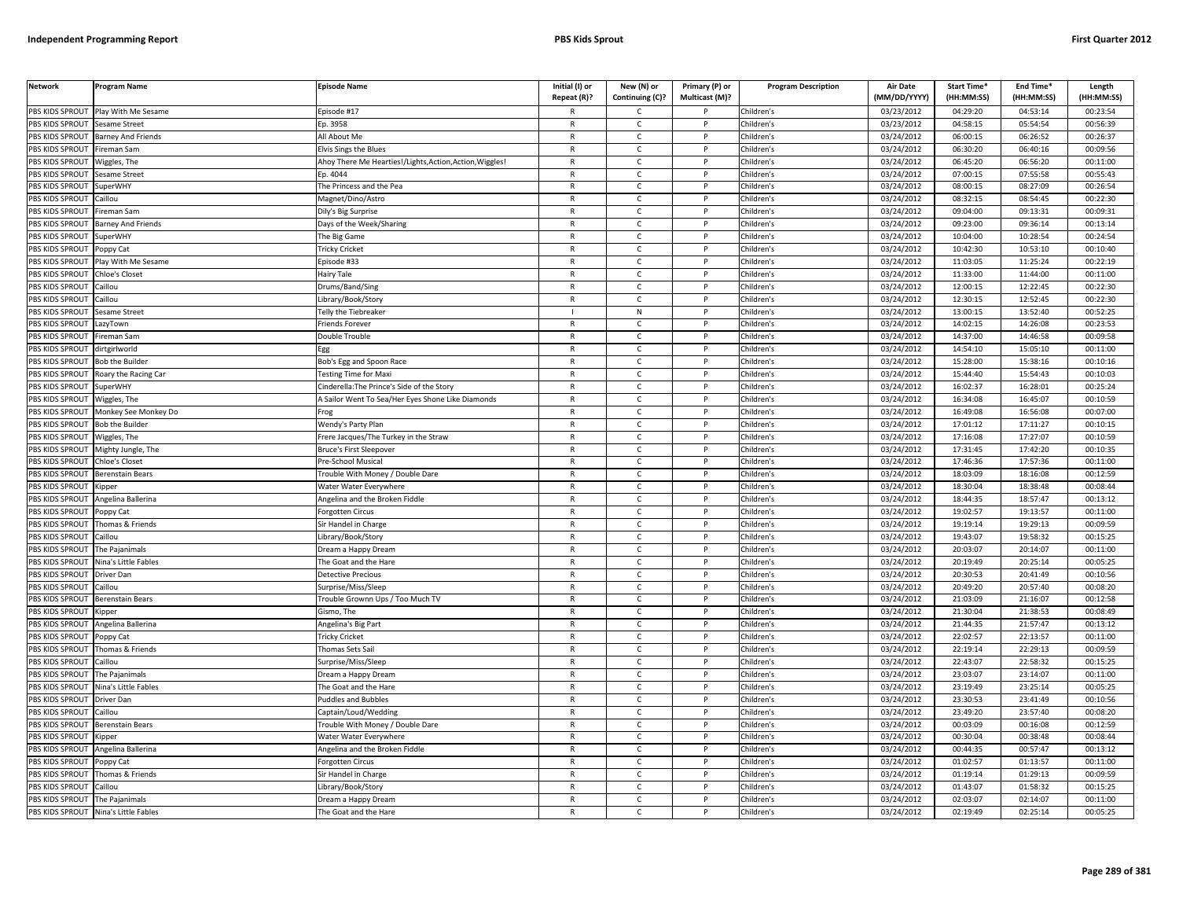| Network | Program Name | Episode Name | Initial (I) or Repeat (R)? | New (N) or Continuing (C)? | Primary (P) or Multicast (M)? | Program Description | Air Date (MM/DD/YYYY) | Start Time* (HH:MM:SS) | End Time* (HH:MM:SS) | Length (HH:MM:SS) |
|---|---|---|---|---|---|---|---|---|---|---|
| PBS KIDS SPROUT | Play With Me Sesame | Episode #17 | R | C | P | Children's | 03/23/2012 | 04:29:20 | 04:53:14 | 00:23:54 |
| PBS KIDS SPROUT | Sesame Street | Ep. 3958 | R | C | P | Children's | 03/23/2012 | 04:58:15 | 05:54:54 | 00:56:39 |
| PBS KIDS SPROUT | Barney And Friends | All About Me | R | C | P | Children's | 03/24/2012 | 06:00:15 | 06:26:52 | 00:26:37 |
| PBS KIDS SPROUT | Fireman Sam | Elvis Sings the Blues | R | C | P | Children's | 03/24/2012 | 06:30:20 | 06:40:16 | 00:09:56 |
| PBS KIDS SPROUT | Wiggles, The | Ahoy There Me Hearties!/Lights,Action,Action,Wiggles! | R | C | P | Children's | 03/24/2012 | 06:45:20 | 06:56:20 | 00:11:00 |
| PBS KIDS SPROUT | Sesame Street | Ep. 4044 | R | C | P | Children's | 03/24/2012 | 07:00:15 | 07:55:58 | 00:55:43 |
| PBS KIDS SPROUT | SuperWHY | The Princess and the Pea | R | C | P | Children's | 03/24/2012 | 08:00:15 | 08:27:09 | 00:26:54 |
| PBS KIDS SPROUT | Caillou | Magnet/Dino/Astro | R | C | P | Children's | 03/24/2012 | 08:32:15 | 08:54:45 | 00:22:30 |
| PBS KIDS SPROUT | Fireman Sam | Dily's Big Surprise | R | C | P | Children's | 03/24/2012 | 09:04:00 | 09:13:31 | 00:09:31 |
| PBS KIDS SPROUT | Barney And Friends | Days of the Week/Sharing | R | C | P | Children's | 03/24/2012 | 09:23:00 | 09:36:14 | 00:13:14 |
| PBS KIDS SPROUT | SuperWHY | The Big Game | R | C | P | Children's | 03/24/2012 | 10:04:00 | 10:28:54 | 00:24:54 |
| PBS KIDS SPROUT | Poppy Cat | Tricky Cricket | R | C | P | Children's | 03/24/2012 | 10:42:30 | 10:53:10 | 00:10:40 |
| PBS KIDS SPROUT | Play With Me Sesame | Episode #33 | R | C | P | Children's | 03/24/2012 | 11:03:05 | 11:25:24 | 00:22:19 |
| PBS KIDS SPROUT | Chloe's Closet | Hairy Tale | R | C | P | Children's | 03/24/2012 | 11:33:00 | 11:44:00 | 00:11:00 |
| PBS KIDS SPROUT | Caillou | Drums/Band/Sing | R | C | P | Children's | 03/24/2012 | 12:00:15 | 12:22:45 | 00:22:30 |
| PBS KIDS SPROUT | Caillou | Library/Book/Story | R | C | P | Children's | 03/24/2012 | 12:30:15 | 12:52:45 | 00:22:30 |
| PBS KIDS SPROUT | Sesame Street | Telly the Tiebreaker | I | N | P | Children's | 03/24/2012 | 13:00:15 | 13:52:40 | 00:52:25 |
| PBS KIDS SPROUT | LazyTown | Friends Forever | R | C | P | Children's | 03/24/2012 | 14:02:15 | 14:26:08 | 00:23:53 |
| PBS KIDS SPROUT | Fireman Sam | Double Trouble | R | C | P | Children's | 03/24/2012 | 14:37:00 | 14:46:58 | 00:09:58 |
| PBS KIDS SPROUT | dirtgirlworld | Egg | R | C | P | Children's | 03/24/2012 | 14:54:10 | 15:05:10 | 00:11:00 |
| PBS KIDS SPROUT | Bob the Builder | Bob's Egg and Spoon Race | R | C | P | Children's | 03/24/2012 | 15:28:00 | 15:38:16 | 00:10:16 |
| PBS KIDS SPROUT | Roary the Racing Car | Testing Time for Maxi | R | C | P | Children's | 03/24/2012 | 15:44:40 | 15:54:43 | 00:10:03 |
| PBS KIDS SPROUT | SuperWHY | Cinderella:The Prince's Side of the Story | R | C | P | Children's | 03/24/2012 | 16:02:37 | 16:28:01 | 00:25:24 |
| PBS KIDS SPROUT | Wiggles, The | A Sailor Went To Sea/Her Eyes Shone Like Diamonds | R | C | P | Children's | 03/24/2012 | 16:34:08 | 16:45:07 | 00:10:59 |
| PBS KIDS SPROUT | Monkey See Monkey Do | Frog | R | C | P | Children's | 03/24/2012 | 16:49:08 | 16:56:08 | 00:07:00 |
| PBS KIDS SPROUT | Bob the Builder | Wendy's Party Plan | R | C | P | Children's | 03/24/2012 | 17:01:12 | 17:11:27 | 00:10:15 |
| PBS KIDS SPROUT | Wiggles, The | Frere Jacques/The Turkey in the Straw | R | C | P | Children's | 03/24/2012 | 17:16:08 | 17:27:07 | 00:10:59 |
| PBS KIDS SPROUT | Mighty Jungle, The | Bruce's First Sleepover | R | C | P | Children's | 03/24/2012 | 17:31:45 | 17:42:20 | 00:10:35 |
| PBS KIDS SPROUT | Chloe's Closet | Pre-School Musical | R | C | P | Children's | 03/24/2012 | 17:46:36 | 17:57:36 | 00:11:00 |
| PBS KIDS SPROUT | Berenstain Bears | Trouble With Money / Double Dare | R | C | P | Children's | 03/24/2012 | 18:03:09 | 18:16:08 | 00:12:59 |
| PBS KIDS SPROUT | Kipper | Water Water Everywhere | R | C | P | Children's | 03/24/2012 | 18:30:04 | 18:38:48 | 00:08:44 |
| PBS KIDS SPROUT | Angelina Ballerina | Angelina and the Broken Fiddle | R | C | P | Children's | 03/24/2012 | 18:44:35 | 18:57:47 | 00:13:12 |
| PBS KIDS SPROUT | Poppy Cat | Forgotten Circus | R | C | P | Children's | 03/24/2012 | 19:02:57 | 19:13:57 | 00:11:00 |
| PBS KIDS SPROUT | Thomas & Friends | Sir Handel in Charge | R | C | P | Children's | 03/24/2012 | 19:19:14 | 19:29:13 | 00:09:59 |
| PBS KIDS SPROUT | Caillou | Library/Book/Story | R | C | P | Children's | 03/24/2012 | 19:43:07 | 19:58:32 | 00:15:25 |
| PBS KIDS SPROUT | The Pajanimals | Dream a Happy Dream | R | C | P | Children's | 03/24/2012 | 20:03:07 | 20:14:07 | 00:11:00 |
| PBS KIDS SPROUT | Nina's Little Fables | The Goat and the Hare | R | C | P | Children's | 03/24/2012 | 20:19:49 | 20:25:14 | 00:05:25 |
| PBS KIDS SPROUT | Driver Dan | Detective Precious | R | C | P | Children's | 03/24/2012 | 20:30:53 | 20:41:49 | 00:10:56 |
| PBS KIDS SPROUT | Caillou | Surprise/Miss/Sleep | R | C | P | Children's | 03/24/2012 | 20:49:20 | 20:57:40 | 00:08:20 |
| PBS KIDS SPROUT | Berenstain Bears | Trouble Grownn Ups / Too Much TV | R | C | P | Children's | 03/24/2012 | 21:03:09 | 21:16:07 | 00:12:58 |
| PBS KIDS SPROUT | Kipper | Gismo, The | R | C | P | Children's | 03/24/2012 | 21:30:04 | 21:38:53 | 00:08:49 |
| PBS KIDS SPROUT | Angelina Ballerina | Angelina's Big Part | R | C | P | Children's | 03/24/2012 | 21:44:35 | 21:57:47 | 00:13:12 |
| PBS KIDS SPROUT | Poppy Cat | Tricky Cricket | R | C | P | Children's | 03/24/2012 | 22:02:57 | 22:13:57 | 00:11:00 |
| PBS KIDS SPROUT | Thomas & Friends | Thomas Sets Sail | R | C | P | Children's | 03/24/2012 | 22:19:14 | 22:29:13 | 00:09:59 |
| PBS KIDS SPROUT | Caillou | Surprise/Miss/Sleep | R | C | P | Children's | 03/24/2012 | 22:43:07 | 22:58:32 | 00:15:25 |
| PBS KIDS SPROUT | The Pajanimals | Dream a Happy Dream | R | C | P | Children's | 03/24/2012 | 23:03:07 | 23:14:07 | 00:11:00 |
| PBS KIDS SPROUT | Nina's Little Fables | The Goat and the Hare | R | C | P | Children's | 03/24/2012 | 23:19:49 | 23:25:14 | 00:05:25 |
| PBS KIDS SPROUT | Driver Dan | Puddles and Bubbles | R | C | P | Children's | 03/24/2012 | 23:30:53 | 23:41:49 | 00:10:56 |
| PBS KIDS SPROUT | Caillou | Captain/Loud/Wedding | R | C | P | Children's | 03/24/2012 | 23:49:20 | 23:57:40 | 00:08:20 |
| PBS KIDS SPROUT | Berenstain Bears | Trouble With Money / Double Dare | R | C | P | Children's | 03/24/2012 | 00:03:09 | 00:16:08 | 00:12:59 |
| PBS KIDS SPROUT | Kipper | Water Water Everywhere | R | C | P | Children's | 03/24/2012 | 00:30:04 | 00:38:48 | 00:08:44 |
| PBS KIDS SPROUT | Angelina Ballerina | Angelina and the Broken Fiddle | R | C | P | Children's | 03/24/2012 | 00:44:35 | 00:57:47 | 00:13:12 |
| PBS KIDS SPROUT | Poppy Cat | Forgotten Circus | R | C | P | Children's | 03/24/2012 | 01:02:57 | 01:13:57 | 00:11:00 |
| PBS KIDS SPROUT | Thomas & Friends | Sir Handel in Charge | R | C | P | Children's | 03/24/2012 | 01:19:14 | 01:29:13 | 00:09:59 |
| PBS KIDS SPROUT | Caillou | Library/Book/Story | R | C | P | Children's | 03/24/2012 | 01:43:07 | 01:58:32 | 00:15:25 |
| PBS KIDS SPROUT | The Pajanimals | Dream a Happy Dream | R | C | P | Children's | 03/24/2012 | 02:03:07 | 02:14:07 | 00:11:00 |
| PBS KIDS SPROUT | Nina's Little Fables | The Goat and the Hare | R | C | P | Children's | 03/24/2012 | 02:19:49 | 02:25:14 | 00:05:25 |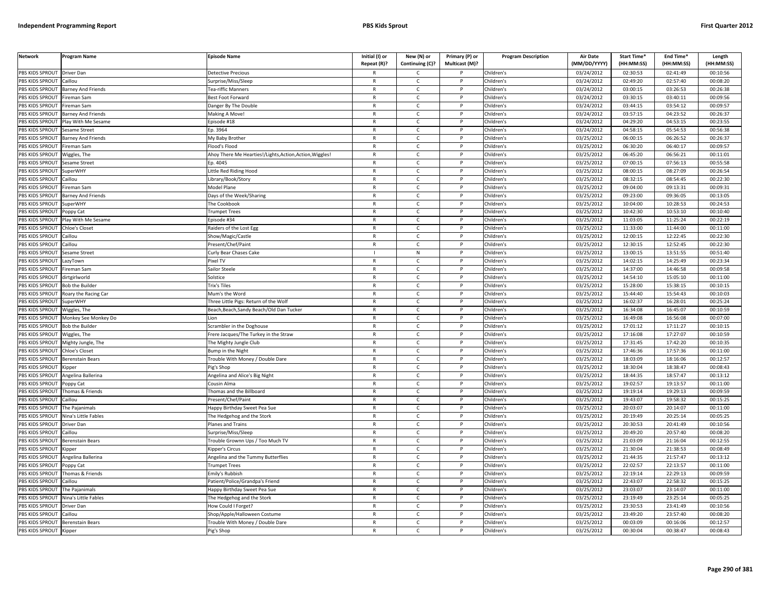| Network | Program Name | Episode Name | Initial (I) or Repeat (R)? | New (N) or Continuing (C)? | Primary (P) or Multicast (M)? | Program Description | Air Date (MM/DD/YYYY) | Start Time* (HH:MM:SS) | End Time* (HH:MM:SS) | Length (HH:MM:SS) |
|---|---|---|---|---|---|---|---|---|---|---|
| PBS KIDS SPROUT | Driver Dan | Detective Precious | R | C | P | Children's | 03/24/2012 | 02:30:53 | 02:41:49 | 00:10:56 |
| PBS KIDS SPROUT | Caillou | Surprise/Miss/Sleep | R | C | P | Children's | 03/24/2012 | 02:49:20 | 02:57:40 | 00:08:20 |
| PBS KIDS SPROUT | Barney And Friends | Tea-riffic Manners | R | C | P | Children's | 03/24/2012 | 03:00:15 | 03:26:53 | 00:26:38 |
| PBS KIDS SPROUT | Fireman Sam | Best Foot Forward | R | C | P | Children's | 03/24/2012 | 03:30:15 | 03:40:11 | 00:09:56 |
| PBS KIDS SPROUT | Fireman Sam | Danger By The Double | R | C | P | Children's | 03/24/2012 | 03:44:15 | 03:54:12 | 00:09:57 |
| PBS KIDS SPROUT | Barney And Friends | Making A Move! | R | C | P | Children's | 03/24/2012 | 03:57:15 | 04:23:52 | 00:26:37 |
| PBS KIDS SPROUT | Play With Me Sesame | Episode #18 | R | C | P | Children's | 03/24/2012 | 04:29:20 | 04:53:15 | 00:23:55 |
| PBS KIDS SPROUT | Sesame Street | Ep. 3964 | R | C | P | Children's | 03/24/2012 | 04:58:15 | 05:54:53 | 00:56:38 |
| PBS KIDS SPROUT | Barney And Friends | My Baby Brother | R | C | P | Children's | 03/25/2012 | 06:00:15 | 06:26:52 | 00:26:37 |
| PBS KIDS SPROUT | Fireman Sam | Flood's Flood | R | C | P | Children's | 03/25/2012 | 06:30:20 | 06:40:17 | 00:09:57 |
| PBS KIDS SPROUT | Wiggles, The | Ahoy There Me Hearties!/Lights,Action,Action,Wiggles! | R | C | P | Children's | 03/25/2012 | 06:45:20 | 06:56:21 | 00:11:01 |
| PBS KIDS SPROUT | Sesame Street | Ep. 4045 | R | C | P | Children's | 03/25/2012 | 07:00:15 | 07:56:13 | 00:55:58 |
| PBS KIDS SPROUT | SuperWHY | Little Red Riding Hood | R | C | P | Children's | 03/25/2012 | 08:00:15 | 08:27:09 | 00:26:54 |
| PBS KIDS SPROUT | Caillou | Library/Book/Story | R | C | P | Children's | 03/25/2012 | 08:32:15 | 08:54:45 | 00:22:30 |
| PBS KIDS SPROUT | Fireman Sam | Model Plane | R | C | P | Children's | 03/25/2012 | 09:04:00 | 09:13:31 | 00:09:31 |
| PBS KIDS SPROUT | Barney And Friends | Days of the Week/Sharing | R | C | P | Children's | 03/25/2012 | 09:23:00 | 09:36:05 | 00:13:05 |
| PBS KIDS SPROUT | SuperWHY | The Cookbook | R | C | P | Children's | 03/25/2012 | 10:04:00 | 10:28:53 | 00:24:53 |
| PBS KIDS SPROUT | Poppy Cat | Trumpet Trees | R | C | P | Children's | 03/25/2012 | 10:42:30 | 10:53:10 | 00:10:40 |
| PBS KIDS SPROUT | Play With Me Sesame | Episode #34 | R | C | P | Children's | 03/25/2012 | 11:03:05 | 11:25:24 | 00:22:19 |
| PBS KIDS SPROUT | Chloe's Closet | Raiders of the Lost Egg | R | C | P | Children's | 03/25/2012 | 11:33:00 | 11:44:00 | 00:11:00 |
| PBS KIDS SPROUT | Caillou | Show/Magic/Castle | R | C | P | Children's | 03/25/2012 | 12:00:15 | 12:22:45 | 00:22:30 |
| PBS KIDS SPROUT | Caillou | Present/Chef/Paint | R | C | P | Children's | 03/25/2012 | 12:30:15 | 12:52:45 | 00:22:30 |
| PBS KIDS SPROUT | Sesame Street | Curly Bear Chases Cake | I | N | P | Children's | 03/25/2012 | 13:00:15 | 13:51:55 | 00:51:40 |
| PBS KIDS SPROUT | LazyTown | Pixel TV | R | C | P | Children's | 03/25/2012 | 14:02:15 | 14:25:49 | 00:23:34 |
| PBS KIDS SPROUT | Fireman Sam | Sailor Steele | R | C | P | Children's | 03/25/2012 | 14:37:00 | 14:46:58 | 00:09:58 |
| PBS KIDS SPROUT | dirtgirlworld | Solstice | R | C | P | Children's | 03/25/2012 | 14:54:10 | 15:05:10 | 00:11:00 |
| PBS KIDS SPROUT | Bob the Builder | Trix's Tiles | R | C | P | Children's | 03/25/2012 | 15:28:00 | 15:38:15 | 00:10:15 |
| PBS KIDS SPROUT | Roary the Racing Car | Mum's the Word | R | C | P | Children's | 03/25/2012 | 15:44:40 | 15:54:43 | 00:10:03 |
| PBS KIDS SPROUT | SuperWHY | Three Little Pigs: Return of the Wolf | R | C | P | Children's | 03/25/2012 | 16:02:37 | 16:28:01 | 00:25:24 |
| PBS KIDS SPROUT | Wiggles, The | Beach,Beach,Sandy Beach/Old Dan Tucker | R | C | P | Children's | 03/25/2012 | 16:34:08 | 16:45:07 | 00:10:59 |
| PBS KIDS SPROUT | Monkey See Monkey Do | Lion | R | C | P | Children's | 03/25/2012 | 16:49:08 | 16:56:08 | 00:07:00 |
| PBS KIDS SPROUT | Bob the Builder | Scrambler in the Doghouse | R | C | P | Children's | 03/25/2012 | 17:01:12 | 17:11:27 | 00:10:15 |
| PBS KIDS SPROUT | Wiggles, The | Frere Jacques/The Turkey in the Straw | R | C | P | Children's | 03/25/2012 | 17:16:08 | 17:27:07 | 00:10:59 |
| PBS KIDS SPROUT | Mighty Jungle, The | The Mighty Jungle Club | R | C | P | Children's | 03/25/2012 | 17:31:45 | 17:42:20 | 00:10:35 |
| PBS KIDS SPROUT | Chloe's Closet | Bump in the Night | R | C | P | Children's | 03/25/2012 | 17:46:36 | 17:57:36 | 00:11:00 |
| PBS KIDS SPROUT | Berenstain Bears | Trouble With Money / Double Dare | R | C | P | Children's | 03/25/2012 | 18:03:09 | 18:16:06 | 00:12:57 |
| PBS KIDS SPROUT | Kipper | Pig's Shop | R | C | P | Children's | 03/25/2012 | 18:30:04 | 18:38:47 | 00:08:43 |
| PBS KIDS SPROUT | Angelina Ballerina | Angelina and Alice's Big Night | R | C | P | Children's | 03/25/2012 | 18:44:35 | 18:57:47 | 00:13:12 |
| PBS KIDS SPROUT | Poppy Cat | Cousin Alma | R | C | P | Children's | 03/25/2012 | 19:02:57 | 19:13:57 | 00:11:00 |
| PBS KIDS SPROUT | Thomas & Friends | Thomas and the Billboard | R | C | P | Children's | 03/25/2012 | 19:19:14 | 19:29:13 | 00:09:59 |
| PBS KIDS SPROUT | Caillou | Present/Chef/Paint | R | C | P | Children's | 03/25/2012 | 19:43:07 | 19:58:32 | 00:15:25 |
| PBS KIDS SPROUT | The Pajanimals | Happy Birthday Sweet Pea Sue | R | C | P | Children's | 03/25/2012 | 20:03:07 | 20:14:07 | 00:11:00 |
| PBS KIDS SPROUT | Nina's Little Fables | The Hedgehog and the Stork | R | C | P | Children's | 03/25/2012 | 20:19:49 | 20:25:14 | 00:05:25 |
| PBS KIDS SPROUT | Driver Dan | Planes and Trains | R | C | P | Children's | 03/25/2012 | 20:30:53 | 20:41:49 | 00:10:56 |
| PBS KIDS SPROUT | Caillou | Surprise/Miss/Sleep | R | C | P | Children's | 03/25/2012 | 20:49:20 | 20:57:40 | 00:08:20 |
| PBS KIDS SPROUT | Berenstain Bears | Trouble Grownn Ups / Too Much TV | R | C | P | Children's | 03/25/2012 | 21:03:09 | 21:16:04 | 00:12:55 |
| PBS KIDS SPROUT | Kipper | Kipper's Circus | R | C | P | Children's | 03/25/2012 | 21:30:04 | 21:38:53 | 00:08:49 |
| PBS KIDS SPROUT | Angelina Ballerina | Angelina and the Tummy Butterflies | R | C | P | Children's | 03/25/2012 | 21:44:35 | 21:57:47 | 00:13:12 |
| PBS KIDS SPROUT | Poppy Cat | Trumpet Trees | R | C | P | Children's | 03/25/2012 | 22:02:57 | 22:13:57 | 00:11:00 |
| PBS KIDS SPROUT | Thomas & Friends | Emily's Rubbish | R | C | P | Children's | 03/25/2012 | 22:19:14 | 22:29:13 | 00:09:59 |
| PBS KIDS SPROUT | Caillou | Patient/Police/Grandpa's Friend | R | C | P | Children's | 03/25/2012 | 22:43:07 | 22:58:32 | 00:15:25 |
| PBS KIDS SPROUT | The Pajanimals | Happy Birthday Sweet Pea Sue | R | C | P | Children's | 03/25/2012 | 23:03:07 | 23:14:07 | 00:11:00 |
| PBS KIDS SPROUT | Nina's Little Fables | The Hedgehog and the Stork | R | C | P | Children's | 03/25/2012 | 23:19:49 | 23:25:14 | 00:05:25 |
| PBS KIDS SPROUT | Driver Dan | How Could I Forget? | R | C | P | Children's | 03/25/2012 | 23:30:53 | 23:41:49 | 00:10:56 |
| PBS KIDS SPROUT | Caillou | Shop/Apple/Halloween Costume | R | C | P | Children's | 03/25/2012 | 23:49:20 | 23:57:40 | 00:08:20 |
| PBS KIDS SPROUT | Berenstain Bears | Trouble With Money / Double Dare | R | C | P | Children's | 03/25/2012 | 00:03:09 | 00:16:06 | 00:12:57 |
| PBS KIDS SPROUT | Kipper | Pig's Shop | R | C | P | Children's | 03/25/2012 | 00:30:04 | 00:38:47 | 00:08:43 |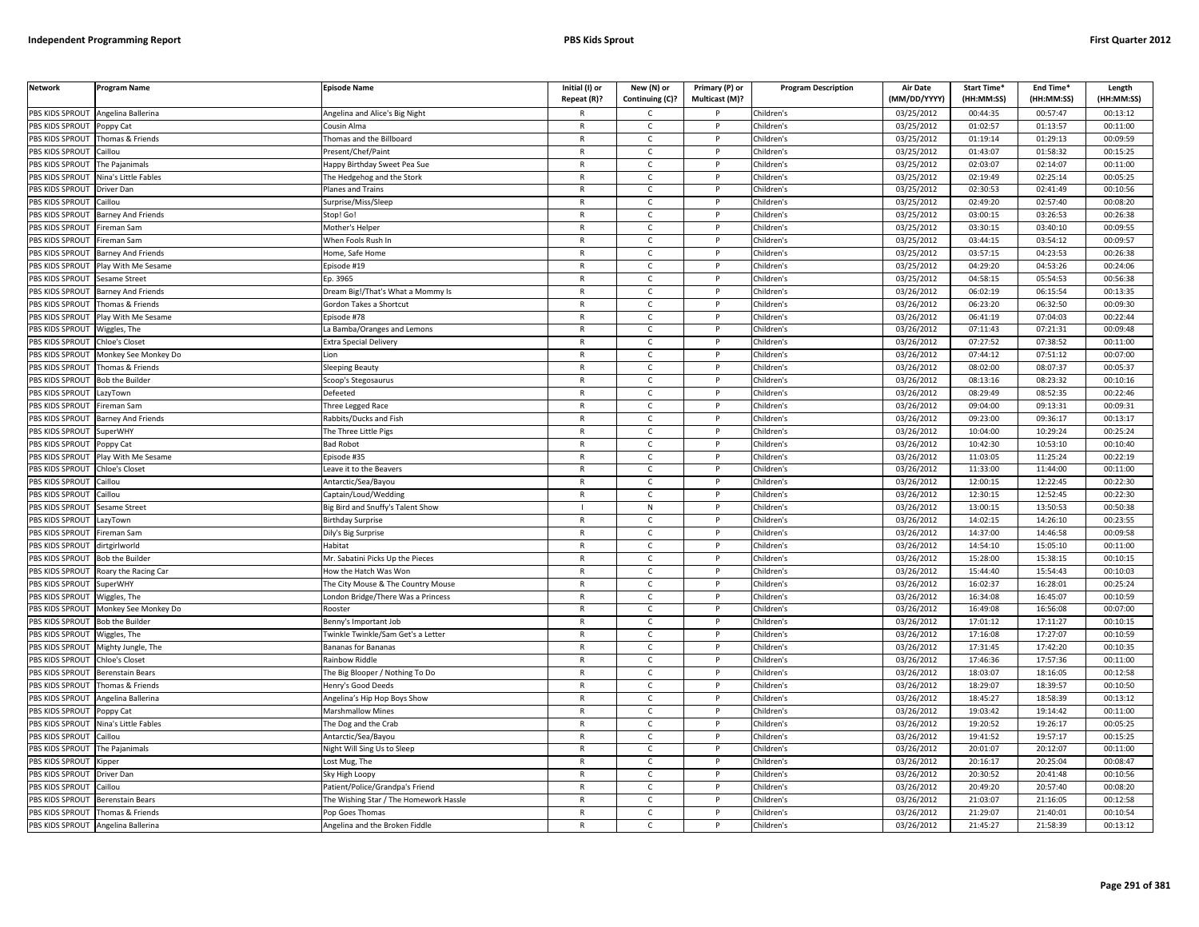| Network | Program Name | Episode Name | Initial (I) or Repeat (R)? | New (N) or Continuing (C)? | Primary (P) or Multicast (M)? | Program Description | Air Date (MM/DD/YYYY) | Start Time* (HH:MM:SS) | End Time* (HH:MM:SS) | Length (HH:MM:SS) |
|---|---|---|---|---|---|---|---|---|---|---|
| PBS KIDS SPROUT | Angelina Ballerina | Angelina and Alice's Big Night | R | C | P | Children's | 03/25/2012 | 00:44:35 | 00:57:47 | 00:13:12 |
| PBS KIDS SPROUT | Poppy Cat | Cousin Alma | R | C | P | Children's | 03/25/2012 | 01:02:57 | 01:13:57 | 00:11:00 |
| PBS KIDS SPROUT | Thomas & Friends | Thomas and the Billboard | R | C | P | Children's | 03/25/2012 | 01:19:14 | 01:29:13 | 00:09:59 |
| PBS KIDS SPROUT | Caillou | Present/Chef/Paint | R | C | P | Children's | 03/25/2012 | 01:43:07 | 01:58:32 | 00:15:25 |
| PBS KIDS SPROUT | The Pajanimals | Happy Birthday Sweet Pea Sue | R | C | P | Children's | 03/25/2012 | 02:03:07 | 02:14:07 | 00:11:00 |
| PBS KIDS SPROUT | Nina's Little Fables | The Hedgehog and the Stork | R | C | P | Children's | 03/25/2012 | 02:19:49 | 02:25:14 | 00:05:25 |
| PBS KIDS SPROUT | Driver Dan | Planes and Trains | R | C | P | Children's | 03/25/2012 | 02:30:53 | 02:41:49 | 00:10:56 |
| PBS KIDS SPROUT | Caillou | Surprise/Miss/Sleep | R | C | P | Children's | 03/25/2012 | 02:49:20 | 02:57:40 | 00:08:20 |
| PBS KIDS SPROUT | Barney And Friends | Stop! Go! | R | C | P | Children's | 03/25/2012 | 03:00:15 | 03:26:53 | 00:26:38 |
| PBS KIDS SPROUT | Fireman Sam | Mother's Helper | R | C | P | Children's | 03/25/2012 | 03:30:15 | 03:40:10 | 00:09:55 |
| PBS KIDS SPROUT | Fireman Sam | When Fools Rush In | R | C | P | Children's | 03/25/2012 | 03:44:15 | 03:54:12 | 00:09:57 |
| PBS KIDS SPROUT | Barney And Friends | Home, Safe Home | R | C | P | Children's | 03/25/2012 | 03:57:15 | 04:23:53 | 00:26:38 |
| PBS KIDS SPROUT | Play With Me Sesame | Episode #19 | R | C | P | Children's | 03/25/2012 | 04:29:20 | 04:53:26 | 00:24:06 |
| PBS KIDS SPROUT | Sesame Street | Ep. 3965 | R | C | P | Children's | 03/25/2012 | 04:58:15 | 05:54:53 | 00:56:38 |
| PBS KIDS SPROUT | Barney And Friends | Dream Big!/That's What a Mommy Is | R | C | P | Children's | 03/26/2012 | 06:02:19 | 06:15:54 | 00:13:35 |
| PBS KIDS SPROUT | Thomas & Friends | Gordon Takes a Shortcut | R | C | P | Children's | 03/26/2012 | 06:23:20 | 06:32:50 | 00:09:30 |
| PBS KIDS SPROUT | Play With Me Sesame | Episode #78 | R | C | P | Children's | 03/26/2012 | 06:41:19 | 07:04:03 | 00:22:44 |
| PBS KIDS SPROUT | Wiggles, The | La Bamba/Oranges and Lemons | R | C | P | Children's | 03/26/2012 | 07:11:43 | 07:21:31 | 00:09:48 |
| PBS KIDS SPROUT | Chloe's Closet | Extra Special Delivery | R | C | P | Children's | 03/26/2012 | 07:27:52 | 07:38:52 | 00:11:00 |
| PBS KIDS SPROUT | Monkey See Monkey Do | Lion | R | C | P | Children's | 03/26/2012 | 07:44:12 | 07:51:12 | 00:07:00 |
| PBS KIDS SPROUT | Thomas & Friends | Sleeping Beauty | R | C | P | Children's | 03/26/2012 | 08:02:00 | 08:07:37 | 00:05:37 |
| PBS KIDS SPROUT | Bob the Builder | Scoop's Stegosaurus | R | C | P | Children's | 03/26/2012 | 08:13:16 | 08:23:32 | 00:10:16 |
| PBS KIDS SPROUT | LazyTown | Defeeted | R | C | P | Children's | 03/26/2012 | 08:29:49 | 08:52:35 | 00:22:46 |
| PBS KIDS SPROUT | Fireman Sam | Three Legged Race | R | C | P | Children's | 03/26/2012 | 09:04:00 | 09:13:31 | 00:09:31 |
| PBS KIDS SPROUT | Barney And Friends | Rabbits/Ducks and Fish | R | C | P | Children's | 03/26/2012 | 09:23:00 | 09:36:17 | 00:13:17 |
| PBS KIDS SPROUT | SuperWHY | The Three Little Pigs | R | C | P | Children's | 03/26/2012 | 10:04:00 | 10:29:24 | 00:25:24 |
| PBS KIDS SPROUT | Poppy Cat | Bad Robot | R | C | P | Children's | 03/26/2012 | 10:42:30 | 10:53:10 | 00:10:40 |
| PBS KIDS SPROUT | Play With Me Sesame | Episode #35 | R | C | P | Children's | 03/26/2012 | 11:03:05 | 11:25:24 | 00:22:19 |
| PBS KIDS SPROUT | Chloe's Closet | Leave it to the Beavers | R | C | P | Children's | 03/26/2012 | 11:33:00 | 11:44:00 | 00:11:00 |
| PBS KIDS SPROUT | Caillou | Antarctic/Sea/Bayou | R | C | P | Children's | 03/26/2012 | 12:00:15 | 12:22:45 | 00:22:30 |
| PBS KIDS SPROUT | Caillou | Captain/Loud/Wedding | R | C | P | Children's | 03/26/2012 | 12:30:15 | 12:52:45 | 00:22:30 |
| PBS KIDS SPROUT | Sesame Street | Big Bird and Snuffy's Talent Show | I | N | P | Children's | 03/26/2012 | 13:00:15 | 13:50:53 | 00:50:38 |
| PBS KIDS SPROUT | LazyTown | Birthday Surprise | R | C | P | Children's | 03/26/2012 | 14:02:15 | 14:26:10 | 00:23:55 |
| PBS KIDS SPROUT | Fireman Sam | Dily's Big Surprise | R | C | P | Children's | 03/26/2012 | 14:37:00 | 14:46:58 | 00:09:58 |
| PBS KIDS SPROUT | dirtgirlworld | Habitat | R | C | P | Children's | 03/26/2012 | 14:54:10 | 15:05:10 | 00:11:00 |
| PBS KIDS SPROUT | Bob the Builder | Mr. Sabatini Picks Up the Pieces | R | C | P | Children's | 03/26/2012 | 15:28:00 | 15:38:15 | 00:10:15 |
| PBS KIDS SPROUT | Roary the Racing Car | How the Hatch Was Won | R | C | P | Children's | 03/26/2012 | 15:44:40 | 15:54:43 | 00:10:03 |
| PBS KIDS SPROUT | SuperWHY | The City Mouse & The Country Mouse | R | C | P | Children's | 03/26/2012 | 16:02:37 | 16:28:01 | 00:25:24 |
| PBS KIDS SPROUT | Wiggles, The | London Bridge/There Was a Princess | R | C | P | Children's | 03/26/2012 | 16:34:08 | 16:45:07 | 00:10:59 |
| PBS KIDS SPROUT | Monkey See Monkey Do | Rooster | R | C | P | Children's | 03/26/2012 | 16:49:08 | 16:56:08 | 00:07:00 |
| PBS KIDS SPROUT | Bob the Builder | Benny's Important Job | R | C | P | Children's | 03/26/2012 | 17:01:12 | 17:11:27 | 00:10:15 |
| PBS KIDS SPROUT | Wiggles, The | Twinkle Twinkle/Sam Get's a Letter | R | C | P | Children's | 03/26/2012 | 17:16:08 | 17:27:07 | 00:10:59 |
| PBS KIDS SPROUT | Mighty Jungle, The | Bananas for Bananas | R | C | P | Children's | 03/26/2012 | 17:31:45 | 17:42:20 | 00:10:35 |
| PBS KIDS SPROUT | Chloe's Closet | Rainbow Riddle | R | C | P | Children's | 03/26/2012 | 17:46:36 | 17:57:36 | 00:11:00 |
| PBS KIDS SPROUT | Berenstain Bears | The Big Blooper / Nothing To Do | R | C | P | Children's | 03/26/2012 | 18:03:07 | 18:16:05 | 00:12:58 |
| PBS KIDS SPROUT | Thomas & Friends | Henry's Good Deeds | R | C | P | Children's | 03/26/2012 | 18:29:07 | 18:39:57 | 00:10:50 |
| PBS KIDS SPROUT | Angelina Ballerina | Angelina's Hip Hop Boys Show | R | C | P | Children's | 03/26/2012 | 18:45:27 | 18:58:39 | 00:13:12 |
| PBS KIDS SPROUT | Poppy Cat | Marshmallow Mines | R | C | P | Children's | 03/26/2012 | 19:03:42 | 19:14:42 | 00:11:00 |
| PBS KIDS SPROUT | Nina's Little Fables | The Dog and the Crab | R | C | P | Children's | 03/26/2012 | 19:20:52 | 19:26:17 | 00:05:25 |
| PBS KIDS SPROUT | Caillou | Antarctic/Sea/Bayou | R | C | P | Children's | 03/26/2012 | 19:41:52 | 19:57:17 | 00:15:25 |
| PBS KIDS SPROUT | The Pajanimals | Night Will Sing Us to Sleep | R | C | P | Children's | 03/26/2012 | 20:01:07 | 20:12:07 | 00:11:00 |
| PBS KIDS SPROUT | Kipper | Lost Mug, The | R | C | P | Children's | 03/26/2012 | 20:16:17 | 20:25:04 | 00:08:47 |
| PBS KIDS SPROUT | Driver Dan | Sky High Loopy | R | C | P | Children's | 03/26/2012 | 20:30:52 | 20:41:48 | 00:10:56 |
| PBS KIDS SPROUT | Caillou | Patient/Police/Grandpa's Friend | R | C | P | Children's | 03/26/2012 | 20:49:20 | 20:57:40 | 00:08:20 |
| PBS KIDS SPROUT | Berenstain Bears | The Wishing Star / The Homework Hassle | R | C | P | Children's | 03/26/2012 | 21:03:07 | 21:16:05 | 00:12:58 |
| PBS KIDS SPROUT | Thomas & Friends | Pop Goes Thomas | R | C | P | Children's | 03/26/2012 | 21:29:07 | 21:40:01 | 00:10:54 |
| PBS KIDS SPROUT | Angelina Ballerina | Angelina and the Broken Fiddle | R | C | P | Children's | 03/26/2012 | 21:45:27 | 21:58:39 | 00:13:12 |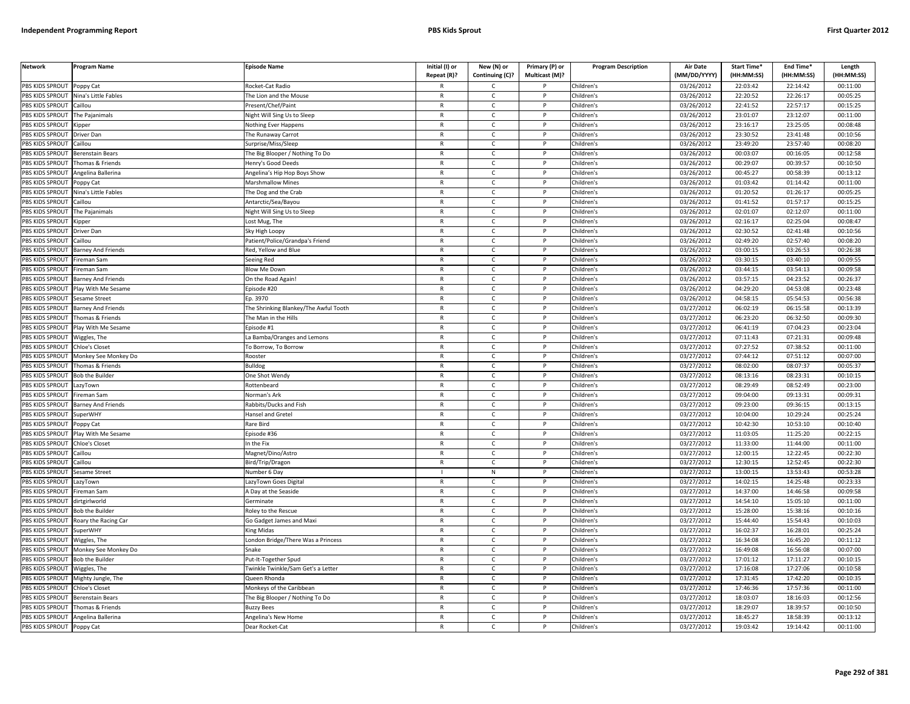| Network | Program Name | Episode Name | Initial (I) or Repeat (R)? | New (N) or Continuing (C)? | Primary (P) or Multicast (M)? | Program Description | Air Date (MM/DD/YYYY) | Start Time* (HH:MM:SS) | End Time* (HH:MM:SS) | Length (HH:MM:SS) |
|---|---|---|---|---|---|---|---|---|---|---|
| PBS KIDS SPROUT | Poppy Cat | Rocket-Cat Radio | R | C | P | Children's | 03/26/2012 | 22:03:42 | 22:14:42 | 00:11:00 |
| PBS KIDS SPROUT | Nina's Little Fables | The Lion and the Mouse | R | C | P | Children's | 03/26/2012 | 22:20:52 | 22:26:17 | 00:05:25 |
| PBS KIDS SPROUT | Caillou | Present/Chef/Paint | R | C | P | Children's | 03/26/2012 | 22:41:52 | 22:57:17 | 00:15:25 |
| PBS KIDS SPROUT | The Pajanimals | Night Will Sing Us to Sleep | R | C | P | Children's | 03/26/2012 | 23:01:07 | 23:12:07 | 00:11:00 |
| PBS KIDS SPROUT | Kipper | Nothing Ever Happens | R | C | P | Children's | 03/26/2012 | 23:16:17 | 23:25:05 | 00:08:48 |
| PBS KIDS SPROUT | Driver Dan | The Runaway Carrot | R | C | P | Children's | 03/26/2012 | 23:30:52 | 23:41:48 | 00:10:56 |
| PBS KIDS SPROUT | Caillou | Surprise/Miss/Sleep | R | C | P | Children's | 03/26/2012 | 23:49:20 | 23:57:40 | 00:08:20 |
| PBS KIDS SPROUT | Berenstain Bears | The Big Blooper / Nothing To Do | R | C | P | Children's | 03/26/2012 | 00:03:07 | 00:16:05 | 00:12:58 |
| PBS KIDS SPROUT | Thomas & Friends | Henry's Good Deeds | R | C | P | Children's | 03/26/2012 | 00:29:07 | 00:39:57 | 00:10:50 |
| PBS KIDS SPROUT | Angelina Ballerina | Angelina's Hip Hop Boys Show | R | C | P | Children's | 03/26/2012 | 00:45:27 | 00:58:39 | 00:13:12 |
| PBS KIDS SPROUT | Poppy Cat | Marshmallow Mines | R | C | P | Children's | 03/26/2012 | 01:03:42 | 01:14:42 | 00:11:00 |
| PBS KIDS SPROUT | Nina's Little Fables | The Dog and the Crab | R | C | P | Children's | 03/26/2012 | 01:20:52 | 01:26:17 | 00:05:25 |
| PBS KIDS SPROUT | Caillou | Antarctic/Sea/Bayou | R | C | P | Children's | 03/26/2012 | 01:41:52 | 01:57:17 | 00:15:25 |
| PBS KIDS SPROUT | The Pajanimals | Night Will Sing Us to Sleep | R | C | P | Children's | 03/26/2012 | 02:01:07 | 02:12:07 | 00:11:00 |
| PBS KIDS SPROUT | Kipper | Lost Mug, The | R | C | P | Children's | 03/26/2012 | 02:16:17 | 02:25:04 | 00:08:47 |
| PBS KIDS SPROUT | Driver Dan | Sky High Loopy | R | C | P | Children's | 03/26/2012 | 02:30:52 | 02:41:48 | 00:10:56 |
| PBS KIDS SPROUT | Caillou | Patient/Police/Grandpa's Friend | R | C | P | Children's | 03/26/2012 | 02:49:20 | 02:57:40 | 00:08:20 |
| PBS KIDS SPROUT | Barney And Friends | Red, Yellow and Blue | R | C | P | Children's | 03/26/2012 | 03:00:15 | 03:26:53 | 00:26:38 |
| PBS KIDS SPROUT | Fireman Sam | Seeing Red | R | C | P | Children's | 03/26/2012 | 03:30:15 | 03:40:10 | 00:09:55 |
| PBS KIDS SPROUT | Fireman Sam | Blow Me Down | R | C | P | Children's | 03/26/2012 | 03:44:15 | 03:54:13 | 00:09:58 |
| PBS KIDS SPROUT | Barney And Friends | On the Road Again! | R | C | P | Children's | 03/26/2012 | 03:57:15 | 04:23:52 | 00:26:37 |
| PBS KIDS SPROUT | Play With Me Sesame | Episode #20 | R | C | P | Children's | 03/26/2012 | 04:29:20 | 04:53:08 | 00:23:48 |
| PBS KIDS SPROUT | Sesame Street | Ep. 3970 | R | C | P | Children's | 03/26/2012 | 04:58:15 | 05:54:53 | 00:56:38 |
| PBS KIDS SPROUT | Barney And Friends | The Shrinking Blankey/The Awful Tooth | R | C | P | Children's | 03/27/2012 | 06:02:19 | 06:15:58 | 00:13:39 |
| PBS KIDS SPROUT | Thomas & Friends | The Man in the Hills | R | C | P | Children's | 03/27/2012 | 06:23:20 | 06:32:50 | 00:09:30 |
| PBS KIDS SPROUT | Play With Me Sesame | Episode #1 | R | C | P | Children's | 03/27/2012 | 06:41:19 | 07:04:23 | 00:23:04 |
| PBS KIDS SPROUT | Wiggles, The | La Bamba/Oranges and Lemons | R | C | P | Children's | 03/27/2012 | 07:11:43 | 07:21:31 | 00:09:48 |
| PBS KIDS SPROUT | Chloe's Closet | To Borrow, To Borrow | R | C | P | Children's | 03/27/2012 | 07:27:52 | 07:38:52 | 00:11:00 |
| PBS KIDS SPROUT | Monkey See Monkey Do | Rooster | R | C | P | Children's | 03/27/2012 | 07:44:12 | 07:51:12 | 00:07:00 |
| PBS KIDS SPROUT | Thomas & Friends | Bulldog | R | C | P | Children's | 03/27/2012 | 08:02:00 | 08:07:37 | 00:05:37 |
| PBS KIDS SPROUT | Bob the Builder | One Shot Wendy | R | C | P | Children's | 03/27/2012 | 08:13:16 | 08:23:31 | 00:10:15 |
| PBS KIDS SPROUT | LazyTown | Rottenbeard | R | C | P | Children's | 03/27/2012 | 08:29:49 | 08:52:49 | 00:23:00 |
| PBS KIDS SPROUT | Fireman Sam | Norman's Ark | R | C | P | Children's | 03/27/2012 | 09:04:00 | 09:13:31 | 00:09:31 |
| PBS KIDS SPROUT | Barney And Friends | Rabbits/Ducks and Fish | R | C | P | Children's | 03/27/2012 | 09:23:00 | 09:36:15 | 00:13:15 |
| PBS KIDS SPROUT | SuperWHY | Hansel and Gretel | R | C | P | Children's | 03/27/2012 | 10:04:00 | 10:29:24 | 00:25:24 |
| PBS KIDS SPROUT | Poppy Cat | Rare Bird | R | C | P | Children's | 03/27/2012 | 10:42:30 | 10:53:10 | 00:10:40 |
| PBS KIDS SPROUT | Play With Me Sesame | Episode #36 | R | C | P | Children's | 03/27/2012 | 11:03:05 | 11:25:20 | 00:22:15 |
| PBS KIDS SPROUT | Chloe's Closet | In the Fix | R | C | P | Children's | 03/27/2012 | 11:33:00 | 11:44:00 | 00:11:00 |
| PBS KIDS SPROUT | Caillou | Magnet/Dino/Astro | R | C | P | Children's | 03/27/2012 | 12:00:15 | 12:22:45 | 00:22:30 |
| PBS KIDS SPROUT | Caillou | Bird/Trip/Dragon | R | C | P | Children's | 03/27/2012 | 12:30:15 | 12:52:45 | 00:22:30 |
| PBS KIDS SPROUT | Sesame Street | Number 6 Day | I | N | P | Children's | 03/27/2012 | 13:00:15 | 13:53:43 | 00:53:28 |
| PBS KIDS SPROUT | LazyTown | LazyTown Goes Digital | R | C | P | Children's | 03/27/2012 | 14:02:15 | 14:25:48 | 00:23:33 |
| PBS KIDS SPROUT | Fireman Sam | A Day at the Seaside | R | C | P | Children's | 03/27/2012 | 14:37:00 | 14:46:58 | 00:09:58 |
| PBS KIDS SPROUT | dirtgirlworld | Germinate | R | C | P | Children's | 03/27/2012 | 14:54:10 | 15:05:10 | 00:11:00 |
| PBS KIDS SPROUT | Bob the Builder | Roley to the Rescue | R | C | P | Children's | 03/27/2012 | 15:28:00 | 15:38:16 | 00:10:16 |
| PBS KIDS SPROUT | Roary the Racing Car | Go Gadget James and Maxi | R | C | P | Children's | 03/27/2012 | 15:44:40 | 15:54:43 | 00:10:03 |
| PBS KIDS SPROUT | SuperWHY | King Midas | R | C | P | Children's | 03/27/2012 | 16:02:37 | 16:28:01 | 00:25:24 |
| PBS KIDS SPROUT | Wiggles, The | London Bridge/There Was a Princess | R | C | P | Children's | 03/27/2012 | 16:34:08 | 16:45:20 | 00:11:12 |
| PBS KIDS SPROUT | Monkey See Monkey Do | Snake | R | C | P | Children's | 03/27/2012 | 16:49:08 | 16:56:08 | 00:07:00 |
| PBS KIDS SPROUT | Bob the Builder | Put-It-Together Spud | R | C | P | Children's | 03/27/2012 | 17:01:12 | 17:11:27 | 00:10:15 |
| PBS KIDS SPROUT | Wiggles, The | Twinkle Twinkle/Sam Get's a Letter | R | C | P | Children's | 03/27/2012 | 17:16:08 | 17:27:06 | 00:10:58 |
| PBS KIDS SPROUT | Mighty Jungle, The | Queen Rhonda | R | C | P | Children's | 03/27/2012 | 17:31:45 | 17:42:20 | 00:10:35 |
| PBS KIDS SPROUT | Chloe's Closet | Monkeys of the Caribbean | R | C | P | Children's | 03/27/2012 | 17:46:36 | 17:57:36 | 00:11:00 |
| PBS KIDS SPROUT | Berenstain Bears | The Big Blooper / Nothing To Do | R | C | P | Children's | 03/27/2012 | 18:03:07 | 18:16:03 | 00:12:56 |
| PBS KIDS SPROUT | Thomas & Friends | Buzzy Bees | R | C | P | Children's | 03/27/2012 | 18:29:07 | 18:39:57 | 00:10:50 |
| PBS KIDS SPROUT | Angelina Ballerina | Angelina's New Home | R | C | P | Children's | 03/27/2012 | 18:45:27 | 18:58:39 | 00:13:12 |
| PBS KIDS SPROUT | Poppy Cat | Dear Rocket-Cat | R | C | P | Children's | 03/27/2012 | 19:03:42 | 19:14:42 | 00:11:00 |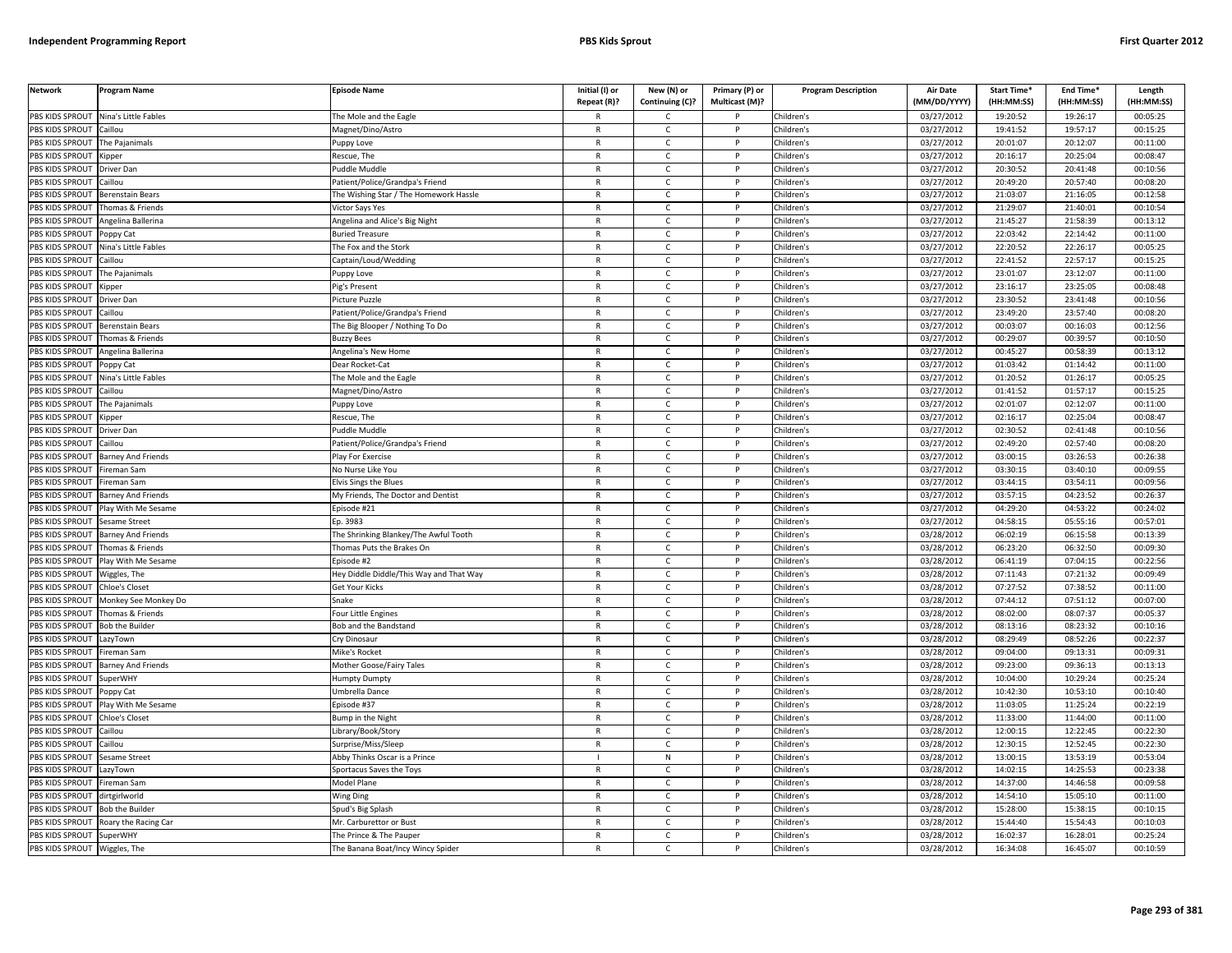| Network | Program Name | Episode Name | Initial (I) or Repeat (R)? | New (N) or Continuing (C)? | Primary (P) or Multicast (M)? | Program Description | Air Date (MM/DD/YYYY) | Start Time* (HH:MM:SS) | End Time* (HH:MM:SS) | Length (HH:MM:SS) |
|---|---|---|---|---|---|---|---|---|---|---|
| PBS KIDS SPROUT | Nina's Little Fables | The Mole and the Eagle | R | C | P | Children's | 03/27/2012 | 19:20:52 | 19:26:17 | 00:05:25 |
| PBS KIDS SPROUT | Caillou | Magnet/Dino/Astro | R | C | P | Children's | 03/27/2012 | 19:41:52 | 19:57:17 | 00:15:25 |
| PBS KIDS SPROUT | The Pajanimals | Puppy Love | R | C | P | Children's | 03/27/2012 | 20:01:07 | 20:12:07 | 00:11:00 |
| PBS KIDS SPROUT | Kipper | Rescue, The | R | C | P | Children's | 03/27/2012 | 20:16:17 | 20:25:04 | 00:08:47 |
| PBS KIDS SPROUT | Driver Dan | Puddle Muddle | R | C | P | Children's | 03/27/2012 | 20:30:52 | 20:41:48 | 00:10:56 |
| PBS KIDS SPROUT | Caillou | Patient/Police/Grandpa's Friend | R | C | P | Children's | 03/27/2012 | 20:49:20 | 20:57:40 | 00:08:20 |
| PBS KIDS SPROUT | Berenstain Bears | The Wishing Star / The Homework Hassle | R | C | P | Children's | 03/27/2012 | 21:03:07 | 21:16:05 | 00:12:58 |
| PBS KIDS SPROUT | Thomas & Friends | Victor Says Yes | R | C | P | Children's | 03/27/2012 | 21:29:07 | 21:40:01 | 00:10:54 |
| PBS KIDS SPROUT | Angelina Ballerina | Angelina and Alice's Big Night | R | C | P | Children's | 03/27/2012 | 21:45:27 | 21:58:39 | 00:13:12 |
| PBS KIDS SPROUT | Poppy Cat | Buried Treasure | R | C | P | Children's | 03/27/2012 | 22:03:42 | 22:14:42 | 00:11:00 |
| PBS KIDS SPROUT | Nina's Little Fables | The Fox and the Stork | R | C | P | Children's | 03/27/2012 | 22:20:52 | 22:26:17 | 00:05:25 |
| PBS KIDS SPROUT | Caillou | Captain/Loud/Wedding | R | C | P | Children's | 03/27/2012 | 22:41:52 | 22:57:17 | 00:15:25 |
| PBS KIDS SPROUT | The Pajanimals | Puppy Love | R | C | P | Children's | 03/27/2012 | 23:01:07 | 23:12:07 | 00:11:00 |
| PBS KIDS SPROUT | Kipper | Pig's Present | R | C | P | Children's | 03/27/2012 | 23:16:17 | 23:25:05 | 00:08:48 |
| PBS KIDS SPROUT | Driver Dan | Picture Puzzle | R | C | P | Children's | 03/27/2012 | 23:30:52 | 23:41:48 | 00:10:56 |
| PBS KIDS SPROUT | Caillou | Patient/Police/Grandpa's Friend | R | C | P | Children's | 03/27/2012 | 23:49:20 | 23:57:40 | 00:08:20 |
| PBS KIDS SPROUT | Berenstain Bears | The Big Blooper / Nothing To Do | R | C | P | Children's | 03/27/2012 | 00:03:07 | 00:16:03 | 00:12:56 |
| PBS KIDS SPROUT | Thomas & Friends | Buzzy Bees | R | C | P | Children's | 03/27/2012 | 00:29:07 | 00:39:57 | 00:10:50 |
| PBS KIDS SPROUT | Angelina Ballerina | Angelina's New Home | R | C | P | Children's | 03/27/2012 | 00:45:27 | 00:58:39 | 00:13:12 |
| PBS KIDS SPROUT | Poppy Cat | Dear Rocket-Cat | R | C | P | Children's | 03/27/2012 | 01:03:42 | 01:14:42 | 00:11:00 |
| PBS KIDS SPROUT | Nina's Little Fables | The Mole and the Eagle | R | C | P | Children's | 03/27/2012 | 01:20:52 | 01:26:17 | 00:05:25 |
| PBS KIDS SPROUT | Caillou | Magnet/Dino/Astro | R | C | P | Children's | 03/27/2012 | 01:41:52 | 01:57:17 | 00:15:25 |
| PBS KIDS SPROUT | The Pajanimals | Puppy Love | R | C | P | Children's | 03/27/2012 | 02:01:07 | 02:12:07 | 00:11:00 |
| PBS KIDS SPROUT | Kipper | Rescue, The | R | C | P | Children's | 03/27/2012 | 02:16:17 | 02:25:04 | 00:08:47 |
| PBS KIDS SPROUT | Driver Dan | Puddle Muddle | R | C | P | Children's | 03/27/2012 | 02:30:52 | 02:41:48 | 00:10:56 |
| PBS KIDS SPROUT | Caillou | Patient/Police/Grandpa's Friend | R | C | P | Children's | 03/27/2012 | 02:49:20 | 02:57:40 | 00:08:20 |
| PBS KIDS SPROUT | Barney And Friends | Play For Exercise | R | C | P | Children's | 03/27/2012 | 03:00:15 | 03:26:53 | 00:26:38 |
| PBS KIDS SPROUT | Fireman Sam | No Nurse Like You | R | C | P | Children's | 03/27/2012 | 03:30:15 | 03:40:10 | 00:09:55 |
| PBS KIDS SPROUT | Fireman Sam | Elvis Sings the Blues | R | C | P | Children's | 03/27/2012 | 03:44:15 | 03:54:11 | 00:09:56 |
| PBS KIDS SPROUT | Barney And Friends | My Friends, The Doctor and Dentist | R | C | P | Children's | 03/27/2012 | 03:57:15 | 04:23:52 | 00:26:37 |
| PBS KIDS SPROUT | Play With Me Sesame | Episode #21 | R | C | P | Children's | 03/27/2012 | 04:29:20 | 04:53:22 | 00:24:02 |
| PBS KIDS SPROUT | Sesame Street | Ep. 3983 | R | C | P | Children's | 03/27/2012 | 04:58:15 | 05:55:16 | 00:57:01 |
| PBS KIDS SPROUT | Barney And Friends | The Shrinking Blankey/The Awful Tooth | R | C | P | Children's | 03/28/2012 | 06:02:19 | 06:15:58 | 00:13:39 |
| PBS KIDS SPROUT | Thomas & Friends | Thomas Puts the Brakes On | R | C | P | Children's | 03/28/2012 | 06:23:20 | 06:32:50 | 00:09:30 |
| PBS KIDS SPROUT | Play With Me Sesame | Episode #2 | R | C | P | Children's | 03/28/2012 | 06:41:19 | 07:04:15 | 00:22:56 |
| PBS KIDS SPROUT | Wiggles, The | Hey Diddle Diddle/This Way and That Way | R | C | P | Children's | 03/28/2012 | 07:11:43 | 07:21:32 | 00:09:49 |
| PBS KIDS SPROUT | Chloe's Closet | Get Your Kicks | R | C | P | Children's | 03/28/2012 | 07:27:52 | 07:38:52 | 00:11:00 |
| PBS KIDS SPROUT | Monkey See Monkey Do | Snake | R | C | P | Children's | 03/28/2012 | 07:44:12 | 07:51:12 | 00:07:00 |
| PBS KIDS SPROUT | Thomas & Friends | Four Little Engines | R | C | P | Children's | 03/28/2012 | 08:02:00 | 08:07:37 | 00:05:37 |
| PBS KIDS SPROUT | Bob the Builder | Bob and the Bandstand | R | C | P | Children's | 03/28/2012 | 08:13:16 | 08:23:32 | 00:10:16 |
| PBS KIDS SPROUT | LazyTown | Cry Dinosaur | R | C | P | Children's | 03/28/2012 | 08:29:49 | 08:52:26 | 00:22:37 |
| PBS KIDS SPROUT | Fireman Sam | Mike's Rocket | R | C | P | Children's | 03/28/2012 | 09:04:00 | 09:13:31 | 00:09:31 |
| PBS KIDS SPROUT | Barney And Friends | Mother Goose/Fairy Tales | R | C | P | Children's | 03/28/2012 | 09:23:00 | 09:36:13 | 00:13:13 |
| PBS KIDS SPROUT | SuperWHY | Humpty Dumpty | R | C | P | Children's | 03/28/2012 | 10:04:00 | 10:29:24 | 00:25:24 |
| PBS KIDS SPROUT | Poppy Cat | Umbrella Dance | R | C | P | Children's | 03/28/2012 | 10:42:30 | 10:53:10 | 00:10:40 |
| PBS KIDS SPROUT | Play With Me Sesame | Episode #37 | R | C | P | Children's | 03/28/2012 | 11:03:05 | 11:25:24 | 00:22:19 |
| PBS KIDS SPROUT | Chloe's Closet | Bump in the Night | R | C | P | Children's | 03/28/2012 | 11:33:00 | 11:44:00 | 00:11:00 |
| PBS KIDS SPROUT | Caillou | Library/Book/Story | R | C | P | Children's | 03/28/2012 | 12:00:15 | 12:22:45 | 00:22:30 |
| PBS KIDS SPROUT | Caillou | Surprise/Miss/Sleep | R | C | P | Children's | 03/28/2012 | 12:30:15 | 12:52:45 | 00:22:30 |
| PBS KIDS SPROUT | Sesame Street | Abby Thinks Oscar is a Prince | I | N | P | Children's | 03/28/2012 | 13:00:15 | 13:53:19 | 00:53:04 |
| PBS KIDS SPROUT | LazyTown | Sportacus Saves the Toys | R | C | P | Children's | 03/28/2012 | 14:02:15 | 14:25:53 | 00:23:38 |
| PBS KIDS SPROUT | Fireman Sam | Model Plane | R | C | P | Children's | 03/28/2012 | 14:37:00 | 14:46:58 | 00:09:58 |
| PBS KIDS SPROUT | dirtgirlworld | Wing Ding | R | C | P | Children's | 03/28/2012 | 14:54:10 | 15:05:10 | 00:11:00 |
| PBS KIDS SPROUT | Bob the Builder | Spud's Big Splash | R | C | P | Children's | 03/28/2012 | 15:28:00 | 15:38:15 | 00:10:15 |
| PBS KIDS SPROUT | Roary the Racing Car | Mr. Carburettor or Bust | R | C | P | Children's | 03/28/2012 | 15:44:40 | 15:54:43 | 00:10:03 |
| PBS KIDS SPROUT | SuperWHY | The Prince & The Pauper | R | C | P | Children's | 03/28/2012 | 16:02:37 | 16:28:01 | 00:25:24 |
| PBS KIDS SPROUT | Wiggles, The | The Banana Boat/Incy Wincy Spider | R | C | P | Children's | 03/28/2012 | 16:34:08 | 16:45:07 | 00:10:59 |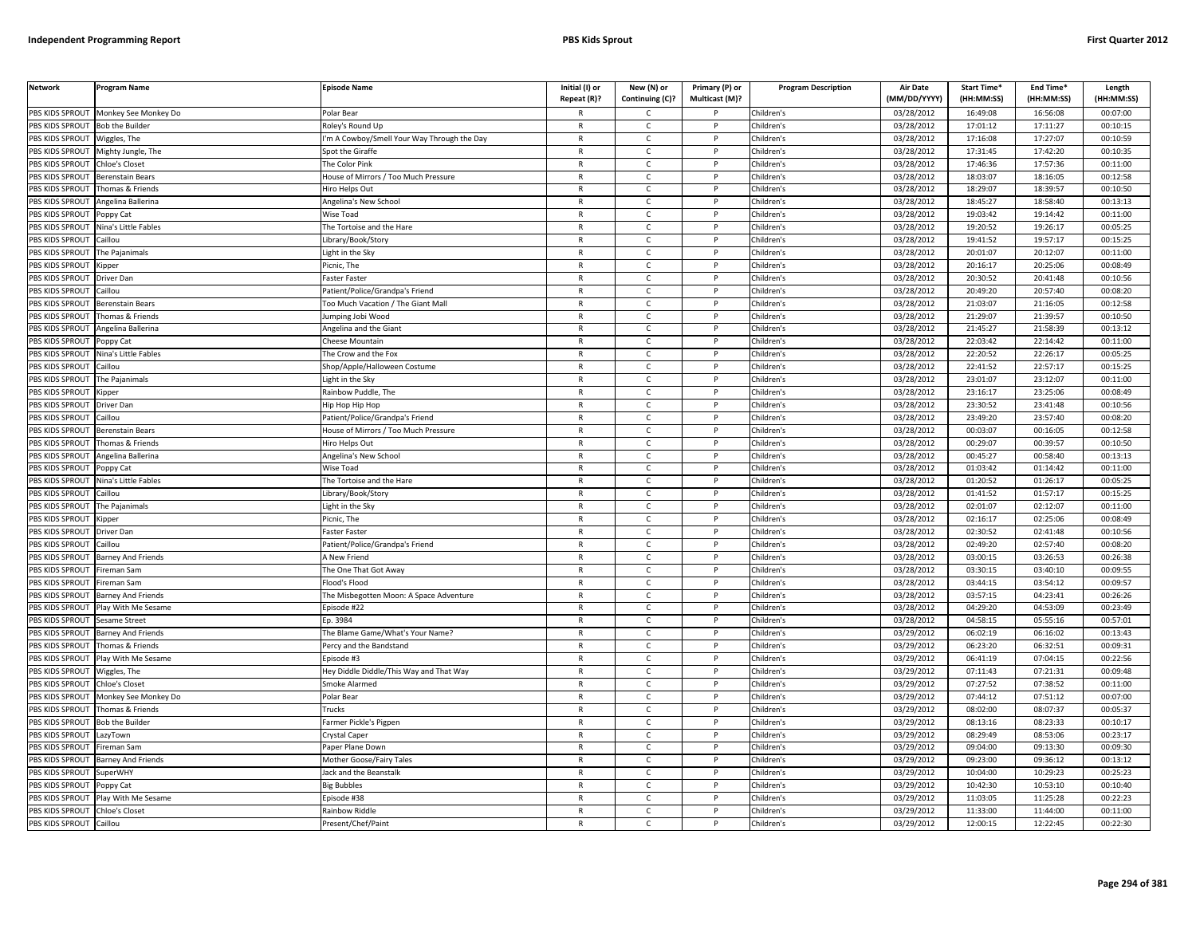| Network | Program Name | Episode Name | Initial (I) or Repeat (R)? | New (N) or Continuing (C)? | Primary (P) or Multicast (M)? | Program Description | Air Date (MM/DD/YYYY) | Start Time* (HH:MM:SS) | End Time* (HH:MM:SS) | Length (HH:MM:SS) |
|---|---|---|---|---|---|---|---|---|---|---|
| PBS KIDS SPROUT | Monkey See Monkey Do | Polar Bear | R | C | P | Children's | 03/28/2012 | 16:49:08 | 16:56:08 | 00:07:00 |
| PBS KIDS SPROUT | Bob the Builder | Roley's Round Up | R | C | P | Children's | 03/28/2012 | 17:01:12 | 17:11:27 | 00:10:15 |
| PBS KIDS SPROUT | Wiggles, The | I'm A Cowboy/Smell Your Way Through the Day | R | C | P | Children's | 03/28/2012 | 17:16:08 | 17:27:07 | 00:10:59 |
| PBS KIDS SPROUT | Mighty Jungle, The | Spot the Giraffe | R | C | P | Children's | 03/28/2012 | 17:31:45 | 17:42:20 | 00:10:35 |
| PBS KIDS SPROUT | Chloe's Closet | The Color Pink | R | C | P | Children's | 03/28/2012 | 17:46:36 | 17:57:36 | 00:11:00 |
| PBS KIDS SPROUT | Berenstain Bears | House of Mirrors / Too Much Pressure | R | C | P | Children's | 03/28/2012 | 18:03:07 | 18:16:05 | 00:12:58 |
| PBS KIDS SPROUT | Thomas & Friends | Hiro Helps Out | R | C | P | Children's | 03/28/2012 | 18:29:07 | 18:39:57 | 00:10:50 |
| PBS KIDS SPROUT | Angelina Ballerina | Angelina's New School | R | C | P | Children's | 03/28/2012 | 18:45:27 | 18:58:40 | 00:13:13 |
| PBS KIDS SPROUT | Poppy Cat | Wise Toad | R | C | P | Children's | 03/28/2012 | 19:03:42 | 19:14:42 | 00:11:00 |
| PBS KIDS SPROUT | Nina's Little Fables | The Tortoise and the Hare | R | C | P | Children's | 03/28/2012 | 19:20:52 | 19:26:17 | 00:05:25 |
| PBS KIDS SPROUT | Caillou | Library/Book/Story | R | C | P | Children's | 03/28/2012 | 19:41:52 | 19:57:17 | 00:15:25 |
| PBS KIDS SPROUT | The Pajanimals | Light in the Sky | R | C | P | Children's | 03/28/2012 | 20:01:07 | 20:12:07 | 00:11:00 |
| PBS KIDS SPROUT | Kipper | Picnic, The | R | C | P | Children's | 03/28/2012 | 20:16:17 | 20:25:06 | 00:08:49 |
| PBS KIDS SPROUT | Driver Dan | Faster Faster | R | C | P | Children's | 03/28/2012 | 20:30:52 | 20:41:48 | 00:10:56 |
| PBS KIDS SPROUT | Caillou | Patient/Police/Grandpa's Friend | R | C | P | Children's | 03/28/2012 | 20:49:20 | 20:57:40 | 00:08:20 |
| PBS KIDS SPROUT | Berenstain Bears | Too Much Vacation / The Giant Mall | R | C | P | Children's | 03/28/2012 | 21:03:07 | 21:16:05 | 00:12:58 |
| PBS KIDS SPROUT | Thomas & Friends | Jumping Jobi Wood | R | C | P | Children's | 03/28/2012 | 21:29:07 | 21:39:57 | 00:10:50 |
| PBS KIDS SPROUT | Angelina Ballerina | Angelina and the Giant | R | C | P | Children's | 03/28/2012 | 21:45:27 | 21:58:39 | 00:13:12 |
| PBS KIDS SPROUT | Poppy Cat | Cheese Mountain | R | C | P | Children's | 03/28/2012 | 22:03:42 | 22:14:42 | 00:11:00 |
| PBS KIDS SPROUT | Nina's Little Fables | The Crow and the Fox | R | C | P | Children's | 03/28/2012 | 22:20:52 | 22:26:17 | 00:05:25 |
| PBS KIDS SPROUT | Caillou | Shop/Apple/Halloween Costume | R | C | P | Children's | 03/28/2012 | 22:41:52 | 22:57:17 | 00:15:25 |
| PBS KIDS SPROUT | The Pajanimals | Light in the Sky | R | C | P | Children's | 03/28/2012 | 23:01:07 | 23:12:07 | 00:11:00 |
| PBS KIDS SPROUT | Kipper | Rainbow Puddle, The | R | C | P | Children's | 03/28/2012 | 23:16:17 | 23:25:06 | 00:08:49 |
| PBS KIDS SPROUT | Driver Dan | Hip Hop Hip Hop | R | C | P | Children's | 03/28/2012 | 23:30:52 | 23:41:48 | 00:10:56 |
| PBS KIDS SPROUT | Caillou | Patient/Police/Grandpa's Friend | R | C | P | Children's | 03/28/2012 | 23:49:20 | 23:57:40 | 00:08:20 |
| PBS KIDS SPROUT | Berenstain Bears | House of Mirrors / Too Much Pressure | R | C | P | Children's | 03/28/2012 | 00:03:07 | 00:16:05 | 00:12:58 |
| PBS KIDS SPROUT | Thomas & Friends | Hiro Helps Out | R | C | P | Children's | 03/28/2012 | 00:29:07 | 00:39:57 | 00:10:50 |
| PBS KIDS SPROUT | Angelina Ballerina | Angelina's New School | R | C | P | Children's | 03/28/2012 | 00:45:27 | 00:58:40 | 00:13:13 |
| PBS KIDS SPROUT | Poppy Cat | Wise Toad | R | C | P | Children's | 03/28/2012 | 01:03:42 | 01:14:42 | 00:11:00 |
| PBS KIDS SPROUT | Nina's Little Fables | The Tortoise and the Hare | R | C | P | Children's | 03/28/2012 | 01:20:52 | 01:26:17 | 00:05:25 |
| PBS KIDS SPROUT | Caillou | Library/Book/Story | R | C | P | Children's | 03/28/2012 | 01:41:52 | 01:57:17 | 00:15:25 |
| PBS KIDS SPROUT | The Pajanimals | Light in the Sky | R | C | P | Children's | 03/28/2012 | 02:01:07 | 02:12:07 | 00:11:00 |
| PBS KIDS SPROUT | Kipper | Picnic, The | R | C | P | Children's | 03/28/2012 | 02:16:17 | 02:25:06 | 00:08:49 |
| PBS KIDS SPROUT | Driver Dan | Faster Faster | R | C | P | Children's | 03/28/2012 | 02:30:52 | 02:41:48 | 00:10:56 |
| PBS KIDS SPROUT | Caillou | Patient/Police/Grandpa's Friend | R | C | P | Children's | 03/28/2012 | 02:49:20 | 02:57:40 | 00:08:20 |
| PBS KIDS SPROUT | Barney And Friends | A New Friend | R | C | P | Children's | 03/28/2012 | 03:00:15 | 03:26:53 | 00:26:38 |
| PBS KIDS SPROUT | Fireman Sam | The One That Got Away | R | C | P | Children's | 03/28/2012 | 03:30:15 | 03:40:10 | 00:09:55 |
| PBS KIDS SPROUT | Fireman Sam | Flood's Flood | R | C | P | Children's | 03/28/2012 | 03:44:15 | 03:54:12 | 00:09:57 |
| PBS KIDS SPROUT | Barney And Friends | The Misbegotten Moon: A Space Adventure | R | C | P | Children's | 03/28/2012 | 03:57:15 | 04:23:41 | 00:26:26 |
| PBS KIDS SPROUT | Play With Me Sesame | Episode #22 | R | C | P | Children's | 03/28/2012 | 04:29:20 | 04:53:09 | 00:23:49 |
| PBS KIDS SPROUT | Sesame Street | Ep. 3984 | R | C | P | Children's | 03/28/2012 | 04:58:15 | 05:55:16 | 00:57:01 |
| PBS KIDS SPROUT | Barney And Friends | The Blame Game/What's Your Name? | R | C | P | Children's | 03/29/2012 | 06:02:19 | 06:16:02 | 00:13:43 |
| PBS KIDS SPROUT | Thomas & Friends | Percy and the Bandstand | R | C | P | Children's | 03/29/2012 | 06:23:20 | 06:32:51 | 00:09:31 |
| PBS KIDS SPROUT | Play With Me Sesame | Episode #3 | R | C | P | Children's | 03/29/2012 | 06:41:19 | 07:04:15 | 00:22:56 |
| PBS KIDS SPROUT | Wiggles, The | Hey Diddle Diddle/This Way and That Way | R | C | P | Children's | 03/29/2012 | 07:11:43 | 07:21:31 | 00:09:48 |
| PBS KIDS SPROUT | Chloe's Closet | Smoke Alarmed | R | C | P | Children's | 03/29/2012 | 07:27:52 | 07:38:52 | 00:11:00 |
| PBS KIDS SPROUT | Monkey See Monkey Do | Polar Bear | R | C | P | Children's | 03/29/2012 | 07:44:12 | 07:51:12 | 00:07:00 |
| PBS KIDS SPROUT | Thomas & Friends | Trucks | R | C | P | Children's | 03/29/2012 | 08:02:00 | 08:07:37 | 00:05:37 |
| PBS KIDS SPROUT | Bob the Builder | Farmer Pickle's Pigpen | R | C | P | Children's | 03/29/2012 | 08:13:16 | 08:23:33 | 00:10:17 |
| PBS KIDS SPROUT | LazyTown | Crystal Caper | R | C | P | Children's | 03/29/2012 | 08:29:49 | 08:53:06 | 00:23:17 |
| PBS KIDS SPROUT | Fireman Sam | Paper Plane Down | R | C | P | Children's | 03/29/2012 | 09:04:00 | 09:13:30 | 00:09:30 |
| PBS KIDS SPROUT | Barney And Friends | Mother Goose/Fairy Tales | R | C | P | Children's | 03/29/2012 | 09:23:00 | 09:36:12 | 00:13:12 |
| PBS KIDS SPROUT | SuperWHY | Jack and the Beanstalk | R | C | P | Children's | 03/29/2012 | 10:04:00 | 10:29:23 | 00:25:23 |
| PBS KIDS SPROUT | Poppy Cat | Big Bubbles | R | C | P | Children's | 03/29/2012 | 10:42:30 | 10:53:10 | 00:10:40 |
| PBS KIDS SPROUT | Play With Me Sesame | Episode #38 | R | C | P | Children's | 03/29/2012 | 11:03:05 | 11:25:28 | 00:22:23 |
| PBS KIDS SPROUT | Chloe's Closet | Rainbow Riddle | R | C | P | Children's | 03/29/2012 | 11:33:00 | 11:44:00 | 00:11:00 |
| PBS KIDS SPROUT | Caillou | Present/Chef/Paint | R | C | P | Children's | 03/29/2012 | 12:00:15 | 12:22:45 | 00:22:30 |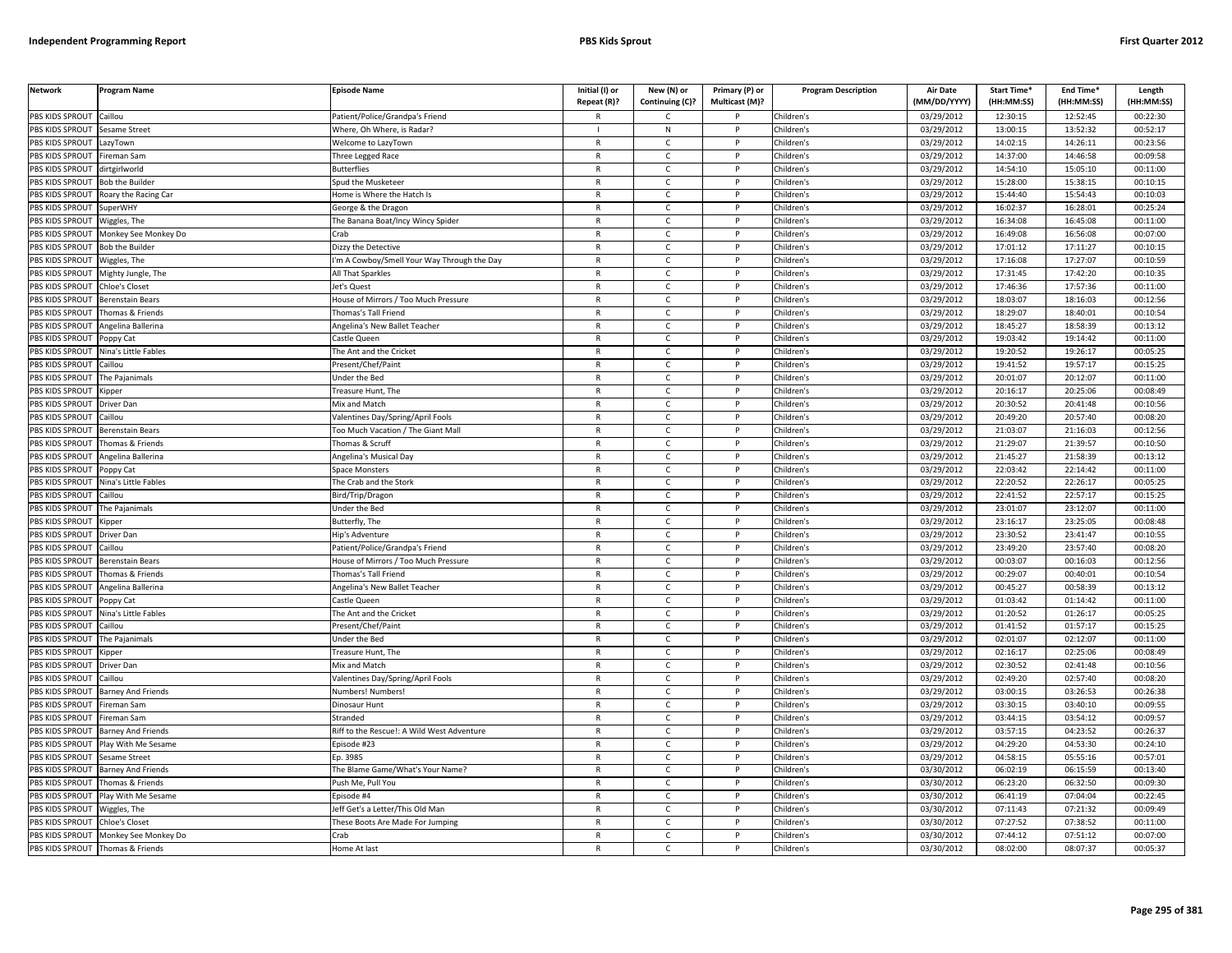| Network | Program Name | Episode Name | Initial (I) or Repeat (R)? | New (N) or Continuing (C)? | Primary (P) or Multicast (M)? | Program Description | Air Date (MM/DD/YYYY) | Start Time* (HH:MM:SS) | End Time* (HH:MM:SS) | Length (HH:MM:SS) |
|---|---|---|---|---|---|---|---|---|---|---|
| PBS KIDS SPROUT | Caillou | Patient/Police/Grandpa's Friend | R | C | P | Children's | 03/29/2012 | 12:30:15 | 12:52:45 | 00:22:30 |
| PBS KIDS SPROUT | Sesame Street | Where, Oh Where, is Radar? | I | N | P | Children's | 03/29/2012 | 13:00:15 | 13:52:32 | 00:52:17 |
| PBS KIDS SPROUT | LazyTown | Welcome to LazyTown | R | C | P | Children's | 03/29/2012 | 14:02:15 | 14:26:11 | 00:23:56 |
| PBS KIDS SPROUT | Fireman Sam | Three Legged Race | R | C | P | Children's | 03/29/2012 | 14:37:00 | 14:46:58 | 00:09:58 |
| PBS KIDS SPROUT | dirtgirlworld | Butterflies | R | C | P | Children's | 03/29/2012 | 14:54:10 | 15:05:10 | 00:11:00 |
| PBS KIDS SPROUT | Bob the Builder | Spud the Musketeer | R | C | P | Children's | 03/29/2012 | 15:28:00 | 15:38:15 | 00:10:15 |
| PBS KIDS SPROUT | Roary the Racing Car | Home is Where the Hatch Is | R | C | P | Children's | 03/29/2012 | 15:44:40 | 15:54:43 | 00:10:03 |
| PBS KIDS SPROUT | SuperWHY | George & the Dragon | R | C | P | Children's | 03/29/2012 | 16:02:37 | 16:28:01 | 00:25:24 |
| PBS KIDS SPROUT | Wiggles, The | The Banana Boat/Incy Wincy Spider | R | C | P | Children's | 03/29/2012 | 16:34:08 | 16:45:08 | 00:11:00 |
| PBS KIDS SPROUT | Monkey See Monkey Do | Crab | R | C | P | Children's | 03/29/2012 | 16:49:08 | 16:56:08 | 00:07:00 |
| PBS KIDS SPROUT | Bob the Builder | Dizzy the Detective | R | C | P | Children's | 03/29/2012 | 17:01:12 | 17:11:27 | 00:10:15 |
| PBS KIDS SPROUT | Wiggles, The | I'm A Cowboy/Smell Your Way Through the Day | R | C | P | Children's | 03/29/2012 | 17:16:08 | 17:27:07 | 00:10:59 |
| PBS KIDS SPROUT | Mighty Jungle, The | All That Sparkles | R | C | P | Children's | 03/29/2012 | 17:31:45 | 17:42:20 | 00:10:35 |
| PBS KIDS SPROUT | Chloe's Closet | Jet's Quest | R | C | P | Children's | 03/29/2012 | 17:46:36 | 17:57:36 | 00:11:00 |
| PBS KIDS SPROUT | Berenstain Bears | House of Mirrors / Too Much Pressure | R | C | P | Children's | 03/29/2012 | 18:03:07 | 18:16:03 | 00:12:56 |
| PBS KIDS SPROUT | Thomas & Friends | Thomas's Tall Friend | R | C | P | Children's | 03/29/2012 | 18:29:07 | 18:40:01 | 00:10:54 |
| PBS KIDS SPROUT | Angelina Ballerina | Angelina's New Ballet Teacher | R | C | P | Children's | 03/29/2012 | 18:45:27 | 18:58:39 | 00:13:12 |
| PBS KIDS SPROUT | Poppy Cat | Castle Queen | R | C | P | Children's | 03/29/2012 | 19:03:42 | 19:14:42 | 00:11:00 |
| PBS KIDS SPROUT | Nina's Little Fables | The Ant and the Cricket | R | C | P | Children's | 03/29/2012 | 19:20:52 | 19:26:17 | 00:05:25 |
| PBS KIDS SPROUT | Caillou | Present/Chef/Paint | R | C | P | Children's | 03/29/2012 | 19:41:52 | 19:57:17 | 00:15:25 |
| PBS KIDS SPROUT | The Pajanimals | Under the Bed | R | C | P | Children's | 03/29/2012 | 20:01:07 | 20:12:07 | 00:11:00 |
| PBS KIDS SPROUT | Kipper | Treasure Hunt, The | R | C | P | Children's | 03/29/2012 | 20:16:17 | 20:25:06 | 00:08:49 |
| PBS KIDS SPROUT | Driver Dan | Mix and Match | R | C | P | Children's | 03/29/2012 | 20:30:52 | 20:41:48 | 00:10:56 |
| PBS KIDS SPROUT | Caillou | Valentines Day/Spring/April Fools | R | C | P | Children's | 03/29/2012 | 20:49:20 | 20:57:40 | 00:08:20 |
| PBS KIDS SPROUT | Berenstain Bears | Too Much Vacation / The Giant Mall | R | C | P | Children's | 03/29/2012 | 21:03:07 | 21:16:03 | 00:12:56 |
| PBS KIDS SPROUT | Thomas & Friends | Thomas & Scruff | R | C | P | Children's | 03/29/2012 | 21:29:07 | 21:39:57 | 00:10:50 |
| PBS KIDS SPROUT | Angelina Ballerina | Angelina's Musical Day | R | C | P | Children's | 03/29/2012 | 21:45:27 | 21:58:39 | 00:13:12 |
| PBS KIDS SPROUT | Poppy Cat | Space Monsters | R | C | P | Children's | 03/29/2012 | 22:03:42 | 22:14:42 | 00:11:00 |
| PBS KIDS SPROUT | Nina's Little Fables | The Crab and the Stork | R | C | P | Children's | 03/29/2012 | 22:20:52 | 22:26:17 | 00:05:25 |
| PBS KIDS SPROUT | Caillou | Bird/Trip/Dragon | R | C | P | Children's | 03/29/2012 | 22:41:52 | 22:57:17 | 00:15:25 |
| PBS KIDS SPROUT | The Pajanimals | Under the Bed | R | C | P | Children's | 03/29/2012 | 23:01:07 | 23:12:07 | 00:11:00 |
| PBS KIDS SPROUT | Kipper | Butterfly, The | R | C | P | Children's | 03/29/2012 | 23:16:17 | 23:25:05 | 00:08:48 |
| PBS KIDS SPROUT | Driver Dan | Hip's Adventure | R | C | P | Children's | 03/29/2012 | 23:30:52 | 23:41:47 | 00:10:55 |
| PBS KIDS SPROUT | Caillou | Patient/Police/Grandpa's Friend | R | C | P | Children's | 03/29/2012 | 23:49:20 | 23:57:40 | 00:08:20 |
| PBS KIDS SPROUT | Berenstain Bears | House of Mirrors / Too Much Pressure | R | C | P | Children's | 03/29/2012 | 00:03:07 | 00:16:03 | 00:12:56 |
| PBS KIDS SPROUT | Thomas & Friends | Thomas's Tall Friend | R | C | P | Children's | 03/29/2012 | 00:29:07 | 00:40:01 | 00:10:54 |
| PBS KIDS SPROUT | Angelina Ballerina | Angelina's New Ballet Teacher | R | C | P | Children's | 03/29/2012 | 00:45:27 | 00:58:39 | 00:13:12 |
| PBS KIDS SPROUT | Poppy Cat | Castle Queen | R | C | P | Children's | 03/29/2012 | 01:03:42 | 01:14:42 | 00:11:00 |
| PBS KIDS SPROUT | Nina's Little Fables | The Ant and the Cricket | R | C | P | Children's | 03/29/2012 | 01:20:52 | 01:26:17 | 00:05:25 |
| PBS KIDS SPROUT | Caillou | Present/Chef/Paint | R | C | P | Children's | 03/29/2012 | 01:41:52 | 01:57:17 | 00:15:25 |
| PBS KIDS SPROUT | The Pajanimals | Under the Bed | R | C | P | Children's | 03/29/2012 | 02:01:07 | 02:12:07 | 00:11:00 |
| PBS KIDS SPROUT | Kipper | Treasure Hunt, The | R | C | P | Children's | 03/29/2012 | 02:16:17 | 02:25:06 | 00:08:49 |
| PBS KIDS SPROUT | Driver Dan | Mix and Match | R | C | P | Children's | 03/29/2012 | 02:30:52 | 02:41:48 | 00:10:56 |
| PBS KIDS SPROUT | Caillou | Valentines Day/Spring/April Fools | R | C | P | Children's | 03/29/2012 | 02:49:20 | 02:57:40 | 00:08:20 |
| PBS KIDS SPROUT | Barney And Friends | Numbers! Numbers! | R | C | P | Children's | 03/29/2012 | 03:00:15 | 03:26:53 | 00:26:38 |
| PBS KIDS SPROUT | Fireman Sam | Dinosaur Hunt | R | C | P | Children's | 03/29/2012 | 03:30:15 | 03:40:10 | 00:09:55 |
| PBS KIDS SPROUT | Fireman Sam | Stranded | R | C | P | Children's | 03/29/2012 | 03:44:15 | 03:54:12 | 00:09:57 |
| PBS KIDS SPROUT | Barney And Friends | Riff to the Rescue!: A Wild West Adventure | R | C | P | Children's | 03/29/2012 | 03:57:15 | 04:23:52 | 00:26:37 |
| PBS KIDS SPROUT | Play With Me Sesame | Episode #23 | R | C | P | Children's | 03/29/2012 | 04:29:20 | 04:53:30 | 00:24:10 |
| PBS KIDS SPROUT | Sesame Street | Ep. 3985 | R | C | P | Children's | 03/29/2012 | 04:58:15 | 05:55:16 | 00:57:01 |
| PBS KIDS SPROUT | Barney And Friends | The Blame Game/What's Your Name? | R | C | P | Children's | 03/30/2012 | 06:02:19 | 06:15:59 | 00:13:40 |
| PBS KIDS SPROUT | Thomas & Friends | Push Me, Pull You | R | C | P | Children's | 03/30/2012 | 06:23:20 | 06:32:50 | 00:09:30 |
| PBS KIDS SPROUT | Play With Me Sesame | Episode #4 | R | C | P | Children's | 03/30/2012 | 06:41:19 | 07:04:04 | 00:22:45 |
| PBS KIDS SPROUT | Wiggles, The | Jeff Get's a Letter/This Old Man | R | C | P | Children's | 03/30/2012 | 07:11:43 | 07:21:32 | 00:09:49 |
| PBS KIDS SPROUT | Chloe's Closet | These Boots Are Made For Jumping | R | C | P | Children's | 03/30/2012 | 07:27:52 | 07:38:52 | 00:11:00 |
| PBS KIDS SPROUT | Monkey See Monkey Do | Crab | R | C | P | Children's | 03/30/2012 | 07:44:12 | 07:51:12 | 00:07:00 |
| PBS KIDS SPROUT | Thomas & Friends | Home At last | R | C | P | Children's | 03/30/2012 | 08:02:00 | 08:07:37 | 00:05:37 |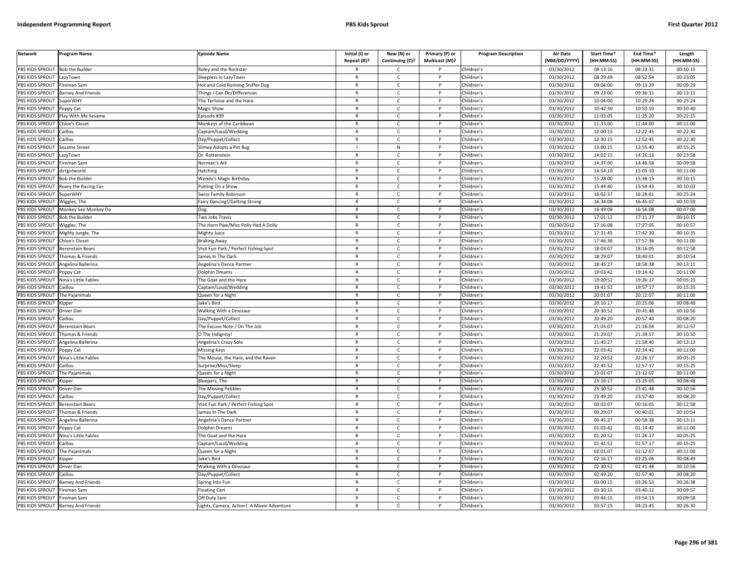| Network | Program Name | Episode Name | Initial (I) or Repeat (R)? | New (N) or Continuing (C)? | Primary (P) or Multicast (M)? | Program Description | Air Date (MM/DD/YYYY) | Start Time* (HH:MM:SS) | End Time* (HH:MM:SS) | Length (HH:MM:SS) |
|---|---|---|---|---|---|---|---|---|---|---|
| PBS KIDS SPROUT | Bob the Builder | Roley and the Rockstar | R | C | P | Children's | 03/30/2012 | 08:13:16 | 08:23:31 | 00:10:15 |
| PBS KIDS SPROUT | LazyTown | Sleepless in LazyTown | R | C | P | Children's | 03/30/2012 | 08:29:49 | 08:52:54 | 00:23:05 |
| PBS KIDS SPROUT | Fireman Sam | Hot and Cold Running Sniffer Dog | R | C | P | Children's | 03/30/2012 | 09:04:00 | 09:13:29 | 00:09:29 |
| PBS KIDS SPROUT | Barney And Friends | Things I Can Do/Differences | R | C | P | Children's | 03/30/2012 | 09:23:00 | 09:36:11 | 00:13:11 |
| PBS KIDS SPROUT | SuperWHY | The Tortoise and the Hare | R | C | P | Children's | 03/30/2012 | 10:04:00 | 10:29:24 | 00:25:24 |
| PBS KIDS SPROUT | Poppy Cat | Magic Show | R | C | P | Children's | 03/30/2012 | 10:42:30 | 10:53:10 | 00:10:40 |
| PBS KIDS SPROUT | Play With Me Sesame | Episode #39 | R | C | P | Children's | 03/30/2012 | 11:03:05 | 11:25:20 | 00:22:15 |
| PBS KIDS SPROUT | Chloe's Closet | Monkeys of the Caribbean | R | C | P | Children's | 03/30/2012 | 11:33:00 | 11:44:00 | 00:11:00 |
| PBS KIDS SPROUT | Caillou | Captain/Loud/Wedding | R | C | P | Children's | 03/30/2012 | 12:00:15 | 12:22:45 | 00:22:30 |
| PBS KIDS SPROUT | Caillou | Day/Puppet/Collect | R | C | P | Children's | 03/30/2012 | 12:30:15 | 12:52:45 | 00:22:30 |
| PBS KIDS SPROUT | Sesame Street | Slimey Adopts a Pet Bug | I | N | P | Children's | 03/30/2012 | 13:00:15 | 13:55:40 | 00:55:25 |
| PBS KIDS SPROUT | LazyTown | Dr. Rottenstein | R | C | P | Children's | 03/30/2012 | 14:02:15 | 14:26:13 | 00:23:58 |
| PBS KIDS SPROUT | Fireman Sam | Norman's Ark | R | C | P | Children's | 03/30/2012 | 14:37:00 | 14:46:58 | 00:09:58 |
| PBS KIDS SPROUT | dirtgirlworld | Hatching | R | C | P | Children's | 03/30/2012 | 14:54:10 | 15:05:10 | 00:11:00 |
| PBS KIDS SPROUT | Bob the Builder | Wendy's Magic Birthday | R | C | P | Children's | 03/30/2012 | 15:28:00 | 15:38:15 | 00:10:15 |
| PBS KIDS SPROUT | Roary the Racing Car | Putting On a Show | R | C | P | Children's | 03/30/2012 | 15:44:40 | 15:54:43 | 00:10:03 |
| PBS KIDS SPROUT | SuperWHY | Swiss Family Robinson | R | C | P | Children's | 03/30/2012 | 16:02:37 | 16:28:01 | 00:25:24 |
| PBS KIDS SPROUT | Wiggles, The | Fairy Dancing!/Getting Strong | R | C | P | Children's | 03/30/2012 | 16:34:08 | 16:45:07 | 00:10:59 |
| PBS KIDS SPROUT | Monkey See Monkey Do | Dog | R | C | P | Children's | 03/30/2012 | 16:49:08 | 16:56:08 | 00:07:00 |
| PBS KIDS SPROUT | Bob the Builder | Two Jobs Travis | R | C | P | Children's | 03/30/2012 | 17:01:12 | 17:11:27 | 00:10:15 |
| PBS KIDS SPROUT | Wiggles, The | The Horn Pipe/Miss Polly Had A Dolly | R | C | P | Children's | 03/30/2012 | 17:16:08 | 17:27:05 | 00:10:57 |
| PBS KIDS SPROUT | Mighty Jungle, The | Mighty Juice | R | C | P | Children's | 03/30/2012 | 17:31:45 | 17:42:20 | 00:10:35 |
| PBS KIDS SPROUT | Chloe's Closet | Braking Away | R | C | P | Children's | 03/30/2012 | 17:46:36 | 17:57:36 | 00:11:00 |
| PBS KIDS SPROUT | Berenstain Bears | Visit Fun Park / Perfect Fishing Spot | R | C | P | Children's | 03/30/2012 | 18:03:07 | 18:16:05 | 00:12:58 |
| PBS KIDS SPROUT | Thomas & Friends | James In The Dark | R | C | P | Children's | 03/30/2012 | 18:29:07 | 18:40:01 | 00:10:54 |
| PBS KIDS SPROUT | Angelina Ballerina | Angelina's Dance Partner | R | C | P | Children's | 03/30/2012 | 18:45:27 | 18:58:38 | 00:13:11 |
| PBS KIDS SPROUT | Poppy Cat | Dolphin Dreams | R | C | P | Children's | 03/30/2012 | 19:03:42 | 19:14:42 | 00:11:00 |
| PBS KIDS SPROUT | Nina's Little Fables | The Goat and the Hare | R | C | P | Children's | 03/30/2012 | 19:20:52 | 19:26:17 | 00:05:25 |
| PBS KIDS SPROUT | Caillou | Captain/Loud/Wedding | R | C | P | Children's | 03/30/2012 | 19:41:52 | 19:57:17 | 00:15:25 |
| PBS KIDS SPROUT | The Pajanimals | Queen for a Night | R | C | P | Children's | 03/30/2012 | 20:01:07 | 20:12:07 | 00:11:00 |
| PBS KIDS SPROUT | Kipper | Jake's Bird | R | C | P | Children's | 03/30/2012 | 20:16:17 | 20:25:06 | 00:08:49 |
| PBS KIDS SPROUT | Driver Dan | Walking With a Dinosaur | R | C | P | Children's | 03/30/2012 | 20:30:52 | 20:41:48 | 00:10:56 |
| PBS KIDS SPROUT | Caillou | Day/Puppet/Collect | R | C | P | Children's | 03/30/2012 | 20:49:20 | 20:57:40 | 00:08:20 |
| PBS KIDS SPROUT | Berenstain Bears | The Excuse Note / On The Job | R | C | P | Children's | 03/30/2012 | 21:03:07 | 21:16:04 | 00:12:57 |
| PBS KIDS SPROUT | Thomas & Friends | O The Indignity! | R | C | P | Children's | 03/30/2012 | 21:29:07 | 21:39:57 | 00:10:50 |
| PBS KIDS SPROUT | Angelina Ballerina | Angelina's Crazy Solo | R | C | P | Children's | 03/30/2012 | 21:45:27 | 21:58:40 | 00:13:13 |
| PBS KIDS SPROUT | Poppy Cat | Missing Keys | R | C | P | Children's | 03/30/2012 | 22:03:42 | 22:14:42 | 00:11:00 |
| PBS KIDS SPROUT | Nina's Little Fables | The Mouse, the Hare, and the Raven | R | C | P | Children's | 03/30/2012 | 22:20:52 | 22:26:17 | 00:05:25 |
| PBS KIDS SPROUT | Caillou | Surprise/Miss/Sleep | R | C | P | Children's | 03/30/2012 | 22:41:52 | 22:57:17 | 00:15:25 |
| PBS KIDS SPROUT | The Pajanimals | Queen for a Night | R | C | P | Children's | 03/30/2012 | 23:01:07 | 23:12:07 | 00:11:00 |
| PBS KIDS SPROUT | Kipper | Bleepers, The | R | C | P | Children's | 03/30/2012 | 23:16:17 | 23:25:05 | 00:08:48 |
| PBS KIDS SPROUT | Driver Dan | The Missing Pebbles | R | C | P | Children's | 03/30/2012 | 23:30:52 | 23:41:48 | 00:10:56 |
| PBS KIDS SPROUT | Caillou | Day/Puppet/Collect | R | C | P | Children's | 03/30/2012 | 23:49:20 | 23:57:40 | 00:08:20 |
| PBS KIDS SPROUT | Berenstain Bears | Visit Fun Park / Perfect Fishing Spot | R | C | P | Children's | 03/30/2012 | 00:03:07 | 00:16:05 | 00:12:58 |
| PBS KIDS SPROUT | Thomas & Friends | James In The Dark | R | C | P | Children's | 03/30/2012 | 00:29:07 | 00:40:01 | 00:10:54 |
| PBS KIDS SPROUT | Angelina Ballerina | Angelina's Dance Partner | R | C | P | Children's | 03/30/2012 | 00:45:27 | 00:58:38 | 00:13:11 |
| PBS KIDS SPROUT | Poppy Cat | Dolphin Dreams | R | C | P | Children's | 03/30/2012 | 01:03:42 | 01:14:42 | 00:11:00 |
| PBS KIDS SPROUT | Nina's Little Fables | The Goat and the Hare | R | C | P | Children's | 03/30/2012 | 01:20:52 | 01:26:17 | 00:05:25 |
| PBS KIDS SPROUT | Caillou | Captain/Loud/Wedding | R | C | P | Children's | 03/30/2012 | 01:41:52 | 01:57:17 | 00:15:25 |
| PBS KIDS SPROUT | The Pajanimals | Queen for a Night | R | C | P | Children's | 03/30/2012 | 02:01:07 | 02:12:07 | 00:11:00 |
| PBS KIDS SPROUT | Kipper | Jake's Bird | R | C | P | Children's | 03/30/2012 | 02:16:17 | 02:25:06 | 00:08:49 |
| PBS KIDS SPROUT | Driver Dan | Walking With a Dinosaur | R | C | P | Children's | 03/30/2012 | 02:30:52 | 02:41:48 | 00:10:56 |
| PBS KIDS SPROUT | Caillou | Day/Puppet/Collect | R | C | P | Children's | 03/30/2012 | 02:49:20 | 02:57:40 | 00:08:20 |
| PBS KIDS SPROUT | Barney And Friends | Spring Into Fun | R | C | P | Children's | 03/30/2012 | 03:00:15 | 03:26:53 | 00:26:38 |
| PBS KIDS SPROUT | Fireman Sam | Floating Cart | R | C | P | Children's | 03/30/2012 | 03:30:15 | 03:40:12 | 00:09:57 |
| PBS KIDS SPROUT | Fireman Sam | Off Duty Sam | R | C | P | Children's | 03/30/2012 | 03:44:15 | 03:54:13 | 00:09:58 |
| PBS KIDS SPROUT | Barney And Friends | Lights, Camera, Action!: A Movie Adventure | R | C | P | Children's | 03/30/2012 | 03:57:15 | 04:23:45 | 00:26:30 |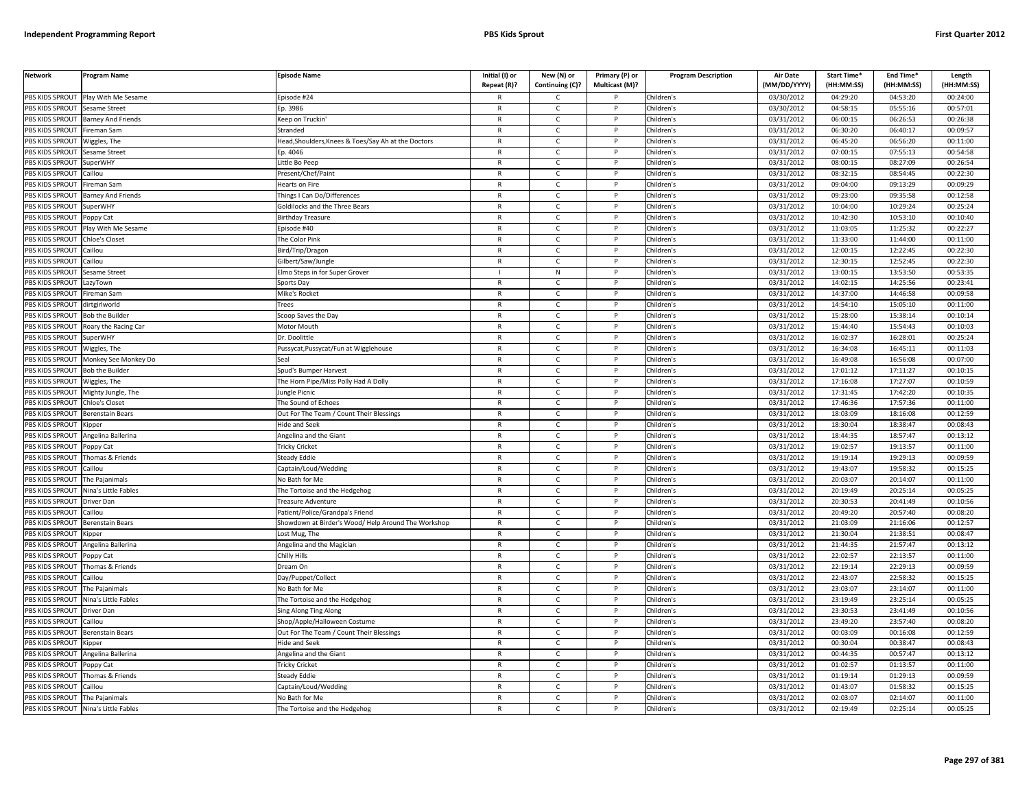| Network | Program Name | Episode Name | Initial (I) or Repeat (R)? | New (N) or Continuing (C)? | Primary (P) or Multicast (M)? | Program Description | Air Date (MM/DD/YYYY) | Start Time* (HH:MM:SS) | End Time* (HH:MM:SS) | Length (HH:MM:SS) |
|---|---|---|---|---|---|---|---|---|---|---|
| PBS KIDS SPROUT | Play With Me Sesame | Episode #24 | R | C | P | Children's | 03/30/2012 | 04:29:20 | 04:53:20 | 00:24:00 |
| PBS KIDS SPROUT | Sesame Street | Ep. 3986 | R | C | P | Children's | 03/30/2012 | 04:58:15 | 05:55:16 | 00:57:01 |
| PBS KIDS SPROUT | Barney And Friends | Keep on Truckin' | R | C | P | Children's | 03/31/2012 | 06:00:15 | 06:26:53 | 00:26:38 |
| PBS KIDS SPROUT | Fireman Sam | Stranded | R | C | P | Children's | 03/31/2012 | 06:30:20 | 06:40:17 | 00:09:57 |
| PBS KIDS SPROUT | Wiggles, The | Head,Shoulders,Knees & Toes/Say Ah at the Doctors | R | C | P | Children's | 03/31/2012 | 06:45:20 | 06:56:20 | 00:11:00 |
| PBS KIDS SPROUT | Sesame Street | Ep. 4046 | R | C | P | Children's | 03/31/2012 | 07:00:15 | 07:55:13 | 00:54:58 |
| PBS KIDS SPROUT | SuperWHY | Little Bo Peep | R | C | P | Children's | 03/31/2012 | 08:00:15 | 08:27:09 | 00:26:54 |
| PBS KIDS SPROUT | Caillou | Present/Chef/Paint | R | C | P | Children's | 03/31/2012 | 08:32:15 | 08:54:45 | 00:22:30 |
| PBS KIDS SPROUT | Fireman Sam | Hearts on Fire | R | C | P | Children's | 03/31/2012 | 09:04:00 | 09:13:29 | 00:09:29 |
| PBS KIDS SPROUT | Barney And Friends | Things I Can Do/Differences | R | C | P | Children's | 03/31/2012 | 09:23:00 | 09:35:58 | 00:12:58 |
| PBS KIDS SPROUT | SuperWHY | Goldilocks and the Three Bears | R | C | P | Children's | 03/31/2012 | 10:04:00 | 10:29:24 | 00:25:24 |
| PBS KIDS SPROUT | Poppy Cat | Birthday Treasure | R | C | P | Children's | 03/31/2012 | 10:42:30 | 10:53:10 | 00:10:40 |
| PBS KIDS SPROUT | Play With Me Sesame | Episode #40 | R | C | P | Children's | 03/31/2012 | 11:03:05 | 11:25:32 | 00:22:27 |
| PBS KIDS SPROUT | Chloe's Closet | The Color Pink | R | C | P | Children's | 03/31/2012 | 11:33:00 | 11:44:00 | 00:11:00 |
| PBS KIDS SPROUT | Caillou | Bird/Trip/Dragon | R | C | P | Children's | 03/31/2012 | 12:00:15 | 12:22:45 | 00:22:30 |
| PBS KIDS SPROUT | Caillou | Gilbert/Saw/Jungle | R | C | P | Children's | 03/31/2012 | 12:30:15 | 12:52:45 | 00:22:30 |
| PBS KIDS SPROUT | Sesame Street | Elmo Steps in for Super Grover | I | N | P | Children's | 03/31/2012 | 13:00:15 | 13:53:50 | 00:53:35 |
| PBS KIDS SPROUT | LazyTown | Sports Day | R | C | P | Children's | 03/31/2012 | 14:02:15 | 14:25:56 | 00:23:41 |
| PBS KIDS SPROUT | Fireman Sam | Mike's Rocket | R | C | P | Children's | 03/31/2012 | 14:37:00 | 14:46:58 | 00:09:58 |
| PBS KIDS SPROUT | dirtgirlworld | Trees | R | C | P | Children's | 03/31/2012 | 14:54:10 | 15:05:10 | 00:11:00 |
| PBS KIDS SPROUT | Bob the Builder | Scoop Saves the Day | R | C | P | Children's | 03/31/2012 | 15:28:00 | 15:38:14 | 00:10:14 |
| PBS KIDS SPROUT | Roary the Racing Car | Motor Mouth | R | C | P | Children's | 03/31/2012 | 15:44:40 | 15:54:43 | 00:10:03 |
| PBS KIDS SPROUT | SuperWHY | Dr. Doolittle | R | C | P | Children's | 03/31/2012 | 16:02:37 | 16:28:01 | 00:25:24 |
| PBS KIDS SPROUT | Wiggles, The | Pussycat,Pussycat/Fun at Wigglehouse | R | C | P | Children's | 03/31/2012 | 16:34:08 | 16:45:11 | 00:11:03 |
| PBS KIDS SPROUT | Monkey See Monkey Do | Seal | R | C | P | Children's | 03/31/2012 | 16:49:08 | 16:56:08 | 00:07:00 |
| PBS KIDS SPROUT | Bob the Builder | Spud's Bumper Harvest | R | C | P | Children's | 03/31/2012 | 17:01:12 | 17:11:27 | 00:10:15 |
| PBS KIDS SPROUT | Wiggles, The | The Horn Pipe/Miss Polly Had A Dolly | R | C | P | Children's | 03/31/2012 | 17:16:08 | 17:27:07 | 00:10:59 |
| PBS KIDS SPROUT | Mighty Jungle, The | Jungle Picnic | R | C | P | Children's | 03/31/2012 | 17:31:45 | 17:42:20 | 00:10:35 |
| PBS KIDS SPROUT | Chloe's Closet | The Sound of Echoes | R | C | P | Children's | 03/31/2012 | 17:46:36 | 17:57:36 | 00:11:00 |
| PBS KIDS SPROUT | Berenstain Bears | Out For The Team / Count Their Blessings | R | C | P | Children's | 03/31/2012 | 18:03:09 | 18:16:08 | 00:12:59 |
| PBS KIDS SPROUT | Kipper | Hide and Seek | R | C | P | Children's | 03/31/2012 | 18:30:04 | 18:38:47 | 00:08:43 |
| PBS KIDS SPROUT | Angelina Ballerina | Angelina and the Giant | R | C | P | Children's | 03/31/2012 | 18:44:35 | 18:57:47 | 00:13:12 |
| PBS KIDS SPROUT | Poppy Cat | Tricky Cricket | R | C | P | Children's | 03/31/2012 | 19:02:57 | 19:13:57 | 00:11:00 |
| PBS KIDS SPROUT | Thomas & Friends | Steady Eddie | R | C | P | Children's | 03/31/2012 | 19:19:14 | 19:29:13 | 00:09:59 |
| PBS KIDS SPROUT | Caillou | Captain/Loud/Wedding | R | C | P | Children's | 03/31/2012 | 19:43:07 | 19:58:32 | 00:15:25 |
| PBS KIDS SPROUT | The Pajanimals | No Bath for Me | R | C | P | Children's | 03/31/2012 | 20:03:07 | 20:14:07 | 00:11:00 |
| PBS KIDS SPROUT | Nina's Little Fables | The Tortoise and the Hedgehog | R | C | P | Children's | 03/31/2012 | 20:19:49 | 20:25:14 | 00:05:25 |
| PBS KIDS SPROUT | Driver Dan | Treasure Adventure | R | C | P | Children's | 03/31/2012 | 20:30:53 | 20:41:49 | 00:10:56 |
| PBS KIDS SPROUT | Caillou | Patient/Police/Grandpa's Friend | R | C | P | Children's | 03/31/2012 | 20:49:20 | 20:57:40 | 00:08:20 |
| PBS KIDS SPROUT | Berenstain Bears | Showdown at Birder's Wood/ Help Around The Workshop | R | C | P | Children's | 03/31/2012 | 21:03:09 | 21:16:06 | 00:12:57 |
| PBS KIDS SPROUT | Kipper | Lost Mug, The | R | C | P | Children's | 03/31/2012 | 21:30:04 | 21:38:51 | 00:08:47 |
| PBS KIDS SPROUT | Angelina Ballerina | Angelina and the Magician | R | C | P | Children's | 03/31/2012 | 21:44:35 | 21:57:47 | 00:13:12 |
| PBS KIDS SPROUT | Poppy Cat | Chilly Hills | R | C | P | Children's | 03/31/2012 | 22:02:57 | 22:13:57 | 00:11:00 |
| PBS KIDS SPROUT | Thomas & Friends | Dream On | R | C | P | Children's | 03/31/2012 | 22:19:14 | 22:29:13 | 00:09:59 |
| PBS KIDS SPROUT | Caillou | Day/Puppet/Collect | R | C | P | Children's | 03/31/2012 | 22:43:07 | 22:58:32 | 00:15:25 |
| PBS KIDS SPROUT | The Pajanimals | No Bath for Me | R | C | P | Children's | 03/31/2012 | 23:03:07 | 23:14:07 | 00:11:00 |
| PBS KIDS SPROUT | Nina's Little Fables | The Tortoise and the Hedgehog | R | C | P | Children's | 03/31/2012 | 23:19:49 | 23:25:14 | 00:05:25 |
| PBS KIDS SPROUT | Driver Dan | Sing Along Ting Along | R | C | P | Children's | 03/31/2012 | 23:30:53 | 23:41:49 | 00:10:56 |
| PBS KIDS SPROUT | Caillou | Shop/Apple/Halloween Costume | R | C | P | Children's | 03/31/2012 | 23:49:20 | 23:57:40 | 00:08:20 |
| PBS KIDS SPROUT | Berenstain Bears | Out For The Team / Count Their Blessings | R | C | P | Children's | 03/31/2012 | 00:03:09 | 00:16:08 | 00:12:59 |
| PBS KIDS SPROUT | Kipper | Hide and Seek | R | C | P | Children's | 03/31/2012 | 00:30:04 | 00:38:47 | 00:08:43 |
| PBS KIDS SPROUT | Angelina Ballerina | Angelina and the Giant | R | C | P | Children's | 03/31/2012 | 00:44:35 | 00:57:47 | 00:13:12 |
| PBS KIDS SPROUT | Poppy Cat | Tricky Cricket | R | C | P | Children's | 03/31/2012 | 01:02:57 | 01:13:57 | 00:11:00 |
| PBS KIDS SPROUT | Thomas & Friends | Steady Eddie | R | C | P | Children's | 03/31/2012 | 01:19:14 | 01:29:13 | 00:09:59 |
| PBS KIDS SPROUT | Caillou | Captain/Loud/Wedding | R | C | P | Children's | 03/31/2012 | 01:43:07 | 01:58:32 | 00:15:25 |
| PBS KIDS SPROUT | The Pajanimals | No Bath for Me | R | C | P | Children's | 03/31/2012 | 02:03:07 | 02:14:07 | 00:11:00 |
| PBS KIDS SPROUT | Nina's Little Fables | The Tortoise and the Hedgehog | R | C | P | Children's | 03/31/2012 | 02:19:49 | 02:25:14 | 00:05:25 |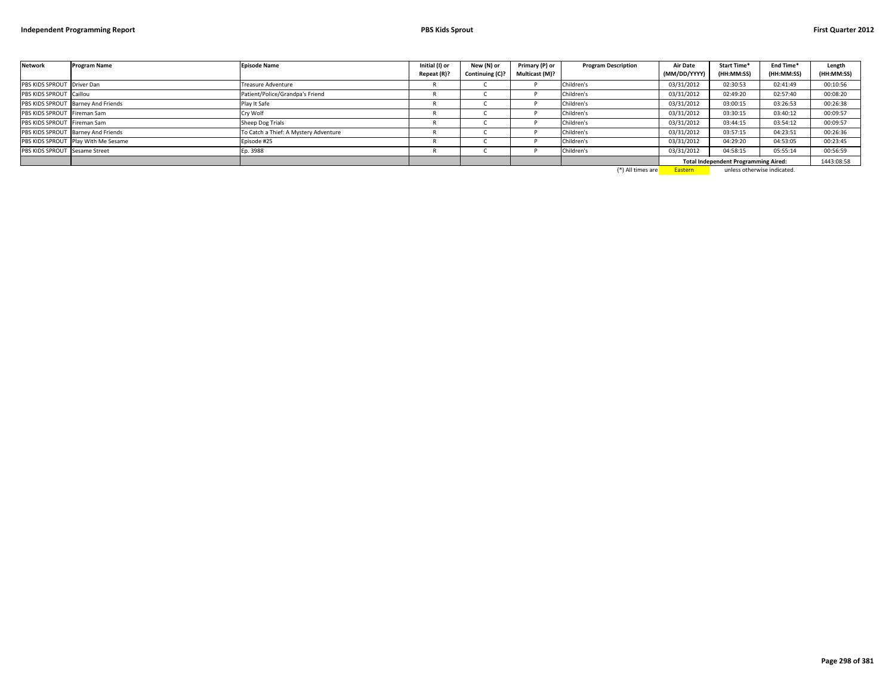| Network | Program Name | Episode Name | Initial (I) or Repeat (R)? | New (N) or Continuing (C)? | Primary (P) or Multicast (M)? | Program Description | Air Date (MM/DD/YYYY) | Start Time* (HH:MM:SS) | End Time* (HH:MM:SS) | Length (HH:MM:SS) |
|---|---|---|---|---|---|---|---|---|---|---|
| PBS KIDS SPROUT | Driver Dan | Treasure Adventure | R | C | P | Children's | 03/31/2012 | 02:30:53 | 02:41:49 | 00:10:56 |
| PBS KIDS SPROUT | Caillou | Patient/Police/Grandpa's Friend | R | C | P | Children's | 03/31/2012 | 02:49:20 | 02:57:40 | 00:08:20 |
| PBS KIDS SPROUT | Barney And Friends | Play It Safe | R | C | P | Children's | 03/31/2012 | 03:00:15 | 03:26:53 | 00:26:38 |
| PBS KIDS SPROUT | Fireman Sam | Cry Wolf | R | C | P | Children's | 03/31/2012 | 03:30:15 | 03:40:12 | 00:09:57 |
| PBS KIDS SPROUT | Fireman Sam | Sheep Dog Trials | R | C | P | Children's | 03/31/2012 | 03:44:15 | 03:54:12 | 00:09:57 |
| PBS KIDS SPROUT | Barney And Friends | To Catch a Thief: A Mystery Adventure | R | C | P | Children's | 03/31/2012 | 03:57:15 | 04:23:51 | 00:26:36 |
| PBS KIDS SPROUT | Play With Me Sesame | Episode #25 | R | C | P | Children's | 03/31/2012 | 04:29:20 | 04:53:05 | 00:23:45 |
| PBS KIDS SPROUT | Sesame Street | Ep. 3988 | R | C | P | Children's | 03/31/2012 | 04:58:15 | 05:55:14 | 00:56:59 |
| | | | | | | | **Total Independent Programming Aired:** | | | 1443:08:58 |

(*) All times are Eastern unless otherwise indicated.